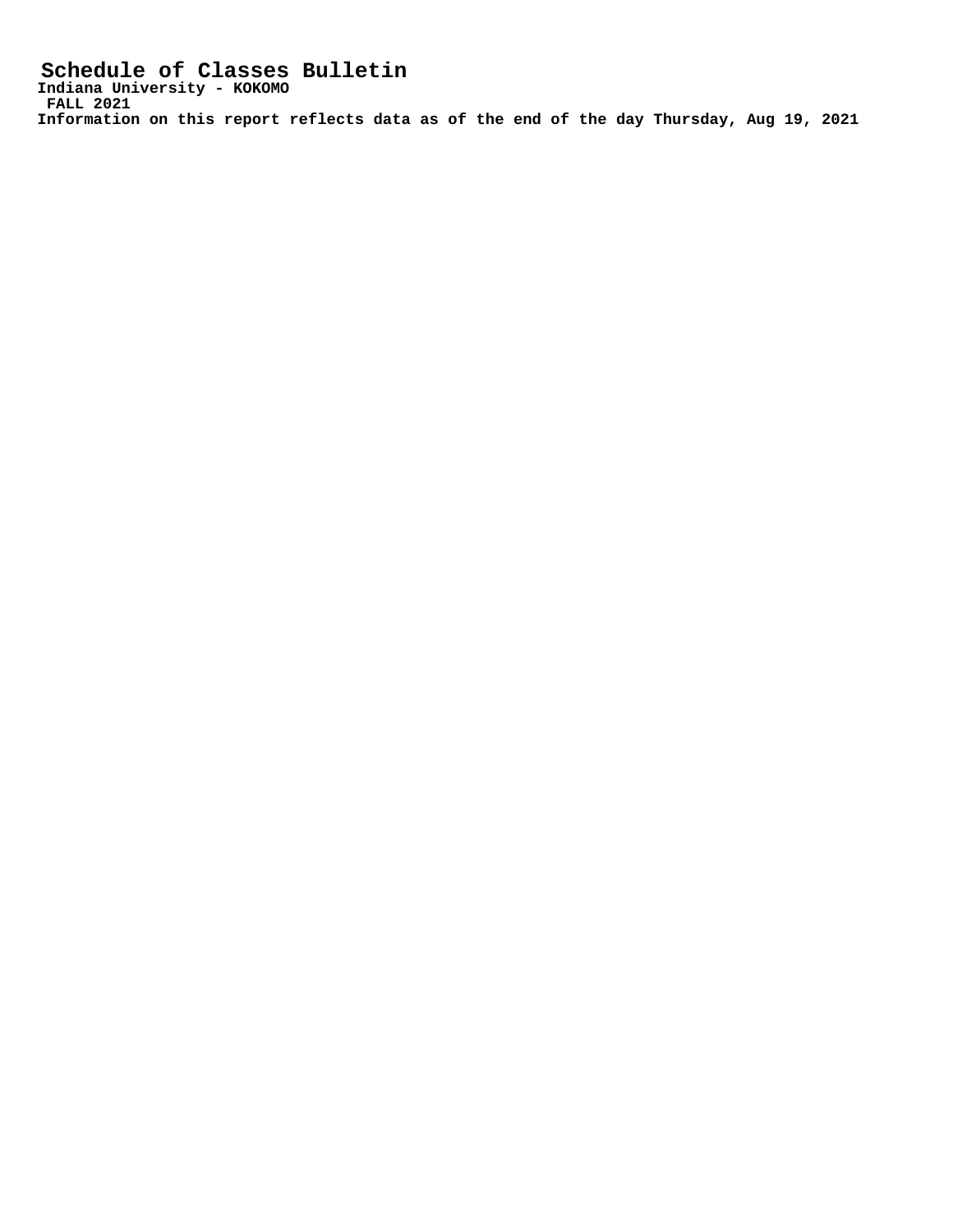# Schedule of Classes Bulletin

**Indiana University - KOKOMO**

**FALL 2021**

**Information on this report reflects data as of the end of the day Thursday, Aug 19, 2021**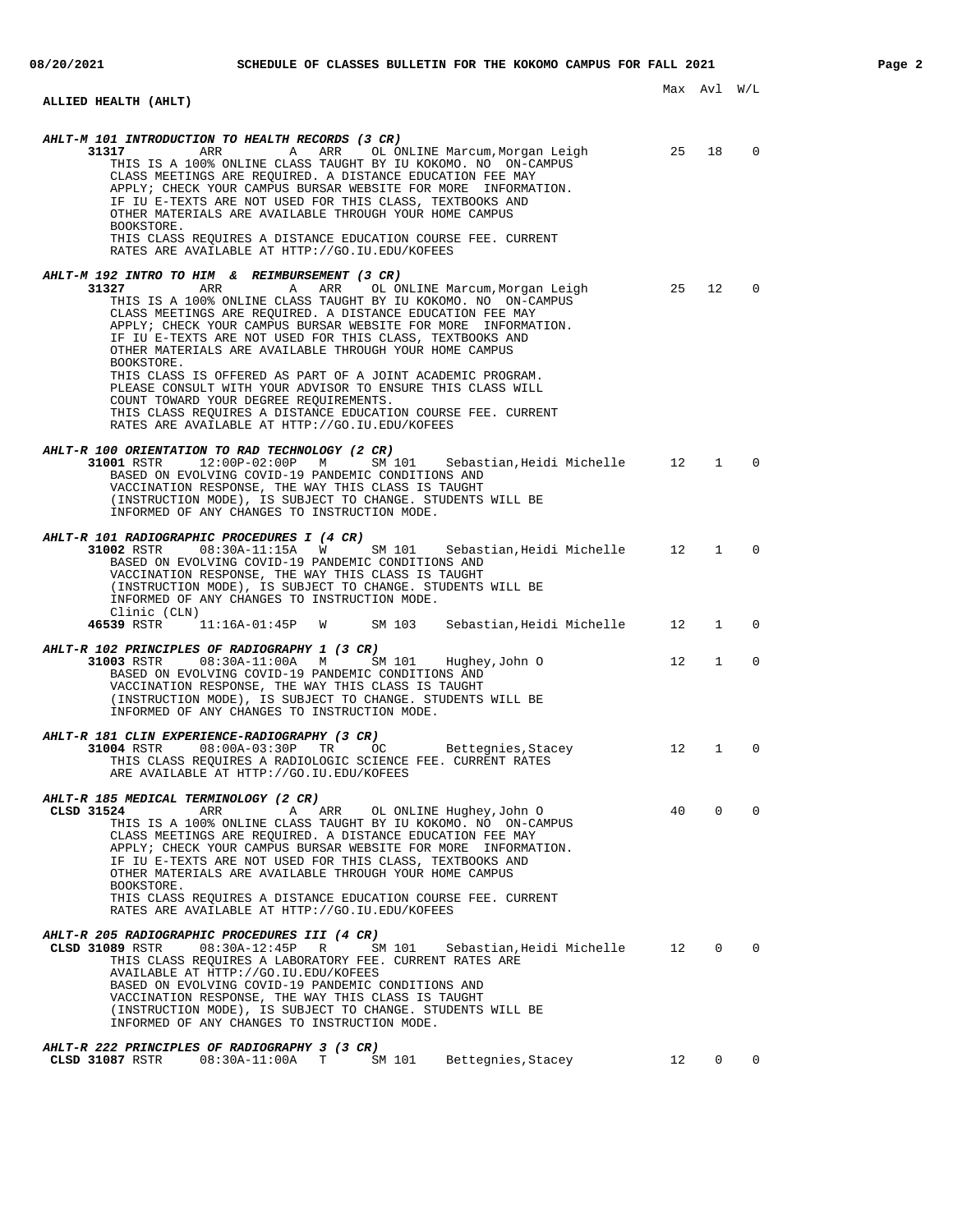## ALLIED HEALTH (AHLT)

Max Avl W/L

### AHLT-M 101 INTRODUCTION TO HEALTH RECORDS (3 CR)

**31317** ARR A ARR OL ONLINE Marcum,Morgan Leigh 25 18 0

THIS IS A 100% ONLINE CLASS TAUGHT BY IU KOKOMO. NO ON-CAMPUS CLASS MEETINGS ARE REQUIRED. A DISTANCE EDUCATION FEE MAY APPLY; CHECK YOUR CAMPUS BURSAR WEBSITE FOR MORE INFORMATION. IF IU E-TEXTS ARE NOT USED FOR THIS CLASS, TEXTBOOKS AND OTHER MATERIALS ARE AVAILABLE THROUGH YOUR HOME CAMPUS BOOKSTORE.
THIS CLASS REQUIRES A DISTANCE EDUCATION COURSE FEE. CURRENT RATES ARE AVAILABLE AT HTTP://GO.IU.EDU/KOFEES

### AHLT-M 192 INTRO TO HIM & REIMBURSEMENT (3 CR)

**31327** ARR A ARR OL ONLINE Marcum,Morgan Leigh 25 12 0

THIS IS A 100% ONLINE CLASS TAUGHT BY IU KOKOMO. NO ON-CAMPUS CLASS MEETINGS ARE REQUIRED. A DISTANCE EDUCATION FEE MAY APPLY; CHECK YOUR CAMPUS BURSAR WEBSITE FOR MORE INFORMATION. IF IU E-TEXTS ARE NOT USED FOR THIS CLASS, TEXTBOOKS AND OTHER MATERIALS ARE AVAILABLE THROUGH YOUR HOME CAMPUS BOOKSTORE.
THIS CLASS IS OFFERED AS PART OF A JOINT ACADEMIC PROGRAM. PLEASE CONSULT WITH YOUR ADVISOR TO ENSURE THIS CLASS WILL COUNT TOWARD YOUR DEGREE REQUIREMENTS.
THIS CLASS REQUIRES A DISTANCE EDUCATION COURSE FEE. CURRENT RATES ARE AVAILABLE AT HTTP://GO.IU.EDU/KOFEES

### AHLT-R 100 ORIENTATION TO RAD TECHNOLOGY (2 CR)

**31001** RSTR 12:00P-02:00P M SM 101 Sebastian,Heidi Michelle 12 1 0

BASED ON EVOLVING COVID-19 PANDEMIC CONDITIONS AND VACCINATION RESPONSE, THE WAY THIS CLASS IS TAUGHT (INSTRUCTION MODE), IS SUBJECT TO CHANGE. STUDENTS WILL BE INFORMED OF ANY CHANGES TO INSTRUCTION MODE.

### AHLT-R 101 RADIOGRAPHIC PROCEDURES I (4 CR)

**31002** RSTR 08:30A-11:15A W SM 101 Sebastian,Heidi Michelle 12 1 0

BASED ON EVOLVING COVID-19 PANDEMIC CONDITIONS AND VACCINATION RESPONSE, THE WAY THIS CLASS IS TAUGHT (INSTRUCTION MODE), IS SUBJECT TO CHANGE. STUDENTS WILL BE INFORMED OF ANY CHANGES TO INSTRUCTION MODE.

Clinic (CLN)

**46539** RSTR 11:16A-01:45P W SM 103 Sebastian,Heidi Michelle 12 1 0

### AHLT-R 102 PRINCIPLES OF RADIOGRAPHY 1 (3 CR)

**31003** RSTR 08:30A-11:00A M SM 101 Hughey,John O 12 1 0

BASED ON EVOLVING COVID-19 PANDEMIC CONDITIONS AND VACCINATION RESPONSE, THE WAY THIS CLASS IS TAUGHT (INSTRUCTION MODE), IS SUBJECT TO CHANGE. STUDENTS WILL BE INFORMED OF ANY CHANGES TO INSTRUCTION MODE.

### AHLT-R 181 CLIN EXPERIENCE-RADIOGRAPHY (3 CR)

**31004** RSTR 08:00A-03:30P TR OC Bettegnies,Stacey 12 1 0

THIS CLASS REQUIRES A RADIOLOGIC SCIENCE FEE. CURRENT RATES ARE AVAILABLE AT HTTP://GO.IU.EDU/KOFEES

### AHLT-R 185 MEDICAL TERMINOLOGY (2 CR)

**CLSD 31524** ARR A ARR OL ONLINE Hughey,John O 40 0 0

THIS IS A 100% ONLINE CLASS TAUGHT BY IU KOKOMO. NO ON-CAMPUS CLASS MEETINGS ARE REQUIRED. A DISTANCE EDUCATION FEE MAY APPLY; CHECK YOUR CAMPUS BURSAR WEBSITE FOR MORE INFORMATION. IF IU E-TEXTS ARE NOT USED FOR THIS CLASS, TEXTBOOKS AND OTHER MATERIALS ARE AVAILABLE THROUGH YOUR HOME CAMPUS BOOKSTORE.
THIS CLASS REQUIRES A DISTANCE EDUCATION COURSE FEE. CURRENT RATES ARE AVAILABLE AT HTTP://GO.IU.EDU/KOFEES

### AHLT-R 205 RADIOGRAPHIC PROCEDURES III (4 CR)

**CLSD 31089** RSTR 08:30A-12:45P R SM 101 Sebastian,Heidi Michelle 12 0 0

THIS CLASS REQUIRES A LABORATORY FEE. CURRENT RATES ARE AVAILABLE AT HTTP://GO.IU.EDU/KOFEES
BASED ON EVOLVING COVID-19 PANDEMIC CONDITIONS AND VACCINATION RESPONSE, THE WAY THIS CLASS IS TAUGHT (INSTRUCTION MODE), IS SUBJECT TO CHANGE. STUDENTS WILL BE INFORMED OF ANY CHANGES TO INSTRUCTION MODE.

### AHLT-R 222 PRINCIPLES OF RADIOGRAPHY 3 (3 CR)

**CLSD 31087** RSTR 08:30A-11:00A T SM 101 Bettegnies,Stacey 12 0 0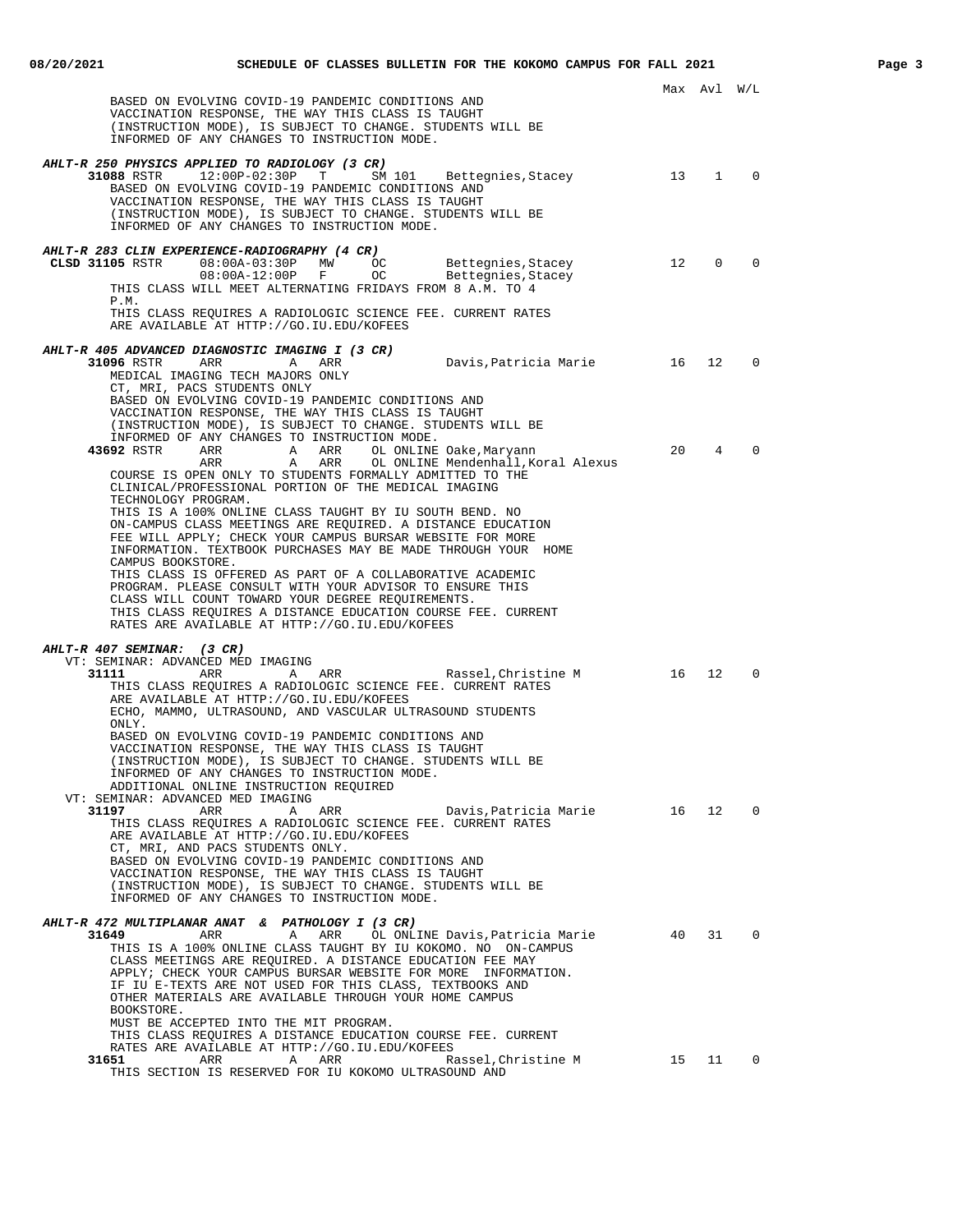Max Avl W/L

BASED ON EVOLVING COVID-19 PANDEMIC CONDITIONS AND VACCINATION RESPONSE, THE WAY THIS CLASS IS TAUGHT (INSTRUCTION MODE), IS SUBJECT TO CHANGE. STUDENTS WILL BE INFORMED OF ANY CHANGES TO INSTRUCTION MODE.

***AHLT-R 250 PHYSICS APPLIED TO RADIOLOGY (3 CR)***

```
     31088 RSTR    12:00P-02:30P   T     SM 101    Bettegnies,Stacey          13    1    0
```

BASED ON EVOLVING COVID-19 PANDEMIC CONDITIONS AND VACCINATION RESPONSE, THE WAY THIS CLASS IS TAUGHT (INSTRUCTION MODE), IS SUBJECT TO CHANGE. STUDENTS WILL BE INFORMED OF ANY CHANGES TO INSTRUCTION MODE.

***AHLT-R 283 CLIN EXPERIENCE-RADIOGRAPHY (4 CR)***

```
CLSD 31105 RSTR    08:00A-03:30P   MW    OC        Bettegnies,Stacey          12    0    0
                   08:00A-12:00P   F     OC        Bettegnies,Stacey
```

THIS CLASS WILL MEET ALTERNATING FRIDAYS FROM 8 A.M. TO 4 P.M.
THIS CLASS REQUIRES A RADIOLOGIC SCIENCE FEE. CURRENT RATES ARE AVAILABLE AT HTTP://GO.IU.EDU/KOFEES

***AHLT-R 405 ADVANCED DIAGNOSTIC IMAGING I (3 CR)***

```
     31096 RSTR    ARR          A  ARR             Davis,Patricia Marie       16   12    0
```

MEDICAL IMAGING TECH MAJORS ONLY
CT, MRI, PACS STUDENTS ONLY
BASED ON EVOLVING COVID-19 PANDEMIC CONDITIONS AND VACCINATION RESPONSE, THE WAY THIS CLASS IS TAUGHT (INSTRUCTION MODE), IS SUBJECT TO CHANGE. STUDENTS WILL BE INFORMED OF ANY CHANGES TO INSTRUCTION MODE.

```
     43692 RSTR    ARR          A  ARR   OL ONLINE Oake,Maryann               20    4    0
                   ARR          A  ARR   OL ONLINE Mendenhall,Koral Alexus
```

COURSE IS OPEN ONLY TO STUDENTS FORMALLY ADMITTED TO THE CLINICAL/PROFESSIONAL PORTION OF THE MEDICAL IMAGING TECHNOLOGY PROGRAM.
THIS IS A 100% ONLINE CLASS TAUGHT BY IU SOUTH BEND. NO ON-CAMPUS CLASS MEETINGS ARE REQUIRED. A DISTANCE EDUCATION FEE WILL APPLY; CHECK YOUR CAMPUS BURSAR WEBSITE FOR MORE INFORMATION. TEXTBOOK PURCHASES MAY BE MADE THROUGH YOUR HOME CAMPUS BOOKSTORE.
THIS CLASS IS OFFERED AS PART OF A COLLABORATIVE ACADEMIC PROGRAM. PLEASE CONSULT WITH YOUR ADVISOR TO ENSURE THIS CLASS WILL COUNT TOWARD YOUR DEGREE REQUIREMENTS.
THIS CLASS REQUIRES A DISTANCE EDUCATION COURSE FEE. CURRENT RATES ARE AVAILABLE AT HTTP://GO.IU.EDU/KOFEES

***AHLT-R 407 SEMINAR: (3 CR)***

VT: SEMINAR: ADVANCED MED IMAGING

```
     31111         ARR          A  ARR             Rassel,Christine M         16   12    0
```

THIS CLASS REQUIRES A RADIOLOGIC SCIENCE FEE. CURRENT RATES ARE AVAILABLE AT HTTP://GO.IU.EDU/KOFEES
ECHO, MAMMO, ULTRASOUND, AND VASCULAR ULTRASOUND STUDENTS ONLY.
BASED ON EVOLVING COVID-19 PANDEMIC CONDITIONS AND VACCINATION RESPONSE, THE WAY THIS CLASS IS TAUGHT (INSTRUCTION MODE), IS SUBJECT TO CHANGE. STUDENTS WILL BE INFORMED OF ANY CHANGES TO INSTRUCTION MODE.
ADDITIONAL ONLINE INSTRUCTION REQUIRED

VT: SEMINAR: ADVANCED MED IMAGING

```
     31197         ARR          A  ARR             Davis,Patricia Marie       16   12    0
```

THIS CLASS REQUIRES A RADIOLOGIC SCIENCE FEE. CURRENT RATES ARE AVAILABLE AT HTTP://GO.IU.EDU/KOFEES
CT, MRI, AND PACS STUDENTS ONLY.
BASED ON EVOLVING COVID-19 PANDEMIC CONDITIONS AND VACCINATION RESPONSE, THE WAY THIS CLASS IS TAUGHT (INSTRUCTION MODE), IS SUBJECT TO CHANGE. STUDENTS WILL BE INFORMED OF ANY CHANGES TO INSTRUCTION MODE.

***AHLT-R 472 MULTIPLANAR ANAT & PATHOLOGY I (3 CR)***

```
     31649         ARR          A  ARR   OL ONLINE Davis,Patricia Marie       40   31    0
```

THIS IS A 100% ONLINE CLASS TAUGHT BY IU KOKOMO. NO ON-CAMPUS CLASS MEETINGS ARE REQUIRED. A DISTANCE EDUCATION FEE MAY APPLY; CHECK YOUR CAMPUS BURSAR WEBSITE FOR MORE INFORMATION. IF IU E-TEXTS ARE NOT USED FOR THIS CLASS, TEXTBOOKS AND OTHER MATERIALS ARE AVAILABLE THROUGH YOUR HOME CAMPUS BOOKSTORE.
MUST BE ACCEPTED INTO THE MIT PROGRAM.
THIS CLASS REQUIRES A DISTANCE EDUCATION COURSE FEE. CURRENT RATES ARE AVAILABLE AT HTTP://GO.IU.EDU/KOFEES

```
     31651         ARR          A  ARR             Rassel,Christine M         15   11    0
```

THIS SECTION IS RESERVED FOR IU KOKOMO ULTRASOUND AND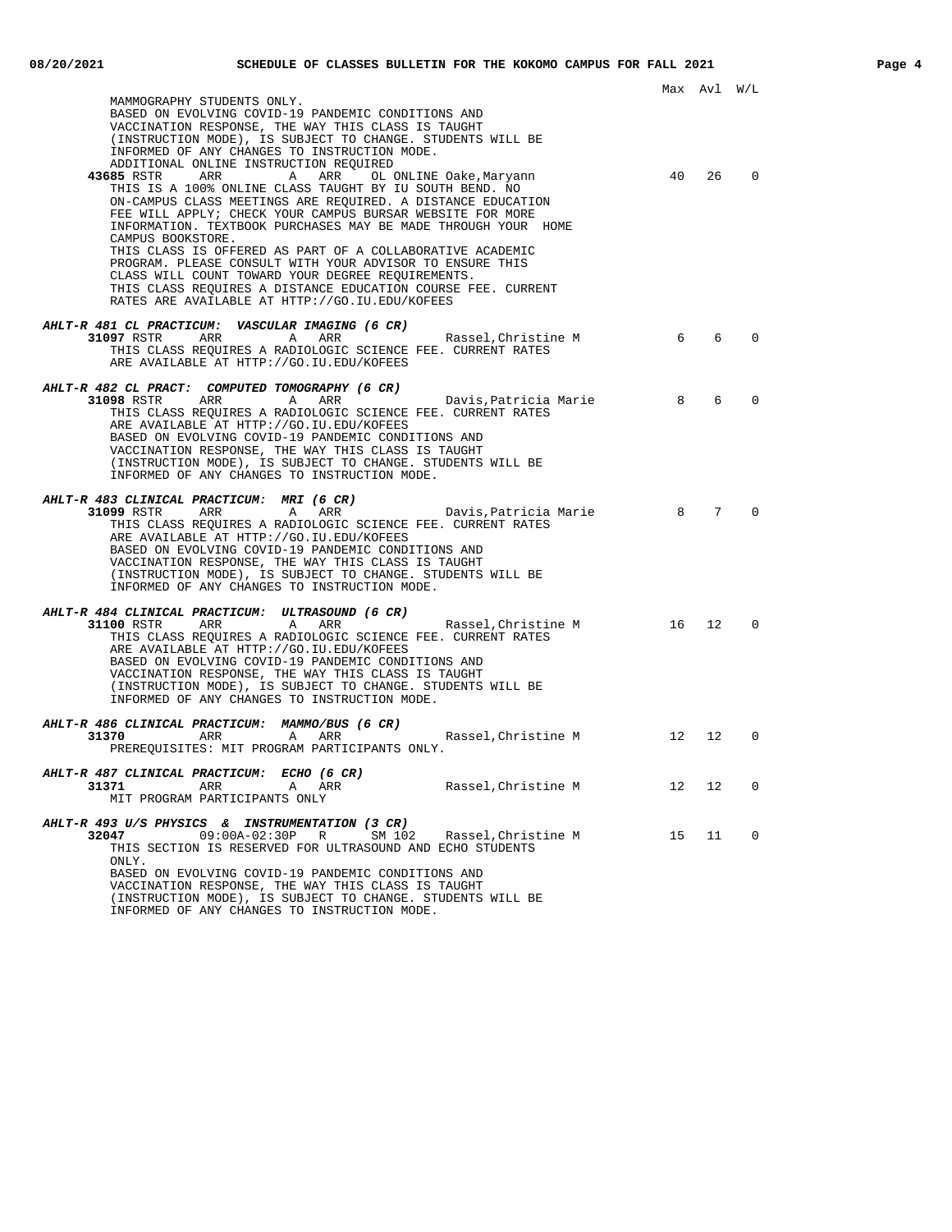Max Avl W/L

MAMMOGRAPHY STUDENTS ONLY.
BASED ON EVOLVING COVID-19 PANDEMIC CONDITIONS AND
VACCINATION RESPONSE, THE WAY THIS CLASS IS TAUGHT
(INSTRUCTION MODE), IS SUBJECT TO CHANGE. STUDENTS WILL BE
INFORMED OF ANY CHANGES TO INSTRUCTION MODE.
ADDITIONAL ONLINE INSTRUCTION REQUIRED

**43685** RSTR ARR A ARR OL ONLINE Oake,Maryann 40 26 0

THIS IS A 100% ONLINE CLASS TAUGHT BY IU SOUTH BEND. NO
ON-CAMPUS CLASS MEETINGS ARE REQUIRED. A DISTANCE EDUCATION
FEE WILL APPLY; CHECK YOUR CAMPUS BURSAR WEBSITE FOR MORE
INFORMATION. TEXTBOOK PURCHASES MAY BE MADE THROUGH YOUR HOME
CAMPUS BOOKSTORE.
THIS CLASS IS OFFERED AS PART OF A COLLABORATIVE ACADEMIC
PROGRAM. PLEASE CONSULT WITH YOUR ADVISOR TO ENSURE THIS
CLASS WILL COUNT TOWARD YOUR DEGREE REQUIREMENTS.
THIS CLASS REQUIRES A DISTANCE EDUCATION COURSE FEE. CURRENT
RATES ARE AVAILABLE AT HTTP://GO.IU.EDU/KOFEES

***AHLT-R 481 CL PRACTICUM: VASCULAR IMAGING (6 CR)***

**31097** RSTR ARR A ARR Rassel,Christine M 6 6 0

THIS CLASS REQUIRES A RADIOLOGIC SCIENCE FEE. CURRENT RATES
ARE AVAILABLE AT HTTP://GO.IU.EDU/KOFEES

***AHLT-R 482 CL PRACT: COMPUTED TOMOGRAPHY (6 CR)***

**31098** RSTR ARR A ARR Davis,Patricia Marie 8 6 0

THIS CLASS REQUIRES A RADIOLOGIC SCIENCE FEE. CURRENT RATES
ARE AVAILABLE AT HTTP://GO.IU.EDU/KOFEES
BASED ON EVOLVING COVID-19 PANDEMIC CONDITIONS AND
VACCINATION RESPONSE, THE WAY THIS CLASS IS TAUGHT
(INSTRUCTION MODE), IS SUBJECT TO CHANGE. STUDENTS WILL BE
INFORMED OF ANY CHANGES TO INSTRUCTION MODE.

***AHLT-R 483 CLINICAL PRACTICUM: MRI (6 CR)***

**31099** RSTR ARR A ARR Davis,Patricia Marie 8 7 0

THIS CLASS REQUIRES A RADIOLOGIC SCIENCE FEE. CURRENT RATES
ARE AVAILABLE AT HTTP://GO.IU.EDU/KOFEES
BASED ON EVOLVING COVID-19 PANDEMIC CONDITIONS AND
VACCINATION RESPONSE, THE WAY THIS CLASS IS TAUGHT
(INSTRUCTION MODE), IS SUBJECT TO CHANGE. STUDENTS WILL BE
INFORMED OF ANY CHANGES TO INSTRUCTION MODE.

***AHLT-R 484 CLINICAL PRACTICUM: ULTRASOUND (6 CR)***

**31100** RSTR ARR A ARR Rassel,Christine M 16 12 0

THIS CLASS REQUIRES A RADIOLOGIC SCIENCE FEE. CURRENT RATES
ARE AVAILABLE AT HTTP://GO.IU.EDU/KOFEES
BASED ON EVOLVING COVID-19 PANDEMIC CONDITIONS AND
VACCINATION RESPONSE, THE WAY THIS CLASS IS TAUGHT
(INSTRUCTION MODE), IS SUBJECT TO CHANGE. STUDENTS WILL BE
INFORMED OF ANY CHANGES TO INSTRUCTION MODE.

***AHLT-R 486 CLINICAL PRACTICUM: MAMMO/BUS (6 CR)***

**31370** ARR A ARR Rassel,Christine M 12 12 0

PREREQUISITES: MIT PROGRAM PARTICIPANTS ONLY.

***AHLT-R 487 CLINICAL PRACTICUM: ECHO (6 CR)***

**31371** ARR A ARR Rassel,Christine M 12 12 0

MIT PROGRAM PARTICIPANTS ONLY

***AHLT-R 493 U/S PHYSICS & INSTRUMENTATION (3 CR)***

**32047** 09:00A-02:30P R SM 102 Rassel,Christine M 15 11 0

THIS SECTION IS RESERVED FOR ULTRASOUND AND ECHO STUDENTS
ONLY.
BASED ON EVOLVING COVID-19 PANDEMIC CONDITIONS AND
VACCINATION RESPONSE, THE WAY THIS CLASS IS TAUGHT
(INSTRUCTION MODE), IS SUBJECT TO CHANGE. STUDENTS WILL BE
INFORMED OF ANY CHANGES TO INSTRUCTION MODE.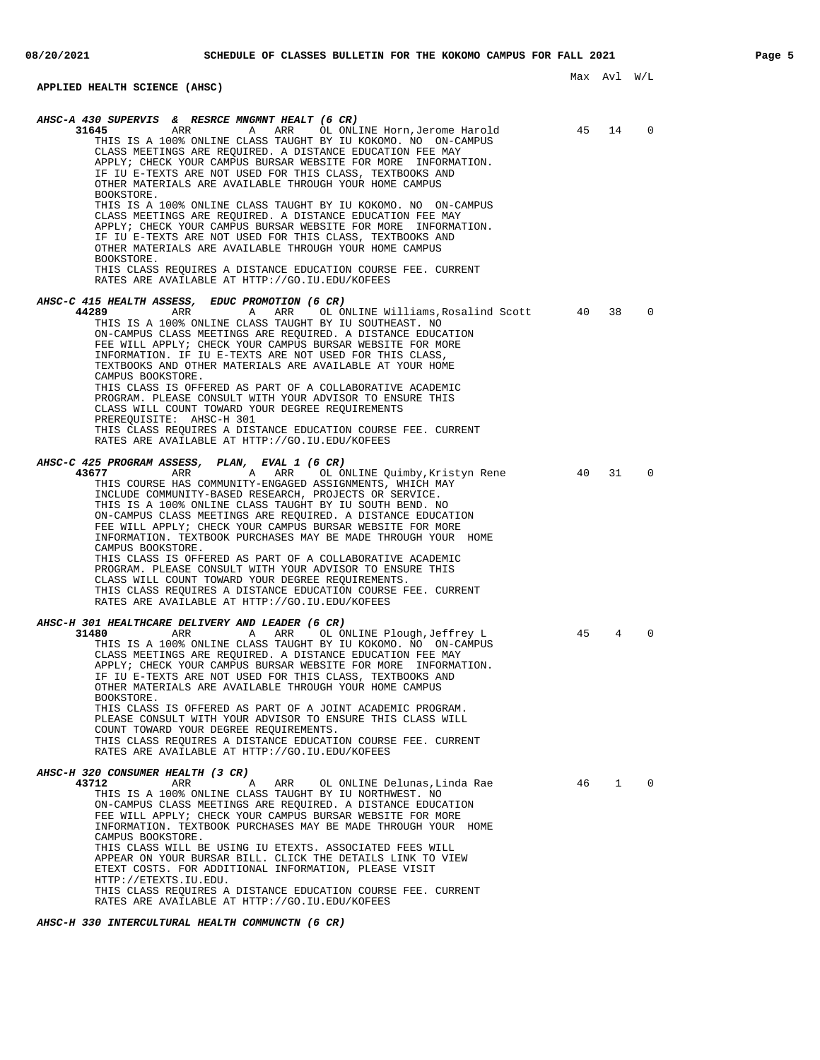## APPLIED HEALTH SCIENCE (AHSC)

Max Avl W/L

***AHSC-A 430 SUPERVIS & RESRCE MNGMNT HEALT (6 CR)***

**31645** ARR A ARR OL ONLINE Horn,Jerome Harold 45 14 0

THIS IS A 100% ONLINE CLASS TAUGHT BY IU KOKOMO. NO ON-CAMPUS CLASS MEETINGS ARE REQUIRED. A DISTANCE EDUCATION FEE MAY APPLY; CHECK YOUR CAMPUS BURSAR WEBSITE FOR MORE INFORMATION. IF IU E-TEXTS ARE NOT USED FOR THIS CLASS, TEXTBOOKS AND OTHER MATERIALS ARE AVAILABLE THROUGH YOUR HOME CAMPUS BOOKSTORE.
THIS IS A 100% ONLINE CLASS TAUGHT BY IU KOKOMO. NO ON-CAMPUS CLASS MEETINGS ARE REQUIRED. A DISTANCE EDUCATION FEE MAY APPLY; CHECK YOUR CAMPUS BURSAR WEBSITE FOR MORE INFORMATION. IF IU E-TEXTS ARE NOT USED FOR THIS CLASS, TEXTBOOKS AND OTHER MATERIALS ARE AVAILABLE THROUGH YOUR HOME CAMPUS BOOKSTORE.
THIS CLASS REQUIRES A DISTANCE EDUCATION COURSE FEE. CURRENT RATES ARE AVAILABLE AT HTTP://GO.IU.EDU/KOFEES

***AHSC-C 415 HEALTH ASSESS, EDUC PROMOTION (6 CR)***

**44289** ARR A ARR OL ONLINE Williams,Rosalind Scott 40 38 0

THIS IS A 100% ONLINE CLASS TAUGHT BY IU SOUTHEAST. NO ON-CAMPUS CLASS MEETINGS ARE REQUIRED. A DISTANCE EDUCATION FEE WILL APPLY; CHECK YOUR CAMPUS BURSAR WEBSITE FOR MORE INFORMATION. IF IU E-TEXTS ARE NOT USED FOR THIS CLASS, TEXTBOOKS AND OTHER MATERIALS ARE AVAILABLE AT YOUR HOME CAMPUS BOOKSTORE.
THIS CLASS IS OFFERED AS PART OF A COLLABORATIVE ACADEMIC PROGRAM. PLEASE CONSULT WITH YOUR ADVISOR TO ENSURE THIS CLASS WILL COUNT TOWARD YOUR DEGREE REQUIREMENTS
PREREQUISITE: AHSC-H 301
THIS CLASS REQUIRES A DISTANCE EDUCATION COURSE FEE. CURRENT RATES ARE AVAILABLE AT HTTP://GO.IU.EDU/KOFEES

***AHSC-C 425 PROGRAM ASSESS, PLAN, EVAL 1 (6 CR)***

**43677** ARR A ARR OL ONLINE Quimby,Kristyn Rene 40 31 0

THIS COURSE HAS COMMUNITY-ENGAGED ASSIGNMENTS, WHICH MAY INCLUDE COMMUNITY-BASED RESEARCH, PROJECTS OR SERVICE.
THIS IS A 100% ONLINE CLASS TAUGHT BY IU SOUTH BEND. NO ON-CAMPUS CLASS MEETINGS ARE REQUIRED. A DISTANCE EDUCATION FEE WILL APPLY; CHECK YOUR CAMPUS BURSAR WEBSITE FOR MORE INFORMATION. TEXTBOOK PURCHASES MAY BE MADE THROUGH YOUR HOME CAMPUS BOOKSTORE.
THIS CLASS IS OFFERED AS PART OF A COLLABORATIVE ACADEMIC PROGRAM. PLEASE CONSULT WITH YOUR ADVISOR TO ENSURE THIS CLASS WILL COUNT TOWARD YOUR DEGREE REQUIREMENTS.
THIS CLASS REQUIRES A DISTANCE EDUCATION COURSE FEE. CURRENT RATES ARE AVAILABLE AT HTTP://GO.IU.EDU/KOFEES

***AHSC-H 301 HEALTHCARE DELIVERY AND LEADER (6 CR)***

**31480** ARR A ARR OL ONLINE Plough,Jeffrey L 45 4 0

THIS IS A 100% ONLINE CLASS TAUGHT BY IU KOKOMO. NO ON-CAMPUS CLASS MEETINGS ARE REQUIRED. A DISTANCE EDUCATION FEE MAY APPLY; CHECK YOUR CAMPUS BURSAR WEBSITE FOR MORE INFORMATION. IF IU E-TEXTS ARE NOT USED FOR THIS CLASS, TEXTBOOKS AND OTHER MATERIALS ARE AVAILABLE THROUGH YOUR HOME CAMPUS BOOKSTORE.
THIS CLASS IS OFFERED AS PART OF A JOINT ACADEMIC PROGRAM. PLEASE CONSULT WITH YOUR ADVISOR TO ENSURE THIS CLASS WILL COUNT TOWARD YOUR DEGREE REQUIREMENTS.
THIS CLASS REQUIRES A DISTANCE EDUCATION COURSE FEE. CURRENT RATES ARE AVAILABLE AT HTTP://GO.IU.EDU/KOFEES

***AHSC-H 320 CONSUMER HEALTH (3 CR)***

**43712** ARR A ARR OL ONLINE Delunas,Linda Rae 46 1 0

THIS IS A 100% ONLINE CLASS TAUGHT BY IU NORTHWEST. NO ON-CAMPUS CLASS MEETINGS ARE REQUIRED. A DISTANCE EDUCATION FEE WILL APPLY; CHECK YOUR CAMPUS BURSAR WEBSITE FOR MORE INFORMATION. TEXTBOOK PURCHASES MAY BE MADE THROUGH YOUR HOME CAMPUS BOOKSTORE.
THIS CLASS WILL BE USING IU ETEXTS. ASSOCIATED FEES WILL APPEAR ON YOUR BURSAR BILL. CLICK THE DETAILS LINK TO VIEW ETEXT COSTS. FOR ADDITIONAL INFORMATION, PLEASE VISIT HTTP://ETEXTS.IU.EDU.
THIS CLASS REQUIRES A DISTANCE EDUCATION COURSE FEE. CURRENT RATES ARE AVAILABLE AT HTTP://GO.IU.EDU/KOFEES

***AHSC-H 330 INTERCULTURAL HEALTH COMMUNCTN (6 CR)***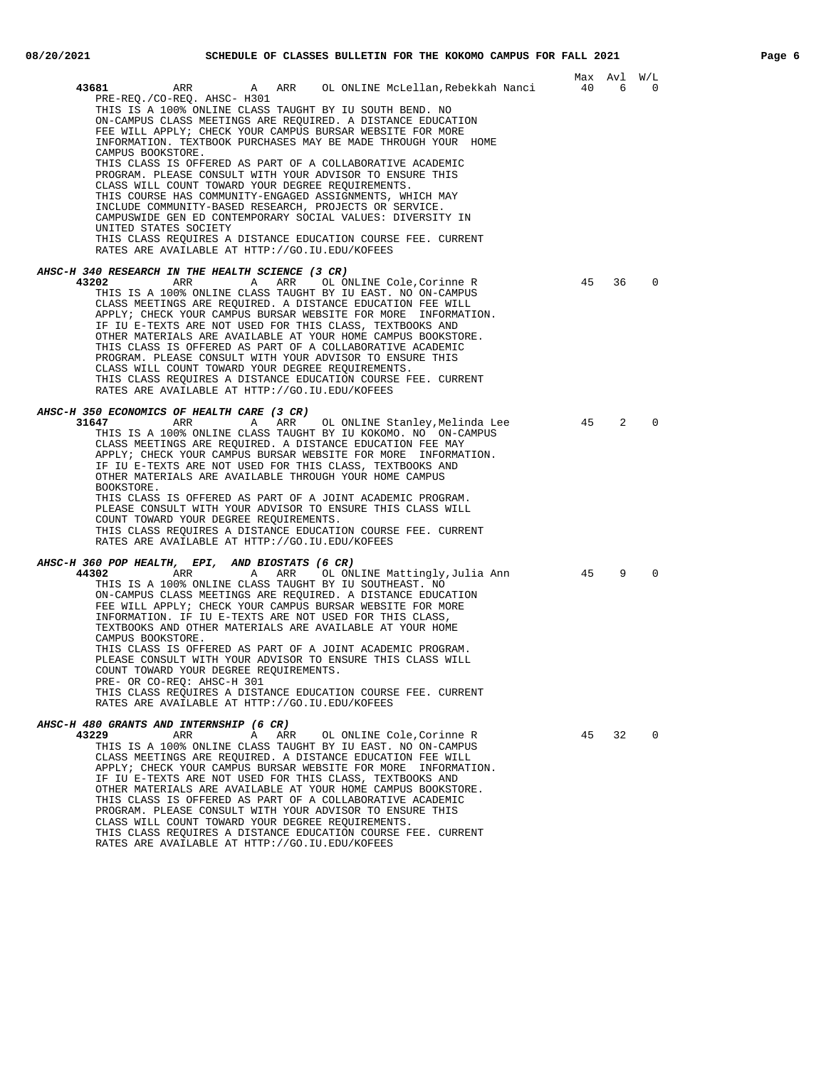Max Avl W/L

**43681** ARR A ARR OL ONLINE McLellan,Rebekkah Nanci 40 6 0
PRE-REQ./CO-REQ. AHSC- H301
THIS IS A 100% ONLINE CLASS TAUGHT BY IU SOUTH BEND. NO ON-CAMPUS CLASS MEETINGS ARE REQUIRED. A DISTANCE EDUCATION FEE WILL APPLY; CHECK YOUR CAMPUS BURSAR WEBSITE FOR MORE INFORMATION. TEXTBOOK PURCHASES MAY BE MADE THROUGH YOUR HOME CAMPUS BOOKSTORE.
THIS CLASS IS OFFERED AS PART OF A COLLABORATIVE ACADEMIC PROGRAM. PLEASE CONSULT WITH YOUR ADVISOR TO ENSURE THIS CLASS WILL COUNT TOWARD YOUR DEGREE REQUIREMENTS.
THIS COURSE HAS COMMUNITY-ENGAGED ASSIGNMENTS, WHICH MAY INCLUDE COMMUNITY-BASED RESEARCH, PROJECTS OR SERVICE.
CAMPUSWIDE GEN ED CONTEMPORARY SOCIAL VALUES: DIVERSITY IN UNITED STATES SOCIETY
THIS CLASS REQUIRES A DISTANCE EDUCATION COURSE FEE. CURRENT RATES ARE AVAILABLE AT HTTP://GO.IU.EDU/KOFEES

***AHSC-H 340 RESEARCH IN THE HEALTH SCIENCE (3 CR)***

**43202** ARR A ARR OL ONLINE Cole,Corinne R 45 36 0
THIS IS A 100% ONLINE CLASS TAUGHT BY IU EAST. NO ON-CAMPUS CLASS MEETINGS ARE REQUIRED. A DISTANCE EDUCATION FEE WILL APPLY; CHECK YOUR CAMPUS BURSAR WEBSITE FOR MORE INFORMATION. IF IU E-TEXTS ARE NOT USED FOR THIS CLASS, TEXTBOOKS AND OTHER MATERIALS ARE AVAILABLE AT YOUR HOME CAMPUS BOOKSTORE.
THIS CLASS IS OFFERED AS PART OF A COLLABORATIVE ACADEMIC PROGRAM. PLEASE CONSULT WITH YOUR ADVISOR TO ENSURE THIS CLASS WILL COUNT TOWARD YOUR DEGREE REQUIREMENTS.
THIS CLASS REQUIRES A DISTANCE EDUCATION COURSE FEE. CURRENT RATES ARE AVAILABLE AT HTTP://GO.IU.EDU/KOFEES

***AHSC-H 350 ECONOMICS OF HEALTH CARE (3 CR)***

**31647** ARR A ARR OL ONLINE Stanley,Melinda Lee 45 2 0
THIS IS A 100% ONLINE CLASS TAUGHT BY IU KOKOMO. NO ON-CAMPUS CLASS MEETINGS ARE REQUIRED. A DISTANCE EDUCATION FEE MAY APPLY; CHECK YOUR CAMPUS BURSAR WEBSITE FOR MORE INFORMATION. IF IU E-TEXTS ARE NOT USED FOR THIS CLASS, TEXTBOOKS AND OTHER MATERIALS ARE AVAILABLE THROUGH YOUR HOME CAMPUS BOOKSTORE.
THIS CLASS IS OFFERED AS PART OF A JOINT ACADEMIC PROGRAM. PLEASE CONSULT WITH YOUR ADVISOR TO ENSURE THIS CLASS WILL COUNT TOWARD YOUR DEGREE REQUIREMENTS.
THIS CLASS REQUIRES A DISTANCE EDUCATION COURSE FEE. CURRENT RATES ARE AVAILABLE AT HTTP://GO.IU.EDU/KOFEES

***AHSC-H 360 POP HEALTH, EPI, AND BIOSTATS (6 CR)***

**44302** ARR A ARR OL ONLINE Mattingly,Julia Ann 45 9 0
THIS IS A 100% ONLINE CLASS TAUGHT BY IU SOUTHEAST. NO ON-CAMPUS CLASS MEETINGS ARE REQUIRED. A DISTANCE EDUCATION FEE WILL APPLY; CHECK YOUR CAMPUS BURSAR WEBSITE FOR MORE INFORMATION. IF IU E-TEXTS ARE NOT USED FOR THIS CLASS, TEXTBOOKS AND OTHER MATERIALS ARE AVAILABLE AT YOUR HOME CAMPUS BOOKSTORE.
THIS CLASS IS OFFERED AS PART OF A JOINT ACADEMIC PROGRAM. PLEASE CONSULT WITH YOUR ADVISOR TO ENSURE THIS CLASS WILL COUNT TOWARD YOUR DEGREE REQUIREMENTS.
PRE- OR CO-REQ: AHSC-H 301
THIS CLASS REQUIRES A DISTANCE EDUCATION COURSE FEE. CURRENT RATES ARE AVAILABLE AT HTTP://GO.IU.EDU/KOFEES

***AHSC-H 480 GRANTS AND INTERNSHIP (6 CR)***

**43229** ARR A ARR OL ONLINE Cole,Corinne R 45 32 0
THIS IS A 100% ONLINE CLASS TAUGHT BY IU EAST. NO ON-CAMPUS CLASS MEETINGS ARE REQUIRED. A DISTANCE EDUCATION FEE WILL APPLY; CHECK YOUR CAMPUS BURSAR WEBSITE FOR MORE INFORMATION. IF IU E-TEXTS ARE NOT USED FOR THIS CLASS, TEXTBOOKS AND OTHER MATERIALS ARE AVAILABLE AT YOUR HOME CAMPUS BOOKSTORE.
THIS CLASS IS OFFERED AS PART OF A COLLABORATIVE ACADEMIC PROGRAM. PLEASE CONSULT WITH YOUR ADVISOR TO ENSURE THIS CLASS WILL COUNT TOWARD YOUR DEGREE REQUIREMENTS.
THIS CLASS REQUIRES A DISTANCE EDUCATION COURSE FEE. CURRENT RATES ARE AVAILABLE AT HTTP://GO.IU.EDU/KOFEES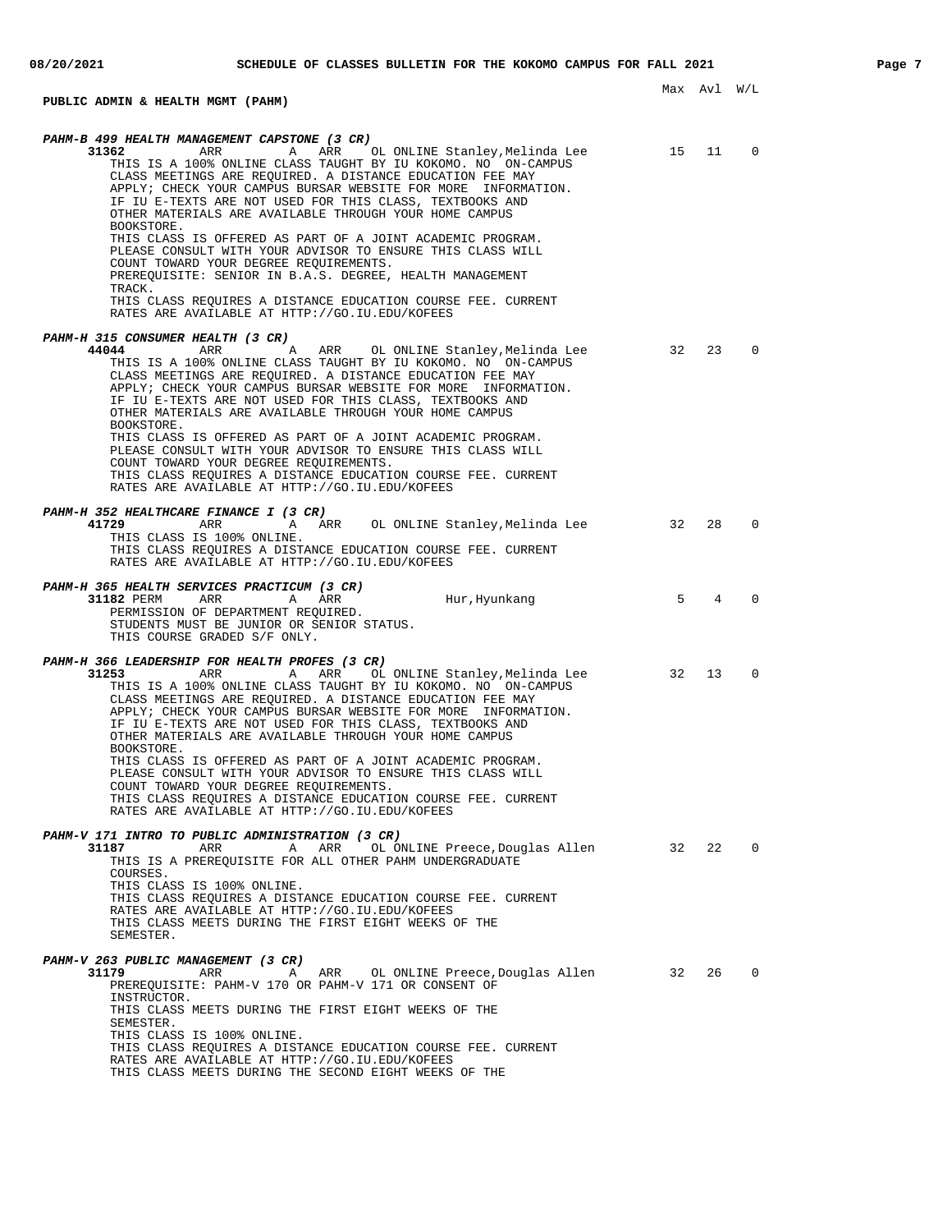## PUBLIC ADMIN & HEALTH MGMT (PAHM)

Max Avl W/L

***PAHM-B 499 HEALTH MANAGEMENT CAPSTONE (3 CR)***

**31362** ARR A ARR OL ONLINE Stanley,Melinda Lee 15 11 0

THIS IS A 100% ONLINE CLASS TAUGHT BY IU KOKOMO. NO ON-CAMPUS CLASS MEETINGS ARE REQUIRED. A DISTANCE EDUCATION FEE MAY APPLY; CHECK YOUR CAMPUS BURSAR WEBSITE FOR MORE INFORMATION. IF IU E-TEXTS ARE NOT USED FOR THIS CLASS, TEXTBOOKS AND OTHER MATERIALS ARE AVAILABLE THROUGH YOUR HOME CAMPUS BOOKSTORE.
THIS CLASS IS OFFERED AS PART OF A JOINT ACADEMIC PROGRAM. PLEASE CONSULT WITH YOUR ADVISOR TO ENSURE THIS CLASS WILL COUNT TOWARD YOUR DEGREE REQUIREMENTS.
PREREQUISITE: SENIOR IN B.A.S. DEGREE, HEALTH MANAGEMENT TRACK.
THIS CLASS REQUIRES A DISTANCE EDUCATION COURSE FEE. CURRENT RATES ARE AVAILABLE AT HTTP://GO.IU.EDU/KOFEES

***PAHM-H 315 CONSUMER HEALTH (3 CR)***

**44044** ARR A ARR OL ONLINE Stanley,Melinda Lee 32 23 0

THIS IS A 100% ONLINE CLASS TAUGHT BY IU KOKOMO. NO ON-CAMPUS CLASS MEETINGS ARE REQUIRED. A DISTANCE EDUCATION FEE MAY APPLY; CHECK YOUR CAMPUS BURSAR WEBSITE FOR MORE INFORMATION. IF IU E-TEXTS ARE NOT USED FOR THIS CLASS, TEXTBOOKS AND OTHER MATERIALS ARE AVAILABLE THROUGH YOUR HOME CAMPUS BOOKSTORE.
THIS CLASS IS OFFERED AS PART OF A JOINT ACADEMIC PROGRAM. PLEASE CONSULT WITH YOUR ADVISOR TO ENSURE THIS CLASS WILL COUNT TOWARD YOUR DEGREE REQUIREMENTS.
THIS CLASS REQUIRES A DISTANCE EDUCATION COURSE FEE. CURRENT RATES ARE AVAILABLE AT HTTP://GO.IU.EDU/KOFEES

***PAHM-H 352 HEALTHCARE FINANCE I (3 CR)***

**41729** ARR A ARR OL ONLINE Stanley,Melinda Lee 32 28 0

THIS CLASS IS 100% ONLINE.
THIS CLASS REQUIRES A DISTANCE EDUCATION COURSE FEE. CURRENT RATES ARE AVAILABLE AT HTTP://GO.IU.EDU/KOFEES

***PAHM-H 365 HEALTH SERVICES PRACTICUM (3 CR)***

**31182** PERM ARR A ARR Hur,Hyunkang 5 4 0

PERMISSION OF DEPARTMENT REQUIRED.
STUDENTS MUST BE JUNIOR OR SENIOR STATUS.
THIS COURSE GRADED S/F ONLY.

***PAHM-H 366 LEADERSHIP FOR HEALTH PROFES (3 CR)***

**31253** ARR A ARR OL ONLINE Stanley,Melinda Lee 32 13 0

THIS IS A 100% ONLINE CLASS TAUGHT BY IU KOKOMO. NO ON-CAMPUS CLASS MEETINGS ARE REQUIRED. A DISTANCE EDUCATION FEE MAY APPLY; CHECK YOUR CAMPUS BURSAR WEBSITE FOR MORE INFORMATION. IF IU E-TEXTS ARE NOT USED FOR THIS CLASS, TEXTBOOKS AND OTHER MATERIALS ARE AVAILABLE THROUGH YOUR HOME CAMPUS BOOKSTORE.
THIS CLASS IS OFFERED AS PART OF A JOINT ACADEMIC PROGRAM. PLEASE CONSULT WITH YOUR ADVISOR TO ENSURE THIS CLASS WILL COUNT TOWARD YOUR DEGREE REQUIREMENTS.
THIS CLASS REQUIRES A DISTANCE EDUCATION COURSE FEE. CURRENT RATES ARE AVAILABLE AT HTTP://GO.IU.EDU/KOFEES

***PAHM-V 171 INTRO TO PUBLIC ADMINISTRATION (3 CR)***

**31187** ARR A ARR OL ONLINE Preece,Douglas Allen 32 22 0

THIS IS A PREREQUISITE FOR ALL OTHER PAHM UNDERGRADUATE COURSES.
THIS CLASS IS 100% ONLINE.
THIS CLASS REQUIRES A DISTANCE EDUCATION COURSE FEE. CURRENT RATES ARE AVAILABLE AT HTTP://GO.IU.EDU/KOFEES
THIS CLASS MEETS DURING THE FIRST EIGHT WEEKS OF THE SEMESTER.

***PAHM-V 263 PUBLIC MANAGEMENT (3 CR)***

**31179** ARR A ARR OL ONLINE Preece,Douglas Allen 32 26 0

PREREQUISITE: PAHM-V 170 OR PAHM-V 171 OR CONSENT OF INSTRUCTOR.
THIS CLASS MEETS DURING THE FIRST EIGHT WEEKS OF THE SEMESTER.
THIS CLASS IS 100% ONLINE.
THIS CLASS REQUIRES A DISTANCE EDUCATION COURSE FEE. CURRENT RATES ARE AVAILABLE AT HTTP://GO.IU.EDU/KOFEES
THIS CLASS MEETS DURING THE SECOND EIGHT WEEKS OF THE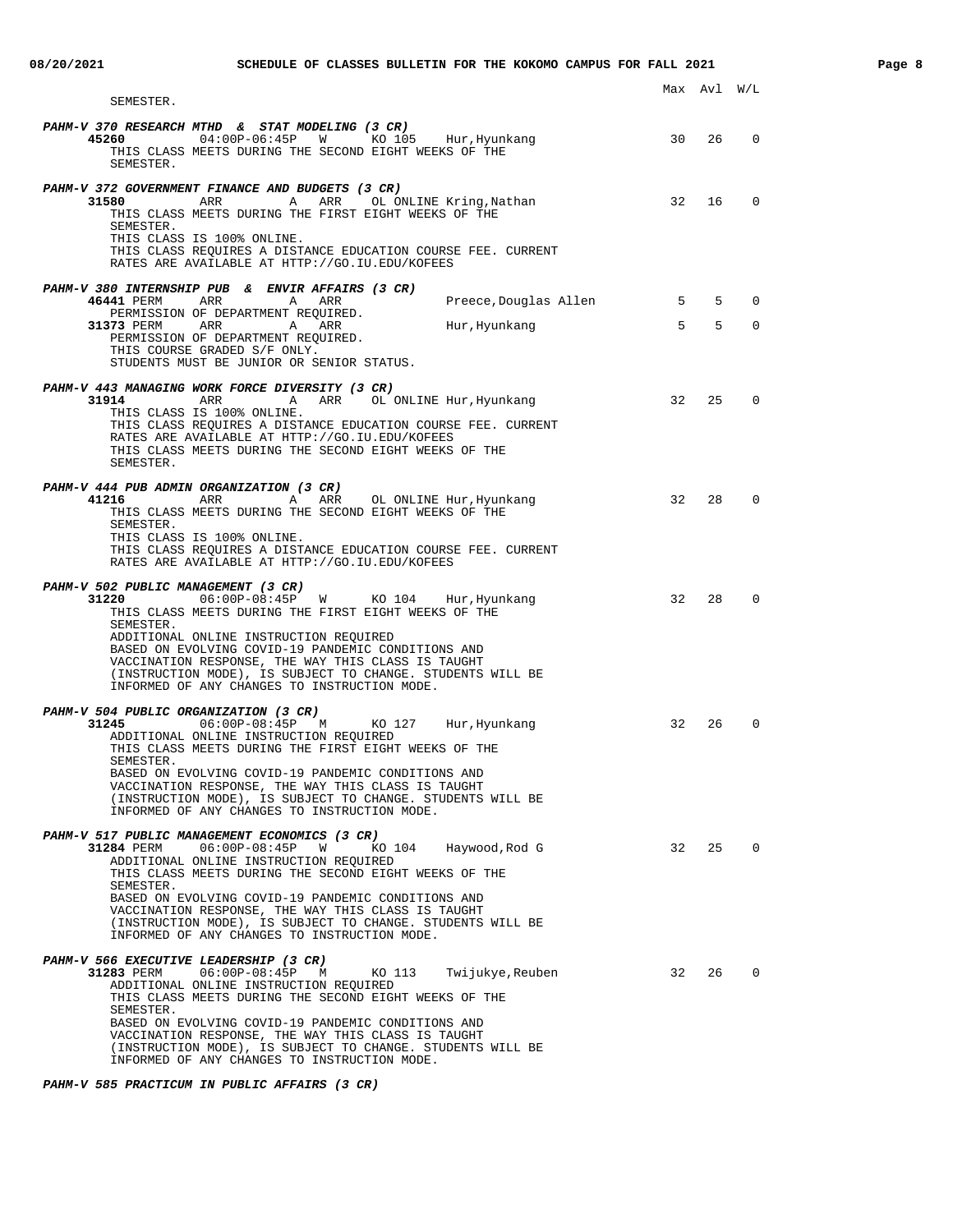| | | | | | | Max | Avl | W/L |
|---|---|---|---|---|---|---|---|---|

SEMESTER.

***PAHM-V 370 RESEARCH MTHD & STAT MODELING (3 CR)***

**45260** 04:00P-06:45P W KO 105 Hur,Hyunkang 30 26 0
THIS CLASS MEETS DURING THE SECOND EIGHT WEEKS OF THE SEMESTER.

***PAHM-V 372 GOVERNMENT FINANCE AND BUDGETS (3 CR)***

**31580** ARR A ARR OL ONLINE Kring,Nathan 32 16 0
THIS CLASS MEETS DURING THE FIRST EIGHT WEEKS OF THE SEMESTER.
THIS CLASS IS 100% ONLINE.
THIS CLASS REQUIRES A DISTANCE EDUCATION COURSE FEE. CURRENT RATES ARE AVAILABLE AT HTTP://GO.IU.EDU/KOFEES

***PAHM-V 380 INTERNSHIP PUB & ENVIR AFFAIRS (3 CR)***

**46441** PERM ARR A ARR Preece,Douglas Allen 5 5 0
PERMISSION OF DEPARTMENT REQUIRED.

**31373** PERM ARR A ARR Hur,Hyunkang 5 5 0
PERMISSION OF DEPARTMENT REQUIRED.
THIS COURSE GRADED S/F ONLY.
STUDENTS MUST BE JUNIOR OR SENIOR STATUS.

***PAHM-V 443 MANAGING WORK FORCE DIVERSITY (3 CR)***

**31914** ARR A ARR OL ONLINE Hur,Hyunkang 32 25 0
THIS CLASS IS 100% ONLINE.
THIS CLASS REQUIRES A DISTANCE EDUCATION COURSE FEE. CURRENT RATES ARE AVAILABLE AT HTTP://GO.IU.EDU/KOFEES
THIS CLASS MEETS DURING THE SECOND EIGHT WEEKS OF THE SEMESTER.

***PAHM-V 444 PUB ADMIN ORGANIZATION (3 CR)***

**41216** ARR A ARR OL ONLINE Hur,Hyunkang 32 28 0
THIS CLASS MEETS DURING THE SECOND EIGHT WEEKS OF THE SEMESTER.
THIS CLASS IS 100% ONLINE.
THIS CLASS REQUIRES A DISTANCE EDUCATION COURSE FEE. CURRENT RATES ARE AVAILABLE AT HTTP://GO.IU.EDU/KOFEES

***PAHM-V 502 PUBLIC MANAGEMENT (3 CR)***

**31220** 06:00P-08:45P W KO 104 Hur,Hyunkang 32 28 0
THIS CLASS MEETS DURING THE FIRST EIGHT WEEKS OF THE SEMESTER.
ADDITIONAL ONLINE INSTRUCTION REQUIRED
BASED ON EVOLVING COVID-19 PANDEMIC CONDITIONS AND VACCINATION RESPONSE, THE WAY THIS CLASS IS TAUGHT (INSTRUCTION MODE), IS SUBJECT TO CHANGE. STUDENTS WILL BE INFORMED OF ANY CHANGES TO INSTRUCTION MODE.

***PAHM-V 504 PUBLIC ORGANIZATION (3 CR)***

**31245** 06:00P-08:45P M KO 127 Hur,Hyunkang 32 26 0
ADDITIONAL ONLINE INSTRUCTION REQUIRED
THIS CLASS MEETS DURING THE FIRST EIGHT WEEKS OF THE SEMESTER.
BASED ON EVOLVING COVID-19 PANDEMIC CONDITIONS AND VACCINATION RESPONSE, THE WAY THIS CLASS IS TAUGHT (INSTRUCTION MODE), IS SUBJECT TO CHANGE. STUDENTS WILL BE INFORMED OF ANY CHANGES TO INSTRUCTION MODE.

***PAHM-V 517 PUBLIC MANAGEMENT ECONOMICS (3 CR)***

**31284** PERM 06:00P-08:45P W KO 104 Haywood,Rod G 32 25 0
ADDITIONAL ONLINE INSTRUCTION REQUIRED
THIS CLASS MEETS DURING THE SECOND EIGHT WEEKS OF THE SEMESTER.
BASED ON EVOLVING COVID-19 PANDEMIC CONDITIONS AND VACCINATION RESPONSE, THE WAY THIS CLASS IS TAUGHT (INSTRUCTION MODE), IS SUBJECT TO CHANGE. STUDENTS WILL BE INFORMED OF ANY CHANGES TO INSTRUCTION MODE.

***PAHM-V 566 EXECUTIVE LEADERSHIP (3 CR)***

**31283** PERM 06:00P-08:45P M KO 113 Twijukye,Reuben 32 26 0
ADDITIONAL ONLINE INSTRUCTION REQUIRED
THIS CLASS MEETS DURING THE SECOND EIGHT WEEKS OF THE SEMESTER.
BASED ON EVOLVING COVID-19 PANDEMIC CONDITIONS AND VACCINATION RESPONSE, THE WAY THIS CLASS IS TAUGHT (INSTRUCTION MODE), IS SUBJECT TO CHANGE. STUDENTS WILL BE INFORMED OF ANY CHANGES TO INSTRUCTION MODE.

***PAHM-V 585 PRACTICUM IN PUBLIC AFFAIRS (3 CR)***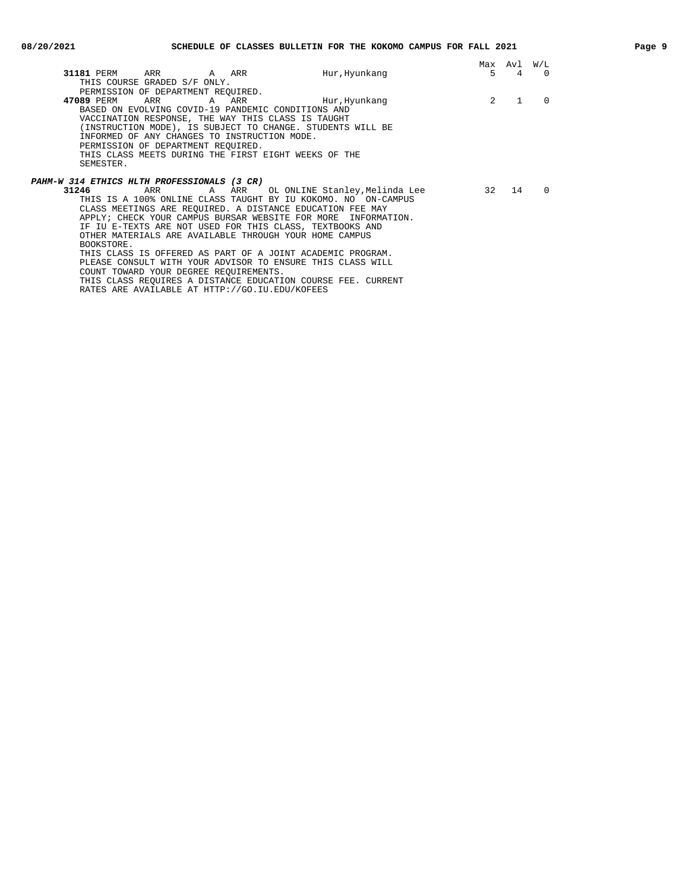| | | | | | | | Max | Avl | W/L |
|---|---|---|---|---|---|---|---|---|---|
| **31181** PERM | ARR | A | ARR | | Hur,Hyunkang | | 5 | 4 | 0 |

THIS COURSE GRADED S/F ONLY.
PERMISSION OF DEPARTMENT REQUIRED.

| | | | | | | | Max | Avl | W/L |
|---|---|---|---|---|---|---|---|---|---|
| **47089** PERM | ARR | A | ARR | | Hur,Hyunkang | | 2 | 1 | 0 |

BASED ON EVOLVING COVID-19 PANDEMIC CONDITIONS AND VACCINATION RESPONSE, THE WAY THIS CLASS IS TAUGHT (INSTRUCTION MODE), IS SUBJECT TO CHANGE. STUDENTS WILL BE INFORMED OF ANY CHANGES TO INSTRUCTION MODE.
PERMISSION OF DEPARTMENT REQUIRED.
THIS CLASS MEETS DURING THE FIRST EIGHT WEEKS OF THE SEMESTER.

***PAHM-W 314 ETHICS HLTH PROFESSIONALS (3 CR)***

| | | | | | | | Max | Avl | W/L |
|---|---|---|---|---|---|---|---|---|---|
| **31246** | ARR | A | ARR | OL | ONLINE | Stanley,Melinda Lee | 32 | 14 | 0 |

THIS IS A 100% ONLINE CLASS TAUGHT BY IU KOKOMO. NO ON-CAMPUS CLASS MEETINGS ARE REQUIRED. A DISTANCE EDUCATION FEE MAY APPLY; CHECK YOUR CAMPUS BURSAR WEBSITE FOR MORE INFORMATION.
IF IU E-TEXTS ARE NOT USED FOR THIS CLASS, TEXTBOOKS AND OTHER MATERIALS ARE AVAILABLE THROUGH YOUR HOME CAMPUS BOOKSTORE.
THIS CLASS IS OFFERED AS PART OF A JOINT ACADEMIC PROGRAM. PLEASE CONSULT WITH YOUR ADVISOR TO ENSURE THIS CLASS WILL COUNT TOWARD YOUR DEGREE REQUIREMENTS.
THIS CLASS REQUIRES A DISTANCE EDUCATION COURSE FEE. CURRENT RATES ARE AVAILABLE AT HTTP://GO.IU.EDU/KOFEES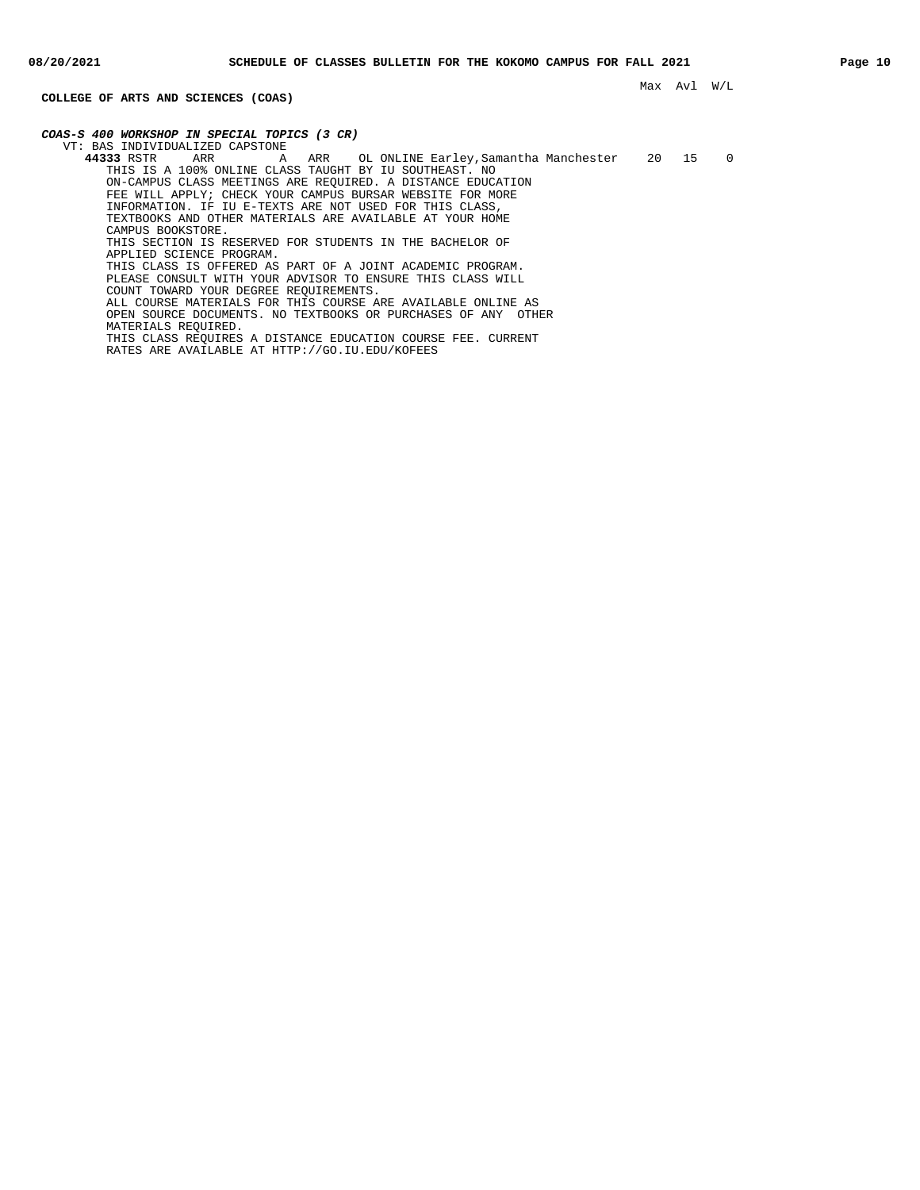Max Avl W/L

## COLLEGE OF ARTS AND SCIENCES (COAS)

### *COAS-S 400 WORKSHOP IN SPECIAL TOPICS (3 CR)*

VT: BAS INDIVIDUALIZED CAPSTONE

| Class | | | | | | | Instructor | Max | Avl | W/L |
|---|---|---|---|---|---|---|---|---|---|---|
| **44333** | RSTR | ARR | A | ARR | OL | ONLINE | Earley,Samantha Manchester | 20 | 15 | 0 |

THIS IS A 100% ONLINE CLASS TAUGHT BY IU SOUTHEAST. NO ON-CAMPUS CLASS MEETINGS ARE REQUIRED. A DISTANCE EDUCATION FEE WILL APPLY; CHECK YOUR CAMPUS BURSAR WEBSITE FOR MORE INFORMATION. IF IU E-TEXTS ARE NOT USED FOR THIS CLASS, TEXTBOOKS AND OTHER MATERIALS ARE AVAILABLE AT YOUR HOME CAMPUS BOOKSTORE.

THIS SECTION IS RESERVED FOR STUDENTS IN THE BACHELOR OF APPLIED SCIENCE PROGRAM.

THIS CLASS IS OFFERED AS PART OF A JOINT ACADEMIC PROGRAM. PLEASE CONSULT WITH YOUR ADVISOR TO ENSURE THIS CLASS WILL COUNT TOWARD YOUR DEGREE REQUIREMENTS.

ALL COURSE MATERIALS FOR THIS COURSE ARE AVAILABLE ONLINE AS OPEN SOURCE DOCUMENTS. NO TEXTBOOKS OR PURCHASES OF ANY OTHER MATERIALS REQUIRED.

THIS CLASS REQUIRES A DISTANCE EDUCATION COURSE FEE. CURRENT RATES ARE AVAILABLE AT HTTP://GO.IU.EDU/KOFEES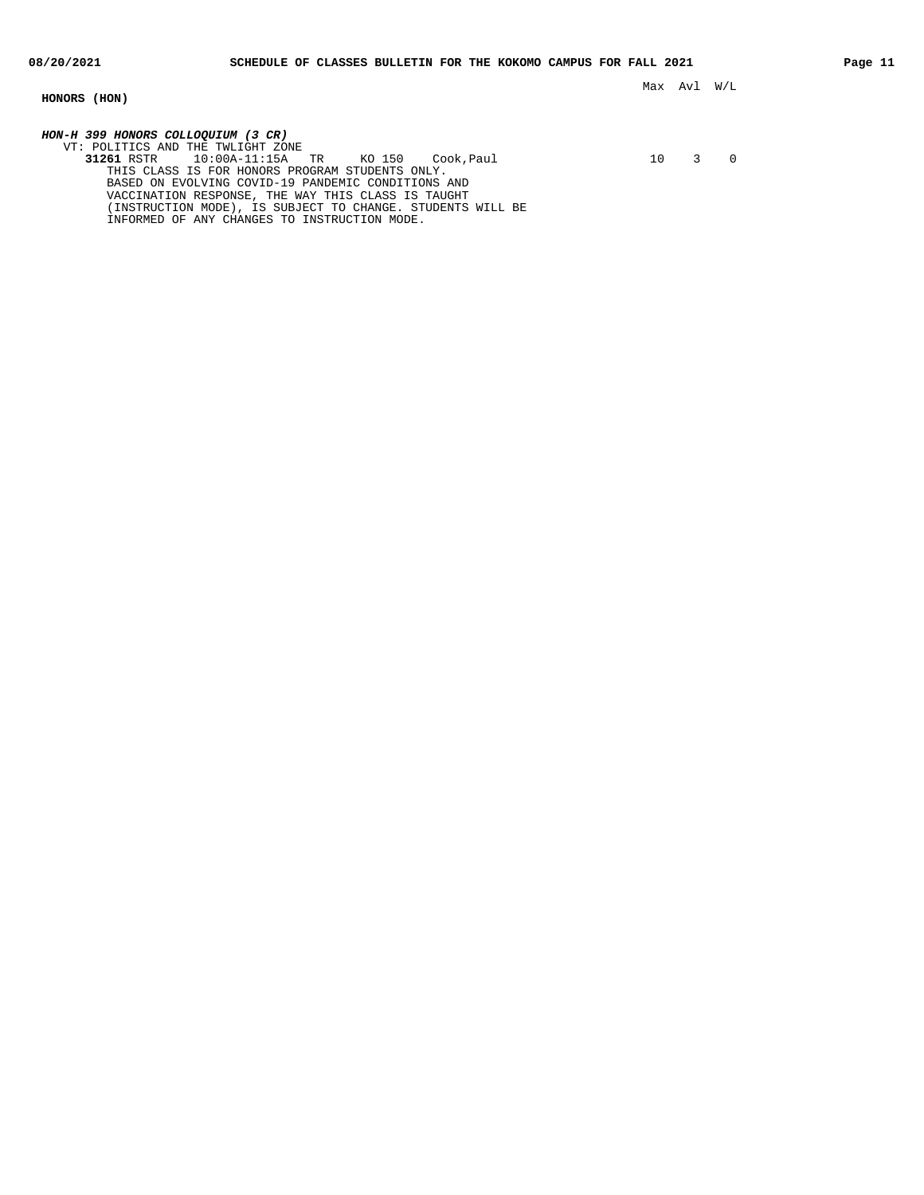## HONORS (HON)

| | Max | Avl | W/L |
|---|---|---|---|

***HON-H 399 HONORS COLLOQUIUM (3 CR)***

VT: POLITICS AND THE TWLIGHT ZONE

| Class | Type | Time | Days | Room | Instructor | Max | Avl | W/L |
|---|---|---|---|---|---|---|---|---|
| **31261** | RSTR | 10:00A-11:15A | TR | KO 150 | Cook,Paul | 10 | 3 | 0 |

THIS CLASS IS FOR HONORS PROGRAM STUDENTS ONLY.
BASED ON EVOLVING COVID-19 PANDEMIC CONDITIONS AND VACCINATION RESPONSE, THE WAY THIS CLASS IS TAUGHT (INSTRUCTION MODE), IS SUBJECT TO CHANGE. STUDENTS WILL BE INFORMED OF ANY CHANGES TO INSTRUCTION MODE.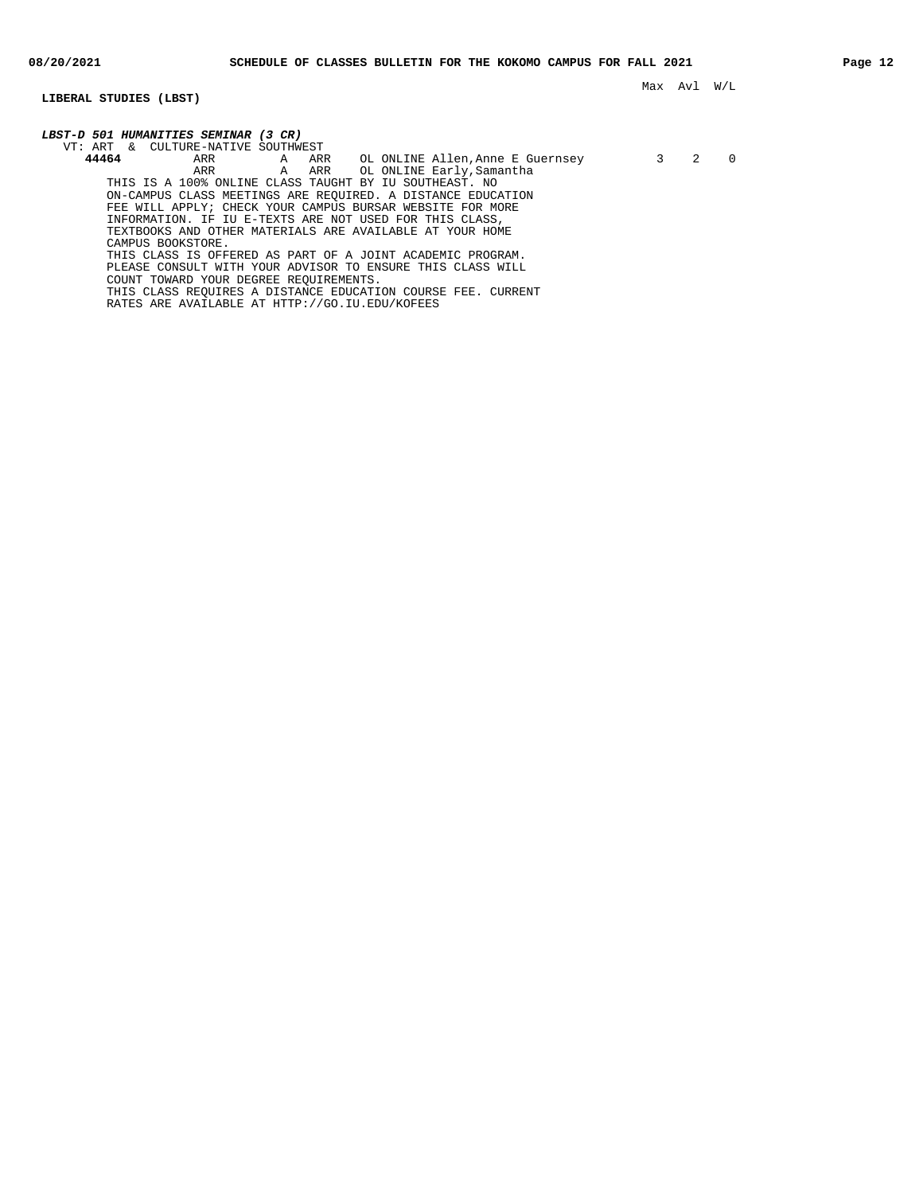Max Avl W/L

## LIBERAL STUDIES (LBST)

***LBST-D 501 HUMANITIES SEMINAR (3 CR)***

VT: ART & CULTURE-NATIVE SOUTHWEST

| | | | | | | Max | Avl | W/L |
|---|---|---|---|---|---|---|---|---|
| **44464** | ARR | A | ARR | OL ONLINE | Allen,Anne E Guernsey | 3 | 2 | 0 |
| | ARR | A | ARR | OL ONLINE | Early,Samantha | | | |

THIS IS A 100% ONLINE CLASS TAUGHT BY IU SOUTHEAST. NO ON-CAMPUS CLASS MEETINGS ARE REQUIRED. A DISTANCE EDUCATION FEE WILL APPLY; CHECK YOUR CAMPUS BURSAR WEBSITE FOR MORE INFORMATION. IF IU E-TEXTS ARE NOT USED FOR THIS CLASS, TEXTBOOKS AND OTHER MATERIALS ARE AVAILABLE AT YOUR HOME CAMPUS BOOKSTORE.

THIS CLASS IS OFFERED AS PART OF A JOINT ACADEMIC PROGRAM. PLEASE CONSULT WITH YOUR ADVISOR TO ENSURE THIS CLASS WILL COUNT TOWARD YOUR DEGREE REQUIREMENTS.

THIS CLASS REQUIRES A DISTANCE EDUCATION COURSE FEE. CURRENT RATES ARE AVAILABLE AT HTTP://GO.IU.EDU/KOFEES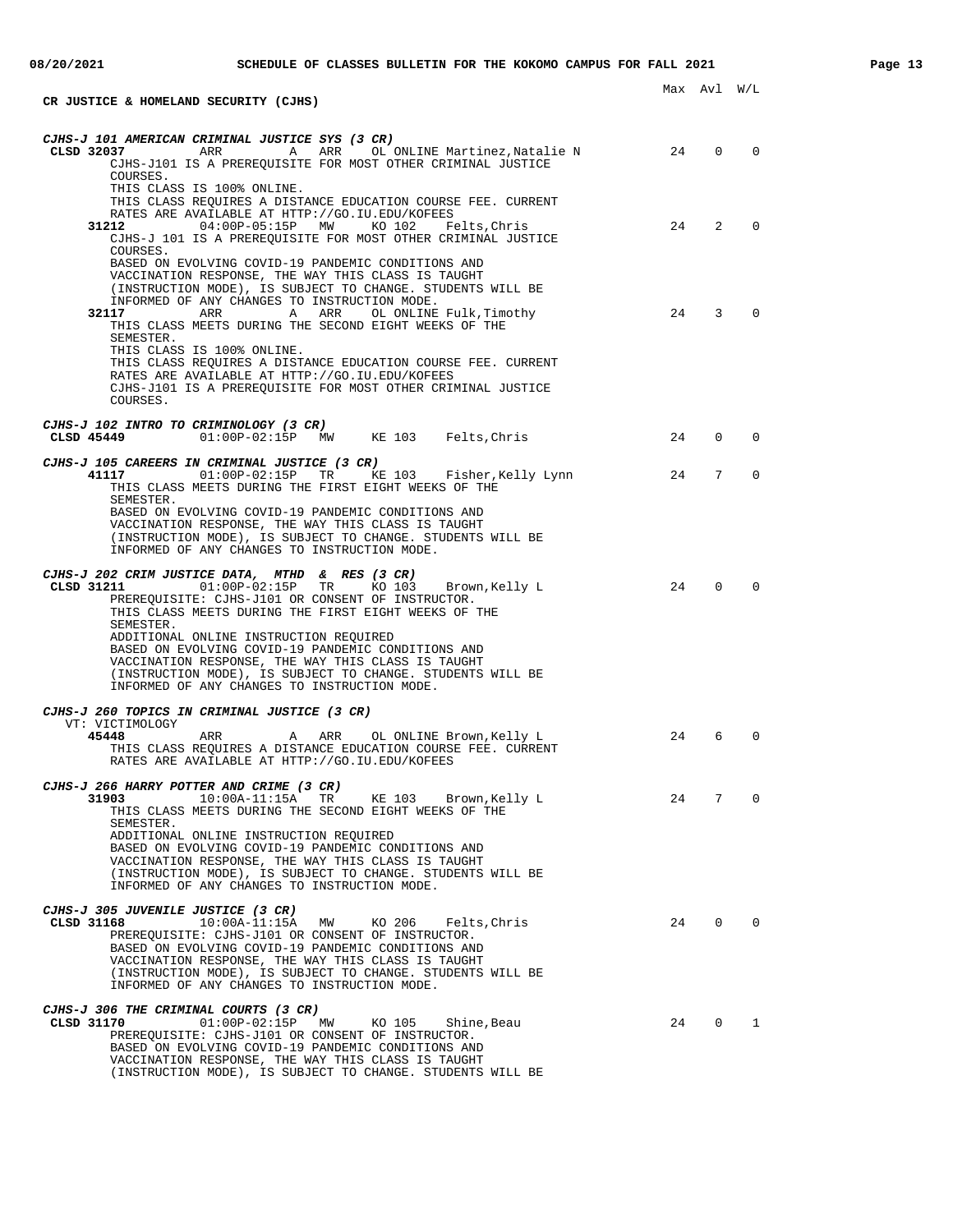## CR JUSTICE & HOMELAND SECURITY (CJHS)

Max Avl W/L

***CJHS-J 101 AMERICAN CRIMINAL JUSTICE SYS (3 CR)***

**CLSD 32037** ARR A ARR OL ONLINE Martinez,Natalie N 24 0 0
CJHS-J101 IS A PREREQUISITE FOR MOST OTHER CRIMINAL JUSTICE COURSES.
THIS CLASS IS 100% ONLINE.
THIS CLASS REQUIRES A DISTANCE EDUCATION COURSE FEE. CURRENT RATES ARE AVAILABLE AT HTTP://GO.IU.EDU/KOFEES

**31212** 04:00P-05:15P MW KO 102 Felts,Chris 24 2 0
CJHS-J 101 IS A PREREQUISITE FOR MOST OTHER CRIMINAL JUSTICE COURSES.
BASED ON EVOLVING COVID-19 PANDEMIC CONDITIONS AND VACCINATION RESPONSE, THE WAY THIS CLASS IS TAUGHT (INSTRUCTION MODE), IS SUBJECT TO CHANGE. STUDENTS WILL BE INFORMED OF ANY CHANGES TO INSTRUCTION MODE.

**32117** ARR A ARR OL ONLINE Fulk,Timothy 24 3 0
THIS CLASS MEETS DURING THE SECOND EIGHT WEEKS OF THE SEMESTER.
THIS CLASS IS 100% ONLINE.
THIS CLASS REQUIRES A DISTANCE EDUCATION COURSE FEE. CURRENT RATES ARE AVAILABLE AT HTTP://GO.IU.EDU/KOFEES
CJHS-J101 IS A PREREQUISITE FOR MOST OTHER CRIMINAL JUSTICE COURSES.

***CJHS-J 102 INTRO TO CRIMINOLOGY (3 CR)***

**CLSD 45449** 01:00P-02:15P MW KE 103 Felts,Chris 24 0 0

***CJHS-J 105 CAREERS IN CRIMINAL JUSTICE (3 CR)***

**41117** 01:00P-02:15P TR KE 103 Fisher,Kelly Lynn 24 7 0
THIS CLASS MEETS DURING THE FIRST EIGHT WEEKS OF THE SEMESTER.
BASED ON EVOLVING COVID-19 PANDEMIC CONDITIONS AND VACCINATION RESPONSE, THE WAY THIS CLASS IS TAUGHT (INSTRUCTION MODE), IS SUBJECT TO CHANGE. STUDENTS WILL BE INFORMED OF ANY CHANGES TO INSTRUCTION MODE.

***CJHS-J 202 CRIM JUSTICE DATA, MTHD & RES (3 CR)***

**CLSD 31211** 01:00P-02:15P TR KO 103 Brown,Kelly L 24 0 0
PREREQUISITE: CJHS-J101 OR CONSENT OF INSTRUCTOR.
THIS CLASS MEETS DURING THE FIRST EIGHT WEEKS OF THE SEMESTER.
ADDITIONAL ONLINE INSTRUCTION REQUIRED
BASED ON EVOLVING COVID-19 PANDEMIC CONDITIONS AND VACCINATION RESPONSE, THE WAY THIS CLASS IS TAUGHT (INSTRUCTION MODE), IS SUBJECT TO CHANGE. STUDENTS WILL BE INFORMED OF ANY CHANGES TO INSTRUCTION MODE.

***CJHS-J 260 TOPICS IN CRIMINAL JUSTICE (3 CR)***

VT: VICTIMOLOGY

**45448** ARR A ARR OL ONLINE Brown,Kelly L 24 6 0
THIS CLASS REQUIRES A DISTANCE EDUCATION COURSE FEE. CURRENT RATES ARE AVAILABLE AT HTTP://GO.IU.EDU/KOFEES

***CJHS-J 266 HARRY POTTER AND CRIME (3 CR)***

**31903** 10:00A-11:15A TR KE 103 Brown,Kelly L 24 7 0
THIS CLASS MEETS DURING THE SECOND EIGHT WEEKS OF THE SEMESTER.
ADDITIONAL ONLINE INSTRUCTION REQUIRED
BASED ON EVOLVING COVID-19 PANDEMIC CONDITIONS AND VACCINATION RESPONSE, THE WAY THIS CLASS IS TAUGHT (INSTRUCTION MODE), IS SUBJECT TO CHANGE. STUDENTS WILL BE INFORMED OF ANY CHANGES TO INSTRUCTION MODE.

***CJHS-J 305 JUVENILE JUSTICE (3 CR)***

**CLSD 31168** 10:00A-11:15A MW KO 206 Felts,Chris 24 0 0
PREREQUISITE: CJHS-J101 OR CONSENT OF INSTRUCTOR.
BASED ON EVOLVING COVID-19 PANDEMIC CONDITIONS AND VACCINATION RESPONSE, THE WAY THIS CLASS IS TAUGHT (INSTRUCTION MODE), IS SUBJECT TO CHANGE. STUDENTS WILL BE INFORMED OF ANY CHANGES TO INSTRUCTION MODE.

***CJHS-J 306 THE CRIMINAL COURTS (3 CR)***

**CLSD 31170** 01:00P-02:15P MW KO 105 Shine,Beau 24 0 1
PREREQUISITE: CJHS-J101 OR CONSENT OF INSTRUCTOR.
BASED ON EVOLVING COVID-19 PANDEMIC CONDITIONS AND VACCINATION RESPONSE, THE WAY THIS CLASS IS TAUGHT (INSTRUCTION MODE), IS SUBJECT TO CHANGE. STUDENTS WILL BE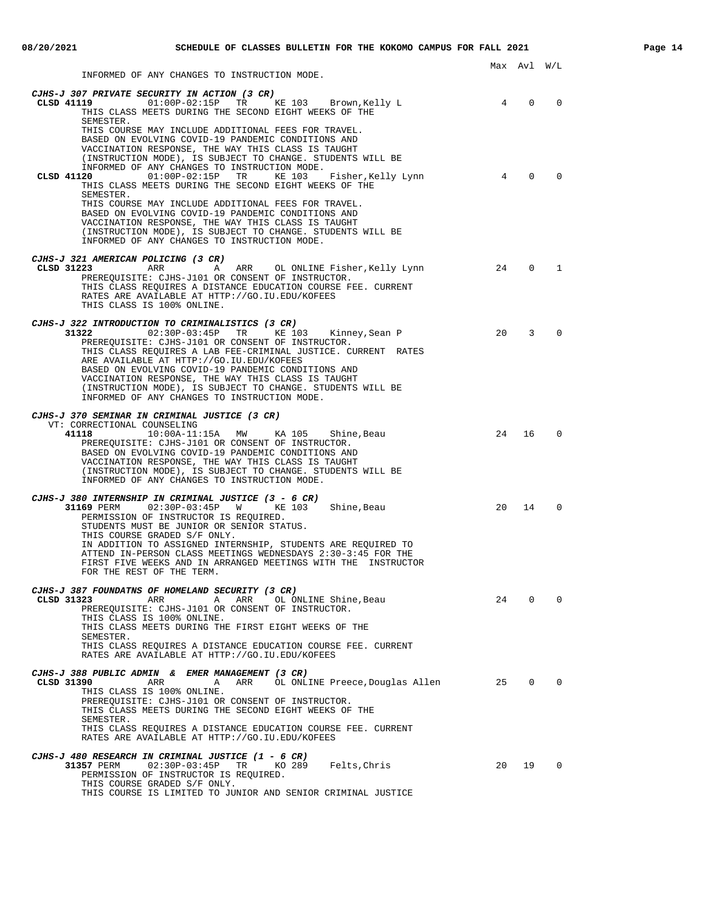Max Avl W/L

INFORMED OF ANY CHANGES TO INSTRUCTION MODE.

***CJHS-J 307 PRIVATE SECURITY IN ACTION (3 CR)***

| | | | | | | Max | Avl | W/L |
|---|---|---|---|---|---|---|---|---|
| **CLSD 41119** | 01:00P-02:15P | TR | KE 103 | Brown,Kelly L | | 4 | 0 | 0 |

THIS CLASS MEETS DURING THE SECOND EIGHT WEEKS OF THE SEMESTER.
THIS COURSE MAY INCLUDE ADDITIONAL FEES FOR TRAVEL.
BASED ON EVOLVING COVID-19 PANDEMIC CONDITIONS AND VACCINATION RESPONSE, THE WAY THIS CLASS IS TAUGHT (INSTRUCTION MODE), IS SUBJECT TO CHANGE. STUDENTS WILL BE INFORMED OF ANY CHANGES TO INSTRUCTION MODE.

| | | | | | | Max | Avl | W/L |
|---|---|---|---|---|---|---|---|---|
| **CLSD 41120** | 01:00P-02:15P | TR | KE 103 | Fisher,Kelly Lynn | | 4 | 0 | 0 |

THIS CLASS MEETS DURING THE SECOND EIGHT WEEKS OF THE SEMESTER.
THIS COURSE MAY INCLUDE ADDITIONAL FEES FOR TRAVEL.
BASED ON EVOLVING COVID-19 PANDEMIC CONDITIONS AND VACCINATION RESPONSE, THE WAY THIS CLASS IS TAUGHT (INSTRUCTION MODE), IS SUBJECT TO CHANGE. STUDENTS WILL BE INFORMED OF ANY CHANGES TO INSTRUCTION MODE.

***CJHS-J 321 AMERICAN POLICING (3 CR)***

| | | | | | | Max | Avl | W/L |
|---|---|---|---|---|---|---|---|---|
| **CLSD 31223** | ARR | A | ARR | OL ONLINE | Fisher,Kelly Lynn | 24 | 0 | 1 |

PREREQUISITE: CJHS-J101 OR CONSENT OF INSTRUCTOR.
THIS CLASS REQUIRES A DISTANCE EDUCATION COURSE FEE. CURRENT RATES ARE AVAILABLE AT HTTP://GO.IU.EDU/KOFEES
THIS CLASS IS 100% ONLINE.

***CJHS-J 322 INTRODUCTION TO CRIMINALISTICS (3 CR)***

| | | | | | | Max | Avl | W/L |
|---|---|---|---|---|---|---|---|---|
| **31322** | 02:30P-03:45P | TR | KE 103 | Kinney,Sean P | | 20 | 3 | 0 |

PREREQUISITE: CJHS-J101 OR CONSENT OF INSTRUCTOR.
THIS CLASS REQUIRES A LAB FEE-CRIMINAL JUSTICE. CURRENT RATES ARE AVAILABLE AT HTTP://GO.IU.EDU/KOFEES
BASED ON EVOLVING COVID-19 PANDEMIC CONDITIONS AND VACCINATION RESPONSE, THE WAY THIS CLASS IS TAUGHT (INSTRUCTION MODE), IS SUBJECT TO CHANGE. STUDENTS WILL BE INFORMED OF ANY CHANGES TO INSTRUCTION MODE.

***CJHS-J 370 SEMINAR IN CRIMINAL JUSTICE (3 CR)***

VT: CORRECTIONAL COUNSELING

| | | | | | | Max | Avl | W/L |
|---|---|---|---|---|---|---|---|---|
| **41118** | 10:00A-11:15A | MW | KA 105 | Shine,Beau | | 24 | 16 | 0 |

PREREQUISITE: CJHS-J101 OR CONSENT OF INSTRUCTOR.
BASED ON EVOLVING COVID-19 PANDEMIC CONDITIONS AND VACCINATION RESPONSE, THE WAY THIS CLASS IS TAUGHT (INSTRUCTION MODE), IS SUBJECT TO CHANGE. STUDENTS WILL BE INFORMED OF ANY CHANGES TO INSTRUCTION MODE.

***CJHS-J 380 INTERNSHIP IN CRIMINAL JUSTICE (3 - 6 CR)***

| | | | | | | Max | Avl | W/L |
|---|---|---|---|---|---|---|---|---|
| **31169** PERM | 02:30P-03:45P | W | KE 103 | Shine,Beau | | 20 | 14 | 0 |

PERMISSION OF INSTRUCTOR IS REQUIRED.
STUDENTS MUST BE JUNIOR OR SENIOR STATUS.
THIS COURSE GRADED S/F ONLY.
IN ADDITION TO ASSIGNED INTERNSHIP, STUDENTS ARE REQUIRED TO ATTEND IN-PERSON CLASS MEETINGS WEDNESDAYS 2:30-3:45 FOR THE FIRST FIVE WEEKS AND IN ARRANGED MEETINGS WITH THE INSTRUCTOR FOR THE REST OF THE TERM.

***CJHS-J 387 FOUNDATNS OF HOMELAND SECURITY (3 CR)***

| | | | | | | Max | Avl | W/L |
|---|---|---|---|---|---|---|---|---|
| **CLSD 31323** | ARR | A | ARR | OL ONLINE | Shine,Beau | 24 | 0 | 0 |

PREREQUISITE: CJHS-J101 OR CONSENT OF INSTRUCTOR.
THIS CLASS IS 100% ONLINE.
THIS CLASS MEETS DURING THE FIRST EIGHT WEEKS OF THE SEMESTER.
THIS CLASS REQUIRES A DISTANCE EDUCATION COURSE FEE. CURRENT RATES ARE AVAILABLE AT HTTP://GO.IU.EDU/KOFEES

***CJHS-J 388 PUBLIC ADMIN & EMER MANAGEMENT (3 CR)***

| | | | | | | Max | Avl | W/L |
|---|---|---|---|---|---|---|---|---|
| **CLSD 31390** | ARR | A | ARR | OL ONLINE | Preece,Douglas Allen | 25 | 0 | 0 |

THIS CLASS IS 100% ONLINE.
PREREQUISITE: CJHS-J101 OR CONSENT OF INSTRUCTOR.
THIS CLASS MEETS DURING THE SECOND EIGHT WEEKS OF THE SEMESTER.
THIS CLASS REQUIRES A DISTANCE EDUCATION COURSE FEE. CURRENT RATES ARE AVAILABLE AT HTTP://GO.IU.EDU/KOFEES

***CJHS-J 480 RESEARCH IN CRIMINAL JUSTICE (1 - 6 CR)***

| | | | | | | Max | Avl | W/L |
|---|---|---|---|---|---|---|---|---|
| **31357** PERM | 02:30P-03:45P | TR | KO 289 | Felts,Chris | | 20 | 19 | 0 |

PERMISSION OF INSTRUCTOR IS REQUIRED.
THIS COURSE GRADED S/F ONLY.
THIS COURSE IS LIMITED TO JUNIOR AND SENIOR CRIMINAL JUSTICE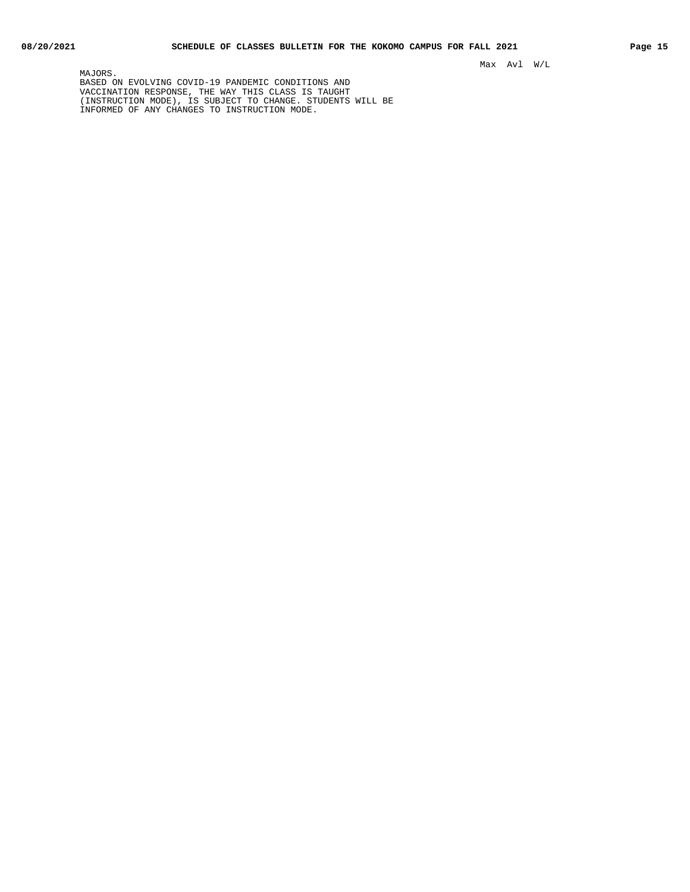Max Avl W/L

MAJORS.
BASED ON EVOLVING COVID-19 PANDEMIC CONDITIONS AND
VACCINATION RESPONSE, THE WAY THIS CLASS IS TAUGHT
(INSTRUCTION MODE), IS SUBJECT TO CHANGE. STUDENTS WILL BE
INFORMED OF ANY CHANGES TO INSTRUCTION MODE.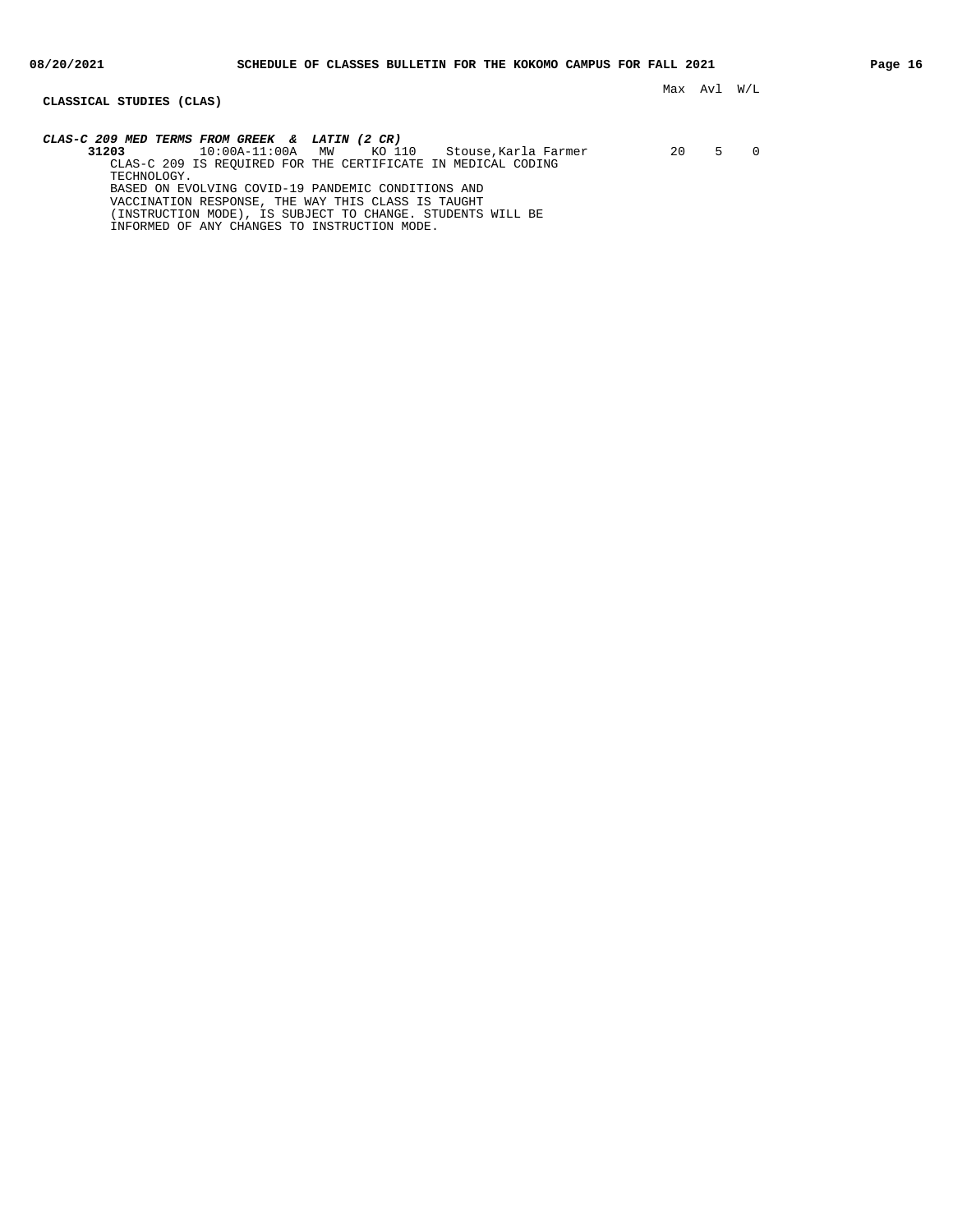## CLASSICAL STUDIES (CLAS)

| | | | | | Max | Avl | W/L |
|---|---|---|---|---|---|---|---|

***CLAS-C 209 MED TERMS FROM GREEK & LATIN (2 CR)***

| Class | Time | Days | Room | Instructor | Max | Avl | W/L |
|---|---|---|---|---|---|---|---|
| **31203** | 10:00A-11:00A | MW | KO 110 | Stouse,Karla Farmer | 20 | 5 | 0 |

CLAS-C 209 IS REQUIRED FOR THE CERTIFICATE IN MEDICAL CODING TECHNOLOGY.
BASED ON EVOLVING COVID-19 PANDEMIC CONDITIONS AND VACCINATION RESPONSE, THE WAY THIS CLASS IS TAUGHT (INSTRUCTION MODE), IS SUBJECT TO CHANGE. STUDENTS WILL BE INFORMED OF ANY CHANGES TO INSTRUCTION MODE.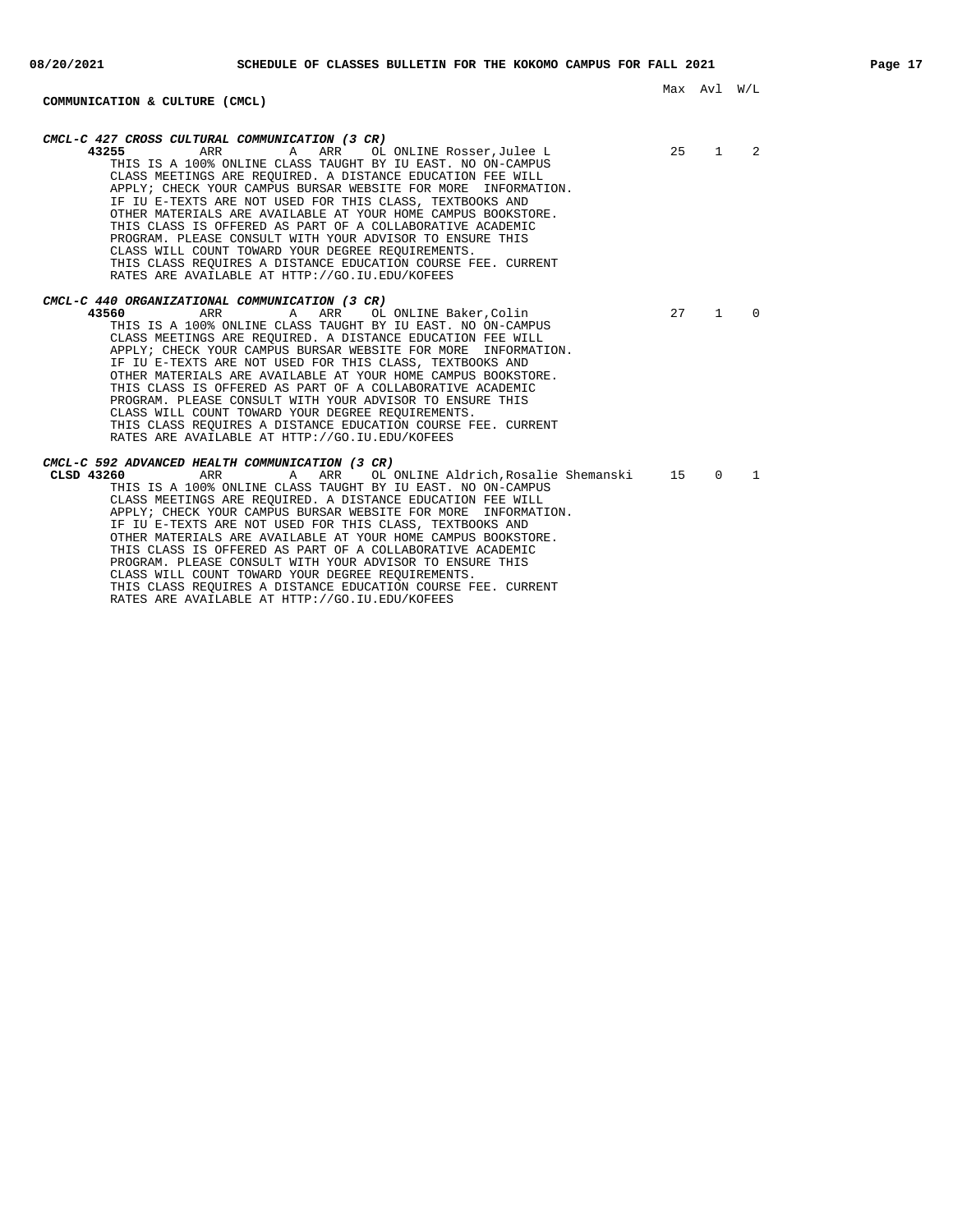## COMMUNICATION & CULTURE (CMCL)

Max Avl W/L

***CMCL-C 427 CROSS CULTURAL COMMUNICATION (3 CR)***

**43255** ARR A ARR OL ONLINE Rosser,Julee L 25 1 2

THIS IS A 100% ONLINE CLASS TAUGHT BY IU EAST. NO ON-CAMPUS CLASS MEETINGS ARE REQUIRED. A DISTANCE EDUCATION FEE WILL APPLY; CHECK YOUR CAMPUS BURSAR WEBSITE FOR MORE INFORMATION. IF IU E-TEXTS ARE NOT USED FOR THIS CLASS, TEXTBOOKS AND OTHER MATERIALS ARE AVAILABLE AT YOUR HOME CAMPUS BOOKSTORE. THIS CLASS IS OFFERED AS PART OF A COLLABORATIVE ACADEMIC PROGRAM. PLEASE CONSULT WITH YOUR ADVISOR TO ENSURE THIS CLASS WILL COUNT TOWARD YOUR DEGREE REQUIREMENTS. THIS CLASS REQUIRES A DISTANCE EDUCATION COURSE FEE. CURRENT RATES ARE AVAILABLE AT HTTP://GO.IU.EDU/KOFEES

***CMCL-C 440 ORGANIZATIONAL COMMUNICATION (3 CR)***

**43560** ARR A ARR OL ONLINE Baker,Colin 27 1 0

THIS IS A 100% ONLINE CLASS TAUGHT BY IU EAST. NO ON-CAMPUS CLASS MEETINGS ARE REQUIRED. A DISTANCE EDUCATION FEE WILL APPLY; CHECK YOUR CAMPUS BURSAR WEBSITE FOR MORE INFORMATION. IF IU E-TEXTS ARE NOT USED FOR THIS CLASS, TEXTBOOKS AND OTHER MATERIALS ARE AVAILABLE AT YOUR HOME CAMPUS BOOKSTORE. THIS CLASS IS OFFERED AS PART OF A COLLABORATIVE ACADEMIC PROGRAM. PLEASE CONSULT WITH YOUR ADVISOR TO ENSURE THIS CLASS WILL COUNT TOWARD YOUR DEGREE REQUIREMENTS. THIS CLASS REQUIRES A DISTANCE EDUCATION COURSE FEE. CURRENT RATES ARE AVAILABLE AT HTTP://GO.IU.EDU/KOFEES

***CMCL-C 592 ADVANCED HEALTH COMMUNICATION (3 CR)***

**CLSD 43260** ARR A ARR OL ONLINE Aldrich,Rosalie Shemanski 15 0 1

THIS IS A 100% ONLINE CLASS TAUGHT BY IU EAST. NO ON-CAMPUS CLASS MEETINGS ARE REQUIRED. A DISTANCE EDUCATION FEE WILL APPLY; CHECK YOUR CAMPUS BURSAR WEBSITE FOR MORE INFORMATION. IF IU E-TEXTS ARE NOT USED FOR THIS CLASS, TEXTBOOKS AND OTHER MATERIALS ARE AVAILABLE AT YOUR HOME CAMPUS BOOKSTORE. THIS CLASS IS OFFERED AS PART OF A COLLABORATIVE ACADEMIC PROGRAM. PLEASE CONSULT WITH YOUR ADVISOR TO ENSURE THIS CLASS WILL COUNT TOWARD YOUR DEGREE REQUIREMENTS. THIS CLASS REQUIRES A DISTANCE EDUCATION COURSE FEE. CURRENT RATES ARE AVAILABLE AT HTTP://GO.IU.EDU/KOFEES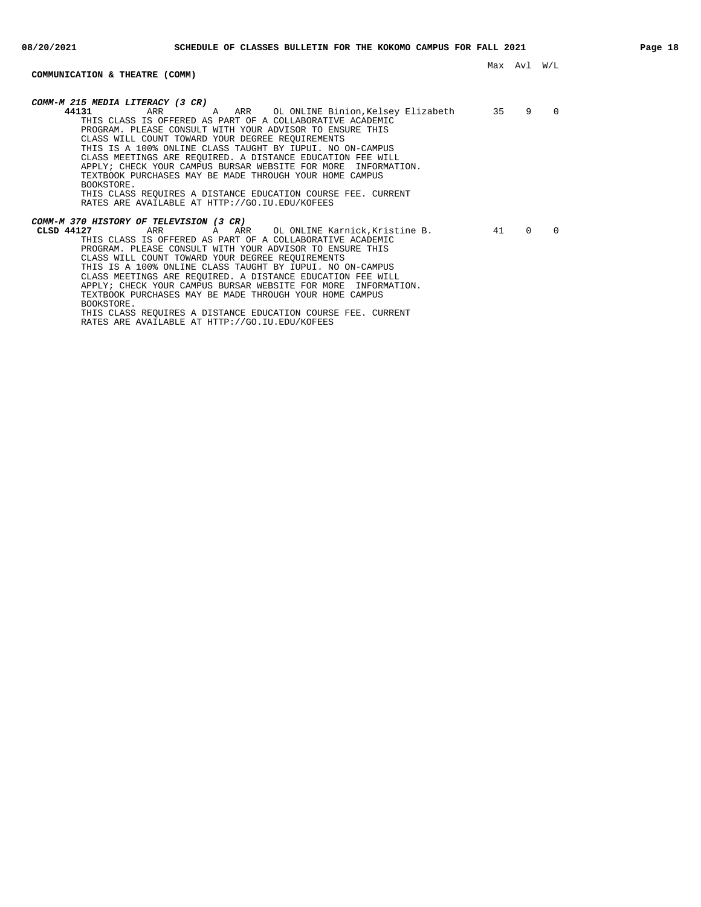## COMMUNICATION & THEATRE (COMM)

| | | | | | | | Max | Avl | W/L |
|---|---|---|---|---|---|---|---|---|---|

***COMM-M 215 MEDIA LITERACY (3 CR)***

| | | | | | | | Max | Avl | W/L |
|---|---|---|---|---|---|---|---|---|---|
| **44131** | ARR | A | ARR | OL | ONLINE | Binion,Kelsey Elizabeth | 35 | 9 | 0 |

THIS CLASS IS OFFERED AS PART OF A COLLABORATIVE ACADEMIC PROGRAM. PLEASE CONSULT WITH YOUR ADVISOR TO ENSURE THIS CLASS WILL COUNT TOWARD YOUR DEGREE REQUIREMENTS
THIS IS A 100% ONLINE CLASS TAUGHT BY IUPUI. NO ON-CAMPUS CLASS MEETINGS ARE REQUIRED. A DISTANCE EDUCATION FEE WILL APPLY; CHECK YOUR CAMPUS BURSAR WEBSITE FOR MORE INFORMATION.
TEXTBOOK PURCHASES MAY BE MADE THROUGH YOUR HOME CAMPUS BOOKSTORE.
THIS CLASS REQUIRES A DISTANCE EDUCATION COURSE FEE. CURRENT RATES ARE AVAILABLE AT HTTP://GO.IU.EDU/KOFEES

***COMM-M 370 HISTORY OF TELEVISION (3 CR)***

| | | | | | | | Max | Avl | W/L |
|---|---|---|---|---|---|---|---|---|---|
| **CLSD 44127** | ARR | A | ARR | OL | ONLINE | Karnick,Kristine B. | 41 | 0 | 0 |

THIS CLASS IS OFFERED AS PART OF A COLLABORATIVE ACADEMIC PROGRAM. PLEASE CONSULT WITH YOUR ADVISOR TO ENSURE THIS CLASS WILL COUNT TOWARD YOUR DEGREE REQUIREMENTS
THIS IS A 100% ONLINE CLASS TAUGHT BY IUPUI. NO ON-CAMPUS CLASS MEETINGS ARE REQUIRED. A DISTANCE EDUCATION FEE WILL APPLY; CHECK YOUR CAMPUS BURSAR WEBSITE FOR MORE INFORMATION.
TEXTBOOK PURCHASES MAY BE MADE THROUGH YOUR HOME CAMPUS BOOKSTORE.
THIS CLASS REQUIRES A DISTANCE EDUCATION COURSE FEE. CURRENT RATES ARE AVAILABLE AT HTTP://GO.IU.EDU/KOFEES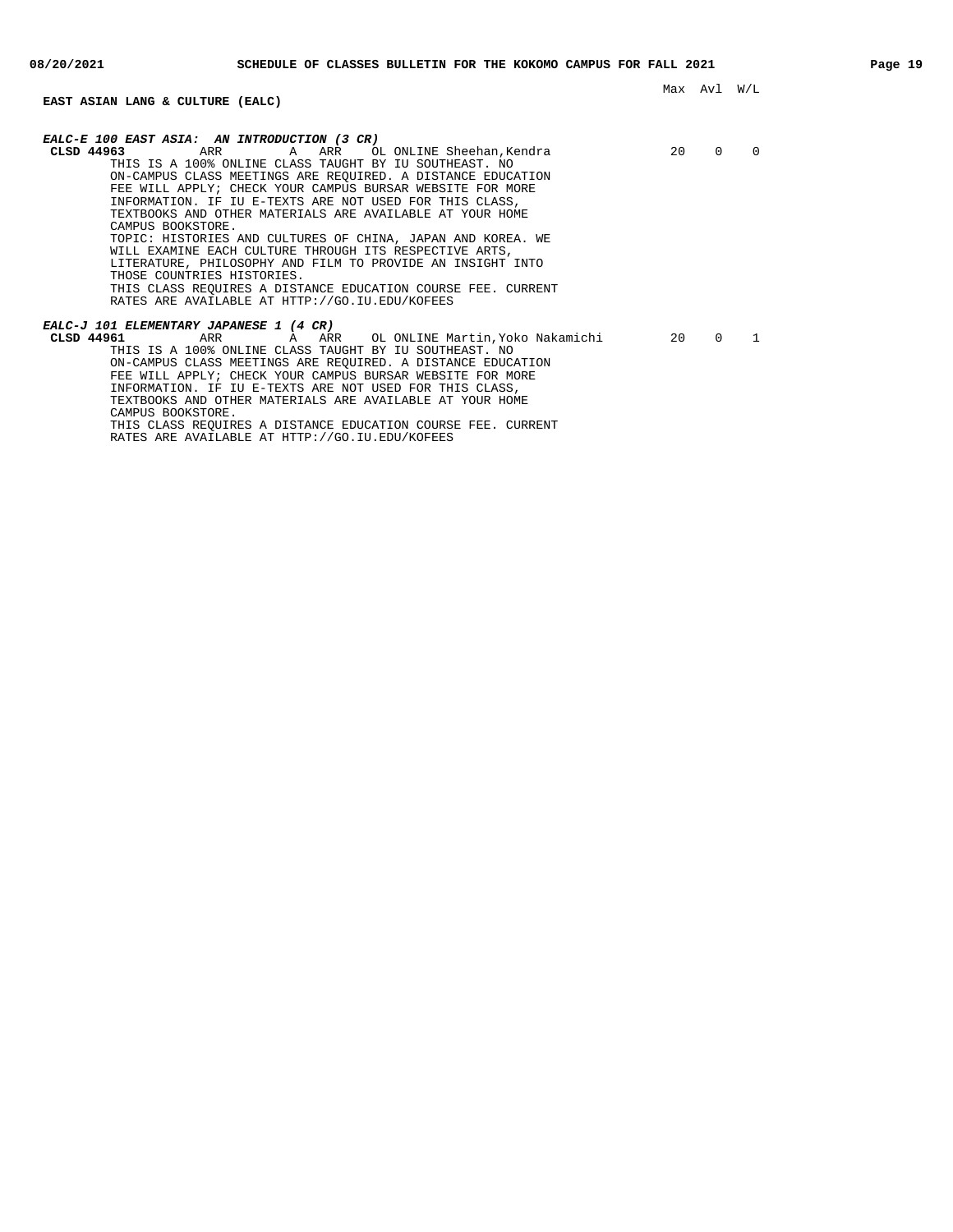## EAST ASIAN LANG & CULTURE (EALC)

| | | | | | | | Max | Avl | W/L |
|---|---|---|---|---|---|---|---|---|---|

***EALC-E 100 EAST ASIA: AN INTRODUCTION (3 CR)***

| | | | | | | | Max | Avl | W/L |
|---|---|---|---|---|---|---|---|---|---|
| **CLSD 44963** | ARR | A | ARR | OL | ONLINE | Sheehan,Kendra | 20 | 0 | 0 |

THIS IS A 100% ONLINE CLASS TAUGHT BY IU SOUTHEAST. NO ON-CAMPUS CLASS MEETINGS ARE REQUIRED. A DISTANCE EDUCATION FEE WILL APPLY; CHECK YOUR CAMPUS BURSAR WEBSITE FOR MORE INFORMATION. IF IU E-TEXTS ARE NOT USED FOR THIS CLASS, TEXTBOOKS AND OTHER MATERIALS ARE AVAILABLE AT YOUR HOME CAMPUS BOOKSTORE.

TOPIC: HISTORIES AND CULTURES OF CHINA, JAPAN AND KOREA. WE WILL EXAMINE EACH CULTURE THROUGH ITS RESPECTIVE ARTS, LITERATURE, PHILOSOPHY AND FILM TO PROVIDE AN INSIGHT INTO THOSE COUNTRIES HISTORIES.

THIS CLASS REQUIRES A DISTANCE EDUCATION COURSE FEE. CURRENT RATES ARE AVAILABLE AT HTTP://GO.IU.EDU/KOFEES

***EALC-J 101 ELEMENTARY JAPANESE 1 (4 CR)***

| | | | | | | | Max | Avl | W/L |
|---|---|---|---|---|---|---|---|---|---|
| **CLSD 44961** | ARR | A | ARR | OL | ONLINE | Martin,Yoko Nakamichi | 20 | 0 | 1 |

THIS IS A 100% ONLINE CLASS TAUGHT BY IU SOUTHEAST. NO ON-CAMPUS CLASS MEETINGS ARE REQUIRED. A DISTANCE EDUCATION FEE WILL APPLY; CHECK YOUR CAMPUS BURSAR WEBSITE FOR MORE INFORMATION. IF IU E-TEXTS ARE NOT USED FOR THIS CLASS, TEXTBOOKS AND OTHER MATERIALS ARE AVAILABLE AT YOUR HOME CAMPUS BOOKSTORE.

THIS CLASS REQUIRES A DISTANCE EDUCATION COURSE FEE. CURRENT RATES ARE AVAILABLE AT HTTP://GO.IU.EDU/KOFEES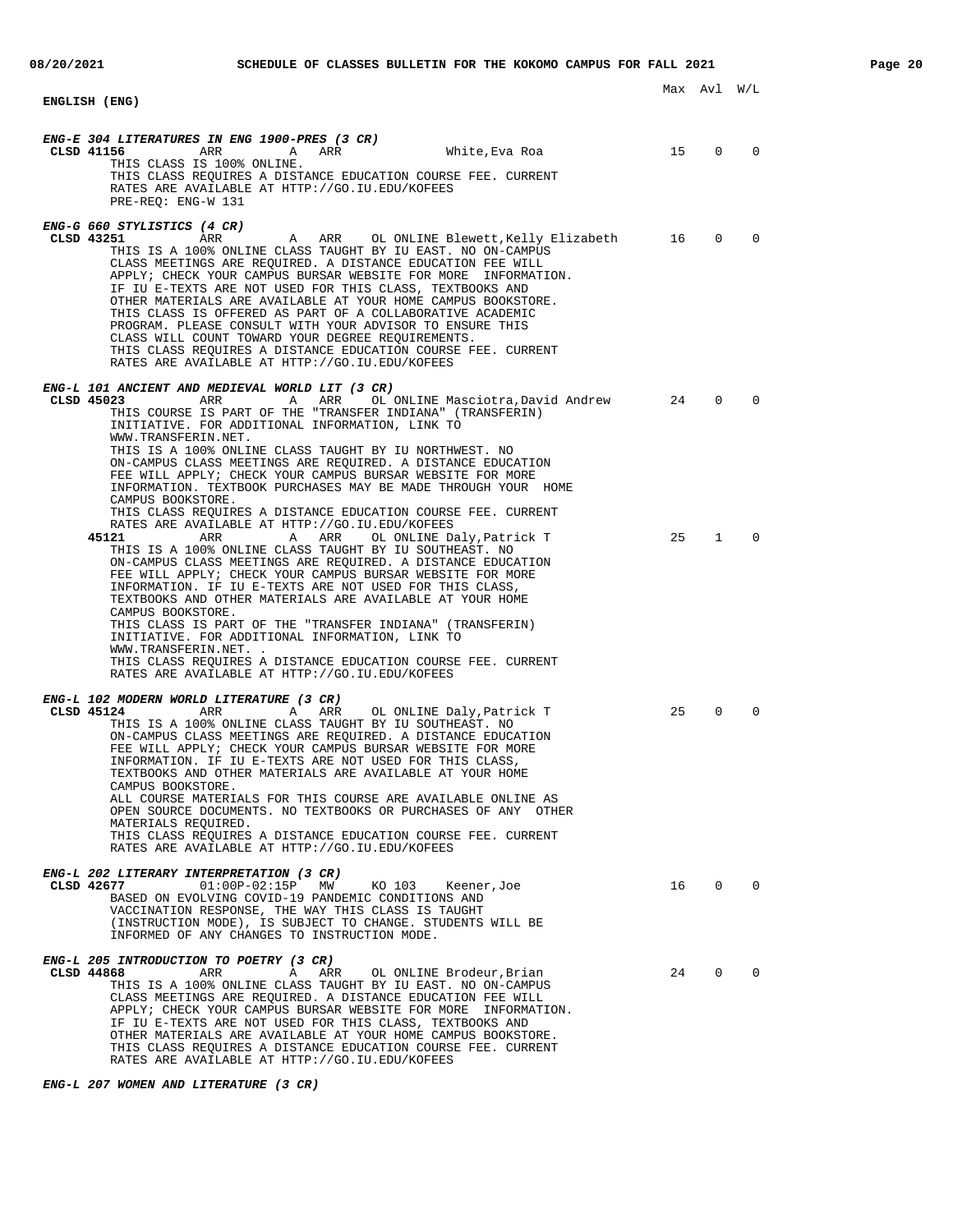## ENGLISH (ENG)

Max Avl W/L

***ENG-E 304 LITERATURES IN ENG 1900-PRES (3 CR)***

**CLSD 41156** ARR A ARR White,Eva Roa 15 0 0

THIS CLASS IS 100% ONLINE.
THIS CLASS REQUIRES A DISTANCE EDUCATION COURSE FEE. CURRENT RATES ARE AVAILABLE AT HTTP://GO.IU.EDU/KOFEES
PRE-REQ: ENG-W 131

***ENG-G 660 STYLISTICS (4 CR)***

**CLSD 43251** ARR A ARR OL ONLINE Blewett,Kelly Elizabeth 16 0 0

THIS IS A 100% ONLINE CLASS TAUGHT BY IU EAST. NO ON-CAMPUS CLASS MEETINGS ARE REQUIRED. A DISTANCE EDUCATION FEE WILL APPLY; CHECK YOUR CAMPUS BURSAR WEBSITE FOR MORE INFORMATION. IF IU E-TEXTS ARE NOT USED FOR THIS CLASS, TEXTBOOKS AND OTHER MATERIALS ARE AVAILABLE AT YOUR HOME CAMPUS BOOKSTORE. THIS CLASS IS OFFERED AS PART OF A COLLABORATIVE ACADEMIC PROGRAM. PLEASE CONSULT WITH YOUR ADVISOR TO ENSURE THIS CLASS WILL COUNT TOWARD YOUR DEGREE REQUIREMENTS.
THIS CLASS REQUIRES A DISTANCE EDUCATION COURSE FEE. CURRENT RATES ARE AVAILABLE AT HTTP://GO.IU.EDU/KOFEES

***ENG-L 101 ANCIENT AND MEDIEVAL WORLD LIT (3 CR)***

**CLSD 45023** ARR A ARR OL ONLINE Masciotra,David Andrew 24 0 0

THIS COURSE IS PART OF THE "TRANSFER INDIANA" (TRANSFERIN) INITIATIVE. FOR ADDITIONAL INFORMATION, LINK TO WWW.TRANSFERIN.NET.
THIS IS A 100% ONLINE CLASS TAUGHT BY IU NORTHWEST. NO ON-CAMPUS CLASS MEETINGS ARE REQUIRED. A DISTANCE EDUCATION FEE WILL APPLY; CHECK YOUR CAMPUS BURSAR WEBSITE FOR MORE INFORMATION. TEXTBOOK PURCHASES MAY BE MADE THROUGH YOUR HOME CAMPUS BOOKSTORE.
THIS CLASS REQUIRES A DISTANCE EDUCATION COURSE FEE. CURRENT RATES ARE AVAILABLE AT HTTP://GO.IU.EDU/KOFEES

**45121** ARR A ARR OL ONLINE Daly,Patrick T 25 1 0

THIS IS A 100% ONLINE CLASS TAUGHT BY IU SOUTHEAST. NO ON-CAMPUS CLASS MEETINGS ARE REQUIRED. A DISTANCE EDUCATION FEE WILL APPLY; CHECK YOUR CAMPUS BURSAR WEBSITE FOR MORE INFORMATION. IF IU E-TEXTS ARE NOT USED FOR THIS CLASS, TEXTBOOKS AND OTHER MATERIALS ARE AVAILABLE AT YOUR HOME CAMPUS BOOKSTORE.
THIS CLASS IS PART OF THE "TRANSFER INDIANA" (TRANSFERIN) INITIATIVE. FOR ADDITIONAL INFORMATION, LINK TO WWW.TRANSFERIN.NET. .
THIS CLASS REQUIRES A DISTANCE EDUCATION COURSE FEE. CURRENT RATES ARE AVAILABLE AT HTTP://GO.IU.EDU/KOFEES

***ENG-L 102 MODERN WORLD LITERATURE (3 CR)***

**CLSD 45124** ARR A ARR OL ONLINE Daly,Patrick T 25 0 0

THIS IS A 100% ONLINE CLASS TAUGHT BY IU SOUTHEAST. NO ON-CAMPUS CLASS MEETINGS ARE REQUIRED. A DISTANCE EDUCATION FEE WILL APPLY; CHECK YOUR CAMPUS BURSAR WEBSITE FOR MORE INFORMATION. IF IU E-TEXTS ARE NOT USED FOR THIS CLASS, TEXTBOOKS AND OTHER MATERIALS ARE AVAILABLE AT YOUR HOME CAMPUS BOOKSTORE.
ALL COURSE MATERIALS FOR THIS COURSE ARE AVAILABLE ONLINE AS OPEN SOURCE DOCUMENTS. NO TEXTBOOKS OR PURCHASES OF ANY OTHER MATERIALS REQUIRED.
THIS CLASS REQUIRES A DISTANCE EDUCATION COURSE FEE. CURRENT RATES ARE AVAILABLE AT HTTP://GO.IU.EDU/KOFEES

***ENG-L 202 LITERARY INTERPRETATION (3 CR)***

**CLSD 42677** 01:00P-02:15P MW KO 103 Keener,Joe 16 0 0

BASED ON EVOLVING COVID-19 PANDEMIC CONDITIONS AND VACCINATION RESPONSE, THE WAY THIS CLASS IS TAUGHT (INSTRUCTION MODE), IS SUBJECT TO CHANGE. STUDENTS WILL BE INFORMED OF ANY CHANGES TO INSTRUCTION MODE.

***ENG-L 205 INTRODUCTION TO POETRY (3 CR)***

**CLSD 44868** ARR A ARR OL ONLINE Brodeur,Brian 24 0 0

THIS IS A 100% ONLINE CLASS TAUGHT BY IU EAST. NO ON-CAMPUS CLASS MEETINGS ARE REQUIRED. A DISTANCE EDUCATION FEE WILL APPLY; CHECK YOUR CAMPUS BURSAR WEBSITE FOR MORE INFORMATION. IF IU E-TEXTS ARE NOT USED FOR THIS CLASS, TEXTBOOKS AND OTHER MATERIALS ARE AVAILABLE AT YOUR HOME CAMPUS BOOKSTORE.
THIS CLASS REQUIRES A DISTANCE EDUCATION COURSE FEE. CURRENT RATES ARE AVAILABLE AT HTTP://GO.IU.EDU/KOFEES

***ENG-L 207 WOMEN AND LITERATURE (3 CR)***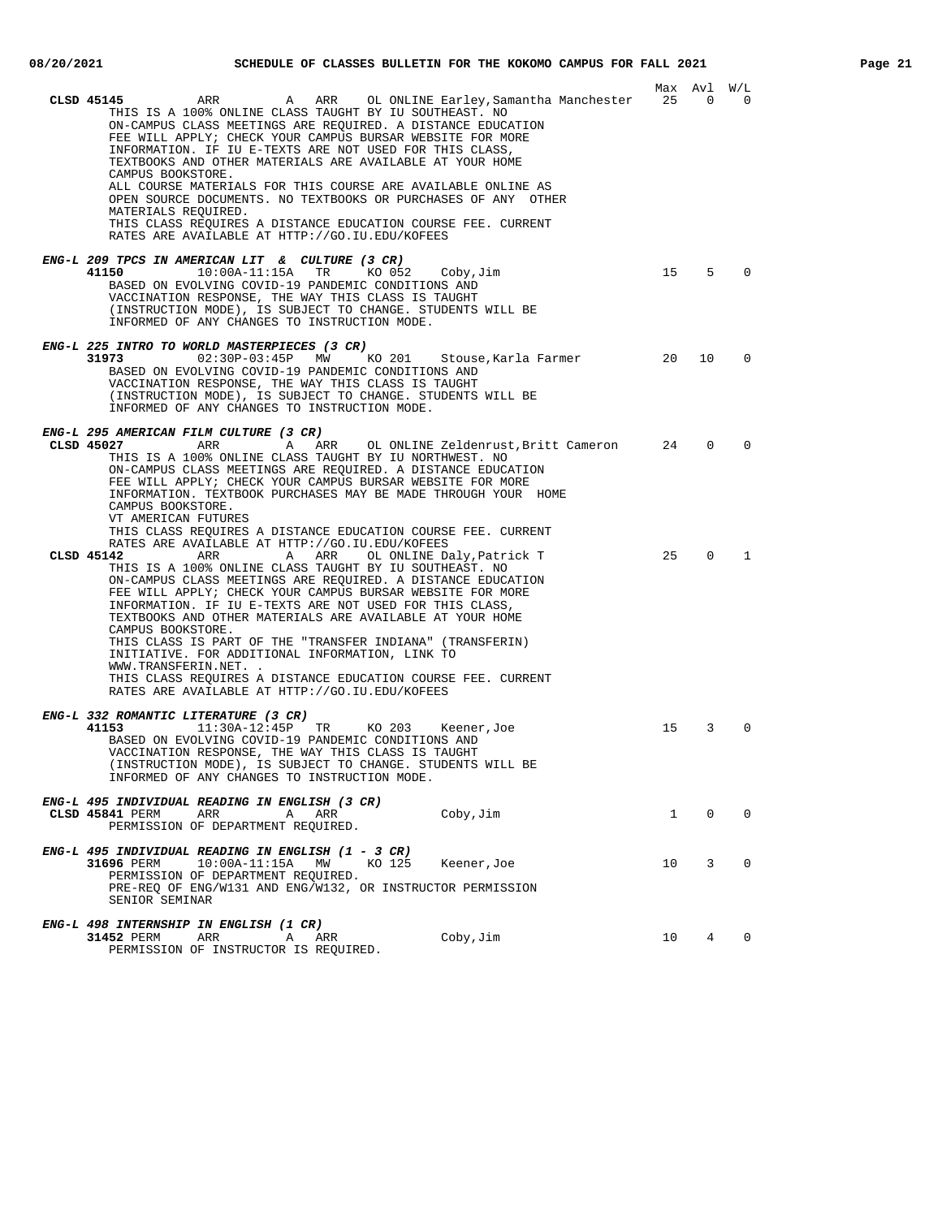| | | | | | | | Max | Avl | W/L |
|---|---|---|---|---|---|---|---|---|---|
| **CLSD 45145** | ARR | A | ARR | OL ONLINE | Earley,Samantha Manchester | | 25 | 0 | 0 |

THIS IS A 100% ONLINE CLASS TAUGHT BY IU SOUTHEAST. NO ON-CAMPUS CLASS MEETINGS ARE REQUIRED. A DISTANCE EDUCATION FEE WILL APPLY; CHECK YOUR CAMPUS BURSAR WEBSITE FOR MORE INFORMATION. IF IU E-TEXTS ARE NOT USED FOR THIS CLASS, TEXTBOOKS AND OTHER MATERIALS ARE AVAILABLE AT YOUR HOME CAMPUS BOOKSTORE.
ALL COURSE MATERIALS FOR THIS COURSE ARE AVAILABLE ONLINE AS OPEN SOURCE DOCUMENTS. NO TEXTBOOKS OR PURCHASES OF ANY OTHER MATERIALS REQUIRED.
THIS CLASS REQUIRES A DISTANCE EDUCATION COURSE FEE. CURRENT RATES ARE AVAILABLE AT HTTP://GO.IU.EDU/KOFEES

### *ENG-L 209 TPCS IN AMERICAN LIT & CULTURE (3 CR)*

| | | | | | Max | Avl | W/L |
|---|---|---|---|---|---|---|---|
| **41150** | 10:00A-11:15A | TR | KO 052 | Coby,Jim | 15 | 5 | 0 |

BASED ON EVOLVING COVID-19 PANDEMIC CONDITIONS AND VACCINATION RESPONSE, THE WAY THIS CLASS IS TAUGHT (INSTRUCTION MODE), IS SUBJECT TO CHANGE. STUDENTS WILL BE INFORMED OF ANY CHANGES TO INSTRUCTION MODE.

### *ENG-L 225 INTRO TO WORLD MASTERPIECES (3 CR)*

| | | | | | Max | Avl | W/L |
|---|---|---|---|---|---|---|---|
| **31973** | 02:30P-03:45P | MW | KO 201 | Stouse,Karla Farmer | 20 | 10 | 0 |

BASED ON EVOLVING COVID-19 PANDEMIC CONDITIONS AND VACCINATION RESPONSE, THE WAY THIS CLASS IS TAUGHT (INSTRUCTION MODE), IS SUBJECT TO CHANGE. STUDENTS WILL BE INFORMED OF ANY CHANGES TO INSTRUCTION MODE.

### *ENG-L 295 AMERICAN FILM CULTURE (3 CR)*

| | | | | | | Max | Avl | W/L |
|---|---|---|---|---|---|---|---|---|
| **CLSD 45027** | ARR | A | ARR | OL ONLINE | Zeldenrust,Britt Cameron | 24 | 0 | 0 |

THIS IS A 100% ONLINE CLASS TAUGHT BY IU NORTHWEST. NO ON-CAMPUS CLASS MEETINGS ARE REQUIRED. A DISTANCE EDUCATION FEE WILL APPLY; CHECK YOUR CAMPUS BURSAR WEBSITE FOR MORE INFORMATION. TEXTBOOK PURCHASES MAY BE MADE THROUGH YOUR HOME CAMPUS BOOKSTORE.
VT AMERICAN FUTURES
THIS CLASS REQUIRES A DISTANCE EDUCATION COURSE FEE. CURRENT RATES ARE AVAILABLE AT HTTP://GO.IU.EDU/KOFEES

| | | | | | | Max | Avl | W/L |
|---|---|---|---|---|---|---|---|---|
| **CLSD 45142** | ARR | A | ARR | OL ONLINE | Daly,Patrick T | 25 | 0 | 1 |

THIS IS A 100% ONLINE CLASS TAUGHT BY IU SOUTHEAST. NO ON-CAMPUS CLASS MEETINGS ARE REQUIRED. A DISTANCE EDUCATION FEE WILL APPLY; CHECK YOUR CAMPUS BURSAR WEBSITE FOR MORE INFORMATION. IF IU E-TEXTS ARE NOT USED FOR THIS CLASS, TEXTBOOKS AND OTHER MATERIALS ARE AVAILABLE AT YOUR HOME CAMPUS BOOKSTORE.
THIS CLASS IS PART OF THE "TRANSFER INDIANA" (TRANSFERIN) INITIATIVE. FOR ADDITIONAL INFORMATION, LINK TO WWW.TRANSFERIN.NET. .
THIS CLASS REQUIRES A DISTANCE EDUCATION COURSE FEE. CURRENT RATES ARE AVAILABLE AT HTTP://GO.IU.EDU/KOFEES

### *ENG-L 332 ROMANTIC LITERATURE (3 CR)*

| | | | | | Max | Avl | W/L |
|---|---|---|---|---|---|---|---|
| **41153** | 11:30A-12:45P | TR | KO 203 | Keener,Joe | 15 | 3 | 0 |

BASED ON EVOLVING COVID-19 PANDEMIC CONDITIONS AND VACCINATION RESPONSE, THE WAY THIS CLASS IS TAUGHT (INSTRUCTION MODE), IS SUBJECT TO CHANGE. STUDENTS WILL BE INFORMED OF ANY CHANGES TO INSTRUCTION MODE.

### *ENG-L 495 INDIVIDUAL READING IN ENGLISH (3 CR)*

| | | | | | Max | Avl | W/L |
|---|---|---|---|---|---|---|---|
| **CLSD 45841** PERM | ARR | A | ARR | Coby,Jim | 1 | 0 | 0 |

PERMISSION OF DEPARTMENT REQUIRED.

### *ENG-L 495 INDIVIDUAL READING IN ENGLISH (1 - 3 CR)*

| | | | | | Max | Avl | W/L |
|---|---|---|---|---|---|---|---|
| **31696** PERM | 10:00A-11:15A | MW | KO 125 | Keener,Joe | 10 | 3 | 0 |

PERMISSION OF DEPARTMENT REQUIRED.
PRE-REQ OF ENG/W131 AND ENG/W132, OR INSTRUCTOR PERMISSION
SENIOR SEMINAR

### *ENG-L 498 INTERNSHIP IN ENGLISH (1 CR)*

| | | | | | Max | Avl | W/L |
|---|---|---|---|---|---|---|---|
| **31452** PERM | ARR | A | ARR | Coby,Jim | 10 | 4 | 0 |

PERMISSION OF INSTRUCTOR IS REQUIRED.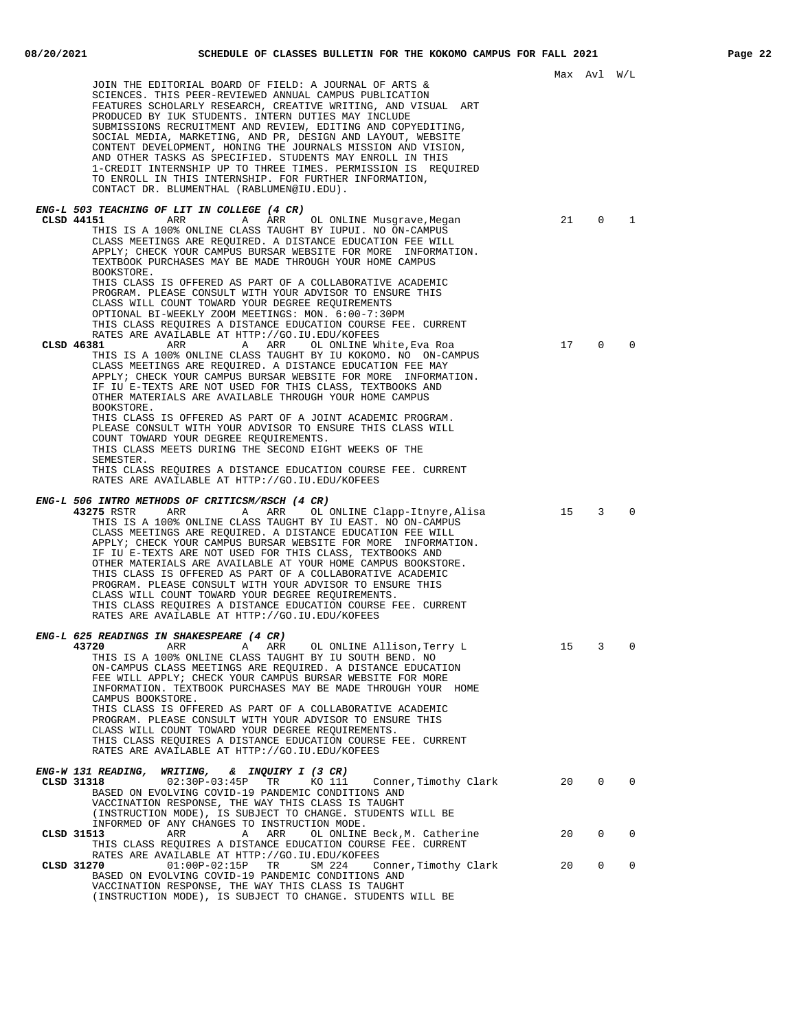Max Avl W/L

JOIN THE EDITORIAL BOARD OF FIELD: A JOURNAL OF ARTS & SCIENCES. THIS PEER-REVIEWED ANNUAL CAMPUS PUBLICATION FEATURES SCHOLARLY RESEARCH, CREATIVE WRITING, AND VISUAL ART PRODUCED BY IUK STUDENTS. INTERN DUTIES MAY INCLUDE SUBMISSIONS RECRUITMENT AND REVIEW, EDITING AND COPYEDITING, SOCIAL MEDIA, MARKETING, AND PR, DESIGN AND LAYOUT, WEBSITE CONTENT DEVELOPMENT, HONING THE JOURNALS MISSION AND VISION, AND OTHER TASKS AS SPECIFIED. STUDENTS MAY ENROLL IN THIS 1-CREDIT INTERNSHIP UP TO THREE TIMES. PERMISSION IS REQUIRED TO ENROLL IN THIS INTERNSHIP. FOR FURTHER INFORMATION, CONTACT DR. BLUMENTHAL (RABLUMEN@IU.EDU).

***ENG-L 503 TEACHING OF LIT IN COLLEGE (4 CR)***

**CLSD 44151** ARR A ARR OL ONLINE Musgrave,Megan — 21 0 1

THIS IS A 100% ONLINE CLASS TAUGHT BY IUPUI. NO ON-CAMPUS CLASS MEETINGS ARE REQUIRED. A DISTANCE EDUCATION FEE WILL APPLY; CHECK YOUR CAMPUS BURSAR WEBSITE FOR MORE INFORMATION. TEXTBOOK PURCHASES MAY BE MADE THROUGH YOUR HOME CAMPUS BOOKSTORE.
THIS CLASS IS OFFERED AS PART OF A COLLABORATIVE ACADEMIC PROGRAM. PLEASE CONSULT WITH YOUR ADVISOR TO ENSURE THIS CLASS WILL COUNT TOWARD YOUR DEGREE REQUIREMENTS
OPTIONAL BI-WEEKLY ZOOM MEETINGS: MON. 6:00-7:30PM
THIS CLASS REQUIRES A DISTANCE EDUCATION COURSE FEE. CURRENT RATES ARE AVAILABLE AT HTTP://GO.IU.EDU/KOFEES

**CLSD 46381** ARR A ARR OL ONLINE White,Eva Roa — 17 0 0

THIS IS A 100% ONLINE CLASS TAUGHT BY IU KOKOMO. NO ON-CAMPUS CLASS MEETINGS ARE REQUIRED. A DISTANCE EDUCATION FEE MAY APPLY; CHECK YOUR CAMPUS BURSAR WEBSITE FOR MORE INFORMATION. IF IU E-TEXTS ARE NOT USED FOR THIS CLASS, TEXTBOOKS AND OTHER MATERIALS ARE AVAILABLE THROUGH YOUR HOME CAMPUS BOOKSTORE.
THIS CLASS IS OFFERED AS PART OF A JOINT ACADEMIC PROGRAM. PLEASE CONSULT WITH YOUR ADVISOR TO ENSURE THIS CLASS WILL COUNT TOWARD YOUR DEGREE REQUIREMENTS.
THIS CLASS MEETS DURING THE SECOND EIGHT WEEKS OF THE SEMESTER.
THIS CLASS REQUIRES A DISTANCE EDUCATION COURSE FEE. CURRENT RATES ARE AVAILABLE AT HTTP://GO.IU.EDU/KOFEES

***ENG-L 506 INTRO METHODS OF CRITICSM/RSCH (4 CR)***

**43275** RSTR ARR A ARR OL ONLINE Clapp-Itnyre,Alisa — 15 3 0

THIS IS A 100% ONLINE CLASS TAUGHT BY IU EAST. NO ON-CAMPUS CLASS MEETINGS ARE REQUIRED. A DISTANCE EDUCATION FEE WILL APPLY; CHECK YOUR CAMPUS BURSAR WEBSITE FOR MORE INFORMATION. IF IU E-TEXTS ARE NOT USED FOR THIS CLASS, TEXTBOOKS AND OTHER MATERIALS ARE AVAILABLE AT YOUR HOME CAMPUS BOOKSTORE.
THIS CLASS IS OFFERED AS PART OF A COLLABORATIVE ACADEMIC PROGRAM. PLEASE CONSULT WITH YOUR ADVISOR TO ENSURE THIS CLASS WILL COUNT TOWARD YOUR DEGREE REQUIREMENTS.
THIS CLASS REQUIRES A DISTANCE EDUCATION COURSE FEE. CURRENT RATES ARE AVAILABLE AT HTTP://GO.IU.EDU/KOFEES

***ENG-L 625 READINGS IN SHAKESPEARE (4 CR)***

**43720** ARR A ARR OL ONLINE Allison,Terry L — 15 3 0

THIS IS A 100% ONLINE CLASS TAUGHT BY IU SOUTH BEND. NO ON-CAMPUS CLASS MEETINGS ARE REQUIRED. A DISTANCE EDUCATION FEE WILL APPLY; CHECK YOUR CAMPUS BURSAR WEBSITE FOR MORE INFORMATION. TEXTBOOK PURCHASES MAY BE MADE THROUGH YOUR HOME CAMPUS BOOKSTORE.
THIS CLASS IS OFFERED AS PART OF A COLLABORATIVE ACADEMIC PROGRAM. PLEASE CONSULT WITH YOUR ADVISOR TO ENSURE THIS CLASS WILL COUNT TOWARD YOUR DEGREE REQUIREMENTS.
THIS CLASS REQUIRES A DISTANCE EDUCATION COURSE FEE. CURRENT RATES ARE AVAILABLE AT HTTP://GO.IU.EDU/KOFEES

***ENG-W 131 READING, WRITING, & INQUIRY I (3 CR)***

**CLSD 31318** 02:30P-03:45P TR KO 111 Conner,Timothy Clark — 20 0 0

BASED ON EVOLVING COVID-19 PANDEMIC CONDITIONS AND VACCINATION RESPONSE, THE WAY THIS CLASS IS TAUGHT (INSTRUCTION MODE), IS SUBJECT TO CHANGE. STUDENTS WILL BE INFORMED OF ANY CHANGES TO INSTRUCTION MODE.

**CLSD 31513** ARR A ARR OL ONLINE Beck,M. Catherine — 20 0 0

THIS CLASS REQUIRES A DISTANCE EDUCATION COURSE FEE. CURRENT RATES ARE AVAILABLE AT HTTP://GO.IU.EDU/KOFEES

**CLSD 31270** 01:00P-02:15P TR SM 224 Conner,Timothy Clark — 20 0 0

BASED ON EVOLVING COVID-19 PANDEMIC CONDITIONS AND VACCINATION RESPONSE, THE WAY THIS CLASS IS TAUGHT (INSTRUCTION MODE), IS SUBJECT TO CHANGE. STUDENTS WILL BE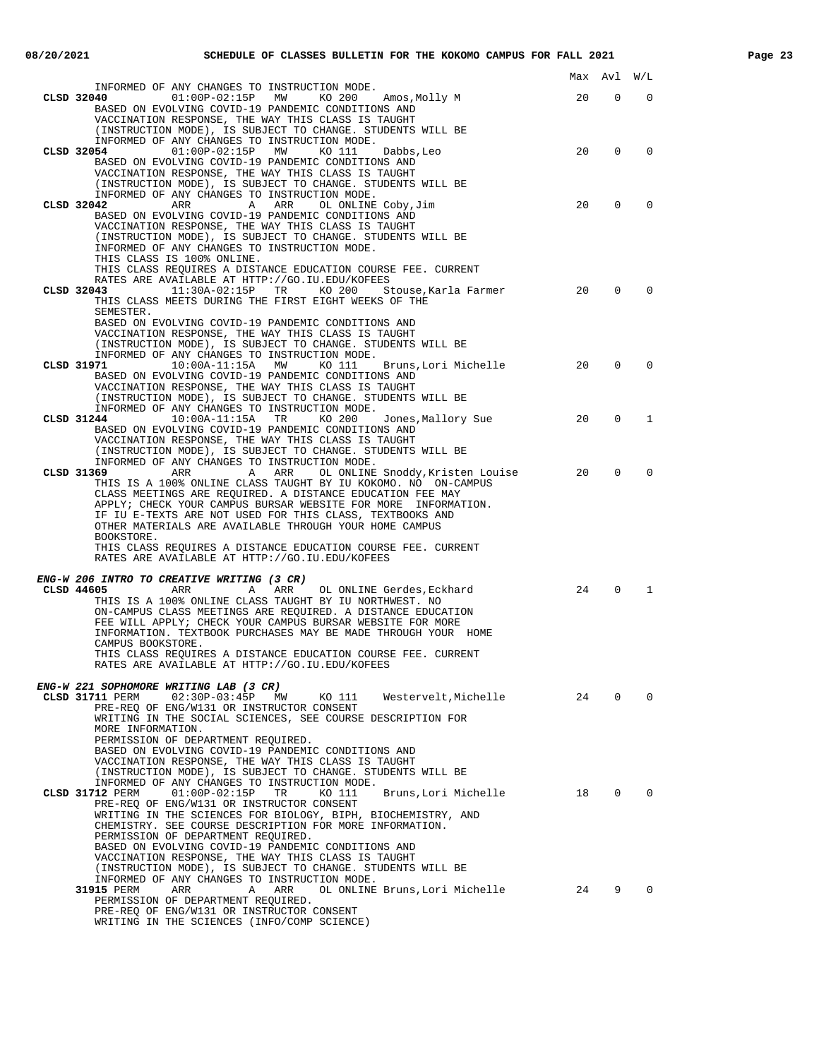| | | Max | Avl | W/L |
|---|---|---|---|---|

INFORMED OF ANY CHANGES TO INSTRUCTION MODE.

**CLSD 32040** 01:00P-02:15P MW KO 200 Amos,Molly M — Max 20, Avl 0, W/L 0
BASED ON EVOLVING COVID-19 PANDEMIC CONDITIONS AND VACCINATION RESPONSE, THE WAY THIS CLASS IS TAUGHT (INSTRUCTION MODE), IS SUBJECT TO CHANGE. STUDENTS WILL BE INFORMED OF ANY CHANGES TO INSTRUCTION MODE.

**CLSD 32054** 01:00P-02:15P MW KO 111 Dabbs,Leo — Max 20, Avl 0, W/L 0
BASED ON EVOLVING COVID-19 PANDEMIC CONDITIONS AND VACCINATION RESPONSE, THE WAY THIS CLASS IS TAUGHT (INSTRUCTION MODE), IS SUBJECT TO CHANGE. STUDENTS WILL BE INFORMED OF ANY CHANGES TO INSTRUCTION MODE.

**CLSD 32042** ARR A ARR OL ONLINE Coby,Jim — Max 20, Avl 0, W/L 0
BASED ON EVOLVING COVID-19 PANDEMIC CONDITIONS AND VACCINATION RESPONSE, THE WAY THIS CLASS IS TAUGHT (INSTRUCTION MODE), IS SUBJECT TO CHANGE. STUDENTS WILL BE INFORMED OF ANY CHANGES TO INSTRUCTION MODE.
THIS CLASS IS 100% ONLINE.
THIS CLASS REQUIRES A DISTANCE EDUCATION COURSE FEE. CURRENT RATES ARE AVAILABLE AT HTTP://GO.IU.EDU/KOFEES

**CLSD 32043** 11:30A-02:15P TR KO 200 Stouse,Karla Farmer — Max 20, Avl 0, W/L 0
THIS CLASS MEETS DURING THE FIRST EIGHT WEEKS OF THE SEMESTER.
BASED ON EVOLVING COVID-19 PANDEMIC CONDITIONS AND VACCINATION RESPONSE, THE WAY THIS CLASS IS TAUGHT (INSTRUCTION MODE), IS SUBJECT TO CHANGE. STUDENTS WILL BE INFORMED OF ANY CHANGES TO INSTRUCTION MODE.

**CLSD 31971** 10:00A-11:15A MW KO 111 Bruns,Lori Michelle — Max 20, Avl 0, W/L 0
BASED ON EVOLVING COVID-19 PANDEMIC CONDITIONS AND VACCINATION RESPONSE, THE WAY THIS CLASS IS TAUGHT (INSTRUCTION MODE), IS SUBJECT TO CHANGE. STUDENTS WILL BE INFORMED OF ANY CHANGES TO INSTRUCTION MODE.

**CLSD 31244** 10:00A-11:15A TR KO 200 Jones,Mallory Sue — Max 20, Avl 0, W/L 1
BASED ON EVOLVING COVID-19 PANDEMIC CONDITIONS AND VACCINATION RESPONSE, THE WAY THIS CLASS IS TAUGHT (INSTRUCTION MODE), IS SUBJECT TO CHANGE. STUDENTS WILL BE INFORMED OF ANY CHANGES TO INSTRUCTION MODE.

**CLSD 31369** ARR A ARR OL ONLINE Snoddy,Kristen Louise — Max 20, Avl 0, W/L 0
THIS IS A 100% ONLINE CLASS TAUGHT BY IU KOKOMO. NO ON-CAMPUS CLASS MEETINGS ARE REQUIRED. A DISTANCE EDUCATION FEE MAY APPLY; CHECK YOUR CAMPUS BURSAR WEBSITE FOR MORE INFORMATION. IF IU E-TEXTS ARE NOT USED FOR THIS CLASS, TEXTBOOKS AND OTHER MATERIALS ARE AVAILABLE THROUGH YOUR HOME CAMPUS BOOKSTORE.
THIS CLASS REQUIRES A DISTANCE EDUCATION COURSE FEE. CURRENT RATES ARE AVAILABLE AT HTTP://GO.IU.EDU/KOFEES

***ENG-W 206 INTRO TO CREATIVE WRITING (3 CR)***

**CLSD 44605** ARR A ARR OL ONLINE Gerdes,Eckhard — Max 24, Avl 0, W/L 1
THIS IS A 100% ONLINE CLASS TAUGHT BY IU NORTHWEST. NO ON-CAMPUS CLASS MEETINGS ARE REQUIRED. A DISTANCE EDUCATION FEE WILL APPLY; CHECK YOUR CAMPUS BURSAR WEBSITE FOR MORE INFORMATION. TEXTBOOK PURCHASES MAY BE MADE THROUGH YOUR HOME CAMPUS BOOKSTORE.
THIS CLASS REQUIRES A DISTANCE EDUCATION COURSE FEE. CURRENT RATES ARE AVAILABLE AT HTTP://GO.IU.EDU/KOFEES

***ENG-W 221 SOPHOMORE WRITING LAB (3 CR)***

**CLSD 31711** PERM 02:30P-03:45P MW KO 111 Westervelt,Michelle — Max 24, Avl 0, W/L 0
PRE-REQ OF ENG/W131 OR INSTRUCTOR CONSENT
WRITING IN THE SOCIAL SCIENCES, SEE COURSE DESCRIPTION FOR MORE INFORMATION.
PERMISSION OF DEPARTMENT REQUIRED.
BASED ON EVOLVING COVID-19 PANDEMIC CONDITIONS AND VACCINATION RESPONSE, THE WAY THIS CLASS IS TAUGHT (INSTRUCTION MODE), IS SUBJECT TO CHANGE. STUDENTS WILL BE INFORMED OF ANY CHANGES TO INSTRUCTION MODE.

**CLSD 31712** PERM 01:00P-02:15P TR KO 111 Bruns,Lori Michelle — Max 18, Avl 0, W/L 0
PRE-REQ OF ENG/W131 OR INSTRUCTOR CONSENT
WRITING IN THE SCIENCES FOR BIOLOGY, BIPH, BIOCHEMISTRY, AND CHEMISTRY. SEE COURSE DESCRIPTION FOR MORE INFORMATION.
PERMISSION OF DEPARTMENT REQUIRED.
BASED ON EVOLVING COVID-19 PANDEMIC CONDITIONS AND VACCINATION RESPONSE, THE WAY THIS CLASS IS TAUGHT (INSTRUCTION MODE), IS SUBJECT TO CHANGE. STUDENTS WILL BE INFORMED OF ANY CHANGES TO INSTRUCTION MODE.

**31915** PERM ARR A ARR OL ONLINE Bruns,Lori Michelle — Max 24, Avl 9, W/L 0
PERMISSION OF DEPARTMENT REQUIRED.
PRE-REQ OF ENG/W131 OR INSTRUCTOR CONSENT
WRITING IN THE SCIENCES (INFO/COMP SCIENCE)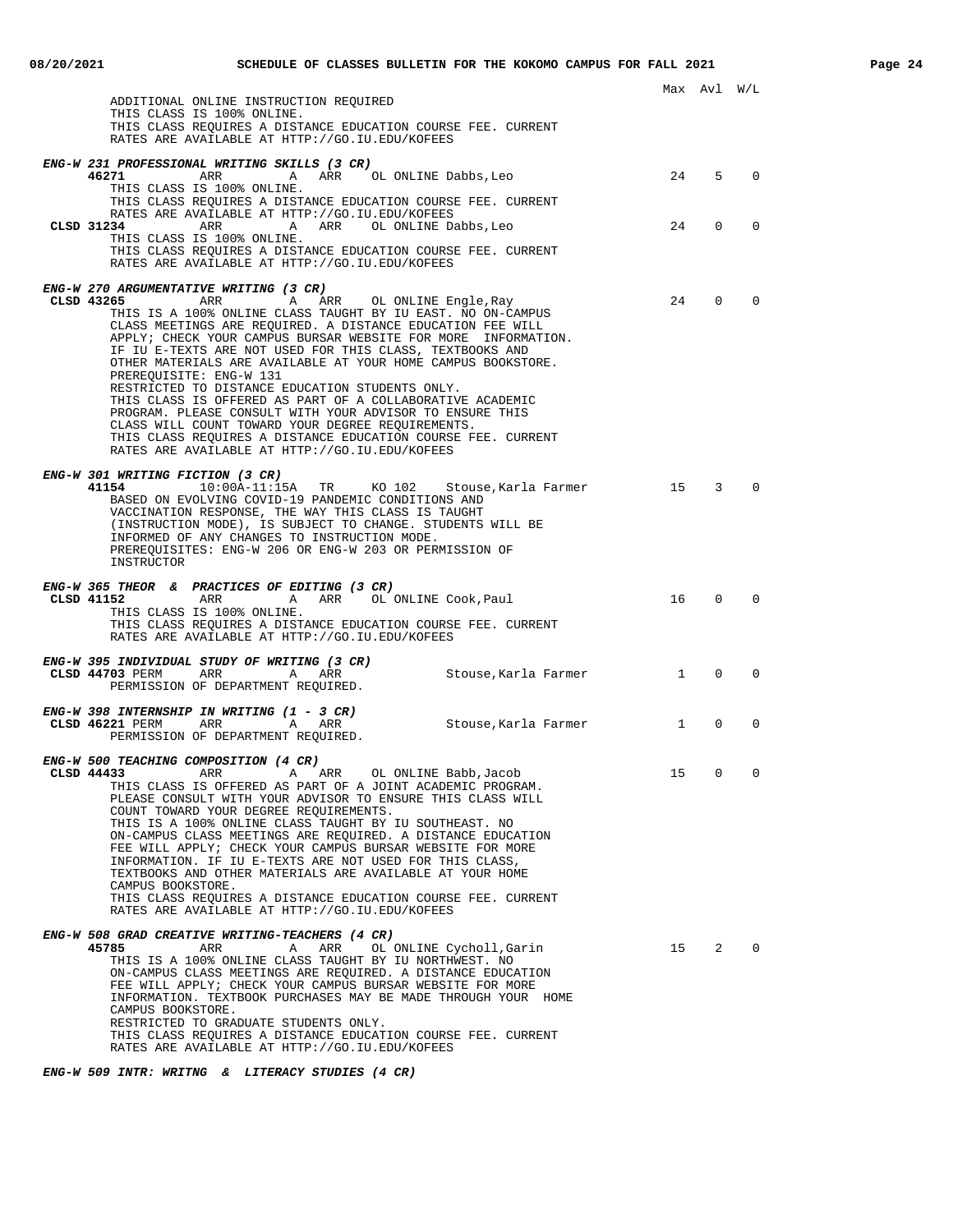Max Avl W/L

ADDITIONAL ONLINE INSTRUCTION REQUIRED
THIS CLASS IS 100% ONLINE.
THIS CLASS REQUIRES A DISTANCE EDUCATION COURSE FEE. CURRENT
RATES ARE AVAILABLE AT HTTP://GO.IU.EDU/KOFEES

***ENG-W 231 PROFESSIONAL WRITING SKILLS (3 CR)***

**46271** ARR A ARR OL ONLINE Dabbs,Leo 24 5 0
THIS CLASS IS 100% ONLINE.
THIS CLASS REQUIRES A DISTANCE EDUCATION COURSE FEE. CURRENT
RATES ARE AVAILABLE AT HTTP://GO.IU.EDU/KOFEES

**CLSD 31234** ARR A ARR OL ONLINE Dabbs,Leo 24 0 0
THIS CLASS IS 100% ONLINE.
THIS CLASS REQUIRES A DISTANCE EDUCATION COURSE FEE. CURRENT
RATES ARE AVAILABLE AT HTTP://GO.IU.EDU/KOFEES

***ENG-W 270 ARGUMENTATIVE WRITING (3 CR)***

**CLSD 43265** ARR A ARR OL ONLINE Engle,Ray 24 0 0
THIS IS A 100% ONLINE CLASS TAUGHT BY IU EAST. NO ON-CAMPUS
CLASS MEETINGS ARE REQUIRED. A DISTANCE EDUCATION FEE WILL
APPLY; CHECK YOUR CAMPUS BURSAR WEBSITE FOR MORE INFORMATION.
IF IU E-TEXTS ARE NOT USED FOR THIS CLASS, TEXTBOOKS AND
OTHER MATERIALS ARE AVAILABLE AT YOUR HOME CAMPUS BOOKSTORE.
PREREQUISITE: ENG-W 131
RESTRICTED TO DISTANCE EDUCATION STUDENTS ONLY.
THIS CLASS IS OFFERED AS PART OF A COLLABORATIVE ACADEMIC
PROGRAM. PLEASE CONSULT WITH YOUR ADVISOR TO ENSURE THIS
CLASS WILL COUNT TOWARD YOUR DEGREE REQUIREMENTS.
THIS CLASS REQUIRES A DISTANCE EDUCATION COURSE FEE. CURRENT
RATES ARE AVAILABLE AT HTTP://GO.IU.EDU/KOFEES

***ENG-W 301 WRITING FICTION (3 CR)***

**41154** 10:00A-11:15A TR KO 102 Stouse,Karla Farmer 15 3 0
BASED ON EVOLVING COVID-19 PANDEMIC CONDITIONS AND
VACCINATION RESPONSE, THE WAY THIS CLASS IS TAUGHT
(INSTRUCTION MODE), IS SUBJECT TO CHANGE. STUDENTS WILL BE
INFORMED OF ANY CHANGES TO INSTRUCTION MODE.
PREREQUISITES: ENG-W 206 OR ENG-W 203 OR PERMISSION OF
INSTRUCTOR

***ENG-W 365 THEOR & PRACTICES OF EDITING (3 CR)***

**CLSD 41152** ARR A ARR OL ONLINE Cook,Paul 16 0 0
THIS CLASS IS 100% ONLINE.
THIS CLASS REQUIRES A DISTANCE EDUCATION COURSE FEE. CURRENT
RATES ARE AVAILABLE AT HTTP://GO.IU.EDU/KOFEES

***ENG-W 395 INDIVIDUAL STUDY OF WRITING (3 CR)***

**CLSD 44703** PERM ARR A ARR Stouse,Karla Farmer 1 0 0
PERMISSION OF DEPARTMENT REQUIRED.

***ENG-W 398 INTERNSHIP IN WRITING (1 - 3 CR)***

**CLSD 46221** PERM ARR A ARR Stouse,Karla Farmer 1 0 0
PERMISSION OF DEPARTMENT REQUIRED.

***ENG-W 500 TEACHING COMPOSITION (4 CR)***

**CLSD 44433** ARR A ARR OL ONLINE Babb,Jacob 15 0 0
THIS CLASS IS OFFERED AS PART OF A JOINT ACADEMIC PROGRAM.
PLEASE CONSULT WITH YOUR ADVISOR TO ENSURE THIS CLASS WILL
COUNT TOWARD YOUR DEGREE REQUIREMENTS.
THIS IS A 100% ONLINE CLASS TAUGHT BY IU SOUTHEAST. NO
ON-CAMPUS CLASS MEETINGS ARE REQUIRED. A DISTANCE EDUCATION
FEE WILL APPLY; CHECK YOUR CAMPUS BURSAR WEBSITE FOR MORE
INFORMATION. IF IU E-TEXTS ARE NOT USED FOR THIS CLASS,
TEXTBOOKS AND OTHER MATERIALS ARE AVAILABLE AT YOUR HOME
CAMPUS BOOKSTORE.
THIS CLASS REQUIRES A DISTANCE EDUCATION COURSE FEE. CURRENT
RATES ARE AVAILABLE AT HTTP://GO.IU.EDU/KOFEES

***ENG-W 508 GRAD CREATIVE WRITING-TEACHERS (4 CR)***

**45785** ARR A ARR OL ONLINE Cycholl,Garin 15 2 0
THIS IS A 100% ONLINE CLASS TAUGHT BY IU NORTHWEST. NO
ON-CAMPUS CLASS MEETINGS ARE REQUIRED. A DISTANCE EDUCATION
FEE WILL APPLY; CHECK YOUR CAMPUS BURSAR WEBSITE FOR MORE
INFORMATION. TEXTBOOK PURCHASES MAY BE MADE THROUGH YOUR HOME
CAMPUS BOOKSTORE.
RESTRICTED TO GRADUATE STUDENTS ONLY.
THIS CLASS REQUIRES A DISTANCE EDUCATION COURSE FEE. CURRENT
RATES ARE AVAILABLE AT HTTP://GO.IU.EDU/KOFEES

***ENG-W 509 INTR: WRITNG & LITERACY STUDIES (4 CR)***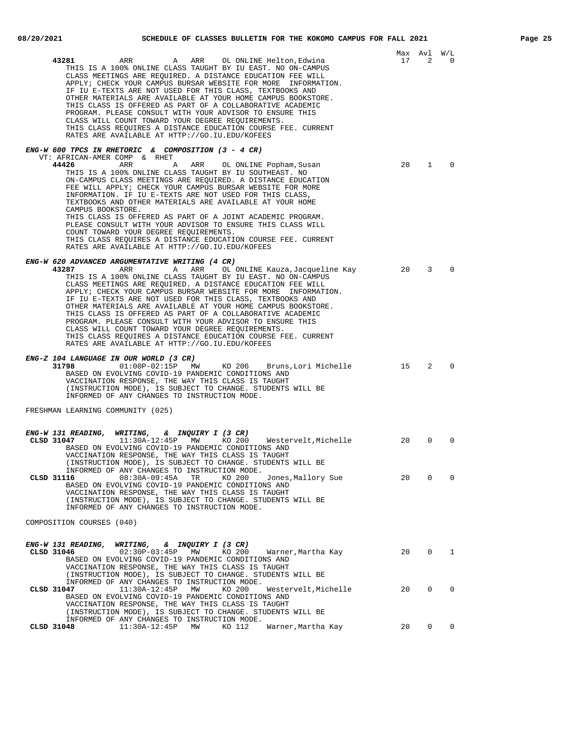| | Max | Avl | W/L |
|---|---|---|---|
| **43281** ARR A ARR OL ONLINE Helton,Edwina | 17 | 2 | 0 |

THIS IS A 100% ONLINE CLASS TAUGHT BY IU EAST. NO ON-CAMPUS CLASS MEETINGS ARE REQUIRED. A DISTANCE EDUCATION FEE WILL APPLY; CHECK YOUR CAMPUS BURSAR WEBSITE FOR MORE INFORMATION. IF IU E-TEXTS ARE NOT USED FOR THIS CLASS, TEXTBOOKS AND OTHER MATERIALS ARE AVAILABLE AT YOUR HOME CAMPUS BOOKSTORE. THIS CLASS IS OFFERED AS PART OF A COLLABORATIVE ACADEMIC PROGRAM. PLEASE CONSULT WITH YOUR ADVISOR TO ENSURE THIS CLASS WILL COUNT TOWARD YOUR DEGREE REQUIREMENTS. THIS CLASS REQUIRES A DISTANCE EDUCATION COURSE FEE. CURRENT RATES ARE AVAILABLE AT HTTP://GO.IU.EDU/KOFEES

***ENG-W 600 TPCS IN RHETORIC & COMPOSITION (3 - 4 CR)***

VT: AFRICAN-AMER COMP & RHET

| | Max | Avl | W/L |
|---|---|---|---|
| **44426** ARR A ARR OL ONLINE Popham,Susan | 20 | 1 | 0 |

THIS IS A 100% ONLINE CLASS TAUGHT BY IU SOUTHEAST. NO ON-CAMPUS CLASS MEETINGS ARE REQUIRED. A DISTANCE EDUCATION FEE WILL APPLY; CHECK YOUR CAMPUS BURSAR WEBSITE FOR MORE INFORMATION. IF IU E-TEXTS ARE NOT USED FOR THIS CLASS, TEXTBOOKS AND OTHER MATERIALS ARE AVAILABLE AT YOUR HOME CAMPUS BOOKSTORE. THIS CLASS IS OFFERED AS PART OF A JOINT ACADEMIC PROGRAM. PLEASE CONSULT WITH YOUR ADVISOR TO ENSURE THIS CLASS WILL COUNT TOWARD YOUR DEGREE REQUIREMENTS. THIS CLASS REQUIRES A DISTANCE EDUCATION COURSE FEE. CURRENT RATES ARE AVAILABLE AT HTTP://GO.IU.EDU/KOFEES

***ENG-W 620 ADVANCED ARGUMENTATIVE WRITING (4 CR)***

| | Max | Avl | W/L |
|---|---|---|---|
| **43287** ARR A ARR OL ONLINE Kauza,Jacqueline Kay | 20 | 3 | 0 |

THIS IS A 100% ONLINE CLASS TAUGHT BY IU EAST. NO ON-CAMPUS CLASS MEETINGS ARE REQUIRED. A DISTANCE EDUCATION FEE WILL APPLY; CHECK YOUR CAMPUS BURSAR WEBSITE FOR MORE INFORMATION. IF IU E-TEXTS ARE NOT USED FOR THIS CLASS, TEXTBOOKS AND OTHER MATERIALS ARE AVAILABLE AT YOUR HOME CAMPUS BOOKSTORE. THIS CLASS IS OFFERED AS PART OF A COLLABORATIVE ACADEMIC PROGRAM. PLEASE CONSULT WITH YOUR ADVISOR TO ENSURE THIS CLASS WILL COUNT TOWARD YOUR DEGREE REQUIREMENTS. THIS CLASS REQUIRES A DISTANCE EDUCATION COURSE FEE. CURRENT RATES ARE AVAILABLE AT HTTP://GO.IU.EDU/KOFEES

***ENG-Z 104 LANGUAGE IN OUR WORLD (3 CR)***

| | Max | Avl | W/L |
|---|---|---|---|
| **31798** 01:00P-02:15P MW KO 206 Bruns,Lori Michelle | 15 | 2 | 0 |

BASED ON EVOLVING COVID-19 PANDEMIC CONDITIONS AND VACCINATION RESPONSE, THE WAY THIS CLASS IS TAUGHT (INSTRUCTION MODE), IS SUBJECT TO CHANGE. STUDENTS WILL BE INFORMED OF ANY CHANGES TO INSTRUCTION MODE.

FRESHMAN LEARNING COMMUNITY (025)

***ENG-W 131 READING, WRITING, & INQUIRY I (3 CR)***

| | Max | Avl | W/L |
|---|---|---|---|
| **CLSD 31047** 11:30A-12:45P MW KO 200 Westervelt,Michelle | 20 | 0 | 0 |

BASED ON EVOLVING COVID-19 PANDEMIC CONDITIONS AND VACCINATION RESPONSE, THE WAY THIS CLASS IS TAUGHT (INSTRUCTION MODE), IS SUBJECT TO CHANGE. STUDENTS WILL BE INFORMED OF ANY CHANGES TO INSTRUCTION MODE.

| | Max | Avl | W/L |
|---|---|---|---|
| **CLSD 31116** 08:30A-09:45A TR KO 200 Jones,Mallory Sue | 20 | 0 | 0 |

BASED ON EVOLVING COVID-19 PANDEMIC CONDITIONS AND VACCINATION RESPONSE, THE WAY THIS CLASS IS TAUGHT (INSTRUCTION MODE), IS SUBJECT TO CHANGE. STUDENTS WILL BE INFORMED OF ANY CHANGES TO INSTRUCTION MODE.

COMPOSITION COURSES (040)

***ENG-W 131 READING, WRITING, & INQUIRY I (3 CR)***

| | Max | Avl | W/L |
|---|---|---|---|
| **CLSD 31046** 02:30P-03:45P MW KO 200 Warner,Martha Kay | 20 | 0 | 1 |

BASED ON EVOLVING COVID-19 PANDEMIC CONDITIONS AND VACCINATION RESPONSE, THE WAY THIS CLASS IS TAUGHT (INSTRUCTION MODE), IS SUBJECT TO CHANGE. STUDENTS WILL BE INFORMED OF ANY CHANGES TO INSTRUCTION MODE.

| | Max | Avl | W/L |
|---|---|---|---|
| **CLSD 31047** 11:30A-12:45P MW KO 200 Westervelt,Michelle | 20 | 0 | 0 |

BASED ON EVOLVING COVID-19 PANDEMIC CONDITIONS AND VACCINATION RESPONSE, THE WAY THIS CLASS IS TAUGHT (INSTRUCTION MODE), IS SUBJECT TO CHANGE. STUDENTS WILL BE INFORMED OF ANY CHANGES TO INSTRUCTION MODE.

| | Max | Avl | W/L |
|---|---|---|---|
| **CLSD 31048** 11:30A-12:45P MW KO 112 Warner,Martha Kay | 20 | 0 | 0 |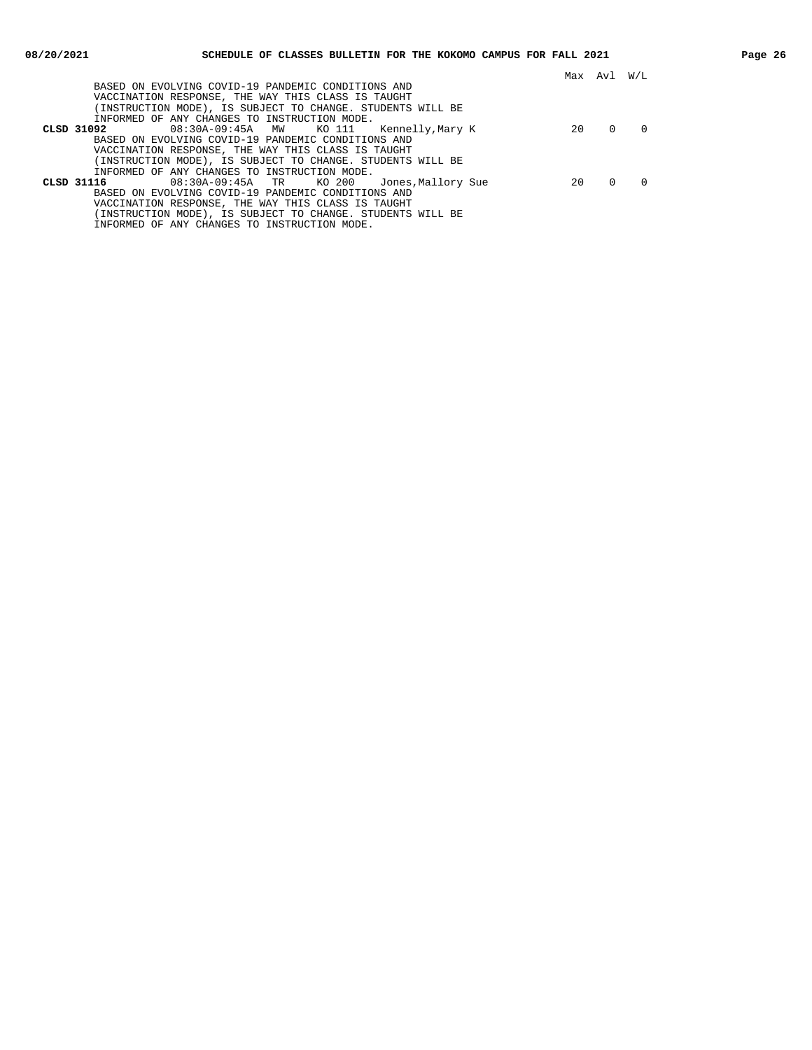| | | | | | Max | Avl | W/L |
|---|---|---|---|---|---|---|---|
| | BASED ON EVOLVING COVID-19 PANDEMIC CONDITIONS AND VACCINATION RESPONSE, THE WAY THIS CLASS IS TAUGHT (INSTRUCTION MODE), IS SUBJECT TO CHANGE. STUDENTS WILL BE INFORMED OF ANY CHANGES TO INSTRUCTION MODE. | | | | | | |
| **CLSD 31092** | 08:30A-09:45A | MW | KO 111 | Kennelly,Mary K | 20 | 0 | 0 |
| | BASED ON EVOLVING COVID-19 PANDEMIC CONDITIONS AND VACCINATION RESPONSE, THE WAY THIS CLASS IS TAUGHT (INSTRUCTION MODE), IS SUBJECT TO CHANGE. STUDENTS WILL BE INFORMED OF ANY CHANGES TO INSTRUCTION MODE. | | | | | | |
| **CLSD 31116** | 08:30A-09:45A | TR | KO 200 | Jones,Mallory Sue | 20 | 0 | 0 |
| | BASED ON EVOLVING COVID-19 PANDEMIC CONDITIONS AND VACCINATION RESPONSE, THE WAY THIS CLASS IS TAUGHT (INSTRUCTION MODE), IS SUBJECT TO CHANGE. STUDENTS WILL BE INFORMED OF ANY CHANGES TO INSTRUCTION MODE. | | | | | | |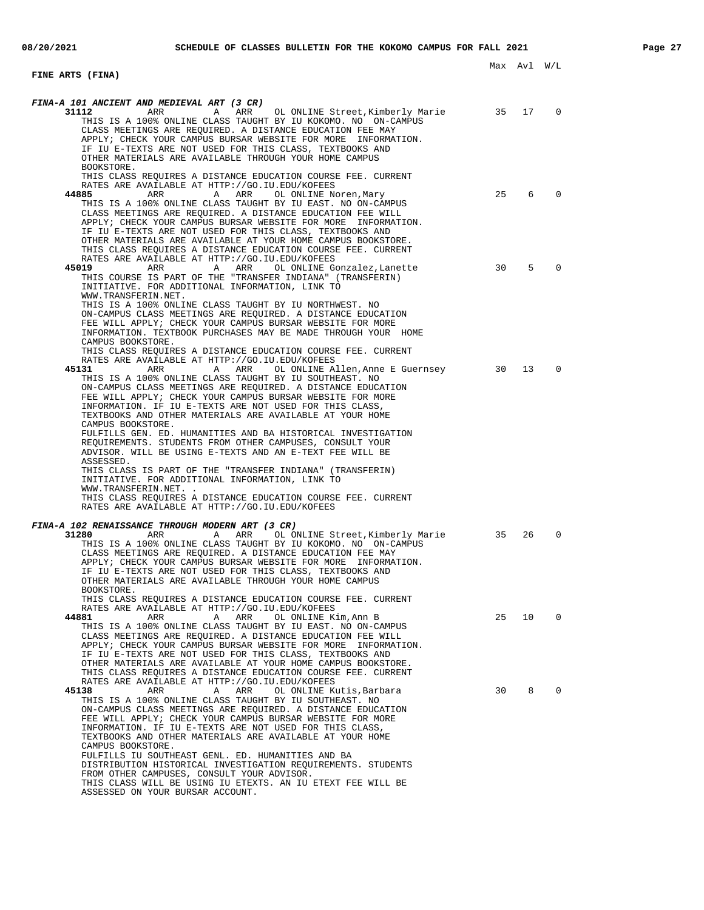## FINE ARTS (FINA)

Max Avl W/L

### FINA-A 101 ANCIENT AND MEDIEVAL ART (3 CR)

**31112** ARR A ARR OL ONLINE Street,Kimberly Marie 35 17 0

THIS IS A 100% ONLINE CLASS TAUGHT BY IU KOKOMO. NO ON-CAMPUS CLASS MEETINGS ARE REQUIRED. A DISTANCE EDUCATION FEE MAY APPLY; CHECK YOUR CAMPUS BURSAR WEBSITE FOR MORE INFORMATION. IF IU E-TEXTS ARE NOT USED FOR THIS CLASS, TEXTBOOKS AND OTHER MATERIALS ARE AVAILABLE THROUGH YOUR HOME CAMPUS BOOKSTORE.
THIS CLASS REQUIRES A DISTANCE EDUCATION COURSE FEE. CURRENT RATES ARE AVAILABLE AT HTTP://GO.IU.EDU/KOFEES

**44885** ARR A ARR OL ONLINE Noren,Mary 25 6 0

THIS IS A 100% ONLINE CLASS TAUGHT BY IU EAST. NO ON-CAMPUS CLASS MEETINGS ARE REQUIRED. A DISTANCE EDUCATION FEE WILL APPLY; CHECK YOUR CAMPUS BURSAR WEBSITE FOR MORE INFORMATION. IF IU E-TEXTS ARE NOT USED FOR THIS CLASS, TEXTBOOKS AND OTHER MATERIALS ARE AVAILABLE AT YOUR HOME CAMPUS BOOKSTORE.
THIS CLASS REQUIRES A DISTANCE EDUCATION COURSE FEE. CURRENT RATES ARE AVAILABLE AT HTTP://GO.IU.EDU/KOFEES

**45019** ARR A ARR OL ONLINE Gonzalez,Lanette 30 5 0

THIS COURSE IS PART OF THE "TRANSFER INDIANA" (TRANSFERIN) INITIATIVE. FOR ADDITIONAL INFORMATION, LINK TO WWW.TRANSFERIN.NET.
THIS IS A 100% ONLINE CLASS TAUGHT BY IU NORTHWEST. NO ON-CAMPUS CLASS MEETINGS ARE REQUIRED. A DISTANCE EDUCATION FEE WILL APPLY; CHECK YOUR CAMPUS BURSAR WEBSITE FOR MORE INFORMATION. TEXTBOOK PURCHASES MAY BE MADE THROUGH YOUR HOME CAMPUS BOOKSTORE.
THIS CLASS REQUIRES A DISTANCE EDUCATION COURSE FEE. CURRENT RATES ARE AVAILABLE AT HTTP://GO.IU.EDU/KOFEES

**45131** ARR A ARR OL ONLINE Allen,Anne E Guernsey 30 13 0

THIS IS A 100% ONLINE CLASS TAUGHT BY IU SOUTHEAST. NO ON-CAMPUS CLASS MEETINGS ARE REQUIRED. A DISTANCE EDUCATION FEE WILL APPLY; CHECK YOUR CAMPUS BURSAR WEBSITE FOR MORE INFORMATION. IF IU E-TEXTS ARE NOT USED FOR THIS CLASS, TEXTBOOKS AND OTHER MATERIALS ARE AVAILABLE AT YOUR HOME CAMPUS BOOKSTORE.
FULFILLS GEN. ED. HUMANITIES AND BA HISTORICAL INVESTIGATION REQUIREMENTS. STUDENTS FROM OTHER CAMPUSES, CONSULT YOUR ADVISOR. WILL BE USING E-TEXTS AND AN E-TEXT FEE WILL BE ASSESSED.
THIS CLASS IS PART OF THE "TRANSFER INDIANA" (TRANSFERIN) INITIATIVE. FOR ADDITIONAL INFORMATION, LINK TO WWW.TRANSFERIN.NET. .
THIS CLASS REQUIRES A DISTANCE EDUCATION COURSE FEE. CURRENT RATES ARE AVAILABLE AT HTTP://GO.IU.EDU/KOFEES

### FINA-A 102 RENAISSANCE THROUGH MODERN ART (3 CR)

**31280** ARR A ARR OL ONLINE Street,Kimberly Marie 35 26 0

THIS IS A 100% ONLINE CLASS TAUGHT BY IU KOKOMO. NO ON-CAMPUS CLASS MEETINGS ARE REQUIRED. A DISTANCE EDUCATION FEE MAY APPLY; CHECK YOUR CAMPUS BURSAR WEBSITE FOR MORE INFORMATION. IF IU E-TEXTS ARE NOT USED FOR THIS CLASS, TEXTBOOKS AND OTHER MATERIALS ARE AVAILABLE THROUGH YOUR HOME CAMPUS BOOKSTORE.
THIS CLASS REQUIRES A DISTANCE EDUCATION COURSE FEE. CURRENT RATES ARE AVAILABLE AT HTTP://GO.IU.EDU/KOFEES

**44881** ARR A ARR OL ONLINE Kim,Ann B 25 10 0

THIS IS A 100% ONLINE CLASS TAUGHT BY IU EAST. NO ON-CAMPUS CLASS MEETINGS ARE REQUIRED. A DISTANCE EDUCATION FEE WILL APPLY; CHECK YOUR CAMPUS BURSAR WEBSITE FOR MORE INFORMATION. IF IU E-TEXTS ARE NOT USED FOR THIS CLASS, TEXTBOOKS AND OTHER MATERIALS ARE AVAILABLE AT YOUR HOME CAMPUS BOOKSTORE.
THIS CLASS REQUIRES A DISTANCE EDUCATION COURSE FEE. CURRENT RATES ARE AVAILABLE AT HTTP://GO.IU.EDU/KOFEES

**45138** ARR A ARR OL ONLINE Kutis,Barbara 30 8 0

THIS IS A 100% ONLINE CLASS TAUGHT BY IU SOUTHEAST. NO ON-CAMPUS CLASS MEETINGS ARE REQUIRED. A DISTANCE EDUCATION FEE WILL APPLY; CHECK YOUR CAMPUS BURSAR WEBSITE FOR MORE INFORMATION. IF IU E-TEXTS ARE NOT USED FOR THIS CLASS, TEXTBOOKS AND OTHER MATERIALS ARE AVAILABLE AT YOUR HOME CAMPUS BOOKSTORE.
FULFILLS IU SOUTHEAST GENL. ED. HUMANITIES AND BA DISTRIBUTION HISTORICAL INVESTIGATION REQUIREMENTS. STUDENTS FROM OTHER CAMPUSES, CONSULT YOUR ADVISOR.
THIS CLASS WILL BE USING IU ETEXTS. AN IU ETEXT FEE WILL BE ASSESSED ON YOUR BURSAR ACCOUNT.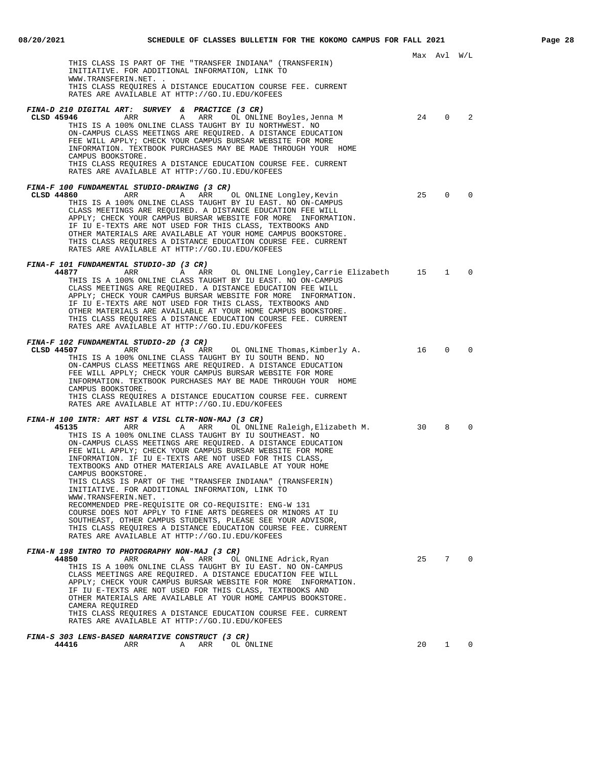Max Avl W/L

THIS CLASS IS PART OF THE "TRANSFER INDIANA" (TRANSFERIN) INITIATIVE. FOR ADDITIONAL INFORMATION, LINK TO WWW.TRANSFERIN.NET. .
THIS CLASS REQUIRES A DISTANCE EDUCATION COURSE FEE. CURRENT RATES ARE AVAILABLE AT HTTP://GO.IU.EDU/KOFEES

***FINA-D 210 DIGITAL ART: SURVEY & PRACTICE (3 CR)***

**CLSD 45946** ARR A ARR OL ONLINE Boyles,Jenna M 24 0 2

THIS IS A 100% ONLINE CLASS TAUGHT BY IU NORTHWEST. NO ON-CAMPUS CLASS MEETINGS ARE REQUIRED. A DISTANCE EDUCATION FEE WILL APPLY; CHECK YOUR CAMPUS BURSAR WEBSITE FOR MORE INFORMATION. TEXTBOOK PURCHASES MAY BE MADE THROUGH YOUR HOME CAMPUS BOOKSTORE.
THIS CLASS REQUIRES A DISTANCE EDUCATION COURSE FEE. CURRENT RATES ARE AVAILABLE AT HTTP://GO.IU.EDU/KOFEES

***FINA-F 100 FUNDAMENTAL STUDIO-DRAWING (3 CR)***

**CLSD 44860** ARR A ARR OL ONLINE Longley,Kevin 25 0 0

THIS IS A 100% ONLINE CLASS TAUGHT BY IU EAST. NO ON-CAMPUS CLASS MEETINGS ARE REQUIRED. A DISTANCE EDUCATION FEE WILL APPLY; CHECK YOUR CAMPUS BURSAR WEBSITE FOR MORE INFORMATION. IF IU E-TEXTS ARE NOT USED FOR THIS CLASS, TEXTBOOKS AND OTHER MATERIALS ARE AVAILABLE AT YOUR HOME CAMPUS BOOKSTORE.
THIS CLASS REQUIRES A DISTANCE EDUCATION COURSE FEE. CURRENT RATES ARE AVAILABLE AT HTTP://GO.IU.EDU/KOFEES

***FINA-F 101 FUNDAMENTAL STUDIO-3D (3 CR)***

**44877** ARR A ARR OL ONLINE Longley,Carrie Elizabeth 15 1 0

THIS IS A 100% ONLINE CLASS TAUGHT BY IU EAST. NO ON-CAMPUS CLASS MEETINGS ARE REQUIRED. A DISTANCE EDUCATION FEE WILL APPLY; CHECK YOUR CAMPUS BURSAR WEBSITE FOR MORE INFORMATION. IF IU E-TEXTS ARE NOT USED FOR THIS CLASS, TEXTBOOKS AND OTHER MATERIALS ARE AVAILABLE AT YOUR HOME CAMPUS BOOKSTORE.
THIS CLASS REQUIRES A DISTANCE EDUCATION COURSE FEE. CURRENT RATES ARE AVAILABLE AT HTTP://GO.IU.EDU/KOFEES

***FINA-F 102 FUNDAMENTAL STUDIO-2D (3 CR)***

**CLSD 44507** ARR A ARR OL ONLINE Thomas,Kimberly A. 16 0 0

THIS IS A 100% ONLINE CLASS TAUGHT BY IU SOUTH BEND. NO ON-CAMPUS CLASS MEETINGS ARE REQUIRED. A DISTANCE EDUCATION FEE WILL APPLY; CHECK YOUR CAMPUS BURSAR WEBSITE FOR MORE INFORMATION. TEXTBOOK PURCHASES MAY BE MADE THROUGH YOUR HOME CAMPUS BOOKSTORE.
THIS CLASS REQUIRES A DISTANCE EDUCATION COURSE FEE. CURRENT RATES ARE AVAILABLE AT HTTP://GO.IU.EDU/KOFEES

***FINA-H 100 INTR: ART HST & VISL CLTR-NON-MAJ (3 CR)***

**45135** ARR A ARR OL ONLINE Raleigh,Elizabeth M. 30 8 0

THIS IS A 100% ONLINE CLASS TAUGHT BY IU SOUTHEAST. NO ON-CAMPUS CLASS MEETINGS ARE REQUIRED. A DISTANCE EDUCATION FEE WILL APPLY; CHECK YOUR CAMPUS BURSAR WEBSITE FOR MORE INFORMATION. IF IU E-TEXTS ARE NOT USED FOR THIS CLASS, TEXTBOOKS AND OTHER MATERIALS ARE AVAILABLE AT YOUR HOME CAMPUS BOOKSTORE.
THIS CLASS IS PART OF THE "TRANSFER INDIANA" (TRANSFERIN) INITIATIVE. FOR ADDITIONAL INFORMATION, LINK TO WWW.TRANSFERIN.NET. .
RECOMMENDED PRE-REQUISITE OR CO-REQUISITE: ENG-W 131
COURSE DOES NOT APPLY TO FINE ARTS DEGREES OR MINORS AT IU SOUTHEAST, OTHER CAMPUS STUDENTS, PLEASE SEE YOUR ADVISOR,
THIS CLASS REQUIRES A DISTANCE EDUCATION COURSE FEE. CURRENT RATES ARE AVAILABLE AT HTTP://GO.IU.EDU/KOFEES

***FINA-N 198 INTRO TO PHOTOGRAPHY NON-MAJ (3 CR)***

**44850** ARR A ARR OL ONLINE Adrick,Ryan 25 7 0

THIS IS A 100% ONLINE CLASS TAUGHT BY IU EAST. NO ON-CAMPUS CLASS MEETINGS ARE REQUIRED. A DISTANCE EDUCATION FEE WILL APPLY; CHECK YOUR CAMPUS BURSAR WEBSITE FOR MORE INFORMATION. IF IU E-TEXTS ARE NOT USED FOR THIS CLASS, TEXTBOOKS AND OTHER MATERIALS ARE AVAILABLE AT YOUR HOME CAMPUS BOOKSTORE.
CAMERA REQUIRED
THIS CLASS REQUIRES A DISTANCE EDUCATION COURSE FEE. CURRENT RATES ARE AVAILABLE AT HTTP://GO.IU.EDU/KOFEES

***FINA-S 303 LENS-BASED NARRATIVE CONSTRUCT (3 CR)***

**44416** ARR A ARR OL ONLINE 20 1 0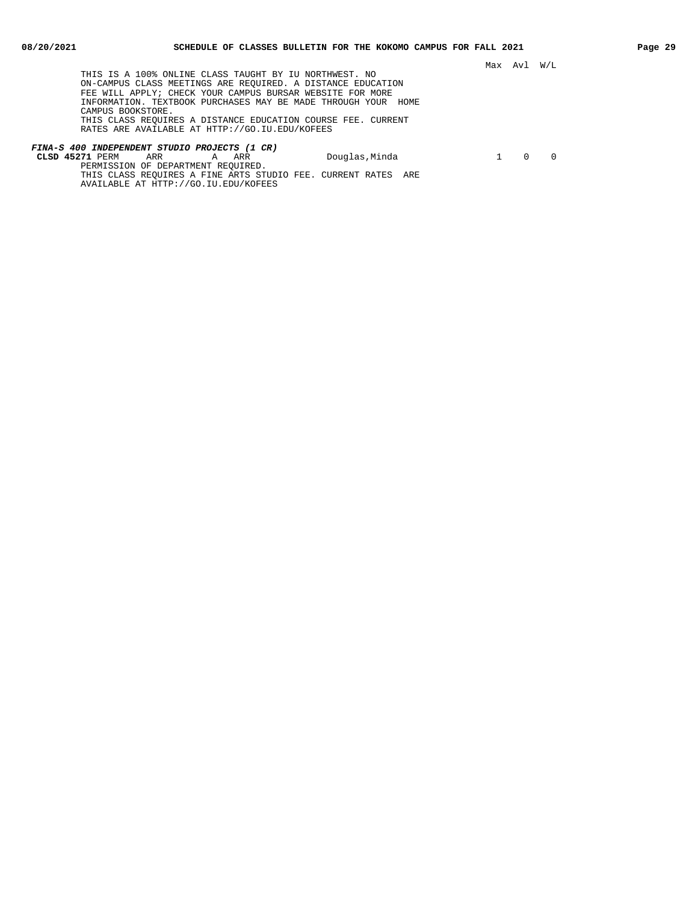Max Avl W/L

THIS IS A 100% ONLINE CLASS TAUGHT BY IU NORTHWEST. NO ON-CAMPUS CLASS MEETINGS ARE REQUIRED. A DISTANCE EDUCATION FEE WILL APPLY; CHECK YOUR CAMPUS BURSAR WEBSITE FOR MORE INFORMATION. TEXTBOOK PURCHASES MAY BE MADE THROUGH YOUR HOME CAMPUS BOOKSTORE.
THIS CLASS REQUIRES A DISTANCE EDUCATION COURSE FEE. CURRENT RATES ARE AVAILABLE AT HTTP://GO.IU.EDU/KOFEES

***FINA-S 400 INDEPENDENT STUDIO PROJECTS (1 CR)***

| | | | | | | Max | Avl | W/L |
|---|---|---|---|---|---|---|---|---|
| **CLSD 45271** | PERM | ARR | A | ARR | Douglas,Minda | 1 | 0 | 0 |

PERMISSION OF DEPARTMENT REQUIRED.
THIS CLASS REQUIRES A FINE ARTS STUDIO FEE. CURRENT RATES ARE AVAILABLE AT HTTP://GO.IU.EDU/KOFEES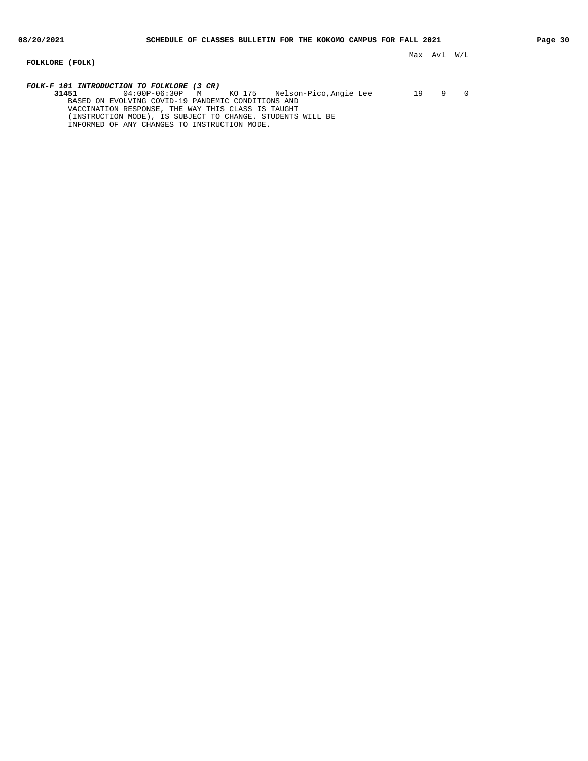## FOLKLORE (FOLK)

***FOLK-F 101 INTRODUCTION TO FOLKLORE (3 CR)***

| Class | Time | Days | Room | Instructor | Max | Avl | W/L |
|---|---|---|---|---|---|---|---|
| **31451** | 04:00P-06:30P | M | KO 175 | Nelson-Pico,Angie Lee | 19 | 9 | 0 |

BASED ON EVOLVING COVID-19 PANDEMIC CONDITIONS AND VACCINATION RESPONSE, THE WAY THIS CLASS IS TAUGHT (INSTRUCTION MODE), IS SUBJECT TO CHANGE. STUDENTS WILL BE INFORMED OF ANY CHANGES TO INSTRUCTION MODE.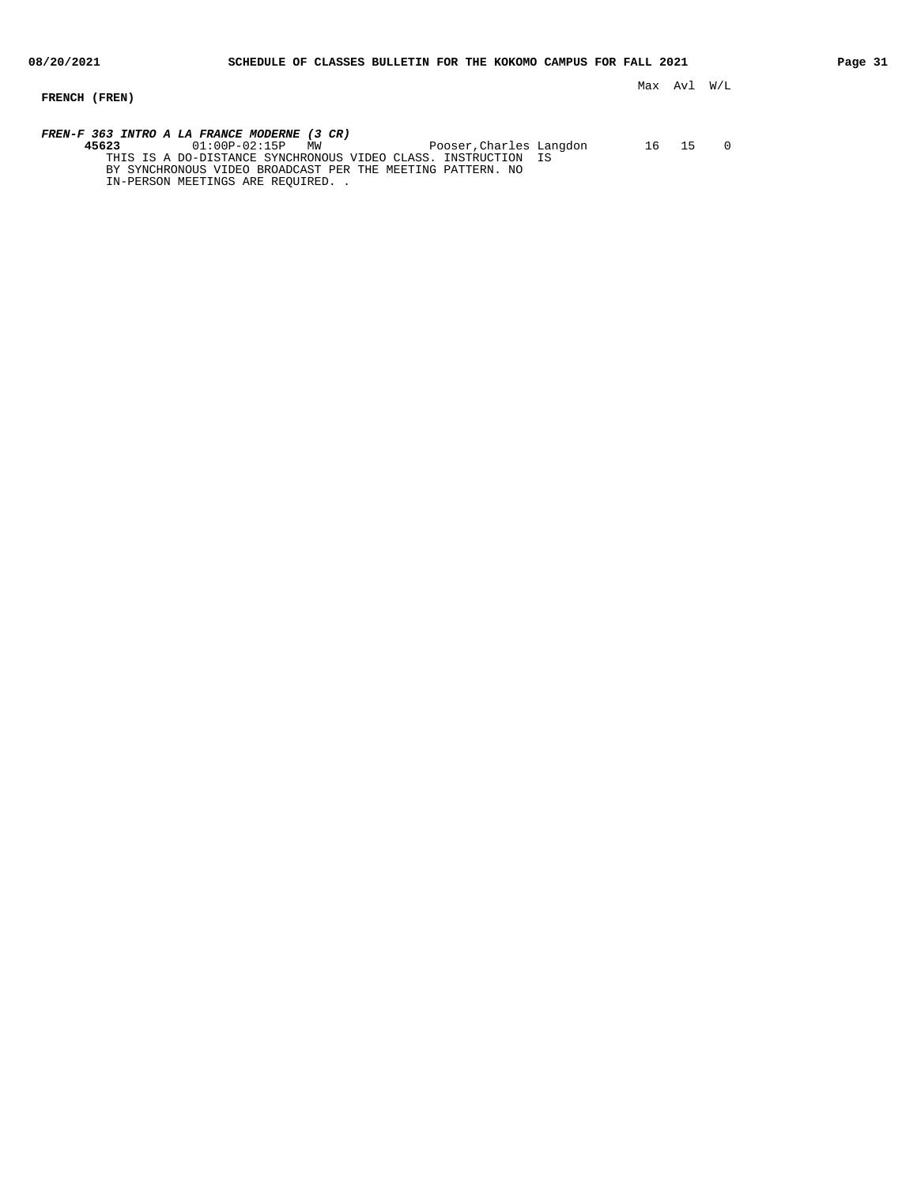**FRENCH (FREN)**

| | | | | Max | Avl | W/L |
|---|---|---|---|---|---|---|

***FREN-F 363 INTRO A LA FRANCE MODERNE (3 CR)***

| | | | | Max | Avl | W/L |
|---|---|---|---|---|---|---|
| **45623** | 01:00P-02:15P | MW | Pooser,Charles Langdon | 16 | 15 | 0 |

THIS IS A DO-DISTANCE SYNCHRONOUS VIDEO CLASS. INSTRUCTION IS BY SYNCHRONOUS VIDEO BROADCAST PER THE MEETING PATTERN. NO IN-PERSON MEETINGS ARE REQUIRED. .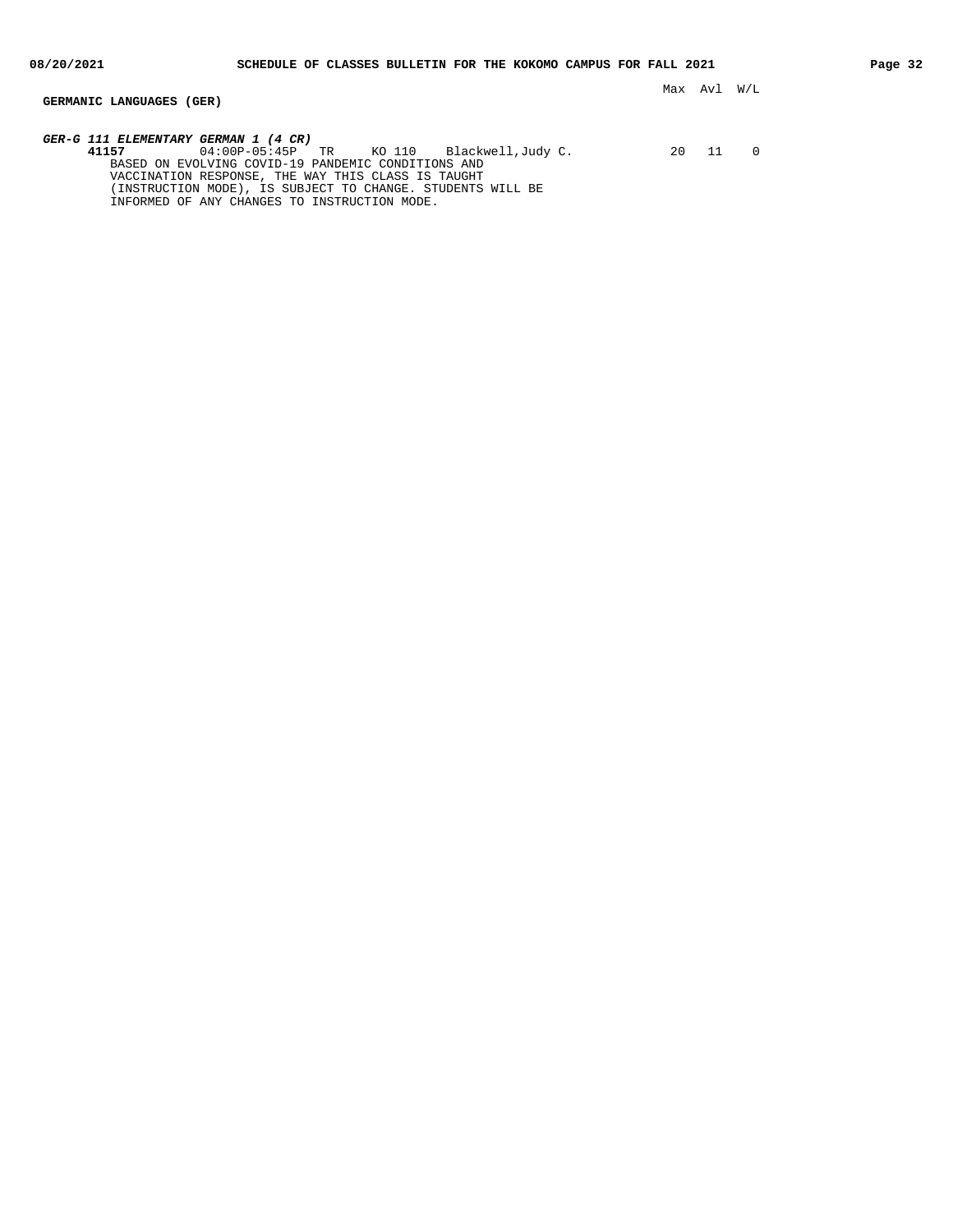## GERMANIC LANGUAGES (GER)

***GER-G 111 ELEMENTARY GERMAN 1 (4 CR)***

| Class | Time | Days | Room | Instructor | Max | Avl | W/L |
|---|---|---|---|---|---|---|---|
| **41157** | 04:00P-05:45P | TR | KO 110 | Blackwell,Judy C. | 20 | 11 | 0 |

BASED ON EVOLVING COVID-19 PANDEMIC CONDITIONS AND VACCINATION RESPONSE, THE WAY THIS CLASS IS TAUGHT (INSTRUCTION MODE), IS SUBJECT TO CHANGE. STUDENTS WILL BE INFORMED OF ANY CHANGES TO INSTRUCTION MODE.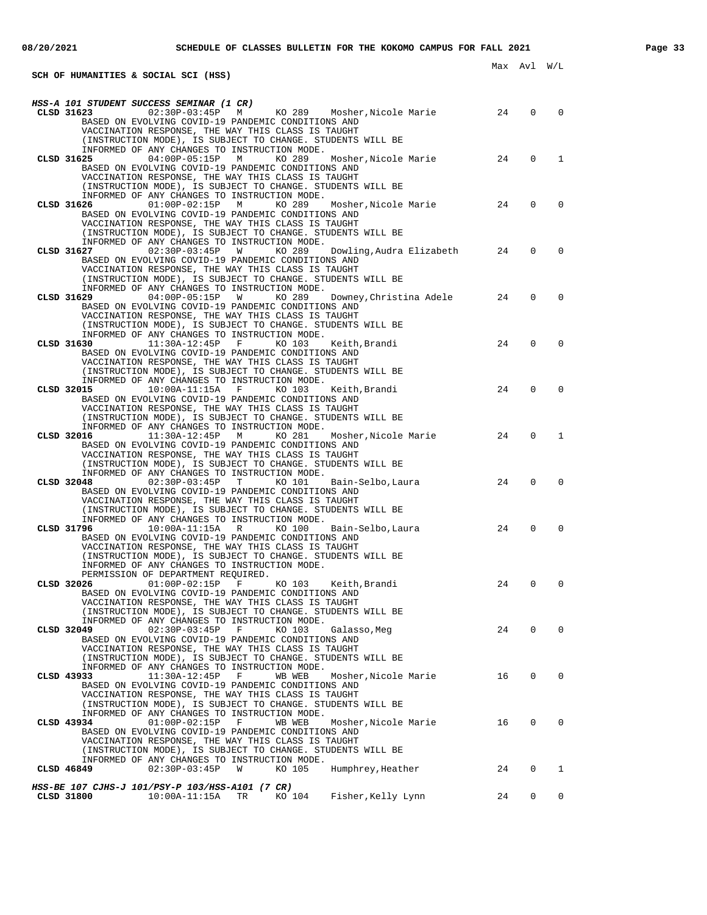SCH OF HUMANITIES & SOCIAL SCI (HSS)

### HSS-A 101 STUDENT SUCCESS SEMINAR (1 CR)

| Class | Time | Days | Room | Instructor | Max | Avl | W/L |
|---|---|---|---|---|---|---|---|
| CLSD 31623 | 02:30P-03:45P | M | KO 289 | Mosher,Nicole Marie | 24 | 0 | 0 |

BASED ON EVOLVING COVID-19 PANDEMIC CONDITIONS AND VACCINATION RESPONSE, THE WAY THIS CLASS IS TAUGHT (INSTRUCTION MODE), IS SUBJECT TO CHANGE. STUDENTS WILL BE INFORMED OF ANY CHANGES TO INSTRUCTION MODE.

| Class | Time | Days | Room | Instructor | Max | Avl | W/L |
|---|---|---|---|---|---|---|---|
| CLSD 31625 | 04:00P-05:15P | M | KO 289 | Mosher,Nicole Marie | 24 | 0 | 1 |

BASED ON EVOLVING COVID-19 PANDEMIC CONDITIONS AND VACCINATION RESPONSE, THE WAY THIS CLASS IS TAUGHT (INSTRUCTION MODE), IS SUBJECT TO CHANGE. STUDENTS WILL BE INFORMED OF ANY CHANGES TO INSTRUCTION MODE.

| Class | Time | Days | Room | Instructor | Max | Avl | W/L |
|---|---|---|---|---|---|---|---|
| CLSD 31626 | 01:00P-02:15P | M | KO 289 | Mosher,Nicole Marie | 24 | 0 | 0 |

BASED ON EVOLVING COVID-19 PANDEMIC CONDITIONS AND VACCINATION RESPONSE, THE WAY THIS CLASS IS TAUGHT (INSTRUCTION MODE), IS SUBJECT TO CHANGE. STUDENTS WILL BE INFORMED OF ANY CHANGES TO INSTRUCTION MODE.

| Class | Time | Days | Room | Instructor | Max | Avl | W/L |
|---|---|---|---|---|---|---|---|
| CLSD 31627 | 02:30P-03:45P | W | KO 289 | Dowling,Audra Elizabeth | 24 | 0 | 0 |

BASED ON EVOLVING COVID-19 PANDEMIC CONDITIONS AND VACCINATION RESPONSE, THE WAY THIS CLASS IS TAUGHT (INSTRUCTION MODE), IS SUBJECT TO CHANGE. STUDENTS WILL BE INFORMED OF ANY CHANGES TO INSTRUCTION MODE.

| Class | Time | Days | Room | Instructor | Max | Avl | W/L |
|---|---|---|---|---|---|---|---|
| CLSD 31629 | 04:00P-05:15P | W | KO 289 | Downey,Christina Adele | 24 | 0 | 0 |

BASED ON EVOLVING COVID-19 PANDEMIC CONDITIONS AND VACCINATION RESPONSE, THE WAY THIS CLASS IS TAUGHT (INSTRUCTION MODE), IS SUBJECT TO CHANGE. STUDENTS WILL BE INFORMED OF ANY CHANGES TO INSTRUCTION MODE.

| Class | Time | Days | Room | Instructor | Max | Avl | W/L |
|---|---|---|---|---|---|---|---|
| CLSD 31630 | 11:30A-12:45P | F | KO 103 | Keith,Brandi | 24 | 0 | 0 |

BASED ON EVOLVING COVID-19 PANDEMIC CONDITIONS AND VACCINATION RESPONSE, THE WAY THIS CLASS IS TAUGHT (INSTRUCTION MODE), IS SUBJECT TO CHANGE. STUDENTS WILL BE INFORMED OF ANY CHANGES TO INSTRUCTION MODE.

| Class | Time | Days | Room | Instructor | Max | Avl | W/L |
|---|---|---|---|---|---|---|---|
| CLSD 32015 | 10:00A-11:15A | F | KO 103 | Keith,Brandi | 24 | 0 | 0 |

BASED ON EVOLVING COVID-19 PANDEMIC CONDITIONS AND VACCINATION RESPONSE, THE WAY THIS CLASS IS TAUGHT (INSTRUCTION MODE), IS SUBJECT TO CHANGE. STUDENTS WILL BE INFORMED OF ANY CHANGES TO INSTRUCTION MODE.

| Class | Time | Days | Room | Instructor | Max | Avl | W/L |
|---|---|---|---|---|---|---|---|
| CLSD 32016 | 11:30A-12:45P | M | KO 281 | Mosher,Nicole Marie | 24 | 0 | 1 |

BASED ON EVOLVING COVID-19 PANDEMIC CONDITIONS AND VACCINATION RESPONSE, THE WAY THIS CLASS IS TAUGHT (INSTRUCTION MODE), IS SUBJECT TO CHANGE. STUDENTS WILL BE INFORMED OF ANY CHANGES TO INSTRUCTION MODE.

| Class | Time | Days | Room | Instructor | Max | Avl | W/L |
|---|---|---|---|---|---|---|---|
| CLSD 32048 | 02:30P-03:45P | T | KO 101 | Bain-Selbo,Laura | 24 | 0 | 0 |

BASED ON EVOLVING COVID-19 PANDEMIC CONDITIONS AND VACCINATION RESPONSE, THE WAY THIS CLASS IS TAUGHT (INSTRUCTION MODE), IS SUBJECT TO CHANGE. STUDENTS WILL BE INFORMED OF ANY CHANGES TO INSTRUCTION MODE.

| Class | Time | Days | Room | Instructor | Max | Avl | W/L |
|---|---|---|---|---|---|---|---|
| CLSD 31796 | 10:00A-11:15A | R | KO 100 | Bain-Selbo,Laura | 24 | 0 | 0 |

BASED ON EVOLVING COVID-19 PANDEMIC CONDITIONS AND VACCINATION RESPONSE, THE WAY THIS CLASS IS TAUGHT (INSTRUCTION MODE), IS SUBJECT TO CHANGE. STUDENTS WILL BE INFORMED OF ANY CHANGES TO INSTRUCTION MODE.
PERMISSION OF DEPARTMENT REQUIRED.

| Class | Time | Days | Room | Instructor | Max | Avl | W/L |
|---|---|---|---|---|---|---|---|
| CLSD 32026 | 01:00P-02:15P | F | KO 103 | Keith,Brandi | 24 | 0 | 0 |

BASED ON EVOLVING COVID-19 PANDEMIC CONDITIONS AND VACCINATION RESPONSE, THE WAY THIS CLASS IS TAUGHT (INSTRUCTION MODE), IS SUBJECT TO CHANGE. STUDENTS WILL BE INFORMED OF ANY CHANGES TO INSTRUCTION MODE.

| Class | Time | Days | Room | Instructor | Max | Avl | W/L |
|---|---|---|---|---|---|---|---|
| CLSD 32049 | 02:30P-03:45P | F | KO 103 | Galasso,Meg | 24 | 0 | 0 |

BASED ON EVOLVING COVID-19 PANDEMIC CONDITIONS AND VACCINATION RESPONSE, THE WAY THIS CLASS IS TAUGHT (INSTRUCTION MODE), IS SUBJECT TO CHANGE. STUDENTS WILL BE INFORMED OF ANY CHANGES TO INSTRUCTION MODE.

| Class | Time | Days | Room | Instructor | Max | Avl | W/L |
|---|---|---|---|---|---|---|---|
| CLSD 43933 | 11:30A-12:45P | F | WB WEB | Mosher,Nicole Marie | 16 | 0 | 0 |

BASED ON EVOLVING COVID-19 PANDEMIC CONDITIONS AND VACCINATION RESPONSE, THE WAY THIS CLASS IS TAUGHT (INSTRUCTION MODE), IS SUBJECT TO CHANGE. STUDENTS WILL BE INFORMED OF ANY CHANGES TO INSTRUCTION MODE.

| Class | Time | Days | Room | Instructor | Max | Avl | W/L |
|---|---|---|---|---|---|---|---|
| CLSD 43934 | 01:00P-02:15P | F | WB WEB | Mosher,Nicole Marie | 16 | 0 | 0 |

BASED ON EVOLVING COVID-19 PANDEMIC CONDITIONS AND VACCINATION RESPONSE, THE WAY THIS CLASS IS TAUGHT (INSTRUCTION MODE), IS SUBJECT TO CHANGE. STUDENTS WILL BE INFORMED OF ANY CHANGES TO INSTRUCTION MODE.

| Class | Time | Days | Room | Instructor | Max | Avl | W/L |
|---|---|---|---|---|---|---|---|
| CLSD 46849 | 02:30P-03:45P | W | KO 105 | Humphrey,Heather | 24 | 0 | 1 |

### HSS-BE 107 CJHS-J 101/PSY-P 103/HSS-A101 (7 CR)

| Class | Time | Days | Room | Instructor | Max | Avl | W/L |
|---|---|---|---|---|---|---|---|
| CLSD 31800 | 10:00A-11:15A | TR | KO 104 | Fisher,Kelly Lynn | 24 | 0 | 0 |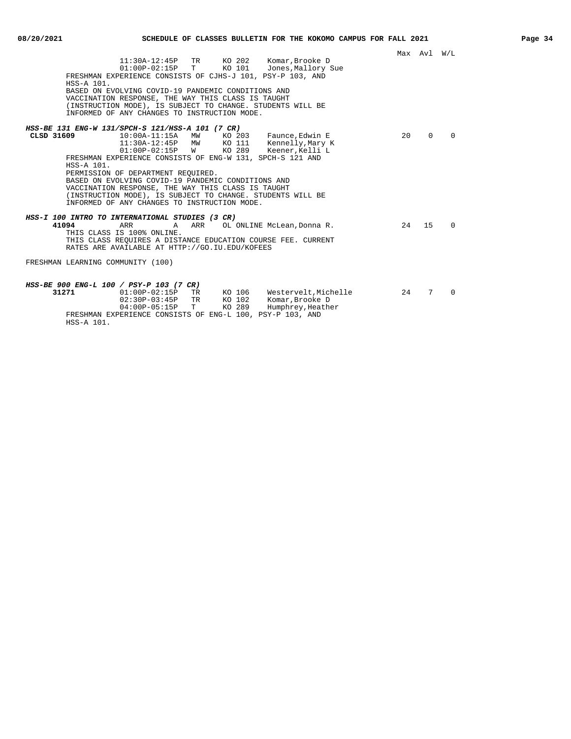| | | | | | | Max | Avl | W/L |
|---|---|---|---|---|---|---|---|---|
| | 11:30A-12:45P | TR | KO 202 | Komar,Brooke D | | | | |
| | 01:00P-02:15P | T | KO 101 | Jones,Mallory Sue | | | | |

FRESHMAN EXPERIENCE CONSISTS OF CJHS-J 101, PSY-P 103, AND HSS-A 101.
BASED ON EVOLVING COVID-19 PANDEMIC CONDITIONS AND VACCINATION RESPONSE, THE WAY THIS CLASS IS TAUGHT (INSTRUCTION MODE), IS SUBJECT TO CHANGE. STUDENTS WILL BE INFORMED OF ANY CHANGES TO INSTRUCTION MODE.

***HSS-BE 131 ENG-W 131/SPCH-S 121/HSS-A 101 (7 CR)***

| | Time | Days | Room | Instructor | Max | Avl | W/L |
|---|---|---|---|---|---|---|---|
| **CLSD 31609** | 10:00A-11:15A | MW | KO 203 | Faunce,Edwin E | 20 | 0 | 0 |
| | 11:30A-12:45P | MW | KO 111 | Kennelly,Mary K | | | |
| | 01:00P-02:15P | W | KO 289 | Keener,Kelli L | | | |

FRESHMAN EXPERIENCE CONSISTS OF ENG-W 131, SPCH-S 121 AND HSS-A 101.
PERMISSION OF DEPARTMENT REQUIRED.
BASED ON EVOLVING COVID-19 PANDEMIC CONDITIONS AND VACCINATION RESPONSE, THE WAY THIS CLASS IS TAUGHT (INSTRUCTION MODE), IS SUBJECT TO CHANGE. STUDENTS WILL BE INFORMED OF ANY CHANGES TO INSTRUCTION MODE.

***HSS-I 100 INTRO TO INTERNATIONAL STUDIES (3 CR)***

| | Time | | Days | Room | Instructor | Max | Avl | W/L |
|---|---|---|---|---|---|---|---|---|
| **41094** | ARR | A | ARR | OL ONLINE | McLean,Donna R. | 24 | 15 | 0 |

THIS CLASS IS 100% ONLINE.
THIS CLASS REQUIRES A DISTANCE EDUCATION COURSE FEE. CURRENT RATES ARE AVAILABLE AT HTTP://GO.IU.EDU/KOFEES

FRESHMAN LEARNING COMMUNITY (100)

***HSS-BE 900 ENG-L 100 / PSY-P 103 (7 CR)***

| | Time | Days | Room | Instructor | Max | Avl | W/L |
|---|---|---|---|---|---|---|---|
| **31271** | 01:00P-02:15P | TR | KO 106 | Westervelt,Michelle | 24 | 7 | 0 |
| | 02:30P-03:45P | TR | KO 102 | Komar,Brooke D | | | |
| | 04:00P-05:15P | T | KO 289 | Humphrey,Heather | | | |

FRESHMAN EXPERIENCE CONSISTS OF ENG-L 100, PSY-P 103, AND HSS-A 101.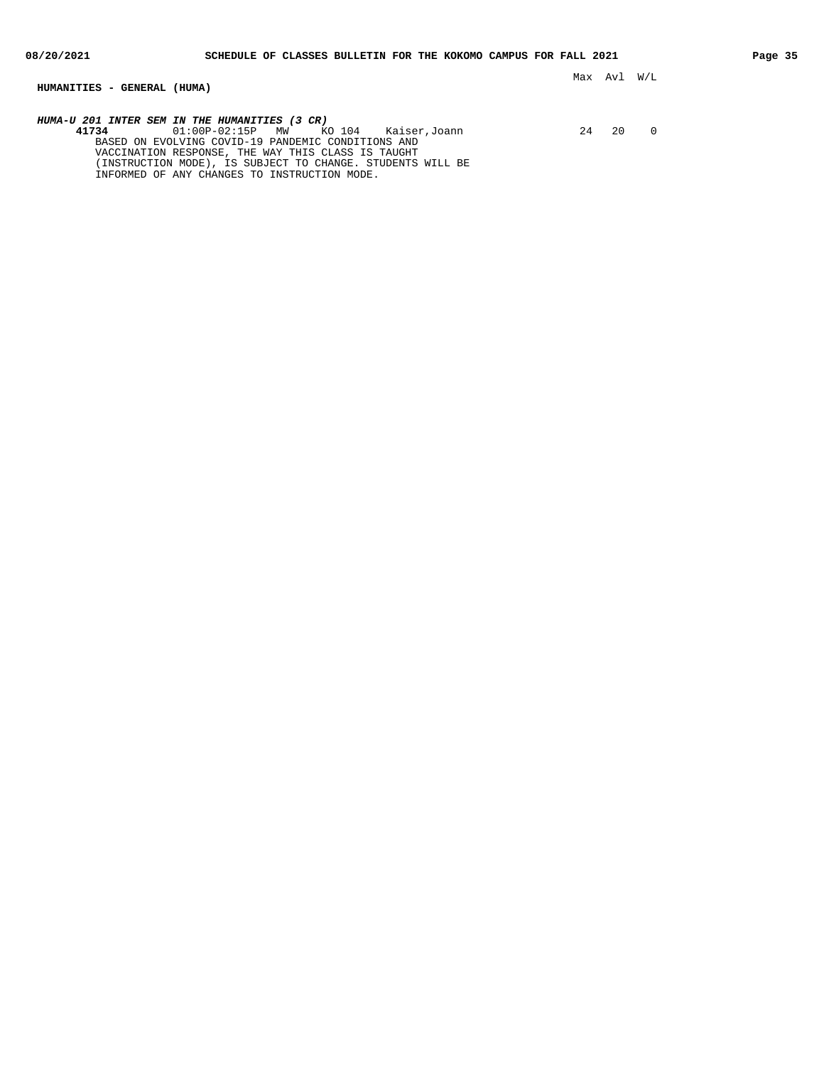## HUMANITIES - GENERAL (HUMA)

***HUMA-U 201 INTER SEM IN THE HUMANITIES (3 CR)***

| Class | Time | Days | Room | Instructor | Max | Avl | W/L |
|---|---|---|---|---|---|---|---|
| **41734** | 01:00P-02:15P | MW | KO 104 | Kaiser,Joann | 24 | 20 | 0 |

BASED ON EVOLVING COVID-19 PANDEMIC CONDITIONS AND VACCINATION RESPONSE, THE WAY THIS CLASS IS TAUGHT (INSTRUCTION MODE), IS SUBJECT TO CHANGE. STUDENTS WILL BE INFORMED OF ANY CHANGES TO INSTRUCTION MODE.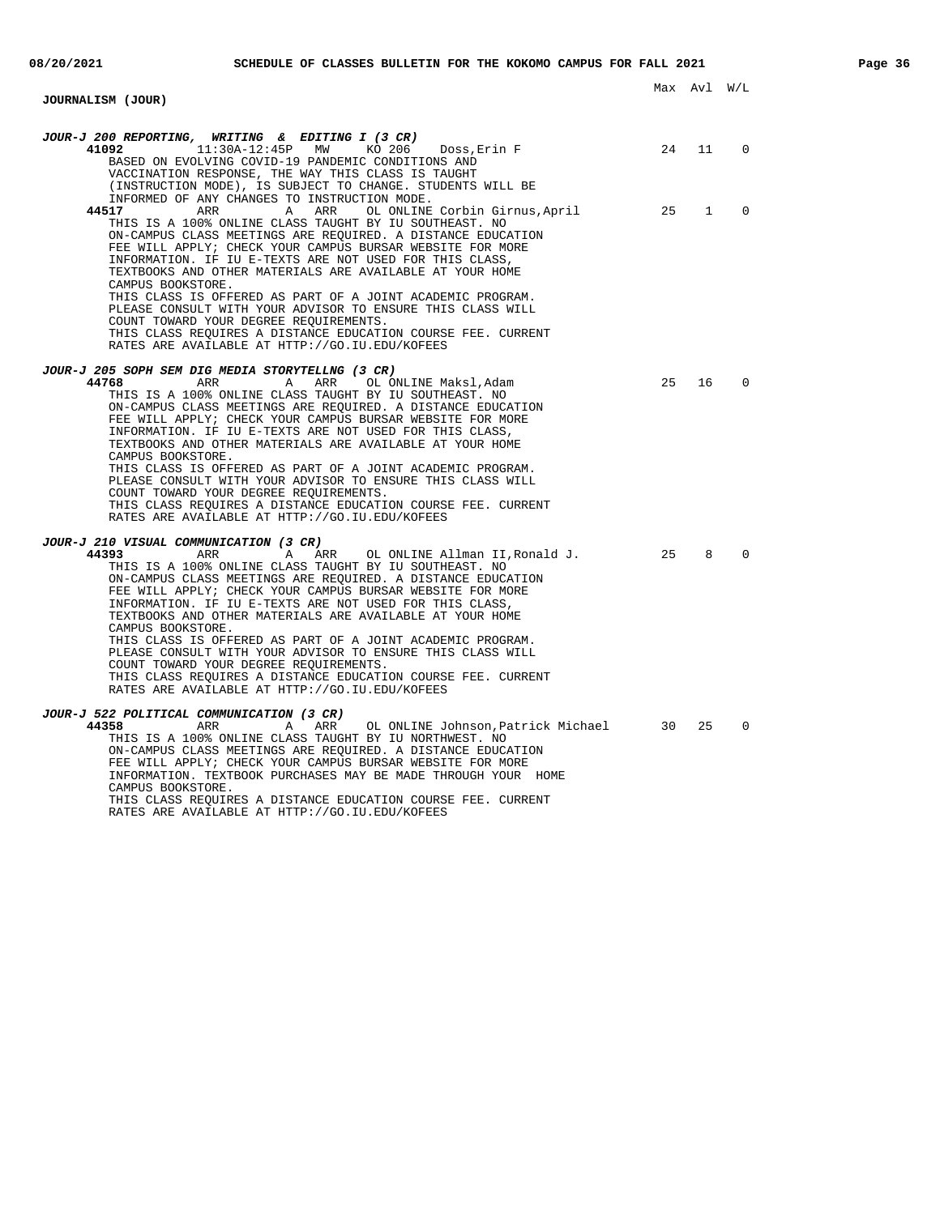## JOURNALISM (JOUR)

| | Max | Avl | W/L |
|---|---|---|---|

### *JOUR-J 200 REPORTING, WRITING & EDITING I (3 CR)*

| Class | Time | Days | Room | Instructor | Max | Avl | W/L |
|---|---|---|---|---|---|---|---|
| **41092** | 11:30A-12:45P | MW | KO 206 | Doss,Erin F | 24 | 11 | 0 |

BASED ON EVOLVING COVID-19 PANDEMIC CONDITIONS AND VACCINATION RESPONSE, THE WAY THIS CLASS IS TAUGHT (INSTRUCTION MODE), IS SUBJECT TO CHANGE. STUDENTS WILL BE INFORMED OF ANY CHANGES TO INSTRUCTION MODE.

| Class | Time | Days | Room | Instructor | Max | Avl | W/L |
|---|---|---|---|---|---|---|---|
| **44517** | ARR | A ARR | OL ONLINE | Corbin Girnus,April | 25 | 1 | 0 |

THIS IS A 100% ONLINE CLASS TAUGHT BY IU SOUTHEAST. NO ON-CAMPUS CLASS MEETINGS ARE REQUIRED. A DISTANCE EDUCATION FEE WILL APPLY; CHECK YOUR CAMPUS BURSAR WEBSITE FOR MORE INFORMATION. IF IU E-TEXTS ARE NOT USED FOR THIS CLASS, TEXTBOOKS AND OTHER MATERIALS ARE AVAILABLE AT YOUR HOME CAMPUS BOOKSTORE.
THIS CLASS IS OFFERED AS PART OF A JOINT ACADEMIC PROGRAM. PLEASE CONSULT WITH YOUR ADVISOR TO ENSURE THIS CLASS WILL COUNT TOWARD YOUR DEGREE REQUIREMENTS.
THIS CLASS REQUIRES A DISTANCE EDUCATION COURSE FEE. CURRENT RATES ARE AVAILABLE AT HTTP://GO.IU.EDU/KOFEES

### *JOUR-J 205 SOPH SEM DIG MEDIA STORYTELLNG (3 CR)*

| Class | Time | Days | Room | Instructor | Max | Avl | W/L |
|---|---|---|---|---|---|---|---|
| **44768** | ARR | A ARR | OL ONLINE | Maksl,Adam | 25 | 16 | 0 |

THIS IS A 100% ONLINE CLASS TAUGHT BY IU SOUTHEAST. NO ON-CAMPUS CLASS MEETINGS ARE REQUIRED. A DISTANCE EDUCATION FEE WILL APPLY; CHECK YOUR CAMPUS BURSAR WEBSITE FOR MORE INFORMATION. IF IU E-TEXTS ARE NOT USED FOR THIS CLASS, TEXTBOOKS AND OTHER MATERIALS ARE AVAILABLE AT YOUR HOME CAMPUS BOOKSTORE.
THIS CLASS IS OFFERED AS PART OF A JOINT ACADEMIC PROGRAM. PLEASE CONSULT WITH YOUR ADVISOR TO ENSURE THIS CLASS WILL COUNT TOWARD YOUR DEGREE REQUIREMENTS.
THIS CLASS REQUIRES A DISTANCE EDUCATION COURSE FEE. CURRENT RATES ARE AVAILABLE AT HTTP://GO.IU.EDU/KOFEES

### *JOUR-J 210 VISUAL COMMUNICATION (3 CR)*

| Class | Time | Days | Room | Instructor | Max | Avl | W/L |
|---|---|---|---|---|---|---|---|
| **44393** | ARR | A ARR | OL ONLINE | Allman II,Ronald J. | 25 | 8 | 0 |

THIS IS A 100% ONLINE CLASS TAUGHT BY IU SOUTHEAST. NO ON-CAMPUS CLASS MEETINGS ARE REQUIRED. A DISTANCE EDUCATION FEE WILL APPLY; CHECK YOUR CAMPUS BURSAR WEBSITE FOR MORE INFORMATION. IF IU E-TEXTS ARE NOT USED FOR THIS CLASS, TEXTBOOKS AND OTHER MATERIALS ARE AVAILABLE AT YOUR HOME CAMPUS BOOKSTORE.
THIS CLASS IS OFFERED AS PART OF A JOINT ACADEMIC PROGRAM. PLEASE CONSULT WITH YOUR ADVISOR TO ENSURE THIS CLASS WILL COUNT TOWARD YOUR DEGREE REQUIREMENTS.
THIS CLASS REQUIRES A DISTANCE EDUCATION COURSE FEE. CURRENT RATES ARE AVAILABLE AT HTTP://GO.IU.EDU/KOFEES

### *JOUR-J 522 POLITICAL COMMUNICATION (3 CR)*

| Class | Time | Days | Room | Instructor | Max | Avl | W/L |
|---|---|---|---|---|---|---|---|
| **44358** | ARR | A ARR | OL ONLINE | Johnson,Patrick Michael | 30 | 25 | 0 |

THIS IS A 100% ONLINE CLASS TAUGHT BY IU NORTHWEST. NO ON-CAMPUS CLASS MEETINGS ARE REQUIRED. A DISTANCE EDUCATION FEE WILL APPLY; CHECK YOUR CAMPUS BURSAR WEBSITE FOR MORE INFORMATION. TEXTBOOK PURCHASES MAY BE MADE THROUGH YOUR HOME CAMPUS BOOKSTORE.
THIS CLASS REQUIRES A DISTANCE EDUCATION COURSE FEE. CURRENT RATES ARE AVAILABLE AT HTTP://GO.IU.EDU/KOFEES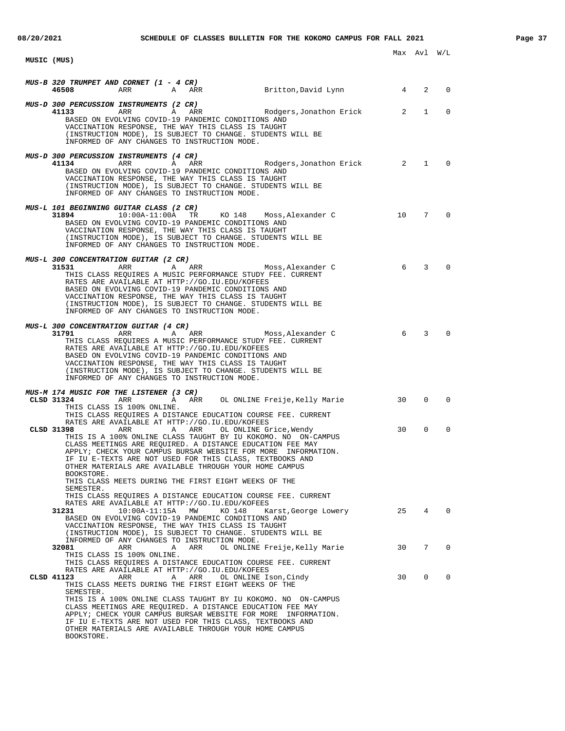## MUSIC (MUS)

Max Avl W/L

***MUS-B 320 TRUMPET AND CORNET (1 - 4 CR)***

**46508** ARR A ARR Britton,David Lynn 4 2 0

***MUS-D 300 PERCUSSION INSTRUMENTS (2 CR)***

**41133** ARR A ARR Rodgers,Jonathon Erick 2 1 0

BASED ON EVOLVING COVID-19 PANDEMIC CONDITIONS AND VACCINATION RESPONSE, THE WAY THIS CLASS IS TAUGHT (INSTRUCTION MODE), IS SUBJECT TO CHANGE. STUDENTS WILL BE INFORMED OF ANY CHANGES TO INSTRUCTION MODE.

***MUS-D 300 PERCUSSION INSTRUMENTS (4 CR)***

**41134** ARR A ARR Rodgers,Jonathon Erick 2 1 0

BASED ON EVOLVING COVID-19 PANDEMIC CONDITIONS AND VACCINATION RESPONSE, THE WAY THIS CLASS IS TAUGHT (INSTRUCTION MODE), IS SUBJECT TO CHANGE. STUDENTS WILL BE INFORMED OF ANY CHANGES TO INSTRUCTION MODE.

***MUS-L 101 BEGINNING GUITAR CLASS (2 CR)***

**31894** 10:00A-11:00A TR KO 148 Moss,Alexander C 10 7 0

BASED ON EVOLVING COVID-19 PANDEMIC CONDITIONS AND VACCINATION RESPONSE, THE WAY THIS CLASS IS TAUGHT (INSTRUCTION MODE), IS SUBJECT TO CHANGE. STUDENTS WILL BE INFORMED OF ANY CHANGES TO INSTRUCTION MODE.

***MUS-L 300 CONCENTRATION GUITAR (2 CR)***

**31531** ARR A ARR Moss,Alexander C 6 3 0

THIS CLASS REQUIRES A MUSIC PERFORMANCE STUDY FEE. CURRENT RATES ARE AVAILABLE AT HTTP://GO.IU.EDU/KOFEES
BASED ON EVOLVING COVID-19 PANDEMIC CONDITIONS AND VACCINATION RESPONSE, THE WAY THIS CLASS IS TAUGHT (INSTRUCTION MODE), IS SUBJECT TO CHANGE. STUDENTS WILL BE INFORMED OF ANY CHANGES TO INSTRUCTION MODE.

***MUS-L 300 CONCENTRATION GUITAR (4 CR)***

**31791** ARR A ARR Moss,Alexander C 6 3 0

THIS CLASS REQUIRES A MUSIC PERFORMANCE STUDY FEE. CURRENT RATES ARE AVAILABLE AT HTTP://GO.IU.EDU/KOFEES
BASED ON EVOLVING COVID-19 PANDEMIC CONDITIONS AND VACCINATION RESPONSE, THE WAY THIS CLASS IS TAUGHT (INSTRUCTION MODE), IS SUBJECT TO CHANGE. STUDENTS WILL BE INFORMED OF ANY CHANGES TO INSTRUCTION MODE.

***MUS-M 174 MUSIC FOR THE LISTENER (3 CR)***

**CLSD 31324** ARR A ARR OL ONLINE Freije,Kelly Marie 30 0 0

THIS CLASS IS 100% ONLINE.
THIS CLASS REQUIRES A DISTANCE EDUCATION COURSE FEE. CURRENT RATES ARE AVAILABLE AT HTTP://GO.IU.EDU/KOFEES

**CLSD 31398** ARR A ARR OL ONLINE Grice,Wendy 30 0 0

THIS IS A 100% ONLINE CLASS TAUGHT BY IU KOKOMO. NO ON-CAMPUS CLASS MEETINGS ARE REQUIRED. A DISTANCE EDUCATION FEE MAY APPLY; CHECK YOUR CAMPUS BURSAR WEBSITE FOR MORE INFORMATION. IF IU E-TEXTS ARE NOT USED FOR THIS CLASS, TEXTBOOKS AND OTHER MATERIALS ARE AVAILABLE THROUGH YOUR HOME CAMPUS BOOKSTORE.
THIS CLASS MEETS DURING THE FIRST EIGHT WEEKS OF THE SEMESTER.
THIS CLASS REQUIRES A DISTANCE EDUCATION COURSE FEE. CURRENT RATES ARE AVAILABLE AT HTTP://GO.IU.EDU/KOFEES

**31231** 10:00A-11:15A MW KO 148 Karst,George Lowery 25 4 0

BASED ON EVOLVING COVID-19 PANDEMIC CONDITIONS AND VACCINATION RESPONSE, THE WAY THIS CLASS IS TAUGHT (INSTRUCTION MODE), IS SUBJECT TO CHANGE. STUDENTS WILL BE INFORMED OF ANY CHANGES TO INSTRUCTION MODE.

**32081** ARR A ARR OL ONLINE Freije,Kelly Marie 30 7 0

THIS CLASS IS 100% ONLINE.
THIS CLASS REQUIRES A DISTANCE EDUCATION COURSE FEE. CURRENT RATES ARE AVAILABLE AT HTTP://GO.IU.EDU/KOFEES

**CLSD 41123** ARR A ARR OL ONLINE Ison,Cindy 30 0 0

THIS CLASS MEETS DURING THE FIRST EIGHT WEEKS OF THE SEMESTER.
THIS IS A 100% ONLINE CLASS TAUGHT BY IU KOKOMO. NO ON-CAMPUS CLASS MEETINGS ARE REQUIRED. A DISTANCE EDUCATION FEE MAY APPLY; CHECK YOUR CAMPUS BURSAR WEBSITE FOR MORE INFORMATION. IF IU E-TEXTS ARE NOT USED FOR THIS CLASS, TEXTBOOKS AND OTHER MATERIALS ARE AVAILABLE THROUGH YOUR HOME CAMPUS BOOKSTORE.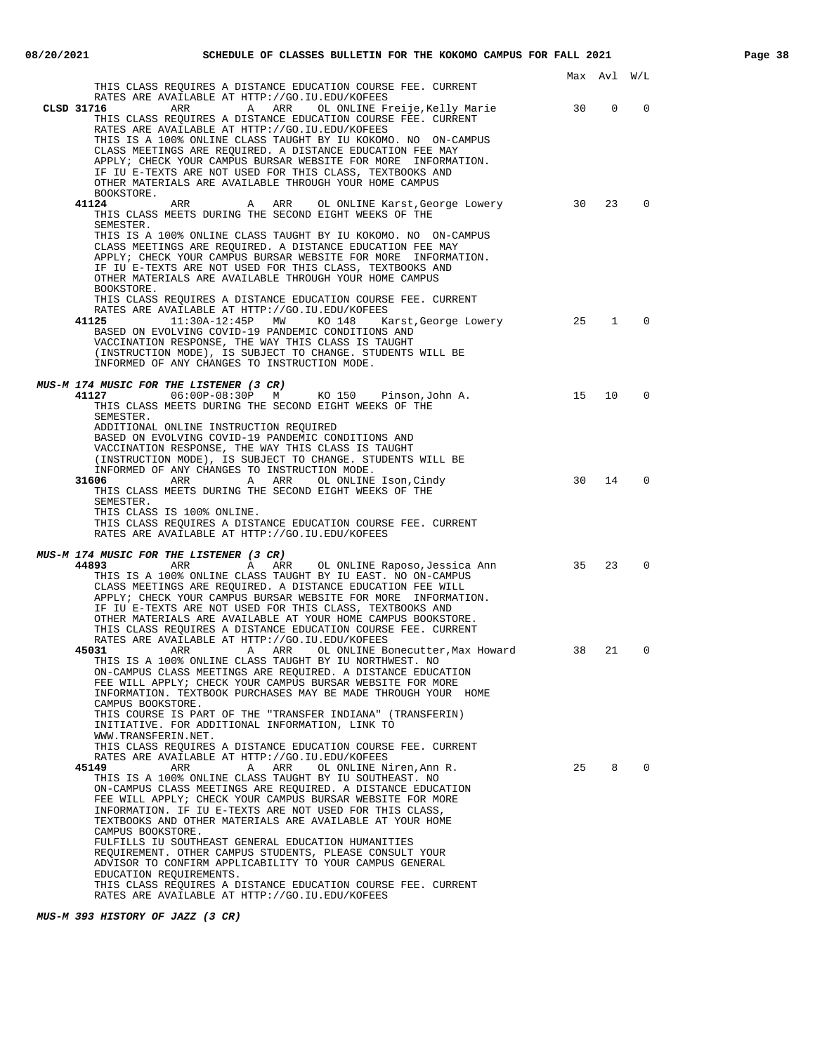Max Avl W/L

THIS CLASS REQUIRES A DISTANCE EDUCATION COURSE FEE. CURRENT RATES ARE AVAILABLE AT HTTP://GO.IU.EDU/KOFEES

**CLSD 31716** ARR A ARR OL ONLINE Freije,Kelly Marie 30 0 0
THIS CLASS REQUIRES A DISTANCE EDUCATION COURSE FEE. CURRENT RATES ARE AVAILABLE AT HTTP://GO.IU.EDU/KOFEES
THIS IS A 100% ONLINE CLASS TAUGHT BY IU KOKOMO. NO ON-CAMPUS CLASS MEETINGS ARE REQUIRED. A DISTANCE EDUCATION FEE MAY APPLY; CHECK YOUR CAMPUS BURSAR WEBSITE FOR MORE INFORMATION. IF IU E-TEXTS ARE NOT USED FOR THIS CLASS, TEXTBOOKS AND OTHER MATERIALS ARE AVAILABLE THROUGH YOUR HOME CAMPUS BOOKSTORE.

**41124** ARR A ARR OL ONLINE Karst,George Lowery 30 23 0
THIS CLASS MEETS DURING THE SECOND EIGHT WEEKS OF THE SEMESTER.
THIS IS A 100% ONLINE CLASS TAUGHT BY IU KOKOMO. NO ON-CAMPUS CLASS MEETINGS ARE REQUIRED. A DISTANCE EDUCATION FEE MAY APPLY; CHECK YOUR CAMPUS BURSAR WEBSITE FOR MORE INFORMATION. IF IU E-TEXTS ARE NOT USED FOR THIS CLASS, TEXTBOOKS AND OTHER MATERIALS ARE AVAILABLE THROUGH YOUR HOME CAMPUS BOOKSTORE.
THIS CLASS REQUIRES A DISTANCE EDUCATION COURSE FEE. CURRENT RATES ARE AVAILABLE AT HTTP://GO.IU.EDU/KOFEES

**41125** 11:30A-12:45P MW KO 148 Karst,George Lowery 25 1 0
BASED ON EVOLVING COVID-19 PANDEMIC CONDITIONS AND VACCINATION RESPONSE, THE WAY THIS CLASS IS TAUGHT (INSTRUCTION MODE), IS SUBJECT TO CHANGE. STUDENTS WILL BE INFORMED OF ANY CHANGES TO INSTRUCTION MODE.

***MUS-M 174 MUSIC FOR THE LISTENER (3 CR)***

**41127** 06:00P-08:30P M KO 150 Pinson,John A. 15 10 0
THIS CLASS MEETS DURING THE SECOND EIGHT WEEKS OF THE SEMESTER.
ADDITIONAL ONLINE INSTRUCTION REQUIRED
BASED ON EVOLVING COVID-19 PANDEMIC CONDITIONS AND VACCINATION RESPONSE, THE WAY THIS CLASS IS TAUGHT (INSTRUCTION MODE), IS SUBJECT TO CHANGE. STUDENTS WILL BE INFORMED OF ANY CHANGES TO INSTRUCTION MODE.

**31606** ARR A ARR OL ONLINE Ison,Cindy 30 14 0
THIS CLASS MEETS DURING THE SECOND EIGHT WEEKS OF THE SEMESTER.
THIS CLASS IS 100% ONLINE.
THIS CLASS REQUIRES A DISTANCE EDUCATION COURSE FEE. CURRENT RATES ARE AVAILABLE AT HTTP://GO.IU.EDU/KOFEES

***MUS-M 174 MUSIC FOR THE LISTENER (3 CR)***

**44893** ARR A ARR OL ONLINE Raposo,Jessica Ann 35 23 0
THIS IS A 100% ONLINE CLASS TAUGHT BY IU EAST. NO ON-CAMPUS CLASS MEETINGS ARE REQUIRED. A DISTANCE EDUCATION FEE WILL APPLY; CHECK YOUR CAMPUS BURSAR WEBSITE FOR MORE INFORMATION. IF IU E-TEXTS ARE NOT USED FOR THIS CLASS, TEXTBOOKS AND OTHER MATERIALS ARE AVAILABLE AT YOUR HOME CAMPUS BOOKSTORE.
THIS CLASS REQUIRES A DISTANCE EDUCATION COURSE FEE. CURRENT RATES ARE AVAILABLE AT HTTP://GO.IU.EDU/KOFEES

**45031** ARR A ARR OL ONLINE Bonecutter,Max Howard 38 21 0
THIS IS A 100% ONLINE CLASS TAUGHT BY IU NORTHWEST. NO ON-CAMPUS CLASS MEETINGS ARE REQUIRED. A DISTANCE EDUCATION FEE WILL APPLY; CHECK YOUR CAMPUS BURSAR WEBSITE FOR MORE INFORMATION. TEXTBOOK PURCHASES MAY BE MADE THROUGH YOUR HOME CAMPUS BOOKSTORE.
THIS COURSE IS PART OF THE "TRANSFER INDIANA" (TRANSFERIN) INITIATIVE. FOR ADDITIONAL INFORMATION, LINK TO WWW.TRANSFERIN.NET.
THIS CLASS REQUIRES A DISTANCE EDUCATION COURSE FEE. CURRENT RATES ARE AVAILABLE AT HTTP://GO.IU.EDU/KOFEES

**45149** ARR A ARR OL ONLINE Niren,Ann R. 25 8 0
THIS IS A 100% ONLINE CLASS TAUGHT BY IU SOUTHEAST. NO ON-CAMPUS CLASS MEETINGS ARE REQUIRED. A DISTANCE EDUCATION FEE WILL APPLY; CHECK YOUR CAMPUS BURSAR WEBSITE FOR MORE INFORMATION. IF IU E-TEXTS ARE NOT USED FOR THIS CLASS, TEXTBOOKS AND OTHER MATERIALS ARE AVAILABLE AT YOUR HOME CAMPUS BOOKSTORE.
FULFILLS IU SOUTHEAST GENERAL EDUCATION HUMANITIES REQUIREMENT. OTHER CAMPUS STUDENTS, PLEASE CONSULT YOUR ADVISOR TO CONFIRM APPLICABILITY TO YOUR CAMPUS GENERAL EDUCATION REQUIREMENTS.
THIS CLASS REQUIRES A DISTANCE EDUCATION COURSE FEE. CURRENT RATES ARE AVAILABLE AT HTTP://GO.IU.EDU/KOFEES

***MUS-M 393 HISTORY OF JAZZ (3 CR)***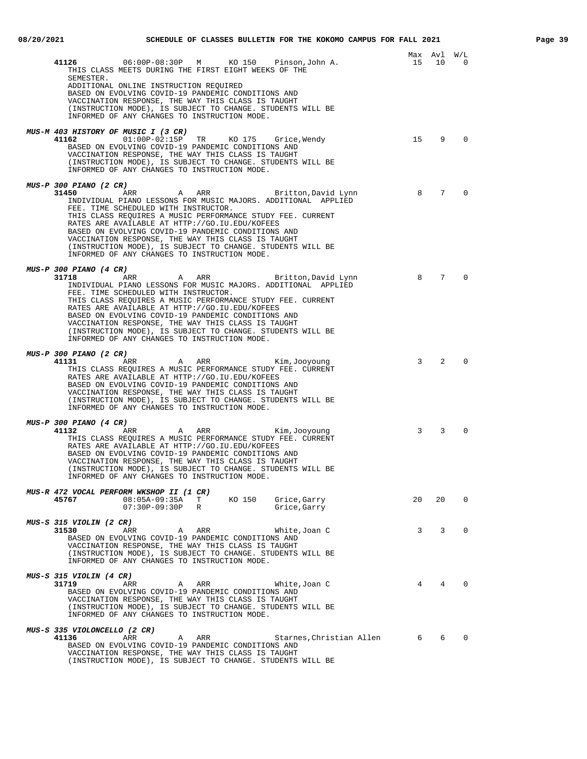| | | | | | | Max | Avl | W/L |
|---|---|---|---|---|---|---|---|---|
| **41126** | 06:00P-08:30P | M | KO 150 | Pinson,John A. | | 15 | 10 | 0 |

THIS CLASS MEETS DURING THE FIRST EIGHT WEEKS OF THE SEMESTER.
ADDITIONAL ONLINE INSTRUCTION REQUIRED
BASED ON EVOLVING COVID-19 PANDEMIC CONDITIONS AND VACCINATION RESPONSE, THE WAY THIS CLASS IS TAUGHT (INSTRUCTION MODE), IS SUBJECT TO CHANGE. STUDENTS WILL BE INFORMED OF ANY CHANGES TO INSTRUCTION MODE.

***MUS-M 403 HISTORY OF MUSIC I (3 CR)***

| | | | | | Max | Avl | W/L |
|---|---|---|---|---|---|---|---|
| **41162** | 01:00P-02:15P | TR | KO 175 | Grice,Wendy | 15 | 9 | 0 |

BASED ON EVOLVING COVID-19 PANDEMIC CONDITIONS AND VACCINATION RESPONSE, THE WAY THIS CLASS IS TAUGHT (INSTRUCTION MODE), IS SUBJECT TO CHANGE. STUDENTS WILL BE INFORMED OF ANY CHANGES TO INSTRUCTION MODE.

***MUS-P 300 PIANO (2 CR)***

| | | | | | Max | Avl | W/L |
|---|---|---|---|---|---|---|---|
| **31450** | ARR | A | ARR | Britton,David Lynn | 8 | 7 | 0 |

INDIVIDUAL PIANO LESSONS FOR MUSIC MAJORS. ADDITIONAL APPLIED FEE. TIME SCHEDULED WITH INSTRUCTOR.
THIS CLASS REQUIRES A MUSIC PERFORMANCE STUDY FEE. CURRENT RATES ARE AVAILABLE AT HTTP://GO.IU.EDU/KOFEES
BASED ON EVOLVING COVID-19 PANDEMIC CONDITIONS AND VACCINATION RESPONSE, THE WAY THIS CLASS IS TAUGHT (INSTRUCTION MODE), IS SUBJECT TO CHANGE. STUDENTS WILL BE INFORMED OF ANY CHANGES TO INSTRUCTION MODE.

***MUS-P 300 PIANO (4 CR)***

| | | | | | Max | Avl | W/L |
|---|---|---|---|---|---|---|---|
| **31718** | ARR | A | ARR | Britton,David Lynn | 8 | 7 | 0 |

INDIVIDUAL PIANO LESSONS FOR MUSIC MAJORS. ADDITIONAL APPLIED FEE. TIME SCHEDULED WITH INSTRUCTOR.
THIS CLASS REQUIRES A MUSIC PERFORMANCE STUDY FEE. CURRENT RATES ARE AVAILABLE AT HTTP://GO.IU.EDU/KOFEES
BASED ON EVOLVING COVID-19 PANDEMIC CONDITIONS AND VACCINATION RESPONSE, THE WAY THIS CLASS IS TAUGHT (INSTRUCTION MODE), IS SUBJECT TO CHANGE. STUDENTS WILL BE INFORMED OF ANY CHANGES TO INSTRUCTION MODE.

***MUS-P 300 PIANO (2 CR)***

| | | | | | Max | Avl | W/L |
|---|---|---|---|---|---|---|---|
| **41131** | ARR | A | ARR | Kim,Jooyoung | 3 | 2 | 0 |

THIS CLASS REQUIRES A MUSIC PERFORMANCE STUDY FEE. CURRENT RATES ARE AVAILABLE AT HTTP://GO.IU.EDU/KOFEES
BASED ON EVOLVING COVID-19 PANDEMIC CONDITIONS AND VACCINATION RESPONSE, THE WAY THIS CLASS IS TAUGHT (INSTRUCTION MODE), IS SUBJECT TO CHANGE. STUDENTS WILL BE INFORMED OF ANY CHANGES TO INSTRUCTION MODE.

***MUS-P 300 PIANO (4 CR)***

| | | | | | Max | Avl | W/L |
|---|---|---|---|---|---|---|---|
| **41132** | ARR | A | ARR | Kim,Jooyoung | 3 | 3 | 0 |

THIS CLASS REQUIRES A MUSIC PERFORMANCE STUDY FEE. CURRENT RATES ARE AVAILABLE AT HTTP://GO.IU.EDU/KOFEES
BASED ON EVOLVING COVID-19 PANDEMIC CONDITIONS AND VACCINATION RESPONSE, THE WAY THIS CLASS IS TAUGHT (INSTRUCTION MODE), IS SUBJECT TO CHANGE. STUDENTS WILL BE INFORMED OF ANY CHANGES TO INSTRUCTION MODE.

***MUS-R 472 VOCAL PERFORM WKSHOP II (1 CR)***

| | | | | | Max | Avl | W/L |
|---|---|---|---|---|---|---|---|
| **45767** | 08:05A-09:35A | T | KO 150 | Grice,Garry | 20 | 20 | 0 |
| | 07:30P-09:30P | R | | Grice,Garry | | | |

***MUS-S 315 VIOLIN (2 CR)***

| | | | | | Max | Avl | W/L |
|---|---|---|---|---|---|---|---|
| **31530** | ARR | A | ARR | White,Joan C | 3 | 3 | 0 |

BASED ON EVOLVING COVID-19 PANDEMIC CONDITIONS AND VACCINATION RESPONSE, THE WAY THIS CLASS IS TAUGHT (INSTRUCTION MODE), IS SUBJECT TO CHANGE. STUDENTS WILL BE INFORMED OF ANY CHANGES TO INSTRUCTION MODE.

***MUS-S 315 VIOLIN (4 CR)***

| | | | | | Max | Avl | W/L |
|---|---|---|---|---|---|---|---|
| **31719** | ARR | A | ARR | White,Joan C | 4 | 4 | 0 |

BASED ON EVOLVING COVID-19 PANDEMIC CONDITIONS AND VACCINATION RESPONSE, THE WAY THIS CLASS IS TAUGHT (INSTRUCTION MODE), IS SUBJECT TO CHANGE. STUDENTS WILL BE INFORMED OF ANY CHANGES TO INSTRUCTION MODE.

***MUS-S 335 VIOLONCELLO (2 CR)***

| | | | | | Max | Avl | W/L |
|---|---|---|---|---|---|---|---|
| **41136** | ARR | A | ARR | Starnes,Christian Allen | 6 | 6 | 0 |

BASED ON EVOLVING COVID-19 PANDEMIC CONDITIONS AND VACCINATION RESPONSE, THE WAY THIS CLASS IS TAUGHT (INSTRUCTION MODE), IS SUBJECT TO CHANGE. STUDENTS WILL BE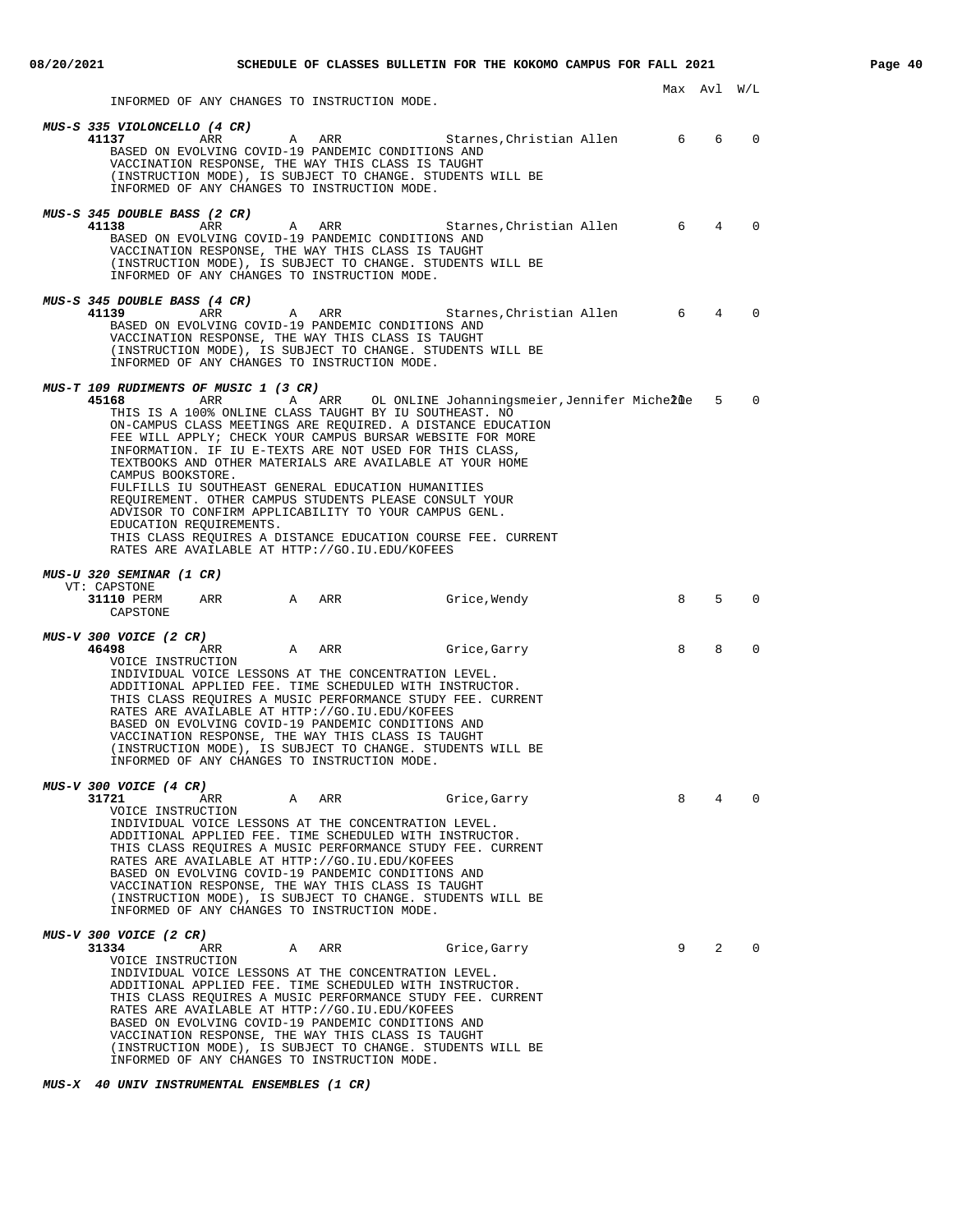Max Avl W/L

INFORMED OF ANY CHANGES TO INSTRUCTION MODE.

***MUS-S 335 VIOLONCELLO (4 CR)***

**41137** ARR A ARR Starnes,Christian Allen 6 6 0

BASED ON EVOLVING COVID-19 PANDEMIC CONDITIONS AND VACCINATION RESPONSE, THE WAY THIS CLASS IS TAUGHT (INSTRUCTION MODE), IS SUBJECT TO CHANGE. STUDENTS WILL BE INFORMED OF ANY CHANGES TO INSTRUCTION MODE.

***MUS-S 345 DOUBLE BASS (2 CR)***

**41138** ARR A ARR Starnes,Christian Allen 6 4 0

BASED ON EVOLVING COVID-19 PANDEMIC CONDITIONS AND VACCINATION RESPONSE, THE WAY THIS CLASS IS TAUGHT (INSTRUCTION MODE), IS SUBJECT TO CHANGE. STUDENTS WILL BE INFORMED OF ANY CHANGES TO INSTRUCTION MODE.

***MUS-S 345 DOUBLE BASS (4 CR)***

**41139** ARR A ARR Starnes,Christian Allen 6 4 0

BASED ON EVOLVING COVID-19 PANDEMIC CONDITIONS AND VACCINATION RESPONSE, THE WAY THIS CLASS IS TAUGHT (INSTRUCTION MODE), IS SUBJECT TO CHANGE. STUDENTS WILL BE INFORMED OF ANY CHANGES TO INSTRUCTION MODE.

***MUS-T 109 RUDIMENTS OF MUSIC 1 (3 CR)***

**45168** ARR A ARR OL ONLINE Johanningsmeier,Jennifer Michelle 20 5 0

THIS IS A 100% ONLINE CLASS TAUGHT BY IU SOUTHEAST. NO ON-CAMPUS CLASS MEETINGS ARE REQUIRED. A DISTANCE EDUCATION FEE WILL APPLY; CHECK YOUR CAMPUS BURSAR WEBSITE FOR MORE INFORMATION. IF IU E-TEXTS ARE NOT USED FOR THIS CLASS, TEXTBOOKS AND OTHER MATERIALS ARE AVAILABLE AT YOUR HOME CAMPUS BOOKSTORE.
FULFILLS IU SOUTHEAST GENERAL EDUCATION HUMANITIES REQUIREMENT. OTHER CAMPUS STUDENTS PLEASE CONSULT YOUR ADVISOR TO CONFIRM APPLICABILITY TO YOUR CAMPUS GENL. EDUCATION REQUIREMENTS.
THIS CLASS REQUIRES A DISTANCE EDUCATION COURSE FEE. CURRENT RATES ARE AVAILABLE AT HTTP://GO.IU.EDU/KOFEES

***MUS-U 320 SEMINAR (1 CR)***

VT: CAPSTONE

**31110** PERM ARR A ARR Grice,Wendy 8 5 0

CAPSTONE

***MUS-V 300 VOICE (2 CR)***

**46498** ARR A ARR Grice,Garry 8 8 0

VOICE INSTRUCTION
INDIVIDUAL VOICE LESSONS AT THE CONCENTRATION LEVEL. ADDITIONAL APPLIED FEE. TIME SCHEDULED WITH INSTRUCTOR.
THIS CLASS REQUIRES A MUSIC PERFORMANCE STUDY FEE. CURRENT RATES ARE AVAILABLE AT HTTP://GO.IU.EDU/KOFEES
BASED ON EVOLVING COVID-19 PANDEMIC CONDITIONS AND VACCINATION RESPONSE, THE WAY THIS CLASS IS TAUGHT (INSTRUCTION MODE), IS SUBJECT TO CHANGE. STUDENTS WILL BE INFORMED OF ANY CHANGES TO INSTRUCTION MODE.

***MUS-V 300 VOICE (4 CR)***

**31721** ARR A ARR Grice,Garry 8 4 0

VOICE INSTRUCTION
INDIVIDUAL VOICE LESSONS AT THE CONCENTRATION LEVEL. ADDITIONAL APPLIED FEE. TIME SCHEDULED WITH INSTRUCTOR.
THIS CLASS REQUIRES A MUSIC PERFORMANCE STUDY FEE. CURRENT RATES ARE AVAILABLE AT HTTP://GO.IU.EDU/KOFEES
BASED ON EVOLVING COVID-19 PANDEMIC CONDITIONS AND VACCINATION RESPONSE, THE WAY THIS CLASS IS TAUGHT (INSTRUCTION MODE), IS SUBJECT TO CHANGE. STUDENTS WILL BE INFORMED OF ANY CHANGES TO INSTRUCTION MODE.

***MUS-V 300 VOICE (2 CR)***

**31334** ARR A ARR Grice,Garry 9 2 0

VOICE INSTRUCTION
INDIVIDUAL VOICE LESSONS AT THE CONCENTRATION LEVEL. ADDITIONAL APPLIED FEE. TIME SCHEDULED WITH INSTRUCTOR.
THIS CLASS REQUIRES A MUSIC PERFORMANCE STUDY FEE. CURRENT RATES ARE AVAILABLE AT HTTP://GO.IU.EDU/KOFEES
BASED ON EVOLVING COVID-19 PANDEMIC CONDITIONS AND VACCINATION RESPONSE, THE WAY THIS CLASS IS TAUGHT (INSTRUCTION MODE), IS SUBJECT TO CHANGE. STUDENTS WILL BE INFORMED OF ANY CHANGES TO INSTRUCTION MODE.

***MUS-X 40 UNIV INSTRUMENTAL ENSEMBLES (1 CR)***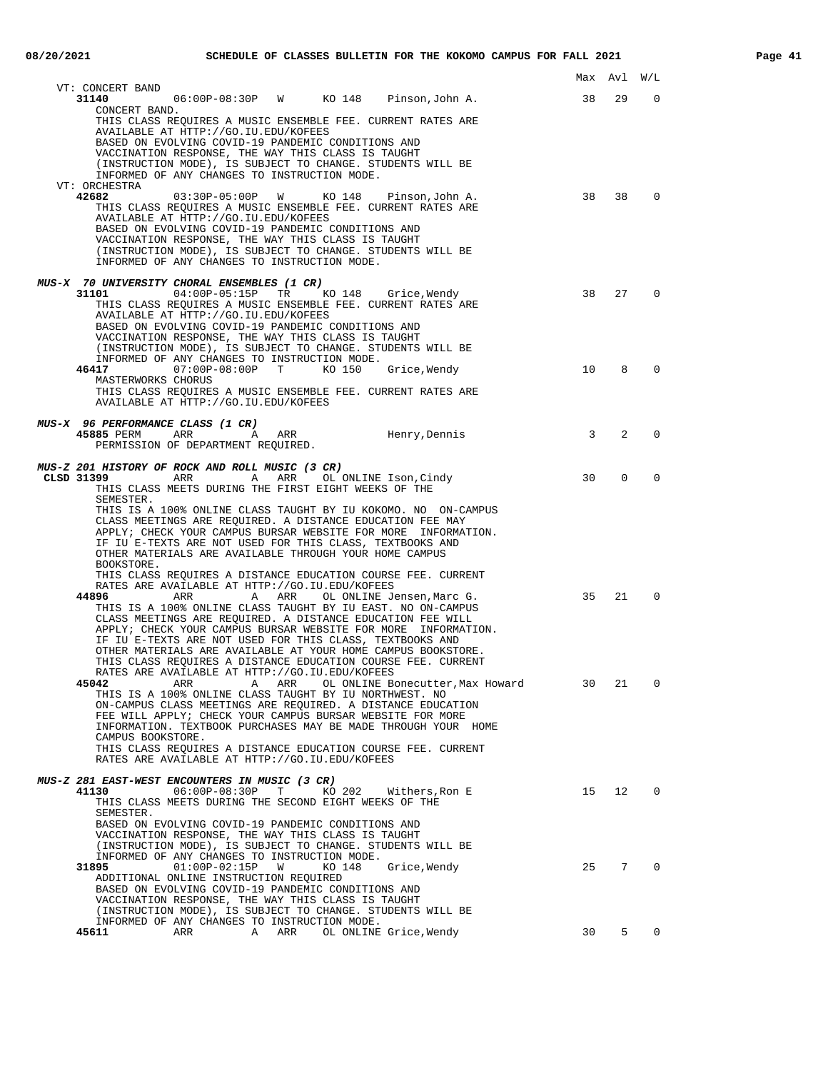Max Avl W/L

VT: CONCERT BAND

**31140** 06:00P-08:30P W KO 148 Pinson,John A. 38 29 0

CONCERT BAND.
THIS CLASS REQUIRES A MUSIC ENSEMBLE FEE. CURRENT RATES ARE AVAILABLE AT HTTP://GO.IU.EDU/KOFEES
BASED ON EVOLVING COVID-19 PANDEMIC CONDITIONS AND VACCINATION RESPONSE, THE WAY THIS CLASS IS TAUGHT (INSTRUCTION MODE), IS SUBJECT TO CHANGE. STUDENTS WILL BE INFORMED OF ANY CHANGES TO INSTRUCTION MODE.

VT: ORCHESTRA

**42682** 03:30P-05:00P W KO 148 Pinson,John A. 38 38 0

THIS CLASS REQUIRES A MUSIC ENSEMBLE FEE. CURRENT RATES ARE AVAILABLE AT HTTP://GO.IU.EDU/KOFEES
BASED ON EVOLVING COVID-19 PANDEMIC CONDITIONS AND VACCINATION RESPONSE, THE WAY THIS CLASS IS TAUGHT (INSTRUCTION MODE), IS SUBJECT TO CHANGE. STUDENTS WILL BE INFORMED OF ANY CHANGES TO INSTRUCTION MODE.

***MUS-X 70 UNIVERSITY CHORAL ENSEMBLES (1 CR)***

**31101** 04:00P-05:15P TR KO 148 Grice,Wendy 38 27 0

THIS CLASS REQUIRES A MUSIC ENSEMBLE FEE. CURRENT RATES ARE AVAILABLE AT HTTP://GO.IU.EDU/KOFEES
BASED ON EVOLVING COVID-19 PANDEMIC CONDITIONS AND VACCINATION RESPONSE, THE WAY THIS CLASS IS TAUGHT (INSTRUCTION MODE), IS SUBJECT TO CHANGE. STUDENTS WILL BE INFORMED OF ANY CHANGES TO INSTRUCTION MODE.

**46417** 07:00P-08:00P T KO 150 Grice,Wendy 10 8 0

MASTERWORKS CHORUS
THIS CLASS REQUIRES A MUSIC ENSEMBLE FEE. CURRENT RATES ARE AVAILABLE AT HTTP://GO.IU.EDU/KOFEES

***MUS-X 96 PERFORMANCE CLASS (1 CR)***

**45885** PERM ARR A ARR Henry,Dennis 3 2 0

PERMISSION OF DEPARTMENT REQUIRED.

***MUS-Z 201 HISTORY OF ROCK AND ROLL MUSIC (3 CR)***

**CLSD 31399** ARR A ARR OL ONLINE Ison,Cindy 30 0 0

THIS CLASS MEETS DURING THE FIRST EIGHT WEEKS OF THE SEMESTER.
THIS IS A 100% ONLINE CLASS TAUGHT BY IU KOKOMO. NO ON-CAMPUS CLASS MEETINGS ARE REQUIRED. A DISTANCE EDUCATION FEE MAY APPLY; CHECK YOUR CAMPUS BURSAR WEBSITE FOR MORE INFORMATION. IF IU E-TEXTS ARE NOT USED FOR THIS CLASS, TEXTBOOKS AND OTHER MATERIALS ARE AVAILABLE THROUGH YOUR HOME CAMPUS BOOKSTORE.
THIS CLASS REQUIRES A DISTANCE EDUCATION COURSE FEE. CURRENT RATES ARE AVAILABLE AT HTTP://GO.IU.EDU/KOFEES

**44896** ARR A ARR OL ONLINE Jensen,Marc G. 35 21 0

THIS IS A 100% ONLINE CLASS TAUGHT BY IU EAST. NO ON-CAMPUS CLASS MEETINGS ARE REQUIRED. A DISTANCE EDUCATION FEE WILL APPLY; CHECK YOUR CAMPUS BURSAR WEBSITE FOR MORE INFORMATION. IF IU E-TEXTS ARE NOT USED FOR THIS CLASS, TEXTBOOKS AND OTHER MATERIALS ARE AVAILABLE AT YOUR HOME CAMPUS BOOKSTORE.
THIS CLASS REQUIRES A DISTANCE EDUCATION COURSE FEE. CURRENT RATES ARE AVAILABLE AT HTTP://GO.IU.EDU/KOFEES

**45042** ARR A ARR OL ONLINE Bonecutter,Max Howard 30 21 0

THIS IS A 100% ONLINE CLASS TAUGHT BY IU NORTHWEST. NO ON-CAMPUS CLASS MEETINGS ARE REQUIRED. A DISTANCE EDUCATION FEE WILL APPLY; CHECK YOUR CAMPUS BURSAR WEBSITE FOR MORE INFORMATION. TEXTBOOK PURCHASES MAY BE MADE THROUGH YOUR HOME CAMPUS BOOKSTORE.
THIS CLASS REQUIRES A DISTANCE EDUCATION COURSE FEE. CURRENT RATES ARE AVAILABLE AT HTTP://GO.IU.EDU/KOFEES

***MUS-Z 281 EAST-WEST ENCOUNTERS IN MUSIC (3 CR)***

**41130** 06:00P-08:30P T KO 202 Withers,Ron E 15 12 0

THIS CLASS MEETS DURING THE SECOND EIGHT WEEKS OF THE SEMESTER.
BASED ON EVOLVING COVID-19 PANDEMIC CONDITIONS AND VACCINATION RESPONSE, THE WAY THIS CLASS IS TAUGHT (INSTRUCTION MODE), IS SUBJECT TO CHANGE. STUDENTS WILL BE INFORMED OF ANY CHANGES TO INSTRUCTION MODE.

**31895** 01:00P-02:15P W KO 148 Grice,Wendy 25 7 0

ADDITIONAL ONLINE INSTRUCTION REQUIRED
BASED ON EVOLVING COVID-19 PANDEMIC CONDITIONS AND VACCINATION RESPONSE, THE WAY THIS CLASS IS TAUGHT (INSTRUCTION MODE), IS SUBJECT TO CHANGE. STUDENTS WILL BE INFORMED OF ANY CHANGES TO INSTRUCTION MODE.

**45611** ARR A ARR OL ONLINE Grice,Wendy 30 5 0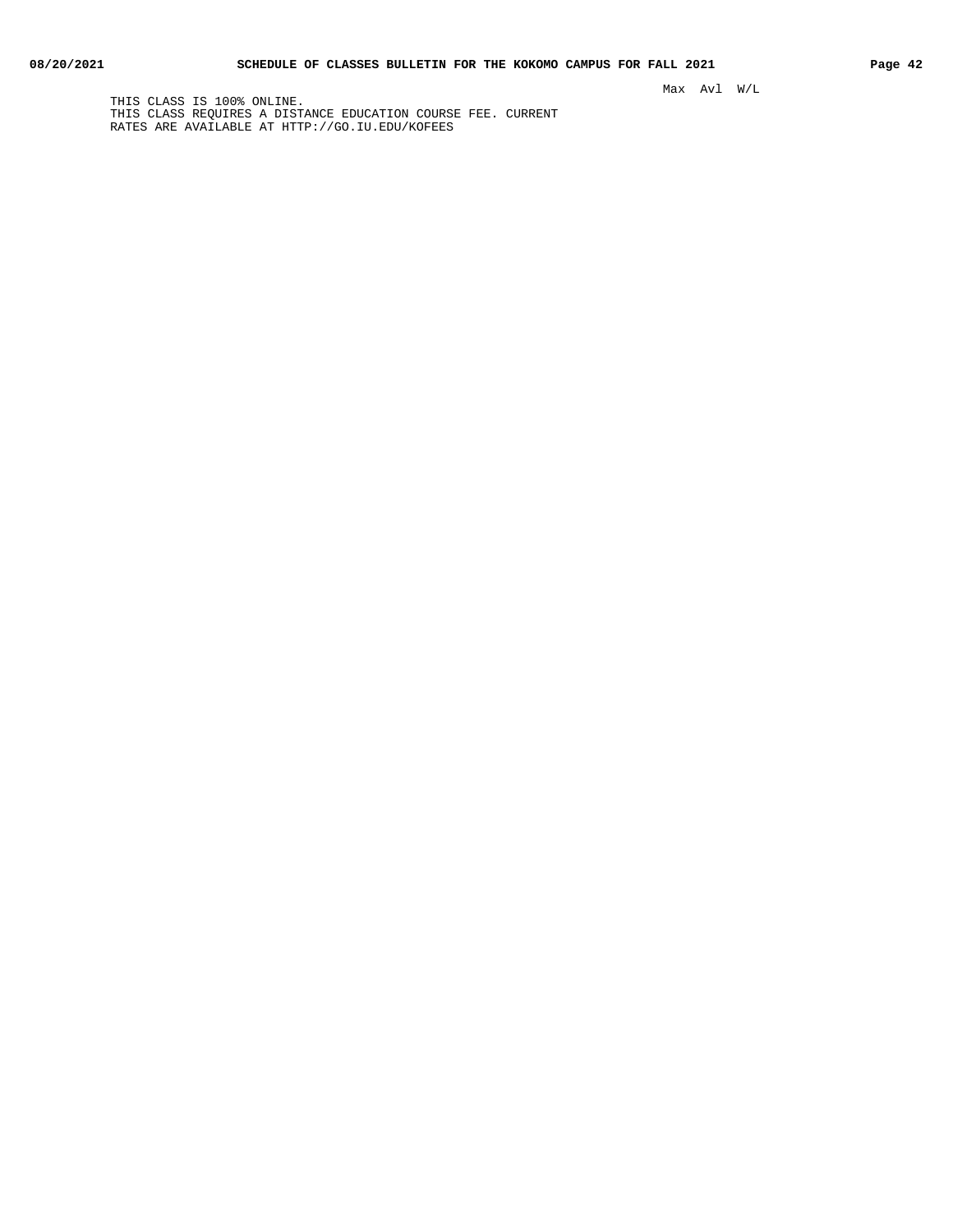Max Avl W/L

THIS CLASS IS 100% ONLINE.
THIS CLASS REQUIRES A DISTANCE EDUCATION COURSE FEE. CURRENT
RATES ARE AVAILABLE AT HTTP://GO.IU.EDU/KOFEES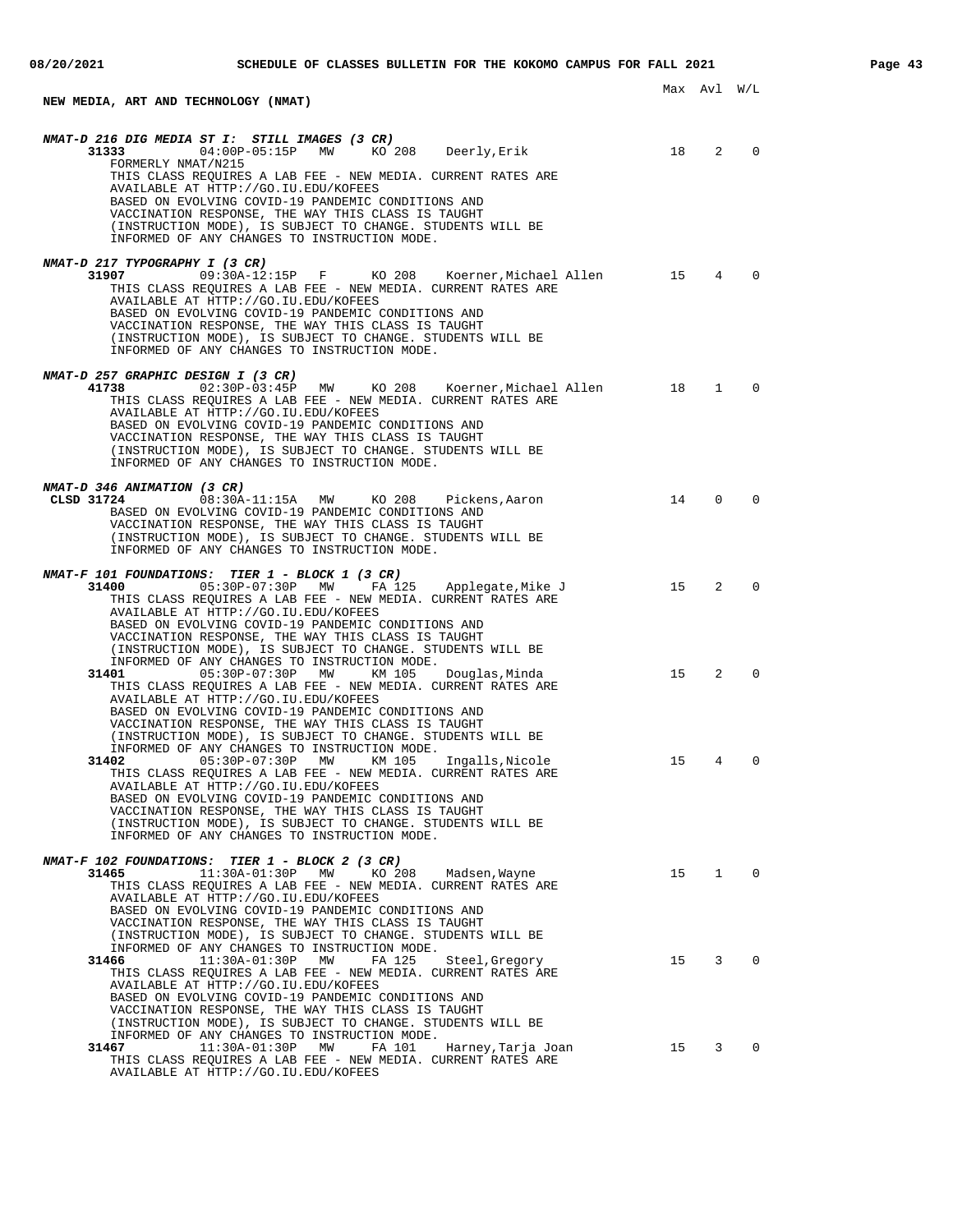Max Avl W/L

## NEW MEDIA, ART AND TECHNOLOGY (NMAT)

***NMAT-D 216 DIG MEDIA ST I: STILL IMAGES (3 CR)***

**31333** 04:00P-05:15P MW KO 208 Deerly,Erik 18 2 0
FORMERLY NMAT/N215
THIS CLASS REQUIRES A LAB FEE - NEW MEDIA. CURRENT RATES ARE AVAILABLE AT HTTP://GO.IU.EDU/KOFEES
BASED ON EVOLVING COVID-19 PANDEMIC CONDITIONS AND VACCINATION RESPONSE, THE WAY THIS CLASS IS TAUGHT (INSTRUCTION MODE), IS SUBJECT TO CHANGE. STUDENTS WILL BE INFORMED OF ANY CHANGES TO INSTRUCTION MODE.

***NMAT-D 217 TYPOGRAPHY I (3 CR)***

**31907** 09:30A-12:15P F KO 208 Koerner,Michael Allen 15 4 0
THIS CLASS REQUIRES A LAB FEE - NEW MEDIA. CURRENT RATES ARE AVAILABLE AT HTTP://GO.IU.EDU/KOFEES
BASED ON EVOLVING COVID-19 PANDEMIC CONDITIONS AND VACCINATION RESPONSE, THE WAY THIS CLASS IS TAUGHT (INSTRUCTION MODE), IS SUBJECT TO CHANGE. STUDENTS WILL BE INFORMED OF ANY CHANGES TO INSTRUCTION MODE.

***NMAT-D 257 GRAPHIC DESIGN I (3 CR)***

**41738** 02:30P-03:45P MW KO 208 Koerner,Michael Allen 18 1 0
THIS CLASS REQUIRES A LAB FEE - NEW MEDIA. CURRENT RATES ARE AVAILABLE AT HTTP://GO.IU.EDU/KOFEES
BASED ON EVOLVING COVID-19 PANDEMIC CONDITIONS AND VACCINATION RESPONSE, THE WAY THIS CLASS IS TAUGHT (INSTRUCTION MODE), IS SUBJECT TO CHANGE. STUDENTS WILL BE INFORMED OF ANY CHANGES TO INSTRUCTION MODE.

***NMAT-D 346 ANIMATION (3 CR)***

**CLSD 31724** 08:30A-11:15A MW KO 208 Pickens,Aaron 14 0 0
BASED ON EVOLVING COVID-19 PANDEMIC CONDITIONS AND VACCINATION RESPONSE, THE WAY THIS CLASS IS TAUGHT (INSTRUCTION MODE), IS SUBJECT TO CHANGE. STUDENTS WILL BE INFORMED OF ANY CHANGES TO INSTRUCTION MODE.

***NMAT-F 101 FOUNDATIONS: TIER 1 - BLOCK 1 (3 CR)***

**31400** 05:30P-07:30P MW FA 125 Applegate,Mike J 15 2 0
THIS CLASS REQUIRES A LAB FEE - NEW MEDIA. CURRENT RATES ARE AVAILABLE AT HTTP://GO.IU.EDU/KOFEES
BASED ON EVOLVING COVID-19 PANDEMIC CONDITIONS AND VACCINATION RESPONSE, THE WAY THIS CLASS IS TAUGHT (INSTRUCTION MODE), IS SUBJECT TO CHANGE. STUDENTS WILL BE INFORMED OF ANY CHANGES TO INSTRUCTION MODE.

**31401** 05:30P-07:30P MW KM 105 Douglas,Minda 15 2 0
THIS CLASS REQUIRES A LAB FEE - NEW MEDIA. CURRENT RATES ARE AVAILABLE AT HTTP://GO.IU.EDU/KOFEES
BASED ON EVOLVING COVID-19 PANDEMIC CONDITIONS AND VACCINATION RESPONSE, THE WAY THIS CLASS IS TAUGHT (INSTRUCTION MODE), IS SUBJECT TO CHANGE. STUDENTS WILL BE INFORMED OF ANY CHANGES TO INSTRUCTION MODE.

**31402** 05:30P-07:30P MW KM 105 Ingalls,Nicole 15 4 0
THIS CLASS REQUIRES A LAB FEE - NEW MEDIA. CURRENT RATES ARE AVAILABLE AT HTTP://GO.IU.EDU/KOFEES
BASED ON EVOLVING COVID-19 PANDEMIC CONDITIONS AND VACCINATION RESPONSE, THE WAY THIS CLASS IS TAUGHT (INSTRUCTION MODE), IS SUBJECT TO CHANGE. STUDENTS WILL BE INFORMED OF ANY CHANGES TO INSTRUCTION MODE.

***NMAT-F 102 FOUNDATIONS: TIER 1 - BLOCK 2 (3 CR)***

**31465** 11:30A-01:30P MW KO 208 Madsen,Wayne 15 1 0
THIS CLASS REQUIRES A LAB FEE - NEW MEDIA. CURRENT RATES ARE AVAILABLE AT HTTP://GO.IU.EDU/KOFEES
BASED ON EVOLVING COVID-19 PANDEMIC CONDITIONS AND VACCINATION RESPONSE, THE WAY THIS CLASS IS TAUGHT (INSTRUCTION MODE), IS SUBJECT TO CHANGE. STUDENTS WILL BE INFORMED OF ANY CHANGES TO INSTRUCTION MODE.

**31466** 11:30A-01:30P MW FA 125 Steel,Gregory 15 3 0
THIS CLASS REQUIRES A LAB FEE - NEW MEDIA. CURRENT RATES ARE AVAILABLE AT HTTP://GO.IU.EDU/KOFEES
BASED ON EVOLVING COVID-19 PANDEMIC CONDITIONS AND VACCINATION RESPONSE, THE WAY THIS CLASS IS TAUGHT (INSTRUCTION MODE), IS SUBJECT TO CHANGE. STUDENTS WILL BE INFORMED OF ANY CHANGES TO INSTRUCTION MODE.

**31467** 11:30A-01:30P MW FA 101 Harney,Tarja Joan 15 3 0
THIS CLASS REQUIRES A LAB FEE - NEW MEDIA. CURRENT RATES ARE AVAILABLE AT HTTP://GO.IU.EDU/KOFEES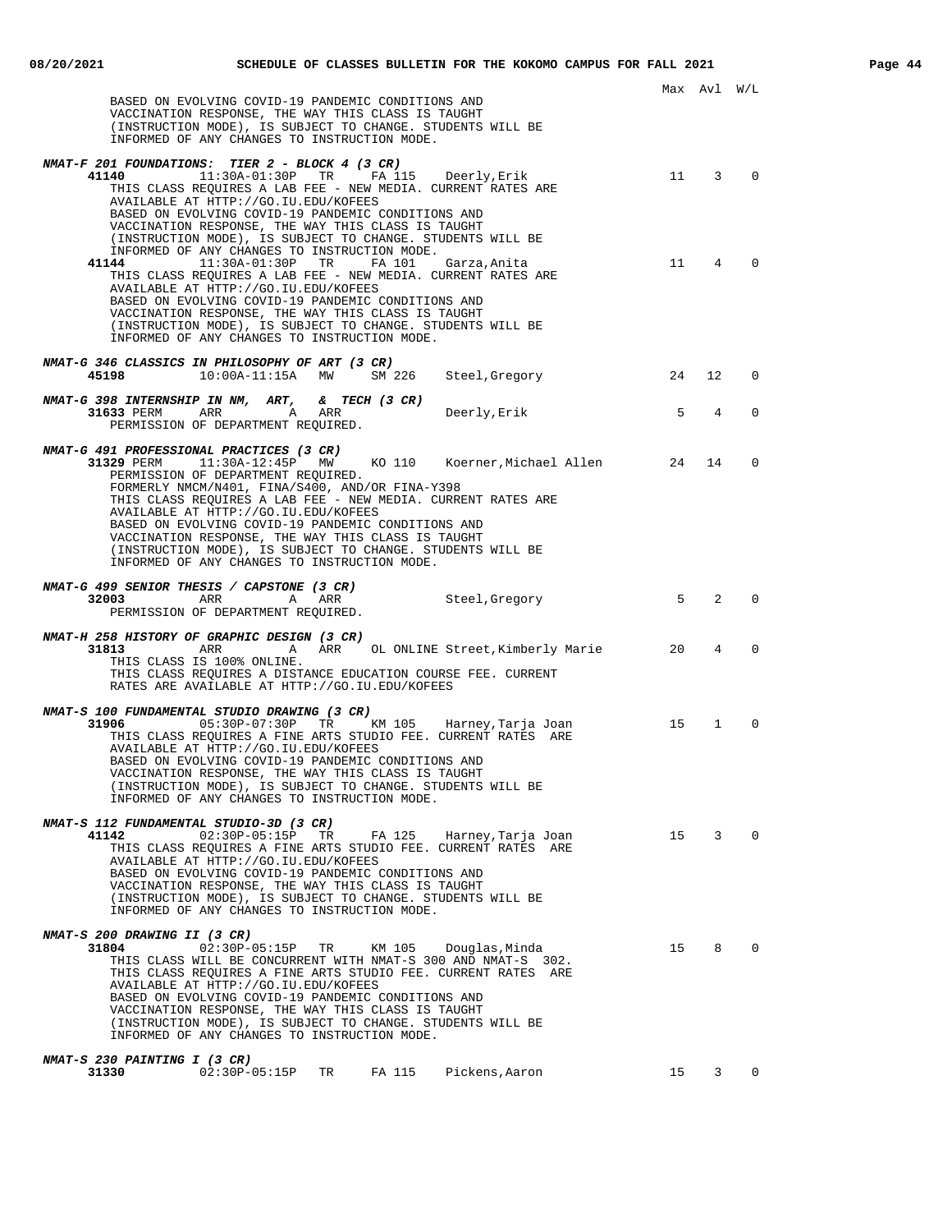Max Avl W/L

BASED ON EVOLVING COVID-19 PANDEMIC CONDITIONS AND VACCINATION RESPONSE, THE WAY THIS CLASS IS TAUGHT (INSTRUCTION MODE), IS SUBJECT TO CHANGE. STUDENTS WILL BE INFORMED OF ANY CHANGES TO INSTRUCTION MODE.

***NMAT-F 201 FOUNDATIONS: TIER 2 - BLOCK 4 (3 CR)***

**41140** 11:30A-01:30P TR FA 115 Deerly,Erik 11 3 0
THIS CLASS REQUIRES A LAB FEE - NEW MEDIA. CURRENT RATES ARE AVAILABLE AT HTTP://GO.IU.EDU/KOFEES
BASED ON EVOLVING COVID-19 PANDEMIC CONDITIONS AND VACCINATION RESPONSE, THE WAY THIS CLASS IS TAUGHT (INSTRUCTION MODE), IS SUBJECT TO CHANGE. STUDENTS WILL BE INFORMED OF ANY CHANGES TO INSTRUCTION MODE.

**41144** 11:30A-01:30P TR FA 101 Garza,Anita 11 4 0
THIS CLASS REQUIRES A LAB FEE - NEW MEDIA. CURRENT RATES ARE AVAILABLE AT HTTP://GO.IU.EDU/KOFEES
BASED ON EVOLVING COVID-19 PANDEMIC CONDITIONS AND VACCINATION RESPONSE, THE WAY THIS CLASS IS TAUGHT (INSTRUCTION MODE), IS SUBJECT TO CHANGE. STUDENTS WILL BE INFORMED OF ANY CHANGES TO INSTRUCTION MODE.

***NMAT-G 346 CLASSICS IN PHILOSOPHY OF ART (3 CR)***

**45198** 10:00A-11:15A MW SM 226 Steel,Gregory 24 12 0

***NMAT-G 398 INTERNSHIP IN NM, ART, & TECH (3 CR)***

**31633** PERM ARR A ARR Deerly,Erik 5 4 0
PERMISSION OF DEPARTMENT REQUIRED.

***NMAT-G 491 PROFESSIONAL PRACTICES (3 CR)***

**31329** PERM 11:30A-12:45P MW KO 110 Koerner,Michael Allen 24 14 0
PERMISSION OF DEPARTMENT REQUIRED.
FORMERLY NMCM/N401, FINA/S400, AND/OR FINA-Y398
THIS CLASS REQUIRES A LAB FEE - NEW MEDIA. CURRENT RATES ARE AVAILABLE AT HTTP://GO.IU.EDU/KOFEES
BASED ON EVOLVING COVID-19 PANDEMIC CONDITIONS AND VACCINATION RESPONSE, THE WAY THIS CLASS IS TAUGHT (INSTRUCTION MODE), IS SUBJECT TO CHANGE. STUDENTS WILL BE INFORMED OF ANY CHANGES TO INSTRUCTION MODE.

***NMAT-G 499 SENIOR THESIS / CAPSTONE (3 CR)***

**32003** ARR A ARR Steel,Gregory 5 2 0
PERMISSION OF DEPARTMENT REQUIRED.

***NMAT-H 258 HISTORY OF GRAPHIC DESIGN (3 CR)***

**31813** ARR A ARR OL ONLINE Street,Kimberly Marie 20 4 0
THIS CLASS IS 100% ONLINE.
THIS CLASS REQUIRES A DISTANCE EDUCATION COURSE FEE. CURRENT RATES ARE AVAILABLE AT HTTP://GO.IU.EDU/KOFEES

***NMAT-S 100 FUNDAMENTAL STUDIO DRAWING (3 CR)***

**31906** 05:30P-07:30P TR KM 105 Harney,Tarja Joan 15 1 0
THIS CLASS REQUIRES A FINE ARTS STUDIO FEE. CURRENT RATES ARE AVAILABLE AT HTTP://GO.IU.EDU/KOFEES
BASED ON EVOLVING COVID-19 PANDEMIC CONDITIONS AND VACCINATION RESPONSE, THE WAY THIS CLASS IS TAUGHT (INSTRUCTION MODE), IS SUBJECT TO CHANGE. STUDENTS WILL BE INFORMED OF ANY CHANGES TO INSTRUCTION MODE.

***NMAT-S 112 FUNDAMENTAL STUDIO-3D (3 CR)***

**41142** 02:30P-05:15P TR FA 125 Harney,Tarja Joan 15 3 0
THIS CLASS REQUIRES A FINE ARTS STUDIO FEE. CURRENT RATES ARE AVAILABLE AT HTTP://GO.IU.EDU/KOFEES
BASED ON EVOLVING COVID-19 PANDEMIC CONDITIONS AND VACCINATION RESPONSE, THE WAY THIS CLASS IS TAUGHT (INSTRUCTION MODE), IS SUBJECT TO CHANGE. STUDENTS WILL BE INFORMED OF ANY CHANGES TO INSTRUCTION MODE.

***NMAT-S 200 DRAWING II (3 CR)***

**31804** 02:30P-05:15P TR KM 105 Douglas,Minda 15 8 0
THIS CLASS WILL BE CONCURRENT WITH NMAT-S 300 AND NMAT-S 302.
THIS CLASS REQUIRES A FINE ARTS STUDIO FEE. CURRENT RATES ARE AVAILABLE AT HTTP://GO.IU.EDU/KOFEES
BASED ON EVOLVING COVID-19 PANDEMIC CONDITIONS AND VACCINATION RESPONSE, THE WAY THIS CLASS IS TAUGHT (INSTRUCTION MODE), IS SUBJECT TO CHANGE. STUDENTS WILL BE INFORMED OF ANY CHANGES TO INSTRUCTION MODE.

***NMAT-S 230 PAINTING I (3 CR)***

**31330** 02:30P-05:15P TR FA 115 Pickens,Aaron 15 3 0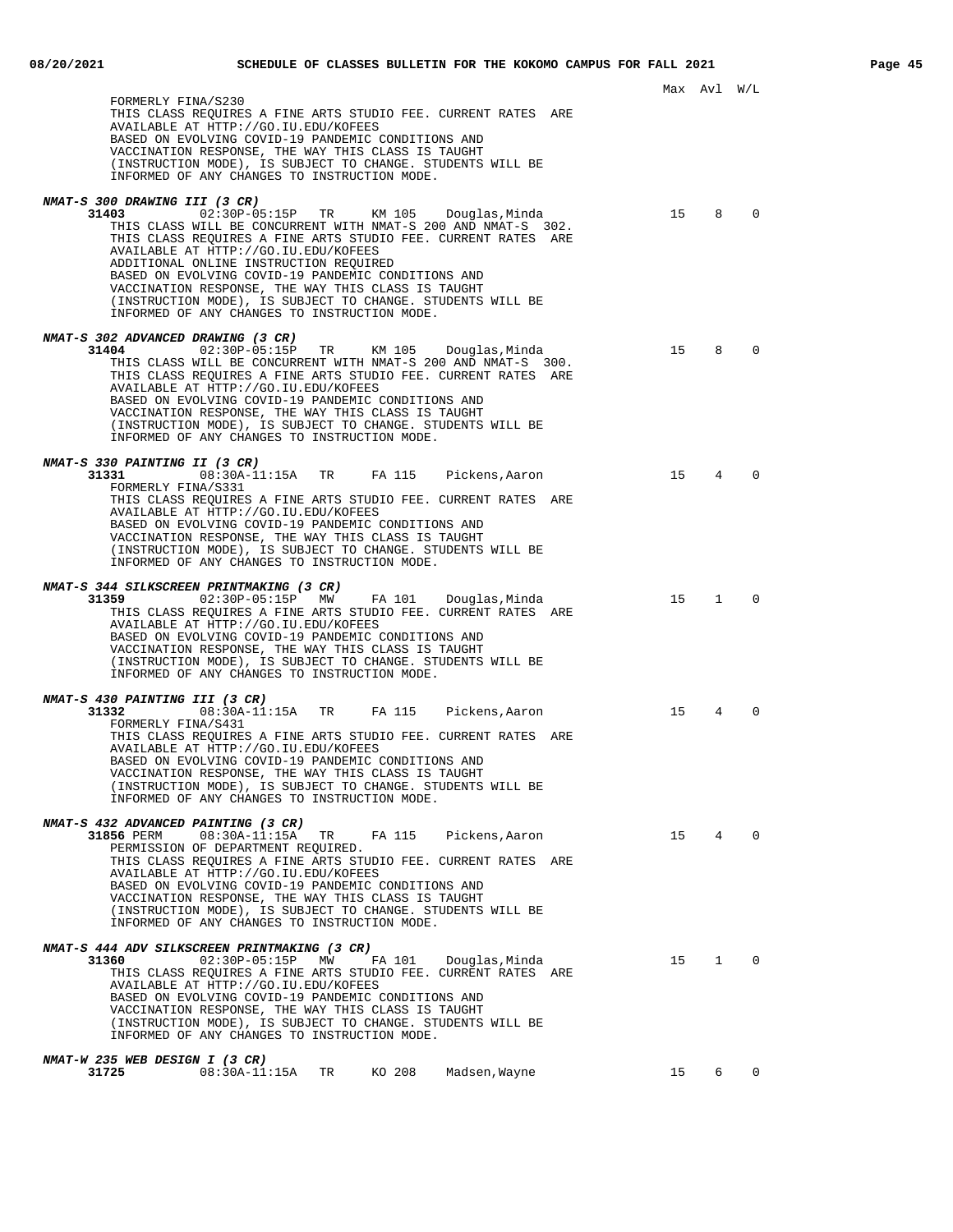Max Avl W/L

FORMERLY FINA/S230
THIS CLASS REQUIRES A FINE ARTS STUDIO FEE. CURRENT RATES ARE AVAILABLE AT HTTP://GO.IU.EDU/KOFEES
BASED ON EVOLVING COVID-19 PANDEMIC CONDITIONS AND VACCINATION RESPONSE, THE WAY THIS CLASS IS TAUGHT (INSTRUCTION MODE), IS SUBJECT TO CHANGE. STUDENTS WILL BE INFORMED OF ANY CHANGES TO INSTRUCTION MODE.

***NMAT-S 300 DRAWING III (3 CR)***

**31403** 02:30P-05:15P TR KM 105 Douglas,Minda 15 8 0
THIS CLASS WILL BE CONCURRENT WITH NMAT-S 200 AND NMAT-S 302.
THIS CLASS REQUIRES A FINE ARTS STUDIO FEE. CURRENT RATES ARE AVAILABLE AT HTTP://GO.IU.EDU/KOFEES
ADDITIONAL ONLINE INSTRUCTION REQUIRED
BASED ON EVOLVING COVID-19 PANDEMIC CONDITIONS AND VACCINATION RESPONSE, THE WAY THIS CLASS IS TAUGHT (INSTRUCTION MODE), IS SUBJECT TO CHANGE. STUDENTS WILL BE INFORMED OF ANY CHANGES TO INSTRUCTION MODE.

***NMAT-S 302 ADVANCED DRAWING (3 CR)***

**31404** 02:30P-05:15P TR KM 105 Douglas,Minda 15 8 0
THIS CLASS WILL BE CONCURRENT WITH NMAT-S 200 AND NMAT-S 300.
THIS CLASS REQUIRES A FINE ARTS STUDIO FEE. CURRENT RATES ARE AVAILABLE AT HTTP://GO.IU.EDU/KOFEES
BASED ON EVOLVING COVID-19 PANDEMIC CONDITIONS AND VACCINATION RESPONSE, THE WAY THIS CLASS IS TAUGHT (INSTRUCTION MODE), IS SUBJECT TO CHANGE. STUDENTS WILL BE INFORMED OF ANY CHANGES TO INSTRUCTION MODE.

***NMAT-S 330 PAINTING II (3 CR)***

**31331** 08:30A-11:15A TR FA 115 Pickens,Aaron 15 4 0
FORMERLY FINA/S331
THIS CLASS REQUIRES A FINE ARTS STUDIO FEE. CURRENT RATES ARE AVAILABLE AT HTTP://GO.IU.EDU/KOFEES
BASED ON EVOLVING COVID-19 PANDEMIC CONDITIONS AND VACCINATION RESPONSE, THE WAY THIS CLASS IS TAUGHT (INSTRUCTION MODE), IS SUBJECT TO CHANGE. STUDENTS WILL BE INFORMED OF ANY CHANGES TO INSTRUCTION MODE.

***NMAT-S 344 SILKSCREEN PRINTMAKING (3 CR)***

**31359** 02:30P-05:15P MW FA 101 Douglas,Minda 15 1 0
THIS CLASS REQUIRES A FINE ARTS STUDIO FEE. CURRENT RATES ARE AVAILABLE AT HTTP://GO.IU.EDU/KOFEES
BASED ON EVOLVING COVID-19 PANDEMIC CONDITIONS AND VACCINATION RESPONSE, THE WAY THIS CLASS IS TAUGHT (INSTRUCTION MODE), IS SUBJECT TO CHANGE. STUDENTS WILL BE INFORMED OF ANY CHANGES TO INSTRUCTION MODE.

***NMAT-S 430 PAINTING III (3 CR)***

**31332** 08:30A-11:15A TR FA 115 Pickens,Aaron 15 4 0
FORMERLY FINA/S431
THIS CLASS REQUIRES A FINE ARTS STUDIO FEE. CURRENT RATES ARE AVAILABLE AT HTTP://GO.IU.EDU/KOFEES
BASED ON EVOLVING COVID-19 PANDEMIC CONDITIONS AND VACCINATION RESPONSE, THE WAY THIS CLASS IS TAUGHT (INSTRUCTION MODE), IS SUBJECT TO CHANGE. STUDENTS WILL BE INFORMED OF ANY CHANGES TO INSTRUCTION MODE.

***NMAT-S 432 ADVANCED PAINTING (3 CR)***

**31856** PERM 08:30A-11:15A TR FA 115 Pickens,Aaron 15 4 0
PERMISSION OF DEPARTMENT REQUIRED.
THIS CLASS REQUIRES A FINE ARTS STUDIO FEE. CURRENT RATES ARE AVAILABLE AT HTTP://GO.IU.EDU/KOFEES
BASED ON EVOLVING COVID-19 PANDEMIC CONDITIONS AND VACCINATION RESPONSE, THE WAY THIS CLASS IS TAUGHT (INSTRUCTION MODE), IS SUBJECT TO CHANGE. STUDENTS WILL BE INFORMED OF ANY CHANGES TO INSTRUCTION MODE.

***NMAT-S 444 ADV SILKSCREEN PRINTMAKING (3 CR)***

**31360** 02:30P-05:15P MW FA 101 Douglas,Minda 15 1 0
THIS CLASS REQUIRES A FINE ARTS STUDIO FEE. CURRENT RATES ARE AVAILABLE AT HTTP://GO.IU.EDU/KOFEES
BASED ON EVOLVING COVID-19 PANDEMIC CONDITIONS AND VACCINATION RESPONSE, THE WAY THIS CLASS IS TAUGHT (INSTRUCTION MODE), IS SUBJECT TO CHANGE. STUDENTS WILL BE INFORMED OF ANY CHANGES TO INSTRUCTION MODE.

***NMAT-W 235 WEB DESIGN I (3 CR)***

**31725** 08:30A-11:15A TR KO 208 Madsen,Wayne 15 6 0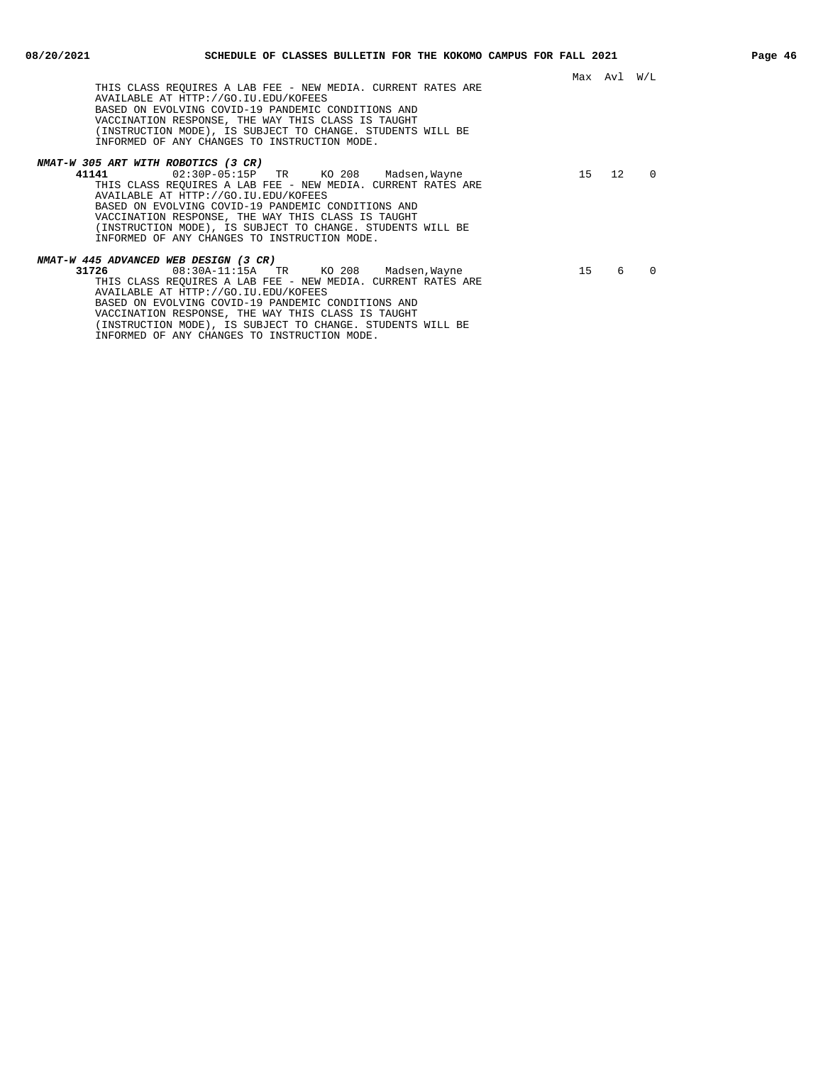Max Avl W/L

THIS CLASS REQUIRES A LAB FEE - NEW MEDIA. CURRENT RATES ARE AVAILABLE AT HTTP://GO.IU.EDU/KOFEES
BASED ON EVOLVING COVID-19 PANDEMIC CONDITIONS AND VACCINATION RESPONSE, THE WAY THIS CLASS IS TAUGHT (INSTRUCTION MODE), IS SUBJECT TO CHANGE. STUDENTS WILL BE INFORMED OF ANY CHANGES TO INSTRUCTION MODE.

***NMAT-W 305 ART WITH ROBOTICS (3 CR)***

**41141** 02:30P-05:15P TR KO 208 Madsen,Wayne 15 12 0

THIS CLASS REQUIRES A LAB FEE - NEW MEDIA. CURRENT RATES ARE AVAILABLE AT HTTP://GO.IU.EDU/KOFEES
BASED ON EVOLVING COVID-19 PANDEMIC CONDITIONS AND VACCINATION RESPONSE, THE WAY THIS CLASS IS TAUGHT (INSTRUCTION MODE), IS SUBJECT TO CHANGE. STUDENTS WILL BE INFORMED OF ANY CHANGES TO INSTRUCTION MODE.

***NMAT-W 445 ADVANCED WEB DESIGN (3 CR)***

**31726** 08:30A-11:15A TR KO 208 Madsen,Wayne 15 6 0

THIS CLASS REQUIRES A LAB FEE - NEW MEDIA. CURRENT RATES ARE AVAILABLE AT HTTP://GO.IU.EDU/KOFEES
BASED ON EVOLVING COVID-19 PANDEMIC CONDITIONS AND VACCINATION RESPONSE, THE WAY THIS CLASS IS TAUGHT (INSTRUCTION MODE), IS SUBJECT TO CHANGE. STUDENTS WILL BE INFORMED OF ANY CHANGES TO INSTRUCTION MODE.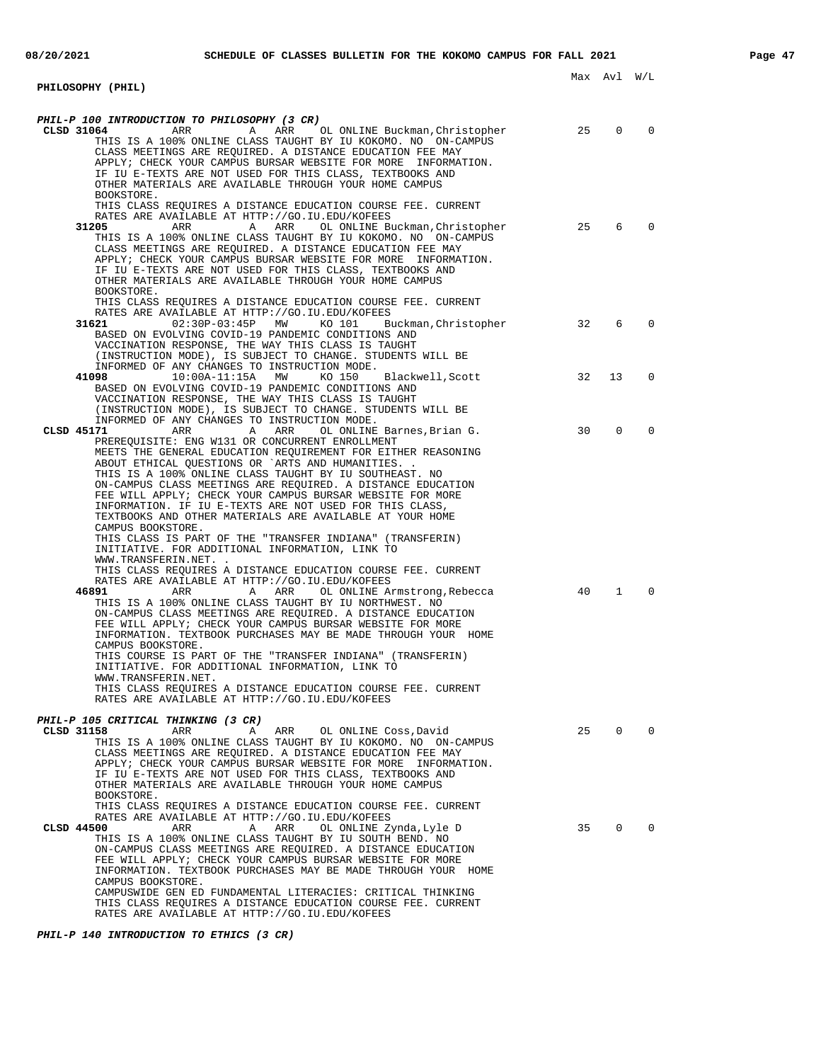## PHILOSOPHY (PHIL)

### PHIL-P 100 INTRODUCTION TO PHILOSOPHY (3 CR)

| Class | Time | Days | Location | Instructor | Max | Avl | W/L |
|---|---|---|---|---|---|---|---|
| CLSD 31064 | ARR | A ARR | OL ONLINE | Buckman,Christopher | 25 | 0 | 0 |

THIS IS A 100% ONLINE CLASS TAUGHT BY IU KOKOMO. NO ON-CAMPUS CLASS MEETINGS ARE REQUIRED. A DISTANCE EDUCATION FEE MAY APPLY; CHECK YOUR CAMPUS BURSAR WEBSITE FOR MORE INFORMATION. IF IU E-TEXTS ARE NOT USED FOR THIS CLASS, TEXTBOOKS AND OTHER MATERIALS ARE AVAILABLE THROUGH YOUR HOME CAMPUS BOOKSTORE.
THIS CLASS REQUIRES A DISTANCE EDUCATION COURSE FEE. CURRENT RATES ARE AVAILABLE AT HTTP://GO.IU.EDU/KOFEES

| Class | Time | Days | Location | Instructor | Max | Avl | W/L |
|---|---|---|---|---|---|---|---|
| 31205 | ARR | A ARR | OL ONLINE | Buckman,Christopher | 25 | 6 | 0 |

THIS IS A 100% ONLINE CLASS TAUGHT BY IU KOKOMO. NO ON-CAMPUS CLASS MEETINGS ARE REQUIRED. A DISTANCE EDUCATION FEE MAY APPLY; CHECK YOUR CAMPUS BURSAR WEBSITE FOR MORE INFORMATION. IF IU E-TEXTS ARE NOT USED FOR THIS CLASS, TEXTBOOKS AND OTHER MATERIALS ARE AVAILABLE THROUGH YOUR HOME CAMPUS BOOKSTORE.
THIS CLASS REQUIRES A DISTANCE EDUCATION COURSE FEE. CURRENT RATES ARE AVAILABLE AT HTTP://GO.IU.EDU/KOFEES

| Class | Time | Days | Location | Instructor | Max | Avl | W/L |
|---|---|---|---|---|---|---|---|
| 31621 | 02:30P-03:45P | MW | KO 101 | Buckman,Christopher | 32 | 6 | 0 |

BASED ON EVOLVING COVID-19 PANDEMIC CONDITIONS AND VACCINATION RESPONSE, THE WAY THIS CLASS IS TAUGHT (INSTRUCTION MODE), IS SUBJECT TO CHANGE. STUDENTS WILL BE INFORMED OF ANY CHANGES TO INSTRUCTION MODE.

| Class | Time | Days | Location | Instructor | Max | Avl | W/L |
|---|---|---|---|---|---|---|---|
| 41098 | 10:00A-11:15A | MW | KO 150 | Blackwell,Scott | 32 | 13 | 0 |

BASED ON EVOLVING COVID-19 PANDEMIC CONDITIONS AND VACCINATION RESPONSE, THE WAY THIS CLASS IS TAUGHT (INSTRUCTION MODE), IS SUBJECT TO CHANGE. STUDENTS WILL BE INFORMED OF ANY CHANGES TO INSTRUCTION MODE.

| Class | Time | Days | Location | Instructor | Max | Avl | W/L |
|---|---|---|---|---|---|---|---|
| CLSD 45171 | ARR | A ARR | OL ONLINE | Barnes,Brian G. | 30 | 0 | 0 |

PREREQUISITE: ENG W131 OR CONCURRENT ENROLLMENT
MEETS THE GENERAL EDUCATION REQUIREMENT FOR EITHER REASONING ABOUT ETHICAL QUESTIONS OR `ARTS AND HUMANITIES. .
THIS IS A 100% ONLINE CLASS TAUGHT BY IU SOUTHEAST. NO ON-CAMPUS CLASS MEETINGS ARE REQUIRED. A DISTANCE EDUCATION FEE WILL APPLY; CHECK YOUR CAMPUS BURSAR WEBSITE FOR MORE INFORMATION. IF IU E-TEXTS ARE NOT USED FOR THIS CLASS, TEXTBOOKS AND OTHER MATERIALS ARE AVAILABLE AT YOUR HOME CAMPUS BOOKSTORE.
THIS CLASS IS PART OF THE "TRANSFER INDIANA" (TRANSFERIN) INITIATIVE. FOR ADDITIONAL INFORMATION, LINK TO WWW.TRANSFERIN.NET. .
THIS CLASS REQUIRES A DISTANCE EDUCATION COURSE FEE. CURRENT RATES ARE AVAILABLE AT HTTP://GO.IU.EDU/KOFEES

| Class | Time | Days | Location | Instructor | Max | Avl | W/L |
|---|---|---|---|---|---|---|---|
| 46891 | ARR | A ARR | OL ONLINE | Armstrong,Rebecca | 40 | 1 | 0 |

THIS IS A 100% ONLINE CLASS TAUGHT BY IU NORTHWEST. NO ON-CAMPUS CLASS MEETINGS ARE REQUIRED. A DISTANCE EDUCATION FEE WILL APPLY; CHECK YOUR CAMPUS BURSAR WEBSITE FOR MORE INFORMATION. TEXTBOOK PURCHASES MAY BE MADE THROUGH YOUR HOME CAMPUS BOOKSTORE.
THIS COURSE IS PART OF THE "TRANSFER INDIANA" (TRANSFERIN) INITIATIVE. FOR ADDITIONAL INFORMATION, LINK TO WWW.TRANSFERIN.NET.
THIS CLASS REQUIRES A DISTANCE EDUCATION COURSE FEE. CURRENT RATES ARE AVAILABLE AT HTTP://GO.IU.EDU/KOFEES

### PHIL-P 105 CRITICAL THINKING (3 CR)

| Class | Time | Days | Location | Instructor | Max | Avl | W/L |
|---|---|---|---|---|---|---|---|
| CLSD 31158 | ARR | A ARR | OL ONLINE | Coss,David | 25 | 0 | 0 |

THIS IS A 100% ONLINE CLASS TAUGHT BY IU KOKOMO. NO ON-CAMPUS CLASS MEETINGS ARE REQUIRED. A DISTANCE EDUCATION FEE MAY APPLY; CHECK YOUR CAMPUS BURSAR WEBSITE FOR MORE INFORMATION. IF IU E-TEXTS ARE NOT USED FOR THIS CLASS, TEXTBOOKS AND OTHER MATERIALS ARE AVAILABLE THROUGH YOUR HOME CAMPUS BOOKSTORE.
THIS CLASS REQUIRES A DISTANCE EDUCATION COURSE FEE. CURRENT RATES ARE AVAILABLE AT HTTP://GO.IU.EDU/KOFEES

| Class | Time | Days | Location | Instructor | Max | Avl | W/L |
|---|---|---|---|---|---|---|---|
| CLSD 44500 | ARR | A ARR | OL ONLINE | Zynda,Lyle D | 35 | 0 | 0 |

THIS IS A 100% ONLINE CLASS TAUGHT BY IU SOUTH BEND. NO ON-CAMPUS CLASS MEETINGS ARE REQUIRED. A DISTANCE EDUCATION FEE WILL APPLY; CHECK YOUR CAMPUS BURSAR WEBSITE FOR MORE INFORMATION. TEXTBOOK PURCHASES MAY BE MADE THROUGH YOUR HOME CAMPUS BOOKSTORE.
CAMPUSWIDE GEN ED FUNDAMENTAL LITERACIES: CRITICAL THINKING
THIS CLASS REQUIRES A DISTANCE EDUCATION COURSE FEE. CURRENT RATES ARE AVAILABLE AT HTTP://GO.IU.EDU/KOFEES

### PHIL-P 140 INTRODUCTION TO ETHICS (3 CR)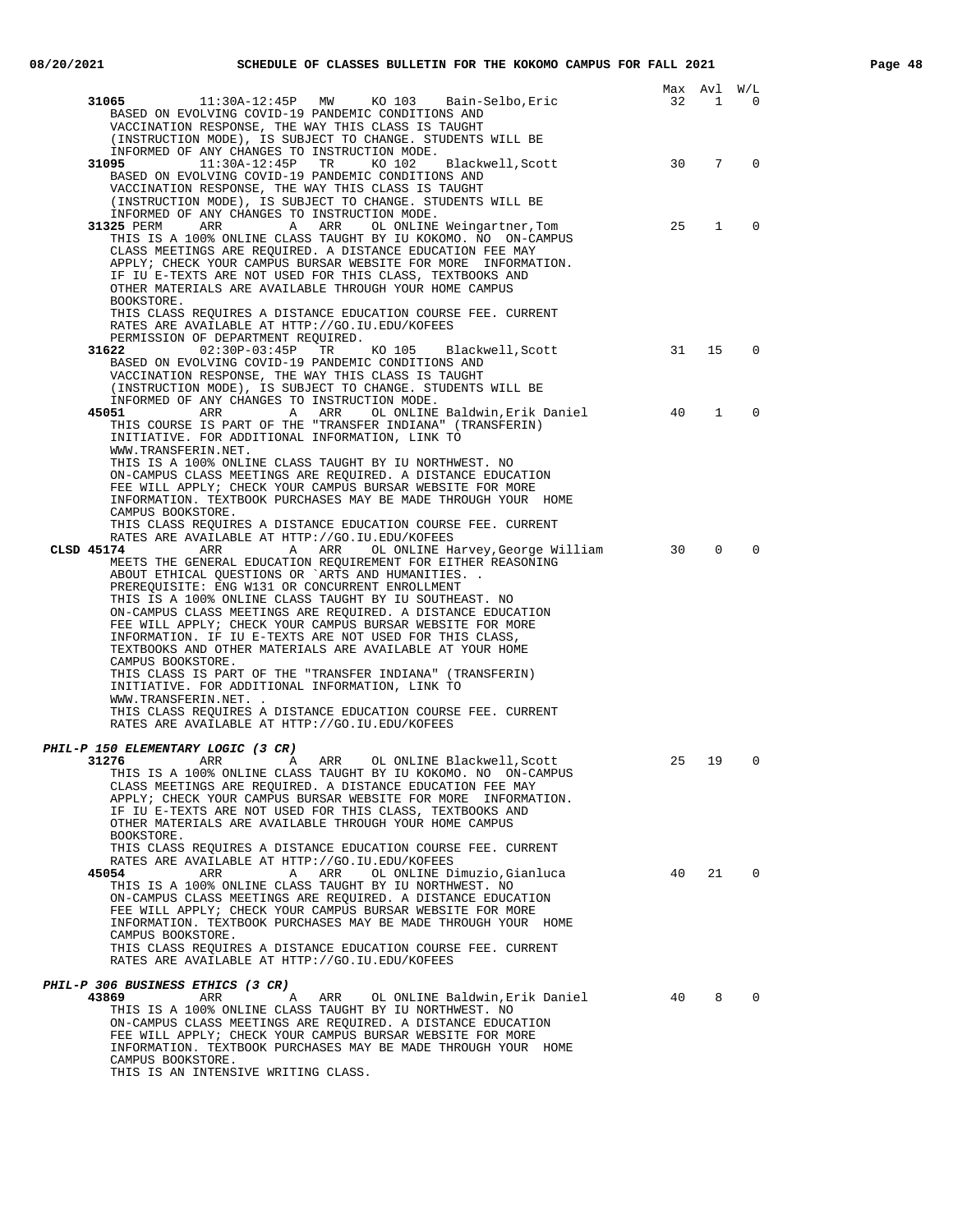| | | | | | | Max | Avl | W/L |
|---|---|---|---|---|---|---|---|---|
| **31065** | 11:30A-12:45P | MW | KO 103 | Bain-Selbo,Eric | | 32 | 1 | 0 |

BASED ON EVOLVING COVID-19 PANDEMIC CONDITIONS AND VACCINATION RESPONSE, THE WAY THIS CLASS IS TAUGHT (INSTRUCTION MODE), IS SUBJECT TO CHANGE. STUDENTS WILL BE INFORMED OF ANY CHANGES TO INSTRUCTION MODE.

| | | | | | Max | Avl | W/L |
|---|---|---|---|---|---|---|---|
| **31095** | 11:30A-12:45P | TR | KO 102 | Blackwell,Scott | 30 | 7 | 0 |

BASED ON EVOLVING COVID-19 PANDEMIC CONDITIONS AND VACCINATION RESPONSE, THE WAY THIS CLASS IS TAUGHT (INSTRUCTION MODE), IS SUBJECT TO CHANGE. STUDENTS WILL BE INFORMED OF ANY CHANGES TO INSTRUCTION MODE.

| | | | | | Max | Avl | W/L |
|---|---|---|---|---|---|---|---|
| **31325** PERM | ARR | A ARR | OL ONLINE | Weingartner,Tom | 25 | 1 | 0 |

THIS IS A 100% ONLINE CLASS TAUGHT BY IU KOKOMO. NO ON-CAMPUS CLASS MEETINGS ARE REQUIRED. A DISTANCE EDUCATION FEE MAY APPLY; CHECK YOUR CAMPUS BURSAR WEBSITE FOR MORE INFORMATION. IF IU E-TEXTS ARE NOT USED FOR THIS CLASS, TEXTBOOKS AND OTHER MATERIALS ARE AVAILABLE THROUGH YOUR HOME CAMPUS BOOKSTORE.
THIS CLASS REQUIRES A DISTANCE EDUCATION COURSE FEE. CURRENT RATES ARE AVAILABLE AT HTTP://GO.IU.EDU/KOFEES
PERMISSION OF DEPARTMENT REQUIRED.

| | | | | | Max | Avl | W/L |
|---|---|---|---|---|---|---|---|
| **31622** | 02:30P-03:45P | TR | KO 105 | Blackwell,Scott | 31 | 15 | 0 |

BASED ON EVOLVING COVID-19 PANDEMIC CONDITIONS AND VACCINATION RESPONSE, THE WAY THIS CLASS IS TAUGHT (INSTRUCTION MODE), IS SUBJECT TO CHANGE. STUDENTS WILL BE INFORMED OF ANY CHANGES TO INSTRUCTION MODE.

| | | | | | Max | Avl | W/L |
|---|---|---|---|---|---|---|---|
| **45051** | ARR | A ARR | OL ONLINE | Baldwin,Erik Daniel | 40 | 1 | 0 |

THIS COURSE IS PART OF THE "TRANSFER INDIANA" (TRANSFERIN) INITIATIVE. FOR ADDITIONAL INFORMATION, LINK TO WWW.TRANSFERIN.NET.
THIS IS A 100% ONLINE CLASS TAUGHT BY IU NORTHWEST. NO ON-CAMPUS CLASS MEETINGS ARE REQUIRED. A DISTANCE EDUCATION FEE WILL APPLY; CHECK YOUR CAMPUS BURSAR WEBSITE FOR MORE INFORMATION. TEXTBOOK PURCHASES MAY BE MADE THROUGH YOUR HOME CAMPUS BOOKSTORE.
THIS CLASS REQUIRES A DISTANCE EDUCATION COURSE FEE. CURRENT RATES ARE AVAILABLE AT HTTP://GO.IU.EDU/KOFEES

| | | | | | Max | Avl | W/L |
|---|---|---|---|---|---|---|---|
| **CLSD 45174** | ARR | A ARR | OL ONLINE | Harvey,George William | 30 | 0 | 0 |

MEETS THE GENERAL EDUCATION REQUIREMENT FOR EITHER REASONING ABOUT ETHICAL QUESTIONS OR `ARTS AND HUMANITIES. .
PREREQUISITE: ENG W131 OR CONCURRENT ENROLLMENT
THIS IS A 100% ONLINE CLASS TAUGHT BY IU SOUTHEAST. NO ON-CAMPUS CLASS MEETINGS ARE REQUIRED. A DISTANCE EDUCATION FEE WILL APPLY; CHECK YOUR CAMPUS BURSAR WEBSITE FOR MORE INFORMATION. IF IU E-TEXTS ARE NOT USED FOR THIS CLASS, TEXTBOOKS AND OTHER MATERIALS ARE AVAILABLE AT YOUR HOME CAMPUS BOOKSTORE.
THIS CLASS IS PART OF THE "TRANSFER INDIANA" (TRANSFERIN) INITIATIVE. FOR ADDITIONAL INFORMATION, LINK TO WWW.TRANSFERIN.NET. .
THIS CLASS REQUIRES A DISTANCE EDUCATION COURSE FEE. CURRENT RATES ARE AVAILABLE AT HTTP://GO.IU.EDU/KOFEES

### *PHIL-P 150 ELEMENTARY LOGIC (3 CR)*

| | | | | | Max | Avl | W/L |
|---|---|---|---|---|---|---|---|
| **31276** | ARR | A ARR | OL ONLINE | Blackwell,Scott | 25 | 19 | 0 |

THIS IS A 100% ONLINE CLASS TAUGHT BY IU KOKOMO. NO ON-CAMPUS CLASS MEETINGS ARE REQUIRED. A DISTANCE EDUCATION FEE MAY APPLY; CHECK YOUR CAMPUS BURSAR WEBSITE FOR MORE INFORMATION. IF IU E-TEXTS ARE NOT USED FOR THIS CLASS, TEXTBOOKS AND OTHER MATERIALS ARE AVAILABLE THROUGH YOUR HOME CAMPUS BOOKSTORE.
THIS CLASS REQUIRES A DISTANCE EDUCATION COURSE FEE. CURRENT RATES ARE AVAILABLE AT HTTP://GO.IU.EDU/KOFEES

| | | | | | Max | Avl | W/L |
|---|---|---|---|---|---|---|---|
| **45054** | ARR | A ARR | OL ONLINE | Dimuzio,Gianluca | 40 | 21 | 0 |

THIS IS A 100% ONLINE CLASS TAUGHT BY IU NORTHWEST. NO ON-CAMPUS CLASS MEETINGS ARE REQUIRED. A DISTANCE EDUCATION FEE WILL APPLY; CHECK YOUR CAMPUS BURSAR WEBSITE FOR MORE INFORMATION. TEXTBOOK PURCHASES MAY BE MADE THROUGH YOUR HOME CAMPUS BOOKSTORE.
THIS CLASS REQUIRES A DISTANCE EDUCATION COURSE FEE. CURRENT RATES ARE AVAILABLE AT HTTP://GO.IU.EDU/KOFEES

### *PHIL-P 306 BUSINESS ETHICS (3 CR)*

| | | | | | Max | Avl | W/L |
|---|---|---|---|---|---|---|---|
| **43869** | ARR | A ARR | OL ONLINE | Baldwin,Erik Daniel | 40 | 8 | 0 |

THIS IS A 100% ONLINE CLASS TAUGHT BY IU NORTHWEST. NO ON-CAMPUS CLASS MEETINGS ARE REQUIRED. A DISTANCE EDUCATION FEE WILL APPLY; CHECK YOUR CAMPUS BURSAR WEBSITE FOR MORE INFORMATION. TEXTBOOK PURCHASES MAY BE MADE THROUGH YOUR HOME CAMPUS BOOKSTORE.
THIS IS AN INTENSIVE WRITING CLASS.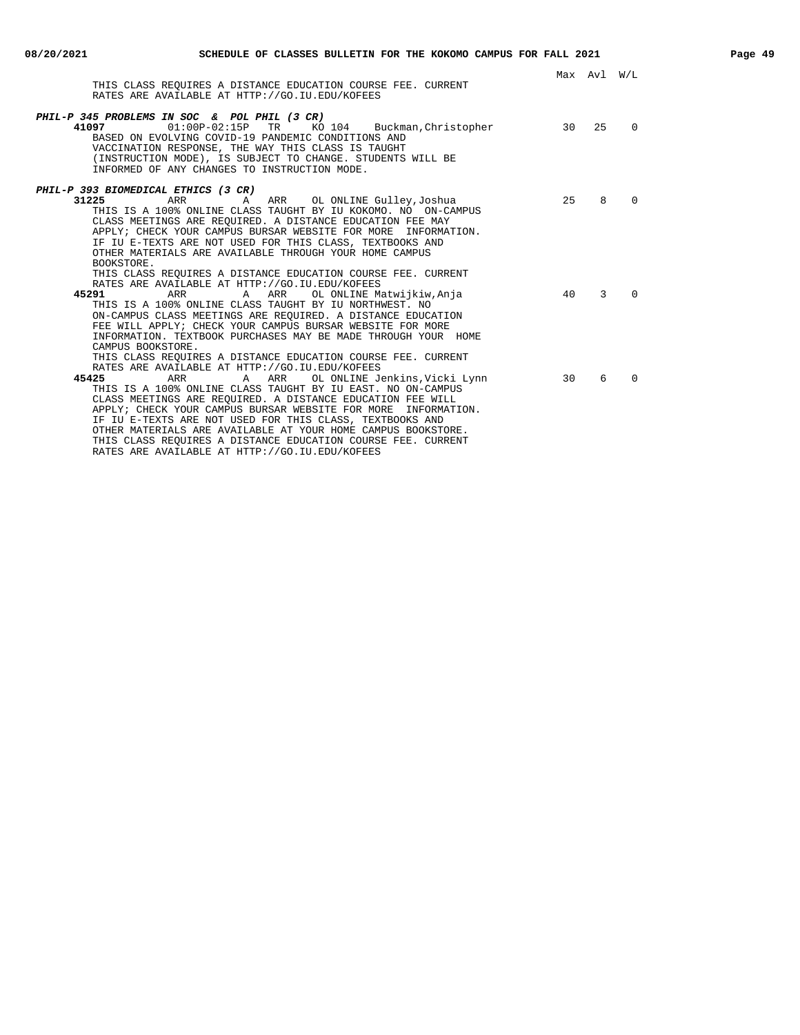Max Avl W/L

THIS CLASS REQUIRES A DISTANCE EDUCATION COURSE FEE. CURRENT RATES ARE AVAILABLE AT HTTP://GO.IU.EDU/KOFEES

***PHIL-P 345 PROBLEMS IN SOC & POL PHIL (3 CR)***

| Class | Time | Days | Room | Instructor | Max | Avl | W/L |
|---|---|---|---|---|---|---|---|
| **41097** | 01:00P-02:15P | TR | KO 104 | Buckman,Christopher | 30 | 25 | 0 |

BASED ON EVOLVING COVID-19 PANDEMIC CONDITIONS AND VACCINATION RESPONSE, THE WAY THIS CLASS IS TAUGHT (INSTRUCTION MODE), IS SUBJECT TO CHANGE. STUDENTS WILL BE INFORMED OF ANY CHANGES TO INSTRUCTION MODE.

***PHIL-P 393 BIOMEDICAL ETHICS (3 CR)***

| Class | Time | Days | Room | Instructor | Max | Avl | W/L |
|---|---|---|---|---|---|---|---|
| **31225** | ARR | A ARR | OL ONLINE | Gulley,Joshua | 25 | 8 | 0 |

THIS IS A 100% ONLINE CLASS TAUGHT BY IU KOKOMO. NO ON-CAMPUS CLASS MEETINGS ARE REQUIRED. A DISTANCE EDUCATION FEE MAY APPLY; CHECK YOUR CAMPUS BURSAR WEBSITE FOR MORE INFORMATION. IF IU E-TEXTS ARE NOT USED FOR THIS CLASS, TEXTBOOKS AND OTHER MATERIALS ARE AVAILABLE THROUGH YOUR HOME CAMPUS BOOKSTORE.
THIS CLASS REQUIRES A DISTANCE EDUCATION COURSE FEE. CURRENT RATES ARE AVAILABLE AT HTTP://GO.IU.EDU/KOFEES

| Class | Time | Days | Room | Instructor | Max | Avl | W/L |
|---|---|---|---|---|---|---|---|
| **45291** | ARR | A ARR | OL ONLINE | Matwijkiw,Anja | 40 | 3 | 0 |

THIS IS A 100% ONLINE CLASS TAUGHT BY IU NORTHWEST. NO ON-CAMPUS CLASS MEETINGS ARE REQUIRED. A DISTANCE EDUCATION FEE WILL APPLY; CHECK YOUR CAMPUS BURSAR WEBSITE FOR MORE INFORMATION. TEXTBOOK PURCHASES MAY BE MADE THROUGH YOUR HOME CAMPUS BOOKSTORE.
THIS CLASS REQUIRES A DISTANCE EDUCATION COURSE FEE. CURRENT RATES ARE AVAILABLE AT HTTP://GO.IU.EDU/KOFEES

| Class | Time | Days | Room | Instructor | Max | Avl | W/L |
|---|---|---|---|---|---|---|---|
| **45425** | ARR | A ARR | OL ONLINE | Jenkins,Vicki Lynn | 30 | 6 | 0 |

THIS IS A 100% ONLINE CLASS TAUGHT BY IU EAST. NO ON-CAMPUS CLASS MEETINGS ARE REQUIRED. A DISTANCE EDUCATION FEE WILL APPLY; CHECK YOUR CAMPUS BURSAR WEBSITE FOR MORE INFORMATION. IF IU E-TEXTS ARE NOT USED FOR THIS CLASS, TEXTBOOKS AND OTHER MATERIALS ARE AVAILABLE AT YOUR HOME CAMPUS BOOKSTORE.
THIS CLASS REQUIRES A DISTANCE EDUCATION COURSE FEE. CURRENT RATES ARE AVAILABLE AT HTTP://GO.IU.EDU/KOFEES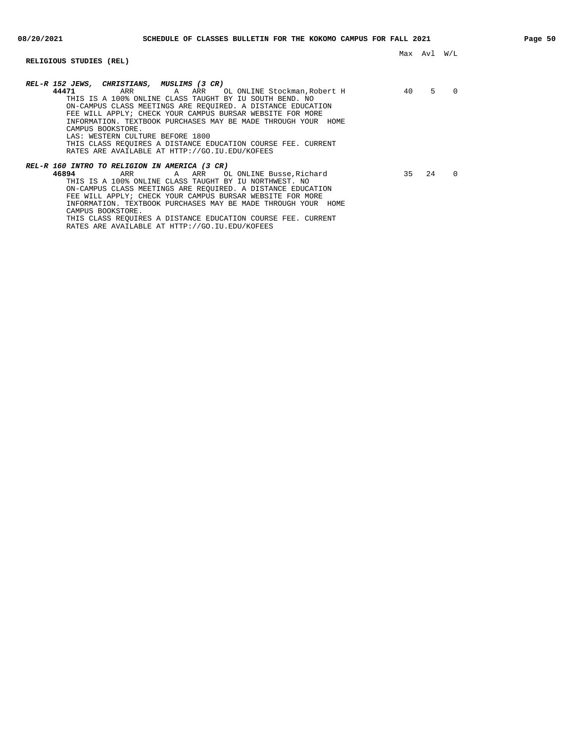## RELIGIOUS STUDIES (REL)

| | Max | Avl | W/L |
|---|---|---|---|
| ***REL-R 152 JEWS, CHRISTIANS, MUSLIMS (3 CR)*** | | | |
| **44471** ARR A ARR OL ONLINE Stockman,Robert H | 40 | 5 | 0 |

THIS IS A 100% ONLINE CLASS TAUGHT BY IU SOUTH BEND. NO ON-CAMPUS CLASS MEETINGS ARE REQUIRED. A DISTANCE EDUCATION FEE WILL APPLY; CHECK YOUR CAMPUS BURSAR WEBSITE FOR MORE INFORMATION. TEXTBOOK PURCHASES MAY BE MADE THROUGH YOUR HOME CAMPUS BOOKSTORE.
LAS: WESTERN CULTURE BEFORE 1800
THIS CLASS REQUIRES A DISTANCE EDUCATION COURSE FEE. CURRENT RATES ARE AVAILABLE AT HTTP://GO.IU.EDU/KOFEES

| | Max | Avl | W/L |
|---|---|---|---|
| ***REL-R 160 INTRO TO RELIGION IN AMERICA (3 CR)*** | | | |
| **46894** ARR A ARR OL ONLINE Busse,Richard | 35 | 24 | 0 |

THIS IS A 100% ONLINE CLASS TAUGHT BY IU NORTHWEST. NO ON-CAMPUS CLASS MEETINGS ARE REQUIRED. A DISTANCE EDUCATION FEE WILL APPLY; CHECK YOUR CAMPUS BURSAR WEBSITE FOR MORE INFORMATION. TEXTBOOK PURCHASES MAY BE MADE THROUGH YOUR HOME CAMPUS BOOKSTORE.
THIS CLASS REQUIRES A DISTANCE EDUCATION COURSE FEE. CURRENT RATES ARE AVAILABLE AT HTTP://GO.IU.EDU/KOFEES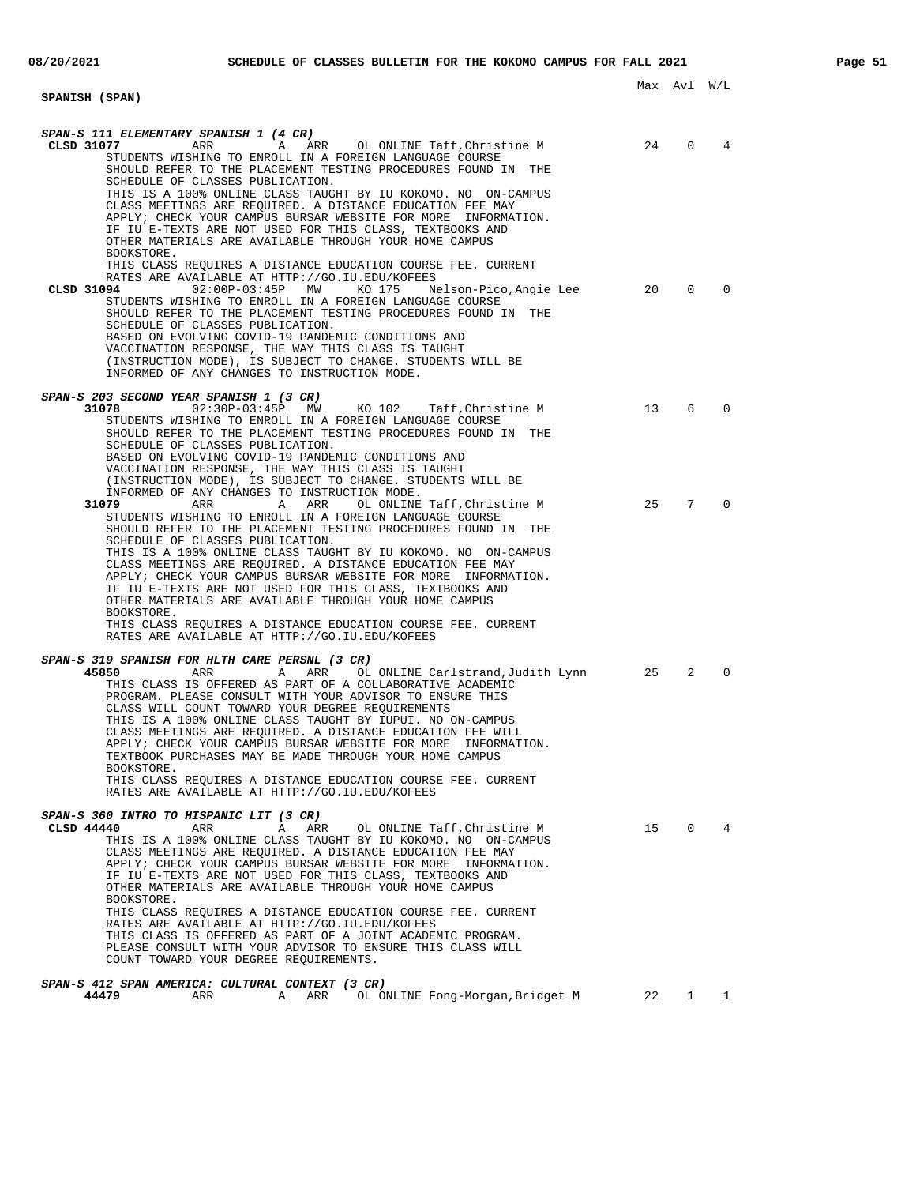Max Avl W/L

**SPANISH (SPAN)**

***SPAN-S 111 ELEMENTARY SPANISH 1 (4 CR)***

```
CLSD 31077      ARR         A  ARR    OL ONLINE Taff,Christine M          24   0   4
     STUDENTS WISHING TO ENROLL IN A FOREIGN LANGUAGE COURSE
     SHOULD REFER TO THE PLACEMENT TESTING PROCEDURES FOUND IN  THE
     SCHEDULE OF CLASSES PUBLICATION.
     THIS IS A 100% ONLINE CLASS TAUGHT BY IU KOKOMO. NO  ON-CAMPUS
     CLASS MEETINGS ARE REQUIRED. A DISTANCE EDUCATION FEE MAY
     APPLY; CHECK YOUR CAMPUS BURSAR WEBSITE FOR MORE  INFORMATION.
     IF IU E-TEXTS ARE NOT USED FOR THIS CLASS, TEXTBOOKS AND
     OTHER MATERIALS ARE AVAILABLE THROUGH YOUR HOME CAMPUS
     BOOKSTORE.
     THIS CLASS REQUIRES A DISTANCE EDUCATION COURSE FEE. CURRENT
     RATES ARE AVAILABLE AT HTTP://GO.IU.EDU/KOFEES
CLSD 31094      02:00P-03:45P  MW     KO 175    Nelson-Pico,Angie Lee     20   0   0
     STUDENTS WISHING TO ENROLL IN A FOREIGN LANGUAGE COURSE
     SHOULD REFER TO THE PLACEMENT TESTING PROCEDURES FOUND IN  THE
     SCHEDULE OF CLASSES PUBLICATION.
     BASED ON EVOLVING COVID-19 PANDEMIC CONDITIONS AND
     VACCINATION RESPONSE, THE WAY THIS CLASS IS TAUGHT
     (INSTRUCTION MODE), IS SUBJECT TO CHANGE. STUDENTS WILL BE
     INFORMED OF ANY CHANGES TO INSTRUCTION MODE.
```

***SPAN-S 203 SECOND YEAR SPANISH 1 (3 CR)***

```
     31078      02:30P-03:45P  MW     KO 102    Taff,Christine M          13   6   0
     STUDENTS WISHING TO ENROLL IN A FOREIGN LANGUAGE COURSE
     SHOULD REFER TO THE PLACEMENT TESTING PROCEDURES FOUND IN  THE
     SCHEDULE OF CLASSES PUBLICATION.
     BASED ON EVOLVING COVID-19 PANDEMIC CONDITIONS AND
     VACCINATION RESPONSE, THE WAY THIS CLASS IS TAUGHT
     (INSTRUCTION MODE), IS SUBJECT TO CHANGE. STUDENTS WILL BE
     INFORMED OF ANY CHANGES TO INSTRUCTION MODE.
     31079      ARR         A  ARR    OL ONLINE Taff,Christine M          25   7   0
     STUDENTS WISHING TO ENROLL IN A FOREIGN LANGUAGE COURSE
     SHOULD REFER TO THE PLACEMENT TESTING PROCEDURES FOUND IN  THE
     SCHEDULE OF CLASSES PUBLICATION.
     THIS IS A 100% ONLINE CLASS TAUGHT BY IU KOKOMO. NO  ON-CAMPUS
     CLASS MEETINGS ARE REQUIRED. A DISTANCE EDUCATION FEE MAY
     APPLY; CHECK YOUR CAMPUS BURSAR WEBSITE FOR MORE  INFORMATION.
     IF IU E-TEXTS ARE NOT USED FOR THIS CLASS, TEXTBOOKS AND
     OTHER MATERIALS ARE AVAILABLE THROUGH YOUR HOME CAMPUS
     BOOKSTORE.
     THIS CLASS REQUIRES A DISTANCE EDUCATION COURSE FEE. CURRENT
     RATES ARE AVAILABLE AT HTTP://GO.IU.EDU/KOFEES
```

***SPAN-S 319 SPANISH FOR HLTH CARE PERSNL (3 CR)***

```
     45850      ARR         A  ARR    OL ONLINE Carlstrand,Judith Lynn    25   2   0
     THIS CLASS IS OFFERED AS PART OF A COLLABORATIVE ACADEMIC
     PROGRAM. PLEASE CONSULT WITH YOUR ADVISOR TO ENSURE THIS
     CLASS WILL COUNT TOWARD YOUR DEGREE REQUIREMENTS
     THIS IS A 100% ONLINE CLASS TAUGHT BY IUPUI. NO ON-CAMPUS
     CLASS MEETINGS ARE REQUIRED. A DISTANCE EDUCATION FEE WILL
     APPLY; CHECK YOUR CAMPUS BURSAR WEBSITE FOR MORE  INFORMATION.
     TEXTBOOK PURCHASES MAY BE MADE THROUGH YOUR HOME CAMPUS
     BOOKSTORE.
     THIS CLASS REQUIRES A DISTANCE EDUCATION COURSE FEE. CURRENT
     RATES ARE AVAILABLE AT HTTP://GO.IU.EDU/KOFEES
```

***SPAN-S 360 INTRO TO HISPANIC LIT (3 CR)***

```
CLSD 44440      ARR         A  ARR    OL ONLINE Taff,Christine M          15   0   4
     THIS IS A 100% ONLINE CLASS TAUGHT BY IU KOKOMO. NO  ON-CAMPUS
     CLASS MEETINGS ARE REQUIRED. A DISTANCE EDUCATION FEE MAY
     APPLY; CHECK YOUR CAMPUS BURSAR WEBSITE FOR MORE  INFORMATION.
     IF IU E-TEXTS ARE NOT USED FOR THIS CLASS, TEXTBOOKS AND
     OTHER MATERIALS ARE AVAILABLE THROUGH YOUR HOME CAMPUS
     BOOKSTORE.
     THIS CLASS REQUIRES A DISTANCE EDUCATION COURSE FEE. CURRENT
     RATES ARE AVAILABLE AT HTTP://GO.IU.EDU/KOFEES
     THIS CLASS IS OFFERED AS PART OF A JOINT ACADEMIC PROGRAM.
     PLEASE CONSULT WITH YOUR ADVISOR TO ENSURE THIS CLASS WILL
     COUNT TOWARD YOUR DEGREE REQUIREMENTS.
```

***SPAN-S 412 SPAN AMERICA: CULTURAL CONTEXT (3 CR)***

```
     44479      ARR         A  ARR    OL ONLINE Fong-Morgan,Bridget M     22   1   1
```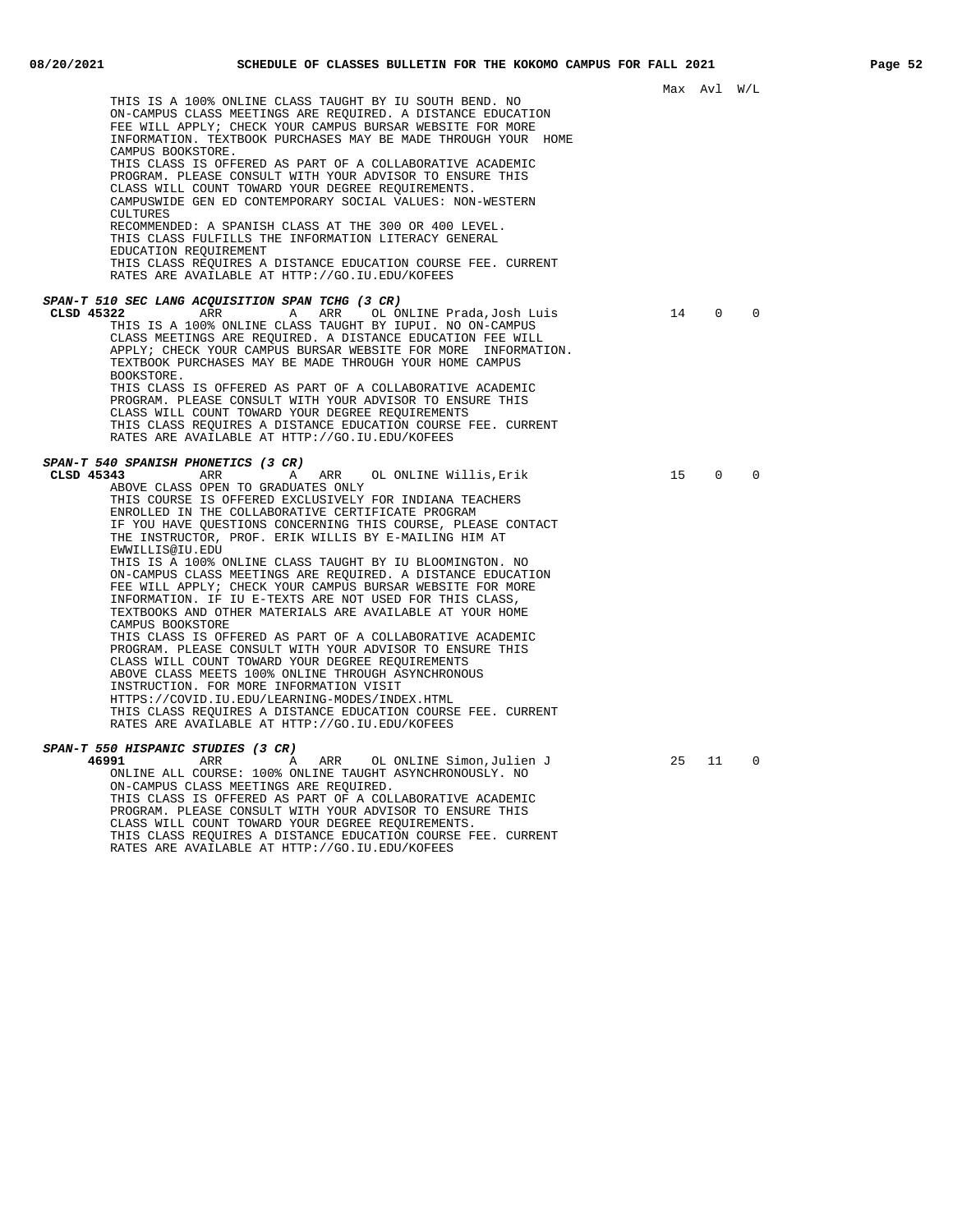Max Avl W/L

THIS IS A 100% ONLINE CLASS TAUGHT BY IU SOUTH BEND. NO ON-CAMPUS CLASS MEETINGS ARE REQUIRED. A DISTANCE EDUCATION FEE WILL APPLY; CHECK YOUR CAMPUS BURSAR WEBSITE FOR MORE INFORMATION. TEXTBOOK PURCHASES MAY BE MADE THROUGH YOUR HOME CAMPUS BOOKSTORE.
THIS CLASS IS OFFERED AS PART OF A COLLABORATIVE ACADEMIC PROGRAM. PLEASE CONSULT WITH YOUR ADVISOR TO ENSURE THIS CLASS WILL COUNT TOWARD YOUR DEGREE REQUIREMENTS.
CAMPUSWIDE GEN ED CONTEMPORARY SOCIAL VALUES: NON-WESTERN CULTURES
RECOMMENDED: A SPANISH CLASS AT THE 300 OR 400 LEVEL.
THIS CLASS FULFILLS THE INFORMATION LITERACY GENERAL EDUCATION REQUIREMENT
THIS CLASS REQUIRES A DISTANCE EDUCATION COURSE FEE. CURRENT RATES ARE AVAILABLE AT HTTP://GO.IU.EDU/KOFEES

***SPAN-T 510 SEC LANG ACQUISITION SPAN TCHG (3 CR)***

**CLSD 45322** ARR A ARR OL ONLINE Prada,Josh Luis — 14 0 0

THIS IS A 100% ONLINE CLASS TAUGHT BY IUPUI. NO ON-CAMPUS CLASS MEETINGS ARE REQUIRED. A DISTANCE EDUCATION FEE WILL APPLY; CHECK YOUR CAMPUS BURSAR WEBSITE FOR MORE INFORMATION. TEXTBOOK PURCHASES MAY BE MADE THROUGH YOUR HOME CAMPUS BOOKSTORE.
THIS CLASS IS OFFERED AS PART OF A COLLABORATIVE ACADEMIC PROGRAM. PLEASE CONSULT WITH YOUR ADVISOR TO ENSURE THIS CLASS WILL COUNT TOWARD YOUR DEGREE REQUIREMENTS
THIS CLASS REQUIRES A DISTANCE EDUCATION COURSE FEE. CURRENT RATES ARE AVAILABLE AT HTTP://GO.IU.EDU/KOFEES

***SPAN-T 540 SPANISH PHONETICS (3 CR)***

**CLSD 45343** ARR A ARR OL ONLINE Willis,Erik — 15 0 0

ABOVE CLASS OPEN TO GRADUATES ONLY
THIS COURSE IS OFFERED EXCLUSIVELY FOR INDIANA TEACHERS ENROLLED IN THE COLLABORATIVE CERTIFICATE PROGRAM
IF YOU HAVE QUESTIONS CONCERNING THIS COURSE, PLEASE CONTACT THE INSTRUCTOR, PROF. ERIK WILLIS BY E-MAILING HIM AT EWWILLIS@IU.EDU
THIS IS A 100% ONLINE CLASS TAUGHT BY IU BLOOMINGTON. NO ON-CAMPUS CLASS MEETINGS ARE REQUIRED. A DISTANCE EDUCATION FEE WILL APPLY; CHECK YOUR CAMPUS BURSAR WEBSITE FOR MORE INFORMATION. IF IU E-TEXTS ARE NOT USED FOR THIS CLASS, TEXTBOOKS AND OTHER MATERIALS ARE AVAILABLE AT YOUR HOME CAMPUS BOOKSTORE
THIS CLASS IS OFFERED AS PART OF A COLLABORATIVE ACADEMIC PROGRAM. PLEASE CONSULT WITH YOUR ADVISOR TO ENSURE THIS CLASS WILL COUNT TOWARD YOUR DEGREE REQUIREMENTS
ABOVE CLASS MEETS 100% ONLINE THROUGH ASYNCHRONOUS INSTRUCTION. FOR MORE INFORMATION VISIT HTTPS://COVID.IU.EDU/LEARNING-MODES/INDEX.HTML
THIS CLASS REQUIRES A DISTANCE EDUCATION COURSE FEE. CURRENT RATES ARE AVAILABLE AT HTTP://GO.IU.EDU/KOFEES

***SPAN-T 550 HISPANIC STUDIES (3 CR)***

**46991** ARR A ARR OL ONLINE Simon,Julien J — 25 11 0

ONLINE ALL COURSE: 100% ONLINE TAUGHT ASYNCHRONOUSLY. NO ON-CAMPUS CLASS MEETINGS ARE REQUIRED.
THIS CLASS IS OFFERED AS PART OF A COLLABORATIVE ACADEMIC PROGRAM. PLEASE CONSULT WITH YOUR ADVISOR TO ENSURE THIS CLASS WILL COUNT TOWARD YOUR DEGREE REQUIREMENTS.
THIS CLASS REQUIRES A DISTANCE EDUCATION COURSE FEE. CURRENT RATES ARE AVAILABLE AT HTTP://GO.IU.EDU/KOFEES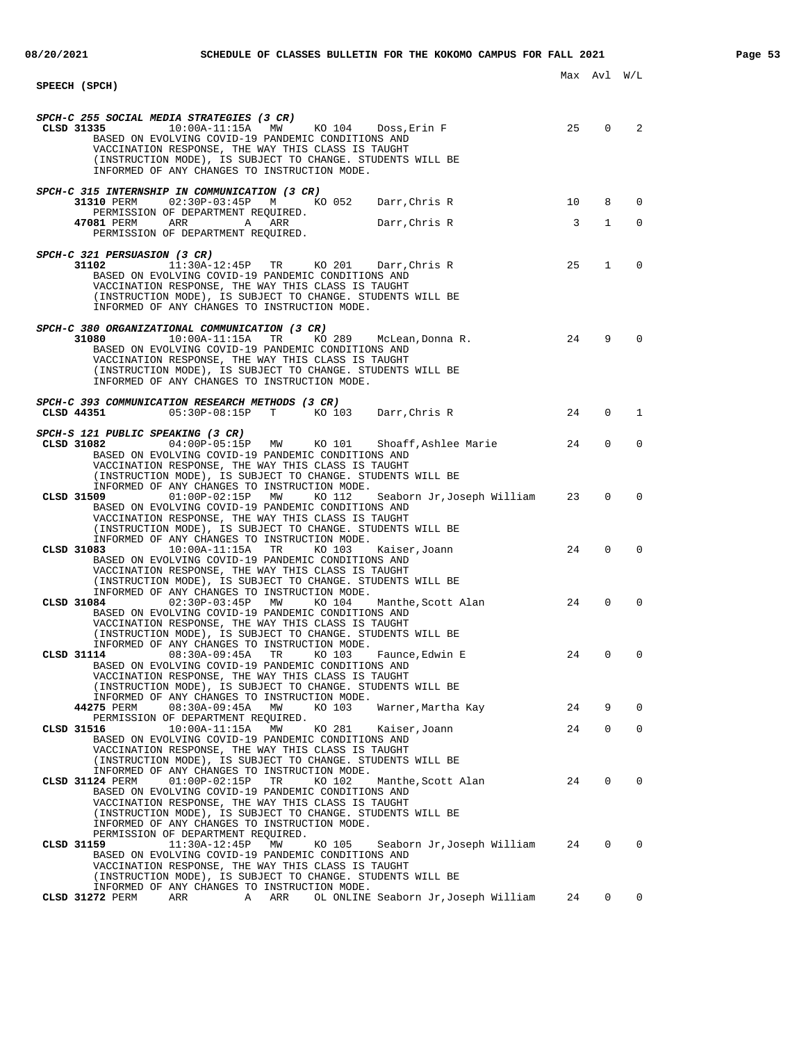## SPEECH (SPCH)

Max Avl W/L

### SPCH-C 255 SOCIAL MEDIA STRATEGIES (3 CR)

| Class | Time | Days | Room | Instructor | Max | Avl | W/L |
|---|---|---|---|---|---|---|---|
| **CLSD 31335** | 10:00A-11:15A | MW | KO 104 | Doss,Erin F | 25 | 0 | 2 |

BASED ON EVOLVING COVID-19 PANDEMIC CONDITIONS AND VACCINATION RESPONSE, THE WAY THIS CLASS IS TAUGHT (INSTRUCTION MODE), IS SUBJECT TO CHANGE. STUDENTS WILL BE INFORMED OF ANY CHANGES TO INSTRUCTION MODE.

### SPCH-C 315 INTERNSHIP IN COMMUNICATION (3 CR)

| Class | Time | Days | Room | Instructor | Max | Avl | W/L |
|---|---|---|---|---|---|---|---|
| **31310** PERM | 02:30P-03:45P | M | KO 052 | Darr,Chris R | 10 | 8 | 0 |

PERMISSION OF DEPARTMENT REQUIRED.

| Class | Time | Days | Room | Instructor | Max | Avl | W/L |
|---|---|---|---|---|---|---|---|
| **47081** PERM | ARR | A | ARR | Darr,Chris R | 3 | 1 | 0 |

PERMISSION OF DEPARTMENT REQUIRED.

### SPCH-C 321 PERSUASION (3 CR)

| Class | Time | Days | Room | Instructor | Max | Avl | W/L |
|---|---|---|---|---|---|---|---|
| **31102** | 11:30A-12:45P | TR | KO 201 | Darr,Chris R | 25 | 1 | 0 |

BASED ON EVOLVING COVID-19 PANDEMIC CONDITIONS AND VACCINATION RESPONSE, THE WAY THIS CLASS IS TAUGHT (INSTRUCTION MODE), IS SUBJECT TO CHANGE. STUDENTS WILL BE INFORMED OF ANY CHANGES TO INSTRUCTION MODE.

### SPCH-C 380 ORGANIZATIONAL COMMUNICATION (3 CR)

| Class | Time | Days | Room | Instructor | Max | Avl | W/L |
|---|---|---|---|---|---|---|---|
| **31080** | 10:00A-11:15A | TR | KO 289 | McLean,Donna R. | 24 | 9 | 0 |

BASED ON EVOLVING COVID-19 PANDEMIC CONDITIONS AND VACCINATION RESPONSE, THE WAY THIS CLASS IS TAUGHT (INSTRUCTION MODE), IS SUBJECT TO CHANGE. STUDENTS WILL BE INFORMED OF ANY CHANGES TO INSTRUCTION MODE.

### SPCH-C 393 COMMUNICATION RESEARCH METHODS (3 CR)

| Class | Time | Days | Room | Instructor | Max | Avl | W/L |
|---|---|---|---|---|---|---|---|
| **CLSD 44351** | 05:30P-08:15P | T | KO 103 | Darr,Chris R | 24 | 0 | 1 |

### SPCH-S 121 PUBLIC SPEAKING (3 CR)

| Class | Time | Days | Room | Instructor | Max | Avl | W/L |
|---|---|---|---|---|---|---|---|
| **CLSD 31082** | 04:00P-05:15P | MW | KO 101 | Shoaff,Ashlee Marie | 24 | 0 | 0 |

BASED ON EVOLVING COVID-19 PANDEMIC CONDITIONS AND VACCINATION RESPONSE, THE WAY THIS CLASS IS TAUGHT (INSTRUCTION MODE), IS SUBJECT TO CHANGE. STUDENTS WILL BE INFORMED OF ANY CHANGES TO INSTRUCTION MODE.

| Class | Time | Days | Room | Instructor | Max | Avl | W/L |
|---|---|---|---|---|---|---|---|
| **CLSD 31509** | 01:00P-02:15P | MW | KO 112 | Seaborn Jr,Joseph William | 23 | 0 | 0 |

BASED ON EVOLVING COVID-19 PANDEMIC CONDITIONS AND VACCINATION RESPONSE, THE WAY THIS CLASS IS TAUGHT (INSTRUCTION MODE), IS SUBJECT TO CHANGE. STUDENTS WILL BE INFORMED OF ANY CHANGES TO INSTRUCTION MODE.

| Class | Time | Days | Room | Instructor | Max | Avl | W/L |
|---|---|---|---|---|---|---|---|
| **CLSD 31083** | 10:00A-11:15A | TR | KO 103 | Kaiser,Joann | 24 | 0 | 0 |

BASED ON EVOLVING COVID-19 PANDEMIC CONDITIONS AND VACCINATION RESPONSE, THE WAY THIS CLASS IS TAUGHT (INSTRUCTION MODE), IS SUBJECT TO CHANGE. STUDENTS WILL BE INFORMED OF ANY CHANGES TO INSTRUCTION MODE.

| Class | Time | Days | Room | Instructor | Max | Avl | W/L |
|---|---|---|---|---|---|---|---|
| **CLSD 31084** | 02:30P-03:45P | MW | KO 104 | Manthe,Scott Alan | 24 | 0 | 0 |

BASED ON EVOLVING COVID-19 PANDEMIC CONDITIONS AND VACCINATION RESPONSE, THE WAY THIS CLASS IS TAUGHT (INSTRUCTION MODE), IS SUBJECT TO CHANGE. STUDENTS WILL BE INFORMED OF ANY CHANGES TO INSTRUCTION MODE.

| Class | Time | Days | Room | Instructor | Max | Avl | W/L |
|---|---|---|---|---|---|---|---|
| **CLSD 31114** | 08:30A-09:45A | TR | KO 103 | Faunce,Edwin E | 24 | 0 | 0 |

BASED ON EVOLVING COVID-19 PANDEMIC CONDITIONS AND VACCINATION RESPONSE, THE WAY THIS CLASS IS TAUGHT (INSTRUCTION MODE), IS SUBJECT TO CHANGE. STUDENTS WILL BE INFORMED OF ANY CHANGES TO INSTRUCTION MODE.

| Class | Time | Days | Room | Instructor | Max | Avl | W/L |
|---|---|---|---|---|---|---|---|
| **44275** PERM | 08:30A-09:45A | MW | KO 103 | Warner,Martha Kay | 24 | 9 | 0 |

PERMISSION OF DEPARTMENT REQUIRED.

| Class | Time | Days | Room | Instructor | Max | Avl | W/L |
|---|---|---|---|---|---|---|---|
| **CLSD 31516** | 10:00A-11:15A | MW | KO 281 | Kaiser,Joann | 24 | 0 | 0 |

BASED ON EVOLVING COVID-19 PANDEMIC CONDITIONS AND VACCINATION RESPONSE, THE WAY THIS CLASS IS TAUGHT (INSTRUCTION MODE), IS SUBJECT TO CHANGE. STUDENTS WILL BE INFORMED OF ANY CHANGES TO INSTRUCTION MODE.

| Class | Time | Days | Room | Instructor | Max | Avl | W/L |
|---|---|---|---|---|---|---|---|
| **CLSD 31124** PERM | 01:00P-02:15P | TR | KO 102 | Manthe,Scott Alan | 24 | 0 | 0 |

BASED ON EVOLVING COVID-19 PANDEMIC CONDITIONS AND VACCINATION RESPONSE, THE WAY THIS CLASS IS TAUGHT (INSTRUCTION MODE), IS SUBJECT TO CHANGE. STUDENTS WILL BE INFORMED OF ANY CHANGES TO INSTRUCTION MODE.
PERMISSION OF DEPARTMENT REQUIRED.

| Class | Time | Days | Room | Instructor | Max | Avl | W/L |
|---|---|---|---|---|---|---|---|
| **CLSD 31159** | 11:30A-12:45P | MW | KO 105 | Seaborn Jr,Joseph William | 24 | 0 | 0 |

BASED ON EVOLVING COVID-19 PANDEMIC CONDITIONS AND VACCINATION RESPONSE, THE WAY THIS CLASS IS TAUGHT (INSTRUCTION MODE), IS SUBJECT TO CHANGE. STUDENTS WILL BE INFORMED OF ANY CHANGES TO INSTRUCTION MODE.

| Class | Time | Days | Room | Instructor | Max | Avl | W/L |
|---|---|---|---|---|---|---|---|
| **CLSD 31272** PERM | ARR | A | ARR OL ONLINE | Seaborn Jr,Joseph William | 24 | 0 | 0 |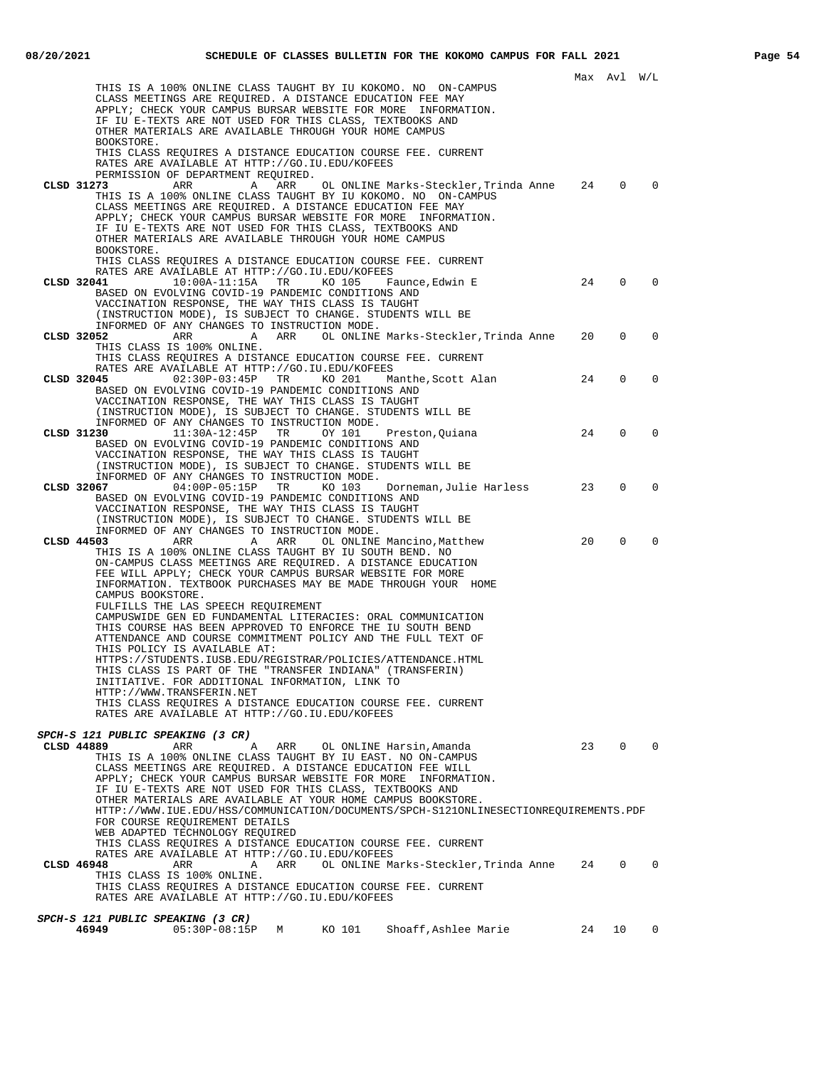Max Avl W/L

THIS IS A 100% ONLINE CLASS TAUGHT BY IU KOKOMO. NO ON-CAMPUS CLASS MEETINGS ARE REQUIRED. A DISTANCE EDUCATION FEE MAY APPLY; CHECK YOUR CAMPUS BURSAR WEBSITE FOR MORE INFORMATION. IF IU E-TEXTS ARE NOT USED FOR THIS CLASS, TEXTBOOKS AND OTHER MATERIALS ARE AVAILABLE THROUGH YOUR HOME CAMPUS BOOKSTORE.
THIS CLASS REQUIRES A DISTANCE EDUCATION COURSE FEE. CURRENT RATES ARE AVAILABLE AT HTTP://GO.IU.EDU/KOFEES
PERMISSION OF DEPARTMENT REQUIRED.

**CLSD 31273** ARR A ARR OL ONLINE Marks-Steckler,Trinda Anne 24 0 0
THIS IS A 100% ONLINE CLASS TAUGHT BY IU KOKOMO. NO ON-CAMPUS CLASS MEETINGS ARE REQUIRED. A DISTANCE EDUCATION FEE MAY APPLY; CHECK YOUR CAMPUS BURSAR WEBSITE FOR MORE INFORMATION. IF IU E-TEXTS ARE NOT USED FOR THIS CLASS, TEXTBOOKS AND OTHER MATERIALS ARE AVAILABLE THROUGH YOUR HOME CAMPUS BOOKSTORE.
THIS CLASS REQUIRES A DISTANCE EDUCATION COURSE FEE. CURRENT RATES ARE AVAILABLE AT HTTP://GO.IU.EDU/KOFEES

**CLSD 32041** 10:00A-11:15A TR KO 105 Faunce,Edwin E 24 0 0
BASED ON EVOLVING COVID-19 PANDEMIC CONDITIONS AND VACCINATION RESPONSE, THE WAY THIS CLASS IS TAUGHT (INSTRUCTION MODE), IS SUBJECT TO CHANGE. STUDENTS WILL BE INFORMED OF ANY CHANGES TO INSTRUCTION MODE.

**CLSD 32052** ARR A ARR OL ONLINE Marks-Steckler,Trinda Anne 20 0 0
THIS CLASS IS 100% ONLINE.
THIS CLASS REQUIRES A DISTANCE EDUCATION COURSE FEE. CURRENT RATES ARE AVAILABLE AT HTTP://GO.IU.EDU/KOFEES

**CLSD 32045** 02:30P-03:45P TR KO 201 Manthe,Scott Alan 24 0 0
BASED ON EVOLVING COVID-19 PANDEMIC CONDITIONS AND VACCINATION RESPONSE, THE WAY THIS CLASS IS TAUGHT (INSTRUCTION MODE), IS SUBJECT TO CHANGE. STUDENTS WILL BE INFORMED OF ANY CHANGES TO INSTRUCTION MODE.

**CLSD 31230** 11:30A-12:45P TR OY 101 Preston,Quiana 24 0 0
BASED ON EVOLVING COVID-19 PANDEMIC CONDITIONS AND VACCINATION RESPONSE, THE WAY THIS CLASS IS TAUGHT (INSTRUCTION MODE), IS SUBJECT TO CHANGE. STUDENTS WILL BE INFORMED OF ANY CHANGES TO INSTRUCTION MODE.

**CLSD 32067** 04:00P-05:15P TR KO 103 Dorneman,Julie Harless 23 0 0
BASED ON EVOLVING COVID-19 PANDEMIC CONDITIONS AND VACCINATION RESPONSE, THE WAY THIS CLASS IS TAUGHT (INSTRUCTION MODE), IS SUBJECT TO CHANGE. STUDENTS WILL BE INFORMED OF ANY CHANGES TO INSTRUCTION MODE.

**CLSD 44503** ARR A ARR OL ONLINE Mancino,Matthew 20 0 0
THIS IS A 100% ONLINE CLASS TAUGHT BY IU SOUTH BEND. NO ON-CAMPUS CLASS MEETINGS ARE REQUIRED. A DISTANCE EDUCATION FEE WILL APPLY; CHECK YOUR CAMPUS BURSAR WEBSITE FOR MORE INFORMATION. TEXTBOOK PURCHASES MAY BE MADE THROUGH YOUR HOME CAMPUS BOOKSTORE.
FULFILLS THE LAS SPEECH REQUIREMENT
CAMPUSWIDE GEN ED FUNDAMENTAL LITERACIES: ORAL COMMUNICATION
THIS COURSE HAS BEEN APPROVED TO ENFORCE THE IU SOUTH BEND ATTENDANCE AND COURSE COMMITMENT POLICY AND THE FULL TEXT OF THIS POLICY IS AVAILABLE AT:
HTTPS://STUDENTS.IUSB.EDU/REGISTRAR/POLICIES/ATTENDANCE.HTML
THIS CLASS IS PART OF THE "TRANSFER INDIANA" (TRANSFERIN) INITIATIVE. FOR ADDITIONAL INFORMATION, LINK TO HTTP://WWW.TRANSFERIN.NET
THIS CLASS REQUIRES A DISTANCE EDUCATION COURSE FEE. CURRENT RATES ARE AVAILABLE AT HTTP://GO.IU.EDU/KOFEES

***SPCH-S 121 PUBLIC SPEAKING (3 CR)***

**CLSD 44889** ARR A ARR OL ONLINE Harsin,Amanda 23 0 0
THIS IS A 100% ONLINE CLASS TAUGHT BY IU EAST. NO ON-CAMPUS CLASS MEETINGS ARE REQUIRED. A DISTANCE EDUCATION FEE WILL APPLY; CHECK YOUR CAMPUS BURSAR WEBSITE FOR MORE INFORMATION. IF IU E-TEXTS ARE NOT USED FOR THIS CLASS, TEXTBOOKS AND OTHER MATERIALS ARE AVAILABLE AT YOUR HOME CAMPUS BOOKSTORE.
HTTP://WWW.IUE.EDU/HSS/COMMUNICATION/DOCUMENTS/SPCH-S121ONLINESECTIONREQUIREMENTS.PDF FOR COURSE REQUIREMENT DETAILS
WEB ADAPTED TECHNOLOGY REQUIRED
THIS CLASS REQUIRES A DISTANCE EDUCATION COURSE FEE. CURRENT RATES ARE AVAILABLE AT HTTP://GO.IU.EDU/KOFEES

**CLSD 46948** ARR A ARR OL ONLINE Marks-Steckler,Trinda Anne 24 0 0
THIS CLASS IS 100% ONLINE.
THIS CLASS REQUIRES A DISTANCE EDUCATION COURSE FEE. CURRENT RATES ARE AVAILABLE AT HTTP://GO.IU.EDU/KOFEES

***SPCH-S 121 PUBLIC SPEAKING (3 CR)***

**46949** 05:30P-08:15P M KO 101 Shoaff,Ashlee Marie 24 10 0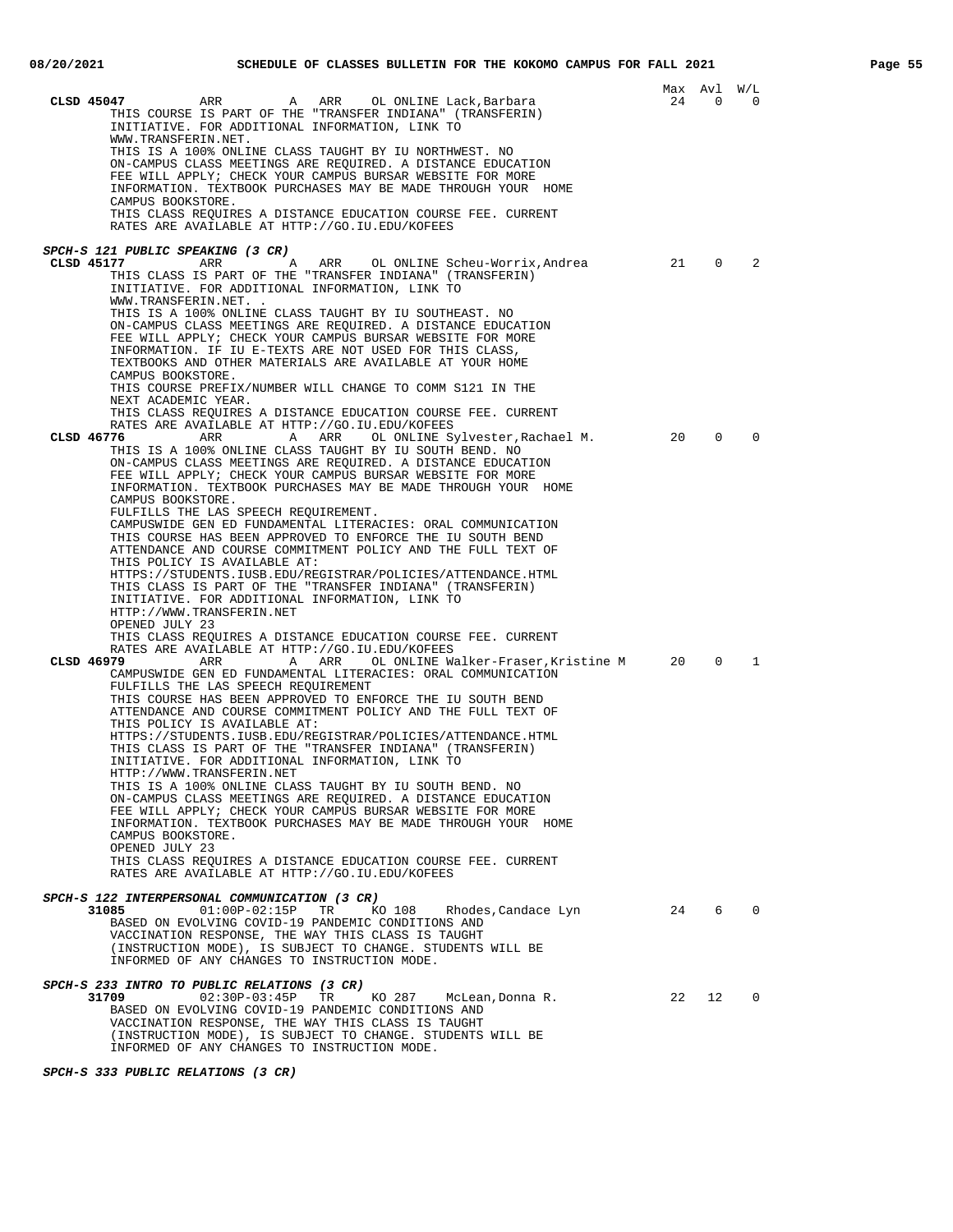Max Avl W/L

**CLSD 45047** ARR A ARR OL ONLINE Lack,Barbara 24 0 0
THIS COURSE IS PART OF THE "TRANSFER INDIANA" (TRANSFERIN) INITIATIVE. FOR ADDITIONAL INFORMATION, LINK TO WWW.TRANSFERIN.NET.
THIS IS A 100% ONLINE CLASS TAUGHT BY IU NORTHWEST. NO ON-CAMPUS CLASS MEETINGS ARE REQUIRED. A DISTANCE EDUCATION FEE WILL APPLY; CHECK YOUR CAMPUS BURSAR WEBSITE FOR MORE INFORMATION. TEXTBOOK PURCHASES MAY BE MADE THROUGH YOUR HOME CAMPUS BOOKSTORE.
THIS CLASS REQUIRES A DISTANCE EDUCATION COURSE FEE. CURRENT RATES ARE AVAILABLE AT HTTP://GO.IU.EDU/KOFEES

***SPCH-S 121 PUBLIC SPEAKING (3 CR)***

**CLSD 45177** ARR A ARR OL ONLINE Scheu-Worrix,Andrea 21 0 2
THIS CLASS IS PART OF THE "TRANSFER INDIANA" (TRANSFERIN) INITIATIVE. FOR ADDITIONAL INFORMATION, LINK TO WWW.TRANSFERIN.NET. .
THIS IS A 100% ONLINE CLASS TAUGHT BY IU SOUTHEAST. NO ON-CAMPUS CLASS MEETINGS ARE REQUIRED. A DISTANCE EDUCATION FEE WILL APPLY; CHECK YOUR CAMPUS BURSAR WEBSITE FOR MORE INFORMATION. IF IU E-TEXTS ARE NOT USED FOR THIS CLASS, TEXTBOOKS AND OTHER MATERIALS ARE AVAILABLE AT YOUR HOME CAMPUS BOOKSTORE.
THIS COURSE PREFIX/NUMBER WILL CHANGE TO COMM S121 IN THE NEXT ACADEMIC YEAR.
THIS CLASS REQUIRES A DISTANCE EDUCATION COURSE FEE. CURRENT RATES ARE AVAILABLE AT HTTP://GO.IU.EDU/KOFEES

**CLSD 46776** ARR A ARR OL ONLINE Sylvester,Rachael M. 20 0 0
THIS IS A 100% ONLINE CLASS TAUGHT BY IU SOUTH BEND. NO ON-CAMPUS CLASS MEETINGS ARE REQUIRED. A DISTANCE EDUCATION FEE WILL APPLY; CHECK YOUR CAMPUS BURSAR WEBSITE FOR MORE INFORMATION. TEXTBOOK PURCHASES MAY BE MADE THROUGH YOUR HOME CAMPUS BOOKSTORE.
FULFILLS THE LAS SPEECH REQUIREMENT.
CAMPUSWIDE GEN ED FUNDAMENTAL LITERACIES: ORAL COMMUNICATION
THIS COURSE HAS BEEN APPROVED TO ENFORCE THE IU SOUTH BEND ATTENDANCE AND COURSE COMMITMENT POLICY AND THE FULL TEXT OF THIS POLICY IS AVAILABLE AT:
HTTPS://STUDENTS.IUSB.EDU/REGISTRAR/POLICIES/ATTENDANCE.HTML
THIS CLASS IS PART OF THE "TRANSFER INDIANA" (TRANSFERIN) INITIATIVE. FOR ADDITIONAL INFORMATION, LINK TO HTTP://WWW.TRANSFERIN.NET
OPENED JULY 23
THIS CLASS REQUIRES A DISTANCE EDUCATION COURSE FEE. CURRENT RATES ARE AVAILABLE AT HTTP://GO.IU.EDU/KOFEES

**CLSD 46979** ARR A ARR OL ONLINE Walker-Fraser,Kristine M 20 0 1
CAMPUSWIDE GEN ED FUNDAMENTAL LITERACIES: ORAL COMMUNICATION
FULFILLS THE LAS SPEECH REQUIREMENT
THIS COURSE HAS BEEN APPROVED TO ENFORCE THE IU SOUTH BEND ATTENDANCE AND COURSE COMMITMENT POLICY AND THE FULL TEXT OF THIS POLICY IS AVAILABLE AT:
HTTPS://STUDENTS.IUSB.EDU/REGISTRAR/POLICIES/ATTENDANCE.HTML
THIS CLASS IS PART OF THE "TRANSFER INDIANA" (TRANSFERIN) INITIATIVE. FOR ADDITIONAL INFORMATION, LINK TO HTTP://WWW.TRANSFERIN.NET
THIS IS A 100% ONLINE CLASS TAUGHT BY IU SOUTH BEND. NO ON-CAMPUS CLASS MEETINGS ARE REQUIRED. A DISTANCE EDUCATION FEE WILL APPLY; CHECK YOUR CAMPUS BURSAR WEBSITE FOR MORE INFORMATION. TEXTBOOK PURCHASES MAY BE MADE THROUGH YOUR HOME CAMPUS BOOKSTORE.
OPENED JULY 23
THIS CLASS REQUIRES A DISTANCE EDUCATION COURSE FEE. CURRENT RATES ARE AVAILABLE AT HTTP://GO.IU.EDU/KOFEES

***SPCH-S 122 INTERPERSONAL COMMUNICATION (3 CR)***

**31085** 01:00P-02:15P TR KO 108 Rhodes,Candace Lyn 24 6 0
BASED ON EVOLVING COVID-19 PANDEMIC CONDITIONS AND VACCINATION RESPONSE, THE WAY THIS CLASS IS TAUGHT (INSTRUCTION MODE), IS SUBJECT TO CHANGE. STUDENTS WILL BE INFORMED OF ANY CHANGES TO INSTRUCTION MODE.

***SPCH-S 233 INTRO TO PUBLIC RELATIONS (3 CR)***

**31709** 02:30P-03:45P TR KO 287 McLean,Donna R. 22 12 0
BASED ON EVOLVING COVID-19 PANDEMIC CONDITIONS AND VACCINATION RESPONSE, THE WAY THIS CLASS IS TAUGHT (INSTRUCTION MODE), IS SUBJECT TO CHANGE. STUDENTS WILL BE INFORMED OF ANY CHANGES TO INSTRUCTION MODE.

***SPCH-S 333 PUBLIC RELATIONS (3 CR)***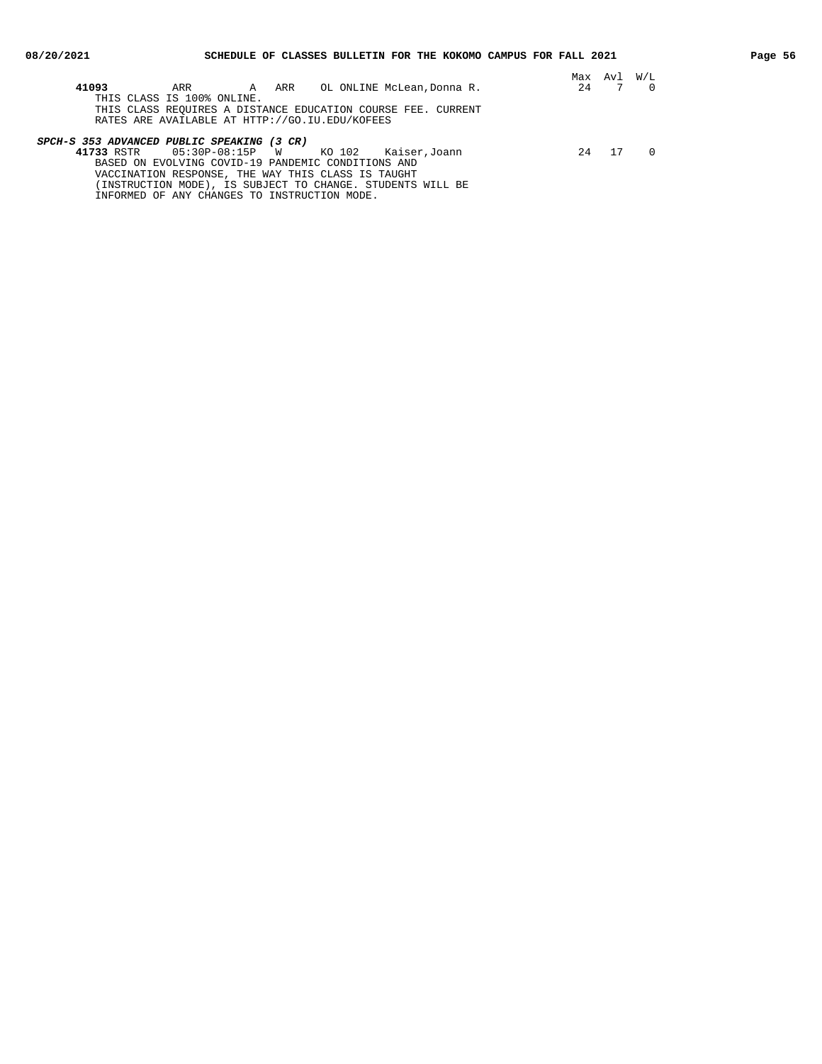| | | | | | | | Max | Avl | W/L |
|---|---|---|---|---|---|---|---|---|---|
| **41093** | | ARR | A | ARR | OL ONLINE | McLean,Donna R. | 24 | 7 | 0 |

THIS CLASS IS 100% ONLINE.
THIS CLASS REQUIRES A DISTANCE EDUCATION COURSE FEE. CURRENT RATES ARE AVAILABLE AT HTTP://GO.IU.EDU/KOFEES

***SPCH-S 353 ADVANCED PUBLIC SPEAKING (3 CR)***

| | | | | | | | Max | Avl | W/L |
|---|---|---|---|---|---|---|---|---|---|
| **41733** | RSTR | 05:30P-08:15P | W | | KO 102 | Kaiser,Joann | 24 | 17 | 0 |

BASED ON EVOLVING COVID-19 PANDEMIC CONDITIONS AND VACCINATION RESPONSE, THE WAY THIS CLASS IS TAUGHT (INSTRUCTION MODE), IS SUBJECT TO CHANGE. STUDENTS WILL BE INFORMED OF ANY CHANGES TO INSTRUCTION MODE.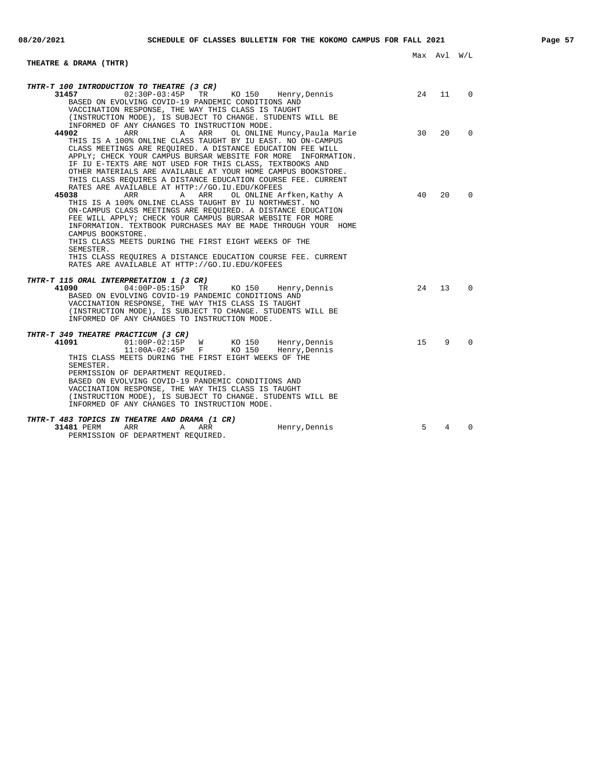## THEATRE & DRAMA (THTR)

Max Avl W/L

***THTR-T 100 INTRODUCTION TO THEATRE (3 CR)***

**31457** 02:30P-03:45P TR KO 150 Henry,Dennis — Max 24, Avl 11, W/L 0

BASED ON EVOLVING COVID-19 PANDEMIC CONDITIONS AND VACCINATION RESPONSE, THE WAY THIS CLASS IS TAUGHT (INSTRUCTION MODE), IS SUBJECT TO CHANGE. STUDENTS WILL BE INFORMED OF ANY CHANGES TO INSTRUCTION MODE.

**44902** ARR A ARR OL ONLINE Muncy,Paula Marie — Max 30, Avl 20, W/L 0

THIS IS A 100% ONLINE CLASS TAUGHT BY IU EAST. NO ON-CAMPUS CLASS MEETINGS ARE REQUIRED. A DISTANCE EDUCATION FEE WILL APPLY; CHECK YOUR CAMPUS BURSAR WEBSITE FOR MORE INFORMATION. IF IU E-TEXTS ARE NOT USED FOR THIS CLASS, TEXTBOOKS AND OTHER MATERIALS ARE AVAILABLE AT YOUR HOME CAMPUS BOOKSTORE. THIS CLASS REQUIRES A DISTANCE EDUCATION COURSE FEE. CURRENT RATES ARE AVAILABLE AT HTTP://GO.IU.EDU/KOFEES

**45038** ARR A ARR OL ONLINE Arfken,Kathy A — Max 40, Avl 20, W/L 0

THIS IS A 100% ONLINE CLASS TAUGHT BY IU NORTHWEST. NO ON-CAMPUS CLASS MEETINGS ARE REQUIRED. A DISTANCE EDUCATION FEE WILL APPLY; CHECK YOUR CAMPUS BURSAR WEBSITE FOR MORE INFORMATION. TEXTBOOK PURCHASES MAY BE MADE THROUGH YOUR HOME CAMPUS BOOKSTORE.
THIS CLASS MEETS DURING THE FIRST EIGHT WEEKS OF THE SEMESTER.
THIS CLASS REQUIRES A DISTANCE EDUCATION COURSE FEE. CURRENT RATES ARE AVAILABLE AT HTTP://GO.IU.EDU/KOFEES

***THTR-T 115 ORAL INTERPRETATION 1 (3 CR)***

**41090** 04:00P-05:15P TR KO 150 Henry,Dennis — Max 24, Avl 13, W/L 0

BASED ON EVOLVING COVID-19 PANDEMIC CONDITIONS AND VACCINATION RESPONSE, THE WAY THIS CLASS IS TAUGHT (INSTRUCTION MODE), IS SUBJECT TO CHANGE. STUDENTS WILL BE INFORMED OF ANY CHANGES TO INSTRUCTION MODE.

***THTR-T 349 THEATRE PRACTICUM (3 CR)***

**41091** 01:00P-02:15P W KO 150 Henry,Dennis — Max 15, Avl 9, W/L 0
11:00A-02:45P F KO 150 Henry,Dennis

THIS CLASS MEETS DURING THE FIRST EIGHT WEEKS OF THE SEMESTER.
PERMISSION OF DEPARTMENT REQUIRED.
BASED ON EVOLVING COVID-19 PANDEMIC CONDITIONS AND VACCINATION RESPONSE, THE WAY THIS CLASS IS TAUGHT (INSTRUCTION MODE), IS SUBJECT TO CHANGE. STUDENTS WILL BE INFORMED OF ANY CHANGES TO INSTRUCTION MODE.

***THTR-T 483 TOPICS IN THEATRE AND DRAMA (1 CR)***

**31481** PERM ARR A ARR Henry,Dennis — Max 5, Avl 4, W/L 0

PERMISSION OF DEPARTMENT REQUIRED.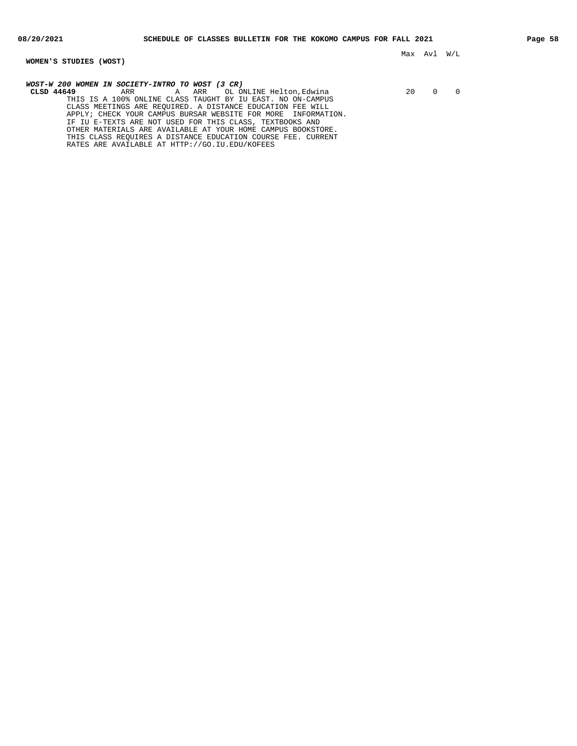## WOMEN'S STUDIES (WOST)

| | | | | | | | Max | Avl | W/L |
|---|---|---|---|---|---|---|---|---|---|

***WOST-W 200 WOMEN IN SOCIETY-INTRO TO WOST (3 CR)***

| | | | | | | | Max | Avl | W/L |
|---|---|---|---|---|---|---|---|---|---|
| **CLSD 44649** | ARR | A | ARR | OL | ONLINE | Helton,Edwina | 20 | 0 | 0 |

THIS IS A 100% ONLINE CLASS TAUGHT BY IU EAST. NO ON-CAMPUS CLASS MEETINGS ARE REQUIRED. A DISTANCE EDUCATION FEE WILL APPLY; CHECK YOUR CAMPUS BURSAR WEBSITE FOR MORE INFORMATION. IF IU E-TEXTS ARE NOT USED FOR THIS CLASS, TEXTBOOKS AND OTHER MATERIALS ARE AVAILABLE AT YOUR HOME CAMPUS BOOKSTORE. THIS CLASS REQUIRES A DISTANCE EDUCATION COURSE FEE. CURRENT RATES ARE AVAILABLE AT HTTP://GO.IU.EDU/KOFEES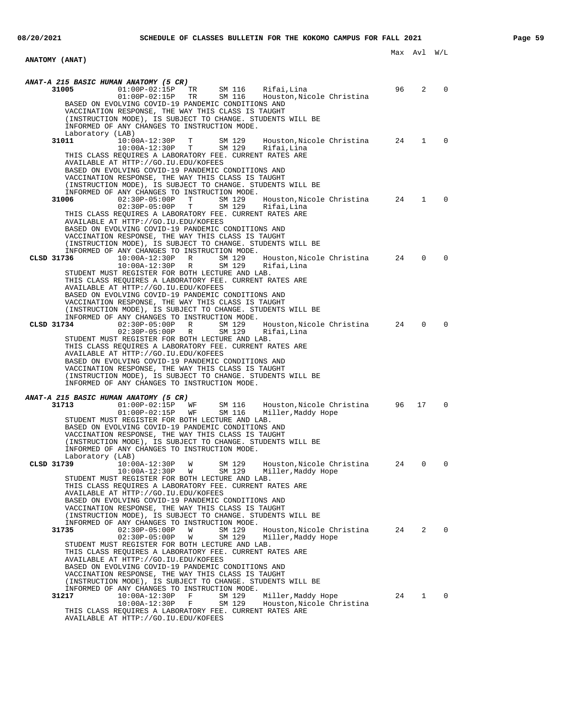## ANATOMY (ANAT)

Max Avl W/L

### ANAT-A 215 BASIC HUMAN ANATOMY (5 CR)

```
     31005          01:00P-02:15P   TR    SM 116   Rifai,Lina                    96    2    0
                    01:00P-02:15P   TR    SM 116   Houston,Nicole Christina
     BASED ON EVOLVING COVID-19 PANDEMIC CONDITIONS AND
     VACCINATION RESPONSE, THE WAY THIS CLASS IS TAUGHT
     (INSTRUCTION MODE), IS SUBJECT TO CHANGE. STUDENTS WILL BE
     INFORMED OF ANY CHANGES TO INSTRUCTION MODE.
     Laboratory (LAB)
     31011          10:00A-12:30P   T     SM 129   Houston,Nicole Christina      24    1    0
                    10:00A-12:30P   T     SM 129   Rifai,Lina
     THIS CLASS REQUIRES A LABORATORY FEE. CURRENT RATES ARE
     AVAILABLE AT HTTP://GO.IU.EDU/KOFEES
     BASED ON EVOLVING COVID-19 PANDEMIC CONDITIONS AND
     VACCINATION RESPONSE, THE WAY THIS CLASS IS TAUGHT
     (INSTRUCTION MODE), IS SUBJECT TO CHANGE. STUDENTS WILL BE
     INFORMED OF ANY CHANGES TO INSTRUCTION MODE.
     31006          02:30P-05:00P   T     SM 129   Houston,Nicole Christina      24    1    0
                    02:30P-05:00P   T     SM 129   Rifai,Lina
     THIS CLASS REQUIRES A LABORATORY FEE. CURRENT RATES ARE
     AVAILABLE AT HTTP://GO.IU.EDU/KOFEES
     BASED ON EVOLVING COVID-19 PANDEMIC CONDITIONS AND
     VACCINATION RESPONSE, THE WAY THIS CLASS IS TAUGHT
     (INSTRUCTION MODE), IS SUBJECT TO CHANGE. STUDENTS WILL BE
     INFORMED OF ANY CHANGES TO INSTRUCTION MODE.
CLSD 31736          10:00A-12:30P   R     SM 129   Houston,Nicole Christina      24    0    0
                    10:00A-12:30P   R     SM 129   Rifai,Lina
     STUDENT MUST REGISTER FOR BOTH LECTURE AND LAB.
     THIS CLASS REQUIRES A LABORATORY FEE. CURRENT RATES ARE
     AVAILABLE AT HTTP://GO.IU.EDU/KOFEES
     BASED ON EVOLVING COVID-19 PANDEMIC CONDITIONS AND
     VACCINATION RESPONSE, THE WAY THIS CLASS IS TAUGHT
     (INSTRUCTION MODE), IS SUBJECT TO CHANGE. STUDENTS WILL BE
     INFORMED OF ANY CHANGES TO INSTRUCTION MODE.
CLSD 31734          02:30P-05:00P   R     SM 129   Houston,Nicole Christina      24    0    0
                    02:30P-05:00P   R     SM 129   Rifai,Lina
     STUDENT MUST REGISTER FOR BOTH LECTURE AND LAB.
     THIS CLASS REQUIRES A LABORATORY FEE. CURRENT RATES ARE
     AVAILABLE AT HTTP://GO.IU.EDU/KOFEES
     BASED ON EVOLVING COVID-19 PANDEMIC CONDITIONS AND
     VACCINATION RESPONSE, THE WAY THIS CLASS IS TAUGHT
     (INSTRUCTION MODE), IS SUBJECT TO CHANGE. STUDENTS WILL BE
     INFORMED OF ANY CHANGES TO INSTRUCTION MODE.
```

### ANAT-A 215 BASIC HUMAN ANATOMY (5 CR)

```
     31713          01:00P-02:15P   WF    SM 116   Houston,Nicole Christina      96   17    0
                    01:00P-02:15P   WF    SM 116   Miller,Maddy Hope
     STUDENT MUST REGISTER FOR BOTH LECTURE AND LAB.
     BASED ON EVOLVING COVID-19 PANDEMIC CONDITIONS AND
     VACCINATION RESPONSE, THE WAY THIS CLASS IS TAUGHT
     (INSTRUCTION MODE), IS SUBJECT TO CHANGE. STUDENTS WILL BE
     INFORMED OF ANY CHANGES TO INSTRUCTION MODE.
     Laboratory (LAB)
CLSD 31739          10:00A-12:30P   W     SM 129   Houston,Nicole Christina      24    0    0
                    10:00A-12:30P   W     SM 129   Miller,Maddy Hope
     STUDENT MUST REGISTER FOR BOTH LECTURE AND LAB.
     THIS CLASS REQUIRES A LABORATORY FEE. CURRENT RATES ARE
     AVAILABLE AT HTTP://GO.IU.EDU/KOFEES
     BASED ON EVOLVING COVID-19 PANDEMIC CONDITIONS AND
     VACCINATION RESPONSE, THE WAY THIS CLASS IS TAUGHT
     (INSTRUCTION MODE), IS SUBJECT TO CHANGE. STUDENTS WILL BE
     INFORMED OF ANY CHANGES TO INSTRUCTION MODE.
     31735          02:30P-05:00P   W     SM 129   Houston,Nicole Christina      24    2    0
                    02:30P-05:00P   W     SM 129   Miller,Maddy Hope
     STUDENT MUST REGISTER FOR BOTH LECTURE AND LAB.
     THIS CLASS REQUIRES A LABORATORY FEE. CURRENT RATES ARE
     AVAILABLE AT HTTP://GO.IU.EDU/KOFEES
     BASED ON EVOLVING COVID-19 PANDEMIC CONDITIONS AND
     VACCINATION RESPONSE, THE WAY THIS CLASS IS TAUGHT
     (INSTRUCTION MODE), IS SUBJECT TO CHANGE. STUDENTS WILL BE
     INFORMED OF ANY CHANGES TO INSTRUCTION MODE.
     31217          10:00A-12:30P   F     SM 129   Miller,Maddy Hope             24    1    0
                    10:00A-12:30P   F     SM 129   Houston,Nicole Christina
     THIS CLASS REQUIRES A LABORATORY FEE. CURRENT RATES ARE
     AVAILABLE AT HTTP://GO.IU.EDU/KOFEES
```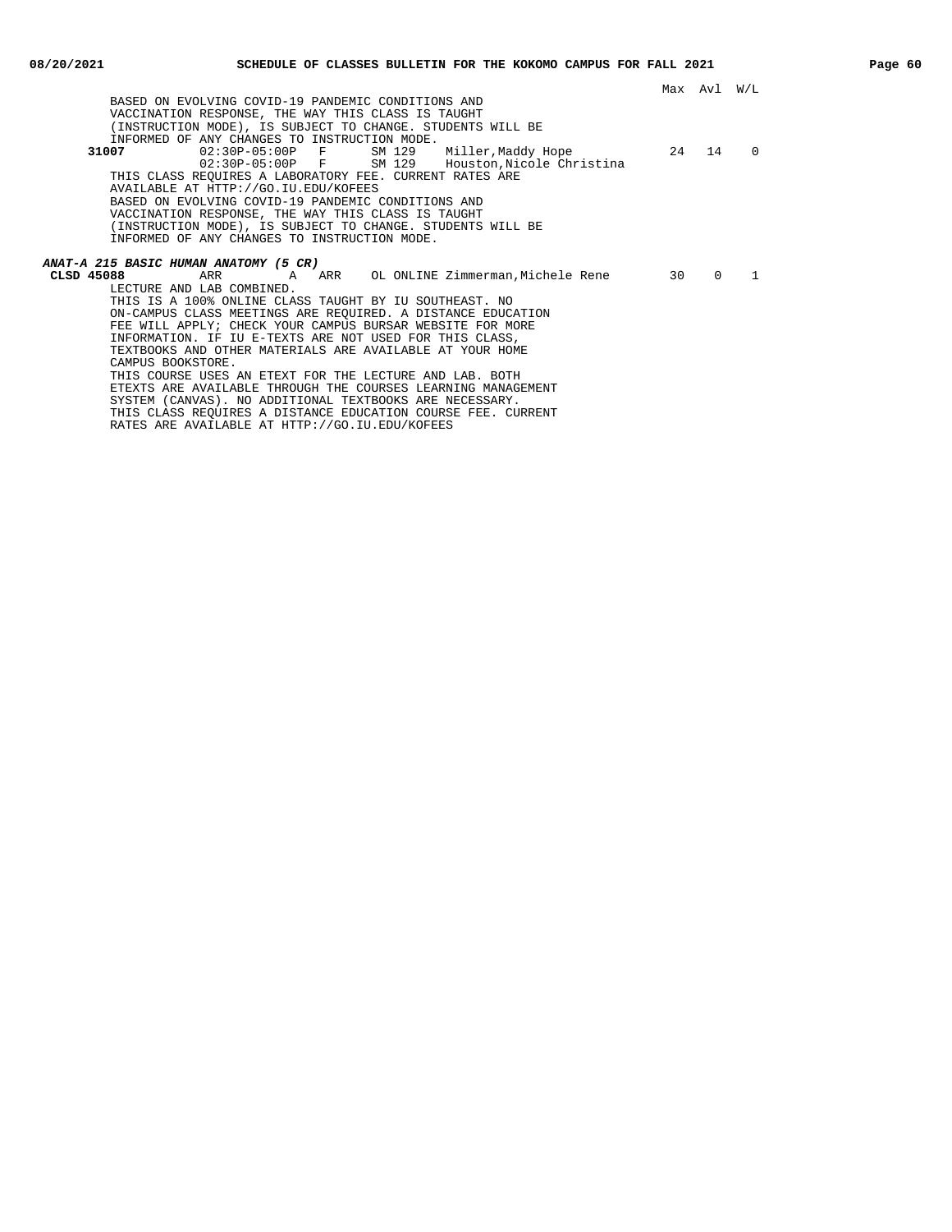Max Avl W/L

BASED ON EVOLVING COVID-19 PANDEMIC CONDITIONS AND VACCINATION RESPONSE, THE WAY THIS CLASS IS TAUGHT (INSTRUCTION MODE), IS SUBJECT TO CHANGE. STUDENTS WILL BE INFORMED OF ANY CHANGES TO INSTRUCTION MODE.

| Class | Time | Days | Room | Instructor | Max | Avl | W/L |
|---|---|---|---|---|---|---|---|
| **31007** | 02:30P-05:00P | F | SM 129 | Miller,Maddy Hope | 24 | 14 | 0 |
| | 02:30P-05:00P | F | SM 129 | Houston,Nicole Christina | | | |

THIS CLASS REQUIRES A LABORATORY FEE. CURRENT RATES ARE AVAILABLE AT HTTP://GO.IU.EDU/KOFEES

BASED ON EVOLVING COVID-19 PANDEMIC CONDITIONS AND VACCINATION RESPONSE, THE WAY THIS CLASS IS TAUGHT (INSTRUCTION MODE), IS SUBJECT TO CHANGE. STUDENTS WILL BE INFORMED OF ANY CHANGES TO INSTRUCTION MODE.

***ANAT-A 215 BASIC HUMAN ANATOMY (5 CR)***

| Class | Time | Type | Days | Room | Instructor | Max | Avl | W/L |
|---|---|---|---|---|---|---|---|---|
| **CLSD 45088** | ARR | A | ARR | OL ONLINE | Zimmerman,Michele Rene | 30 | 0 | 1 |

LECTURE AND LAB COMBINED.

THIS IS A 100% ONLINE CLASS TAUGHT BY IU SOUTHEAST. NO ON-CAMPUS CLASS MEETINGS ARE REQUIRED. A DISTANCE EDUCATION FEE WILL APPLY; CHECK YOUR CAMPUS BURSAR WEBSITE FOR MORE INFORMATION. IF IU E-TEXTS ARE NOT USED FOR THIS CLASS, TEXTBOOKS AND OTHER MATERIALS ARE AVAILABLE AT YOUR HOME CAMPUS BOOKSTORE.

THIS COURSE USES AN ETEXT FOR THE LECTURE AND LAB. BOTH ETEXTS ARE AVAILABLE THROUGH THE COURSES LEARNING MANAGEMENT SYSTEM (CANVAS). NO ADDITIONAL TEXTBOOKS ARE NECESSARY.

THIS CLASS REQUIRES A DISTANCE EDUCATION COURSE FEE. CURRENT RATES ARE AVAILABLE AT HTTP://GO.IU.EDU/KOFEES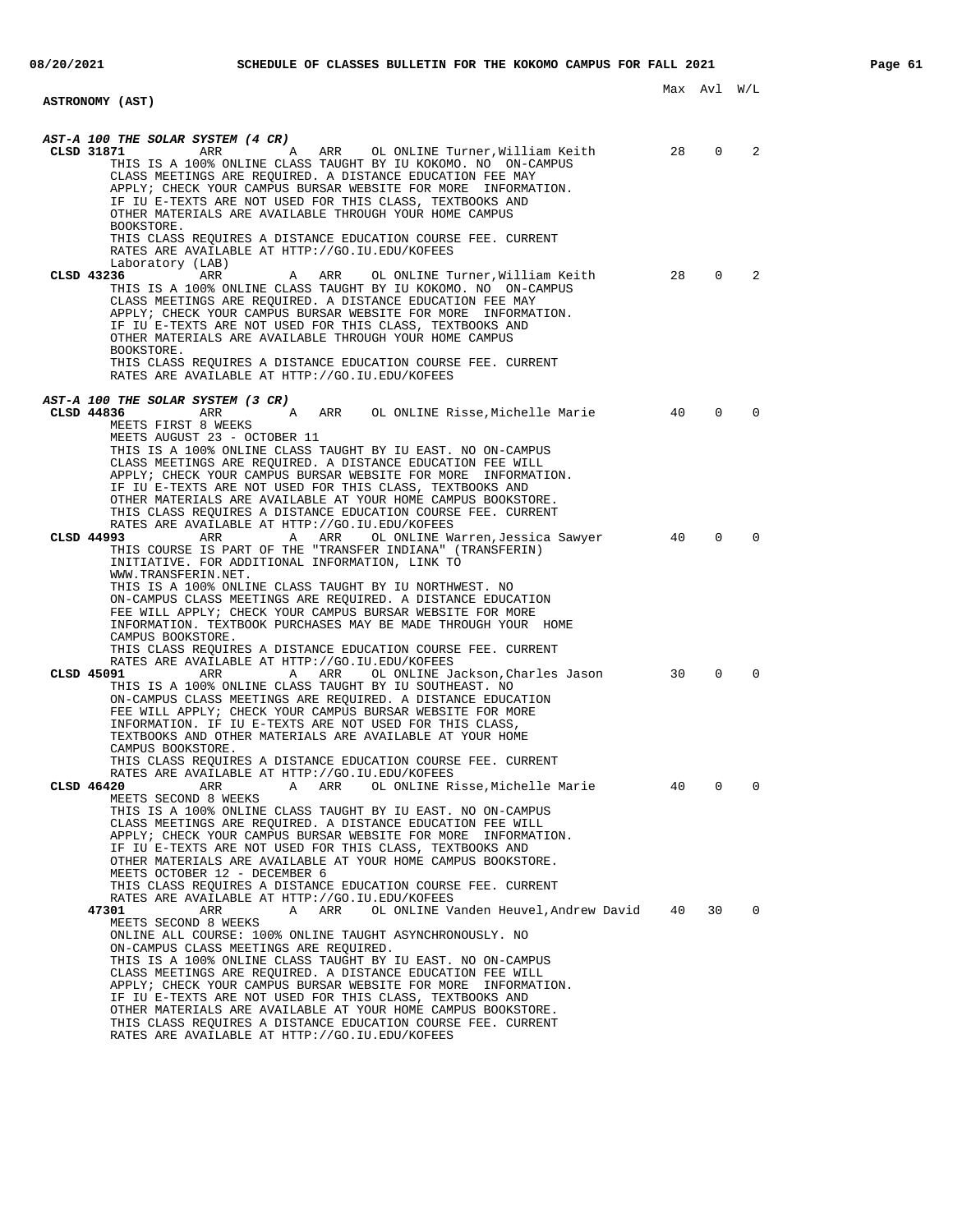## ASTRONOMY (AST)

Max Avl W/L

### AST-A 100 THE SOLAR SYSTEM (4 CR)

**CLSD 31871** ARR A ARR OL ONLINE Turner,William Keith 28 0 2

THIS IS A 100% ONLINE CLASS TAUGHT BY IU KOKOMO. NO ON-CAMPUS CLASS MEETINGS ARE REQUIRED. A DISTANCE EDUCATION FEE MAY APPLY; CHECK YOUR CAMPUS BURSAR WEBSITE FOR MORE INFORMATION. IF IU E-TEXTS ARE NOT USED FOR THIS CLASS, TEXTBOOKS AND OTHER MATERIALS ARE AVAILABLE THROUGH YOUR HOME CAMPUS BOOKSTORE.
THIS CLASS REQUIRES A DISTANCE EDUCATION COURSE FEE. CURRENT RATES ARE AVAILABLE AT HTTP://GO.IU.EDU/KOFEES

Laboratory (LAB)

**CLSD 43236** ARR A ARR OL ONLINE Turner,William Keith 28 0 2

THIS IS A 100% ONLINE CLASS TAUGHT BY IU KOKOMO. NO ON-CAMPUS CLASS MEETINGS ARE REQUIRED. A DISTANCE EDUCATION FEE MAY APPLY; CHECK YOUR CAMPUS BURSAR WEBSITE FOR MORE INFORMATION. IF IU E-TEXTS ARE NOT USED FOR THIS CLASS, TEXTBOOKS AND OTHER MATERIALS ARE AVAILABLE THROUGH YOUR HOME CAMPUS BOOKSTORE.
THIS CLASS REQUIRES A DISTANCE EDUCATION COURSE FEE. CURRENT RATES ARE AVAILABLE AT HTTP://GO.IU.EDU/KOFEES

### AST-A 100 THE SOLAR SYSTEM (3 CR)

**CLSD 44836** ARR A ARR OL ONLINE Risse,Michelle Marie 40 0 0

MEETS FIRST 8 WEEKS
MEETS AUGUST 23 - OCTOBER 11
THIS IS A 100% ONLINE CLASS TAUGHT BY IU EAST. NO ON-CAMPUS CLASS MEETINGS ARE REQUIRED. A DISTANCE EDUCATION FEE WILL APPLY; CHECK YOUR CAMPUS BURSAR WEBSITE FOR MORE INFORMATION. IF IU E-TEXTS ARE NOT USED FOR THIS CLASS, TEXTBOOKS AND OTHER MATERIALS ARE AVAILABLE AT YOUR HOME CAMPUS BOOKSTORE.
THIS CLASS REQUIRES A DISTANCE EDUCATION COURSE FEE. CURRENT RATES ARE AVAILABLE AT HTTP://GO.IU.EDU/KOFEES

**CLSD 44993** ARR A ARR OL ONLINE Warren,Jessica Sawyer 40 0 0

THIS COURSE IS PART OF THE "TRANSFER INDIANA" (TRANSFERIN) INITIATIVE. FOR ADDITIONAL INFORMATION, LINK TO WWW.TRANSFERIN.NET.
THIS IS A 100% ONLINE CLASS TAUGHT BY IU NORTHWEST. NO ON-CAMPUS CLASS MEETINGS ARE REQUIRED. A DISTANCE EDUCATION FEE WILL APPLY; CHECK YOUR CAMPUS BURSAR WEBSITE FOR MORE INFORMATION. TEXTBOOK PURCHASES MAY BE MADE THROUGH YOUR HOME CAMPUS BOOKSTORE.
THIS CLASS REQUIRES A DISTANCE EDUCATION COURSE FEE. CURRENT RATES ARE AVAILABLE AT HTTP://GO.IU.EDU/KOFEES

**CLSD 45091** ARR A ARR OL ONLINE Jackson,Charles Jason 30 0 0

THIS IS A 100% ONLINE CLASS TAUGHT BY IU SOUTHEAST. NO ON-CAMPUS CLASS MEETINGS ARE REQUIRED. A DISTANCE EDUCATION FEE WILL APPLY; CHECK YOUR CAMPUS BURSAR WEBSITE FOR MORE INFORMATION. IF IU E-TEXTS ARE NOT USED FOR THIS CLASS, TEXTBOOKS AND OTHER MATERIALS ARE AVAILABLE AT YOUR HOME CAMPUS BOOKSTORE.
THIS CLASS REQUIRES A DISTANCE EDUCATION COURSE FEE. CURRENT RATES ARE AVAILABLE AT HTTP://GO.IU.EDU/KOFEES

**CLSD 46420** ARR A ARR OL ONLINE Risse,Michelle Marie 40 0 0

MEETS SECOND 8 WEEKS
THIS IS A 100% ONLINE CLASS TAUGHT BY IU EAST. NO ON-CAMPUS CLASS MEETINGS ARE REQUIRED. A DISTANCE EDUCATION FEE WILL APPLY; CHECK YOUR CAMPUS BURSAR WEBSITE FOR MORE INFORMATION. IF IU E-TEXTS ARE NOT USED FOR THIS CLASS, TEXTBOOKS AND OTHER MATERIALS ARE AVAILABLE AT YOUR HOME CAMPUS BOOKSTORE.
MEETS OCTOBER 12 - DECEMBER 6
THIS CLASS REQUIRES A DISTANCE EDUCATION COURSE FEE. CURRENT RATES ARE AVAILABLE AT HTTP://GO.IU.EDU/KOFEES

**47301** ARR A ARR OL ONLINE Vanden Heuvel,Andrew David 40 30 0

MEETS SECOND 8 WEEKS
ONLINE ALL COURSE: 100% ONLINE TAUGHT ASYNCHRONOUSLY. NO ON-CAMPUS CLASS MEETINGS ARE REQUIRED.
THIS IS A 100% ONLINE CLASS TAUGHT BY IU EAST. NO ON-CAMPUS CLASS MEETINGS ARE REQUIRED. A DISTANCE EDUCATION FEE WILL APPLY; CHECK YOUR CAMPUS BURSAR WEBSITE FOR MORE INFORMATION. IF IU E-TEXTS ARE NOT USED FOR THIS CLASS, TEXTBOOKS AND OTHER MATERIALS ARE AVAILABLE AT YOUR HOME CAMPUS BOOKSTORE.
THIS CLASS REQUIRES A DISTANCE EDUCATION COURSE FEE. CURRENT RATES ARE AVAILABLE AT HTTP://GO.IU.EDU/KOFEES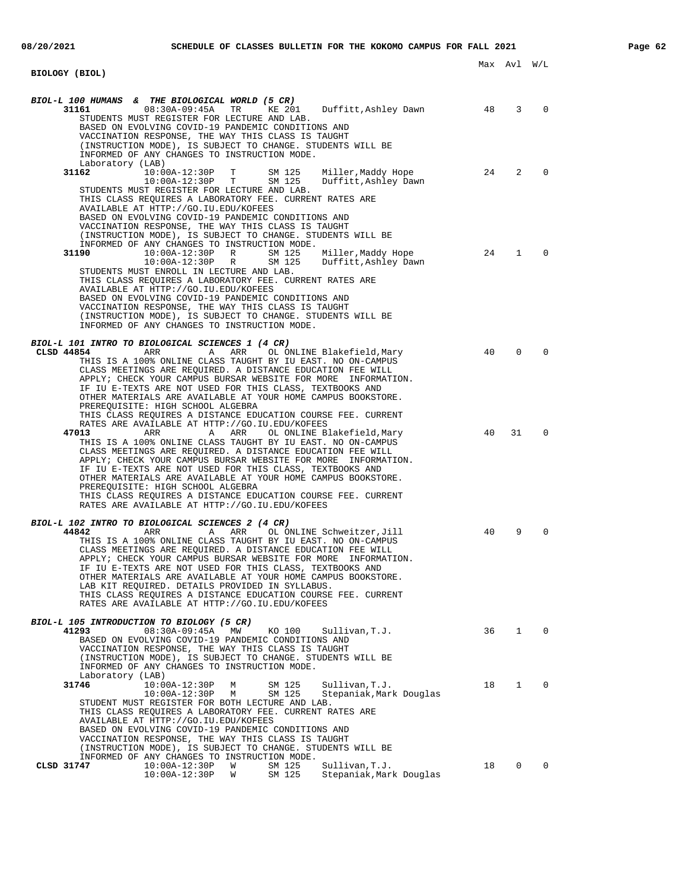## BIOLOGY (BIOL)

Max Avl W/L

### BIOL-L 100 HUMANS & THE BIOLOGICAL WORLD (5 CR)

```
     31161         08:30A-09:45A   TR    KE 201    Duffitt,Ashley Dawn       48    3    0
       STUDENTS MUST REGISTER FOR LECTURE AND LAB.
       BASED ON EVOLVING COVID-19 PANDEMIC CONDITIONS AND
       VACCINATION RESPONSE, THE WAY THIS CLASS IS TAUGHT
       (INSTRUCTION MODE), IS SUBJECT TO CHANGE. STUDENTS WILL BE
       INFORMED OF ANY CHANGES TO INSTRUCTION MODE.
       Laboratory (LAB)
     31162         10:00A-12:30P   T     SM 125    Miller,Maddy Hope         24    2    0
                   10:00A-12:30P   T     SM 125    Duffitt,Ashley Dawn
       STUDENTS MUST REGISTER FOR LECTURE AND LAB.
       THIS CLASS REQUIRES A LABORATORY FEE. CURRENT RATES ARE
       AVAILABLE AT HTTP://GO.IU.EDU/KOFEES
       BASED ON EVOLVING COVID-19 PANDEMIC CONDITIONS AND
       VACCINATION RESPONSE, THE WAY THIS CLASS IS TAUGHT
       (INSTRUCTION MODE), IS SUBJECT TO CHANGE. STUDENTS WILL BE
       INFORMED OF ANY CHANGES TO INSTRUCTION MODE.
     31190         10:00A-12:30P   R     SM 125    Miller,Maddy Hope         24    1    0
                   10:00A-12:30P   R     SM 125    Duffitt,Ashley Dawn
       STUDENTS MUST ENROLL IN LECTURE AND LAB.
       THIS CLASS REQUIRES A LABORATORY FEE. CURRENT RATES ARE
       AVAILABLE AT HTTP://GO.IU.EDU/KOFEES
       BASED ON EVOLVING COVID-19 PANDEMIC CONDITIONS AND
       VACCINATION RESPONSE, THE WAY THIS CLASS IS TAUGHT
       (INSTRUCTION MODE), IS SUBJECT TO CHANGE. STUDENTS WILL BE
       INFORMED OF ANY CHANGES TO INSTRUCTION MODE.
```

### BIOL-L 101 INTRO TO BIOLOGICAL SCIENCES 1 (4 CR)

```
 CLSD 44854        ARR         A   ARR    OL ONLINE Blakefield,Mary          40    0    0
       THIS IS A 100% ONLINE CLASS TAUGHT BY IU EAST. NO ON-CAMPUS
       CLASS MEETINGS ARE REQUIRED. A DISTANCE EDUCATION FEE WILL
       APPLY; CHECK YOUR CAMPUS BURSAR WEBSITE FOR MORE  INFORMATION.
       IF IU E-TEXTS ARE NOT USED FOR THIS CLASS, TEXTBOOKS AND
       OTHER MATERIALS ARE AVAILABLE AT YOUR HOME CAMPUS BOOKSTORE.
       PREREQUISITE: HIGH SCHOOL ALGEBRA
       THIS CLASS REQUIRES A DISTANCE EDUCATION COURSE FEE. CURRENT
       RATES ARE AVAILABLE AT HTTP://GO.IU.EDU/KOFEES
     47013         ARR         A   ARR    OL ONLINE Blakefield,Mary          40   31    0
       THIS IS A 100% ONLINE CLASS TAUGHT BY IU EAST. NO ON-CAMPUS
       CLASS MEETINGS ARE REQUIRED. A DISTANCE EDUCATION FEE WILL
       APPLY; CHECK YOUR CAMPUS BURSAR WEBSITE FOR MORE  INFORMATION.
       IF IU E-TEXTS ARE NOT USED FOR THIS CLASS, TEXTBOOKS AND
       OTHER MATERIALS ARE AVAILABLE AT YOUR HOME CAMPUS BOOKSTORE.
       PREREQUISITE: HIGH SCHOOL ALGEBRA
       THIS CLASS REQUIRES A DISTANCE EDUCATION COURSE FEE. CURRENT
       RATES ARE AVAILABLE AT HTTP://GO.IU.EDU/KOFEES
```

### BIOL-L 102 INTRO TO BIOLOGICAL SCIENCES 2 (4 CR)

```
     44842         ARR         A   ARR    OL ONLINE Schweitzer,Jill          40    9    0
       THIS IS A 100% ONLINE CLASS TAUGHT BY IU EAST. NO ON-CAMPUS
       CLASS MEETINGS ARE REQUIRED. A DISTANCE EDUCATION FEE WILL
       APPLY; CHECK YOUR CAMPUS BURSAR WEBSITE FOR MORE  INFORMATION.
       IF IU E-TEXTS ARE NOT USED FOR THIS CLASS, TEXTBOOKS AND
       OTHER MATERIALS ARE AVAILABLE AT YOUR HOME CAMPUS BOOKSTORE.
       LAB KIT REQUIRED. DETAILS PROVIDED IN SYLLABUS.
       THIS CLASS REQUIRES A DISTANCE EDUCATION COURSE FEE. CURRENT
       RATES ARE AVAILABLE AT HTTP://GO.IU.EDU/KOFEES
```

### BIOL-L 105 INTRODUCTION TO BIOLOGY (5 CR)

```
     41293         08:30A-09:45A   MW    KO 100    Sullivan,T.J.             36    1    0
       BASED ON EVOLVING COVID-19 PANDEMIC CONDITIONS AND
       VACCINATION RESPONSE, THE WAY THIS CLASS IS TAUGHT
       (INSTRUCTION MODE), IS SUBJECT TO CHANGE. STUDENTS WILL BE
       INFORMED OF ANY CHANGES TO INSTRUCTION MODE.
       Laboratory (LAB)
     31746         10:00A-12:30P   M     SM 125    Sullivan,T.J.             18    1    0
                   10:00A-12:30P   M     SM 125    Stepaniak,Mark Douglas
       STUDENT MUST REGISTER FOR BOTH LECTURE AND LAB.
       THIS CLASS REQUIRES A LABORATORY FEE. CURRENT RATES ARE
       AVAILABLE AT HTTP://GO.IU.EDU/KOFEES
       BASED ON EVOLVING COVID-19 PANDEMIC CONDITIONS AND
       VACCINATION RESPONSE, THE WAY THIS CLASS IS TAUGHT
       (INSTRUCTION MODE), IS SUBJECT TO CHANGE. STUDENTS WILL BE
       INFORMED OF ANY CHANGES TO INSTRUCTION MODE.
 CLSD 31747        10:00A-12:30P   W     SM 125    Sullivan,T.J.             18    0    0
                   10:00A-12:30P   W     SM 125    Stepaniak,Mark Douglas
```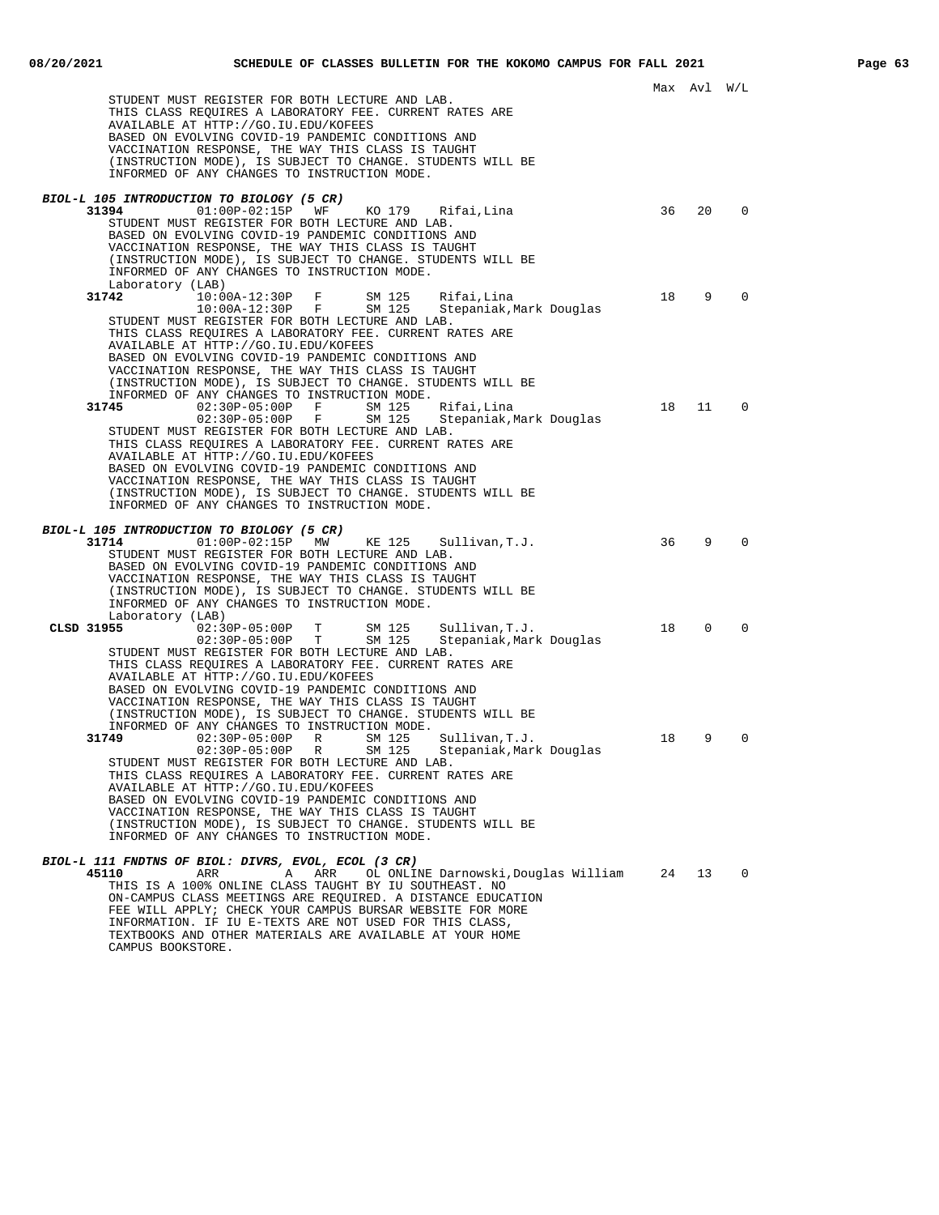Max Avl W/L

STUDENT MUST REGISTER FOR BOTH LECTURE AND LAB.
THIS CLASS REQUIRES A LABORATORY FEE. CURRENT RATES ARE AVAILABLE AT HTTP://GO.IU.EDU/KOFEES
BASED ON EVOLVING COVID-19 PANDEMIC CONDITIONS AND VACCINATION RESPONSE, THE WAY THIS CLASS IS TAUGHT (INSTRUCTION MODE), IS SUBJECT TO CHANGE. STUDENTS WILL BE INFORMED OF ANY CHANGES TO INSTRUCTION MODE.

***BIOL-L 105 INTRODUCTION TO BIOLOGY (5 CR)***

| Class | Time | Days | Room | Instructor | Max | Avl | W/L |
|---|---|---|---|---|---|---|---|
| **31394** | 01:00P-02:15P | WF | KO 179 | Rifai,Lina | 36 | 20 | 0 |

STUDENT MUST REGISTER FOR BOTH LECTURE AND LAB.
BASED ON EVOLVING COVID-19 PANDEMIC CONDITIONS AND VACCINATION RESPONSE, THE WAY THIS CLASS IS TAUGHT (INSTRUCTION MODE), IS SUBJECT TO CHANGE. STUDENTS WILL BE INFORMED OF ANY CHANGES TO INSTRUCTION MODE.

Laboratory (LAB)

| Class | Time | Days | Room | Instructor | Max | Avl | W/L |
|---|---|---|---|---|---|---|---|
| **31742** | 10:00A-12:30P | F | SM 125 | Rifai,Lina | 18 | 9 | 0 |
| | 10:00A-12:30P | F | SM 125 | Stepaniak,Mark Douglas | | | |

STUDENT MUST REGISTER FOR BOTH LECTURE AND LAB.
THIS CLASS REQUIRES A LABORATORY FEE. CURRENT RATES ARE AVAILABLE AT HTTP://GO.IU.EDU/KOFEES
BASED ON EVOLVING COVID-19 PANDEMIC CONDITIONS AND VACCINATION RESPONSE, THE WAY THIS CLASS IS TAUGHT (INSTRUCTION MODE), IS SUBJECT TO CHANGE. STUDENTS WILL BE INFORMED OF ANY CHANGES TO INSTRUCTION MODE.

| Class | Time | Days | Room | Instructor | Max | Avl | W/L |
|---|---|---|---|---|---|---|---|
| **31745** | 02:30P-05:00P | F | SM 125 | Rifai,Lina | 18 | 11 | 0 |
| | 02:30P-05:00P | F | SM 125 | Stepaniak,Mark Douglas | | | |

STUDENT MUST REGISTER FOR BOTH LECTURE AND LAB.
THIS CLASS REQUIRES A LABORATORY FEE. CURRENT RATES ARE AVAILABLE AT HTTP://GO.IU.EDU/KOFEES
BASED ON EVOLVING COVID-19 PANDEMIC CONDITIONS AND VACCINATION RESPONSE, THE WAY THIS CLASS IS TAUGHT (INSTRUCTION MODE), IS SUBJECT TO CHANGE. STUDENTS WILL BE INFORMED OF ANY CHANGES TO INSTRUCTION MODE.

***BIOL-L 105 INTRODUCTION TO BIOLOGY (5 CR)***

| Class | Time | Days | Room | Instructor | Max | Avl | W/L |
|---|---|---|---|---|---|---|---|
| **31714** | 01:00P-02:15P | MW | KE 125 | Sullivan,T.J. | 36 | 9 | 0 |

STUDENT MUST REGISTER FOR BOTH LECTURE AND LAB.
BASED ON EVOLVING COVID-19 PANDEMIC CONDITIONS AND VACCINATION RESPONSE, THE WAY THIS CLASS IS TAUGHT (INSTRUCTION MODE), IS SUBJECT TO CHANGE. STUDENTS WILL BE INFORMED OF ANY CHANGES TO INSTRUCTION MODE.

Laboratory (LAB)

| Class | Time | Days | Room | Instructor | Max | Avl | W/L |
|---|---|---|---|---|---|---|---|
| **CLSD 31955** | 02:30P-05:00P | T | SM 125 | Sullivan,T.J. | 18 | 0 | 0 |
| | 02:30P-05:00P | T | SM 125 | Stepaniak,Mark Douglas | | | |

STUDENT MUST REGISTER FOR BOTH LECTURE AND LAB.
THIS CLASS REQUIRES A LABORATORY FEE. CURRENT RATES ARE AVAILABLE AT HTTP://GO.IU.EDU/KOFEES
BASED ON EVOLVING COVID-19 PANDEMIC CONDITIONS AND VACCINATION RESPONSE, THE WAY THIS CLASS IS TAUGHT (INSTRUCTION MODE), IS SUBJECT TO CHANGE. STUDENTS WILL BE INFORMED OF ANY CHANGES TO INSTRUCTION MODE.

| Class | Time | Days | Room | Instructor | Max | Avl | W/L |
|---|---|---|---|---|---|---|---|
| **31749** | 02:30P-05:00P | R | SM 125 | Sullivan,T.J. | 18 | 9 | 0 |
| | 02:30P-05:00P | R | SM 125 | Stepaniak,Mark Douglas | | | |

STUDENT MUST REGISTER FOR BOTH LECTURE AND LAB.
THIS CLASS REQUIRES A LABORATORY FEE. CURRENT RATES ARE AVAILABLE AT HTTP://GO.IU.EDU/KOFEES
BASED ON EVOLVING COVID-19 PANDEMIC CONDITIONS AND VACCINATION RESPONSE, THE WAY THIS CLASS IS TAUGHT (INSTRUCTION MODE), IS SUBJECT TO CHANGE. STUDENTS WILL BE INFORMED OF ANY CHANGES TO INSTRUCTION MODE.

***BIOL-L 111 FNDTNS OF BIOL: DIVRS, EVOL, ECOL (3 CR)***

| Class | Time | Days | Room | Instructor | Max | Avl | W/L |
|---|---|---|---|---|---|---|---|
| **45110** | ARR | A ARR | OL ONLINE | Darnowski,Douglas William | 24 | 13 | 0 |

THIS IS A 100% ONLINE CLASS TAUGHT BY IU SOUTHEAST. NO ON-CAMPUS CLASS MEETINGS ARE REQUIRED. A DISTANCE EDUCATION FEE WILL APPLY; CHECK YOUR CAMPUS BURSAR WEBSITE FOR MORE INFORMATION. IF IU E-TEXTS ARE NOT USED FOR THIS CLASS, TEXTBOOKS AND OTHER MATERIALS ARE AVAILABLE AT YOUR HOME CAMPUS BOOKSTORE.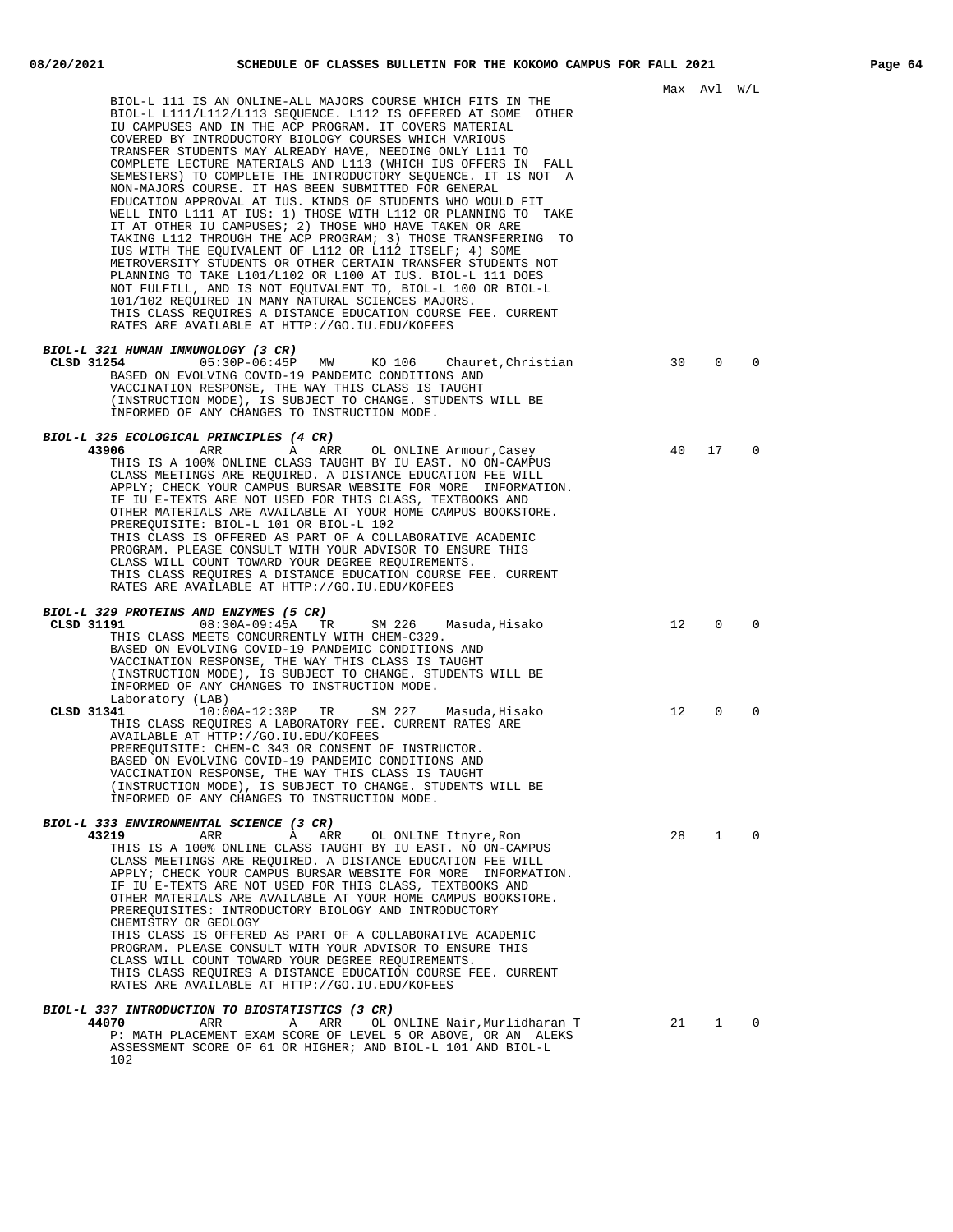Max Avl W/L

BIOL-L 111 IS AN ONLINE-ALL MAJORS COURSE WHICH FITS IN THE BIOL-L L111/L112/L113 SEQUENCE. L112 IS OFFERED AT SOME OTHER IU CAMPUSES AND IN THE ACP PROGRAM. IT COVERS MATERIAL COVERED BY INTRODUCTORY BIOLOGY COURSES WHICH VARIOUS TRANSFER STUDENTS MAY ALREADY HAVE, NEEDING ONLY L111 TO COMPLETE LECTURE MATERIALS AND L113 (WHICH IUS OFFERS IN FALL SEMESTERS) TO COMPLETE THE INTRODUCTORY SEQUENCE. IT IS NOT A NON-MAJORS COURSE. IT HAS BEEN SUBMITTED FOR GENERAL EDUCATION APPROVAL AT IUS. KINDS OF STUDENTS WHO WOULD FIT WELL INTO L111 AT IUS: 1) THOSE WITH L112 OR PLANNING TO TAKE IT AT OTHER IU CAMPUSES; 2) THOSE WHO HAVE TAKEN OR ARE TAKING L112 THROUGH THE ACP PROGRAM; 3) THOSE TRANSFERRING TO IUS WITH THE EQUIVALENT OF L112 OR L112 ITSELF; 4) SOME METROVERSITY STUDENTS OR OTHER CERTAIN TRANSFER STUDENTS NOT PLANNING TO TAKE L101/L102 OR L100 AT IUS. BIOL-L 111 DOES NOT FULFILL, AND IS NOT EQUIVALENT TO, BIOL-L 100 OR BIOL-L 101/102 REQUIRED IN MANY NATURAL SCIENCES MAJORS.
THIS CLASS REQUIRES A DISTANCE EDUCATION COURSE FEE. CURRENT RATES ARE AVAILABLE AT HTTP://GO.IU.EDU/KOFEES

***BIOL-L 321 HUMAN IMMUNOLOGY (3 CR)***

**CLSD 31254** 05:30P-06:45P MW KO 106 Chauret,Christian 30 0 0

BASED ON EVOLVING COVID-19 PANDEMIC CONDITIONS AND VACCINATION RESPONSE, THE WAY THIS CLASS IS TAUGHT (INSTRUCTION MODE), IS SUBJECT TO CHANGE. STUDENTS WILL BE INFORMED OF ANY CHANGES TO INSTRUCTION MODE.

***BIOL-L 325 ECOLOGICAL PRINCIPLES (4 CR)***

**43906** ARR A ARR OL ONLINE Armour,Casey 40 17 0

THIS IS A 100% ONLINE CLASS TAUGHT BY IU EAST. NO ON-CAMPUS CLASS MEETINGS ARE REQUIRED. A DISTANCE EDUCATION FEE WILL APPLY; CHECK YOUR CAMPUS BURSAR WEBSITE FOR MORE INFORMATION. IF IU E-TEXTS ARE NOT USED FOR THIS CLASS, TEXTBOOKS AND OTHER MATERIALS ARE AVAILABLE AT YOUR HOME CAMPUS BOOKSTORE.
PREREQUISITE: BIOL-L 101 OR BIOL-L 102
THIS CLASS IS OFFERED AS PART OF A COLLABORATIVE ACADEMIC PROGRAM. PLEASE CONSULT WITH YOUR ADVISOR TO ENSURE THIS CLASS WILL COUNT TOWARD YOUR DEGREE REQUIREMENTS.
THIS CLASS REQUIRES A DISTANCE EDUCATION COURSE FEE. CURRENT RATES ARE AVAILABLE AT HTTP://GO.IU.EDU/KOFEES

***BIOL-L 329 PROTEINS AND ENZYMES (5 CR)***

**CLSD 31191** 08:30A-09:45A TR SM 226 Masuda,Hisako 12 0 0

THIS CLASS MEETS CONCURRENTLY WITH CHEM-C329.
BASED ON EVOLVING COVID-19 PANDEMIC CONDITIONS AND VACCINATION RESPONSE, THE WAY THIS CLASS IS TAUGHT (INSTRUCTION MODE), IS SUBJECT TO CHANGE. STUDENTS WILL BE INFORMED OF ANY CHANGES TO INSTRUCTION MODE.
Laboratory (LAB)

**CLSD 31341** 10:00A-12:30P TR SM 227 Masuda,Hisako 12 0 0

THIS CLASS REQUIRES A LABORATORY FEE. CURRENT RATES ARE AVAILABLE AT HTTP://GO.IU.EDU/KOFEES
PREREQUISITE: CHEM-C 343 OR CONSENT OF INSTRUCTOR.
BASED ON EVOLVING COVID-19 PANDEMIC CONDITIONS AND VACCINATION RESPONSE, THE WAY THIS CLASS IS TAUGHT (INSTRUCTION MODE), IS SUBJECT TO CHANGE. STUDENTS WILL BE INFORMED OF ANY CHANGES TO INSTRUCTION MODE.

***BIOL-L 333 ENVIRONMENTAL SCIENCE (3 CR)***

**43219** ARR A ARR OL ONLINE Itnyre,Ron 28 1 0

THIS IS A 100% ONLINE CLASS TAUGHT BY IU EAST. NO ON-CAMPUS CLASS MEETINGS ARE REQUIRED. A DISTANCE EDUCATION FEE WILL APPLY; CHECK YOUR CAMPUS BURSAR WEBSITE FOR MORE INFORMATION. IF IU E-TEXTS ARE NOT USED FOR THIS CLASS, TEXTBOOKS AND OTHER MATERIALS ARE AVAILABLE AT YOUR HOME CAMPUS BOOKSTORE.
PREREQUISITES: INTRODUCTORY BIOLOGY AND INTRODUCTORY CHEMISTRY OR GEOLOGY
THIS CLASS IS OFFERED AS PART OF A COLLABORATIVE ACADEMIC PROGRAM. PLEASE CONSULT WITH YOUR ADVISOR TO ENSURE THIS CLASS WILL COUNT TOWARD YOUR DEGREE REQUIREMENTS.
THIS CLASS REQUIRES A DISTANCE EDUCATION COURSE FEE. CURRENT RATES ARE AVAILABLE AT HTTP://GO.IU.EDU/KOFEES

***BIOL-L 337 INTRODUCTION TO BIOSTATISTICS (3 CR)***

**44070** ARR A ARR OL ONLINE Nair,Murlidharan T 21 1 0

P: MATH PLACEMENT EXAM SCORE OF LEVEL 5 OR ABOVE, OR AN ALEKS ASSESSMENT SCORE OF 61 OR HIGHER; AND BIOL-L 101 AND BIOL-L 102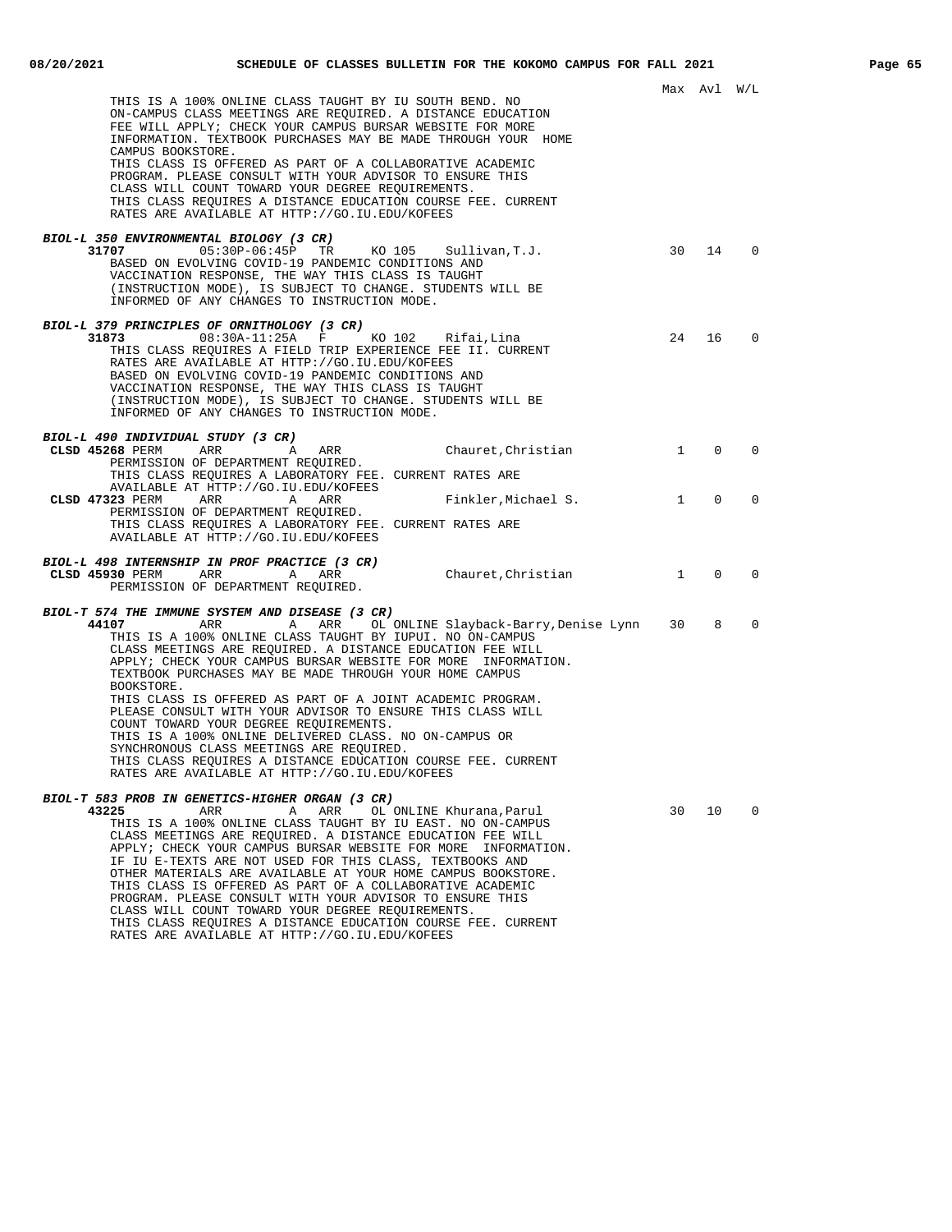Max Avl W/L

THIS IS A 100% ONLINE CLASS TAUGHT BY IU SOUTH BEND. NO ON-CAMPUS CLASS MEETINGS ARE REQUIRED. A DISTANCE EDUCATION FEE WILL APPLY; CHECK YOUR CAMPUS BURSAR WEBSITE FOR MORE INFORMATION. TEXTBOOK PURCHASES MAY BE MADE THROUGH YOUR HOME CAMPUS BOOKSTORE.
THIS CLASS IS OFFERED AS PART OF A COLLABORATIVE ACADEMIC PROGRAM. PLEASE CONSULT WITH YOUR ADVISOR TO ENSURE THIS CLASS WILL COUNT TOWARD YOUR DEGREE REQUIREMENTS.
THIS CLASS REQUIRES A DISTANCE EDUCATION COURSE FEE. CURRENT RATES ARE AVAILABLE AT HTTP://GO.IU.EDU/KOFEES

***BIOL-L 350 ENVIRONMENTAL BIOLOGY (3 CR)***

| Class | Time | Days | Room | Instructor | Max | Avl | W/L |
|---|---|---|---|---|---|---|---|
| **31707** | 05:30P-06:45P | TR | KO 105 | Sullivan,T.J. | 30 | 14 | 0 |

BASED ON EVOLVING COVID-19 PANDEMIC CONDITIONS AND VACCINATION RESPONSE, THE WAY THIS CLASS IS TAUGHT (INSTRUCTION MODE), IS SUBJECT TO CHANGE. STUDENTS WILL BE INFORMED OF ANY CHANGES TO INSTRUCTION MODE.

***BIOL-L 379 PRINCIPLES OF ORNITHOLOGY (3 CR)***

| Class | Time | Days | Room | Instructor | Max | Avl | W/L |
|---|---|---|---|---|---|---|---|
| **31873** | 08:30A-11:25A | F | KO 102 | Rifai,Lina | 24 | 16 | 0 |

THIS CLASS REQUIRES A FIELD TRIP EXPERIENCE FEE II. CURRENT RATES ARE AVAILABLE AT HTTP://GO.IU.EDU/KOFEES
BASED ON EVOLVING COVID-19 PANDEMIC CONDITIONS AND VACCINATION RESPONSE, THE WAY THIS CLASS IS TAUGHT (INSTRUCTION MODE), IS SUBJECT TO CHANGE. STUDENTS WILL BE INFORMED OF ANY CHANGES TO INSTRUCTION MODE.

***BIOL-L 490 INDIVIDUAL STUDY (3 CR)***

| Class | Time | Days | Room | Instructor | Max | Avl | W/L |
|---|---|---|---|---|---|---|---|
| **CLSD 45268** PERM | ARR | A | ARR | Chauret,Christian | 1 | 0 | 0 |

PERMISSION OF DEPARTMENT REQUIRED.
THIS CLASS REQUIRES A LABORATORY FEE. CURRENT RATES ARE AVAILABLE AT HTTP://GO.IU.EDU/KOFEES

| Class | Time | Days | Room | Instructor | Max | Avl | W/L |
|---|---|---|---|---|---|---|---|
| **CLSD 47323** PERM | ARR | A | ARR | Finkler,Michael S. | 1 | 0 | 0 |

PERMISSION OF DEPARTMENT REQUIRED.
THIS CLASS REQUIRES A LABORATORY FEE. CURRENT RATES ARE AVAILABLE AT HTTP://GO.IU.EDU/KOFEES

***BIOL-L 498 INTERNSHIP IN PROF PRACTICE (3 CR)***

| Class | Time | Days | Room | Instructor | Max | Avl | W/L |
|---|---|---|---|---|---|---|---|
| **CLSD 45930** PERM | ARR | A | ARR | Chauret,Christian | 1 | 0 | 0 |

PERMISSION OF DEPARTMENT REQUIRED.

***BIOL-T 574 THE IMMUNE SYSTEM AND DISEASE (3 CR)***

| Class | Time | Days | Room | Instructor | Max | Avl | W/L |
|---|---|---|---|---|---|---|---|
| **44107** | ARR | A | ARR OL ONLINE | Slayback-Barry,Denise Lynn | 30 | 8 | 0 |

THIS IS A 100% ONLINE CLASS TAUGHT BY IUPUI. NO ON-CAMPUS CLASS MEETINGS ARE REQUIRED. A DISTANCE EDUCATION FEE WILL APPLY; CHECK YOUR CAMPUS BURSAR WEBSITE FOR MORE INFORMATION. TEXTBOOK PURCHASES MAY BE MADE THROUGH YOUR HOME CAMPUS BOOKSTORE.
THIS CLASS IS OFFERED AS PART OF A JOINT ACADEMIC PROGRAM. PLEASE CONSULT WITH YOUR ADVISOR TO ENSURE THIS CLASS WILL COUNT TOWARD YOUR DEGREE REQUIREMENTS.
THIS IS A 100% ONLINE DELIVERED CLASS. NO ON-CAMPUS OR SYNCHRONOUS CLASS MEETINGS ARE REQUIRED.
THIS CLASS REQUIRES A DISTANCE EDUCATION COURSE FEE. CURRENT RATES ARE AVAILABLE AT HTTP://GO.IU.EDU/KOFEES

***BIOL-T 583 PROB IN GENETICS-HIGHER ORGAN (3 CR)***

| Class | Time | Days | Room | Instructor | Max | Avl | W/L |
|---|---|---|---|---|---|---|---|
| **43225** | ARR | A | ARR OL ONLINE | Khurana,Parul | 30 | 10 | 0 |

THIS IS A 100% ONLINE CLASS TAUGHT BY IU EAST. NO ON-CAMPUS CLASS MEETINGS ARE REQUIRED. A DISTANCE EDUCATION FEE WILL APPLY; CHECK YOUR CAMPUS BURSAR WEBSITE FOR MORE INFORMATION. IF IU E-TEXTS ARE NOT USED FOR THIS CLASS, TEXTBOOKS AND OTHER MATERIALS ARE AVAILABLE AT YOUR HOME CAMPUS BOOKSTORE.
THIS CLASS IS OFFERED AS PART OF A COLLABORATIVE ACADEMIC PROGRAM. PLEASE CONSULT WITH YOUR ADVISOR TO ENSURE THIS CLASS WILL COUNT TOWARD YOUR DEGREE REQUIREMENTS.
THIS CLASS REQUIRES A DISTANCE EDUCATION COURSE FEE. CURRENT RATES ARE AVAILABLE AT HTTP://GO.IU.EDU/KOFEES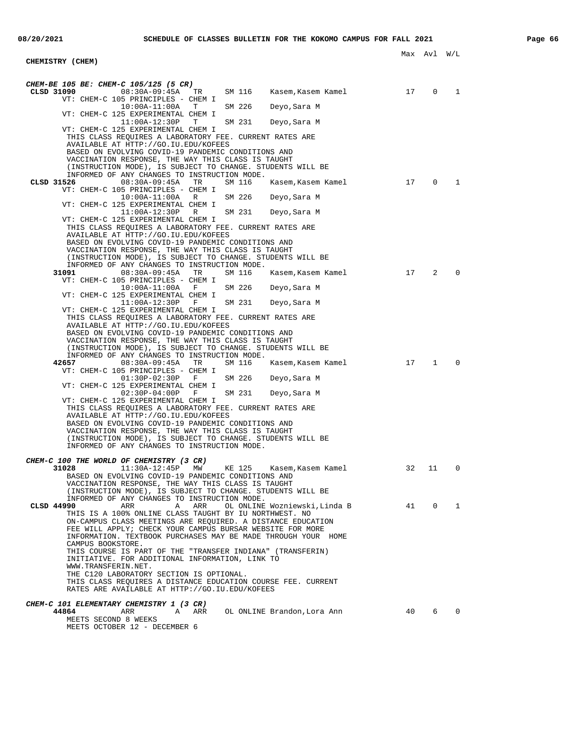## CHEMISTRY (CHEM)

Max Avl W/L

***CHEM-BE 105 BE: CHEM-C 105/125 (5 CR)***

```
CLSD 31090        08:30A-09:45A   TR     SM 116    Kasem,Kasem Kamel            17    0    1
     VT: CHEM-C 105 PRINCIPLES - CHEM I
                  10:00A-11:00A   T      SM 226    Deyo,Sara M
     VT: CHEM-C 125 EXPERIMENTAL CHEM I
                  11:00A-12:30P   T      SM 231    Deyo,Sara M
     VT: CHEM-C 125 EXPERIMENTAL CHEM I
     THIS CLASS REQUIRES A LABORATORY FEE. CURRENT RATES ARE
     AVAILABLE AT HTTP://GO.IU.EDU/KOFEES
     BASED ON EVOLVING COVID-19 PANDEMIC CONDITIONS AND
     VACCINATION RESPONSE, THE WAY THIS CLASS IS TAUGHT
     (INSTRUCTION MODE), IS SUBJECT TO CHANGE. STUDENTS WILL BE
     INFORMED OF ANY CHANGES TO INSTRUCTION MODE.
CLSD 31526        08:30A-09:45A   TR     SM 116    Kasem,Kasem Kamel            17    0    1
     VT: CHEM-C 105 PRINCIPLES - CHEM I
                  10:00A-11:00A   R      SM 226    Deyo,Sara M
     VT: CHEM-C 125 EXPERIMENTAL CHEM I
                  11:00A-12:30P   R      SM 231    Deyo,Sara M
     VT: CHEM-C 125 EXPERIMENTAL CHEM I
     THIS CLASS REQUIRES A LABORATORY FEE. CURRENT RATES ARE
     AVAILABLE AT HTTP://GO.IU.EDU/KOFEES
     BASED ON EVOLVING COVID-19 PANDEMIC CONDITIONS AND
     VACCINATION RESPONSE, THE WAY THIS CLASS IS TAUGHT
     (INSTRUCTION MODE), IS SUBJECT TO CHANGE. STUDENTS WILL BE
     INFORMED OF ANY CHANGES TO INSTRUCTION MODE.
     31091        08:30A-09:45A   TR     SM 116    Kasem,Kasem Kamel            17    2    0
     VT: CHEM-C 105 PRINCIPLES - CHEM I
                  10:00A-11:00A   F      SM 226    Deyo,Sara M
     VT: CHEM-C 125 EXPERIMENTAL CHEM I
                  11:00A-12:30P   F      SM 231    Deyo,Sara M
     VT: CHEM-C 125 EXPERIMENTAL CHEM I
     THIS CLASS REQUIRES A LABORATORY FEE. CURRENT RATES ARE
     AVAILABLE AT HTTP://GO.IU.EDU/KOFEES
     BASED ON EVOLVING COVID-19 PANDEMIC CONDITIONS AND
     VACCINATION RESPONSE, THE WAY THIS CLASS IS TAUGHT
     (INSTRUCTION MODE), IS SUBJECT TO CHANGE. STUDENTS WILL BE
     INFORMED OF ANY CHANGES TO INSTRUCTION MODE.
     42657        08:30A-09:45A   TR     SM 116    Kasem,Kasem Kamel            17    1    0
     VT: CHEM-C 105 PRINCIPLES - CHEM I
                  01:30P-02:30P   F      SM 226    Deyo,Sara M
     VT: CHEM-C 125 EXPERIMENTAL CHEM I
                  02:30P-04:00P   F      SM 231    Deyo,Sara M
     VT: CHEM-C 125 EXPERIMENTAL CHEM I
     THIS CLASS REQUIRES A LABORATORY FEE. CURRENT RATES ARE
     AVAILABLE AT HTTP://GO.IU.EDU/KOFEES
     BASED ON EVOLVING COVID-19 PANDEMIC CONDITIONS AND
     VACCINATION RESPONSE, THE WAY THIS CLASS IS TAUGHT
     (INSTRUCTION MODE), IS SUBJECT TO CHANGE. STUDENTS WILL BE
     INFORMED OF ANY CHANGES TO INSTRUCTION MODE.
```

***CHEM-C 100 THE WORLD OF CHEMISTRY (3 CR)***

```
     31028        11:30A-12:45P   MW     KE 125    Kasem,Kasem Kamel            32   11    0
     BASED ON EVOLVING COVID-19 PANDEMIC CONDITIONS AND
     VACCINATION RESPONSE, THE WAY THIS CLASS IS TAUGHT
     (INSTRUCTION MODE), IS SUBJECT TO CHANGE. STUDENTS WILL BE
     INFORMED OF ANY CHANGES TO INSTRUCTION MODE.
CLSD 44990        ARR          A  ARR    OL ONLINE Wozniewski,Linda B           41    0    1
     THIS IS A 100% ONLINE CLASS TAUGHT BY IU NORTHWEST. NO
     ON-CAMPUS CLASS MEETINGS ARE REQUIRED. A DISTANCE EDUCATION
     FEE WILL APPLY; CHECK YOUR CAMPUS BURSAR WEBSITE FOR MORE
     INFORMATION. TEXTBOOK PURCHASES MAY BE MADE THROUGH YOUR  HOME
     CAMPUS BOOKSTORE.
     THIS COURSE IS PART OF THE "TRANSFER INDIANA" (TRANSFERIN)
     INITIATIVE. FOR ADDITIONAL INFORMATION, LINK TO
     WWW.TRANSFERIN.NET.
     THE C120 LABORATORY SECTION IS OPTIONAL.
     THIS CLASS REQUIRES A DISTANCE EDUCATION COURSE FEE. CURRENT
     RATES ARE AVAILABLE AT HTTP://GO.IU.EDU/KOFEES
```

***CHEM-C 101 ELEMENTARY CHEMISTRY 1 (3 CR)***

```
     44864        ARR          A  ARR    OL ONLINE Brandon,Lora Ann             40    6    0
     MEETS SECOND 8 WEEKS
     MEETS OCTOBER 12 - DECEMBER 6
```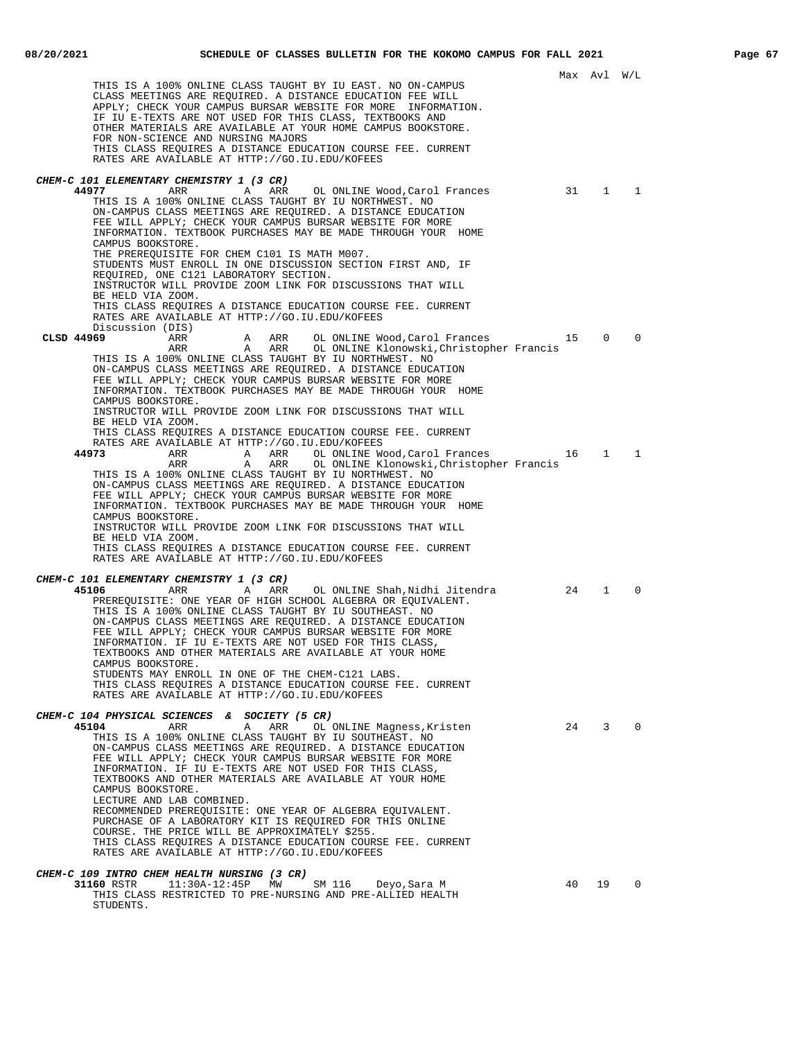Max Avl W/L

THIS IS A 100% ONLINE CLASS TAUGHT BY IU EAST. NO ON-CAMPUS CLASS MEETINGS ARE REQUIRED. A DISTANCE EDUCATION FEE WILL APPLY; CHECK YOUR CAMPUS BURSAR WEBSITE FOR MORE INFORMATION. IF IU E-TEXTS ARE NOT USED FOR THIS CLASS, TEXTBOOKS AND OTHER MATERIALS ARE AVAILABLE AT YOUR HOME CAMPUS BOOKSTORE. FOR NON-SCIENCE AND NURSING MAJORS
THIS CLASS REQUIRES A DISTANCE EDUCATION COURSE FEE. CURRENT RATES ARE AVAILABLE AT HTTP://GO.IU.EDU/KOFEES

***CHEM-C 101 ELEMENTARY CHEMISTRY 1 (3 CR)***

| Class | Time | Days | Room | Instructor | Max | Avl | W/L |
|---|---|---|---|---|---|---|---|
| **44977** | ARR | A ARR | OL ONLINE | Wood,Carol Frances | 31 | 1 | 1 |

THIS IS A 100% ONLINE CLASS TAUGHT BY IU NORTHWEST. NO ON-CAMPUS CLASS MEETINGS ARE REQUIRED. A DISTANCE EDUCATION FEE WILL APPLY; CHECK YOUR CAMPUS BURSAR WEBSITE FOR MORE INFORMATION. TEXTBOOK PURCHASES MAY BE MADE THROUGH YOUR HOME CAMPUS BOOKSTORE.
THE PREREQUISITE FOR CHEM C101 IS MATH M007.
STUDENTS MUST ENROLL IN ONE DISCUSSION SECTION FIRST AND, IF REQUIRED, ONE C121 LABORATORY SECTION.
INSTRUCTOR WILL PROVIDE ZOOM LINK FOR DISCUSSIONS THAT WILL BE HELD VIA ZOOM.
THIS CLASS REQUIRES A DISTANCE EDUCATION COURSE FEE. CURRENT RATES ARE AVAILABLE AT HTTP://GO.IU.EDU/KOFEES

Discussion (DIS)

| Class | Time | Days | Room | Instructor | Max | Avl | W/L |
|---|---|---|---|---|---|---|---|
| **CLSD 44969** | ARR | A ARR | OL ONLINE | Wood,Carol Frances | 15 | 0 | 0 |
| | ARR | A ARR | OL ONLINE | Klonowski,Christopher Francis | | | |

THIS IS A 100% ONLINE CLASS TAUGHT BY IU NORTHWEST. NO ON-CAMPUS CLASS MEETINGS ARE REQUIRED. A DISTANCE EDUCATION FEE WILL APPLY; CHECK YOUR CAMPUS BURSAR WEBSITE FOR MORE INFORMATION. TEXTBOOK PURCHASES MAY BE MADE THROUGH YOUR HOME CAMPUS BOOKSTORE.
INSTRUCTOR WILL PROVIDE ZOOM LINK FOR DISCUSSIONS THAT WILL BE HELD VIA ZOOM.
THIS CLASS REQUIRES A DISTANCE EDUCATION COURSE FEE. CURRENT RATES ARE AVAILABLE AT HTTP://GO.IU.EDU/KOFEES

| Class | Time | Days | Room | Instructor | Max | Avl | W/L |
|---|---|---|---|---|---|---|---|
| **44973** | ARR | A ARR | OL ONLINE | Wood,Carol Frances | 16 | 1 | 1 |
| | ARR | A ARR | OL ONLINE | Klonowski,Christopher Francis | | | |

THIS IS A 100% ONLINE CLASS TAUGHT BY IU NORTHWEST. NO ON-CAMPUS CLASS MEETINGS ARE REQUIRED. A DISTANCE EDUCATION FEE WILL APPLY; CHECK YOUR CAMPUS BURSAR WEBSITE FOR MORE INFORMATION. TEXTBOOK PURCHASES MAY BE MADE THROUGH YOUR HOME CAMPUS BOOKSTORE.
INSTRUCTOR WILL PROVIDE ZOOM LINK FOR DISCUSSIONS THAT WILL BE HELD VIA ZOOM.
THIS CLASS REQUIRES A DISTANCE EDUCATION COURSE FEE. CURRENT RATES ARE AVAILABLE AT HTTP://GO.IU.EDU/KOFEES

***CHEM-C 101 ELEMENTARY CHEMISTRY 1 (3 CR)***

| Class | Time | Days | Room | Instructor | Max | Avl | W/L |
|---|---|---|---|---|---|---|---|
| **45106** | ARR | A ARR | OL ONLINE | Shah,Nidhi Jitendra | 24 | 1 | 0 |

PREREQUISITE: ONE YEAR OF HIGH SCHOOL ALGEBRA OR EQUIVALENT.
THIS IS A 100% ONLINE CLASS TAUGHT BY IU SOUTHEAST. NO ON-CAMPUS CLASS MEETINGS ARE REQUIRED. A DISTANCE EDUCATION FEE WILL APPLY; CHECK YOUR CAMPUS BURSAR WEBSITE FOR MORE INFORMATION. IF IU E-TEXTS ARE NOT USED FOR THIS CLASS, TEXTBOOKS AND OTHER MATERIALS ARE AVAILABLE AT YOUR HOME CAMPUS BOOKSTORE.
STUDENTS MAY ENROLL IN ONE OF THE CHEM-C121 LABS.
THIS CLASS REQUIRES A DISTANCE EDUCATION COURSE FEE. CURRENT RATES ARE AVAILABLE AT HTTP://GO.IU.EDU/KOFEES

***CHEM-C 104 PHYSICAL SCIENCES & SOCIETY (5 CR)***

| Class | Time | Days | Room | Instructor | Max | Avl | W/L |
|---|---|---|---|---|---|---|---|
| **45104** | ARR | A ARR | OL ONLINE | Magness,Kristen | 24 | 3 | 0 |

THIS IS A 100% ONLINE CLASS TAUGHT BY IU SOUTHEAST. NO ON-CAMPUS CLASS MEETINGS ARE REQUIRED. A DISTANCE EDUCATION FEE WILL APPLY; CHECK YOUR CAMPUS BURSAR WEBSITE FOR MORE INFORMATION. IF IU E-TEXTS ARE NOT USED FOR THIS CLASS, TEXTBOOKS AND OTHER MATERIALS ARE AVAILABLE AT YOUR HOME CAMPUS BOOKSTORE.
LECTURE AND LAB COMBINED.
RECOMMENDED PREREQUISITE: ONE YEAR OF ALGEBRA EQUIVALENT.
PURCHASE OF A LABORATORY KIT IS REQUIRED FOR THIS ONLINE COURSE. THE PRICE WILL BE APPROXIMATELY $255.
THIS CLASS REQUIRES A DISTANCE EDUCATION COURSE FEE. CURRENT RATES ARE AVAILABLE AT HTTP://GO.IU.EDU/KOFEES

***CHEM-C 109 INTRO CHEM HEALTH NURSING (3 CR)***

| Class | Time | Days | Room | Instructor | Max | Avl | W/L |
|---|---|---|---|---|---|---|---|
| **31160** RSTR | 11:30A-12:45P | MW | SM 116 | Deyo,Sara M | 40 | 19 | 0 |

THIS CLASS RESTRICTED TO PRE-NURSING AND PRE-ALLIED HEALTH STUDENTS.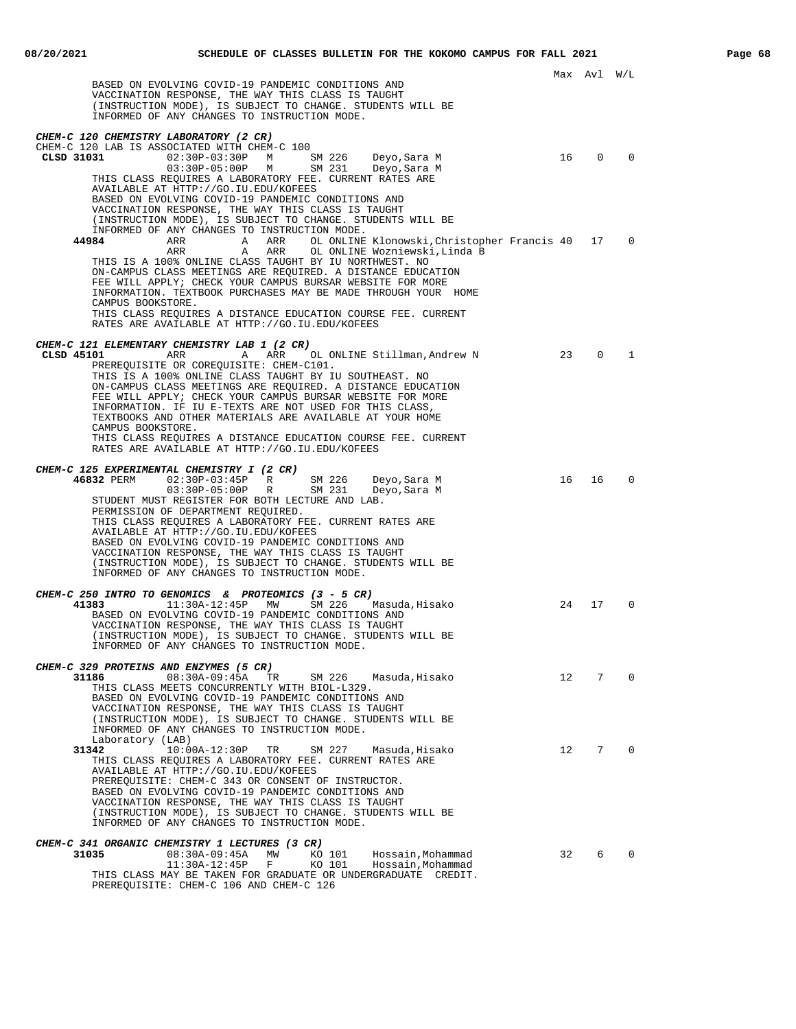Max Avl W/L

BASED ON EVOLVING COVID-19 PANDEMIC CONDITIONS AND VACCINATION RESPONSE, THE WAY THIS CLASS IS TAUGHT (INSTRUCTION MODE), IS SUBJECT TO CHANGE. STUDENTS WILL BE INFORMED OF ANY CHANGES TO INSTRUCTION MODE.

***CHEM-C 120 CHEMISTRY LABORATORY (2 CR)***

CHEM-C 120 LAB IS ASSOCIATED WITH CHEM-C 100

| Class | Time | Days | Room | Instructor | Max | Avl | W/L |
|---|---|---|---|---|---|---|---|
| **CLSD 31031** | 02:30P-03:30P | M | SM 226 | Deyo,Sara M | 16 | 0 | 0 |
| | 03:30P-05:00P | M | SM 231 | Deyo,Sara M | | | |

THIS CLASS REQUIRES A LABORATORY FEE. CURRENT RATES ARE AVAILABLE AT HTTP://GO.IU.EDU/KOFEES
BASED ON EVOLVING COVID-19 PANDEMIC CONDITIONS AND VACCINATION RESPONSE, THE WAY THIS CLASS IS TAUGHT (INSTRUCTION MODE), IS SUBJECT TO CHANGE. STUDENTS WILL BE INFORMED OF ANY CHANGES TO INSTRUCTION MODE.

| Class | Time | Days | Room | Instructor | Max | Avl | W/L |
|---|---|---|---|---|---|---|---|
| **44984** | ARR | A ARR | OL ONLINE | Klonowski,Christopher Francis | 40 | 17 | 0 |
| | ARR | A ARR | OL ONLINE | Wozniewski,Linda B | | | |

THIS IS A 100% ONLINE CLASS TAUGHT BY IU NORTHWEST. NO ON-CAMPUS CLASS MEETINGS ARE REQUIRED. A DISTANCE EDUCATION FEE WILL APPLY; CHECK YOUR CAMPUS BURSAR WEBSITE FOR MORE INFORMATION. TEXTBOOK PURCHASES MAY BE MADE THROUGH YOUR HOME CAMPUS BOOKSTORE.
THIS CLASS REQUIRES A DISTANCE EDUCATION COURSE FEE. CURRENT RATES ARE AVAILABLE AT HTTP://GO.IU.EDU/KOFEES

***CHEM-C 121 ELEMENTARY CHEMISTRY LAB 1 (2 CR)***

| Class | Time | Days | Room | Instructor | Max | Avl | W/L |
|---|---|---|---|---|---|---|---|
| **CLSD 45101** | ARR | A ARR | OL ONLINE | Stillman,Andrew N | 23 | 0 | 1 |

PREREQUISITE OR COREQUISITE: CHEM-C101.
THIS IS A 100% ONLINE CLASS TAUGHT BY IU SOUTHEAST. NO ON-CAMPUS CLASS MEETINGS ARE REQUIRED. A DISTANCE EDUCATION FEE WILL APPLY; CHECK YOUR CAMPUS BURSAR WEBSITE FOR MORE INFORMATION. IF IU E-TEXTS ARE NOT USED FOR THIS CLASS, TEXTBOOKS AND OTHER MATERIALS ARE AVAILABLE AT YOUR HOME CAMPUS BOOKSTORE.
THIS CLASS REQUIRES A DISTANCE EDUCATION COURSE FEE. CURRENT RATES ARE AVAILABLE AT HTTP://GO.IU.EDU/KOFEES

***CHEM-C 125 EXPERIMENTAL CHEMISTRY I (2 CR)***

| Class | Time | Days | Room | Instructor | Max | Avl | W/L |
|---|---|---|---|---|---|---|---|
| **46832** PERM | 02:30P-03:45P | R | SM 226 | Deyo,Sara M | 16 | 16 | 0 |
| | 03:30P-05:00P | R | SM 231 | Deyo,Sara M | | | |

STUDENT MUST REGISTER FOR BOTH LECTURE AND LAB.
PERMISSION OF DEPARTMENT REQUIRED.
THIS CLASS REQUIRES A LABORATORY FEE. CURRENT RATES ARE AVAILABLE AT HTTP://GO.IU.EDU/KOFEES
BASED ON EVOLVING COVID-19 PANDEMIC CONDITIONS AND VACCINATION RESPONSE, THE WAY THIS CLASS IS TAUGHT (INSTRUCTION MODE), IS SUBJECT TO CHANGE. STUDENTS WILL BE INFORMED OF ANY CHANGES TO INSTRUCTION MODE.

***CHEM-C 250 INTRO TO GENOMICS & PROTEOMICS (3 - 5 CR)***

| Class | Time | Days | Room | Instructor | Max | Avl | W/L |
|---|---|---|---|---|---|---|---|
| **41383** | 11:30A-12:45P | MW | SM 226 | Masuda,Hisako | 24 | 17 | 0 |

BASED ON EVOLVING COVID-19 PANDEMIC CONDITIONS AND VACCINATION RESPONSE, THE WAY THIS CLASS IS TAUGHT (INSTRUCTION MODE), IS SUBJECT TO CHANGE. STUDENTS WILL BE INFORMED OF ANY CHANGES TO INSTRUCTION MODE.

***CHEM-C 329 PROTEINS AND ENZYMES (5 CR)***

| Class | Time | Days | Room | Instructor | Max | Avl | W/L |
|---|---|---|---|---|---|---|---|
| **31186** | 08:30A-09:45A | TR | SM 226 | Masuda,Hisako | 12 | 7 | 0 |

THIS CLASS MEETS CONCURRENTLY WITH BIOL-L329.
BASED ON EVOLVING COVID-19 PANDEMIC CONDITIONS AND VACCINATION RESPONSE, THE WAY THIS CLASS IS TAUGHT (INSTRUCTION MODE), IS SUBJECT TO CHANGE. STUDENTS WILL BE INFORMED OF ANY CHANGES TO INSTRUCTION MODE.

Laboratory (LAB)

| Class | Time | Days | Room | Instructor | Max | Avl | W/L |
|---|---|---|---|---|---|---|---|
| **31342** | 10:00A-12:30P | TR | SM 227 | Masuda,Hisako | 12 | 7 | 0 |

THIS CLASS REQUIRES A LABORATORY FEE. CURRENT RATES ARE AVAILABLE AT HTTP://GO.IU.EDU/KOFEES
PREREQUISITE: CHEM-C 343 OR CONSENT OF INSTRUCTOR.
BASED ON EVOLVING COVID-19 PANDEMIC CONDITIONS AND VACCINATION RESPONSE, THE WAY THIS CLASS IS TAUGHT (INSTRUCTION MODE), IS SUBJECT TO CHANGE. STUDENTS WILL BE INFORMED OF ANY CHANGES TO INSTRUCTION MODE.

***CHEM-C 341 ORGANIC CHEMISTRY 1 LECTURES (3 CR)***

| Class | Time | Days | Room | Instructor | Max | Avl | W/L |
|---|---|---|---|---|---|---|---|
| **31035** | 08:30A-09:45A | MW | KO 101 | Hossain,Mohammad | 32 | 6 | 0 |
| | 11:30A-12:45P | F | KO 101 | Hossain,Mohammad | | | |

THIS CLASS MAY BE TAKEN FOR GRADUATE OR UNDERGRADUATE CREDIT.
PREREQUISITE: CHEM-C 106 AND CHEM-C 126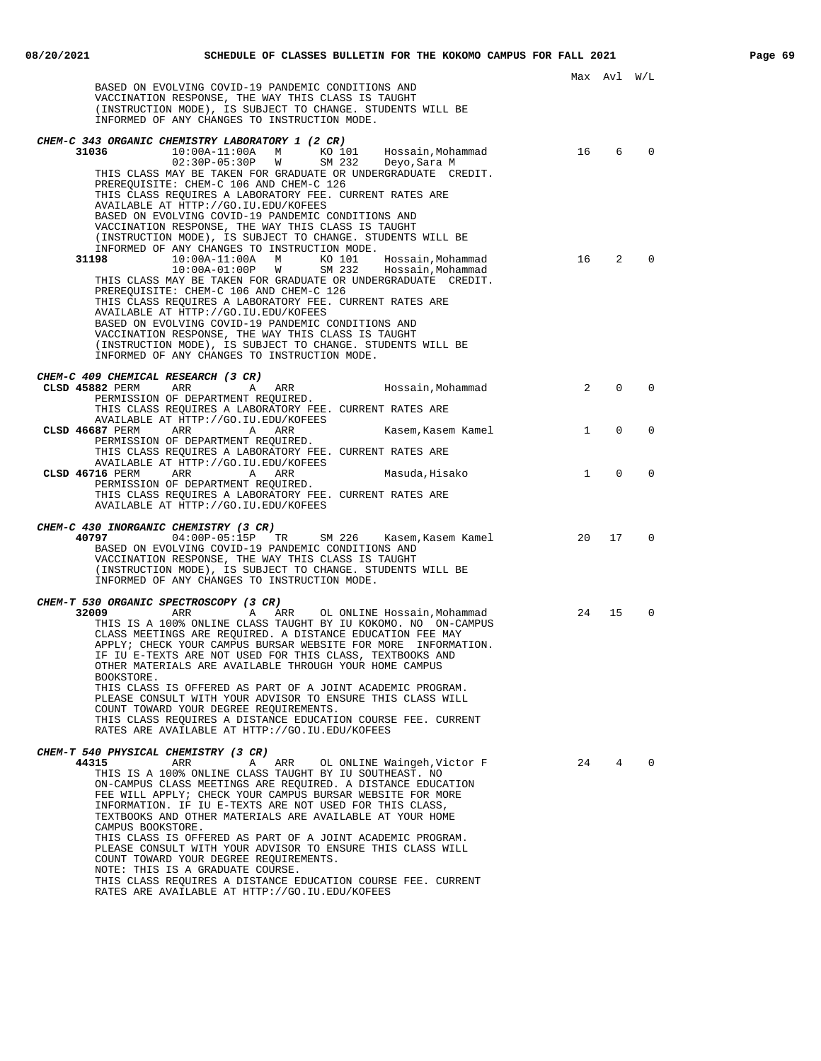| | Max | Avl | W/L |
|---|---|---|---|

BASED ON EVOLVING COVID-19 PANDEMIC CONDITIONS AND VACCINATION RESPONSE, THE WAY THIS CLASS IS TAUGHT (INSTRUCTION MODE), IS SUBJECT TO CHANGE. STUDENTS WILL BE INFORMED OF ANY CHANGES TO INSTRUCTION MODE.

***CHEM-C 343 ORGANIC CHEMISTRY LABORATORY 1 (2 CR)***

**31036** 10:00A-11:00A M KO 101 Hossain,Mohammad — Max 16, Avl 6, W/L 0
02:30P-05:30P W SM 232 Deyo,Sara M

THIS CLASS MAY BE TAKEN FOR GRADUATE OR UNDERGRADUATE CREDIT.
PREREQUISITE: CHEM-C 106 AND CHEM-C 126
THIS CLASS REQUIRES A LABORATORY FEE. CURRENT RATES ARE AVAILABLE AT HTTP://GO.IU.EDU/KOFEES
BASED ON EVOLVING COVID-19 PANDEMIC CONDITIONS AND VACCINATION RESPONSE, THE WAY THIS CLASS IS TAUGHT (INSTRUCTION MODE), IS SUBJECT TO CHANGE. STUDENTS WILL BE INFORMED OF ANY CHANGES TO INSTRUCTION MODE.

**31198** 10:00A-11:00A M KO 101 Hossain,Mohammad — Max 16, Avl 2, W/L 0
10:00A-01:00P W SM 232 Hossain,Mohammad

THIS CLASS MAY BE TAKEN FOR GRADUATE OR UNDERGRADUATE CREDIT.
PREREQUISITE: CHEM-C 106 AND CHEM-C 126
THIS CLASS REQUIRES A LABORATORY FEE. CURRENT RATES ARE AVAILABLE AT HTTP://GO.IU.EDU/KOFEES
BASED ON EVOLVING COVID-19 PANDEMIC CONDITIONS AND VACCINATION RESPONSE, THE WAY THIS CLASS IS TAUGHT (INSTRUCTION MODE), IS SUBJECT TO CHANGE. STUDENTS WILL BE INFORMED OF ANY CHANGES TO INSTRUCTION MODE.

***CHEM-C 409 CHEMICAL RESEARCH (3 CR)***

**CLSD 45882** PERM ARR A ARR Hossain,Mohammad — Max 2, Avl 0, W/L 0
PERMISSION OF DEPARTMENT REQUIRED.
THIS CLASS REQUIRES A LABORATORY FEE. CURRENT RATES ARE AVAILABLE AT HTTP://GO.IU.EDU/KOFEES

**CLSD 46687** PERM ARR A ARR Kasem,Kasem Kamel — Max 1, Avl 0, W/L 0
PERMISSION OF DEPARTMENT REQUIRED.
THIS CLASS REQUIRES A LABORATORY FEE. CURRENT RATES ARE AVAILABLE AT HTTP://GO.IU.EDU/KOFEES

**CLSD 46716** PERM ARR A ARR Masuda,Hisako — Max 1, Avl 0, W/L 0
PERMISSION OF DEPARTMENT REQUIRED.
THIS CLASS REQUIRES A LABORATORY FEE. CURRENT RATES ARE AVAILABLE AT HTTP://GO.IU.EDU/KOFEES

***CHEM-C 430 INORGANIC CHEMISTRY (3 CR)***

**40797** 04:00P-05:15P TR SM 226 Kasem,Kasem Kamel — Max 20, Avl 17, W/L 0
BASED ON EVOLVING COVID-19 PANDEMIC CONDITIONS AND VACCINATION RESPONSE, THE WAY THIS CLASS IS TAUGHT (INSTRUCTION MODE), IS SUBJECT TO CHANGE. STUDENTS WILL BE INFORMED OF ANY CHANGES TO INSTRUCTION MODE.

***CHEM-T 530 ORGANIC SPECTROSCOPY (3 CR)***

**32009** ARR A ARR OL ONLINE Hossain,Mohammad — Max 24, Avl 15, W/L 0
THIS IS A 100% ONLINE CLASS TAUGHT BY IU KOKOMO. NO ON-CAMPUS CLASS MEETINGS ARE REQUIRED. A DISTANCE EDUCATION FEE MAY APPLY; CHECK YOUR CAMPUS BURSAR WEBSITE FOR MORE INFORMATION. IF IU E-TEXTS ARE NOT USED FOR THIS CLASS, TEXTBOOKS AND OTHER MATERIALS ARE AVAILABLE THROUGH YOUR HOME CAMPUS BOOKSTORE.
THIS CLASS IS OFFERED AS PART OF A JOINT ACADEMIC PROGRAM. PLEASE CONSULT WITH YOUR ADVISOR TO ENSURE THIS CLASS WILL COUNT TOWARD YOUR DEGREE REQUIREMENTS.
THIS CLASS REQUIRES A DISTANCE EDUCATION COURSE FEE. CURRENT RATES ARE AVAILABLE AT HTTP://GO.IU.EDU/KOFEES

***CHEM-T 540 PHYSICAL CHEMISTRY (3 CR)***

**44315** ARR A ARR OL ONLINE Waingeh,Victor F — Max 24, Avl 4, W/L 0
THIS IS A 100% ONLINE CLASS TAUGHT BY IU SOUTHEAST. NO ON-CAMPUS CLASS MEETINGS ARE REQUIRED. A DISTANCE EDUCATION FEE WILL APPLY; CHECK YOUR CAMPUS BURSAR WEBSITE FOR MORE INFORMATION. IF IU E-TEXTS ARE NOT USED FOR THIS CLASS, TEXTBOOKS AND OTHER MATERIALS ARE AVAILABLE AT YOUR HOME CAMPUS BOOKSTORE.
THIS CLASS IS OFFERED AS PART OF A JOINT ACADEMIC PROGRAM. PLEASE CONSULT WITH YOUR ADVISOR TO ENSURE THIS CLASS WILL COUNT TOWARD YOUR DEGREE REQUIREMENTS.
NOTE: THIS IS A GRADUATE COURSE.
THIS CLASS REQUIRES A DISTANCE EDUCATION COURSE FEE. CURRENT RATES ARE AVAILABLE AT HTTP://GO.IU.EDU/KOFEES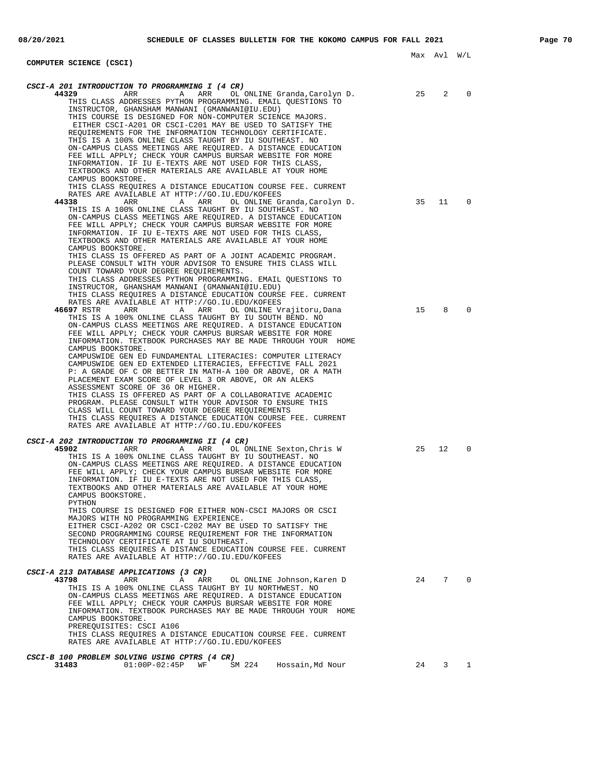## COMPUTER SCIENCE (CSCI)

Max Avl W/L

### *CSCI-A 201 INTRODUCTION TO PROGRAMMING I (4 CR)*

**44329** ARR A ARR OL ONLINE Granda,Carolyn D. — Max 25, Avl 2, W/L 0

THIS CLASS ADDRESSES PYTHON PROGRAMMING. EMAIL QUESTIONS TO INSTRUCTOR, GHANSHAM MANWANI (GMANWANI@IU.EDU)
THIS COURSE IS DESIGNED FOR NON-COMPUTER SCIENCE MAJORS. EITHER CSCI-A201 OR CSCI-C201 MAY BE USED TO SATISFY THE REQUIREMENTS FOR THE INFORMATION TECHNOLOGY CERTIFICATE.
THIS IS A 100% ONLINE CLASS TAUGHT BY IU SOUTHEAST. NO ON-CAMPUS CLASS MEETINGS ARE REQUIRED. A DISTANCE EDUCATION FEE WILL APPLY; CHECK YOUR CAMPUS BURSAR WEBSITE FOR MORE INFORMATION. IF IU E-TEXTS ARE NOT USED FOR THIS CLASS, TEXTBOOKS AND OTHER MATERIALS ARE AVAILABLE AT YOUR HOME CAMPUS BOOKSTORE.
THIS CLASS REQUIRES A DISTANCE EDUCATION COURSE FEE. CURRENT RATES ARE AVAILABLE AT HTTP://GO.IU.EDU/KOFEES

**44338** ARR A ARR OL ONLINE Granda,Carolyn D. — Max 35, Avl 11, W/L 0

THIS IS A 100% ONLINE CLASS TAUGHT BY IU SOUTHEAST. NO ON-CAMPUS CLASS MEETINGS ARE REQUIRED. A DISTANCE EDUCATION FEE WILL APPLY; CHECK YOUR CAMPUS BURSAR WEBSITE FOR MORE INFORMATION. IF IU E-TEXTS ARE NOT USED FOR THIS CLASS, TEXTBOOKS AND OTHER MATERIALS ARE AVAILABLE AT YOUR HOME CAMPUS BOOKSTORE.
THIS CLASS IS OFFERED AS PART OF A JOINT ACADEMIC PROGRAM. PLEASE CONSULT WITH YOUR ADVISOR TO ENSURE THIS CLASS WILL COUNT TOWARD YOUR DEGREE REQUIREMENTS.
THIS CLASS ADDRESSES PYTHON PROGRAMMING. EMAIL QUESTIONS TO INSTRUCTOR, GHANSHAM MANWANI (GMANWANI@IU.EDU)
THIS CLASS REQUIRES A DISTANCE EDUCATION COURSE FEE. CURRENT RATES ARE AVAILABLE AT HTTP://GO.IU.EDU/KOFEES

**46697** RSTR ARR A ARR OL ONLINE Vrajitoru,Dana — Max 15, Avl 8, W/L 0

THIS IS A 100% ONLINE CLASS TAUGHT BY IU SOUTH BEND. NO ON-CAMPUS CLASS MEETINGS ARE REQUIRED. A DISTANCE EDUCATION FEE WILL APPLY; CHECK YOUR CAMPUS BURSAR WEBSITE FOR MORE INFORMATION. TEXTBOOK PURCHASES MAY BE MADE THROUGH YOUR HOME CAMPUS BOOKSTORE.
CAMPUSWIDE GEN ED FUNDAMENTAL LITERACIES: COMPUTER LITERACY
CAMPUSWIDE GEN ED EXTENDED LITERACIES, EFFECTIVE FALL 2021
P: A GRADE OF C OR BETTER IN MATH-A 100 OR ABOVE, OR A MATH PLACEMENT EXAM SCORE OF LEVEL 3 OR ABOVE, OR AN ALEKS ASSESSMENT SCORE OF 36 OR HIGHER.
THIS CLASS IS OFFERED AS PART OF A COLLABORATIVE ACADEMIC PROGRAM. PLEASE CONSULT WITH YOUR ADVISOR TO ENSURE THIS CLASS WILL COUNT TOWARD YOUR DEGREE REQUIREMENTS
THIS CLASS REQUIRES A DISTANCE EDUCATION COURSE FEE. CURRENT RATES ARE AVAILABLE AT HTTP://GO.IU.EDU/KOFEES

### *CSCI-A 202 INTRODUCTION TO PROGRAMMING II (4 CR)*

**45902** ARR A ARR OL ONLINE Sexton,Chris W — Max 25, Avl 12, W/L 0

THIS IS A 100% ONLINE CLASS TAUGHT BY IU SOUTHEAST. NO ON-CAMPUS CLASS MEETINGS ARE REQUIRED. A DISTANCE EDUCATION FEE WILL APPLY; CHECK YOUR CAMPUS BURSAR WEBSITE FOR MORE INFORMATION. IF IU E-TEXTS ARE NOT USED FOR THIS CLASS, TEXTBOOKS AND OTHER MATERIALS ARE AVAILABLE AT YOUR HOME CAMPUS BOOKSTORE.
PYTHON
THIS COURSE IS DESIGNED FOR EITHER NON-CSCI MAJORS OR CSCI MAJORS WITH NO PROGRAMMING EXPERIENCE.
EITHER CSCI-A202 OR CSCI-C202 MAY BE USED TO SATISFY THE SECOND PROGRAMMING COURSE REQUIREMENT FOR THE INFORMATION TECHNOLOGY CERTIFICATE AT IU SOUTHEAST.
THIS CLASS REQUIRES A DISTANCE EDUCATION COURSE FEE. CURRENT RATES ARE AVAILABLE AT HTTP://GO.IU.EDU/KOFEES

### *CSCI-A 213 DATABASE APPLICATIONS (3 CR)*

**43798** ARR A ARR OL ONLINE Johnson,Karen D — Max 24, Avl 7, W/L 0

THIS IS A 100% ONLINE CLASS TAUGHT BY IU NORTHWEST. NO ON-CAMPUS CLASS MEETINGS ARE REQUIRED. A DISTANCE EDUCATION FEE WILL APPLY; CHECK YOUR CAMPUS BURSAR WEBSITE FOR MORE INFORMATION. TEXTBOOK PURCHASES MAY BE MADE THROUGH YOUR HOME CAMPUS BOOKSTORE.
PREREQUISITES: CSCI A106
THIS CLASS REQUIRES A DISTANCE EDUCATION COURSE FEE. CURRENT RATES ARE AVAILABLE AT HTTP://GO.IU.EDU/KOFEES

### *CSCI-B 100 PROBLEM SOLVING USING CPTRS (4 CR)*

**31483** 01:00P-02:45P WF SM 224 Hossain,Md Nour — Max 24, Avl 3, W/L 1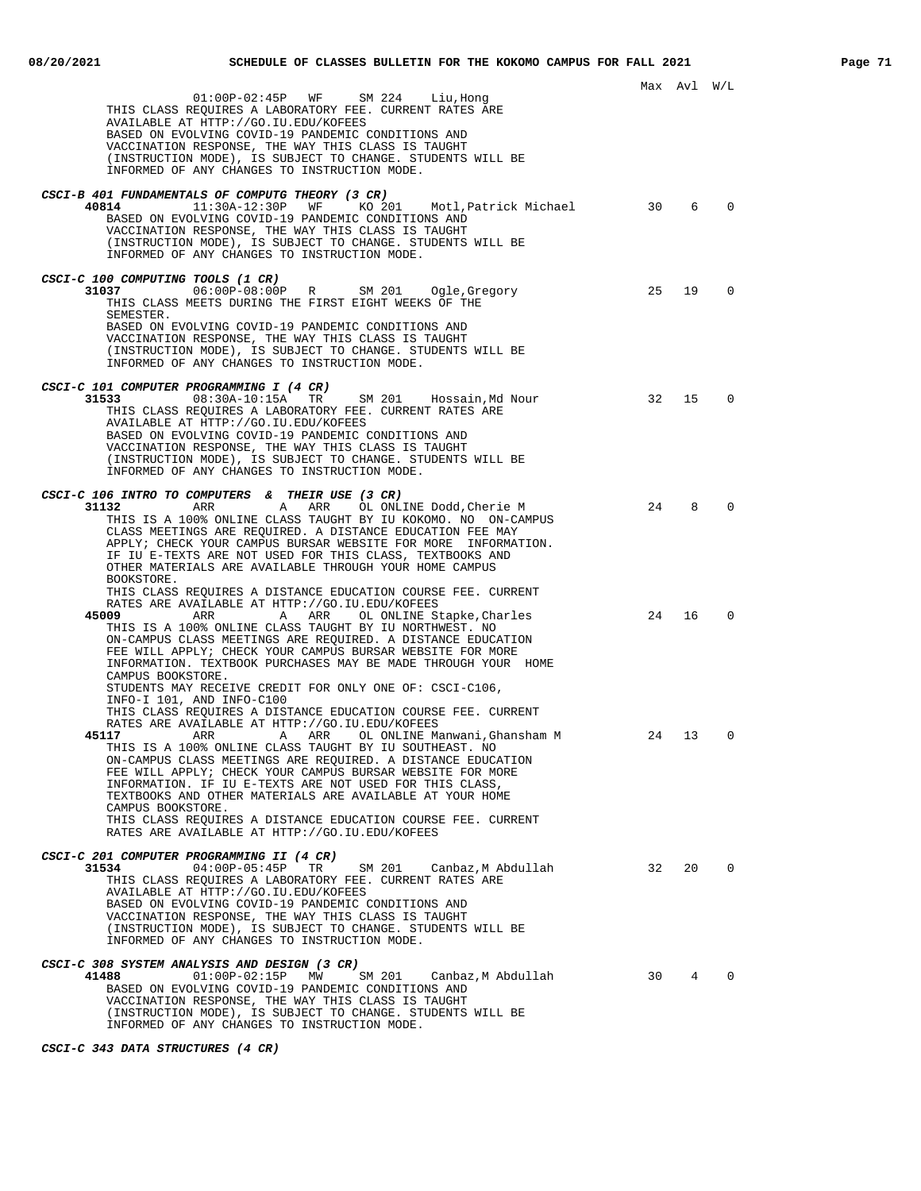Max Avl W/L

01:00P-02:45P WF SM 224 Liu,Hong
THIS CLASS REQUIRES A LABORATORY FEE. CURRENT RATES ARE AVAILABLE AT HTTP://GO.IU.EDU/KOFEES
BASED ON EVOLVING COVID-19 PANDEMIC CONDITIONS AND VACCINATION RESPONSE, THE WAY THIS CLASS IS TAUGHT (INSTRUCTION MODE), IS SUBJECT TO CHANGE. STUDENTS WILL BE INFORMED OF ANY CHANGES TO INSTRUCTION MODE.

***CSCI-B 401 FUNDAMENTALS OF COMPUTG THEORY (3 CR)***

**40814** 11:30A-12:30P WF KO 201 Motl,Patrick Michael 30 6 0
BASED ON EVOLVING COVID-19 PANDEMIC CONDITIONS AND VACCINATION RESPONSE, THE WAY THIS CLASS IS TAUGHT (INSTRUCTION MODE), IS SUBJECT TO CHANGE. STUDENTS WILL BE INFORMED OF ANY CHANGES TO INSTRUCTION MODE.

***CSCI-C 100 COMPUTING TOOLS (1 CR)***

**31037** 06:00P-08:00P R SM 201 Ogle,Gregory 25 19 0
THIS CLASS MEETS DURING THE FIRST EIGHT WEEKS OF THE SEMESTER.
BASED ON EVOLVING COVID-19 PANDEMIC CONDITIONS AND VACCINATION RESPONSE, THE WAY THIS CLASS IS TAUGHT (INSTRUCTION MODE), IS SUBJECT TO CHANGE. STUDENTS WILL BE INFORMED OF ANY CHANGES TO INSTRUCTION MODE.

***CSCI-C 101 COMPUTER PROGRAMMING I (4 CR)***

**31533** 08:30A-10:15A TR SM 201 Hossain,Md Nour 32 15 0
THIS CLASS REQUIRES A LABORATORY FEE. CURRENT RATES ARE AVAILABLE AT HTTP://GO.IU.EDU/KOFEES
BASED ON EVOLVING COVID-19 PANDEMIC CONDITIONS AND VACCINATION RESPONSE, THE WAY THIS CLASS IS TAUGHT (INSTRUCTION MODE), IS SUBJECT TO CHANGE. STUDENTS WILL BE INFORMED OF ANY CHANGES TO INSTRUCTION MODE.

***CSCI-C 106 INTRO TO COMPUTERS & THEIR USE (3 CR)***

**31132** ARR A ARR OL ONLINE Dodd,Cherie M 24 8 0
THIS IS A 100% ONLINE CLASS TAUGHT BY IU KOKOMO. NO ON-CAMPUS CLASS MEETINGS ARE REQUIRED. A DISTANCE EDUCATION FEE MAY APPLY; CHECK YOUR CAMPUS BURSAR WEBSITE FOR MORE INFORMATION. IF IU E-TEXTS ARE NOT USED FOR THIS CLASS, TEXTBOOKS AND OTHER MATERIALS ARE AVAILABLE THROUGH YOUR HOME CAMPUS BOOKSTORE.
THIS CLASS REQUIRES A DISTANCE EDUCATION COURSE FEE. CURRENT RATES ARE AVAILABLE AT HTTP://GO.IU.EDU/KOFEES

**45009** ARR A ARR OL ONLINE Stapke,Charles 24 16 0
THIS IS A 100% ONLINE CLASS TAUGHT BY IU NORTHWEST. NO ON-CAMPUS CLASS MEETINGS ARE REQUIRED. A DISTANCE EDUCATION FEE WILL APPLY; CHECK YOUR CAMPUS BURSAR WEBSITE FOR MORE INFORMATION. TEXTBOOK PURCHASES MAY BE MADE THROUGH YOUR HOME CAMPUS BOOKSTORE.
STUDENTS MAY RECEIVE CREDIT FOR ONLY ONE OF: CSCI-C106, INFO-I 101, AND INFO-C100
THIS CLASS REQUIRES A DISTANCE EDUCATION COURSE FEE. CURRENT RATES ARE AVAILABLE AT HTTP://GO.IU.EDU/KOFEES

**45117** ARR A ARR OL ONLINE Manwani,Ghansham M 24 13 0
THIS IS A 100% ONLINE CLASS TAUGHT BY IU SOUTHEAST. NO ON-CAMPUS CLASS MEETINGS ARE REQUIRED. A DISTANCE EDUCATION FEE WILL APPLY; CHECK YOUR CAMPUS BURSAR WEBSITE FOR MORE INFORMATION. IF IU E-TEXTS ARE NOT USED FOR THIS CLASS, TEXTBOOKS AND OTHER MATERIALS ARE AVAILABLE AT YOUR HOME CAMPUS BOOKSTORE.
THIS CLASS REQUIRES A DISTANCE EDUCATION COURSE FEE. CURRENT RATES ARE AVAILABLE AT HTTP://GO.IU.EDU/KOFEES

***CSCI-C 201 COMPUTER PROGRAMMING II (4 CR)***

**31534** 04:00P-05:45P TR SM 201 Canbaz,M Abdullah 32 20 0
THIS CLASS REQUIRES A LABORATORY FEE. CURRENT RATES ARE AVAILABLE AT HTTP://GO.IU.EDU/KOFEES
BASED ON EVOLVING COVID-19 PANDEMIC CONDITIONS AND VACCINATION RESPONSE, THE WAY THIS CLASS IS TAUGHT (INSTRUCTION MODE), IS SUBJECT TO CHANGE. STUDENTS WILL BE INFORMED OF ANY CHANGES TO INSTRUCTION MODE.

***CSCI-C 308 SYSTEM ANALYSIS AND DESIGN (3 CR)***

**41488** 01:00P-02:15P MW SM 201 Canbaz,M Abdullah 30 4 0
BASED ON EVOLVING COVID-19 PANDEMIC CONDITIONS AND VACCINATION RESPONSE, THE WAY THIS CLASS IS TAUGHT (INSTRUCTION MODE), IS SUBJECT TO CHANGE. STUDENTS WILL BE INFORMED OF ANY CHANGES TO INSTRUCTION MODE.

***CSCI-C 343 DATA STRUCTURES (4 CR)***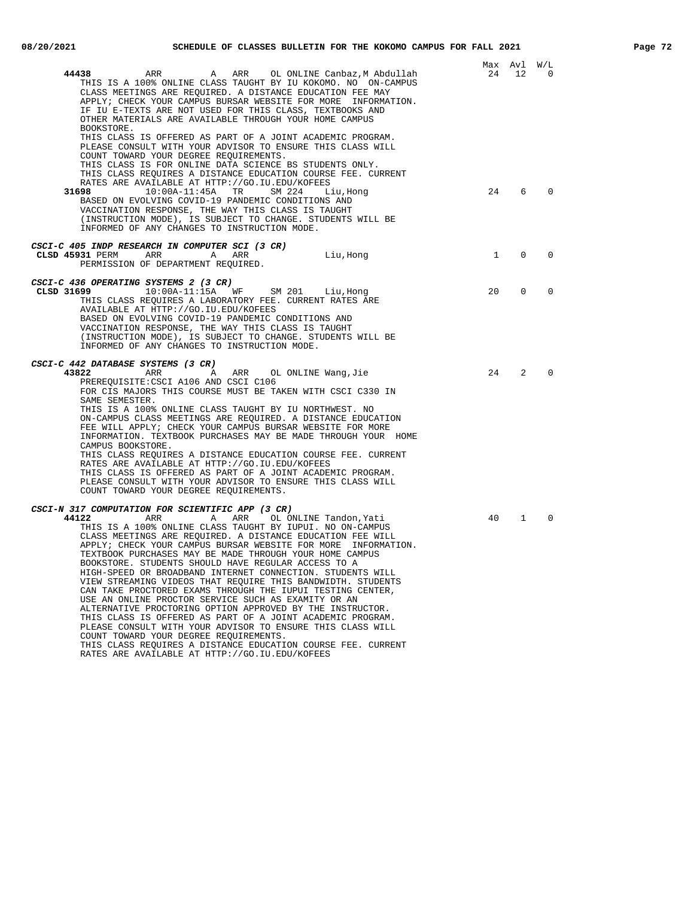| | | | | | | | Max | Avl | W/L |
|---|---|---|---|---|---|---|---|---|---|
| **44438** | ARR | A | ARR | OL ONLINE | Canbaz,M Abdullah | | 24 | 12 | 0 |

THIS IS A 100% ONLINE CLASS TAUGHT BY IU KOKOMO. NO ON-CAMPUS CLASS MEETINGS ARE REQUIRED. A DISTANCE EDUCATION FEE MAY APPLY; CHECK YOUR CAMPUS BURSAR WEBSITE FOR MORE INFORMATION. IF IU E-TEXTS ARE NOT USED FOR THIS CLASS, TEXTBOOKS AND OTHER MATERIALS ARE AVAILABLE THROUGH YOUR HOME CAMPUS BOOKSTORE.
THIS CLASS IS OFFERED AS PART OF A JOINT ACADEMIC PROGRAM. PLEASE CONSULT WITH YOUR ADVISOR TO ENSURE THIS CLASS WILL COUNT TOWARD YOUR DEGREE REQUIREMENTS.
THIS CLASS IS FOR ONLINE DATA SCIENCE BS STUDENTS ONLY.
THIS CLASS REQUIRES A DISTANCE EDUCATION COURSE FEE. CURRENT RATES ARE AVAILABLE AT HTTP://GO.IU.EDU/KOFEES

| | | | | | | Max | Avl | W/L |
|---|---|---|---|---|---|---|---|---|
| **31698** | 10:00A-11:45A | TR | SM 224 | Liu,Hong | | 24 | 6 | 0 |

BASED ON EVOLVING COVID-19 PANDEMIC CONDITIONS AND VACCINATION RESPONSE, THE WAY THIS CLASS IS TAUGHT (INSTRUCTION MODE), IS SUBJECT TO CHANGE. STUDENTS WILL BE INFORMED OF ANY CHANGES TO INSTRUCTION MODE.

### *CSCI-C 405 INDP RESEARCH IN COMPUTER SCI (3 CR)*

| | | | | | | Max | Avl | W/L |
|---|---|---|---|---|---|---|---|---|
| **CLSD 45931** PERM | ARR | A | ARR | Liu,Hong | | 1 | 0 | 0 |

PERMISSION OF DEPARTMENT REQUIRED.

### *CSCI-C 436 OPERATING SYSTEMS 2 (3 CR)*

| | | | | | | Max | Avl | W/L |
|---|---|---|---|---|---|---|---|---|
| **CLSD 31699** | 10:00A-11:15A | WF | SM 201 | Liu,Hong | | 20 | 0 | 0 |

THIS CLASS REQUIRES A LABORATORY FEE. CURRENT RATES ARE AVAILABLE AT HTTP://GO.IU.EDU/KOFEES
BASED ON EVOLVING COVID-19 PANDEMIC CONDITIONS AND VACCINATION RESPONSE, THE WAY THIS CLASS IS TAUGHT (INSTRUCTION MODE), IS SUBJECT TO CHANGE. STUDENTS WILL BE INFORMED OF ANY CHANGES TO INSTRUCTION MODE.

### *CSCI-C 442 DATABASE SYSTEMS (3 CR)*

| | | | | | | Max | Avl | W/L |
|---|---|---|---|---|---|---|---|---|
| **43822** | ARR | A | ARR | OL ONLINE | Wang,Jie | 24 | 2 | 0 |

PREREQUISITE:CSCI A106 AND CSCI C106
FOR CIS MAJORS THIS COURSE MUST BE TAKEN WITH CSCI C330 IN SAME SEMESTER.
THIS IS A 100% ONLINE CLASS TAUGHT BY IU NORTHWEST. NO ON-CAMPUS CLASS MEETINGS ARE REQUIRED. A DISTANCE EDUCATION FEE WILL APPLY; CHECK YOUR CAMPUS BURSAR WEBSITE FOR MORE INFORMATION. TEXTBOOK PURCHASES MAY BE MADE THROUGH YOUR HOME CAMPUS BOOKSTORE.
THIS CLASS REQUIRES A DISTANCE EDUCATION COURSE FEE. CURRENT RATES ARE AVAILABLE AT HTTP://GO.IU.EDU/KOFEES
THIS CLASS IS OFFERED AS PART OF A JOINT ACADEMIC PROGRAM. PLEASE CONSULT WITH YOUR ADVISOR TO ENSURE THIS CLASS WILL COUNT TOWARD YOUR DEGREE REQUIREMENTS.

### *CSCI-N 317 COMPUTATION FOR SCIENTIFIC APP (3 CR)*

| | | | | | | Max | Avl | W/L |
|---|---|---|---|---|---|---|---|---|
| **44122** | ARR | A | ARR | OL ONLINE | Tandon,Yati | 40 | 1 | 0 |

THIS IS A 100% ONLINE CLASS TAUGHT BY IUPUI. NO ON-CAMPUS CLASS MEETINGS ARE REQUIRED. A DISTANCE EDUCATION FEE WILL APPLY; CHECK YOUR CAMPUS BURSAR WEBSITE FOR MORE INFORMATION. TEXTBOOK PURCHASES MAY BE MADE THROUGH YOUR HOME CAMPUS BOOKSTORE. STUDENTS SHOULD HAVE REGULAR ACCESS TO A HIGH-SPEED OR BROADBAND INTERNET CONNECTION. STUDENTS WILL VIEW STREAMING VIDEOS THAT REQUIRE THIS BANDWIDTH. STUDENTS CAN TAKE PROCTORED EXAMS THROUGH THE IUPUI TESTING CENTER, USE AN ONLINE PROCTOR SERVICE SUCH AS EXAMITY OR AN ALTERNATIVE PROCTORING OPTION APPROVED BY THE INSTRUCTOR.
THIS CLASS IS OFFERED AS PART OF A JOINT ACADEMIC PROGRAM. PLEASE CONSULT WITH YOUR ADVISOR TO ENSURE THIS CLASS WILL COUNT TOWARD YOUR DEGREE REQUIREMENTS.
THIS CLASS REQUIRES A DISTANCE EDUCATION COURSE FEE. CURRENT RATES ARE AVAILABLE AT HTTP://GO.IU.EDU/KOFEES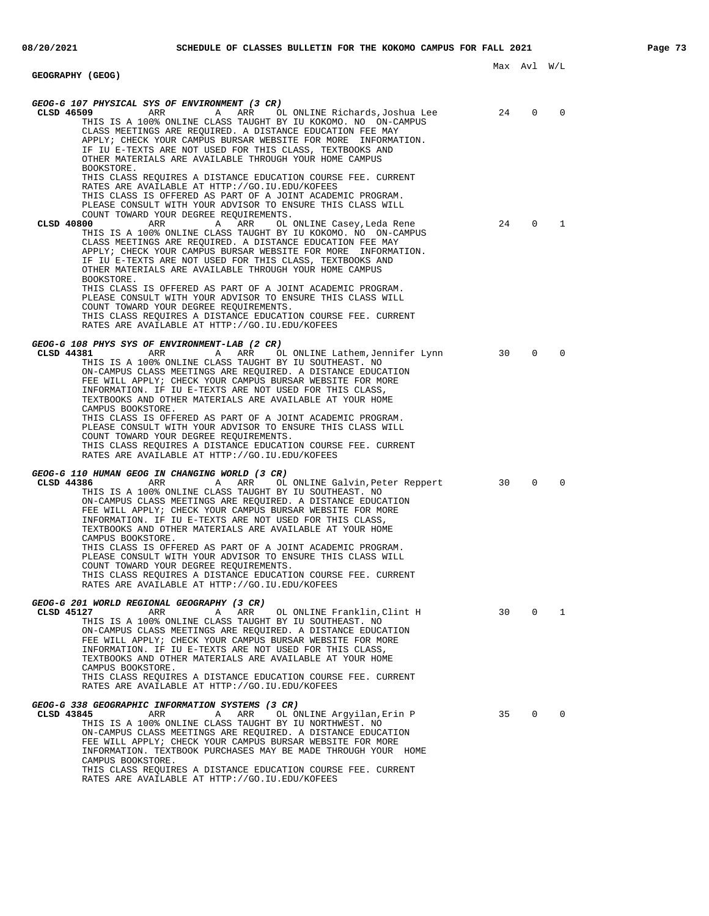## GEOGRAPHY (GEOG)

Max Avl W/L

### GEOG-G 107 PHYSICAL SYS OF ENVIRONMENT (3 CR)

**CLSD 46509** ARR A ARR OL ONLINE Richards,Joshua Lee 24 0 0

THIS IS A 100% ONLINE CLASS TAUGHT BY IU KOKOMO. NO ON-CAMPUS CLASS MEETINGS ARE REQUIRED. A DISTANCE EDUCATION FEE MAY APPLY; CHECK YOUR CAMPUS BURSAR WEBSITE FOR MORE INFORMATION. IF IU E-TEXTS ARE NOT USED FOR THIS CLASS, TEXTBOOKS AND OTHER MATERIALS ARE AVAILABLE THROUGH YOUR HOME CAMPUS BOOKSTORE.
THIS CLASS REQUIRES A DISTANCE EDUCATION COURSE FEE. CURRENT RATES ARE AVAILABLE AT HTTP://GO.IU.EDU/KOFEES
THIS CLASS IS OFFERED AS PART OF A JOINT ACADEMIC PROGRAM. PLEASE CONSULT WITH YOUR ADVISOR TO ENSURE THIS CLASS WILL COUNT TOWARD YOUR DEGREE REQUIREMENTS.

**CLSD 40800** ARR A ARR OL ONLINE Casey,Leda Rene 24 0 1

THIS IS A 100% ONLINE CLASS TAUGHT BY IU KOKOMO. NO ON-CAMPUS CLASS MEETINGS ARE REQUIRED. A DISTANCE EDUCATION FEE MAY APPLY; CHECK YOUR CAMPUS BURSAR WEBSITE FOR MORE INFORMATION. IF IU E-TEXTS ARE NOT USED FOR THIS CLASS, TEXTBOOKS AND OTHER MATERIALS ARE AVAILABLE THROUGH YOUR HOME CAMPUS BOOKSTORE.
THIS CLASS IS OFFERED AS PART OF A JOINT ACADEMIC PROGRAM. PLEASE CONSULT WITH YOUR ADVISOR TO ENSURE THIS CLASS WILL COUNT TOWARD YOUR DEGREE REQUIREMENTS.
THIS CLASS REQUIRES A DISTANCE EDUCATION COURSE FEE. CURRENT RATES ARE AVAILABLE AT HTTP://GO.IU.EDU/KOFEES

### GEOG-G 108 PHYS SYS OF ENVIRONMENT-LAB (2 CR)

**CLSD 44381** ARR A ARR OL ONLINE Lathem,Jennifer Lynn 30 0 0

THIS IS A 100% ONLINE CLASS TAUGHT BY IU SOUTHEAST. NO ON-CAMPUS CLASS MEETINGS ARE REQUIRED. A DISTANCE EDUCATION FEE WILL APPLY; CHECK YOUR CAMPUS BURSAR WEBSITE FOR MORE INFORMATION. IF IU E-TEXTS ARE NOT USED FOR THIS CLASS, TEXTBOOKS AND OTHER MATERIALS ARE AVAILABLE AT YOUR HOME CAMPUS BOOKSTORE.
THIS CLASS IS OFFERED AS PART OF A JOINT ACADEMIC PROGRAM. PLEASE CONSULT WITH YOUR ADVISOR TO ENSURE THIS CLASS WILL COUNT TOWARD YOUR DEGREE REQUIREMENTS.
THIS CLASS REQUIRES A DISTANCE EDUCATION COURSE FEE. CURRENT RATES ARE AVAILABLE AT HTTP://GO.IU.EDU/KOFEES

### GEOG-G 110 HUMAN GEOG IN CHANGING WORLD (3 CR)

**CLSD 44386** ARR A ARR OL ONLINE Galvin,Peter Reppert 30 0 0

THIS IS A 100% ONLINE CLASS TAUGHT BY IU SOUTHEAST. NO ON-CAMPUS CLASS MEETINGS ARE REQUIRED. A DISTANCE EDUCATION FEE WILL APPLY; CHECK YOUR CAMPUS BURSAR WEBSITE FOR MORE INFORMATION. IF IU E-TEXTS ARE NOT USED FOR THIS CLASS, TEXTBOOKS AND OTHER MATERIALS ARE AVAILABLE AT YOUR HOME CAMPUS BOOKSTORE.
THIS CLASS IS OFFERED AS PART OF A JOINT ACADEMIC PROGRAM. PLEASE CONSULT WITH YOUR ADVISOR TO ENSURE THIS CLASS WILL COUNT TOWARD YOUR DEGREE REQUIREMENTS.
THIS CLASS REQUIRES A DISTANCE EDUCATION COURSE FEE. CURRENT RATES ARE AVAILABLE AT HTTP://GO.IU.EDU/KOFEES

### GEOG-G 201 WORLD REGIONAL GEOGRAPHY (3 CR)

**CLSD 45127** ARR A ARR OL ONLINE Franklin,Clint H 30 0 1

THIS IS A 100% ONLINE CLASS TAUGHT BY IU SOUTHEAST. NO ON-CAMPUS CLASS MEETINGS ARE REQUIRED. A DISTANCE EDUCATION FEE WILL APPLY; CHECK YOUR CAMPUS BURSAR WEBSITE FOR MORE INFORMATION. IF IU E-TEXTS ARE NOT USED FOR THIS CLASS, TEXTBOOKS AND OTHER MATERIALS ARE AVAILABLE AT YOUR HOME CAMPUS BOOKSTORE.
THIS CLASS REQUIRES A DISTANCE EDUCATION COURSE FEE. CURRENT RATES ARE AVAILABLE AT HTTP://GO.IU.EDU/KOFEES

### GEOG-G 338 GEOGRAPHIC INFORMATION SYSTEMS (3 CR)

**CLSD 43845** ARR A ARR OL ONLINE Argyilan,Erin P 35 0 0

THIS IS A 100% ONLINE CLASS TAUGHT BY IU NORTHWEST. NO ON-CAMPUS CLASS MEETINGS ARE REQUIRED. A DISTANCE EDUCATION FEE WILL APPLY; CHECK YOUR CAMPUS BURSAR WEBSITE FOR MORE INFORMATION. TEXTBOOK PURCHASES MAY BE MADE THROUGH YOUR HOME CAMPUS BOOKSTORE.
THIS CLASS REQUIRES A DISTANCE EDUCATION COURSE FEE. CURRENT RATES ARE AVAILABLE AT HTTP://GO.IU.EDU/KOFEES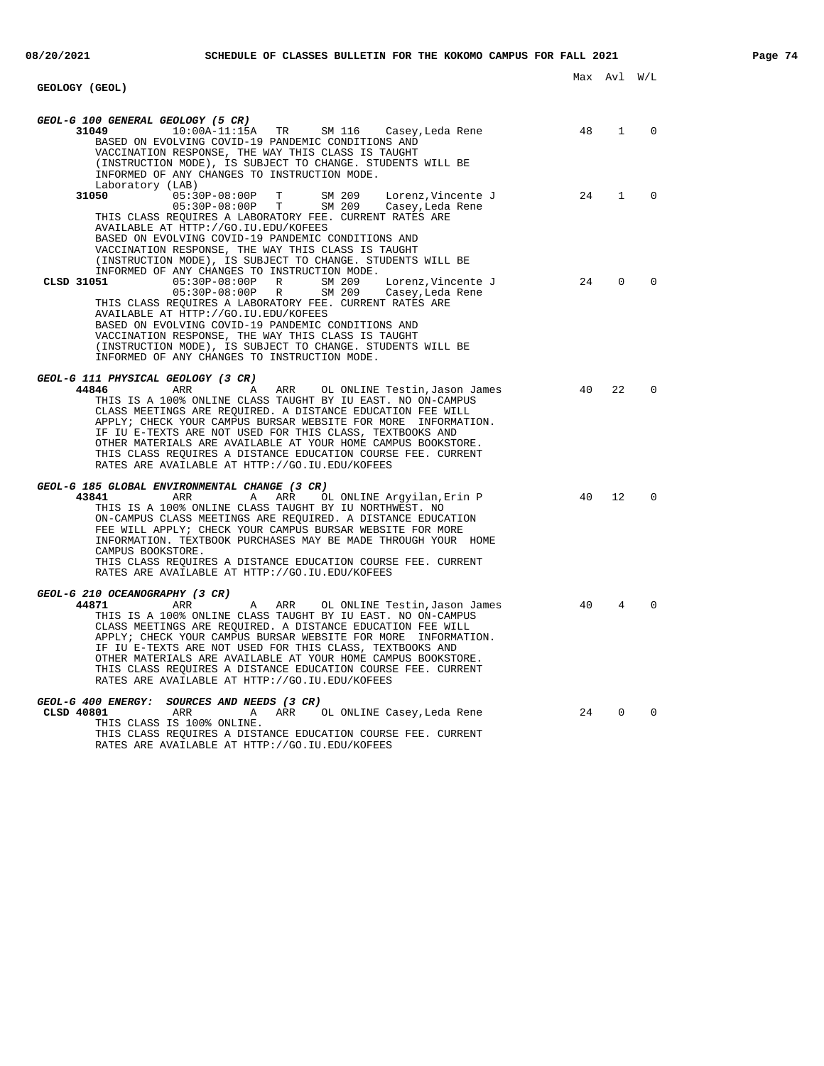## GEOLOGY (GEOL)

Max Avl W/L

### GEOL-G 100 GENERAL GEOLOGY (5 CR)

| Class | Time | Days | Room | Instructor | Max | Avl | W/L |
|---|---|---|---|---|---|---|---|
| 31049 | 10:00A-11:15A | TR | SM 116 | Casey,Leda Rene | 48 | 1 | 0 |

BASED ON EVOLVING COVID-19 PANDEMIC CONDITIONS AND VACCINATION RESPONSE, THE WAY THIS CLASS IS TAUGHT (INSTRUCTION MODE), IS SUBJECT TO CHANGE. STUDENTS WILL BE INFORMED OF ANY CHANGES TO INSTRUCTION MODE.

Laboratory (LAB)

| Class | Time | Days | Room | Instructor | Max | Avl | W/L |
|---|---|---|---|---|---|---|---|
| 31050 | 05:30P-08:00P | T | SM 209 | Lorenz,Vincente J | 24 | 1 | 0 |
| | 05:30P-08:00P | T | SM 209 | Casey,Leda Rene | | | |

THIS CLASS REQUIRES A LABORATORY FEE. CURRENT RATES ARE AVAILABLE AT HTTP://GO.IU.EDU/KOFEES

BASED ON EVOLVING COVID-19 PANDEMIC CONDITIONS AND VACCINATION RESPONSE, THE WAY THIS CLASS IS TAUGHT (INSTRUCTION MODE), IS SUBJECT TO CHANGE. STUDENTS WILL BE INFORMED OF ANY CHANGES TO INSTRUCTION MODE.

| Class | Time | Days | Room | Instructor | Max | Avl | W/L |
|---|---|---|---|---|---|---|---|
| CLSD 31051 | 05:30P-08:00P | R | SM 209 | Lorenz,Vincente J | 24 | 0 | 0 |
| | 05:30P-08:00P | R | SM 209 | Casey,Leda Rene | | | |

THIS CLASS REQUIRES A LABORATORY FEE. CURRENT RATES ARE AVAILABLE AT HTTP://GO.IU.EDU/KOFEES

BASED ON EVOLVING COVID-19 PANDEMIC CONDITIONS AND VACCINATION RESPONSE, THE WAY THIS CLASS IS TAUGHT (INSTRUCTION MODE), IS SUBJECT TO CHANGE. STUDENTS WILL BE INFORMED OF ANY CHANGES TO INSTRUCTION MODE.

### GEOL-G 111 PHYSICAL GEOLOGY (3 CR)

| Class | Time | Days | Room | Instructor | Max | Avl | W/L |
|---|---|---|---|---|---|---|---|
| 44846 | ARR | A ARR | OL ONLINE | Testin,Jason James | 40 | 22 | 0 |

THIS IS A 100% ONLINE CLASS TAUGHT BY IU EAST. NO ON-CAMPUS CLASS MEETINGS ARE REQUIRED. A DISTANCE EDUCATION FEE WILL APPLY; CHECK YOUR CAMPUS BURSAR WEBSITE FOR MORE INFORMATION. IF IU E-TEXTS ARE NOT USED FOR THIS CLASS, TEXTBOOKS AND OTHER MATERIALS ARE AVAILABLE AT YOUR HOME CAMPUS BOOKSTORE. THIS CLASS REQUIRES A DISTANCE EDUCATION COURSE FEE. CURRENT RATES ARE AVAILABLE AT HTTP://GO.IU.EDU/KOFEES

### GEOL-G 185 GLOBAL ENVIRONMENTAL CHANGE (3 CR)

| Class | Time | Days | Room | Instructor | Max | Avl | W/L |
|---|---|---|---|---|---|---|---|
| 43841 | ARR | A ARR | OL ONLINE | Argyilan,Erin P | 40 | 12 | 0 |

THIS IS A 100% ONLINE CLASS TAUGHT BY IU NORTHWEST. NO ON-CAMPUS CLASS MEETINGS ARE REQUIRED. A DISTANCE EDUCATION FEE WILL APPLY; CHECK YOUR CAMPUS BURSAR WEBSITE FOR MORE INFORMATION. TEXTBOOK PURCHASES MAY BE MADE THROUGH YOUR HOME CAMPUS BOOKSTORE. THIS CLASS REQUIRES A DISTANCE EDUCATION COURSE FEE. CURRENT RATES ARE AVAILABLE AT HTTP://GO.IU.EDU/KOFEES

### GEOL-G 210 OCEANOGRAPHY (3 CR)

| Class | Time | Days | Room | Instructor | Max | Avl | W/L |
|---|---|---|---|---|---|---|---|
| 44871 | ARR | A ARR | OL ONLINE | Testin,Jason James | 40 | 4 | 0 |

THIS IS A 100% ONLINE CLASS TAUGHT BY IU EAST. NO ON-CAMPUS CLASS MEETINGS ARE REQUIRED. A DISTANCE EDUCATION FEE WILL APPLY; CHECK YOUR CAMPUS BURSAR WEBSITE FOR MORE INFORMATION. IF IU E-TEXTS ARE NOT USED FOR THIS CLASS, TEXTBOOKS AND OTHER MATERIALS ARE AVAILABLE AT YOUR HOME CAMPUS BOOKSTORE. THIS CLASS REQUIRES A DISTANCE EDUCATION COURSE FEE. CURRENT RATES ARE AVAILABLE AT HTTP://GO.IU.EDU/KOFEES

### GEOL-G 400 ENERGY: SOURCES AND NEEDS (3 CR)

| Class | Time | Days | Room | Instructor | Max | Avl | W/L |
|---|---|---|---|---|---|---|---|
| CLSD 40801 | ARR | A ARR | OL ONLINE | Casey,Leda Rene | 24 | 0 | 0 |

THIS CLASS IS 100% ONLINE.
THIS CLASS REQUIRES A DISTANCE EDUCATION COURSE FEE. CURRENT RATES ARE AVAILABLE AT HTTP://GO.IU.EDU/KOFEES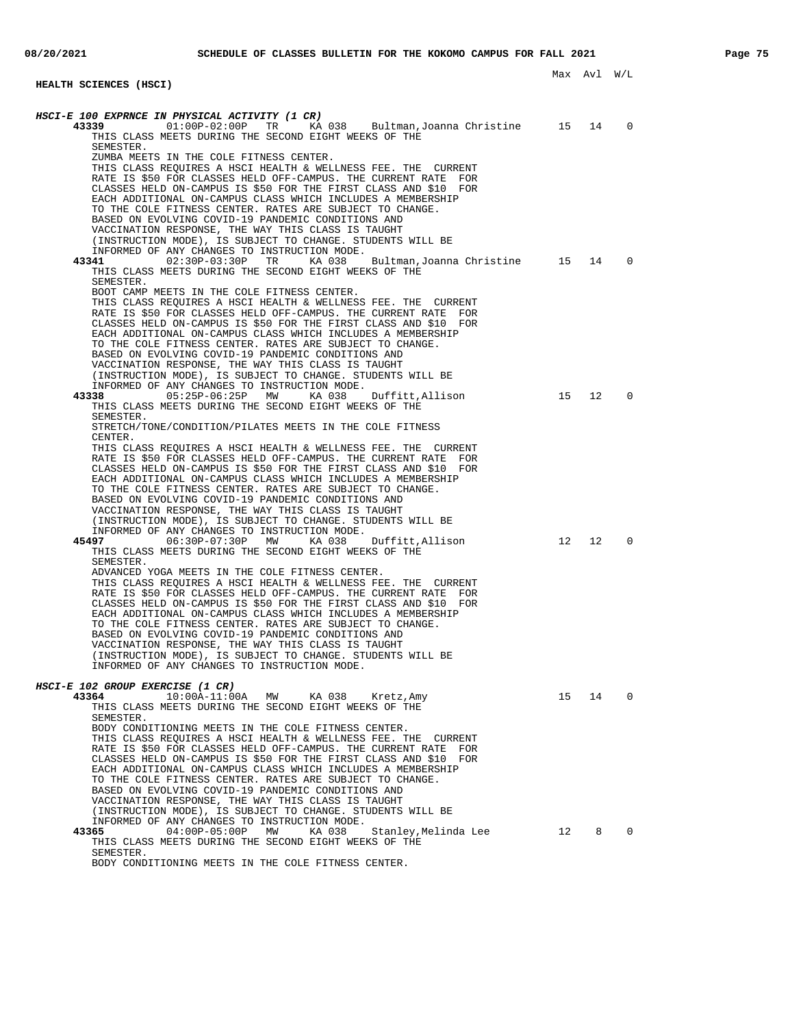## HEALTH SCIENCES (HSCI)

Max Avl W/L

### *HSCI-E 100 EXPRNCE IN PHYSICAL ACTIVITY (1 CR)*

**43339** 01:00P-02:00P TR KA 038 Bultman,Joanna Christine 15 14 0

THIS CLASS MEETS DURING THE SECOND EIGHT WEEKS OF THE SEMESTER.
ZUMBA MEETS IN THE COLE FITNESS CENTER.
THIS CLASS REQUIRES A HSCI HEALTH & WELLNESS FEE. THE CURRENT RATE IS $50 FOR CLASSES HELD OFF-CAMPUS. THE CURRENT RATE FOR CLASSES HELD ON-CAMPUS IS $50 FOR THE FIRST CLASS AND $10 FOR EACH ADDITIONAL ON-CAMPUS CLASS WHICH INCLUDES A MEMBERSHIP TO THE COLE FITNESS CENTER. RATES ARE SUBJECT TO CHANGE.
BASED ON EVOLVING COVID-19 PANDEMIC CONDITIONS AND VACCINATION RESPONSE, THE WAY THIS CLASS IS TAUGHT (INSTRUCTION MODE), IS SUBJECT TO CHANGE. STUDENTS WILL BE INFORMED OF ANY CHANGES TO INSTRUCTION MODE.

**43341** 02:30P-03:30P TR KA 038 Bultman,Joanna Christine 15 14 0

THIS CLASS MEETS DURING THE SECOND EIGHT WEEKS OF THE SEMESTER.
BOOT CAMP MEETS IN THE COLE FITNESS CENTER.
THIS CLASS REQUIRES A HSCI HEALTH & WELLNESS FEE. THE CURRENT RATE IS $50 FOR CLASSES HELD OFF-CAMPUS. THE CURRENT RATE FOR CLASSES HELD ON-CAMPUS IS $50 FOR THE FIRST CLASS AND $10 FOR EACH ADDITIONAL ON-CAMPUS CLASS WHICH INCLUDES A MEMBERSHIP TO THE COLE FITNESS CENTER. RATES ARE SUBJECT TO CHANGE.
BASED ON EVOLVING COVID-19 PANDEMIC CONDITIONS AND VACCINATION RESPONSE, THE WAY THIS CLASS IS TAUGHT (INSTRUCTION MODE), IS SUBJECT TO CHANGE. STUDENTS WILL BE INFORMED OF ANY CHANGES TO INSTRUCTION MODE.

**43338** 05:25P-06:25P MW KA 038 Duffitt,Allison 15 12 0

THIS CLASS MEETS DURING THE SECOND EIGHT WEEKS OF THE SEMESTER.
STRETCH/TONE/CONDITION/PILATES MEETS IN THE COLE FITNESS CENTER.
THIS CLASS REQUIRES A HSCI HEALTH & WELLNESS FEE. THE CURRENT RATE IS $50 FOR CLASSES HELD OFF-CAMPUS. THE CURRENT RATE FOR CLASSES HELD ON-CAMPUS IS $50 FOR THE FIRST CLASS AND $10 FOR EACH ADDITIONAL ON-CAMPUS CLASS WHICH INCLUDES A MEMBERSHIP TO THE COLE FITNESS CENTER. RATES ARE SUBJECT TO CHANGE.
BASED ON EVOLVING COVID-19 PANDEMIC CONDITIONS AND VACCINATION RESPONSE, THE WAY THIS CLASS IS TAUGHT (INSTRUCTION MODE), IS SUBJECT TO CHANGE. STUDENTS WILL BE INFORMED OF ANY CHANGES TO INSTRUCTION MODE.

**45497** 06:30P-07:30P MW KA 038 Duffitt,Allison 12 12 0

THIS CLASS MEETS DURING THE SECOND EIGHT WEEKS OF THE SEMESTER.
ADVANCED YOGA MEETS IN THE COLE FITNESS CENTER.
THIS CLASS REQUIRES A HSCI HEALTH & WELLNESS FEE. THE CURRENT RATE IS $50 FOR CLASSES HELD OFF-CAMPUS. THE CURRENT RATE FOR CLASSES HELD ON-CAMPUS IS $50 FOR THE FIRST CLASS AND $10 FOR EACH ADDITIONAL ON-CAMPUS CLASS WHICH INCLUDES A MEMBERSHIP TO THE COLE FITNESS CENTER. RATES ARE SUBJECT TO CHANGE.
BASED ON EVOLVING COVID-19 PANDEMIC CONDITIONS AND VACCINATION RESPONSE, THE WAY THIS CLASS IS TAUGHT (INSTRUCTION MODE), IS SUBJECT TO CHANGE. STUDENTS WILL BE INFORMED OF ANY CHANGES TO INSTRUCTION MODE.

### *HSCI-E 102 GROUP EXERCISE (1 CR)*

**43364** 10:00A-11:00A MW KA 038 Kretz,Amy 15 14 0

THIS CLASS MEETS DURING THE SECOND EIGHT WEEKS OF THE SEMESTER.
BODY CONDITIONING MEETS IN THE COLE FITNESS CENTER.
THIS CLASS REQUIRES A HSCI HEALTH & WELLNESS FEE. THE CURRENT RATE IS $50 FOR CLASSES HELD OFF-CAMPUS. THE CURRENT RATE FOR CLASSES HELD ON-CAMPUS IS $50 FOR THE FIRST CLASS AND $10 FOR EACH ADDITIONAL ON-CAMPUS CLASS WHICH INCLUDES A MEMBERSHIP TO THE COLE FITNESS CENTER. RATES ARE SUBJECT TO CHANGE.
BASED ON EVOLVING COVID-19 PANDEMIC CONDITIONS AND VACCINATION RESPONSE, THE WAY THIS CLASS IS TAUGHT (INSTRUCTION MODE), IS SUBJECT TO CHANGE. STUDENTS WILL BE INFORMED OF ANY CHANGES TO INSTRUCTION MODE.

**43365** 04:00P-05:00P MW KA 038 Stanley,Melinda Lee 12 8 0

THIS CLASS MEETS DURING THE SECOND EIGHT WEEKS OF THE SEMESTER.
BODY CONDITIONING MEETS IN THE COLE FITNESS CENTER.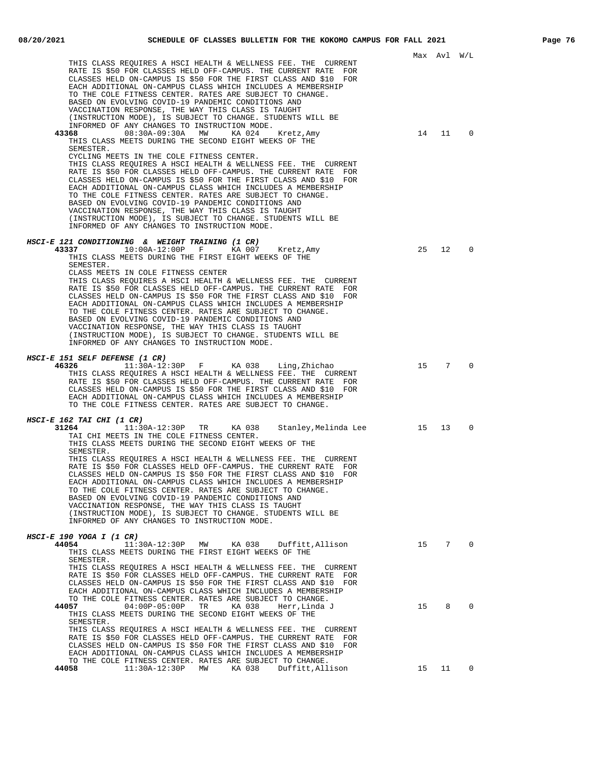Max Avl W/L

THIS CLASS REQUIRES A HSCI HEALTH & WELLNESS FEE. THE CURRENT RATE IS $50 FOR CLASSES HELD OFF-CAMPUS. THE CURRENT RATE FOR CLASSES HELD ON-CAMPUS IS $50 FOR THE FIRST CLASS AND $10 FOR EACH ADDITIONAL ON-CAMPUS CLASS WHICH INCLUDES A MEMBERSHIP TO THE COLE FITNESS CENTER. RATES ARE SUBJECT TO CHANGE. BASED ON EVOLVING COVID-19 PANDEMIC CONDITIONS AND VACCINATION RESPONSE, THE WAY THIS CLASS IS TAUGHT (INSTRUCTION MODE), IS SUBJECT TO CHANGE. STUDENTS WILL BE INFORMED OF ANY CHANGES TO INSTRUCTION MODE.

**43368** 08:30A-09:30A MW KA 024 Kretz,Amy 14 11 0
THIS CLASS MEETS DURING THE SECOND EIGHT WEEKS OF THE SEMESTER.
CYCLING MEETS IN THE COLE FITNESS CENTER.
THIS CLASS REQUIRES A HSCI HEALTH & WELLNESS FEE. THE CURRENT RATE IS $50 FOR CLASSES HELD OFF-CAMPUS. THE CURRENT RATE FOR CLASSES HELD ON-CAMPUS IS $50 FOR THE FIRST CLASS AND $10 FOR EACH ADDITIONAL ON-CAMPUS CLASS WHICH INCLUDES A MEMBERSHIP TO THE COLE FITNESS CENTER. RATES ARE SUBJECT TO CHANGE. BASED ON EVOLVING COVID-19 PANDEMIC CONDITIONS AND VACCINATION RESPONSE, THE WAY THIS CLASS IS TAUGHT (INSTRUCTION MODE), IS SUBJECT TO CHANGE. STUDENTS WILL BE INFORMED OF ANY CHANGES TO INSTRUCTION MODE.

***HSCI-E 121 CONDITIONING & WEIGHT TRAINING (1 CR)***

**43337** 10:00A-12:00P F KA 007 Kretz,Amy 25 12 0
THIS CLASS MEETS DURING THE FIRST EIGHT WEEKS OF THE SEMESTER.
CLASS MEETS IN COLE FITNESS CENTER
THIS CLASS REQUIRES A HSCI HEALTH & WELLNESS FEE. THE CURRENT RATE IS $50 FOR CLASSES HELD OFF-CAMPUS. THE CURRENT RATE FOR CLASSES HELD ON-CAMPUS IS $50 FOR THE FIRST CLASS AND $10 FOR EACH ADDITIONAL ON-CAMPUS CLASS WHICH INCLUDES A MEMBERSHIP TO THE COLE FITNESS CENTER. RATES ARE SUBJECT TO CHANGE. BASED ON EVOLVING COVID-19 PANDEMIC CONDITIONS AND VACCINATION RESPONSE, THE WAY THIS CLASS IS TAUGHT (INSTRUCTION MODE), IS SUBJECT TO CHANGE. STUDENTS WILL BE INFORMED OF ANY CHANGES TO INSTRUCTION MODE.

***HSCI-E 151 SELF DEFENSE (1 CR)***

**46326** 11:30A-12:30P F KA 038 Ling,Zhichao 15 7 0
THIS CLASS REQUIRES A HSCI HEALTH & WELLNESS FEE. THE CURRENT RATE IS $50 FOR CLASSES HELD OFF-CAMPUS. THE CURRENT RATE FOR CLASSES HELD ON-CAMPUS IS $50 FOR THE FIRST CLASS AND $10 FOR EACH ADDITIONAL ON-CAMPUS CLASS WHICH INCLUDES A MEMBERSHIP TO THE COLE FITNESS CENTER. RATES ARE SUBJECT TO CHANGE.

***HSCI-E 162 TAI CHI (1 CR)***

**31264** 11:30A-12:30P TR KA 038 Stanley,Melinda Lee 15 13 0
TAI CHI MEETS IN THE COLE FITNESS CENTER.
THIS CLASS MEETS DURING THE SECOND EIGHT WEEKS OF THE SEMESTER.
THIS CLASS REQUIRES A HSCI HEALTH & WELLNESS FEE. THE CURRENT RATE IS $50 FOR CLASSES HELD OFF-CAMPUS. THE CURRENT RATE FOR CLASSES HELD ON-CAMPUS IS $50 FOR THE FIRST CLASS AND $10 FOR EACH ADDITIONAL ON-CAMPUS CLASS WHICH INCLUDES A MEMBERSHIP TO THE COLE FITNESS CENTER. RATES ARE SUBJECT TO CHANGE. BASED ON EVOLVING COVID-19 PANDEMIC CONDITIONS AND VACCINATION RESPONSE, THE WAY THIS CLASS IS TAUGHT (INSTRUCTION MODE), IS SUBJECT TO CHANGE. STUDENTS WILL BE INFORMED OF ANY CHANGES TO INSTRUCTION MODE.

***HSCI-E 190 YOGA I (1 CR)***

**44054** 11:30A-12:30P MW KA 038 Duffitt,Allison 15 7 0
THIS CLASS MEETS DURING THE FIRST EIGHT WEEKS OF THE SEMESTER.
THIS CLASS REQUIRES A HSCI HEALTH & WELLNESS FEE. THE CURRENT RATE IS $50 FOR CLASSES HELD OFF-CAMPUS. THE CURRENT RATE FOR CLASSES HELD ON-CAMPUS IS $50 FOR THE FIRST CLASS AND $10 FOR EACH ADDITIONAL ON-CAMPUS CLASS WHICH INCLUDES A MEMBERSHIP TO THE COLE FITNESS CENTER. RATES ARE SUBJECT TO CHANGE.

**44057** 04:00P-05:00P TR KA 038 Herr,Linda J 15 8 0
THIS CLASS MEETS DURING THE SECOND EIGHT WEEKS OF THE SEMESTER.
THIS CLASS REQUIRES A HSCI HEALTH & WELLNESS FEE. THE CURRENT RATE IS $50 FOR CLASSES HELD OFF-CAMPUS. THE CURRENT RATE FOR CLASSES HELD ON-CAMPUS IS $50 FOR THE FIRST CLASS AND $10 FOR EACH ADDITIONAL ON-CAMPUS CLASS WHICH INCLUDES A MEMBERSHIP TO THE COLE FITNESS CENTER. RATES ARE SUBJECT TO CHANGE.

**44058** 11:30A-12:30P MW KA 038 Duffitt,Allison 15 11 0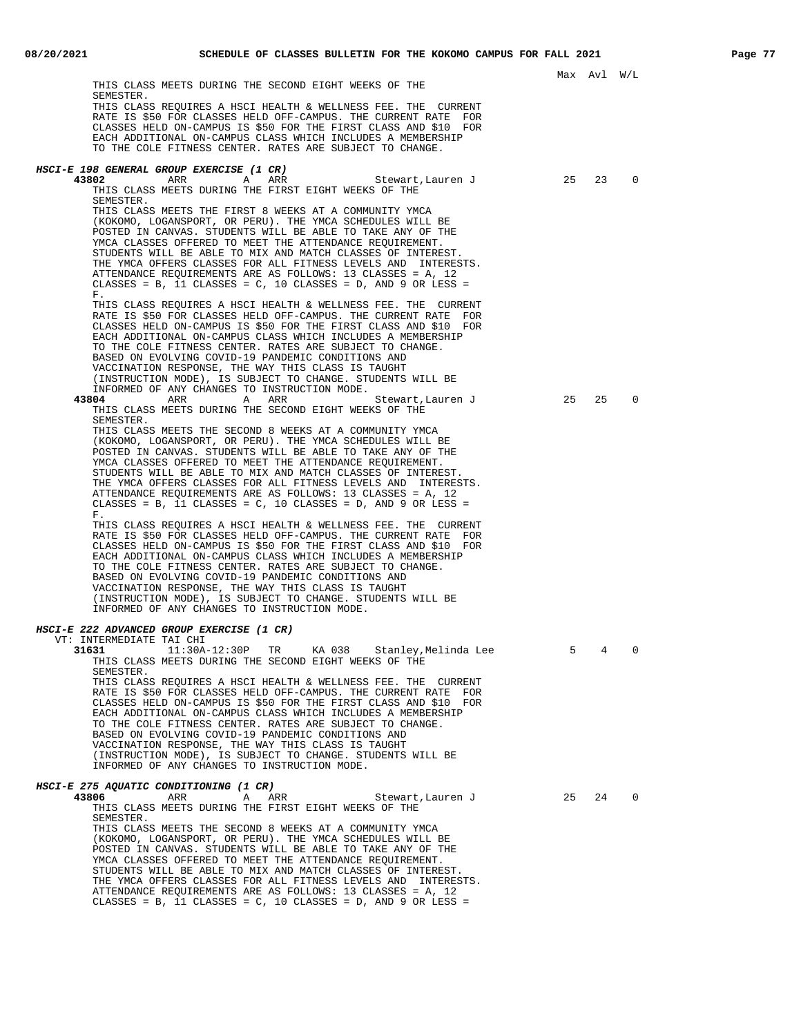Max Avl W/L

THIS CLASS MEETS DURING THE SECOND EIGHT WEEKS OF THE SEMESTER.
THIS CLASS REQUIRES A HSCI HEALTH & WELLNESS FEE. THE CURRENT RATE IS $50 FOR CLASSES HELD OFF-CAMPUS. THE CURRENT RATE FOR CLASSES HELD ON-CAMPUS IS $50 FOR THE FIRST CLASS AND $10 FOR EACH ADDITIONAL ON-CAMPUS CLASS WHICH INCLUDES A MEMBERSHIP TO THE COLE FITNESS CENTER. RATES ARE SUBJECT TO CHANGE.

### *HSCI-E 198 GENERAL GROUP EXERCISE (1 CR)*

**43802** ARR A ARR Stewart,Lauren J — Max 25, Avl 23, W/L 0

THIS CLASS MEETS DURING THE FIRST EIGHT WEEKS OF THE SEMESTER.
THIS CLASS MEETS THE FIRST 8 WEEKS AT A COMMUNITY YMCA (KOKOMO, LOGANSPORT, OR PERU). THE YMCA SCHEDULES WILL BE POSTED IN CANVAS. STUDENTS WILL BE ABLE TO TAKE ANY OF THE YMCA CLASSES OFFERED TO MEET THE ATTENDANCE REQUIREMENT. STUDENTS WILL BE ABLE TO MIX AND MATCH CLASSES OF INTEREST. THE YMCA OFFERS CLASSES FOR ALL FITNESS LEVELS AND INTERESTS. ATTENDANCE REQUIREMENTS ARE AS FOLLOWS: 13 CLASSES = A, 12 CLASSES = B, 11 CLASSES = C, 10 CLASSES = D, AND 9 OR LESS = F.
THIS CLASS REQUIRES A HSCI HEALTH & WELLNESS FEE. THE CURRENT RATE IS $50 FOR CLASSES HELD OFF-CAMPUS. THE CURRENT RATE FOR CLASSES HELD ON-CAMPUS IS $50 FOR THE FIRST CLASS AND $10 FOR EACH ADDITIONAL ON-CAMPUS CLASS WHICH INCLUDES A MEMBERSHIP TO THE COLE FITNESS CENTER. RATES ARE SUBJECT TO CHANGE.
BASED ON EVOLVING COVID-19 PANDEMIC CONDITIONS AND VACCINATION RESPONSE, THE WAY THIS CLASS IS TAUGHT (INSTRUCTION MODE), IS SUBJECT TO CHANGE. STUDENTS WILL BE INFORMED OF ANY CHANGES TO INSTRUCTION MODE.

**43804** ARR A ARR Stewart,Lauren J — Max 25, Avl 25, W/L 0

THIS CLASS MEETS DURING THE SECOND EIGHT WEEKS OF THE SEMESTER.
THIS CLASS MEETS THE SECOND 8 WEEKS AT A COMMUNITY YMCA (KOKOMO, LOGANSPORT, OR PERU). THE YMCA SCHEDULES WILL BE POSTED IN CANVAS. STUDENTS WILL BE ABLE TO TAKE ANY OF THE YMCA CLASSES OFFERED TO MEET THE ATTENDANCE REQUIREMENT. STUDENTS WILL BE ABLE TO MIX AND MATCH CLASSES OF INTEREST. THE YMCA OFFERS CLASSES FOR ALL FITNESS LEVELS AND INTERESTS. ATTENDANCE REQUIREMENTS ARE AS FOLLOWS: 13 CLASSES = A, 12 CLASSES = B, 11 CLASSES = C, 10 CLASSES = D, AND 9 OR LESS = F.
THIS CLASS REQUIRES A HSCI HEALTH & WELLNESS FEE. THE CURRENT RATE IS $50 FOR CLASSES HELD OFF-CAMPUS. THE CURRENT RATE FOR CLASSES HELD ON-CAMPUS IS $50 FOR THE FIRST CLASS AND $10 FOR EACH ADDITIONAL ON-CAMPUS CLASS WHICH INCLUDES A MEMBERSHIP TO THE COLE FITNESS CENTER. RATES ARE SUBJECT TO CHANGE.
BASED ON EVOLVING COVID-19 PANDEMIC CONDITIONS AND VACCINATION RESPONSE, THE WAY THIS CLASS IS TAUGHT (INSTRUCTION MODE), IS SUBJECT TO CHANGE. STUDENTS WILL BE INFORMED OF ANY CHANGES TO INSTRUCTION MODE.

### *HSCI-E 222 ADVANCED GROUP EXERCISE (1 CR)*

VT: INTERMEDIATE TAI CHI

**31631** 11:30A-12:30P TR KA 038 Stanley,Melinda Lee — Max 5, Avl 4, W/L 0

THIS CLASS MEETS DURING THE SECOND EIGHT WEEKS OF THE SEMESTER.
THIS CLASS REQUIRES A HSCI HEALTH & WELLNESS FEE. THE CURRENT RATE IS $50 FOR CLASSES HELD OFF-CAMPUS. THE CURRENT RATE FOR CLASSES HELD ON-CAMPUS IS $50 FOR THE FIRST CLASS AND $10 FOR EACH ADDITIONAL ON-CAMPUS CLASS WHICH INCLUDES A MEMBERSHIP TO THE COLE FITNESS CENTER. RATES ARE SUBJECT TO CHANGE.
BASED ON EVOLVING COVID-19 PANDEMIC CONDITIONS AND VACCINATION RESPONSE, THE WAY THIS CLASS IS TAUGHT (INSTRUCTION MODE), IS SUBJECT TO CHANGE. STUDENTS WILL BE INFORMED OF ANY CHANGES TO INSTRUCTION MODE.

### *HSCI-E 275 AQUATIC CONDITIONING (1 CR)*

**43806** ARR A ARR Stewart,Lauren J — Max 25, Avl 24, W/L 0

THIS CLASS MEETS DURING THE FIRST EIGHT WEEKS OF THE SEMESTER.
THIS CLASS MEETS THE SECOND 8 WEEKS AT A COMMUNITY YMCA (KOKOMO, LOGANSPORT, OR PERU). THE YMCA SCHEDULES WILL BE POSTED IN CANVAS. STUDENTS WILL BE ABLE TO TAKE ANY OF THE YMCA CLASSES OFFERED TO MEET THE ATTENDANCE REQUIREMENT. STUDENTS WILL BE ABLE TO MIX AND MATCH CLASSES OF INTEREST. THE YMCA OFFERS CLASSES FOR ALL FITNESS LEVELS AND INTERESTS. ATTENDANCE REQUIREMENTS ARE AS FOLLOWS: 13 CLASSES = A, 12 CLASSES = B, 11 CLASSES = C, 10 CLASSES = D, AND 9 OR LESS =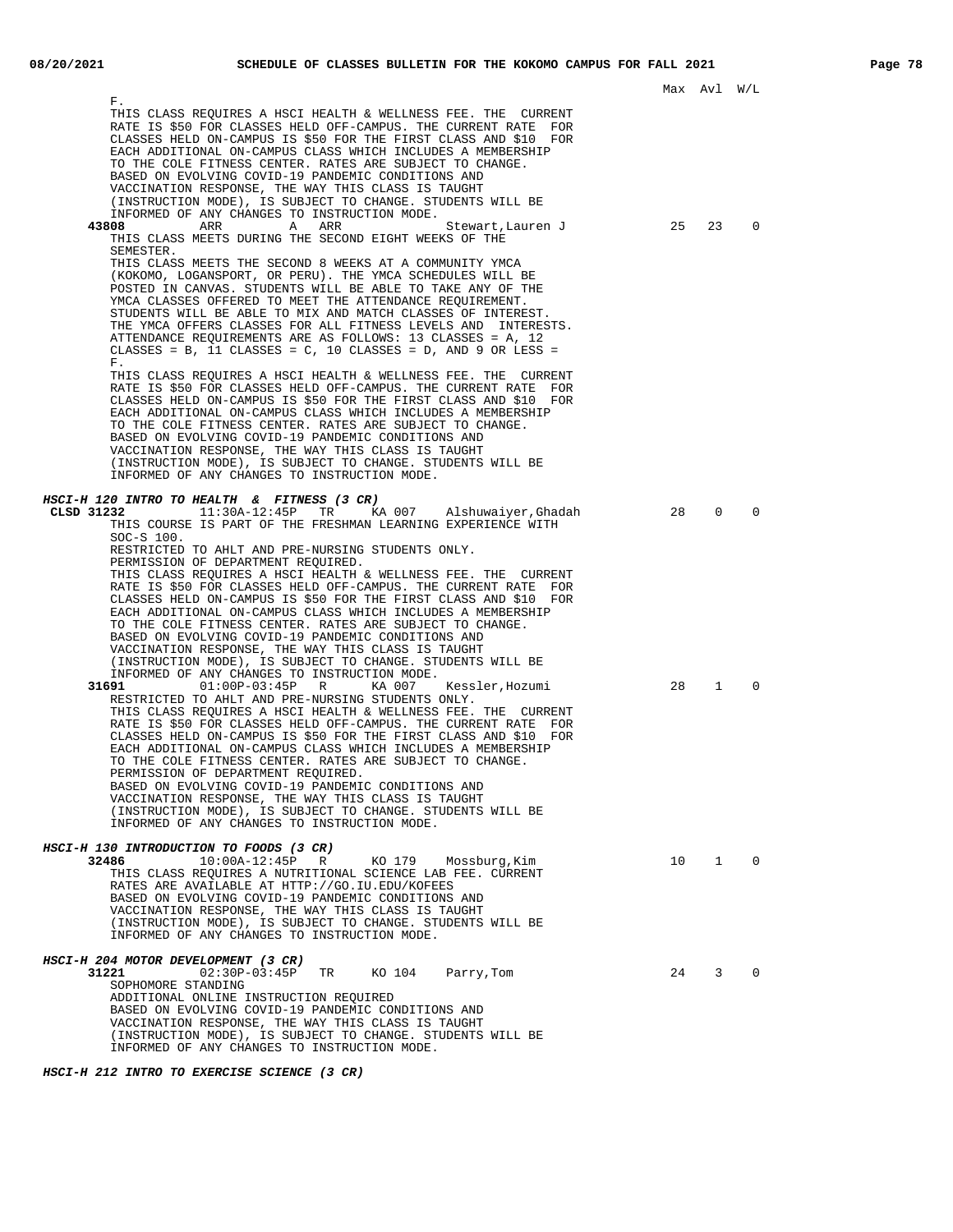Max Avl W/L

F.
THIS CLASS REQUIRES A HSCI HEALTH & WELLNESS FEE. THE CURRENT RATE IS $50 FOR CLASSES HELD OFF-CAMPUS. THE CURRENT RATE FOR CLASSES HELD ON-CAMPUS IS $50 FOR THE FIRST CLASS AND $10 FOR EACH ADDITIONAL ON-CAMPUS CLASS WHICH INCLUDES A MEMBERSHIP TO THE COLE FITNESS CENTER. RATES ARE SUBJECT TO CHANGE.
BASED ON EVOLVING COVID-19 PANDEMIC CONDITIONS AND VACCINATION RESPONSE, THE WAY THIS CLASS IS TAUGHT (INSTRUCTION MODE), IS SUBJECT TO CHANGE. STUDENTS WILL BE INFORMED OF ANY CHANGES TO INSTRUCTION MODE.

**43808** ARR A ARR Stewart,Lauren J 25 23 0
THIS CLASS MEETS DURING THE SECOND EIGHT WEEKS OF THE SEMESTER.
THIS CLASS MEETS THE SECOND 8 WEEKS AT A COMMUNITY YMCA (KOKOMO, LOGANSPORT, OR PERU). THE YMCA SCHEDULES WILL BE POSTED IN CANVAS. STUDENTS WILL BE ABLE TO TAKE ANY OF THE YMCA CLASSES OFFERED TO MEET THE ATTENDANCE REQUIREMENT. STUDENTS WILL BE ABLE TO MIX AND MATCH CLASSES OF INTEREST. THE YMCA OFFERS CLASSES FOR ALL FITNESS LEVELS AND INTERESTS. ATTENDANCE REQUIREMENTS ARE AS FOLLOWS: 13 CLASSES = A, 12 CLASSES = B, 11 CLASSES = C, 10 CLASSES = D, AND 9 OR LESS = F.
THIS CLASS REQUIRES A HSCI HEALTH & WELLNESS FEE. THE CURRENT RATE IS $50 FOR CLASSES HELD OFF-CAMPUS. THE CURRENT RATE FOR CLASSES HELD ON-CAMPUS IS $50 FOR THE FIRST CLASS AND $10 FOR EACH ADDITIONAL ON-CAMPUS CLASS WHICH INCLUDES A MEMBERSHIP TO THE COLE FITNESS CENTER. RATES ARE SUBJECT TO CHANGE.
BASED ON EVOLVING COVID-19 PANDEMIC CONDITIONS AND VACCINATION RESPONSE, THE WAY THIS CLASS IS TAUGHT (INSTRUCTION MODE), IS SUBJECT TO CHANGE. STUDENTS WILL BE INFORMED OF ANY CHANGES TO INSTRUCTION MODE.

***HSCI-H 120 INTRO TO HEALTH & FITNESS (3 CR)***

**CLSD 31232** 11:30A-12:45P TR KA 007 Alshuwaiyer,Ghadah 28 0 0
THIS COURSE IS PART OF THE FRESHMAN LEARNING EXPERIENCE WITH SOC-S 100.
RESTRICTED TO AHLT AND PRE-NURSING STUDENTS ONLY.
PERMISSION OF DEPARTMENT REQUIRED.
THIS CLASS REQUIRES A HSCI HEALTH & WELLNESS FEE. THE CURRENT RATE IS $50 FOR CLASSES HELD OFF-CAMPUS. THE CURRENT RATE FOR CLASSES HELD ON-CAMPUS IS $50 FOR THE FIRST CLASS AND $10 FOR EACH ADDITIONAL ON-CAMPUS CLASS WHICH INCLUDES A MEMBERSHIP TO THE COLE FITNESS CENTER. RATES ARE SUBJECT TO CHANGE.
BASED ON EVOLVING COVID-19 PANDEMIC CONDITIONS AND VACCINATION RESPONSE, THE WAY THIS CLASS IS TAUGHT (INSTRUCTION MODE), IS SUBJECT TO CHANGE. STUDENTS WILL BE INFORMED OF ANY CHANGES TO INSTRUCTION MODE.

**31691** 01:00P-03:45P R KA 007 Kessler,Hozumi 28 1 0
RESTRICTED TO AHLT AND PRE-NURSING STUDENTS ONLY.
THIS CLASS REQUIRES A HSCI HEALTH & WELLNESS FEE. THE CURRENT RATE IS $50 FOR CLASSES HELD OFF-CAMPUS. THE CURRENT RATE FOR CLASSES HELD ON-CAMPUS IS $50 FOR THE FIRST CLASS AND $10 FOR EACH ADDITIONAL ON-CAMPUS CLASS WHICH INCLUDES A MEMBERSHIP TO THE COLE FITNESS CENTER. RATES ARE SUBJECT TO CHANGE.
PERMISSION OF DEPARTMENT REQUIRED.
BASED ON EVOLVING COVID-19 PANDEMIC CONDITIONS AND VACCINATION RESPONSE, THE WAY THIS CLASS IS TAUGHT (INSTRUCTION MODE), IS SUBJECT TO CHANGE. STUDENTS WILL BE INFORMED OF ANY CHANGES TO INSTRUCTION MODE.

***HSCI-H 130 INTRODUCTION TO FOODS (3 CR)***

**32486** 10:00A-12:45P R KO 179 Mossburg,Kim 10 1 0
THIS CLASS REQUIRES A NUTRITIONAL SCIENCE LAB FEE. CURRENT RATES ARE AVAILABLE AT HTTP://GO.IU.EDU/KOFEES
BASED ON EVOLVING COVID-19 PANDEMIC CONDITIONS AND VACCINATION RESPONSE, THE WAY THIS CLASS IS TAUGHT (INSTRUCTION MODE), IS SUBJECT TO CHANGE. STUDENTS WILL BE INFORMED OF ANY CHANGES TO INSTRUCTION MODE.

***HSCI-H 204 MOTOR DEVELOPMENT (3 CR)***

**31221** 02:30P-03:45P TR KO 104 Parry,Tom 24 3 0
SOPHOMORE STANDING
ADDITIONAL ONLINE INSTRUCTION REQUIRED
BASED ON EVOLVING COVID-19 PANDEMIC CONDITIONS AND VACCINATION RESPONSE, THE WAY THIS CLASS IS TAUGHT (INSTRUCTION MODE), IS SUBJECT TO CHANGE. STUDENTS WILL BE INFORMED OF ANY CHANGES TO INSTRUCTION MODE.

***HSCI-H 212 INTRO TO EXERCISE SCIENCE (3 CR)***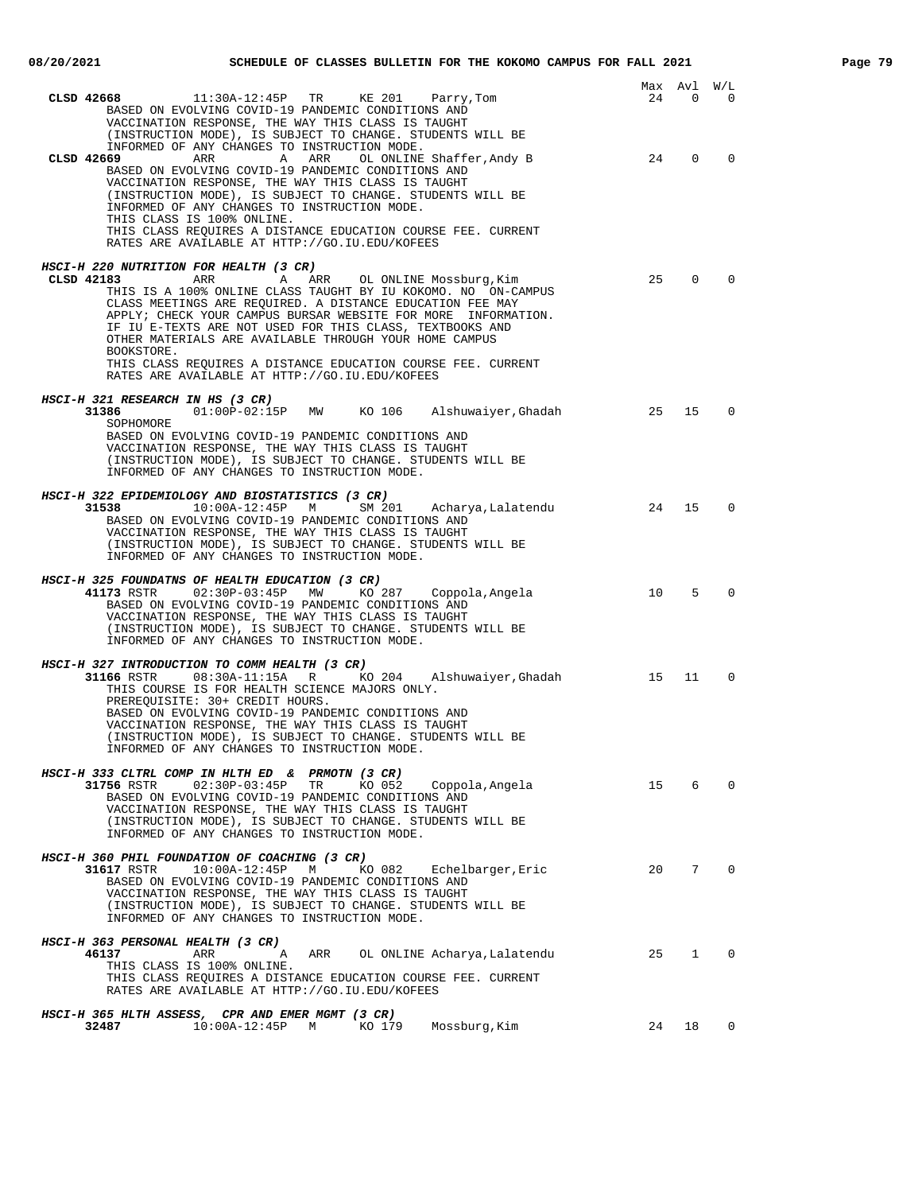| | | | | | | | Max | Avl | W/L |
|---|---|---|---|---|---|---|---|---|---|
| **CLSD 42668** | 11:30A-12:45P | TR | | KE 201 | | Parry,Tom | 24 | 0 | 0 |

BASED ON EVOLVING COVID-19 PANDEMIC CONDITIONS AND VACCINATION RESPONSE, THE WAY THIS CLASS IS TAUGHT (INSTRUCTION MODE), IS SUBJECT TO CHANGE. STUDENTS WILL BE INFORMED OF ANY CHANGES TO INSTRUCTION MODE.

| | | | | | | | Max | Avl | W/L |
|---|---|---|---|---|---|---|---|---|---|
| **CLSD 42669** | ARR | | A | ARR | OL ONLINE | Shaffer,Andy B | 24 | 0 | 0 |

BASED ON EVOLVING COVID-19 PANDEMIC CONDITIONS AND VACCINATION RESPONSE, THE WAY THIS CLASS IS TAUGHT (INSTRUCTION MODE), IS SUBJECT TO CHANGE. STUDENTS WILL BE INFORMED OF ANY CHANGES TO INSTRUCTION MODE.
THIS CLASS IS 100% ONLINE.
THIS CLASS REQUIRES A DISTANCE EDUCATION COURSE FEE. CURRENT RATES ARE AVAILABLE AT HTTP://GO.IU.EDU/KOFEES

***HSCI-H 220 NUTRITION FOR HEALTH (3 CR)***

| | | | | | | | Max | Avl | W/L |
|---|---|---|---|---|---|---|---|---|---|
| **CLSD 42183** | ARR | | A | ARR | OL ONLINE | Mossburg,Kim | 25 | 0 | 0 |

THIS IS A 100% ONLINE CLASS TAUGHT BY IU KOKOMO. NO ON-CAMPUS CLASS MEETINGS ARE REQUIRED. A DISTANCE EDUCATION FEE MAY APPLY; CHECK YOUR CAMPUS BURSAR WEBSITE FOR MORE INFORMATION. IF IU E-TEXTS ARE NOT USED FOR THIS CLASS, TEXTBOOKS AND OTHER MATERIALS ARE AVAILABLE THROUGH YOUR HOME CAMPUS BOOKSTORE.
THIS CLASS REQUIRES A DISTANCE EDUCATION COURSE FEE. CURRENT RATES ARE AVAILABLE AT HTTP://GO.IU.EDU/KOFEES

***HSCI-H 321 RESEARCH IN HS (3 CR)***

| | | | | | Max | Avl | W/L |
|---|---|---|---|---|---|---|---|
| **31386** | 01:00P-02:15P | MW | KO 106 | Alshuwaiyer,Ghadah | 25 | 15 | 0 |

SOPHOMORE
BASED ON EVOLVING COVID-19 PANDEMIC CONDITIONS AND VACCINATION RESPONSE, THE WAY THIS CLASS IS TAUGHT (INSTRUCTION MODE), IS SUBJECT TO CHANGE. STUDENTS WILL BE INFORMED OF ANY CHANGES TO INSTRUCTION MODE.

***HSCI-H 322 EPIDEMIOLOGY AND BIOSTATISTICS (3 CR)***

| | | | | | Max | Avl | W/L |
|---|---|---|---|---|---|---|---|
| **31538** | 10:00A-12:45P | M | SM 201 | Acharya,Lalatendu | 24 | 15 | 0 |

BASED ON EVOLVING COVID-19 PANDEMIC CONDITIONS AND VACCINATION RESPONSE, THE WAY THIS CLASS IS TAUGHT (INSTRUCTION MODE), IS SUBJECT TO CHANGE. STUDENTS WILL BE INFORMED OF ANY CHANGES TO INSTRUCTION MODE.

***HSCI-H 325 FOUNDATNS OF HEALTH EDUCATION (3 CR)***

| | | | | | Max | Avl | W/L |
|---|---|---|---|---|---|---|---|
| **41173** RSTR | 02:30P-03:45P | MW | KO 287 | Coppola,Angela | 10 | 5 | 0 |

BASED ON EVOLVING COVID-19 PANDEMIC CONDITIONS AND VACCINATION RESPONSE, THE WAY THIS CLASS IS TAUGHT (INSTRUCTION MODE), IS SUBJECT TO CHANGE. STUDENTS WILL BE INFORMED OF ANY CHANGES TO INSTRUCTION MODE.

***HSCI-H 327 INTRODUCTION TO COMM HEALTH (3 CR)***

| | | | | | Max | Avl | W/L |
|---|---|---|---|---|---|---|---|
| **31166** RSTR | 08:30A-11:15A | R | KO 204 | Alshuwaiyer,Ghadah | 15 | 11 | 0 |

THIS COURSE IS FOR HEALTH SCIENCE MAJORS ONLY.
PREREQUISITE: 30+ CREDIT HOURS.
BASED ON EVOLVING COVID-19 PANDEMIC CONDITIONS AND VACCINATION RESPONSE, THE WAY THIS CLASS IS TAUGHT (INSTRUCTION MODE), IS SUBJECT TO CHANGE. STUDENTS WILL BE INFORMED OF ANY CHANGES TO INSTRUCTION MODE.

***HSCI-H 333 CLTRL COMP IN HLTH ED & PRMOTN (3 CR)***

| | | | | | Max | Avl | W/L |
|---|---|---|---|---|---|---|---|
| **31756** RSTR | 02:30P-03:45P | TR | KO 052 | Coppola,Angela | 15 | 6 | 0 |

BASED ON EVOLVING COVID-19 PANDEMIC CONDITIONS AND VACCINATION RESPONSE, THE WAY THIS CLASS IS TAUGHT (INSTRUCTION MODE), IS SUBJECT TO CHANGE. STUDENTS WILL BE INFORMED OF ANY CHANGES TO INSTRUCTION MODE.

***HSCI-H 360 PHIL FOUNDATION OF COACHING (3 CR)***

| | | | | | Max | Avl | W/L |
|---|---|---|---|---|---|---|---|
| **31617** RSTR | 10:00A-12:45P | M | KO 082 | Echelbarger,Eric | 20 | 7 | 0 |

BASED ON EVOLVING COVID-19 PANDEMIC CONDITIONS AND VACCINATION RESPONSE, THE WAY THIS CLASS IS TAUGHT (INSTRUCTION MODE), IS SUBJECT TO CHANGE. STUDENTS WILL BE INFORMED OF ANY CHANGES TO INSTRUCTION MODE.

***HSCI-H 363 PERSONAL HEALTH (3 CR)***

| | | | | | | | Max | Avl | W/L |
|---|---|---|---|---|---|---|---|---|---|
| **46137** | ARR | | A | ARR | OL ONLINE | Acharya,Lalatendu | 25 | 1 | 0 |

THIS CLASS IS 100% ONLINE.
THIS CLASS REQUIRES A DISTANCE EDUCATION COURSE FEE. CURRENT RATES ARE AVAILABLE AT HTTP://GO.IU.EDU/KOFEES

***HSCI-H 365 HLTH ASSESS, CPR AND EMER MGMT (3 CR)***

| | | | | | Max | Avl | W/L |
|---|---|---|---|---|---|---|---|
| **32487** | 10:00A-12:45P | M | KO 179 | Mossburg,Kim | 24 | 18 | 0 |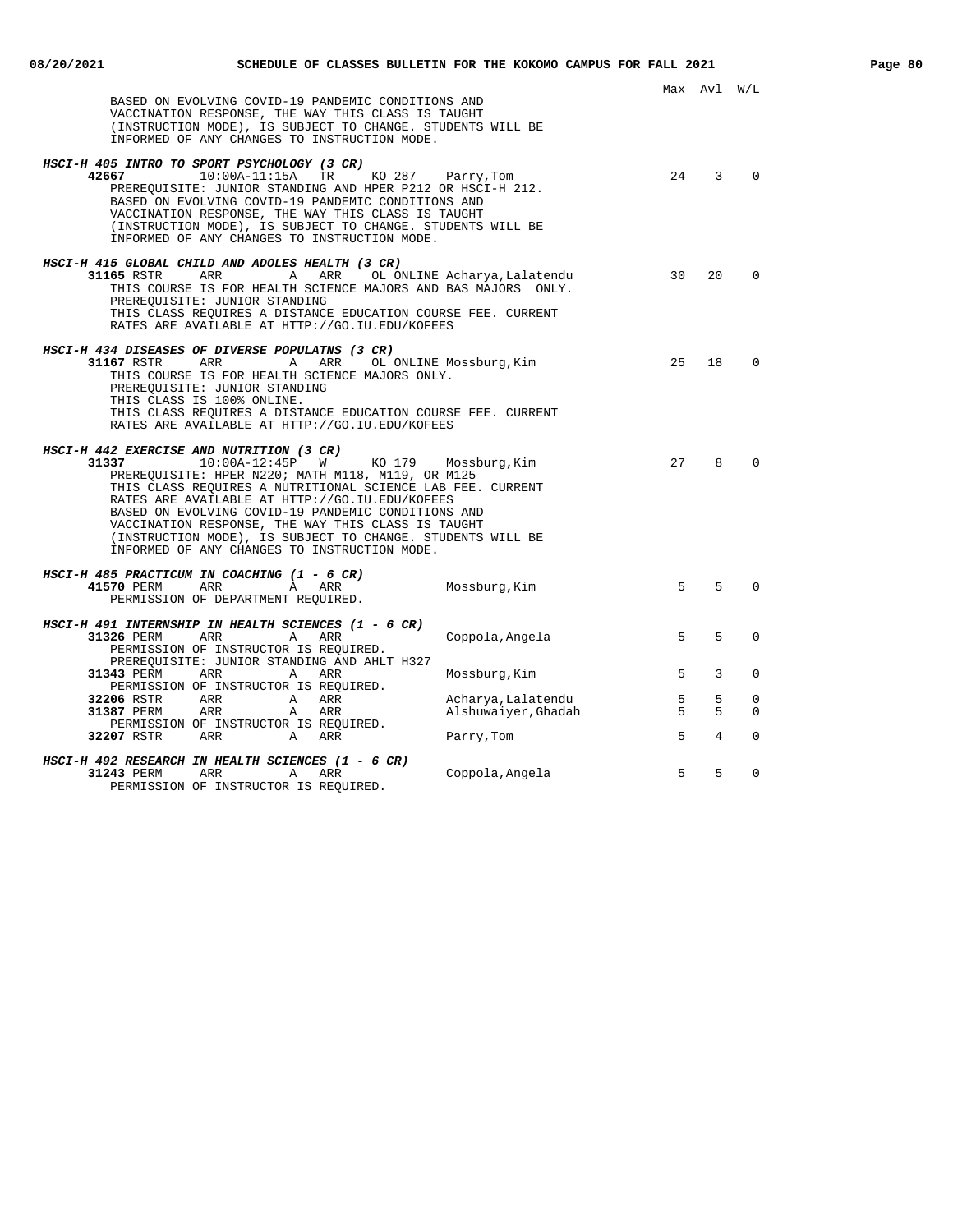Max Avl W/L

BASED ON EVOLVING COVID-19 PANDEMIC CONDITIONS AND VACCINATION RESPONSE, THE WAY THIS CLASS IS TAUGHT (INSTRUCTION MODE), IS SUBJECT TO CHANGE. STUDENTS WILL BE INFORMED OF ANY CHANGES TO INSTRUCTION MODE.

***HSCI-H 405 INTRO TO SPORT PSYCHOLOGY (3 CR)***

| Class | Type | Time | Days | Room | Instructor | Max | Avl | W/L |
|---|---|---|---|---|---|---|---|---|
| **42667** | | 10:00A-11:15A | TR | KO 287 | Parry,Tom | 24 | 3 | 0 |

PREREQUISITE: JUNIOR STANDING AND HPER P212 OR HSCI-H 212.
BASED ON EVOLVING COVID-19 PANDEMIC CONDITIONS AND VACCINATION RESPONSE, THE WAY THIS CLASS IS TAUGHT (INSTRUCTION MODE), IS SUBJECT TO CHANGE. STUDENTS WILL BE INFORMED OF ANY CHANGES TO INSTRUCTION MODE.

***HSCI-H 415 GLOBAL CHILD AND ADOLES HEALTH (3 CR)***

| Class | Type | Time | Days | Room | Instructor | Max | Avl | W/L |
|---|---|---|---|---|---|---|---|---|
| **31165** | RSTR | ARR | A ARR | OL ONLINE | Acharya,Lalatendu | 30 | 20 | 0 |

THIS COURSE IS FOR HEALTH SCIENCE MAJORS AND BAS MAJORS ONLY.
PREREQUISITE: JUNIOR STANDING
THIS CLASS REQUIRES A DISTANCE EDUCATION COURSE FEE. CURRENT RATES ARE AVAILABLE AT HTTP://GO.IU.EDU/KOFEES

***HSCI-H 434 DISEASES OF DIVERSE POPULATNS (3 CR)***

| Class | Type | Time | Days | Room | Instructor | Max | Avl | W/L |
|---|---|---|---|---|---|---|---|---|
| **31167** | RSTR | ARR | A ARR | OL ONLINE | Mossburg,Kim | 25 | 18 | 0 |

THIS COURSE IS FOR HEALTH SCIENCE MAJORS ONLY.
PREREQUISITE: JUNIOR STANDING
THIS CLASS IS 100% ONLINE.
THIS CLASS REQUIRES A DISTANCE EDUCATION COURSE FEE. CURRENT RATES ARE AVAILABLE AT HTTP://GO.IU.EDU/KOFEES

***HSCI-H 442 EXERCISE AND NUTRITION (3 CR)***

| Class | Type | Time | Days | Room | Instructor | Max | Avl | W/L |
|---|---|---|---|---|---|---|---|---|
| **31337** | | 10:00A-12:45P | W | KO 179 | Mossburg,Kim | 27 | 8 | 0 |

PREREQUISITE: HPER N220; MATH M118, M119, OR M125
THIS CLASS REQUIRES A NUTRITIONAL SCIENCE LAB FEE. CURRENT RATES ARE AVAILABLE AT HTTP://GO.IU.EDU/KOFEES
BASED ON EVOLVING COVID-19 PANDEMIC CONDITIONS AND VACCINATION RESPONSE, THE WAY THIS CLASS IS TAUGHT (INSTRUCTION MODE), IS SUBJECT TO CHANGE. STUDENTS WILL BE INFORMED OF ANY CHANGES TO INSTRUCTION MODE.

***HSCI-H 485 PRACTICUM IN COACHING (1 - 6 CR)***

| Class | Type | Time | Days | Room | Instructor | Max | Avl | W/L |
|---|---|---|---|---|---|---|---|---|
| **41570** | PERM | ARR | A ARR | | Mossburg,Kim | 5 | 5 | 0 |

PERMISSION OF DEPARTMENT REQUIRED.

***HSCI-H 491 INTERNSHIP IN HEALTH SCIENCES (1 - 6 CR)***

| Class | Type | Time | Days | Room | Instructor | Max | Avl | W/L |
|---|---|---|---|---|---|---|---|---|
| **31326** | PERM | ARR | A ARR | | Coppola,Angela | 5 | 5 | 0 |
| | | PERMISSION OF INSTRUCTOR IS REQUIRED. PREREQUISITE: JUNIOR STANDING AND AHLT H327 | | | | | | |
| **31343** | PERM | ARR | A ARR | | Mossburg,Kim | 5 | 3 | 0 |
| | | PERMISSION OF INSTRUCTOR IS REQUIRED. | | | | | | |
| **32206** | RSTR | ARR | A ARR | | Acharya,Lalatendu | 5 | 5 | 0 |
| **31387** | PERM | ARR | A ARR | | Alshuwaiyer,Ghadah | 5 | 5 | 0 |
| | | PERMISSION OF INSTRUCTOR IS REQUIRED. | | | | | | |
| **32207** | RSTR | ARR | A ARR | | Parry,Tom | 5 | 4 | 0 |

***HSCI-H 492 RESEARCH IN HEALTH SCIENCES (1 - 6 CR)***

| Class | Type | Time | Days | Room | Instructor | Max | Avl | W/L |
|---|---|---|---|---|---|---|---|---|
| **31243** | PERM | ARR | A ARR | | Coppola,Angela | 5 | 5 | 0 |

PERMISSION OF INSTRUCTOR IS REQUIRED.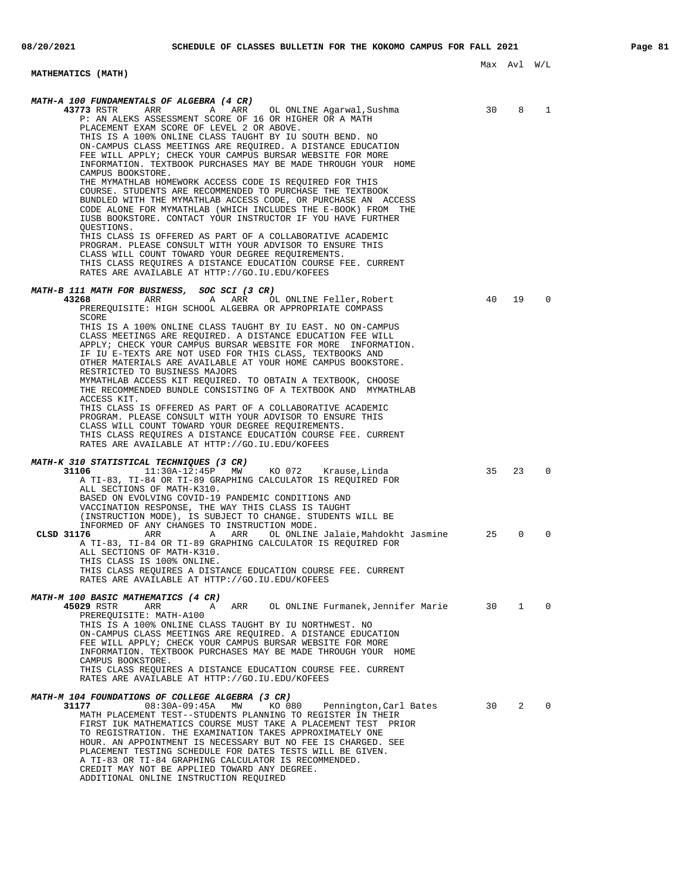## MATHEMATICS (MATH)

Max Avl W/L

### *MATH-A 100 FUNDAMENTALS OF ALGEBRA (4 CR)*

**43773** RSTR ARR A ARR OL ONLINE Agarwal,Sushma 30 8 1

P: AN ALEKS ASSESSMENT SCORE OF 16 OR HIGHER OR A MATH PLACEMENT EXAM SCORE OF LEVEL 2 OR ABOVE.
THIS IS A 100% ONLINE CLASS TAUGHT BY IU SOUTH BEND. NO ON-CAMPUS CLASS MEETINGS ARE REQUIRED. A DISTANCE EDUCATION FEE WILL APPLY; CHECK YOUR CAMPUS BURSAR WEBSITE FOR MORE INFORMATION. TEXTBOOK PURCHASES MAY BE MADE THROUGH YOUR HOME CAMPUS BOOKSTORE.
THE MYMATHLAB HOMEWORK ACCESS CODE IS REQUIRED FOR THIS COURSE. STUDENTS ARE RECOMMENDED TO PURCHASE THE TEXTBOOK BUNDLED WITH THE MYMATHLAB ACCESS CODE, OR PURCHASE AN ACCESS CODE ALONE FOR MYMATHLAB (WHICH INCLUDES THE E-BOOK) FROM THE IUSB BOOKSTORE. CONTACT YOUR INSTRUCTOR IF YOU HAVE FURTHER QUESTIONS.
THIS CLASS IS OFFERED AS PART OF A COLLABORATIVE ACADEMIC PROGRAM. PLEASE CONSULT WITH YOUR ADVISOR TO ENSURE THIS CLASS WILL COUNT TOWARD YOUR DEGREE REQUIREMENTS.
THIS CLASS REQUIRES A DISTANCE EDUCATION COURSE FEE. CURRENT RATES ARE AVAILABLE AT HTTP://GO.IU.EDU/KOFEES

### *MATH-B 111 MATH FOR BUSINESS, SOC SCI (3 CR)*

**43268** ARR A ARR OL ONLINE Feller,Robert 40 19 0

PREREQUISITE: HIGH SCHOOL ALGEBRA OR APPROPRIATE COMPASS SCORE
THIS IS A 100% ONLINE CLASS TAUGHT BY IU EAST. NO ON-CAMPUS CLASS MEETINGS ARE REQUIRED. A DISTANCE EDUCATION FEE WILL APPLY; CHECK YOUR CAMPUS BURSAR WEBSITE FOR MORE INFORMATION.
IF IU E-TEXTS ARE NOT USED FOR THIS CLASS, TEXTBOOKS AND OTHER MATERIALS ARE AVAILABLE AT YOUR HOME CAMPUS BOOKSTORE.
RESTRICTED TO BUSINESS MAJORS
MYMATHLAB ACCESS KIT REQUIRED. TO OBTAIN A TEXTBOOK, CHOOSE THE RECOMMENDED BUNDLE CONSISTING OF A TEXTBOOK AND MYMATHLAB ACCESS KIT.
THIS CLASS IS OFFERED AS PART OF A COLLABORATIVE ACADEMIC PROGRAM. PLEASE CONSULT WITH YOUR ADVISOR TO ENSURE THIS CLASS WILL COUNT TOWARD YOUR DEGREE REQUIREMENTS.
THIS CLASS REQUIRES A DISTANCE EDUCATION COURSE FEE. CURRENT RATES ARE AVAILABLE AT HTTP://GO.IU.EDU/KOFEES

### *MATH-K 310 STATISTICAL TECHNIQUES (3 CR)*

**31106** 11:30A-12:45P MW KO 072 Krause,Linda 35 23 0

A TI-83, TI-84 OR TI-89 GRAPHING CALCULATOR IS REQUIRED FOR ALL SECTIONS OF MATH-K310.
BASED ON EVOLVING COVID-19 PANDEMIC CONDITIONS AND VACCINATION RESPONSE, THE WAY THIS CLASS IS TAUGHT (INSTRUCTION MODE), IS SUBJECT TO CHANGE. STUDENTS WILL BE INFORMED OF ANY CHANGES TO INSTRUCTION MODE.

**CLSD 31176** ARR A ARR OL ONLINE Jalaie,Mahdokht Jasmine 25 0 0

A TI-83, TI-84 OR TI-89 GRAPHING CALCULATOR IS REQUIRED FOR ALL SECTIONS OF MATH-K310.
THIS CLASS IS 100% ONLINE.
THIS CLASS REQUIRES A DISTANCE EDUCATION COURSE FEE. CURRENT RATES ARE AVAILABLE AT HTTP://GO.IU.EDU/KOFEES

### *MATH-M 100 BASIC MATHEMATICS (4 CR)*

**45029** RSTR ARR A ARR OL ONLINE Furmanek,Jennifer Marie 30 1 0

PREREQUISITE: MATH-A100
THIS IS A 100% ONLINE CLASS TAUGHT BY IU NORTHWEST. NO ON-CAMPUS CLASS MEETINGS ARE REQUIRED. A DISTANCE EDUCATION FEE WILL APPLY; CHECK YOUR CAMPUS BURSAR WEBSITE FOR MORE INFORMATION. TEXTBOOK PURCHASES MAY BE MADE THROUGH YOUR HOME CAMPUS BOOKSTORE.
THIS CLASS REQUIRES A DISTANCE EDUCATION COURSE FEE. CURRENT RATES ARE AVAILABLE AT HTTP://GO.IU.EDU/KOFEES

### *MATH-M 104 FOUNDATIONS OF COLLEGE ALGEBRA (3 CR)*

**31177** 08:30A-09:45A MW KO 080 Pennington,Carl Bates 30 2 0

MATH PLACEMENT TEST--STUDENTS PLANNING TO REGISTER IN THEIR FIRST IUK MATHEMATICS COURSE MUST TAKE A PLACEMENT TEST PRIOR TO REGISTRATION. THE EXAMINATION TAKES APPROXIMATELY ONE HOUR. AN APPOINTMENT IS NECESSARY BUT NO FEE IS CHARGED. SEE PLACEMENT TESTING SCHEDULE FOR DATES TESTS WILL BE GIVEN.
A TI-83 OR TI-84 GRAPHING CALCULATOR IS RECOMMENDED.
CREDIT MAY NOT BE APPLIED TOWARD ANY DEGREE.
ADDITIONAL ONLINE INSTRUCTION REQUIRED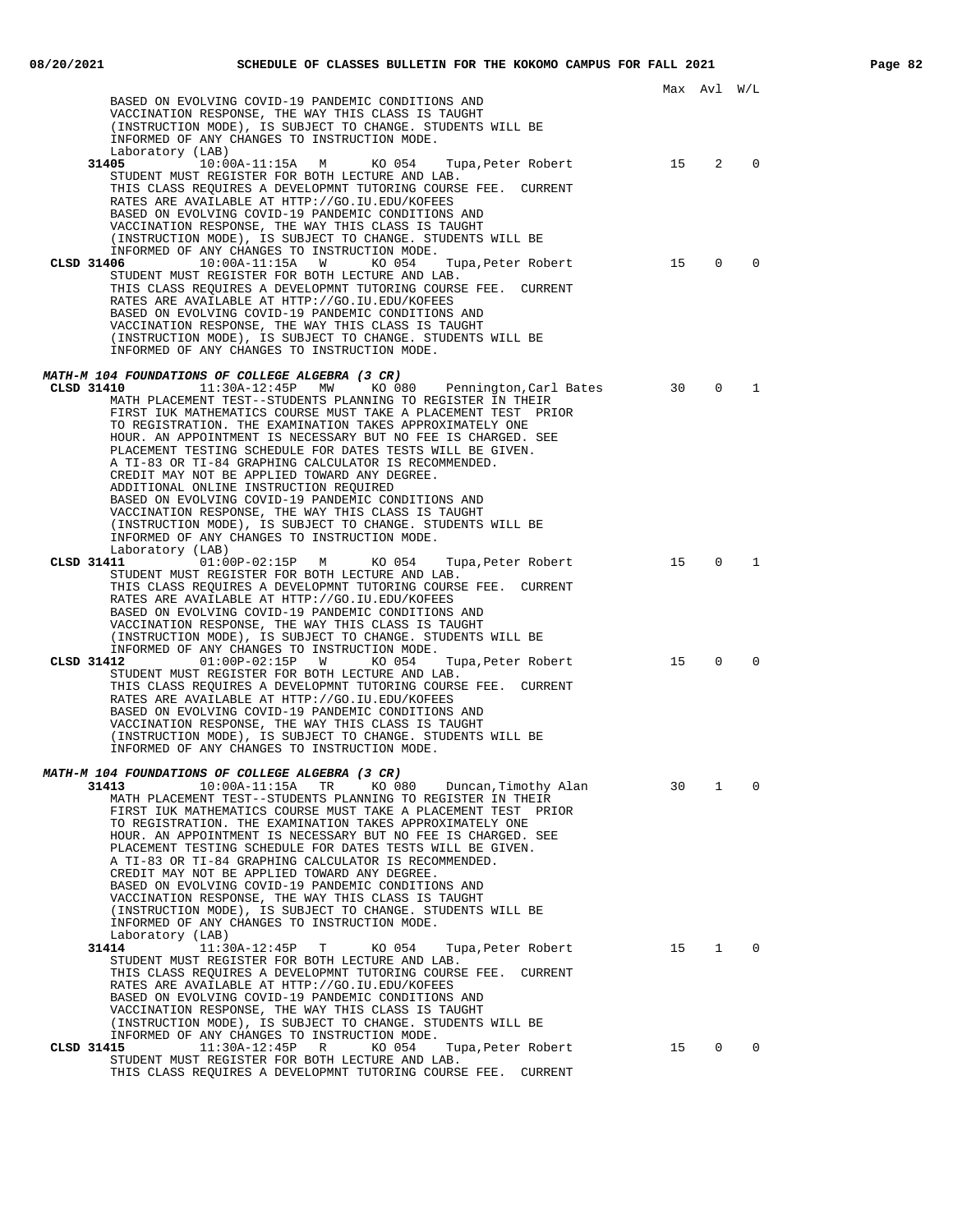| | | | | | Max | Avl | W/L |
|---|---|---|---|---|---|---|---|

BASED ON EVOLVING COVID-19 PANDEMIC CONDITIONS AND VACCINATION RESPONSE, THE WAY THIS CLASS IS TAUGHT (INSTRUCTION MODE), IS SUBJECT TO CHANGE. STUDENTS WILL BE INFORMED OF ANY CHANGES TO INSTRUCTION MODE.

Laboratory (LAB)

| Class | Time | Days | Room | Instructor | Max | Avl | W/L |
|---|---|---|---|---|---|---|---|
| **31405** | 10:00A-11:15A | M | KO 054 | Tupa,Peter Robert | 15 | 2 | 0 |

STUDENT MUST REGISTER FOR BOTH LECTURE AND LAB.
THIS CLASS REQUIRES A DEVELOPMNT TUTORING COURSE FEE. CURRENT RATES ARE AVAILABLE AT HTTP://GO.IU.EDU/KOFEES
BASED ON EVOLVING COVID-19 PANDEMIC CONDITIONS AND VACCINATION RESPONSE, THE WAY THIS CLASS IS TAUGHT (INSTRUCTION MODE), IS SUBJECT TO CHANGE. STUDENTS WILL BE INFORMED OF ANY CHANGES TO INSTRUCTION MODE.

| Class | Time | Days | Room | Instructor | Max | Avl | W/L |
|---|---|---|---|---|---|---|---|
| **CLSD 31406** | 10:00A-11:15A | W | KO 054 | Tupa,Peter Robert | 15 | 0 | 0 |

STUDENT MUST REGISTER FOR BOTH LECTURE AND LAB.
THIS CLASS REQUIRES A DEVELOPMNT TUTORING COURSE FEE. CURRENT RATES ARE AVAILABLE AT HTTP://GO.IU.EDU/KOFEES
BASED ON EVOLVING COVID-19 PANDEMIC CONDITIONS AND VACCINATION RESPONSE, THE WAY THIS CLASS IS TAUGHT (INSTRUCTION MODE), IS SUBJECT TO CHANGE. STUDENTS WILL BE INFORMED OF ANY CHANGES TO INSTRUCTION MODE.

***MATH-M 104 FOUNDATIONS OF COLLEGE ALGEBRA (3 CR)***

| Class | Time | Days | Room | Instructor | Max | Avl | W/L |
|---|---|---|---|---|---|---|---|
| **CLSD 31410** | 11:30A-12:45P | MW | KO 080 | Pennington,Carl Bates | 30 | 0 | 1 |

MATH PLACEMENT TEST--STUDENTS PLANNING TO REGISTER IN THEIR FIRST IUK MATHEMATICS COURSE MUST TAKE A PLACEMENT TEST PRIOR TO REGISTRATION. THE EXAMINATION TAKES APPROXIMATELY ONE HOUR. AN APPOINTMENT IS NECESSARY BUT NO FEE IS CHARGED. SEE PLACEMENT TESTING SCHEDULE FOR DATES TESTS WILL BE GIVEN.
A TI-83 OR TI-84 GRAPHING CALCULATOR IS RECOMMENDED.
CREDIT MAY NOT BE APPLIED TOWARD ANY DEGREE.
ADDITIONAL ONLINE INSTRUCTION REQUIRED
BASED ON EVOLVING COVID-19 PANDEMIC CONDITIONS AND VACCINATION RESPONSE, THE WAY THIS CLASS IS TAUGHT (INSTRUCTION MODE), IS SUBJECT TO CHANGE. STUDENTS WILL BE INFORMED OF ANY CHANGES TO INSTRUCTION MODE.

Laboratory (LAB)

| Class | Time | Days | Room | Instructor | Max | Avl | W/L |
|---|---|---|---|---|---|---|---|
| **CLSD 31411** | 01:00P-02:15P | M | KO 054 | Tupa,Peter Robert | 15 | 0 | 1 |

STUDENT MUST REGISTER FOR BOTH LECTURE AND LAB.
THIS CLASS REQUIRES A DEVELOPMNT TUTORING COURSE FEE. CURRENT RATES ARE AVAILABLE AT HTTP://GO.IU.EDU/KOFEES
BASED ON EVOLVING COVID-19 PANDEMIC CONDITIONS AND VACCINATION RESPONSE, THE WAY THIS CLASS IS TAUGHT (INSTRUCTION MODE), IS SUBJECT TO CHANGE. STUDENTS WILL BE INFORMED OF ANY CHANGES TO INSTRUCTION MODE.

| Class | Time | Days | Room | Instructor | Max | Avl | W/L |
|---|---|---|---|---|---|---|---|
| **CLSD 31412** | 01:00P-02:15P | W | KO 054 | Tupa,Peter Robert | 15 | 0 | 0 |

STUDENT MUST REGISTER FOR BOTH LECTURE AND LAB.
THIS CLASS REQUIRES A DEVELOPMNT TUTORING COURSE FEE. CURRENT RATES ARE AVAILABLE AT HTTP://GO.IU.EDU/KOFEES
BASED ON EVOLVING COVID-19 PANDEMIC CONDITIONS AND VACCINATION RESPONSE, THE WAY THIS CLASS IS TAUGHT (INSTRUCTION MODE), IS SUBJECT TO CHANGE. STUDENTS WILL BE INFORMED OF ANY CHANGES TO INSTRUCTION MODE.

***MATH-M 104 FOUNDATIONS OF COLLEGE ALGEBRA (3 CR)***

| Class | Time | Days | Room | Instructor | Max | Avl | W/L |
|---|---|---|---|---|---|---|---|
| **31413** | 10:00A-11:15A | TR | KO 080 | Duncan,Timothy Alan | 30 | 1 | 0 |

MATH PLACEMENT TEST--STUDENTS PLANNING TO REGISTER IN THEIR FIRST IUK MATHEMATICS COURSE MUST TAKE A PLACEMENT TEST PRIOR TO REGISTRATION. THE EXAMINATION TAKES APPROXIMATELY ONE HOUR. AN APPOINTMENT IS NECESSARY BUT NO FEE IS CHARGED. SEE PLACEMENT TESTING SCHEDULE FOR DATES TESTS WILL BE GIVEN.
A TI-83 OR TI-84 GRAPHING CALCULATOR IS RECOMMENDED.
CREDIT MAY NOT BE APPLIED TOWARD ANY DEGREE.
BASED ON EVOLVING COVID-19 PANDEMIC CONDITIONS AND VACCINATION RESPONSE, THE WAY THIS CLASS IS TAUGHT (INSTRUCTION MODE), IS SUBJECT TO CHANGE. STUDENTS WILL BE INFORMED OF ANY CHANGES TO INSTRUCTION MODE.

Laboratory (LAB)

| Class | Time | Days | Room | Instructor | Max | Avl | W/L |
|---|---|---|---|---|---|---|---|
| **31414** | 11:30A-12:45P | T | KO 054 | Tupa,Peter Robert | 15 | 1 | 0 |

STUDENT MUST REGISTER FOR BOTH LECTURE AND LAB.
THIS CLASS REQUIRES A DEVELOPMNT TUTORING COURSE FEE. CURRENT RATES ARE AVAILABLE AT HTTP://GO.IU.EDU/KOFEES
BASED ON EVOLVING COVID-19 PANDEMIC CONDITIONS AND VACCINATION RESPONSE, THE WAY THIS CLASS IS TAUGHT (INSTRUCTION MODE), IS SUBJECT TO CHANGE. STUDENTS WILL BE INFORMED OF ANY CHANGES TO INSTRUCTION MODE.

| Class | Time | Days | Room | Instructor | Max | Avl | W/L |
|---|---|---|---|---|---|---|---|
| **CLSD 31415** | 11:30A-12:45P | R | KO 054 | Tupa,Peter Robert | 15 | 0 | 0 |

STUDENT MUST REGISTER FOR BOTH LECTURE AND LAB.
THIS CLASS REQUIRES A DEVELOPMNT TUTORING COURSE FEE. CURRENT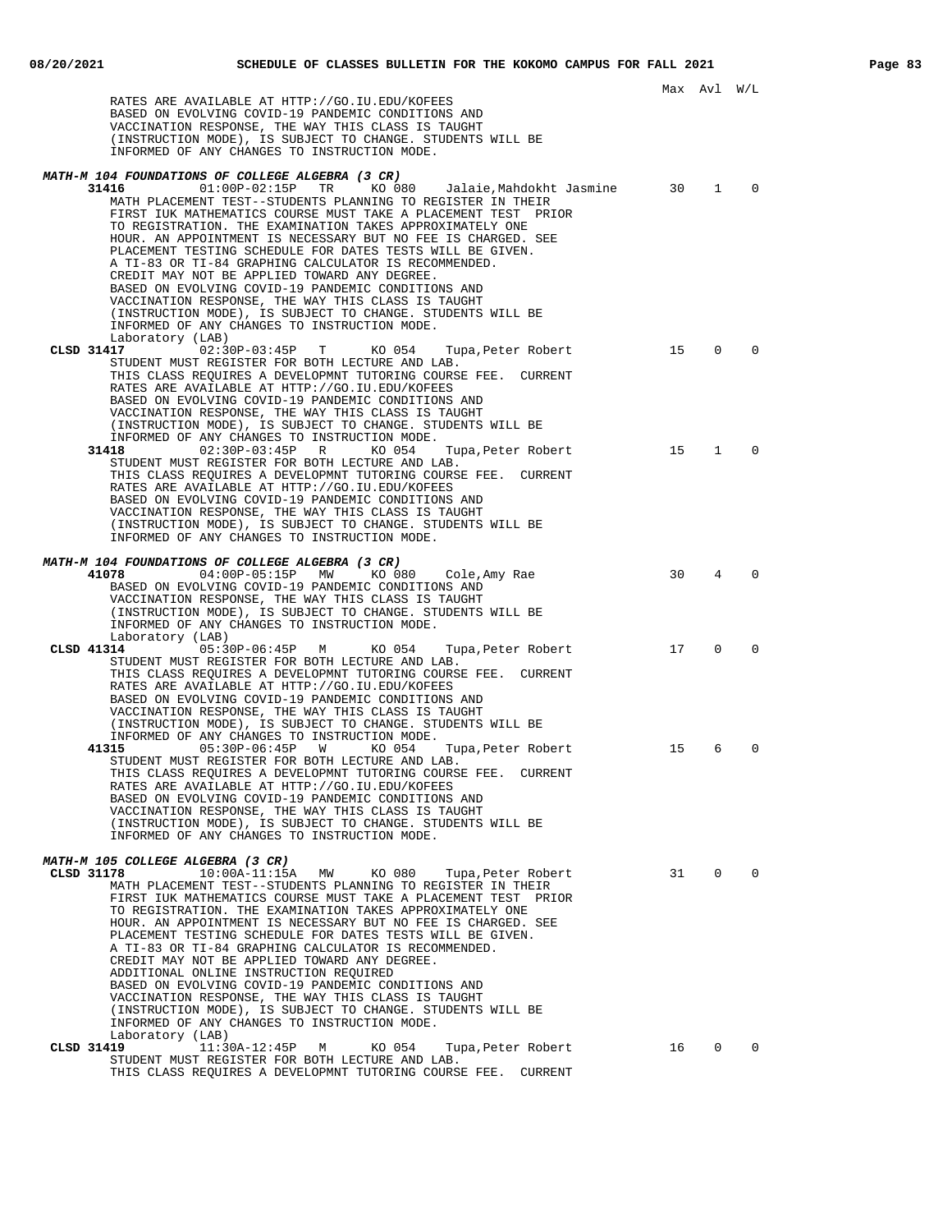Max Avl W/L

RATES ARE AVAILABLE AT HTTP://GO.IU.EDU/KOFEES
BASED ON EVOLVING COVID-19 PANDEMIC CONDITIONS AND
VACCINATION RESPONSE, THE WAY THIS CLASS IS TAUGHT
(INSTRUCTION MODE), IS SUBJECT TO CHANGE. STUDENTS WILL BE
INFORMED OF ANY CHANGES TO INSTRUCTION MODE.

***MATH-M 104 FOUNDATIONS OF COLLEGE ALGEBRA (3 CR)***

**31416** 01:00P-02:15P TR KO 080 Jalaie,Mahdokht Jasmine 30 1 0
MATH PLACEMENT TEST--STUDENTS PLANNING TO REGISTER IN THEIR
FIRST IUK MATHEMATICS COURSE MUST TAKE A PLACEMENT TEST PRIOR
TO REGISTRATION. THE EXAMINATION TAKES APPROXIMATELY ONE
HOUR. AN APPOINTMENT IS NECESSARY BUT NO FEE IS CHARGED. SEE
PLACEMENT TESTING SCHEDULE FOR DATES TESTS WILL BE GIVEN.
A TI-83 OR TI-84 GRAPHING CALCULATOR IS RECOMMENDED.
CREDIT MAY NOT BE APPLIED TOWARD ANY DEGREE.
BASED ON EVOLVING COVID-19 PANDEMIC CONDITIONS AND
VACCINATION RESPONSE, THE WAY THIS CLASS IS TAUGHT
(INSTRUCTION MODE), IS SUBJECT TO CHANGE. STUDENTS WILL BE
INFORMED OF ANY CHANGES TO INSTRUCTION MODE.
Laboratory (LAB)

**CLSD 31417** 02:30P-03:45P T KO 054 Tupa,Peter Robert 15 0 0
STUDENT MUST REGISTER FOR BOTH LECTURE AND LAB.
THIS CLASS REQUIRES A DEVELOPMNT TUTORING COURSE FEE. CURRENT
RATES ARE AVAILABLE AT HTTP://GO.IU.EDU/KOFEES
BASED ON EVOLVING COVID-19 PANDEMIC CONDITIONS AND
VACCINATION RESPONSE, THE WAY THIS CLASS IS TAUGHT
(INSTRUCTION MODE), IS SUBJECT TO CHANGE. STUDENTS WILL BE
INFORMED OF ANY CHANGES TO INSTRUCTION MODE.

**31418** 02:30P-03:45P R KO 054 Tupa,Peter Robert 15 1 0
STUDENT MUST REGISTER FOR BOTH LECTURE AND LAB.
THIS CLASS REQUIRES A DEVELOPMNT TUTORING COURSE FEE. CURRENT
RATES ARE AVAILABLE AT HTTP://GO.IU.EDU/KOFEES
BASED ON EVOLVING COVID-19 PANDEMIC CONDITIONS AND
VACCINATION RESPONSE, THE WAY THIS CLASS IS TAUGHT
(INSTRUCTION MODE), IS SUBJECT TO CHANGE. STUDENTS WILL BE
INFORMED OF ANY CHANGES TO INSTRUCTION MODE.

***MATH-M 104 FOUNDATIONS OF COLLEGE ALGEBRA (3 CR)***

**41078** 04:00P-05:15P MW KO 080 Cole,Amy Rae 30 4 0
BASED ON EVOLVING COVID-19 PANDEMIC CONDITIONS AND
VACCINATION RESPONSE, THE WAY THIS CLASS IS TAUGHT
(INSTRUCTION MODE), IS SUBJECT TO CHANGE. STUDENTS WILL BE
INFORMED OF ANY CHANGES TO INSTRUCTION MODE.
Laboratory (LAB)

**CLSD 41314** 05:30P-06:45P M KO 054 Tupa,Peter Robert 17 0 0
STUDENT MUST REGISTER FOR BOTH LECTURE AND LAB.
THIS CLASS REQUIRES A DEVELOPMNT TUTORING COURSE FEE. CURRENT
RATES ARE AVAILABLE AT HTTP://GO.IU.EDU/KOFEES
BASED ON EVOLVING COVID-19 PANDEMIC CONDITIONS AND
VACCINATION RESPONSE, THE WAY THIS CLASS IS TAUGHT
(INSTRUCTION MODE), IS SUBJECT TO CHANGE. STUDENTS WILL BE
INFORMED OF ANY CHANGES TO INSTRUCTION MODE.

**41315** 05:30P-06:45P W KO 054 Tupa,Peter Robert 15 6 0
STUDENT MUST REGISTER FOR BOTH LECTURE AND LAB.
THIS CLASS REQUIRES A DEVELOPMNT TUTORING COURSE FEE. CURRENT
RATES ARE AVAILABLE AT HTTP://GO.IU.EDU/KOFEES
BASED ON EVOLVING COVID-19 PANDEMIC CONDITIONS AND
VACCINATION RESPONSE, THE WAY THIS CLASS IS TAUGHT
(INSTRUCTION MODE), IS SUBJECT TO CHANGE. STUDENTS WILL BE
INFORMED OF ANY CHANGES TO INSTRUCTION MODE.

***MATH-M 105 COLLEGE ALGEBRA (3 CR)***

**CLSD 31178** 10:00A-11:15A MW KO 080 Tupa,Peter Robert 31 0 0
MATH PLACEMENT TEST--STUDENTS PLANNING TO REGISTER IN THEIR
FIRST IUK MATHEMATICS COURSE MUST TAKE A PLACEMENT TEST PRIOR
TO REGISTRATION. THE EXAMINATION TAKES APPROXIMATELY ONE
HOUR. AN APPOINTMENT IS NECESSARY BUT NO FEE IS CHARGED. SEE
PLACEMENT TESTING SCHEDULE FOR DATES TESTS WILL BE GIVEN.
A TI-83 OR TI-84 GRAPHING CALCULATOR IS RECOMMENDED.
CREDIT MAY NOT BE APPLIED TOWARD ANY DEGREE.
ADDITIONAL ONLINE INSTRUCTION REQUIRED
BASED ON EVOLVING COVID-19 PANDEMIC CONDITIONS AND
VACCINATION RESPONSE, THE WAY THIS CLASS IS TAUGHT
(INSTRUCTION MODE), IS SUBJECT TO CHANGE. STUDENTS WILL BE
INFORMED OF ANY CHANGES TO INSTRUCTION MODE.
Laboratory (LAB)

**CLSD 31419** 11:30A-12:45P M KO 054 Tupa,Peter Robert 16 0 0
STUDENT MUST REGISTER FOR BOTH LECTURE AND LAB.
THIS CLASS REQUIRES A DEVELOPMNT TUTORING COURSE FEE. CURRENT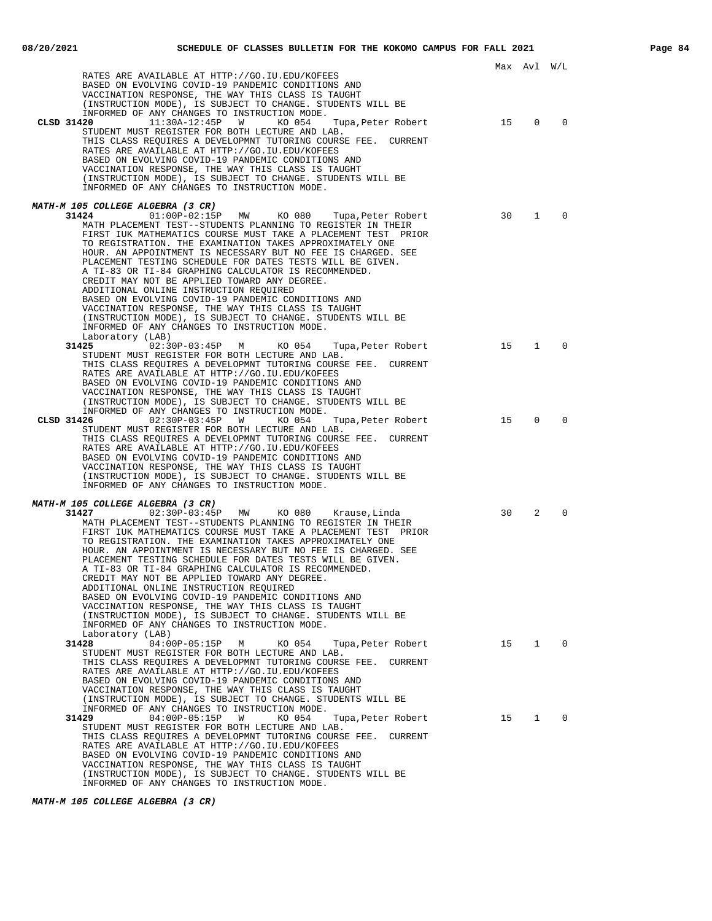Max Avl W/L

RATES ARE AVAILABLE AT HTTP://GO.IU.EDU/KOFEES
BASED ON EVOLVING COVID-19 PANDEMIC CONDITIONS AND
VACCINATION RESPONSE, THE WAY THIS CLASS IS TAUGHT
(INSTRUCTION MODE), IS SUBJECT TO CHANGE. STUDENTS WILL BE
INFORMED OF ANY CHANGES TO INSTRUCTION MODE.

**CLSD 31420** 11:30A-12:45P W KO 054 Tupa,Peter Robert 15 0 0
STUDENT MUST REGISTER FOR BOTH LECTURE AND LAB.
THIS CLASS REQUIRES A DEVELOPMNT TUTORING COURSE FEE. CURRENT
RATES ARE AVAILABLE AT HTTP://GO.IU.EDU/KOFEES
BASED ON EVOLVING COVID-19 PANDEMIC CONDITIONS AND
VACCINATION RESPONSE, THE WAY THIS CLASS IS TAUGHT
(INSTRUCTION MODE), IS SUBJECT TO CHANGE. STUDENTS WILL BE
INFORMED OF ANY CHANGES TO INSTRUCTION MODE.

***MATH-M 105 COLLEGE ALGEBRA (3 CR)***

**31424** 01:00P-02:15P MW KO 080 Tupa,Peter Robert 30 1 0
MATH PLACEMENT TEST--STUDENTS PLANNING TO REGISTER IN THEIR
FIRST IUK MATHEMATICS COURSE MUST TAKE A PLACEMENT TEST PRIOR
TO REGISTRATION. THE EXAMINATION TAKES APPROXIMATELY ONE
HOUR. AN APPOINTMENT IS NECESSARY BUT NO FEE IS CHARGED. SEE
PLACEMENT TESTING SCHEDULE FOR DATES TESTS WILL BE GIVEN.
A TI-83 OR TI-84 GRAPHING CALCULATOR IS RECOMMENDED.
CREDIT MAY NOT BE APPLIED TOWARD ANY DEGREE.
ADDITIONAL ONLINE INSTRUCTION REQUIRED
BASED ON EVOLVING COVID-19 PANDEMIC CONDITIONS AND
VACCINATION RESPONSE, THE WAY THIS CLASS IS TAUGHT
(INSTRUCTION MODE), IS SUBJECT TO CHANGE. STUDENTS WILL BE
INFORMED OF ANY CHANGES TO INSTRUCTION MODE.
Laboratory (LAB)

**31425** 02:30P-03:45P M KO 054 Tupa,Peter Robert 15 1 0
STUDENT MUST REGISTER FOR BOTH LECTURE AND LAB.
THIS CLASS REQUIRES A DEVELOPMNT TUTORING COURSE FEE. CURRENT
RATES ARE AVAILABLE AT HTTP://GO.IU.EDU/KOFEES
BASED ON EVOLVING COVID-19 PANDEMIC CONDITIONS AND
VACCINATION RESPONSE, THE WAY THIS CLASS IS TAUGHT
(INSTRUCTION MODE), IS SUBJECT TO CHANGE. STUDENTS WILL BE
INFORMED OF ANY CHANGES TO INSTRUCTION MODE.

**CLSD 31426** 02:30P-03:45P W KO 054 Tupa,Peter Robert 15 0 0
STUDENT MUST REGISTER FOR BOTH LECTURE AND LAB.
THIS CLASS REQUIRES A DEVELOPMNT TUTORING COURSE FEE. CURRENT
RATES ARE AVAILABLE AT HTTP://GO.IU.EDU/KOFEES
BASED ON EVOLVING COVID-19 PANDEMIC CONDITIONS AND
VACCINATION RESPONSE, THE WAY THIS CLASS IS TAUGHT
(INSTRUCTION MODE), IS SUBJECT TO CHANGE. STUDENTS WILL BE
INFORMED OF ANY CHANGES TO INSTRUCTION MODE.

***MATH-M 105 COLLEGE ALGEBRA (3 CR)***

**31427** 02:30P-03:45P MW KO 080 Krause,Linda 30 2 0
MATH PLACEMENT TEST--STUDENTS PLANNING TO REGISTER IN THEIR
FIRST IUK MATHEMATICS COURSE MUST TAKE A PLACEMENT TEST PRIOR
TO REGISTRATION. THE EXAMINATION TAKES APPROXIMATELY ONE
HOUR. AN APPOINTMENT IS NECESSARY BUT NO FEE IS CHARGED. SEE
PLACEMENT TESTING SCHEDULE FOR DATES TESTS WILL BE GIVEN.
A TI-83 OR TI-84 GRAPHING CALCULATOR IS RECOMMENDED.
CREDIT MAY NOT BE APPLIED TOWARD ANY DEGREE.
ADDITIONAL ONLINE INSTRUCTION REQUIRED
BASED ON EVOLVING COVID-19 PANDEMIC CONDITIONS AND
VACCINATION RESPONSE, THE WAY THIS CLASS IS TAUGHT
(INSTRUCTION MODE), IS SUBJECT TO CHANGE. STUDENTS WILL BE
INFORMED OF ANY CHANGES TO INSTRUCTION MODE.
Laboratory (LAB)

**31428** 04:00P-05:15P M KO 054 Tupa,Peter Robert 15 1 0
STUDENT MUST REGISTER FOR BOTH LECTURE AND LAB.
THIS CLASS REQUIRES A DEVELOPMNT TUTORING COURSE FEE. CURRENT
RATES ARE AVAILABLE AT HTTP://GO.IU.EDU/KOFEES
BASED ON EVOLVING COVID-19 PANDEMIC CONDITIONS AND
VACCINATION RESPONSE, THE WAY THIS CLASS IS TAUGHT
(INSTRUCTION MODE), IS SUBJECT TO CHANGE. STUDENTS WILL BE
INFORMED OF ANY CHANGES TO INSTRUCTION MODE.

**31429** 04:00P-05:15P W KO 054 Tupa,Peter Robert 15 1 0
STUDENT MUST REGISTER FOR BOTH LECTURE AND LAB.
THIS CLASS REQUIRES A DEVELOPMNT TUTORING COURSE FEE. CURRENT
RATES ARE AVAILABLE AT HTTP://GO.IU.EDU/KOFEES
BASED ON EVOLVING COVID-19 PANDEMIC CONDITIONS AND
VACCINATION RESPONSE, THE WAY THIS CLASS IS TAUGHT
(INSTRUCTION MODE), IS SUBJECT TO CHANGE. STUDENTS WILL BE
INFORMED OF ANY CHANGES TO INSTRUCTION MODE.

***MATH-M 105 COLLEGE ALGEBRA (3 CR)***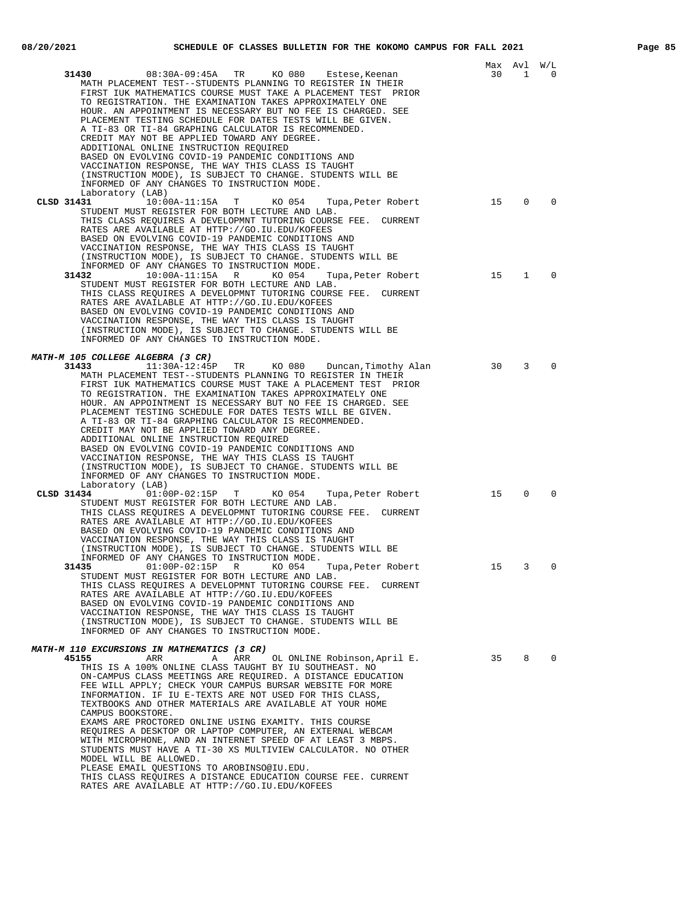| | | | | | | Max | Avl | W/L |
|---|---|---|---|---|---|---|---|---|
| **31430** | 08:30A-09:45A | TR | KO 080 | Estese,Keenan | | 30 | 1 | 0 |

MATH PLACEMENT TEST--STUDENTS PLANNING TO REGISTER IN THEIR FIRST IUK MATHEMATICS COURSE MUST TAKE A PLACEMENT TEST PRIOR TO REGISTRATION. THE EXAMINATION TAKES APPROXIMATELY ONE HOUR. AN APPOINTMENT IS NECESSARY BUT NO FEE IS CHARGED. SEE PLACEMENT TESTING SCHEDULE FOR DATES TESTS WILL BE GIVEN.
A TI-83 OR TI-84 GRAPHING CALCULATOR IS RECOMMENDED.
CREDIT MAY NOT BE APPLIED TOWARD ANY DEGREE.
ADDITIONAL ONLINE INSTRUCTION REQUIRED
BASED ON EVOLVING COVID-19 PANDEMIC CONDITIONS AND VACCINATION RESPONSE, THE WAY THIS CLASS IS TAUGHT (INSTRUCTION MODE), IS SUBJECT TO CHANGE. STUDENTS WILL BE INFORMED OF ANY CHANGES TO INSTRUCTION MODE.

Laboratory (LAB)

| | | | | | | Max | Avl | W/L |
|---|---|---|---|---|---|---|---|---|
| **CLSD 31431** | 10:00A-11:15A | T | KO 054 | Tupa,Peter Robert | | 15 | 0 | 0 |

STUDENT MUST REGISTER FOR BOTH LECTURE AND LAB.
THIS CLASS REQUIRES A DEVELOPMNT TUTORING COURSE FEE. CURRENT RATES ARE AVAILABLE AT HTTP://GO.IU.EDU/KOFEES
BASED ON EVOLVING COVID-19 PANDEMIC CONDITIONS AND VACCINATION RESPONSE, THE WAY THIS CLASS IS TAUGHT (INSTRUCTION MODE), IS SUBJECT TO CHANGE. STUDENTS WILL BE INFORMED OF ANY CHANGES TO INSTRUCTION MODE.

| | | | | | | Max | Avl | W/L |
|---|---|---|---|---|---|---|---|---|
| **31432** | 10:00A-11:15A | R | KO 054 | Tupa,Peter Robert | | 15 | 1 | 0 |

STUDENT MUST REGISTER FOR BOTH LECTURE AND LAB.
THIS CLASS REQUIRES A DEVELOPMNT TUTORING COURSE FEE. CURRENT RATES ARE AVAILABLE AT HTTP://GO.IU.EDU/KOFEES
BASED ON EVOLVING COVID-19 PANDEMIC CONDITIONS AND VACCINATION RESPONSE, THE WAY THIS CLASS IS TAUGHT (INSTRUCTION MODE), IS SUBJECT TO CHANGE. STUDENTS WILL BE INFORMED OF ANY CHANGES TO INSTRUCTION MODE.

### *MATH-M 105 COLLEGE ALGEBRA (3 CR)*

| | | | | | | Max | Avl | W/L |
|---|---|---|---|---|---|---|---|---|
| **31433** | 11:30A-12:45P | TR | KO 080 | Duncan,Timothy Alan | | 30 | 3 | 0 |

MATH PLACEMENT TEST--STUDENTS PLANNING TO REGISTER IN THEIR FIRST IUK MATHEMATICS COURSE MUST TAKE A PLACEMENT TEST PRIOR TO REGISTRATION. THE EXAMINATION TAKES APPROXIMATELY ONE HOUR. AN APPOINTMENT IS NECESSARY BUT NO FEE IS CHARGED. SEE PLACEMENT TESTING SCHEDULE FOR DATES TESTS WILL BE GIVEN.
A TI-83 OR TI-84 GRAPHING CALCULATOR IS RECOMMENDED.
CREDIT MAY NOT BE APPLIED TOWARD ANY DEGREE.
ADDITIONAL ONLINE INSTRUCTION REQUIRED
BASED ON EVOLVING COVID-19 PANDEMIC CONDITIONS AND VACCINATION RESPONSE, THE WAY THIS CLASS IS TAUGHT (INSTRUCTION MODE), IS SUBJECT TO CHANGE. STUDENTS WILL BE INFORMED OF ANY CHANGES TO INSTRUCTION MODE.

Laboratory (LAB)

| | | | | | | Max | Avl | W/L |
|---|---|---|---|---|---|---|---|---|
| **CLSD 31434** | 01:00P-02:15P | T | KO 054 | Tupa,Peter Robert | | 15 | 0 | 0 |

STUDENT MUST REGISTER FOR BOTH LECTURE AND LAB.
THIS CLASS REQUIRES A DEVELOPMNT TUTORING COURSE FEE. CURRENT RATES ARE AVAILABLE AT HTTP://GO.IU.EDU/KOFEES
BASED ON EVOLVING COVID-19 PANDEMIC CONDITIONS AND VACCINATION RESPONSE, THE WAY THIS CLASS IS TAUGHT (INSTRUCTION MODE), IS SUBJECT TO CHANGE. STUDENTS WILL BE INFORMED OF ANY CHANGES TO INSTRUCTION MODE.

| | | | | | | Max | Avl | W/L |
|---|---|---|---|---|---|---|---|---|
| **31435** | 01:00P-02:15P | R | KO 054 | Tupa,Peter Robert | | 15 | 3 | 0 |

STUDENT MUST REGISTER FOR BOTH LECTURE AND LAB.
THIS CLASS REQUIRES A DEVELOPMNT TUTORING COURSE FEE. CURRENT RATES ARE AVAILABLE AT HTTP://GO.IU.EDU/KOFEES
BASED ON EVOLVING COVID-19 PANDEMIC CONDITIONS AND VACCINATION RESPONSE, THE WAY THIS CLASS IS TAUGHT (INSTRUCTION MODE), IS SUBJECT TO CHANGE. STUDENTS WILL BE INFORMED OF ANY CHANGES TO INSTRUCTION MODE.

### *MATH-M 110 EXCURSIONS IN MATHEMATICS (3 CR)*

| | | | | | | Max | Avl | W/L |
|---|---|---|---|---|---|---|---|---|
| **45155** | ARR | A | ARR | OL ONLINE | Robinson,April E. | 35 | 8 | 0 |

THIS IS A 100% ONLINE CLASS TAUGHT BY IU SOUTHEAST. NO ON-CAMPUS CLASS MEETINGS ARE REQUIRED. A DISTANCE EDUCATION FEE WILL APPLY; CHECK YOUR CAMPUS BURSAR WEBSITE FOR MORE INFORMATION. IF IU E-TEXTS ARE NOT USED FOR THIS CLASS, TEXTBOOKS AND OTHER MATERIALS ARE AVAILABLE AT YOUR HOME CAMPUS BOOKSTORE.
EXAMS ARE PROCTORED ONLINE USING EXAMITY. THIS COURSE REQUIRES A DESKTOP OR LAPTOP COMPUTER, AN EXTERNAL WEBCAM WITH MICROPHONE, AND AN INTERNET SPEED OF AT LEAST 3 MBPS. STUDENTS MUST HAVE A TI-30 XS MULTIVIEW CALCULATOR. NO OTHER MODEL WILL BE ALLOWED.
PLEASE EMAIL QUESTIONS TO AROBINSO@IU.EDU.
THIS CLASS REQUIRES A DISTANCE EDUCATION COURSE FEE. CURRENT RATES ARE AVAILABLE AT HTTP://GO.IU.EDU/KOFEES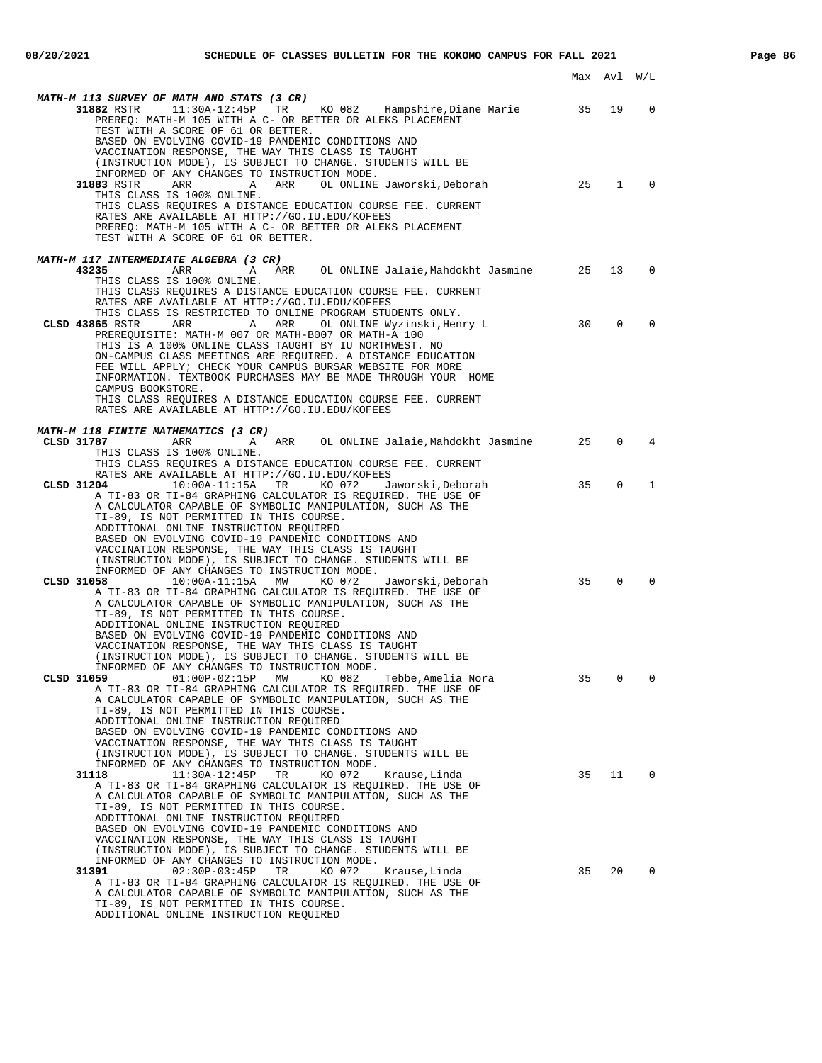| | | | | | | Max | Avl | W/L |
|---|---|---|---|---|---|---|---|---|

***MATH-M 113 SURVEY OF MATH AND STATS (3 CR)***

**31882** RSTR 11:30A-12:45P TR KO 082 Hampshire,Diane Marie — Max 35, Avl 19, W/L 0

PREREQ: MATH-M 105 WITH A C- OR BETTER OR ALEKS PLACEMENT TEST WITH A SCORE OF 61 OR BETTER.
BASED ON EVOLVING COVID-19 PANDEMIC CONDITIONS AND VACCINATION RESPONSE, THE WAY THIS CLASS IS TAUGHT (INSTRUCTION MODE), IS SUBJECT TO CHANGE. STUDENTS WILL BE INFORMED OF ANY CHANGES TO INSTRUCTION MODE.

**31883** RSTR ARR A ARR OL ONLINE Jaworski,Deborah — Max 25, Avl 1, W/L 0

THIS CLASS IS 100% ONLINE.
THIS CLASS REQUIRES A DISTANCE EDUCATION COURSE FEE. CURRENT RATES ARE AVAILABLE AT HTTP://GO.IU.EDU/KOFEES
PREREQ: MATH-M 105 WITH A C- OR BETTER OR ALEKS PLACEMENT TEST WITH A SCORE OF 61 OR BETTER.

***MATH-M 117 INTERMEDIATE ALGEBRA (3 CR)***

**43235** ARR A ARR OL ONLINE Jalaie,Mahdokht Jasmine — Max 25, Avl 13, W/L 0

THIS CLASS IS 100% ONLINE.
THIS CLASS REQUIRES A DISTANCE EDUCATION COURSE FEE. CURRENT RATES ARE AVAILABLE AT HTTP://GO.IU.EDU/KOFEES
THIS CLASS IS RESTRICTED TO ONLINE PROGRAM STUDENTS ONLY.

**CLSD 43865** RSTR ARR A ARR OL ONLINE Wyzinski,Henry L — Max 30, Avl 0, W/L 0

PREREQUISITE: MATH-M 007 OR MATH-B007 OR MATH-A 100
THIS IS A 100% ONLINE CLASS TAUGHT BY IU NORTHWEST. NO ON-CAMPUS CLASS MEETINGS ARE REQUIRED. A DISTANCE EDUCATION FEE WILL APPLY; CHECK YOUR CAMPUS BURSAR WEBSITE FOR MORE INFORMATION. TEXTBOOK PURCHASES MAY BE MADE THROUGH YOUR HOME CAMPUS BOOKSTORE.
THIS CLASS REQUIRES A DISTANCE EDUCATION COURSE FEE. CURRENT RATES ARE AVAILABLE AT HTTP://GO.IU.EDU/KOFEES

***MATH-M 118 FINITE MATHEMATICS (3 CR)***

**CLSD 31787** ARR A ARR OL ONLINE Jalaie,Mahdokht Jasmine — Max 25, Avl 0, W/L 4

THIS CLASS IS 100% ONLINE.
THIS CLASS REQUIRES A DISTANCE EDUCATION COURSE FEE. CURRENT RATES ARE AVAILABLE AT HTTP://GO.IU.EDU/KOFEES

**CLSD 31204** 10:00A-11:15A TR KO 072 Jaworski,Deborah — Max 35, Avl 0, W/L 1

A TI-83 OR TI-84 GRAPHING CALCULATOR IS REQUIRED. THE USE OF A CALCULATOR CAPABLE OF SYMBOLIC MANIPULATION, SUCH AS THE TI-89, IS NOT PERMITTED IN THIS COURSE.
ADDITIONAL ONLINE INSTRUCTION REQUIRED
BASED ON EVOLVING COVID-19 PANDEMIC CONDITIONS AND VACCINATION RESPONSE, THE WAY THIS CLASS IS TAUGHT (INSTRUCTION MODE), IS SUBJECT TO CHANGE. STUDENTS WILL BE INFORMED OF ANY CHANGES TO INSTRUCTION MODE.

**CLSD 31058** 10:00A-11:15A MW KO 072 Jaworski,Deborah — Max 35, Avl 0, W/L 0

A TI-83 OR TI-84 GRAPHING CALCULATOR IS REQUIRED. THE USE OF A CALCULATOR CAPABLE OF SYMBOLIC MANIPULATION, SUCH AS THE TI-89, IS NOT PERMITTED IN THIS COURSE.
ADDITIONAL ONLINE INSTRUCTION REQUIRED
BASED ON EVOLVING COVID-19 PANDEMIC CONDITIONS AND VACCINATION RESPONSE, THE WAY THIS CLASS IS TAUGHT (INSTRUCTION MODE), IS SUBJECT TO CHANGE. STUDENTS WILL BE INFORMED OF ANY CHANGES TO INSTRUCTION MODE.

**CLSD 31059** 01:00P-02:15P MW KO 082 Tebbe,Amelia Nora — Max 35, Avl 0, W/L 0

A TI-83 OR TI-84 GRAPHING CALCULATOR IS REQUIRED. THE USE OF A CALCULATOR CAPABLE OF SYMBOLIC MANIPULATION, SUCH AS THE TI-89, IS NOT PERMITTED IN THIS COURSE.
ADDITIONAL ONLINE INSTRUCTION REQUIRED
BASED ON EVOLVING COVID-19 PANDEMIC CONDITIONS AND VACCINATION RESPONSE, THE WAY THIS CLASS IS TAUGHT (INSTRUCTION MODE), IS SUBJECT TO CHANGE. STUDENTS WILL BE INFORMED OF ANY CHANGES TO INSTRUCTION MODE.

**31118** 11:30A-12:45P TR KO 072 Krause,Linda — Max 35, Avl 11, W/L 0

A TI-83 OR TI-84 GRAPHING CALCULATOR IS REQUIRED. THE USE OF A CALCULATOR CAPABLE OF SYMBOLIC MANIPULATION, SUCH AS THE TI-89, IS NOT PERMITTED IN THIS COURSE.
ADDITIONAL ONLINE INSTRUCTION REQUIRED
BASED ON EVOLVING COVID-19 PANDEMIC CONDITIONS AND VACCINATION RESPONSE, THE WAY THIS CLASS IS TAUGHT (INSTRUCTION MODE), IS SUBJECT TO CHANGE. STUDENTS WILL BE INFORMED OF ANY CHANGES TO INSTRUCTION MODE.

**31391** 02:30P-03:45P TR KO 072 Krause,Linda — Max 35, Avl 20, W/L 0

A TI-83 OR TI-84 GRAPHING CALCULATOR IS REQUIRED. THE USE OF A CALCULATOR CAPABLE OF SYMBOLIC MANIPULATION, SUCH AS THE TI-89, IS NOT PERMITTED IN THIS COURSE.
ADDITIONAL ONLINE INSTRUCTION REQUIRED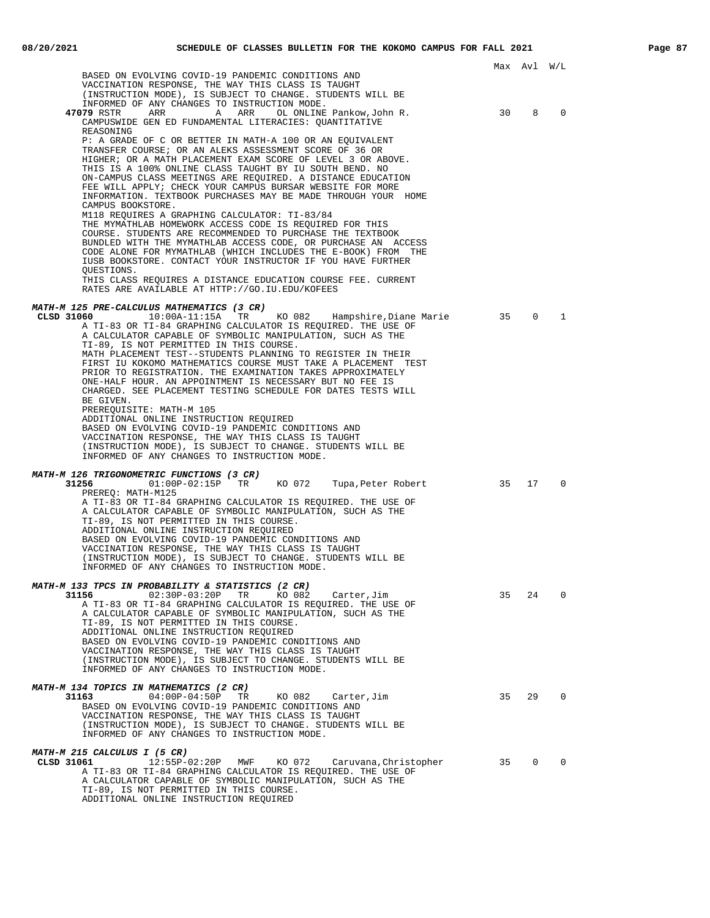| | Max | Avl | W/L |
|---|---|---|---|

BASED ON EVOLVING COVID-19 PANDEMIC CONDITIONS AND VACCINATION RESPONSE, THE WAY THIS CLASS IS TAUGHT (INSTRUCTION MODE), IS SUBJECT TO CHANGE. STUDENTS WILL BE INFORMED OF ANY CHANGES TO INSTRUCTION MODE.

**47079** RSTR ARR A ARR OL ONLINE Pankow,John R. — Max 30, Avl 8, W/L 0

CAMPUSWIDE GEN ED FUNDAMENTAL LITERACIES: QUANTITATIVE REASONING
P: A GRADE OF C OR BETTER IN MATH-A 100 OR AN EQUIVALENT TRANSFER COURSE; OR AN ALEKS ASSESSMENT SCORE OF 36 OR HIGHER; OR A MATH PLACEMENT EXAM SCORE OF LEVEL 3 OR ABOVE.
THIS IS A 100% ONLINE CLASS TAUGHT BY IU SOUTH BEND. NO ON-CAMPUS CLASS MEETINGS ARE REQUIRED. A DISTANCE EDUCATION FEE WILL APPLY; CHECK YOUR CAMPUS BURSAR WEBSITE FOR MORE INFORMATION. TEXTBOOK PURCHASES MAY BE MADE THROUGH YOUR HOME CAMPUS BOOKSTORE.
M118 REQUIRES A GRAPHING CALCULATOR: TI-83/84
THE MYMATHLAB HOMEWORK ACCESS CODE IS REQUIRED FOR THIS COURSE. STUDENTS ARE RECOMMENDED TO PURCHASE THE TEXTBOOK BUNDLED WITH THE MYMATHLAB ACCESS CODE, OR PURCHASE AN ACCESS CODE ALONE FOR MYMATHLAB (WHICH INCLUDES THE E-BOOK) FROM THE IUSB BOOKSTORE. CONTACT YOUR INSTRUCTOR IF YOU HAVE FURTHER QUESTIONS.
THIS CLASS REQUIRES A DISTANCE EDUCATION COURSE FEE. CURRENT RATES ARE AVAILABLE AT HTTP://GO.IU.EDU/KOFEES

***MATH-M 125 PRE-CALCULUS MATHEMATICS (3 CR)***

**CLSD 31060** 10:00A-11:15A TR KO 082 Hampshire,Diane Marie — Max 35, Avl 0, W/L 1

A TI-83 OR TI-84 GRAPHING CALCULATOR IS REQUIRED. THE USE OF A CALCULATOR CAPABLE OF SYMBOLIC MANIPULATION, SUCH AS THE TI-89, IS NOT PERMITTED IN THIS COURSE.
MATH PLACEMENT TEST--STUDENTS PLANNING TO REGISTER IN THEIR FIRST IU KOKOMO MATHEMATICS COURSE MUST TAKE A PLACEMENT TEST PRIOR TO REGISTRATION. THE EXAMINATION TAKES APPROXIMATELY ONE-HALF HOUR. AN APPOINTMENT IS NECESSARY BUT NO FEE IS CHARGED. SEE PLACEMENT TESTING SCHEDULE FOR DATES TESTS WILL BE GIVEN.
PREREQUISITE: MATH-M 105
ADDITIONAL ONLINE INSTRUCTION REQUIRED
BASED ON EVOLVING COVID-19 PANDEMIC CONDITIONS AND VACCINATION RESPONSE, THE WAY THIS CLASS IS TAUGHT (INSTRUCTION MODE), IS SUBJECT TO CHANGE. STUDENTS WILL BE INFORMED OF ANY CHANGES TO INSTRUCTION MODE.

***MATH-M 126 TRIGONOMETRIC FUNCTIONS (3 CR)***

**31256** 01:00P-02:15P TR KO 072 Tupa,Peter Robert — Max 35, Avl 17, W/L 0

PREREQ: MATH-M125
A TI-83 OR TI-84 GRAPHING CALCULATOR IS REQUIRED. THE USE OF A CALCULATOR CAPABLE OF SYMBOLIC MANIPULATION, SUCH AS THE TI-89, IS NOT PERMITTED IN THIS COURSE.
ADDITIONAL ONLINE INSTRUCTION REQUIRED
BASED ON EVOLVING COVID-19 PANDEMIC CONDITIONS AND VACCINATION RESPONSE, THE WAY THIS CLASS IS TAUGHT (INSTRUCTION MODE), IS SUBJECT TO CHANGE. STUDENTS WILL BE INFORMED OF ANY CHANGES TO INSTRUCTION MODE.

***MATH-M 133 TPCS IN PROBABILITY & STATISTICS (2 CR)***

**31156** 02:30P-03:20P TR KO 082 Carter,Jim — Max 35, Avl 24, W/L 0

A TI-83 OR TI-84 GRAPHING CALCULATOR IS REQUIRED. THE USE OF A CALCULATOR CAPABLE OF SYMBOLIC MANIPULATION, SUCH AS THE TI-89, IS NOT PERMITTED IN THIS COURSE.
ADDITIONAL ONLINE INSTRUCTION REQUIRED
BASED ON EVOLVING COVID-19 PANDEMIC CONDITIONS AND VACCINATION RESPONSE, THE WAY THIS CLASS IS TAUGHT (INSTRUCTION MODE), IS SUBJECT TO CHANGE. STUDENTS WILL BE INFORMED OF ANY CHANGES TO INSTRUCTION MODE.

***MATH-M 134 TOPICS IN MATHEMATICS (2 CR)***

**31163** 04:00P-04:50P TR KO 082 Carter,Jim — Max 35, Avl 29, W/L 0

BASED ON EVOLVING COVID-19 PANDEMIC CONDITIONS AND VACCINATION RESPONSE, THE WAY THIS CLASS IS TAUGHT (INSTRUCTION MODE), IS SUBJECT TO CHANGE. STUDENTS WILL BE INFORMED OF ANY CHANGES TO INSTRUCTION MODE.

***MATH-M 215 CALCULUS I (5 CR)***

**CLSD 31061** 12:55P-02:20P MWF KO 072 Caruvana,Christopher — Max 35, Avl 0, W/L 0

A TI-83 OR TI-84 GRAPHING CALCULATOR IS REQUIRED. THE USE OF A CALCULATOR CAPABLE OF SYMBOLIC MANIPULATION, SUCH AS THE TI-89, IS NOT PERMITTED IN THIS COURSE.
ADDITIONAL ONLINE INSTRUCTION REQUIRED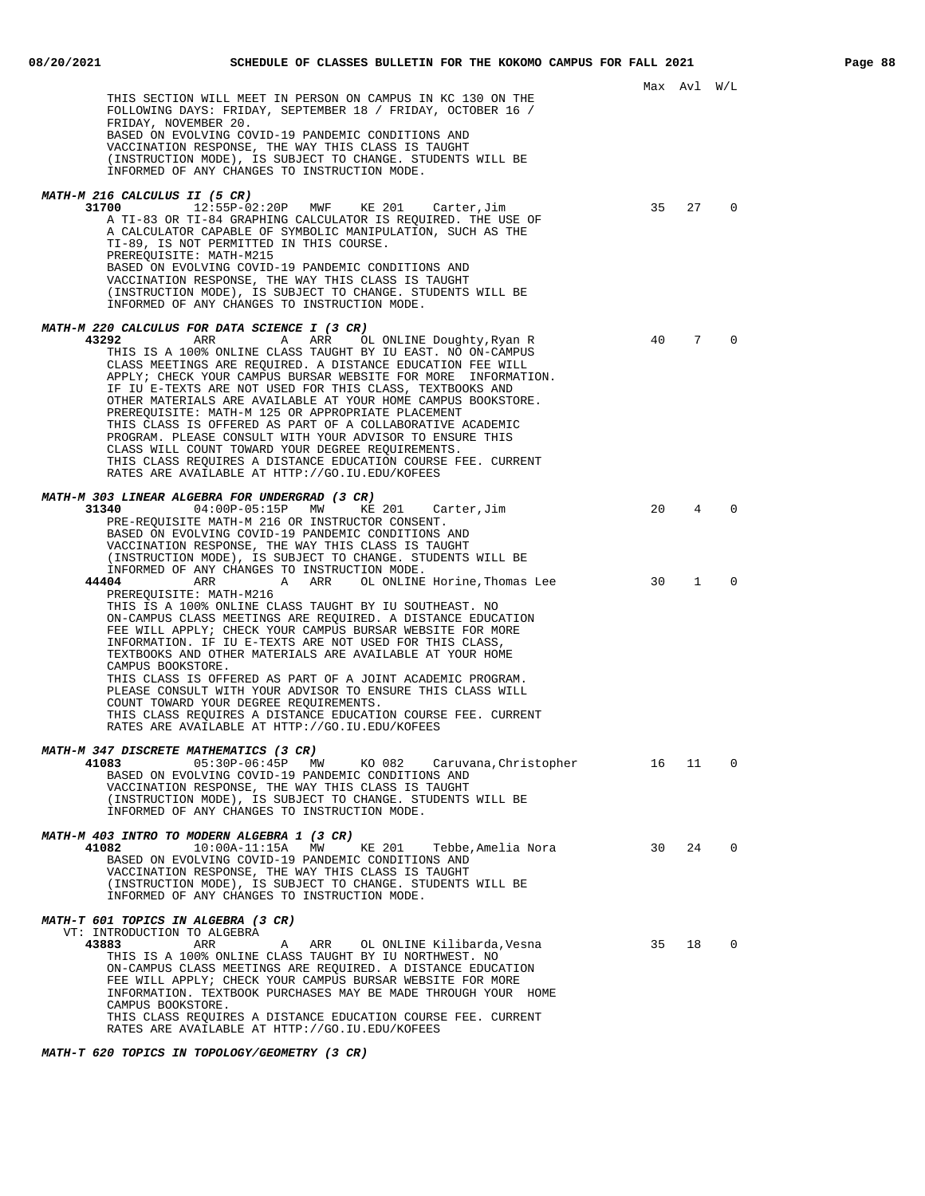Max Avl W/L

THIS SECTION WILL MEET IN PERSON ON CAMPUS IN KC 130 ON THE FOLLOWING DAYS: FRIDAY, SEPTEMBER 18 / FRIDAY, OCTOBER 16 / FRIDAY, NOVEMBER 20.
BASED ON EVOLVING COVID-19 PANDEMIC CONDITIONS AND VACCINATION RESPONSE, THE WAY THIS CLASS IS TAUGHT (INSTRUCTION MODE), IS SUBJECT TO CHANGE. STUDENTS WILL BE INFORMED OF ANY CHANGES TO INSTRUCTION MODE.

***MATH-M 216 CALCULUS II (5 CR)***

| Class | Time | Days | Room | Instructor | Max | Avl | W/L |
|---|---|---|---|---|---|---|---|
| **31700** | 12:55P-02:20P | MWF | KE 201 | Carter,Jim | 35 | 27 | 0 |

A TI-83 OR TI-84 GRAPHING CALCULATOR IS REQUIRED. THE USE OF A CALCULATOR CAPABLE OF SYMBOLIC MANIPULATION, SUCH AS THE TI-89, IS NOT PERMITTED IN THIS COURSE.
PREREQUISITE: MATH-M215
BASED ON EVOLVING COVID-19 PANDEMIC CONDITIONS AND VACCINATION RESPONSE, THE WAY THIS CLASS IS TAUGHT (INSTRUCTION MODE), IS SUBJECT TO CHANGE. STUDENTS WILL BE INFORMED OF ANY CHANGES TO INSTRUCTION MODE.

***MATH-M 220 CALCULUS FOR DATA SCIENCE I (3 CR)***

| Class | Time | Days | Room | Instructor | Max | Avl | W/L |
|---|---|---|---|---|---|---|---|
| **43292** | ARR | A ARR | OL ONLINE | Doughty,Ryan R | 40 | 7 | 0 |

THIS IS A 100% ONLINE CLASS TAUGHT BY IU EAST. NO ON-CAMPUS CLASS MEETINGS ARE REQUIRED. A DISTANCE EDUCATION FEE WILL APPLY; CHECK YOUR CAMPUS BURSAR WEBSITE FOR MORE INFORMATION. IF IU E-TEXTS ARE NOT USED FOR THIS CLASS, TEXTBOOKS AND OTHER MATERIALS ARE AVAILABLE AT YOUR HOME CAMPUS BOOKSTORE.
PREREQUISITE: MATH-M 125 OR APPROPRIATE PLACEMENT
THIS CLASS IS OFFERED AS PART OF A COLLABORATIVE ACADEMIC PROGRAM. PLEASE CONSULT WITH YOUR ADVISOR TO ENSURE THIS CLASS WILL COUNT TOWARD YOUR DEGREE REQUIREMENTS.
THIS CLASS REQUIRES A DISTANCE EDUCATION COURSE FEE. CURRENT RATES ARE AVAILABLE AT HTTP://GO.IU.EDU/KOFEES

***MATH-M 303 LINEAR ALGEBRA FOR UNDERGRAD (3 CR)***

| Class | Time | Days | Room | Instructor | Max | Avl | W/L |
|---|---|---|---|---|---|---|---|
| **31340** | 04:00P-05:15P | MW | KE 201 | Carter,Jim | 20 | 4 | 0 |

PRE-REQUISITE MATH-M 216 OR INSTRUCTOR CONSENT.
BASED ON EVOLVING COVID-19 PANDEMIC CONDITIONS AND VACCINATION RESPONSE, THE WAY THIS CLASS IS TAUGHT (INSTRUCTION MODE), IS SUBJECT TO CHANGE. STUDENTS WILL BE INFORMED OF ANY CHANGES TO INSTRUCTION MODE.

| Class | Time | Days | Room | Instructor | Max | Avl | W/L |
|---|---|---|---|---|---|---|---|
| **44404** | ARR | A ARR | OL ONLINE | Horine,Thomas Lee | 30 | 1 | 0 |

PREREQUISITE: MATH-M216
THIS IS A 100% ONLINE CLASS TAUGHT BY IU SOUTHEAST. NO ON-CAMPUS CLASS MEETINGS ARE REQUIRED. A DISTANCE EDUCATION FEE WILL APPLY; CHECK YOUR CAMPUS BURSAR WEBSITE FOR MORE INFORMATION. IF IU E-TEXTS ARE NOT USED FOR THIS CLASS, TEXTBOOKS AND OTHER MATERIALS ARE AVAILABLE AT YOUR HOME CAMPUS BOOKSTORE.
THIS CLASS IS OFFERED AS PART OF A JOINT ACADEMIC PROGRAM. PLEASE CONSULT WITH YOUR ADVISOR TO ENSURE THIS CLASS WILL COUNT TOWARD YOUR DEGREE REQUIREMENTS.
THIS CLASS REQUIRES A DISTANCE EDUCATION COURSE FEE. CURRENT RATES ARE AVAILABLE AT HTTP://GO.IU.EDU/KOFEES

***MATH-M 347 DISCRETE MATHEMATICS (3 CR)***

| Class | Time | Days | Room | Instructor | Max | Avl | W/L |
|---|---|---|---|---|---|---|---|
| **41083** | 05:30P-06:45P | MW | KO 082 | Caruvana,Christopher | 16 | 11 | 0 |

BASED ON EVOLVING COVID-19 PANDEMIC CONDITIONS AND VACCINATION RESPONSE, THE WAY THIS CLASS IS TAUGHT (INSTRUCTION MODE), IS SUBJECT TO CHANGE. STUDENTS WILL BE INFORMED OF ANY CHANGES TO INSTRUCTION MODE.

***MATH-M 403 INTRO TO MODERN ALGEBRA 1 (3 CR)***

| Class | Time | Days | Room | Instructor | Max | Avl | W/L |
|---|---|---|---|---|---|---|---|
| **41082** | 10:00A-11:15A | MW | KE 201 | Tebbe,Amelia Nora | 30 | 24 | 0 |

BASED ON EVOLVING COVID-19 PANDEMIC CONDITIONS AND VACCINATION RESPONSE, THE WAY THIS CLASS IS TAUGHT (INSTRUCTION MODE), IS SUBJECT TO CHANGE. STUDENTS WILL BE INFORMED OF ANY CHANGES TO INSTRUCTION MODE.

***MATH-T 601 TOPICS IN ALGEBRA (3 CR)***

VT: INTRODUCTION TO ALGEBRA

| Class | Time | Days | Room | Instructor | Max | Avl | W/L |
|---|---|---|---|---|---|---|---|
| **43883** | ARR | A ARR | OL ONLINE | Kilibarda,Vesna | 35 | 18 | 0 |

THIS IS A 100% ONLINE CLASS TAUGHT BY IU NORTHWEST. NO ON-CAMPUS CLASS MEETINGS ARE REQUIRED. A DISTANCE EDUCATION FEE WILL APPLY; CHECK YOUR CAMPUS BURSAR WEBSITE FOR MORE INFORMATION. TEXTBOOK PURCHASES MAY BE MADE THROUGH YOUR HOME CAMPUS BOOKSTORE.
THIS CLASS REQUIRES A DISTANCE EDUCATION COURSE FEE. CURRENT RATES ARE AVAILABLE AT HTTP://GO.IU.EDU/KOFEES

***MATH-T 620 TOPICS IN TOPOLOGY/GEOMETRY (3 CR)***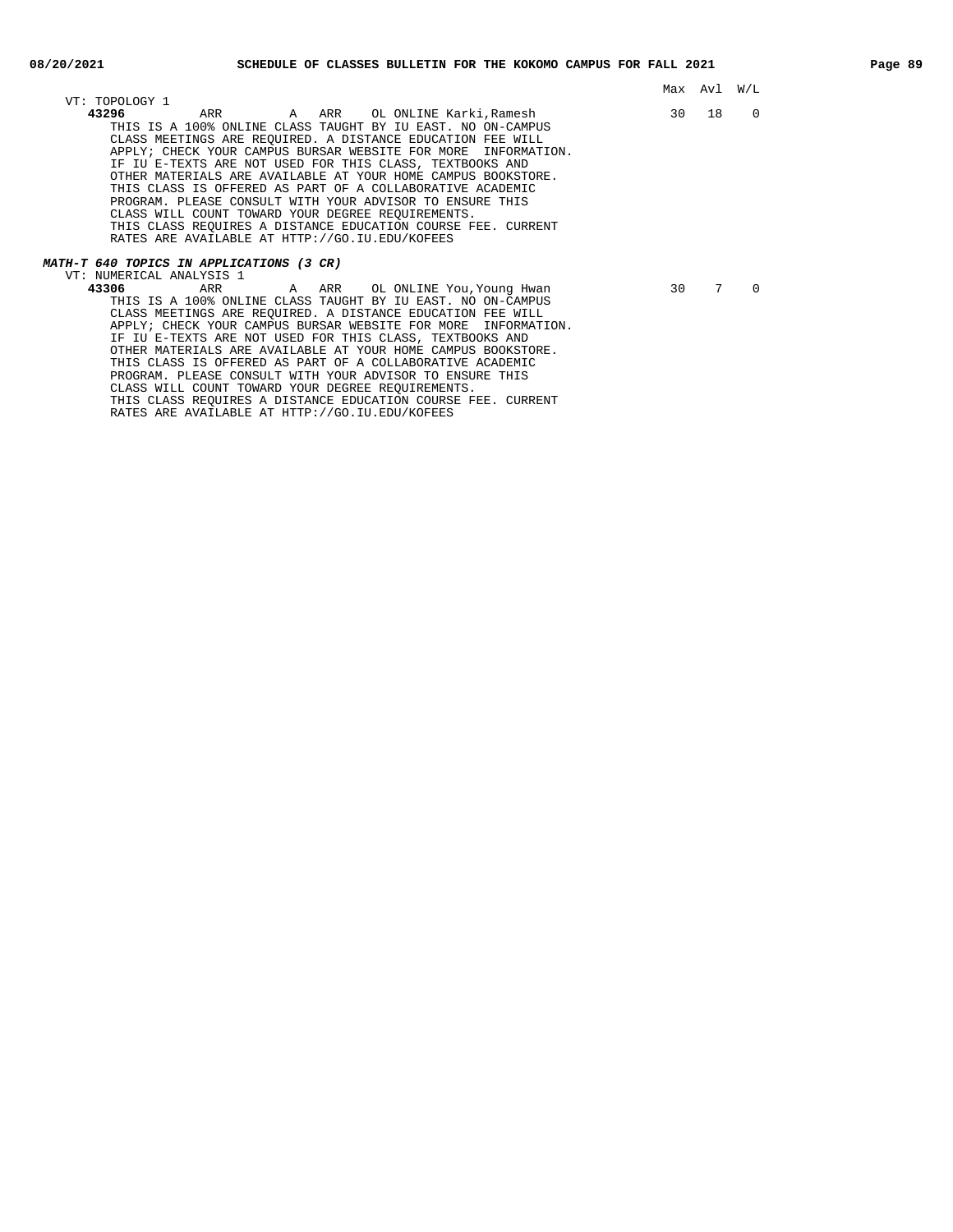| | Max | Avl | W/L |
|---|---|---|---|
| VT: TOPOLOGY 1 | | | |
| **43296** ARR A ARR OL ONLINE Karki,Ramesh | 30 | 18 | 0 |

THIS IS A 100% ONLINE CLASS TAUGHT BY IU EAST. NO ON-CAMPUS CLASS MEETINGS ARE REQUIRED. A DISTANCE EDUCATION FEE WILL APPLY; CHECK YOUR CAMPUS BURSAR WEBSITE FOR MORE INFORMATION. IF IU E-TEXTS ARE NOT USED FOR THIS CLASS, TEXTBOOKS AND OTHER MATERIALS ARE AVAILABLE AT YOUR HOME CAMPUS BOOKSTORE. THIS CLASS IS OFFERED AS PART OF A COLLABORATIVE ACADEMIC PROGRAM. PLEASE CONSULT WITH YOUR ADVISOR TO ENSURE THIS CLASS WILL COUNT TOWARD YOUR DEGREE REQUIREMENTS. THIS CLASS REQUIRES A DISTANCE EDUCATION COURSE FEE. CURRENT RATES ARE AVAILABLE AT HTTP://GO.IU.EDU/KOFEES

***MATH-T 640 TOPICS IN APPLICATIONS (3 CR)***

| | Max | Avl | W/L |
|---|---|---|---|
| VT: NUMERICAL ANALYSIS 1 | | | |
| **43306** ARR A ARR OL ONLINE You,Young Hwan | 30 | 7 | 0 |

THIS IS A 100% ONLINE CLASS TAUGHT BY IU EAST. NO ON-CAMPUS CLASS MEETINGS ARE REQUIRED. A DISTANCE EDUCATION FEE WILL APPLY; CHECK YOUR CAMPUS BURSAR WEBSITE FOR MORE INFORMATION. IF IU E-TEXTS ARE NOT USED FOR THIS CLASS, TEXTBOOKS AND OTHER MATERIALS ARE AVAILABLE AT YOUR HOME CAMPUS BOOKSTORE. THIS CLASS IS OFFERED AS PART OF A COLLABORATIVE ACADEMIC PROGRAM. PLEASE CONSULT WITH YOUR ADVISOR TO ENSURE THIS CLASS WILL COUNT TOWARD YOUR DEGREE REQUIREMENTS. THIS CLASS REQUIRES A DISTANCE EDUCATION COURSE FEE. CURRENT RATES ARE AVAILABLE AT HTTP://GO.IU.EDU/KOFEES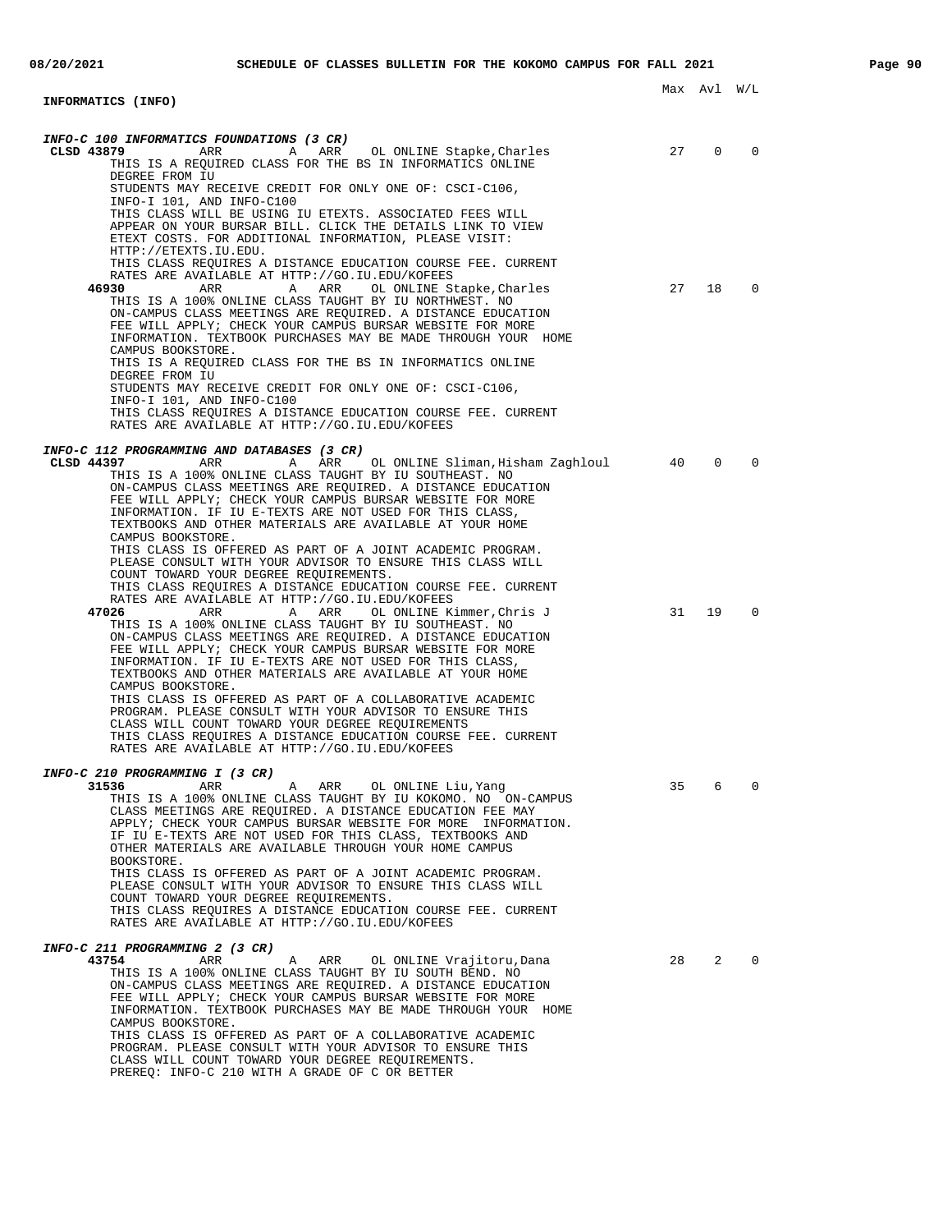## INFORMATICS (INFO)

Max Avl W/L

### *INFO-C 100 INFORMATICS FOUNDATIONS (3 CR)*

**CLSD 43879** ARR A ARR OL ONLINE Stapke,Charles — Max 27, Avl 0, W/L 0

THIS IS A REQUIRED CLASS FOR THE BS IN INFORMATICS ONLINE DEGREE FROM IU
STUDENTS MAY RECEIVE CREDIT FOR ONLY ONE OF: CSCI-C106, INFO-I 101, AND INFO-C100
THIS CLASS WILL BE USING IU ETEXTS. ASSOCIATED FEES WILL APPEAR ON YOUR BURSAR BILL. CLICK THE DETAILS LINK TO VIEW ETEXT COSTS. FOR ADDITIONAL INFORMATION, PLEASE VISIT: HTTP://ETEXTS.IU.EDU.
THIS CLASS REQUIRES A DISTANCE EDUCATION COURSE FEE. CURRENT RATES ARE AVAILABLE AT HTTP://GO.IU.EDU/KOFEES

**46930** ARR A ARR OL ONLINE Stapke,Charles — Max 27, Avl 18, W/L 0

THIS IS A 100% ONLINE CLASS TAUGHT BY IU NORTHWEST. NO ON-CAMPUS CLASS MEETINGS ARE REQUIRED. A DISTANCE EDUCATION FEE WILL APPLY; CHECK YOUR CAMPUS BURSAR WEBSITE FOR MORE INFORMATION. TEXTBOOK PURCHASES MAY BE MADE THROUGH YOUR HOME CAMPUS BOOKSTORE.
THIS IS A REQUIRED CLASS FOR THE BS IN INFORMATICS ONLINE DEGREE FROM IU
STUDENTS MAY RECEIVE CREDIT FOR ONLY ONE OF: CSCI-C106, INFO-I 101, AND INFO-C100
THIS CLASS REQUIRES A DISTANCE EDUCATION COURSE FEE. CURRENT RATES ARE AVAILABLE AT HTTP://GO.IU.EDU/KOFEES

### *INFO-C 112 PROGRAMMING AND DATABASES (3 CR)*

**CLSD 44397** ARR A ARR OL ONLINE Sliman,Hisham Zaghloul — Max 40, Avl 0, W/L 0

THIS IS A 100% ONLINE CLASS TAUGHT BY IU SOUTHEAST. NO ON-CAMPUS CLASS MEETINGS ARE REQUIRED. A DISTANCE EDUCATION FEE WILL APPLY; CHECK YOUR CAMPUS BURSAR WEBSITE FOR MORE INFORMATION. IF IU E-TEXTS ARE NOT USED FOR THIS CLASS, TEXTBOOKS AND OTHER MATERIALS ARE AVAILABLE AT YOUR HOME CAMPUS BOOKSTORE.
THIS CLASS IS OFFERED AS PART OF A JOINT ACADEMIC PROGRAM. PLEASE CONSULT WITH YOUR ADVISOR TO ENSURE THIS CLASS WILL COUNT TOWARD YOUR DEGREE REQUIREMENTS.
THIS CLASS REQUIRES A DISTANCE EDUCATION COURSE FEE. CURRENT RATES ARE AVAILABLE AT HTTP://GO.IU.EDU/KOFEES

**47026** ARR A ARR OL ONLINE Kimmer,Chris J — Max 31, Avl 19, W/L 0

THIS IS A 100% ONLINE CLASS TAUGHT BY IU SOUTHEAST. NO ON-CAMPUS CLASS MEETINGS ARE REQUIRED. A DISTANCE EDUCATION FEE WILL APPLY; CHECK YOUR CAMPUS BURSAR WEBSITE FOR MORE INFORMATION. IF IU E-TEXTS ARE NOT USED FOR THIS CLASS, TEXTBOOKS AND OTHER MATERIALS ARE AVAILABLE AT YOUR HOME CAMPUS BOOKSTORE.
THIS CLASS IS OFFERED AS PART OF A COLLABORATIVE ACADEMIC PROGRAM. PLEASE CONSULT WITH YOUR ADVISOR TO ENSURE THIS CLASS WILL COUNT TOWARD YOUR DEGREE REQUIREMENTS
THIS CLASS REQUIRES A DISTANCE EDUCATION COURSE FEE. CURRENT RATES ARE AVAILABLE AT HTTP://GO.IU.EDU/KOFEES

### *INFO-C 210 PROGRAMMING I (3 CR)*

**31536** ARR A ARR OL ONLINE Liu,Yang — Max 35, Avl 6, W/L 0

THIS IS A 100% ONLINE CLASS TAUGHT BY IU KOKOMO. NO ON-CAMPUS CLASS MEETINGS ARE REQUIRED. A DISTANCE EDUCATION FEE MAY APPLY; CHECK YOUR CAMPUS BURSAR WEBSITE FOR MORE INFORMATION. IF IU E-TEXTS ARE NOT USED FOR THIS CLASS, TEXTBOOKS AND OTHER MATERIALS ARE AVAILABLE THROUGH YOUR HOME CAMPUS BOOKSTORE.
THIS CLASS IS OFFERED AS PART OF A JOINT ACADEMIC PROGRAM. PLEASE CONSULT WITH YOUR ADVISOR TO ENSURE THIS CLASS WILL COUNT TOWARD YOUR DEGREE REQUIREMENTS.
THIS CLASS REQUIRES A DISTANCE EDUCATION COURSE FEE. CURRENT RATES ARE AVAILABLE AT HTTP://GO.IU.EDU/KOFEES

### *INFO-C 211 PROGRAMMING 2 (3 CR)*

**43754** ARR A ARR OL ONLINE Vrajitoru,Dana — Max 28, Avl 2, W/L 0

THIS IS A 100% ONLINE CLASS TAUGHT BY IU SOUTH BEND. NO ON-CAMPUS CLASS MEETINGS ARE REQUIRED. A DISTANCE EDUCATION FEE WILL APPLY; CHECK YOUR CAMPUS BURSAR WEBSITE FOR MORE INFORMATION. TEXTBOOK PURCHASES MAY BE MADE THROUGH YOUR HOME CAMPUS BOOKSTORE.
THIS CLASS IS OFFERED AS PART OF A COLLABORATIVE ACADEMIC PROGRAM. PLEASE CONSULT WITH YOUR ADVISOR TO ENSURE THIS CLASS WILL COUNT TOWARD YOUR DEGREE REQUIREMENTS.
PREREQ: INFO-C 210 WITH A GRADE OF C OR BETTER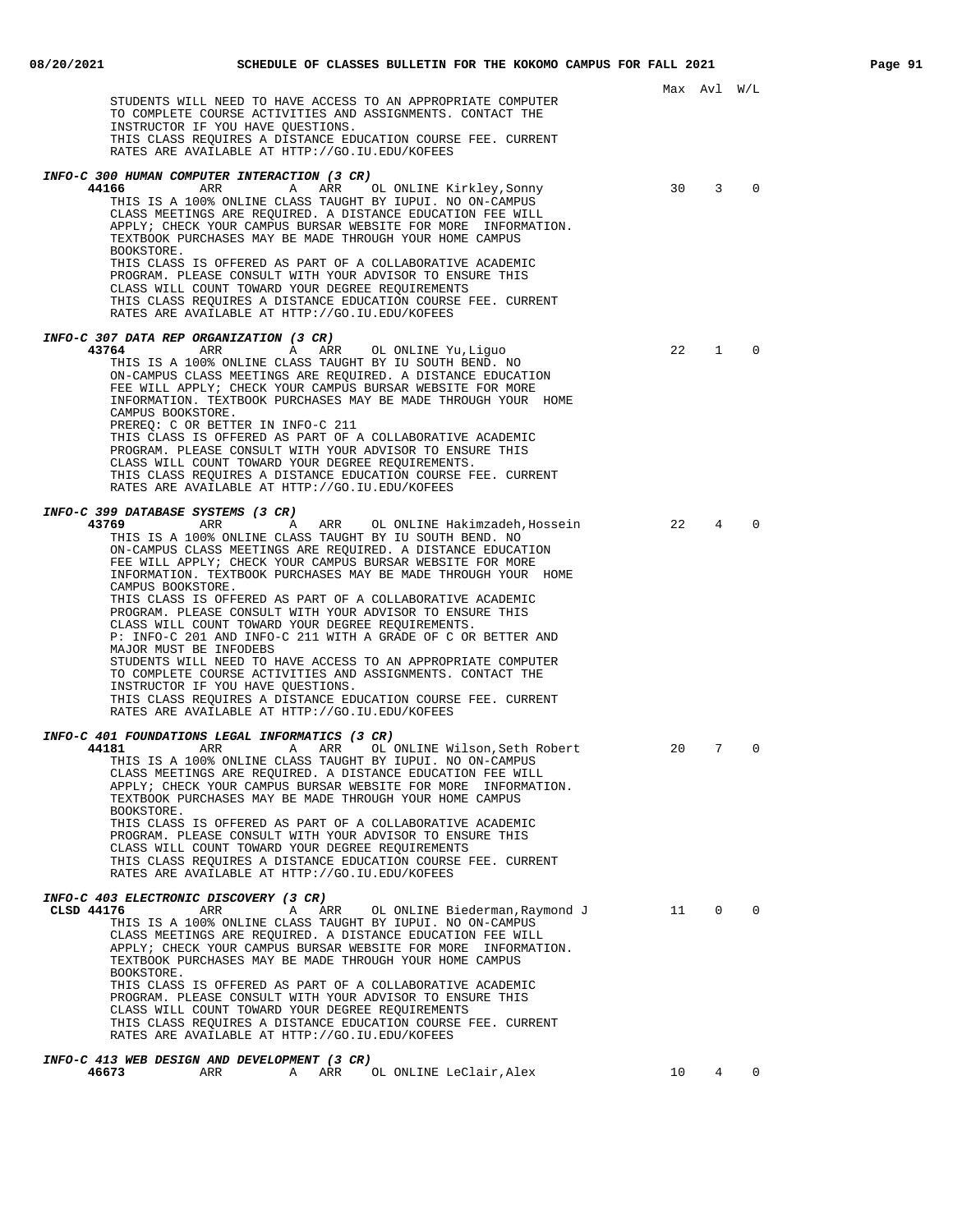Max Avl W/L

STUDENTS WILL NEED TO HAVE ACCESS TO AN APPROPRIATE COMPUTER TO COMPLETE COURSE ACTIVITIES AND ASSIGNMENTS. CONTACT THE INSTRUCTOR IF YOU HAVE QUESTIONS.
THIS CLASS REQUIRES A DISTANCE EDUCATION COURSE FEE. CURRENT RATES ARE AVAILABLE AT HTTP://GO.IU.EDU/KOFEES

***INFO-C 300 HUMAN COMPUTER INTERACTION (3 CR)***

**44166** ARR A ARR OL ONLINE Kirkley,Sonny 30 3 0

THIS IS A 100% ONLINE CLASS TAUGHT BY IUPUI. NO ON-CAMPUS CLASS MEETINGS ARE REQUIRED. A DISTANCE EDUCATION FEE WILL APPLY; CHECK YOUR CAMPUS BURSAR WEBSITE FOR MORE INFORMATION. TEXTBOOK PURCHASES MAY BE MADE THROUGH YOUR HOME CAMPUS BOOKSTORE.
THIS CLASS IS OFFERED AS PART OF A COLLABORATIVE ACADEMIC PROGRAM. PLEASE CONSULT WITH YOUR ADVISOR TO ENSURE THIS CLASS WILL COUNT TOWARD YOUR DEGREE REQUIREMENTS
THIS CLASS REQUIRES A DISTANCE EDUCATION COURSE FEE. CURRENT RATES ARE AVAILABLE AT HTTP://GO.IU.EDU/KOFEES

***INFO-C 307 DATA REP ORGANIZATION (3 CR)***

**43764** ARR A ARR OL ONLINE Yu,Liguo 22 1 0

THIS IS A 100% ONLINE CLASS TAUGHT BY IU SOUTH BEND. NO ON-CAMPUS CLASS MEETINGS ARE REQUIRED. A DISTANCE EDUCATION FEE WILL APPLY; CHECK YOUR CAMPUS BURSAR WEBSITE FOR MORE INFORMATION. TEXTBOOK PURCHASES MAY BE MADE THROUGH YOUR HOME CAMPUS BOOKSTORE.
PREREQ: C OR BETTER IN INFO-C 211
THIS CLASS IS OFFERED AS PART OF A COLLABORATIVE ACADEMIC PROGRAM. PLEASE CONSULT WITH YOUR ADVISOR TO ENSURE THIS CLASS WILL COUNT TOWARD YOUR DEGREE REQUIREMENTS.
THIS CLASS REQUIRES A DISTANCE EDUCATION COURSE FEE. CURRENT RATES ARE AVAILABLE AT HTTP://GO.IU.EDU/KOFEES

***INFO-C 399 DATABASE SYSTEMS (3 CR)***

**43769** ARR A ARR OL ONLINE Hakimzadeh,Hossein 22 4 0

THIS IS A 100% ONLINE CLASS TAUGHT BY IU SOUTH BEND. NO ON-CAMPUS CLASS MEETINGS ARE REQUIRED. A DISTANCE EDUCATION FEE WILL APPLY; CHECK YOUR CAMPUS BURSAR WEBSITE FOR MORE INFORMATION. TEXTBOOK PURCHASES MAY BE MADE THROUGH YOUR HOME CAMPUS BOOKSTORE.
THIS CLASS IS OFFERED AS PART OF A COLLABORATIVE ACADEMIC PROGRAM. PLEASE CONSULT WITH YOUR ADVISOR TO ENSURE THIS CLASS WILL COUNT TOWARD YOUR DEGREE REQUIREMENTS.
P: INFO-C 201 AND INFO-C 211 WITH A GRADE OF C OR BETTER AND MAJOR MUST BE INFODEBS
STUDENTS WILL NEED TO HAVE ACCESS TO AN APPROPRIATE COMPUTER TO COMPLETE COURSE ACTIVITIES AND ASSIGNMENTS. CONTACT THE INSTRUCTOR IF YOU HAVE QUESTIONS.
THIS CLASS REQUIRES A DISTANCE EDUCATION COURSE FEE. CURRENT RATES ARE AVAILABLE AT HTTP://GO.IU.EDU/KOFEES

***INFO-C 401 FOUNDATIONS LEGAL INFORMATICS (3 CR)***

**44181** ARR A ARR OL ONLINE Wilson,Seth Robert 20 7 0

THIS IS A 100% ONLINE CLASS TAUGHT BY IUPUI. NO ON-CAMPUS CLASS MEETINGS ARE REQUIRED. A DISTANCE EDUCATION FEE WILL APPLY; CHECK YOUR CAMPUS BURSAR WEBSITE FOR MORE INFORMATION. TEXTBOOK PURCHASES MAY BE MADE THROUGH YOUR HOME CAMPUS BOOKSTORE.
THIS CLASS IS OFFERED AS PART OF A COLLABORATIVE ACADEMIC PROGRAM. PLEASE CONSULT WITH YOUR ADVISOR TO ENSURE THIS CLASS WILL COUNT TOWARD YOUR DEGREE REQUIREMENTS
THIS CLASS REQUIRES A DISTANCE EDUCATION COURSE FEE. CURRENT RATES ARE AVAILABLE AT HTTP://GO.IU.EDU/KOFEES

***INFO-C 403 ELECTRONIC DISCOVERY (3 CR)***

**CLSD 44176** ARR A ARR OL ONLINE Biederman,Raymond J 11 0 0

THIS IS A 100% ONLINE CLASS TAUGHT BY IUPUI. NO ON-CAMPUS CLASS MEETINGS ARE REQUIRED. A DISTANCE EDUCATION FEE WILL APPLY; CHECK YOUR CAMPUS BURSAR WEBSITE FOR MORE INFORMATION. TEXTBOOK PURCHASES MAY BE MADE THROUGH YOUR HOME CAMPUS BOOKSTORE.
THIS CLASS IS OFFERED AS PART OF A COLLABORATIVE ACADEMIC PROGRAM. PLEASE CONSULT WITH YOUR ADVISOR TO ENSURE THIS CLASS WILL COUNT TOWARD YOUR DEGREE REQUIREMENTS
THIS CLASS REQUIRES A DISTANCE EDUCATION COURSE FEE. CURRENT RATES ARE AVAILABLE AT HTTP://GO.IU.EDU/KOFEES

***INFO-C 413 WEB DESIGN AND DEVELOPMENT (3 CR)***

**46673** ARR A ARR OL ONLINE LeClair,Alex 10 4 0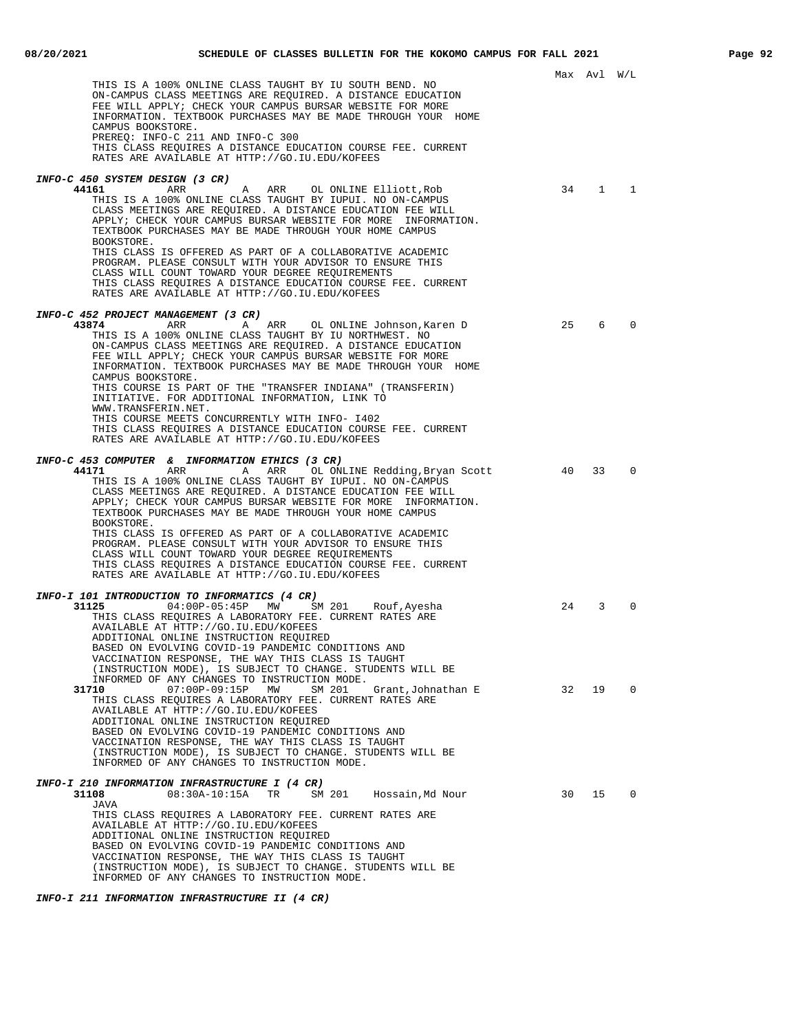Max Avl W/L

THIS IS A 100% ONLINE CLASS TAUGHT BY IU SOUTH BEND. NO ON-CAMPUS CLASS MEETINGS ARE REQUIRED. A DISTANCE EDUCATION FEE WILL APPLY; CHECK YOUR CAMPUS BURSAR WEBSITE FOR MORE INFORMATION. TEXTBOOK PURCHASES MAY BE MADE THROUGH YOUR HOME CAMPUS BOOKSTORE.
PREREQ: INFO-C 211 AND INFO-C 300
THIS CLASS REQUIRES A DISTANCE EDUCATION COURSE FEE. CURRENT RATES ARE AVAILABLE AT HTTP://GO.IU.EDU/KOFEES

***INFO-C 450 SYSTEM DESIGN (3 CR)***

**44161** ARR A ARR OL ONLINE Elliott,Rob — 34 1 1

THIS IS A 100% ONLINE CLASS TAUGHT BY IUPUI. NO ON-CAMPUS CLASS MEETINGS ARE REQUIRED. A DISTANCE EDUCATION FEE WILL APPLY; CHECK YOUR CAMPUS BURSAR WEBSITE FOR MORE INFORMATION. TEXTBOOK PURCHASES MAY BE MADE THROUGH YOUR HOME CAMPUS BOOKSTORE.
THIS CLASS IS OFFERED AS PART OF A COLLABORATIVE ACADEMIC PROGRAM. PLEASE CONSULT WITH YOUR ADVISOR TO ENSURE THIS CLASS WILL COUNT TOWARD YOUR DEGREE REQUIREMENTS
THIS CLASS REQUIRES A DISTANCE EDUCATION COURSE FEE. CURRENT RATES ARE AVAILABLE AT HTTP://GO.IU.EDU/KOFEES

***INFO-C 452 PROJECT MANAGEMENT (3 CR)***

**43874** ARR A ARR OL ONLINE Johnson,Karen D — 25 6 0

THIS IS A 100% ONLINE CLASS TAUGHT BY IU NORTHWEST. NO ON-CAMPUS CLASS MEETINGS ARE REQUIRED. A DISTANCE EDUCATION FEE WILL APPLY; CHECK YOUR CAMPUS BURSAR WEBSITE FOR MORE INFORMATION. TEXTBOOK PURCHASES MAY BE MADE THROUGH YOUR HOME CAMPUS BOOKSTORE.
THIS COURSE IS PART OF THE "TRANSFER INDIANA" (TRANSFERIN) INITIATIVE. FOR ADDITIONAL INFORMATION, LINK TO WWW.TRANSFERIN.NET.
THIS COURSE MEETS CONCURRENTLY WITH INFO- I402
THIS CLASS REQUIRES A DISTANCE EDUCATION COURSE FEE. CURRENT RATES ARE AVAILABLE AT HTTP://GO.IU.EDU/KOFEES

***INFO-C 453 COMPUTER & INFORMATION ETHICS (3 CR)***

**44171** ARR A ARR OL ONLINE Redding,Bryan Scott — 40 33 0

THIS IS A 100% ONLINE CLASS TAUGHT BY IUPUI. NO ON-CAMPUS CLASS MEETINGS ARE REQUIRED. A DISTANCE EDUCATION FEE WILL APPLY; CHECK YOUR CAMPUS BURSAR WEBSITE FOR MORE INFORMATION. TEXTBOOK PURCHASES MAY BE MADE THROUGH YOUR HOME CAMPUS BOOKSTORE.
THIS CLASS IS OFFERED AS PART OF A COLLABORATIVE ACADEMIC PROGRAM. PLEASE CONSULT WITH YOUR ADVISOR TO ENSURE THIS CLASS WILL COUNT TOWARD YOUR DEGREE REQUIREMENTS
THIS CLASS REQUIRES A DISTANCE EDUCATION COURSE FEE. CURRENT RATES ARE AVAILABLE AT HTTP://GO.IU.EDU/KOFEES

***INFO-I 101 INTRODUCTION TO INFORMATICS (4 CR)***

**31125** 04:00P-05:45P MW SM 201 Rouf,Ayesha — 24 3 0

THIS CLASS REQUIRES A LABORATORY FEE. CURRENT RATES ARE AVAILABLE AT HTTP://GO.IU.EDU/KOFEES
ADDITIONAL ONLINE INSTRUCTION REQUIRED
BASED ON EVOLVING COVID-19 PANDEMIC CONDITIONS AND VACCINATION RESPONSE, THE WAY THIS CLASS IS TAUGHT (INSTRUCTION MODE), IS SUBJECT TO CHANGE. STUDENTS WILL BE INFORMED OF ANY CHANGES TO INSTRUCTION MODE.

**31710** 07:00P-09:15P MW SM 201 Grant,Johnathan E — 32 19 0

THIS CLASS REQUIRES A LABORATORY FEE. CURRENT RATES ARE AVAILABLE AT HTTP://GO.IU.EDU/KOFEES
ADDITIONAL ONLINE INSTRUCTION REQUIRED
BASED ON EVOLVING COVID-19 PANDEMIC CONDITIONS AND VACCINATION RESPONSE, THE WAY THIS CLASS IS TAUGHT (INSTRUCTION MODE), IS SUBJECT TO CHANGE. STUDENTS WILL BE INFORMED OF ANY CHANGES TO INSTRUCTION MODE.

***INFO-I 210 INFORMATION INFRASTRUCTURE I (4 CR)***

**31108** 08:30A-10:15A TR SM 201 Hossain,Md Nour — 30 15 0

JAVA
THIS CLASS REQUIRES A LABORATORY FEE. CURRENT RATES ARE AVAILABLE AT HTTP://GO.IU.EDU/KOFEES
ADDITIONAL ONLINE INSTRUCTION REQUIRED
BASED ON EVOLVING COVID-19 PANDEMIC CONDITIONS AND VACCINATION RESPONSE, THE WAY THIS CLASS IS TAUGHT (INSTRUCTION MODE), IS SUBJECT TO CHANGE. STUDENTS WILL BE INFORMED OF ANY CHANGES TO INSTRUCTION MODE.

***INFO-I 211 INFORMATION INFRASTRUCTURE II (4 CR)***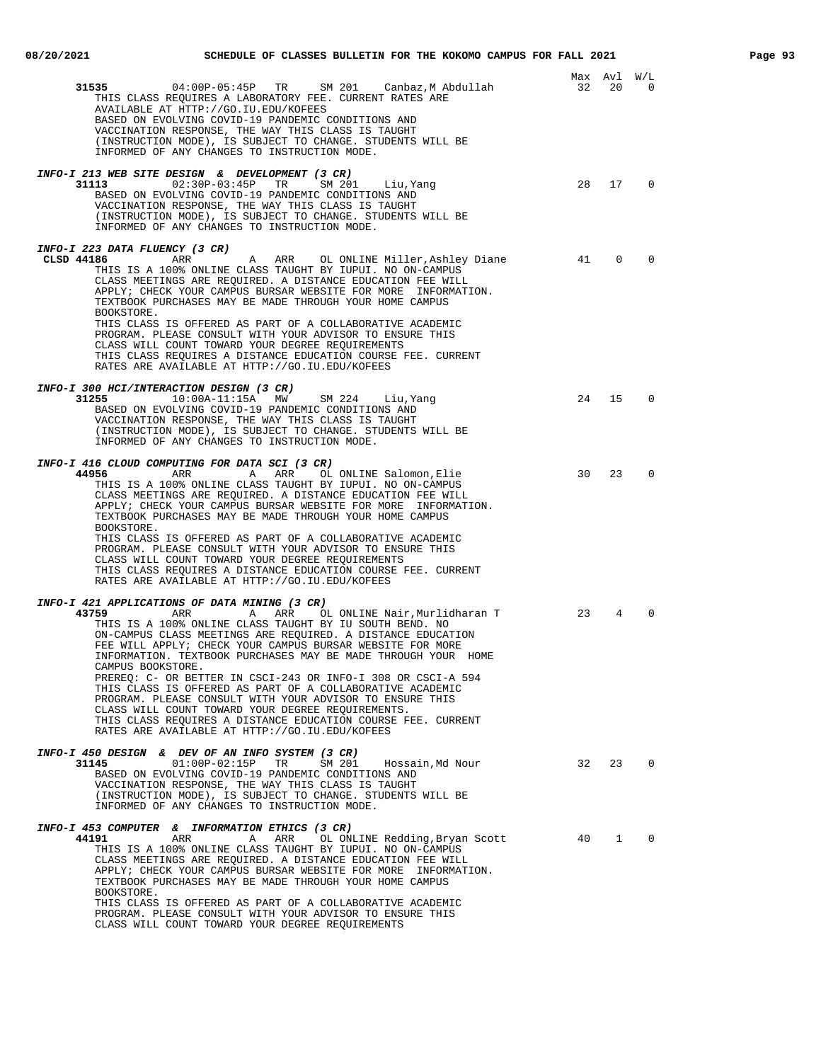| | Max | Avl | W/L |
|---|---|---|---|
| **31535** 04:00P-05:45P TR SM 201 Canbaz,M Abdullah | 32 | 20 | 0 |

THIS CLASS REQUIRES A LABORATORY FEE. CURRENT RATES ARE AVAILABLE AT HTTP://GO.IU.EDU/KOFEES
BASED ON EVOLVING COVID-19 PANDEMIC CONDITIONS AND VACCINATION RESPONSE, THE WAY THIS CLASS IS TAUGHT (INSTRUCTION MODE), IS SUBJECT TO CHANGE. STUDENTS WILL BE INFORMED OF ANY CHANGES TO INSTRUCTION MODE.

***INFO-I 213 WEB SITE DESIGN & DEVELOPMENT (3 CR)***

| | Max | Avl | W/L |
|---|---|---|---|
| **31113** 02:30P-03:45P TR SM 201 Liu,Yang | 28 | 17 | 0 |

BASED ON EVOLVING COVID-19 PANDEMIC CONDITIONS AND VACCINATION RESPONSE, THE WAY THIS CLASS IS TAUGHT (INSTRUCTION MODE), IS SUBJECT TO CHANGE. STUDENTS WILL BE INFORMED OF ANY CHANGES TO INSTRUCTION MODE.

***INFO-I 223 DATA FLUENCY (3 CR)***

| | Max | Avl | W/L |
|---|---|---|---|
| **CLSD 44186** ARR A ARR OL ONLINE Miller,Ashley Diane | 41 | 0 | 0 |

THIS IS A 100% ONLINE CLASS TAUGHT BY IUPUI. NO ON-CAMPUS CLASS MEETINGS ARE REQUIRED. A DISTANCE EDUCATION FEE WILL APPLY; CHECK YOUR CAMPUS BURSAR WEBSITE FOR MORE INFORMATION. TEXTBOOK PURCHASES MAY BE MADE THROUGH YOUR HOME CAMPUS BOOKSTORE.
THIS CLASS IS OFFERED AS PART OF A COLLABORATIVE ACADEMIC PROGRAM. PLEASE CONSULT WITH YOUR ADVISOR TO ENSURE THIS CLASS WILL COUNT TOWARD YOUR DEGREE REQUIREMENTS
THIS CLASS REQUIRES A DISTANCE EDUCATION COURSE FEE. CURRENT RATES ARE AVAILABLE AT HTTP://GO.IU.EDU/KOFEES

***INFO-I 300 HCI/INTERACTION DESIGN (3 CR)***

| | Max | Avl | W/L |
|---|---|---|---|
| **31255** 10:00A-11:15A MW SM 224 Liu,Yang | 24 | 15 | 0 |

BASED ON EVOLVING COVID-19 PANDEMIC CONDITIONS AND VACCINATION RESPONSE, THE WAY THIS CLASS IS TAUGHT (INSTRUCTION MODE), IS SUBJECT TO CHANGE. STUDENTS WILL BE INFORMED OF ANY CHANGES TO INSTRUCTION MODE.

***INFO-I 416 CLOUD COMPUTING FOR DATA SCI (3 CR)***

| | Max | Avl | W/L |
|---|---|---|---|
| **44956** ARR A ARR OL ONLINE Salomon,Elie | 30 | 23 | 0 |

THIS IS A 100% ONLINE CLASS TAUGHT BY IUPUI. NO ON-CAMPUS CLASS MEETINGS ARE REQUIRED. A DISTANCE EDUCATION FEE WILL APPLY; CHECK YOUR CAMPUS BURSAR WEBSITE FOR MORE INFORMATION. TEXTBOOK PURCHASES MAY BE MADE THROUGH YOUR HOME CAMPUS BOOKSTORE.
THIS CLASS IS OFFERED AS PART OF A COLLABORATIVE ACADEMIC PROGRAM. PLEASE CONSULT WITH YOUR ADVISOR TO ENSURE THIS CLASS WILL COUNT TOWARD YOUR DEGREE REQUIREMENTS
THIS CLASS REQUIRES A DISTANCE EDUCATION COURSE FEE. CURRENT RATES ARE AVAILABLE AT HTTP://GO.IU.EDU/KOFEES

***INFO-I 421 APPLICATIONS OF DATA MINING (3 CR)***

| | Max | Avl | W/L |
|---|---|---|---|
| **43759** ARR A ARR OL ONLINE Nair,Murlidharan T | 23 | 4 | 0 |

THIS IS A 100% ONLINE CLASS TAUGHT BY IU SOUTH BEND. NO ON-CAMPUS CLASS MEETINGS ARE REQUIRED. A DISTANCE EDUCATION FEE WILL APPLY; CHECK YOUR CAMPUS BURSAR WEBSITE FOR MORE INFORMATION. TEXTBOOK PURCHASES MAY BE MADE THROUGH YOUR HOME CAMPUS BOOKSTORE.
PREREQ: C- OR BETTER IN CSCI-243 OR INFO-I 308 OR CSCI-A 594
THIS CLASS IS OFFERED AS PART OF A COLLABORATIVE ACADEMIC PROGRAM. PLEASE CONSULT WITH YOUR ADVISOR TO ENSURE THIS CLASS WILL COUNT TOWARD YOUR DEGREE REQUIREMENTS.
THIS CLASS REQUIRES A DISTANCE EDUCATION COURSE FEE. CURRENT RATES ARE AVAILABLE AT HTTP://GO.IU.EDU/KOFEES

***INFO-I 450 DESIGN & DEV OF AN INFO SYSTEM (3 CR)***

| | Max | Avl | W/L |
|---|---|---|---|
| **31145** 01:00P-02:15P TR SM 201 Hossain,Md Nour | 32 | 23 | 0 |

BASED ON EVOLVING COVID-19 PANDEMIC CONDITIONS AND VACCINATION RESPONSE, THE WAY THIS CLASS IS TAUGHT (INSTRUCTION MODE), IS SUBJECT TO CHANGE. STUDENTS WILL BE INFORMED OF ANY CHANGES TO INSTRUCTION MODE.

***INFO-I 453 COMPUTER & INFORMATION ETHICS (3 CR)***

| | Max | Avl | W/L |
|---|---|---|---|
| **44191** ARR A ARR OL ONLINE Redding,Bryan Scott | 40 | 1 | 0 |

THIS IS A 100% ONLINE CLASS TAUGHT BY IUPUI. NO ON-CAMPUS CLASS MEETINGS ARE REQUIRED. A DISTANCE EDUCATION FEE WILL APPLY; CHECK YOUR CAMPUS BURSAR WEBSITE FOR MORE INFORMATION. TEXTBOOK PURCHASES MAY BE MADE THROUGH YOUR HOME CAMPUS BOOKSTORE.
THIS CLASS IS OFFERED AS PART OF A COLLABORATIVE ACADEMIC PROGRAM. PLEASE CONSULT WITH YOUR ADVISOR TO ENSURE THIS CLASS WILL COUNT TOWARD YOUR DEGREE REQUIREMENTS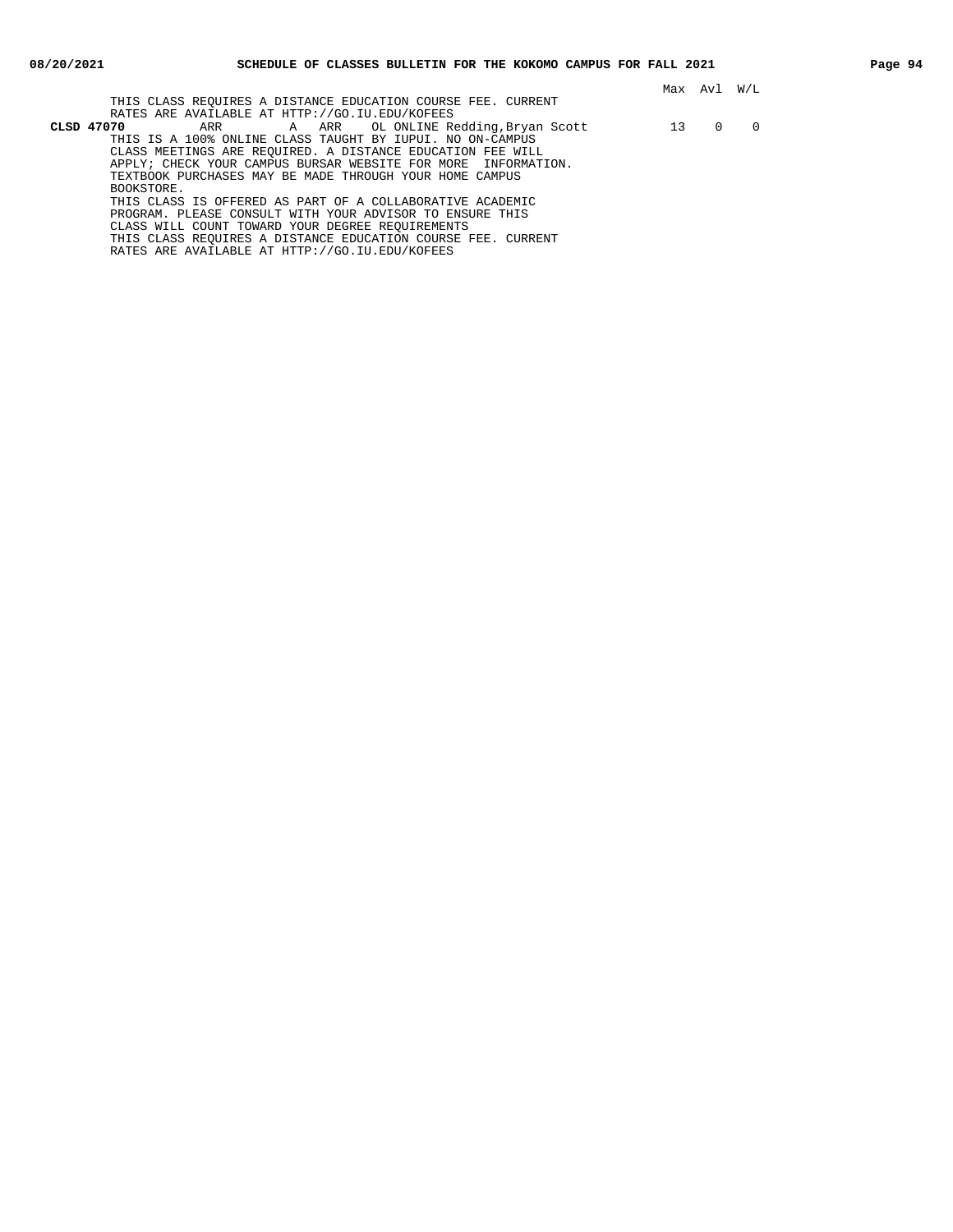| | | | | | | Max | Avl | W/L |
|---|---|---|---|---|---|---|---|---|
| | THIS CLASS REQUIRES A DISTANCE EDUCATION COURSE FEE. CURRENT RATES ARE AVAILABLE AT HTTP://GO.IU.EDU/KOFEES | | | | | | | |
| **CLSD 47070** | ARR | A | ARR | OL ONLINE | Redding,Bryan Scott | 13 | 0 | 0 |

THIS IS A 100% ONLINE CLASS TAUGHT BY IUPUI. NO ON-CAMPUS CLASS MEETINGS ARE REQUIRED. A DISTANCE EDUCATION FEE WILL APPLY; CHECK YOUR CAMPUS BURSAR WEBSITE FOR MORE INFORMATION. TEXTBOOK PURCHASES MAY BE MADE THROUGH YOUR HOME CAMPUS BOOKSTORE.

THIS CLASS IS OFFERED AS PART OF A COLLABORATIVE ACADEMIC PROGRAM. PLEASE CONSULT WITH YOUR ADVISOR TO ENSURE THIS CLASS WILL COUNT TOWARD YOUR DEGREE REQUIREMENTS

THIS CLASS REQUIRES A DISTANCE EDUCATION COURSE FEE. CURRENT RATES ARE AVAILABLE AT HTTP://GO.IU.EDU/KOFEES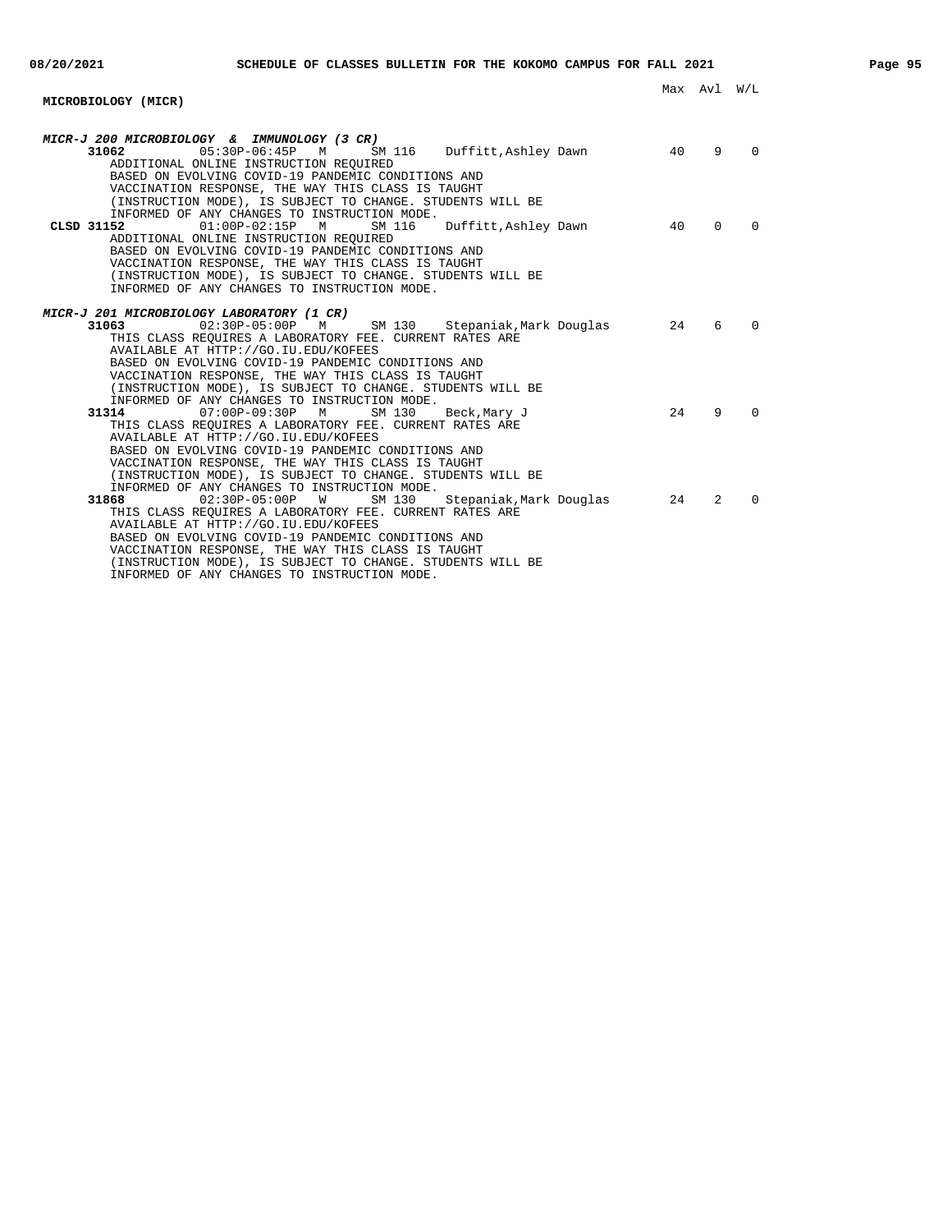## MICROBIOLOGY (MICR)

Max Avl W/L

### *MICR-J 200 MICROBIOLOGY & IMMUNOLOGY (3 CR)*

| Class | Time | Days | Room | Instructor | Max | Avl | W/L |
|---|---|---|---|---|---|---|---|
| **31062** | 05:30P-06:45P | M | SM 116 | Duffitt,Ashley Dawn | 40 | 9 | 0 |

ADDITIONAL ONLINE INSTRUCTION REQUIRED
BASED ON EVOLVING COVID-19 PANDEMIC CONDITIONS AND VACCINATION RESPONSE, THE WAY THIS CLASS IS TAUGHT (INSTRUCTION MODE), IS SUBJECT TO CHANGE. STUDENTS WILL BE INFORMED OF ANY CHANGES TO INSTRUCTION MODE.

| Class | Time | Days | Room | Instructor | Max | Avl | W/L |
|---|---|---|---|---|---|---|---|
| **CLSD 31152** | 01:00P-02:15P | M | SM 116 | Duffitt,Ashley Dawn | 40 | 0 | 0 |

ADDITIONAL ONLINE INSTRUCTION REQUIRED
BASED ON EVOLVING COVID-19 PANDEMIC CONDITIONS AND VACCINATION RESPONSE, THE WAY THIS CLASS IS TAUGHT (INSTRUCTION MODE), IS SUBJECT TO CHANGE. STUDENTS WILL BE INFORMED OF ANY CHANGES TO INSTRUCTION MODE.

### *MICR-J 201 MICROBIOLOGY LABORATORY (1 CR)*

| Class | Time | Days | Room | Instructor | Max | Avl | W/L |
|---|---|---|---|---|---|---|---|
| **31063** | 02:30P-05:00P | M | SM 130 | Stepaniak,Mark Douglas | 24 | 6 | 0 |

THIS CLASS REQUIRES A LABORATORY FEE. CURRENT RATES ARE AVAILABLE AT HTTP://GO.IU.EDU/KOFEES
BASED ON EVOLVING COVID-19 PANDEMIC CONDITIONS AND VACCINATION RESPONSE, THE WAY THIS CLASS IS TAUGHT (INSTRUCTION MODE), IS SUBJECT TO CHANGE. STUDENTS WILL BE INFORMED OF ANY CHANGES TO INSTRUCTION MODE.

| Class | Time | Days | Room | Instructor | Max | Avl | W/L |
|---|---|---|---|---|---|---|---|
| **31314** | 07:00P-09:30P | M | SM 130 | Beck,Mary J | 24 | 9 | 0 |

THIS CLASS REQUIRES A LABORATORY FEE. CURRENT RATES ARE AVAILABLE AT HTTP://GO.IU.EDU/KOFEES
BASED ON EVOLVING COVID-19 PANDEMIC CONDITIONS AND VACCINATION RESPONSE, THE WAY THIS CLASS IS TAUGHT (INSTRUCTION MODE), IS SUBJECT TO CHANGE. STUDENTS WILL BE INFORMED OF ANY CHANGES TO INSTRUCTION MODE.

| Class | Time | Days | Room | Instructor | Max | Avl | W/L |
|---|---|---|---|---|---|---|---|
| **31868** | 02:30P-05:00P | W | SM 130 | Stepaniak,Mark Douglas | 24 | 2 | 0 |

THIS CLASS REQUIRES A LABORATORY FEE. CURRENT RATES ARE AVAILABLE AT HTTP://GO.IU.EDU/KOFEES
BASED ON EVOLVING COVID-19 PANDEMIC CONDITIONS AND VACCINATION RESPONSE, THE WAY THIS CLASS IS TAUGHT (INSTRUCTION MODE), IS SUBJECT TO CHANGE. STUDENTS WILL BE INFORMED OF ANY CHANGES TO INSTRUCTION MODE.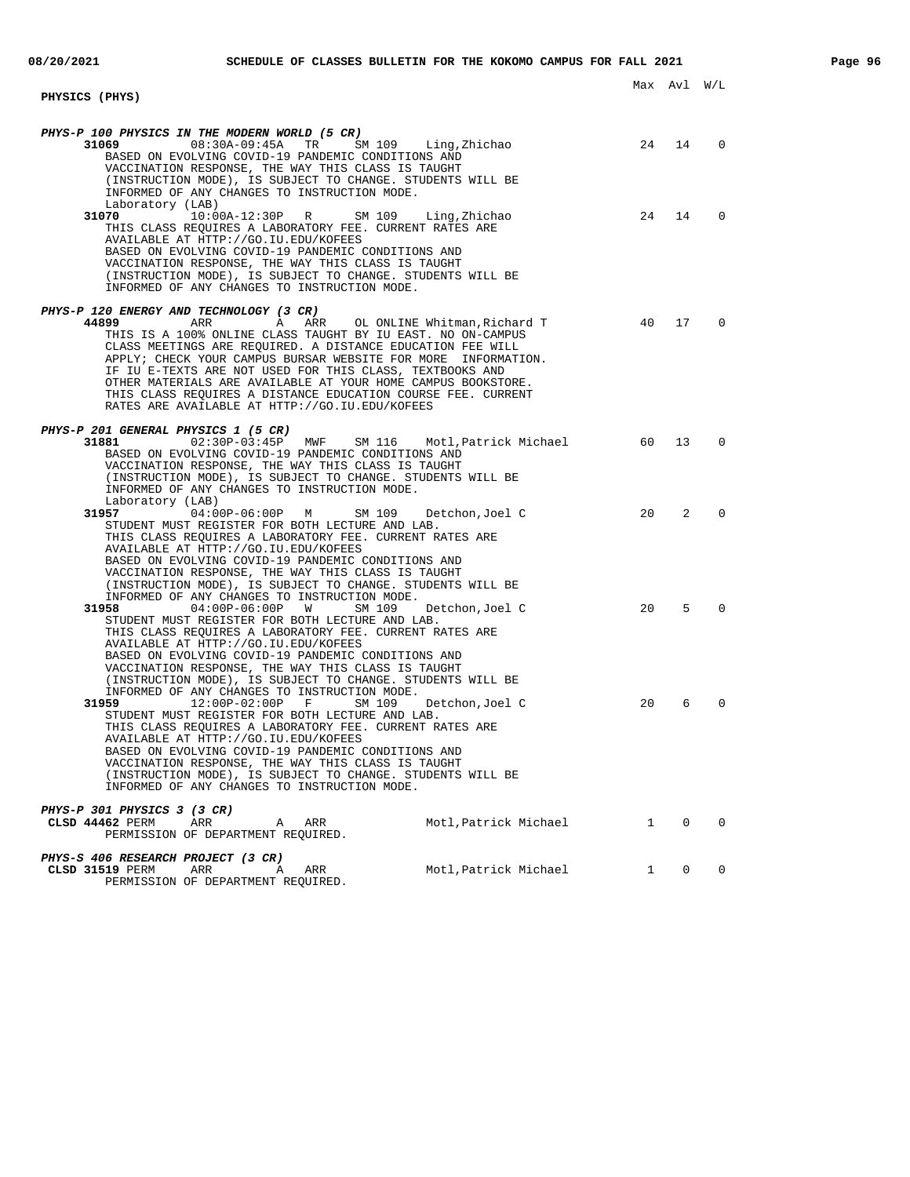## PHYSICS (PHYS)

Max Avl W/L

### PHYS-P 100 PHYSICS IN THE MODERN WORLD (5 CR)

**31069** 08:30A-09:45A TR SM 109 Ling,Zhichao — 24 14 0

BASED ON EVOLVING COVID-19 PANDEMIC CONDITIONS AND VACCINATION RESPONSE, THE WAY THIS CLASS IS TAUGHT (INSTRUCTION MODE), IS SUBJECT TO CHANGE. STUDENTS WILL BE INFORMED OF ANY CHANGES TO INSTRUCTION MODE.

Laboratory (LAB)

**31070** 10:00A-12:30P R SM 109 Ling,Zhichao — 24 14 0

THIS CLASS REQUIRES A LABORATORY FEE. CURRENT RATES ARE AVAILABLE AT HTTP://GO.IU.EDU/KOFEES
BASED ON EVOLVING COVID-19 PANDEMIC CONDITIONS AND VACCINATION RESPONSE, THE WAY THIS CLASS IS TAUGHT (INSTRUCTION MODE), IS SUBJECT TO CHANGE. STUDENTS WILL BE INFORMED OF ANY CHANGES TO INSTRUCTION MODE.

### PHYS-P 120 ENERGY AND TECHNOLOGY (3 CR)

**44899** ARR A ARR OL ONLINE Whitman,Richard T — 40 17 0

THIS IS A 100% ONLINE CLASS TAUGHT BY IU EAST. NO ON-CAMPUS CLASS MEETINGS ARE REQUIRED. A DISTANCE EDUCATION FEE WILL APPLY; CHECK YOUR CAMPUS BURSAR WEBSITE FOR MORE INFORMATION. IF IU E-TEXTS ARE NOT USED FOR THIS CLASS, TEXTBOOKS AND OTHER MATERIALS ARE AVAILABLE AT YOUR HOME CAMPUS BOOKSTORE. THIS CLASS REQUIRES A DISTANCE EDUCATION COURSE FEE. CURRENT RATES ARE AVAILABLE AT HTTP://GO.IU.EDU/KOFEES

### PHYS-P 201 GENERAL PHYSICS 1 (5 CR)

**31881** 02:30P-03:45P MWF SM 116 Motl,Patrick Michael — 60 13 0

BASED ON EVOLVING COVID-19 PANDEMIC CONDITIONS AND VACCINATION RESPONSE, THE WAY THIS CLASS IS TAUGHT (INSTRUCTION MODE), IS SUBJECT TO CHANGE. STUDENTS WILL BE INFORMED OF ANY CHANGES TO INSTRUCTION MODE.

Laboratory (LAB)

**31957** 04:00P-06:00P M SM 109 Detchon,Joel C — 20 2 0

STUDENT MUST REGISTER FOR BOTH LECTURE AND LAB.
THIS CLASS REQUIRES A LABORATORY FEE. CURRENT RATES ARE AVAILABLE AT HTTP://GO.IU.EDU/KOFEES
BASED ON EVOLVING COVID-19 PANDEMIC CONDITIONS AND VACCINATION RESPONSE, THE WAY THIS CLASS IS TAUGHT (INSTRUCTION MODE), IS SUBJECT TO CHANGE. STUDENTS WILL BE INFORMED OF ANY CHANGES TO INSTRUCTION MODE.

**31958** 04:00P-06:00P W SM 109 Detchon,Joel C — 20 5 0

STUDENT MUST REGISTER FOR BOTH LECTURE AND LAB.
THIS CLASS REQUIRES A LABORATORY FEE. CURRENT RATES ARE AVAILABLE AT HTTP://GO.IU.EDU/KOFEES
BASED ON EVOLVING COVID-19 PANDEMIC CONDITIONS AND VACCINATION RESPONSE, THE WAY THIS CLASS IS TAUGHT (INSTRUCTION MODE), IS SUBJECT TO CHANGE. STUDENTS WILL BE INFORMED OF ANY CHANGES TO INSTRUCTION MODE.

**31959** 12:00P-02:00P F SM 109 Detchon,Joel C — 20 6 0

STUDENT MUST REGISTER FOR BOTH LECTURE AND LAB.
THIS CLASS REQUIRES A LABORATORY FEE. CURRENT RATES ARE AVAILABLE AT HTTP://GO.IU.EDU/KOFEES
BASED ON EVOLVING COVID-19 PANDEMIC CONDITIONS AND VACCINATION RESPONSE, THE WAY THIS CLASS IS TAUGHT (INSTRUCTION MODE), IS SUBJECT TO CHANGE. STUDENTS WILL BE INFORMED OF ANY CHANGES TO INSTRUCTION MODE.

### PHYS-P 301 PHYSICS 3 (3 CR)

**CLSD 44462** PERM ARR A ARR Motl,Patrick Michael — 1 0 0

PERMISSION OF DEPARTMENT REQUIRED.

### PHYS-S 406 RESEARCH PROJECT (3 CR)

**CLSD 31519** PERM ARR A ARR Motl,Patrick Michael — 1 0 0

PERMISSION OF DEPARTMENT REQUIRED.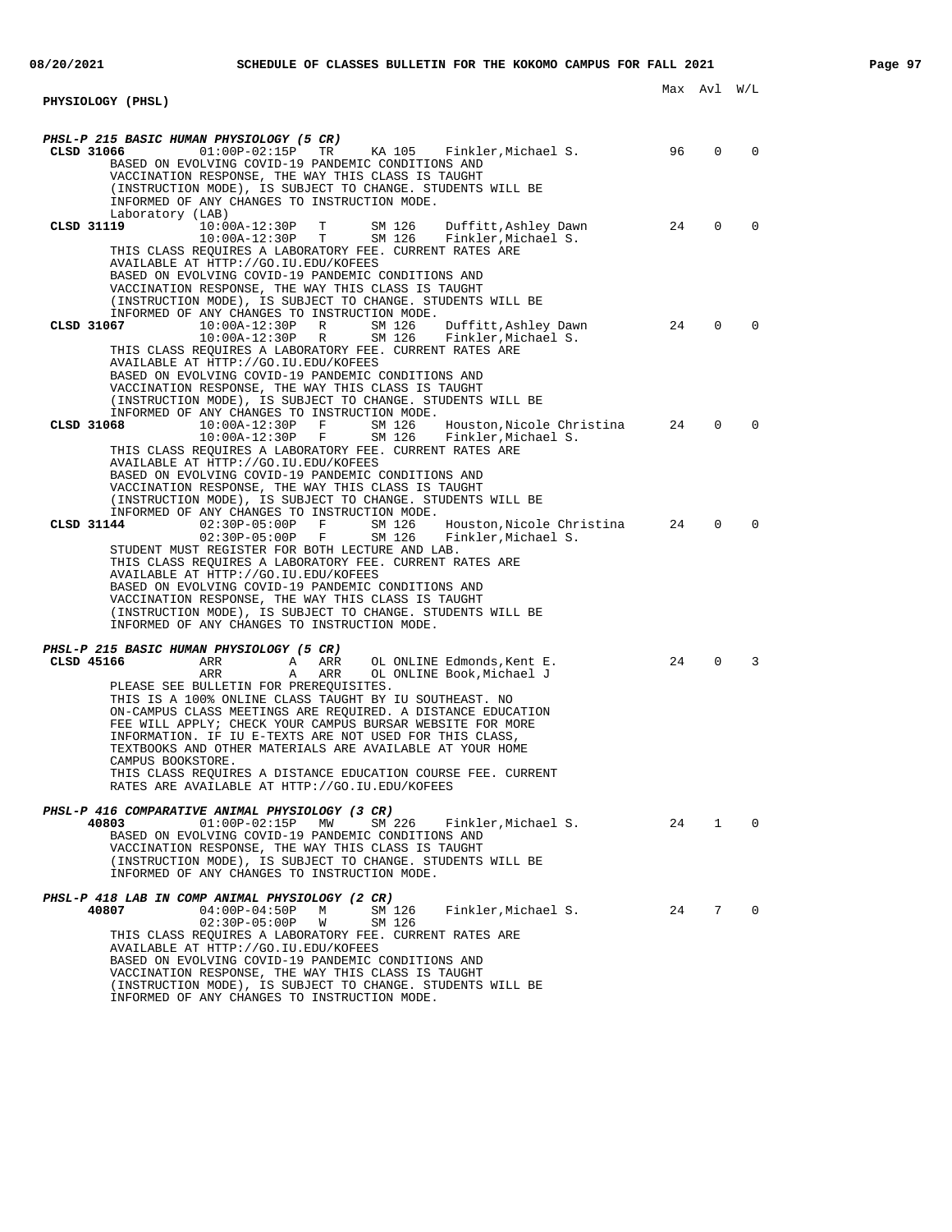## PHYSIOLOGY (PHSL)

Max Avl W/L

***PHSL-P 215 BASIC HUMAN PHYSIOLOGY (5 CR)***

**CLSD 31066** 01:00P-02:15P TR KA 105 Finkler,Michael S. 96 0 0

BASED ON EVOLVING COVID-19 PANDEMIC CONDITIONS AND VACCINATION RESPONSE, THE WAY THIS CLASS IS TAUGHT (INSTRUCTION MODE), IS SUBJECT TO CHANGE. STUDENTS WILL BE INFORMED OF ANY CHANGES TO INSTRUCTION MODE.

Laboratory (LAB)

**CLSD 31119** 10:00A-12:30P T SM 126 Duffitt,Ashley Dawn 24 0 0
10:00A-12:30P T SM 126 Finkler,Michael S.

THIS CLASS REQUIRES A LABORATORY FEE. CURRENT RATES ARE AVAILABLE AT HTTP://GO.IU.EDU/KOFEES

BASED ON EVOLVING COVID-19 PANDEMIC CONDITIONS AND VACCINATION RESPONSE, THE WAY THIS CLASS IS TAUGHT (INSTRUCTION MODE), IS SUBJECT TO CHANGE. STUDENTS WILL BE INFORMED OF ANY CHANGES TO INSTRUCTION MODE.

**CLSD 31067** 10:00A-12:30P R SM 126 Duffitt,Ashley Dawn 24 0 0
10:00A-12:30P R SM 126 Finkler,Michael S.

THIS CLASS REQUIRES A LABORATORY FEE. CURRENT RATES ARE AVAILABLE AT HTTP://GO.IU.EDU/KOFEES

BASED ON EVOLVING COVID-19 PANDEMIC CONDITIONS AND VACCINATION RESPONSE, THE WAY THIS CLASS IS TAUGHT (INSTRUCTION MODE), IS SUBJECT TO CHANGE. STUDENTS WILL BE INFORMED OF ANY CHANGES TO INSTRUCTION MODE.

**CLSD 31068** 10:00A-12:30P F SM 126 Houston,Nicole Christina 24 0 0
10:00A-12:30P F SM 126 Finkler,Michael S.

THIS CLASS REQUIRES A LABORATORY FEE. CURRENT RATES ARE AVAILABLE AT HTTP://GO.IU.EDU/KOFEES

BASED ON EVOLVING COVID-19 PANDEMIC CONDITIONS AND VACCINATION RESPONSE, THE WAY THIS CLASS IS TAUGHT (INSTRUCTION MODE), IS SUBJECT TO CHANGE. STUDENTS WILL BE INFORMED OF ANY CHANGES TO INSTRUCTION MODE.

**CLSD 31144** 02:30P-05:00P F SM 126 Houston,Nicole Christina 24 0 0
02:30P-05:00P F SM 126 Finkler,Michael S.

STUDENT MUST REGISTER FOR BOTH LECTURE AND LAB.
THIS CLASS REQUIRES A LABORATORY FEE. CURRENT RATES ARE AVAILABLE AT HTTP://GO.IU.EDU/KOFEES

BASED ON EVOLVING COVID-19 PANDEMIC CONDITIONS AND VACCINATION RESPONSE, THE WAY THIS CLASS IS TAUGHT (INSTRUCTION MODE), IS SUBJECT TO CHANGE. STUDENTS WILL BE INFORMED OF ANY CHANGES TO INSTRUCTION MODE.

***PHSL-P 215 BASIC HUMAN PHYSIOLOGY (5 CR)***

**CLSD 45166** ARR A ARR OL ONLINE Edmonds,Kent E. 24 0 3
ARR A ARR OL ONLINE Book,Michael J

PLEASE SEE BULLETIN FOR PREREQUISITES.
THIS IS A 100% ONLINE CLASS TAUGHT BY IU SOUTHEAST. NO ON-CAMPUS CLASS MEETINGS ARE REQUIRED. A DISTANCE EDUCATION FEE WILL APPLY; CHECK YOUR CAMPUS BURSAR WEBSITE FOR MORE INFORMATION. IF IU E-TEXTS ARE NOT USED FOR THIS CLASS, TEXTBOOKS AND OTHER MATERIALS ARE AVAILABLE AT YOUR HOME CAMPUS BOOKSTORE.
THIS CLASS REQUIRES A DISTANCE EDUCATION COURSE FEE. CURRENT RATES ARE AVAILABLE AT HTTP://GO.IU.EDU/KOFEES

***PHSL-P 416 COMPARATIVE ANIMAL PHYSIOLOGY (3 CR)***

**40803** 01:00P-02:15P MW SM 226 Finkler,Michael S. 24 1 0

BASED ON EVOLVING COVID-19 PANDEMIC CONDITIONS AND VACCINATION RESPONSE, THE WAY THIS CLASS IS TAUGHT (INSTRUCTION MODE), IS SUBJECT TO CHANGE. STUDENTS WILL BE INFORMED OF ANY CHANGES TO INSTRUCTION MODE.

***PHSL-P 418 LAB IN COMP ANIMAL PHYSIOLOGY (2 CR)***

**40807** 04:00P-04:50P M SM 126 Finkler,Michael S. 24 7 0
02:30P-05:00P W SM 126

THIS CLASS REQUIRES A LABORATORY FEE. CURRENT RATES ARE AVAILABLE AT HTTP://GO.IU.EDU/KOFEES

BASED ON EVOLVING COVID-19 PANDEMIC CONDITIONS AND VACCINATION RESPONSE, THE WAY THIS CLASS IS TAUGHT (INSTRUCTION MODE), IS SUBJECT TO CHANGE. STUDENTS WILL BE INFORMED OF ANY CHANGES TO INSTRUCTION MODE.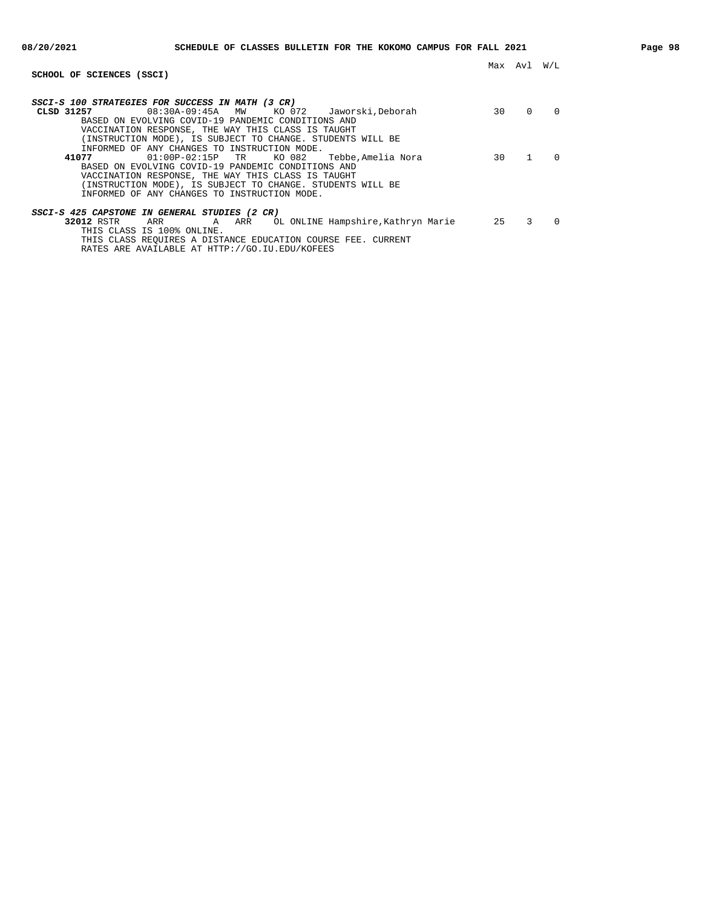## SCHOOL OF SCIENCES (SSCI)

| | Max | Avl | W/L |
|---|---|---|---|

***SSCI-S 100 STRATEGIES FOR SUCCESS IN MATH (3 CR)***

| Section | Time | Days | Room | Instructor | Max | Avl | W/L |
|---|---|---|---|---|---|---|---|
| **CLSD 31257** | 08:30A-09:45A | MW | KO 072 | Jaworski,Deborah | 30 | 0 | 0 |

BASED ON EVOLVING COVID-19 PANDEMIC CONDITIONS AND VACCINATION RESPONSE, THE WAY THIS CLASS IS TAUGHT (INSTRUCTION MODE), IS SUBJECT TO CHANGE. STUDENTS WILL BE INFORMED OF ANY CHANGES TO INSTRUCTION MODE.

| Section | Time | Days | Room | Instructor | Max | Avl | W/L |
|---|---|---|---|---|---|---|---|
| **41077** | 01:00P-02:15P | TR | KO 082 | Tebbe,Amelia Nora | 30 | 1 | 0 |

BASED ON EVOLVING COVID-19 PANDEMIC CONDITIONS AND VACCINATION RESPONSE, THE WAY THIS CLASS IS TAUGHT (INSTRUCTION MODE), IS SUBJECT TO CHANGE. STUDENTS WILL BE INFORMED OF ANY CHANGES TO INSTRUCTION MODE.

***SSCI-S 425 CAPSTONE IN GENERAL STUDIES (2 CR)***

| Section | Time | | Days | Room | Instructor | Max | Avl | W/L |
|---|---|---|---|---|---|---|---|---|
| **32012** RSTR | ARR | A | ARR | OL ONLINE | Hampshire,Kathryn Marie | 25 | 3 | 0 |

THIS CLASS IS 100% ONLINE.
THIS CLASS REQUIRES A DISTANCE EDUCATION COURSE FEE. CURRENT RATES ARE AVAILABLE AT HTTP://GO.IU.EDU/KOFEES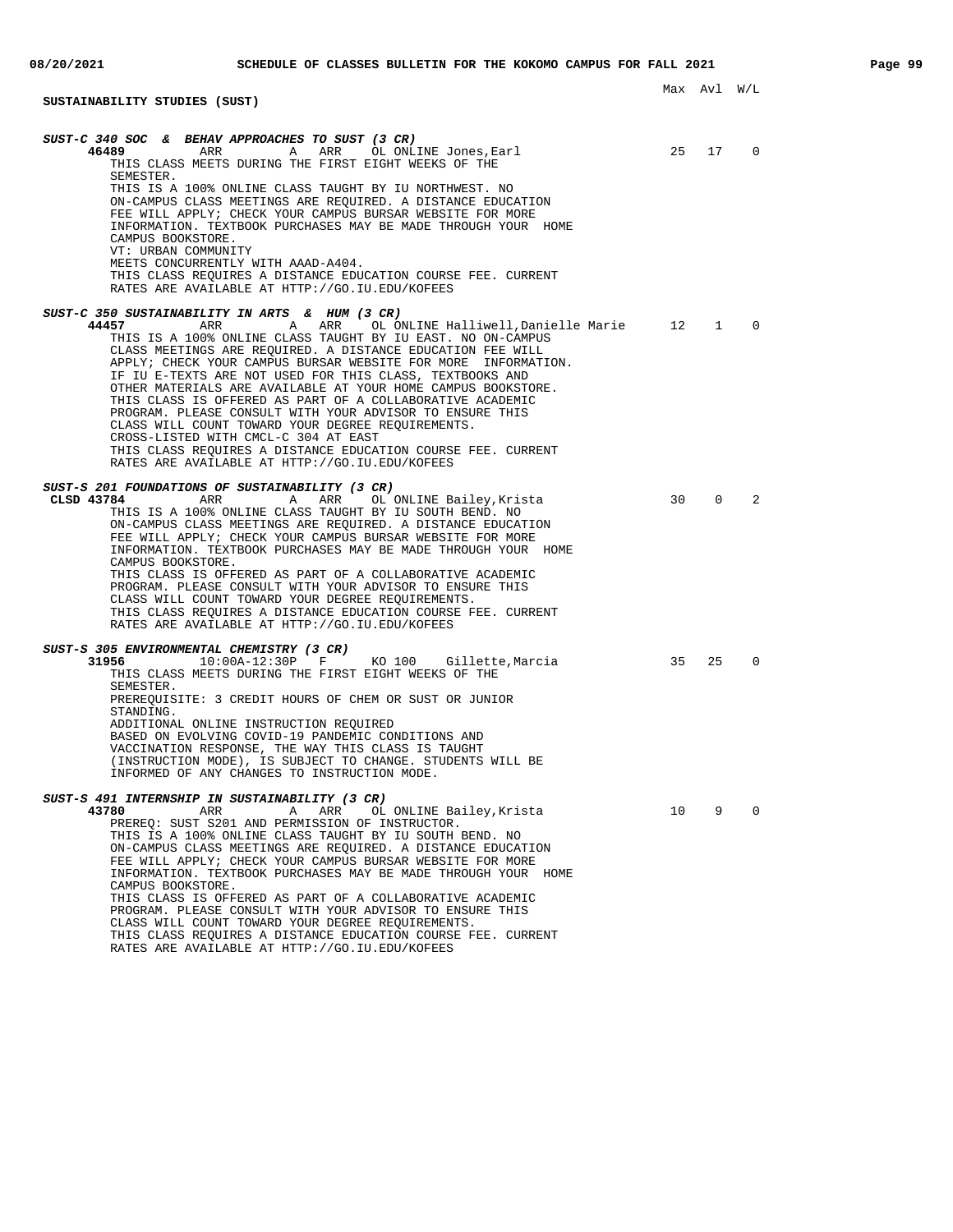## SUSTAINABILITY STUDIES (SUST)

Max Avl W/L

**SUST-C 340 SOC & BEHAV APPROACHES TO SUST (3 CR)**

| Class | Time | Days | Room | Instructor | Max | Avl | W/L |
|---|---|---|---|---|---|---|---|
| 46489 | ARR | A ARR | OL ONLINE | Jones,Earl | 25 | 17 | 0 |

THIS CLASS MEETS DURING THE FIRST EIGHT WEEKS OF THE SEMESTER.
THIS IS A 100% ONLINE CLASS TAUGHT BY IU NORTHWEST. NO ON-CAMPUS CLASS MEETINGS ARE REQUIRED. A DISTANCE EDUCATION FEE WILL APPLY; CHECK YOUR CAMPUS BURSAR WEBSITE FOR MORE INFORMATION. TEXTBOOK PURCHASES MAY BE MADE THROUGH YOUR HOME CAMPUS BOOKSTORE.
VT: URBAN COMMUNITY
MEETS CONCURRENTLY WITH AAAD-A404.
THIS CLASS REQUIRES A DISTANCE EDUCATION COURSE FEE. CURRENT RATES ARE AVAILABLE AT HTTP://GO.IU.EDU/KOFEES

**SUST-C 350 SUSTAINABILITY IN ARTS & HUM (3 CR)**

| Class | Time | Days | Room | Instructor | Max | Avl | W/L |
|---|---|---|---|---|---|---|---|
| 44457 | ARR | A ARR | OL ONLINE | Halliwell,Danielle Marie | 12 | 1 | 0 |

THIS IS A 100% ONLINE CLASS TAUGHT BY IU EAST. NO ON-CAMPUS CLASS MEETINGS ARE REQUIRED. A DISTANCE EDUCATION FEE WILL APPLY; CHECK YOUR CAMPUS BURSAR WEBSITE FOR MORE INFORMATION. IF IU E-TEXTS ARE NOT USED FOR THIS CLASS, TEXTBOOKS AND OTHER MATERIALS ARE AVAILABLE AT YOUR HOME CAMPUS BOOKSTORE.
THIS CLASS IS OFFERED AS PART OF A COLLABORATIVE ACADEMIC PROGRAM. PLEASE CONSULT WITH YOUR ADVISOR TO ENSURE THIS CLASS WILL COUNT TOWARD YOUR DEGREE REQUIREMENTS.
CROSS-LISTED WITH CMCL-C 304 AT EAST
THIS CLASS REQUIRES A DISTANCE EDUCATION COURSE FEE. CURRENT RATES ARE AVAILABLE AT HTTP://GO.IU.EDU/KOFEES

**SUST-S 201 FOUNDATIONS OF SUSTAINABILITY (3 CR)**

| Class | Time | Days | Room | Instructor | Max | Avl | W/L |
|---|---|---|---|---|---|---|---|
| CLSD 43784 | ARR | A ARR | OL ONLINE | Bailey,Krista | 30 | 0 | 2 |

THIS IS A 100% ONLINE CLASS TAUGHT BY IU SOUTH BEND. NO ON-CAMPUS CLASS MEETINGS ARE REQUIRED. A DISTANCE EDUCATION FEE WILL APPLY; CHECK YOUR CAMPUS BURSAR WEBSITE FOR MORE INFORMATION. TEXTBOOK PURCHASES MAY BE MADE THROUGH YOUR HOME CAMPUS BOOKSTORE.
THIS CLASS IS OFFERED AS PART OF A COLLABORATIVE ACADEMIC PROGRAM. PLEASE CONSULT WITH YOUR ADVISOR TO ENSURE THIS CLASS WILL COUNT TOWARD YOUR DEGREE REQUIREMENTS.
THIS CLASS REQUIRES A DISTANCE EDUCATION COURSE FEE. CURRENT RATES ARE AVAILABLE AT HTTP://GO.IU.EDU/KOFEES

**SUST-S 305 ENVIRONMENTAL CHEMISTRY (3 CR)**

| Class | Time | Days | Room | Instructor | Max | Avl | W/L |
|---|---|---|---|---|---|---|---|
| 31956 | 10:00A-12:30P | F | KO 100 | Gillette,Marcia | 35 | 25 | 0 |

THIS CLASS MEETS DURING THE FIRST EIGHT WEEKS OF THE SEMESTER.
PREREQUISITE: 3 CREDIT HOURS OF CHEM OR SUST OR JUNIOR STANDING.
ADDITIONAL ONLINE INSTRUCTION REQUIRED
BASED ON EVOLVING COVID-19 PANDEMIC CONDITIONS AND VACCINATION RESPONSE, THE WAY THIS CLASS IS TAUGHT (INSTRUCTION MODE), IS SUBJECT TO CHANGE. STUDENTS WILL BE INFORMED OF ANY CHANGES TO INSTRUCTION MODE.

**SUST-S 491 INTERNSHIP IN SUSTAINABILITY (3 CR)**

| Class | Time | Days | Room | Instructor | Max | Avl | W/L |
|---|---|---|---|---|---|---|---|
| 43780 | ARR | A ARR | OL ONLINE | Bailey,Krista | 10 | 9 | 0 |

PREREQ: SUST S201 AND PERMISSION OF INSTRUCTOR.
THIS IS A 100% ONLINE CLASS TAUGHT BY IU SOUTH BEND. NO ON-CAMPUS CLASS MEETINGS ARE REQUIRED. A DISTANCE EDUCATION FEE WILL APPLY; CHECK YOUR CAMPUS BURSAR WEBSITE FOR MORE INFORMATION. TEXTBOOK PURCHASES MAY BE MADE THROUGH YOUR HOME CAMPUS BOOKSTORE.
THIS CLASS IS OFFERED AS PART OF A COLLABORATIVE ACADEMIC PROGRAM. PLEASE CONSULT WITH YOUR ADVISOR TO ENSURE THIS CLASS WILL COUNT TOWARD YOUR DEGREE REQUIREMENTS.
THIS CLASS REQUIRES A DISTANCE EDUCATION COURSE FEE. CURRENT RATES ARE AVAILABLE AT HTTP://GO.IU.EDU/KOFEES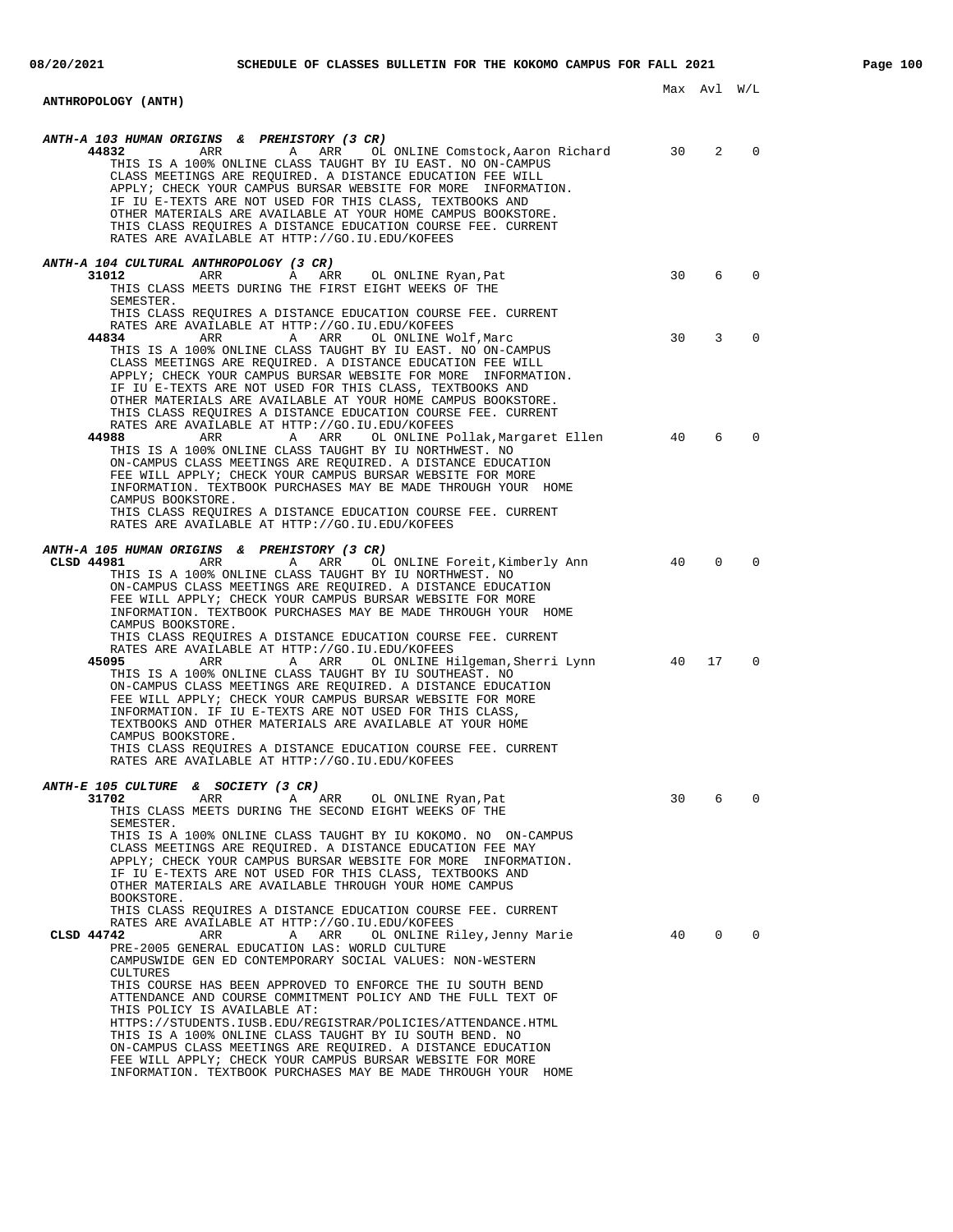## ANTHROPOLOGY (ANTH)

Max Avl W/L

### ANTH-A 103 HUMAN ORIGINS & PREHISTORY (3 CR)

**44832** ARR A ARR OL ONLINE Comstock,Aaron Richard — Max 30, Avl 2, W/L 0

THIS IS A 100% ONLINE CLASS TAUGHT BY IU EAST. NO ON-CAMPUS CLASS MEETINGS ARE REQUIRED. A DISTANCE EDUCATION FEE WILL APPLY; CHECK YOUR CAMPUS BURSAR WEBSITE FOR MORE INFORMATION. IF IU E-TEXTS ARE NOT USED FOR THIS CLASS, TEXTBOOKS AND OTHER MATERIALS ARE AVAILABLE AT YOUR HOME CAMPUS BOOKSTORE. THIS CLASS REQUIRES A DISTANCE EDUCATION COURSE FEE. CURRENT RATES ARE AVAILABLE AT HTTP://GO.IU.EDU/KOFEES

### ANTH-A 104 CULTURAL ANTHROPOLOGY (3 CR)

**31012** ARR A ARR OL ONLINE Ryan,Pat — Max 30, Avl 6, W/L 0

THIS CLASS MEETS DURING THE FIRST EIGHT WEEKS OF THE SEMESTER.
THIS CLASS REQUIRES A DISTANCE EDUCATION COURSE FEE. CURRENT RATES ARE AVAILABLE AT HTTP://GO.IU.EDU/KOFEES

**44834** ARR A ARR OL ONLINE Wolf,Marc — Max 30, Avl 3, W/L 0

THIS IS A 100% ONLINE CLASS TAUGHT BY IU EAST. NO ON-CAMPUS CLASS MEETINGS ARE REQUIRED. A DISTANCE EDUCATION FEE WILL APPLY; CHECK YOUR CAMPUS BURSAR WEBSITE FOR MORE INFORMATION. IF IU E-TEXTS ARE NOT USED FOR THIS CLASS, TEXTBOOKS AND OTHER MATERIALS ARE AVAILABLE AT YOUR HOME CAMPUS BOOKSTORE. THIS CLASS REQUIRES A DISTANCE EDUCATION COURSE FEE. CURRENT RATES ARE AVAILABLE AT HTTP://GO.IU.EDU/KOFEES

**44988** ARR A ARR OL ONLINE Pollak,Margaret Ellen — Max 40, Avl 6, W/L 0

THIS IS A 100% ONLINE CLASS TAUGHT BY IU NORTHWEST. NO ON-CAMPUS CLASS MEETINGS ARE REQUIRED. A DISTANCE EDUCATION FEE WILL APPLY; CHECK YOUR CAMPUS BURSAR WEBSITE FOR MORE INFORMATION. TEXTBOOK PURCHASES MAY BE MADE THROUGH YOUR HOME CAMPUS BOOKSTORE.
THIS CLASS REQUIRES A DISTANCE EDUCATION COURSE FEE. CURRENT RATES ARE AVAILABLE AT HTTP://GO.IU.EDU/KOFEES

### ANTH-A 105 HUMAN ORIGINS & PREHISTORY (3 CR)

**CLSD 44981** ARR A ARR OL ONLINE Foreit,Kimberly Ann — Max 40, Avl 0, W/L 0

THIS IS A 100% ONLINE CLASS TAUGHT BY IU NORTHWEST. NO ON-CAMPUS CLASS MEETINGS ARE REQUIRED. A DISTANCE EDUCATION FEE WILL APPLY; CHECK YOUR CAMPUS BURSAR WEBSITE FOR MORE INFORMATION. TEXTBOOK PURCHASES MAY BE MADE THROUGH YOUR HOME CAMPUS BOOKSTORE.
THIS CLASS REQUIRES A DISTANCE EDUCATION COURSE FEE. CURRENT RATES ARE AVAILABLE AT HTTP://GO.IU.EDU/KOFEES

**45095** ARR A ARR OL ONLINE Hilgeman,Sherri Lynn — Max 40, Avl 17, W/L 0

THIS IS A 100% ONLINE CLASS TAUGHT BY IU SOUTHEAST. NO ON-CAMPUS CLASS MEETINGS ARE REQUIRED. A DISTANCE EDUCATION FEE WILL APPLY; CHECK YOUR CAMPUS BURSAR WEBSITE FOR MORE INFORMATION. IF IU E-TEXTS ARE NOT USED FOR THIS CLASS, TEXTBOOKS AND OTHER MATERIALS ARE AVAILABLE AT YOUR HOME CAMPUS BOOKSTORE.
THIS CLASS REQUIRES A DISTANCE EDUCATION COURSE FEE. CURRENT RATES ARE AVAILABLE AT HTTP://GO.IU.EDU/KOFEES

### ANTH-E 105 CULTURE & SOCIETY (3 CR)

**31702** ARR A ARR OL ONLINE Ryan,Pat — Max 30, Avl 6, W/L 0

THIS CLASS MEETS DURING THE SECOND EIGHT WEEKS OF THE SEMESTER.
THIS IS A 100% ONLINE CLASS TAUGHT BY IU KOKOMO. NO ON-CAMPUS CLASS MEETINGS ARE REQUIRED. A DISTANCE EDUCATION FEE MAY APPLY; CHECK YOUR CAMPUS BURSAR WEBSITE FOR MORE INFORMATION. IF IU E-TEXTS ARE NOT USED FOR THIS CLASS, TEXTBOOKS AND OTHER MATERIALS ARE AVAILABLE THROUGH YOUR HOME CAMPUS BOOKSTORE.
THIS CLASS REQUIRES A DISTANCE EDUCATION COURSE FEE. CURRENT RATES ARE AVAILABLE AT HTTP://GO.IU.EDU/KOFEES

**CLSD 44742** ARR A ARR OL ONLINE Riley,Jenny Marie — Max 40, Avl 0, W/L 0

PRE-2005 GENERAL EDUCATION LAS: WORLD CULTURE
CAMPUSWIDE GEN ED CONTEMPORARY SOCIAL VALUES: NON-WESTERN CULTURES
THIS COURSE HAS BEEN APPROVED TO ENFORCE THE IU SOUTH BEND ATTENDANCE AND COURSE COMMITMENT POLICY AND THE FULL TEXT OF THIS POLICY IS AVAILABLE AT:
HTTPS://STUDENTS.IUSB.EDU/REGISTRAR/POLICIES/ATTENDANCE.HTML
THIS IS A 100% ONLINE CLASS TAUGHT BY IU SOUTH BEND. NO ON-CAMPUS CLASS MEETINGS ARE REQUIRED. A DISTANCE EDUCATION FEE WILL APPLY; CHECK YOUR CAMPUS BURSAR WEBSITE FOR MORE INFORMATION. TEXTBOOK PURCHASES MAY BE MADE THROUGH YOUR HOME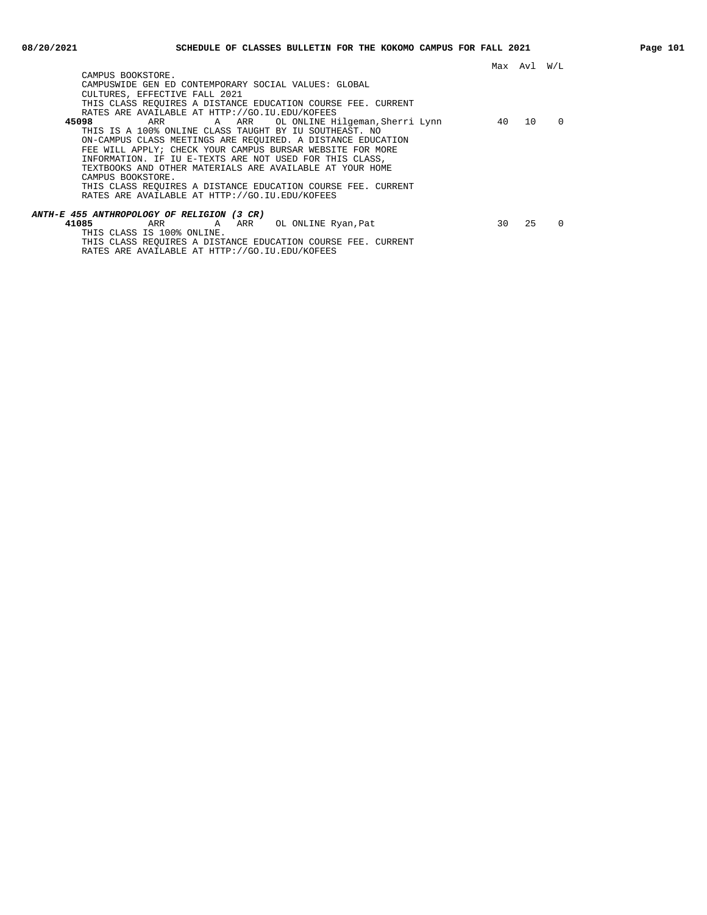Max Avl W/L

CAMPUS BOOKSTORE.
CAMPUSWIDE GEN ED CONTEMPORARY SOCIAL VALUES: GLOBAL CULTURES, EFFECTIVE FALL 2021
THIS CLASS REQUIRES A DISTANCE EDUCATION COURSE FEE. CURRENT RATES ARE AVAILABLE AT HTTP://GO.IU.EDU/KOFEES

**45098** ARR A ARR OL ONLINE Hilgeman,Sherri Lynn 40 10 0
THIS IS A 100% ONLINE CLASS TAUGHT BY IU SOUTHEAST. NO ON-CAMPUS CLASS MEETINGS ARE REQUIRED. A DISTANCE EDUCATION FEE WILL APPLY; CHECK YOUR CAMPUS BURSAR WEBSITE FOR MORE INFORMATION. IF IU E-TEXTS ARE NOT USED FOR THIS CLASS, TEXTBOOKS AND OTHER MATERIALS ARE AVAILABLE AT YOUR HOME CAMPUS BOOKSTORE.
THIS CLASS REQUIRES A DISTANCE EDUCATION COURSE FEE. CURRENT RATES ARE AVAILABLE AT HTTP://GO.IU.EDU/KOFEES

***ANTH-E 455 ANTHROPOLOGY OF RELIGION (3 CR)***

**41085** ARR A ARR OL ONLINE Ryan,Pat 30 25 0
THIS CLASS IS 100% ONLINE.
THIS CLASS REQUIRES A DISTANCE EDUCATION COURSE FEE. CURRENT RATES ARE AVAILABLE AT HTTP://GO.IU.EDU/KOFEES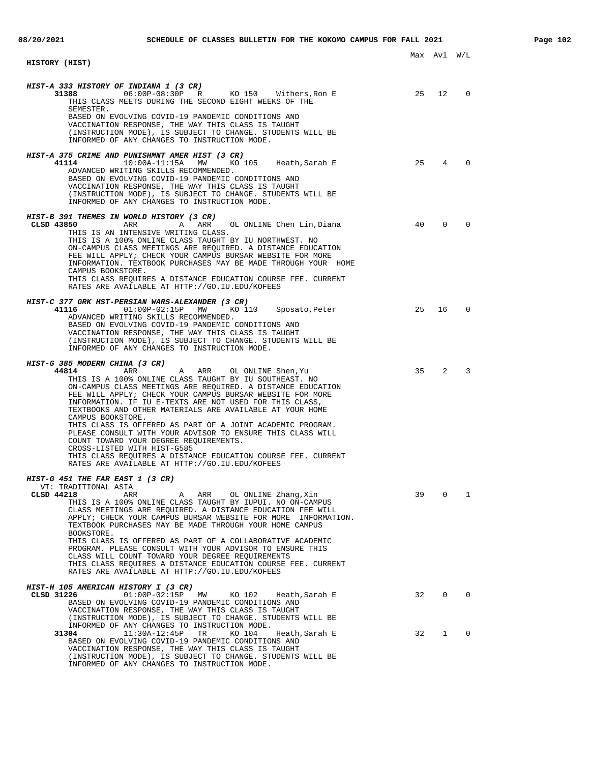## HISTORY (HIST)

Max Avl W/L

### HIST-A 333 HISTORY OF INDIANA 1 (3 CR)

**31388** 06:00P-08:30P R KO 150 Withers,Ron E — 25 12 0

THIS CLASS MEETS DURING THE SECOND EIGHT WEEKS OF THE SEMESTER.
BASED ON EVOLVING COVID-19 PANDEMIC CONDITIONS AND VACCINATION RESPONSE, THE WAY THIS CLASS IS TAUGHT (INSTRUCTION MODE), IS SUBJECT TO CHANGE. STUDENTS WILL BE INFORMED OF ANY CHANGES TO INSTRUCTION MODE.

### HIST-A 375 CRIME AND PUNISHMNT AMER HIST (3 CR)

**41114** 10:00A-11:15A MW KO 105 Heath,Sarah E — 25 4 0

ADVANCED WRITING SKILLS RECOMMENDED.
BASED ON EVOLVING COVID-19 PANDEMIC CONDITIONS AND VACCINATION RESPONSE, THE WAY THIS CLASS IS TAUGHT (INSTRUCTION MODE), IS SUBJECT TO CHANGE. STUDENTS WILL BE INFORMED OF ANY CHANGES TO INSTRUCTION MODE.

### HIST-B 391 THEMES IN WORLD HISTORY (3 CR)

**CLSD 43850** ARR A ARR OL ONLINE Chen Lin,Diana — 40 0 0

THIS IS AN INTENSIVE WRITING CLASS.
THIS IS A 100% ONLINE CLASS TAUGHT BY IU NORTHWEST. NO ON-CAMPUS CLASS MEETINGS ARE REQUIRED. A DISTANCE EDUCATION FEE WILL APPLY; CHECK YOUR CAMPUS BURSAR WEBSITE FOR MORE INFORMATION. TEXTBOOK PURCHASES MAY BE MADE THROUGH YOUR HOME CAMPUS BOOKSTORE.
THIS CLASS REQUIRES A DISTANCE EDUCATION COURSE FEE. CURRENT RATES ARE AVAILABLE AT HTTP://GO.IU.EDU/KOFEES

### HIST-C 377 GRK HST-PERSIAN WARS-ALEXANDER (3 CR)

**41116** 01:00P-02:15P MW KO 110 Sposato,Peter — 25 16 0

ADVANCED WRITING SKILLS RECOMMENDED.
BASED ON EVOLVING COVID-19 PANDEMIC CONDITIONS AND VACCINATION RESPONSE, THE WAY THIS CLASS IS TAUGHT (INSTRUCTION MODE), IS SUBJECT TO CHANGE. STUDENTS WILL BE INFORMED OF ANY CHANGES TO INSTRUCTION MODE.

### HIST-G 385 MODERN CHINA (3 CR)

**44814** ARR A ARR OL ONLINE Shen,Yu — 35 2 3

THIS IS A 100% ONLINE CLASS TAUGHT BY IU SOUTHEAST. NO ON-CAMPUS CLASS MEETINGS ARE REQUIRED. A DISTANCE EDUCATION FEE WILL APPLY; CHECK YOUR CAMPUS BURSAR WEBSITE FOR MORE INFORMATION. IF IU E-TEXTS ARE NOT USED FOR THIS CLASS, TEXTBOOKS AND OTHER MATERIALS ARE AVAILABLE AT YOUR HOME CAMPUS BOOKSTORE.
THIS CLASS IS OFFERED AS PART OF A JOINT ACADEMIC PROGRAM. PLEASE CONSULT WITH YOUR ADVISOR TO ENSURE THIS CLASS WILL COUNT TOWARD YOUR DEGREE REQUIREMENTS.
CROSS-LISTED WITH HIST-G585
THIS CLASS REQUIRES A DISTANCE EDUCATION COURSE FEE. CURRENT RATES ARE AVAILABLE AT HTTP://GO.IU.EDU/KOFEES

### HIST-G 451 THE FAR EAST 1 (3 CR)

VT: TRADITIONAL ASIA

**CLSD 44218** ARR A ARR OL ONLINE Zhang,Xin — 39 0 1

THIS IS A 100% ONLINE CLASS TAUGHT BY IUPUI. NO ON-CAMPUS CLASS MEETINGS ARE REQUIRED. A DISTANCE EDUCATION FEE WILL APPLY; CHECK YOUR CAMPUS BURSAR WEBSITE FOR MORE INFORMATION. TEXTBOOK PURCHASES MAY BE MADE THROUGH YOUR HOME CAMPUS BOOKSTORE.
THIS CLASS IS OFFERED AS PART OF A COLLABORATIVE ACADEMIC PROGRAM. PLEASE CONSULT WITH YOUR ADVISOR TO ENSURE THIS CLASS WILL COUNT TOWARD YOUR DEGREE REQUIREMENTS
THIS CLASS REQUIRES A DISTANCE EDUCATION COURSE FEE. CURRENT RATES ARE AVAILABLE AT HTTP://GO.IU.EDU/KOFEES

### HIST-H 105 AMERICAN HISTORY I (3 CR)

**CLSD 31226** 01:00P-02:15P MW KO 102 Heath,Sarah E — 32 0 0

BASED ON EVOLVING COVID-19 PANDEMIC CONDITIONS AND VACCINATION RESPONSE, THE WAY THIS CLASS IS TAUGHT (INSTRUCTION MODE), IS SUBJECT TO CHANGE. STUDENTS WILL BE INFORMED OF ANY CHANGES TO INSTRUCTION MODE.

**31304** 11:30A-12:45P TR KO 104 Heath,Sarah E — 32 1 0

BASED ON EVOLVING COVID-19 PANDEMIC CONDITIONS AND VACCINATION RESPONSE, THE WAY THIS CLASS IS TAUGHT (INSTRUCTION MODE), IS SUBJECT TO CHANGE. STUDENTS WILL BE INFORMED OF ANY CHANGES TO INSTRUCTION MODE.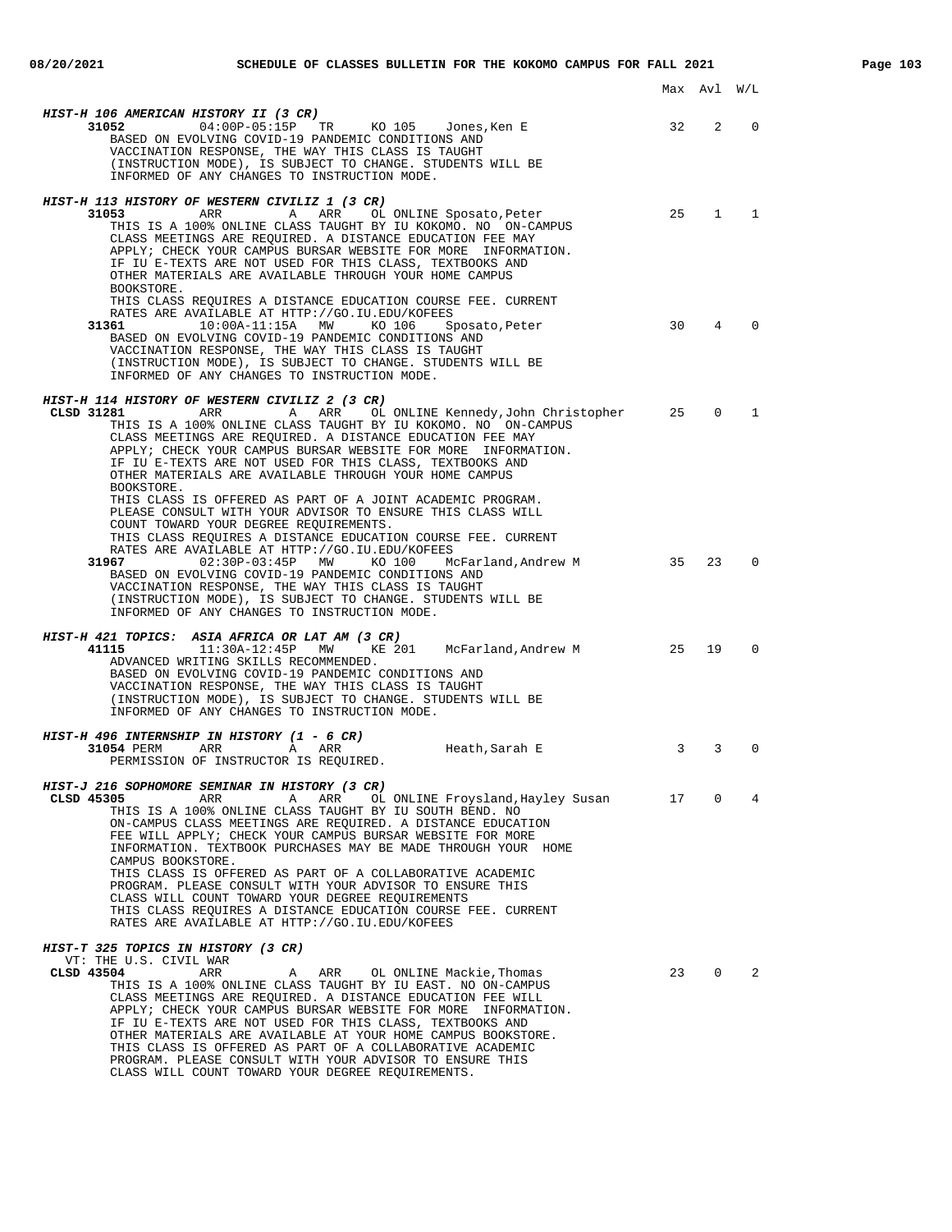Max Avl W/L

**HIST-H 106 AMERICAN HISTORY II (3 CR)**

**31052** 04:00P-05:15P TR KO 105 Jones,Ken E 32 2 0

BASED ON EVOLVING COVID-19 PANDEMIC CONDITIONS AND VACCINATION RESPONSE, THE WAY THIS CLASS IS TAUGHT (INSTRUCTION MODE), IS SUBJECT TO CHANGE. STUDENTS WILL BE INFORMED OF ANY CHANGES TO INSTRUCTION MODE.

**HIST-H 113 HISTORY OF WESTERN CIVILIZ 1 (3 CR)**

**31053** ARR A ARR OL ONLINE Sposato,Peter 25 1 1

THIS IS A 100% ONLINE CLASS TAUGHT BY IU KOKOMO. NO ON-CAMPUS CLASS MEETINGS ARE REQUIRED. A DISTANCE EDUCATION FEE MAY APPLY; CHECK YOUR CAMPUS BURSAR WEBSITE FOR MORE INFORMATION. IF IU E-TEXTS ARE NOT USED FOR THIS CLASS, TEXTBOOKS AND OTHER MATERIALS ARE AVAILABLE THROUGH YOUR HOME CAMPUS BOOKSTORE.
THIS CLASS REQUIRES A DISTANCE EDUCATION COURSE FEE. CURRENT RATES ARE AVAILABLE AT HTTP://GO.IU.EDU/KOFEES

**31361** 10:00A-11:15A MW KO 106 Sposato,Peter 30 4 0

BASED ON EVOLVING COVID-19 PANDEMIC CONDITIONS AND VACCINATION RESPONSE, THE WAY THIS CLASS IS TAUGHT (INSTRUCTION MODE), IS SUBJECT TO CHANGE. STUDENTS WILL BE INFORMED OF ANY CHANGES TO INSTRUCTION MODE.

**HIST-H 114 HISTORY OF WESTERN CIVILIZ 2 (3 CR)**

**CLSD 31281** ARR A ARR OL ONLINE Kennedy,John Christopher 25 0 1

THIS IS A 100% ONLINE CLASS TAUGHT BY IU KOKOMO. NO ON-CAMPUS CLASS MEETINGS ARE REQUIRED. A DISTANCE EDUCATION FEE MAY APPLY; CHECK YOUR CAMPUS BURSAR WEBSITE FOR MORE INFORMATION. IF IU E-TEXTS ARE NOT USED FOR THIS CLASS, TEXTBOOKS AND OTHER MATERIALS ARE AVAILABLE THROUGH YOUR HOME CAMPUS BOOKSTORE.
THIS CLASS IS OFFERED AS PART OF A JOINT ACADEMIC PROGRAM. PLEASE CONSULT WITH YOUR ADVISOR TO ENSURE THIS CLASS WILL COUNT TOWARD YOUR DEGREE REQUIREMENTS.
THIS CLASS REQUIRES A DISTANCE EDUCATION COURSE FEE. CURRENT RATES ARE AVAILABLE AT HTTP://GO.IU.EDU/KOFEES

**31967** 02:30P-03:45P MW KO 100 McFarland,Andrew M 35 23 0

BASED ON EVOLVING COVID-19 PANDEMIC CONDITIONS AND VACCINATION RESPONSE, THE WAY THIS CLASS IS TAUGHT (INSTRUCTION MODE), IS SUBJECT TO CHANGE. STUDENTS WILL BE INFORMED OF ANY CHANGES TO INSTRUCTION MODE.

**HIST-H 421 TOPICS: ASIA AFRICA OR LAT AM (3 CR)**

**41115** 11:30A-12:45P MW KE 201 McFarland,Andrew M 25 19 0

ADVANCED WRITING SKILLS RECOMMENDED.
BASED ON EVOLVING COVID-19 PANDEMIC CONDITIONS AND VACCINATION RESPONSE, THE WAY THIS CLASS IS TAUGHT (INSTRUCTION MODE), IS SUBJECT TO CHANGE. STUDENTS WILL BE INFORMED OF ANY CHANGES TO INSTRUCTION MODE.

**HIST-H 496 INTERNSHIP IN HISTORY (1 - 6 CR)**

**31054** PERM ARR A ARR Heath,Sarah E 3 3 0

PERMISSION OF INSTRUCTOR IS REQUIRED.

**HIST-J 216 SOPHOMORE SEMINAR IN HISTORY (3 CR)**

**CLSD 45305** ARR A ARR OL ONLINE Froysland,Hayley Susan 17 0 4

THIS IS A 100% ONLINE CLASS TAUGHT BY IU SOUTH BEND. NO ON-CAMPUS CLASS MEETINGS ARE REQUIRED. A DISTANCE EDUCATION FEE WILL APPLY; CHECK YOUR CAMPUS BURSAR WEBSITE FOR MORE INFORMATION. TEXTBOOK PURCHASES MAY BE MADE THROUGH YOUR HOME CAMPUS BOOKSTORE.
THIS CLASS IS OFFERED AS PART OF A COLLABORATIVE ACADEMIC PROGRAM. PLEASE CONSULT WITH YOUR ADVISOR TO ENSURE THIS CLASS WILL COUNT TOWARD YOUR DEGREE REQUIREMENTS
THIS CLASS REQUIRES A DISTANCE EDUCATION COURSE FEE. CURRENT RATES ARE AVAILABLE AT HTTP://GO.IU.EDU/KOFEES

**HIST-T 325 TOPICS IN HISTORY (3 CR)**

VT: THE U.S. CIVIL WAR

**CLSD 43504** ARR A ARR OL ONLINE Mackie,Thomas 23 0 2

THIS IS A 100% ONLINE CLASS TAUGHT BY IU EAST. NO ON-CAMPUS CLASS MEETINGS ARE REQUIRED. A DISTANCE EDUCATION FEE WILL APPLY; CHECK YOUR CAMPUS BURSAR WEBSITE FOR MORE INFORMATION. IF IU E-TEXTS ARE NOT USED FOR THIS CLASS, TEXTBOOKS AND OTHER MATERIALS ARE AVAILABLE AT YOUR HOME CAMPUS BOOKSTORE.
THIS CLASS IS OFFERED AS PART OF A COLLABORATIVE ACADEMIC PROGRAM. PLEASE CONSULT WITH YOUR ADVISOR TO ENSURE THIS CLASS WILL COUNT TOWARD YOUR DEGREE REQUIREMENTS.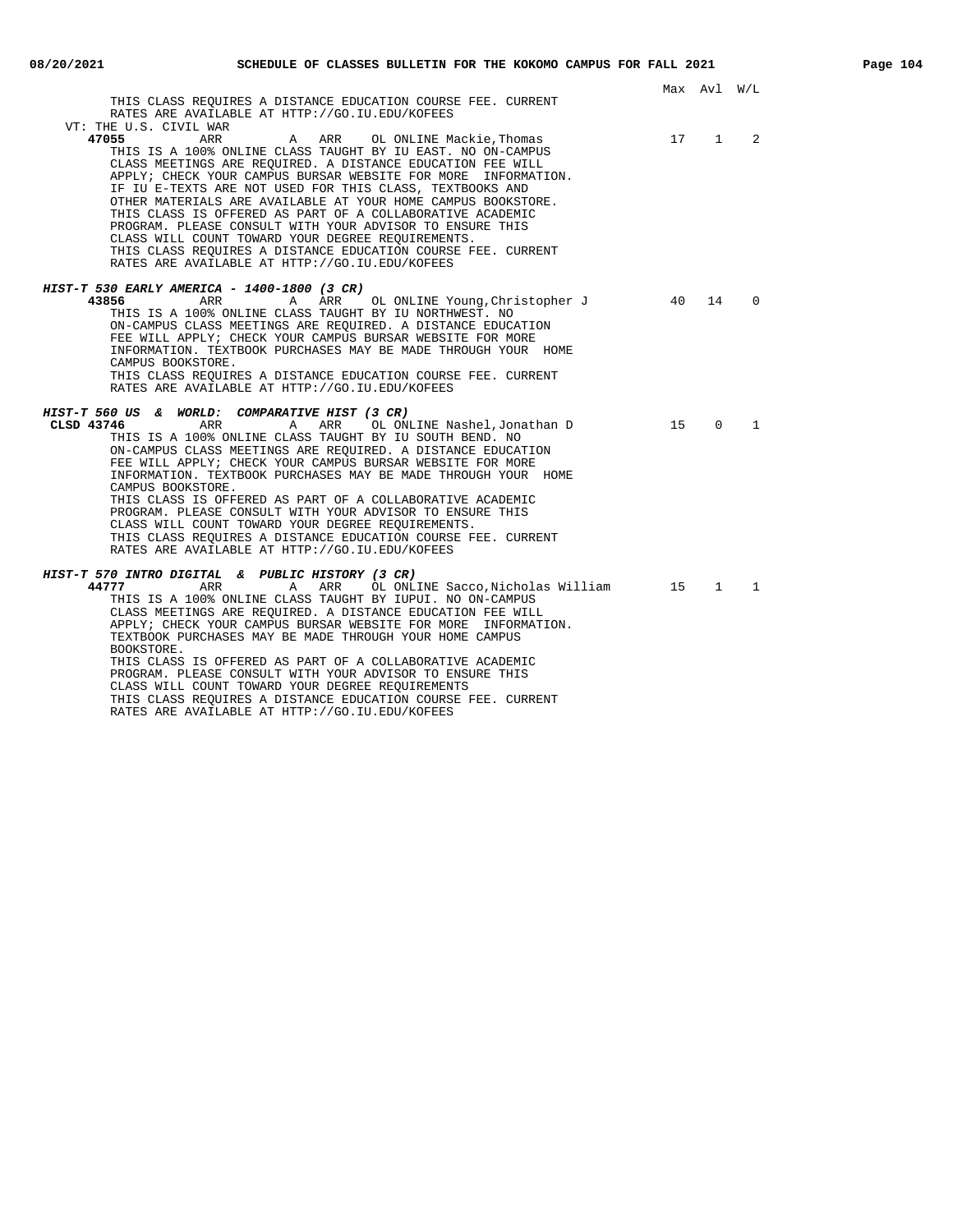Max Avl W/L

THIS CLASS REQUIRES A DISTANCE EDUCATION COURSE FEE. CURRENT RATES ARE AVAILABLE AT HTTP://GO.IU.EDU/KOFEES

VT: THE U.S. CIVIL WAR

**47055** ARR A ARR OL ONLINE Mackie,Thomas 17 1 2

THIS IS A 100% ONLINE CLASS TAUGHT BY IU EAST. NO ON-CAMPUS CLASS MEETINGS ARE REQUIRED. A DISTANCE EDUCATION FEE WILL APPLY; CHECK YOUR CAMPUS BURSAR WEBSITE FOR MORE INFORMATION. IF IU E-TEXTS ARE NOT USED FOR THIS CLASS, TEXTBOOKS AND OTHER MATERIALS ARE AVAILABLE AT YOUR HOME CAMPUS BOOKSTORE. THIS CLASS IS OFFERED AS PART OF A COLLABORATIVE ACADEMIC PROGRAM. PLEASE CONSULT WITH YOUR ADVISOR TO ENSURE THIS CLASS WILL COUNT TOWARD YOUR DEGREE REQUIREMENTS. THIS CLASS REQUIRES A DISTANCE EDUCATION COURSE FEE. CURRENT RATES ARE AVAILABLE AT HTTP://GO.IU.EDU/KOFEES

***HIST-T 530 EARLY AMERICA - 1400-1800 (3 CR)***

**43856** ARR A ARR OL ONLINE Young,Christopher J 40 14 0

THIS IS A 100% ONLINE CLASS TAUGHT BY IU NORTHWEST. NO ON-CAMPUS CLASS MEETINGS ARE REQUIRED. A DISTANCE EDUCATION FEE WILL APPLY; CHECK YOUR CAMPUS BURSAR WEBSITE FOR MORE INFORMATION. TEXTBOOK PURCHASES MAY BE MADE THROUGH YOUR HOME CAMPUS BOOKSTORE. THIS CLASS REQUIRES A DISTANCE EDUCATION COURSE FEE. CURRENT RATES ARE AVAILABLE AT HTTP://GO.IU.EDU/KOFEES

***HIST-T 560 US & WORLD: COMPARATIVE HIST (3 CR)***

**CLSD 43746** ARR A ARR OL ONLINE Nashel,Jonathan D 15 0 1

THIS IS A 100% ONLINE CLASS TAUGHT BY IU SOUTH BEND. NO ON-CAMPUS CLASS MEETINGS ARE REQUIRED. A DISTANCE EDUCATION FEE WILL APPLY; CHECK YOUR CAMPUS BURSAR WEBSITE FOR MORE INFORMATION. TEXTBOOK PURCHASES MAY BE MADE THROUGH YOUR HOME CAMPUS BOOKSTORE. THIS CLASS IS OFFERED AS PART OF A COLLABORATIVE ACADEMIC PROGRAM. PLEASE CONSULT WITH YOUR ADVISOR TO ENSURE THIS CLASS WILL COUNT TOWARD YOUR DEGREE REQUIREMENTS. THIS CLASS REQUIRES A DISTANCE EDUCATION COURSE FEE. CURRENT RATES ARE AVAILABLE AT HTTP://GO.IU.EDU/KOFEES

***HIST-T 570 INTRO DIGITAL & PUBLIC HISTORY (3 CR)***

**44777** ARR A ARR OL ONLINE Sacco,Nicholas William 15 1 1

THIS IS A 100% ONLINE CLASS TAUGHT BY IUPUI. NO ON-CAMPUS CLASS MEETINGS ARE REQUIRED. A DISTANCE EDUCATION FEE WILL APPLY; CHECK YOUR CAMPUS BURSAR WEBSITE FOR MORE INFORMATION. TEXTBOOK PURCHASES MAY BE MADE THROUGH YOUR HOME CAMPUS BOOKSTORE. THIS CLASS IS OFFERED AS PART OF A COLLABORATIVE ACADEMIC PROGRAM. PLEASE CONSULT WITH YOUR ADVISOR TO ENSURE THIS CLASS WILL COUNT TOWARD YOUR DEGREE REQUIREMENTS THIS CLASS REQUIRES A DISTANCE EDUCATION COURSE FEE. CURRENT RATES ARE AVAILABLE AT HTTP://GO.IU.EDU/KOFEES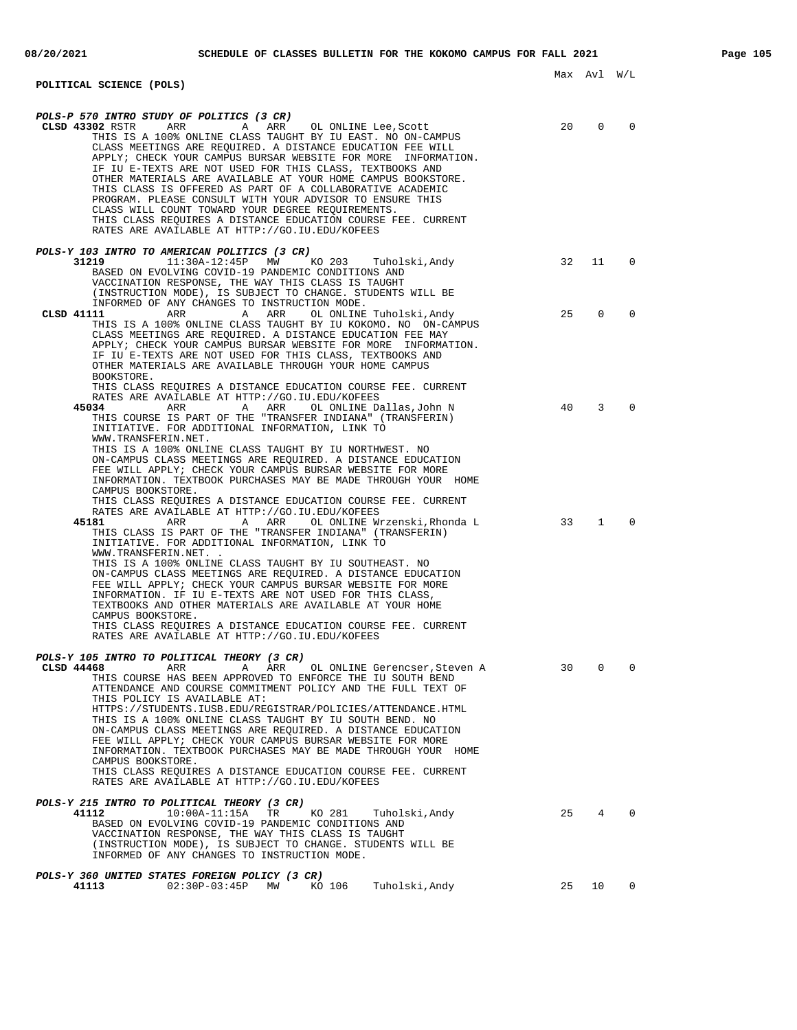## POLITICAL SCIENCE (POLS)

Max Avl W/L

### POLS-P 570 INTRO STUDY OF POLITICS (3 CR)

**CLSD 43302** RSTR ARR A ARR OL ONLINE Lee,Scott — Max 20, Avl 0, W/L 0

THIS IS A 100% ONLINE CLASS TAUGHT BY IU EAST. NO ON-CAMPUS CLASS MEETINGS ARE REQUIRED. A DISTANCE EDUCATION FEE WILL APPLY; CHECK YOUR CAMPUS BURSAR WEBSITE FOR MORE INFORMATION. IF IU E-TEXTS ARE NOT USED FOR THIS CLASS, TEXTBOOKS AND OTHER MATERIALS ARE AVAILABLE AT YOUR HOME CAMPUS BOOKSTORE. THIS CLASS IS OFFERED AS PART OF A COLLABORATIVE ACADEMIC PROGRAM. PLEASE CONSULT WITH YOUR ADVISOR TO ENSURE THIS CLASS WILL COUNT TOWARD YOUR DEGREE REQUIREMENTS.
THIS CLASS REQUIRES A DISTANCE EDUCATION COURSE FEE. CURRENT RATES ARE AVAILABLE AT HTTP://GO.IU.EDU/KOFEES

### POLS-Y 103 INTRO TO AMERICAN POLITICS (3 CR)

**31219** 11:30A-12:45P MW KO 203 Tuholski,Andy — Max 32, Avl 11, W/L 0

BASED ON EVOLVING COVID-19 PANDEMIC CONDITIONS AND VACCINATION RESPONSE, THE WAY THIS CLASS IS TAUGHT (INSTRUCTION MODE), IS SUBJECT TO CHANGE. STUDENTS WILL BE INFORMED OF ANY CHANGES TO INSTRUCTION MODE.

**CLSD 41111** ARR A ARR OL ONLINE Tuholski,Andy — Max 25, Avl 0, W/L 0

THIS IS A 100% ONLINE CLASS TAUGHT BY IU KOKOMO. NO ON-CAMPUS CLASS MEETINGS ARE REQUIRED. A DISTANCE EDUCATION FEE MAY APPLY; CHECK YOUR CAMPUS BURSAR WEBSITE FOR MORE INFORMATION. IF IU E-TEXTS ARE NOT USED FOR THIS CLASS, TEXTBOOKS AND OTHER MATERIALS ARE AVAILABLE THROUGH YOUR HOME CAMPUS BOOKSTORE.
THIS CLASS REQUIRES A DISTANCE EDUCATION COURSE FEE. CURRENT RATES ARE AVAILABLE AT HTTP://GO.IU.EDU/KOFEES

**45034** ARR A ARR OL ONLINE Dallas,John N — Max 40, Avl 3, W/L 0

THIS COURSE IS PART OF THE "TRANSFER INDIANA" (TRANSFERIN) INITIATIVE. FOR ADDITIONAL INFORMATION, LINK TO WWW.TRANSFERIN.NET.
THIS IS A 100% ONLINE CLASS TAUGHT BY IU NORTHWEST. NO ON-CAMPUS CLASS MEETINGS ARE REQUIRED. A DISTANCE EDUCATION FEE WILL APPLY; CHECK YOUR CAMPUS BURSAR WEBSITE FOR MORE INFORMATION. TEXTBOOK PURCHASES MAY BE MADE THROUGH YOUR HOME CAMPUS BOOKSTORE.
THIS CLASS REQUIRES A DISTANCE EDUCATION COURSE FEE. CURRENT RATES ARE AVAILABLE AT HTTP://GO.IU.EDU/KOFEES

**45181** ARR A ARR OL ONLINE Wrzenski,Rhonda L — Max 33, Avl 1, W/L 0

THIS CLASS IS PART OF THE "TRANSFER INDIANA" (TRANSFERIN) INITIATIVE. FOR ADDITIONAL INFORMATION, LINK TO WWW.TRANSFERIN.NET. .
THIS IS A 100% ONLINE CLASS TAUGHT BY IU SOUTHEAST. NO ON-CAMPUS CLASS MEETINGS ARE REQUIRED. A DISTANCE EDUCATION FEE WILL APPLY; CHECK YOUR CAMPUS BURSAR WEBSITE FOR MORE INFORMATION. IF IU E-TEXTS ARE NOT USED FOR THIS CLASS, TEXTBOOKS AND OTHER MATERIALS ARE AVAILABLE AT YOUR HOME CAMPUS BOOKSTORE.
THIS CLASS REQUIRES A DISTANCE EDUCATION COURSE FEE. CURRENT RATES ARE AVAILABLE AT HTTP://GO.IU.EDU/KOFEES

### POLS-Y 105 INTRO TO POLITICAL THEORY (3 CR)

**CLSD 44468** ARR A ARR OL ONLINE Gerencser,Steven A — Max 30, Avl 0, W/L 0

THIS COURSE HAS BEEN APPROVED TO ENFORCE THE IU SOUTH BEND ATTENDANCE AND COURSE COMMITMENT POLICY AND THE FULL TEXT OF THIS POLICY IS AVAILABLE AT: HTTPS://STUDENTS.IUSB.EDU/REGISTRAR/POLICIES/ATTENDANCE.HTML
THIS IS A 100% ONLINE CLASS TAUGHT BY IU SOUTH BEND. NO ON-CAMPUS CLASS MEETINGS ARE REQUIRED. A DISTANCE EDUCATION FEE WILL APPLY; CHECK YOUR CAMPUS BURSAR WEBSITE FOR MORE INFORMATION. TEXTBOOK PURCHASES MAY BE MADE THROUGH YOUR HOME CAMPUS BOOKSTORE.
THIS CLASS REQUIRES A DISTANCE EDUCATION COURSE FEE. CURRENT RATES ARE AVAILABLE AT HTTP://GO.IU.EDU/KOFEES

### POLS-Y 215 INTRO TO POLITICAL THEORY (3 CR)

**41112** 10:00A-11:15A TR KO 281 Tuholski,Andy — Max 25, Avl 4, W/L 0

BASED ON EVOLVING COVID-19 PANDEMIC CONDITIONS AND VACCINATION RESPONSE, THE WAY THIS CLASS IS TAUGHT (INSTRUCTION MODE), IS SUBJECT TO CHANGE. STUDENTS WILL BE INFORMED OF ANY CHANGES TO INSTRUCTION MODE.

### POLS-Y 360 UNITED STATES FOREIGN POLICY (3 CR)

**41113** 02:30P-03:45P MW KO 106 Tuholski,Andy — Max 25, Avl 10, W/L 0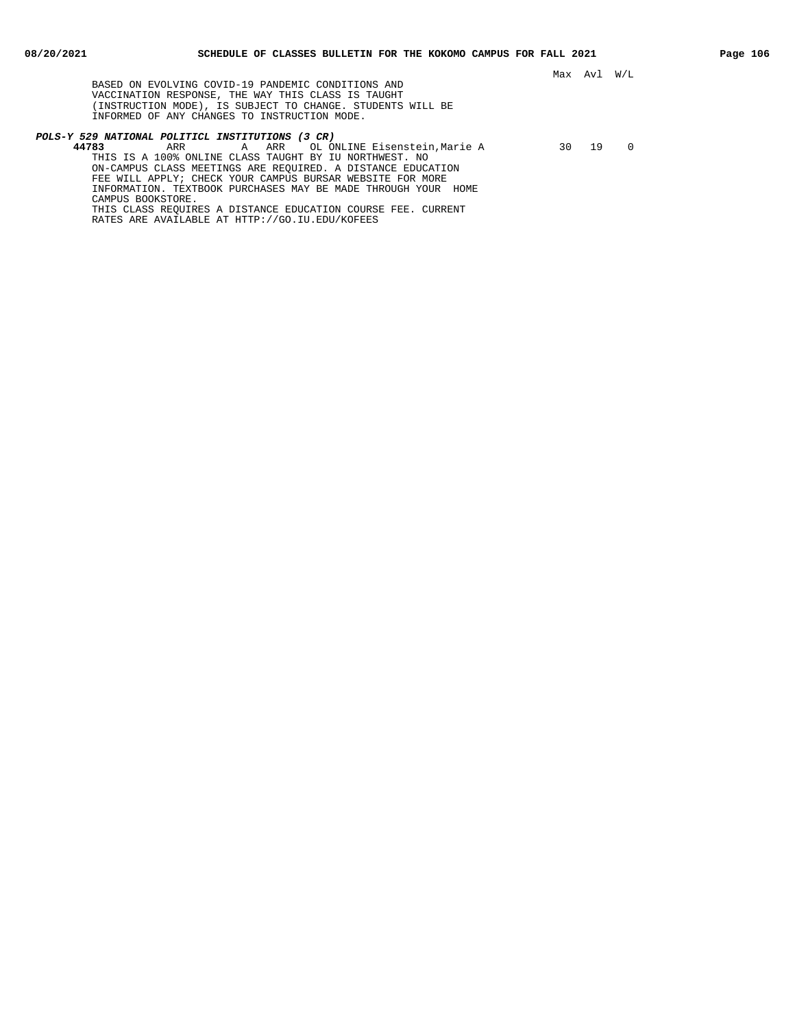Max Avl W/L

BASED ON EVOLVING COVID-19 PANDEMIC CONDITIONS AND VACCINATION RESPONSE, THE WAY THIS CLASS IS TAUGHT (INSTRUCTION MODE), IS SUBJECT TO CHANGE. STUDENTS WILL BE INFORMED OF ANY CHANGES TO INSTRUCTION MODE.

***POLS-Y 529 NATIONAL POLITICL INSTITUTIONS (3 CR)***

| Class | Time | Days | Type | Location | Instructor | Max | Avl | W/L |
|---|---|---|---|---|---|---|---|---|
| **44783** | ARR | A ARR | OL | ONLINE | Eisenstein,Marie A | 30 | 19 | 0 |

THIS IS A 100% ONLINE CLASS TAUGHT BY IU NORTHWEST. NO ON-CAMPUS CLASS MEETINGS ARE REQUIRED. A DISTANCE EDUCATION FEE WILL APPLY; CHECK YOUR CAMPUS BURSAR WEBSITE FOR MORE INFORMATION. TEXTBOOK PURCHASES MAY BE MADE THROUGH YOUR HOME CAMPUS BOOKSTORE.

THIS CLASS REQUIRES A DISTANCE EDUCATION COURSE FEE. CURRENT RATES ARE AVAILABLE AT HTTP://GO.IU.EDU/KOFEES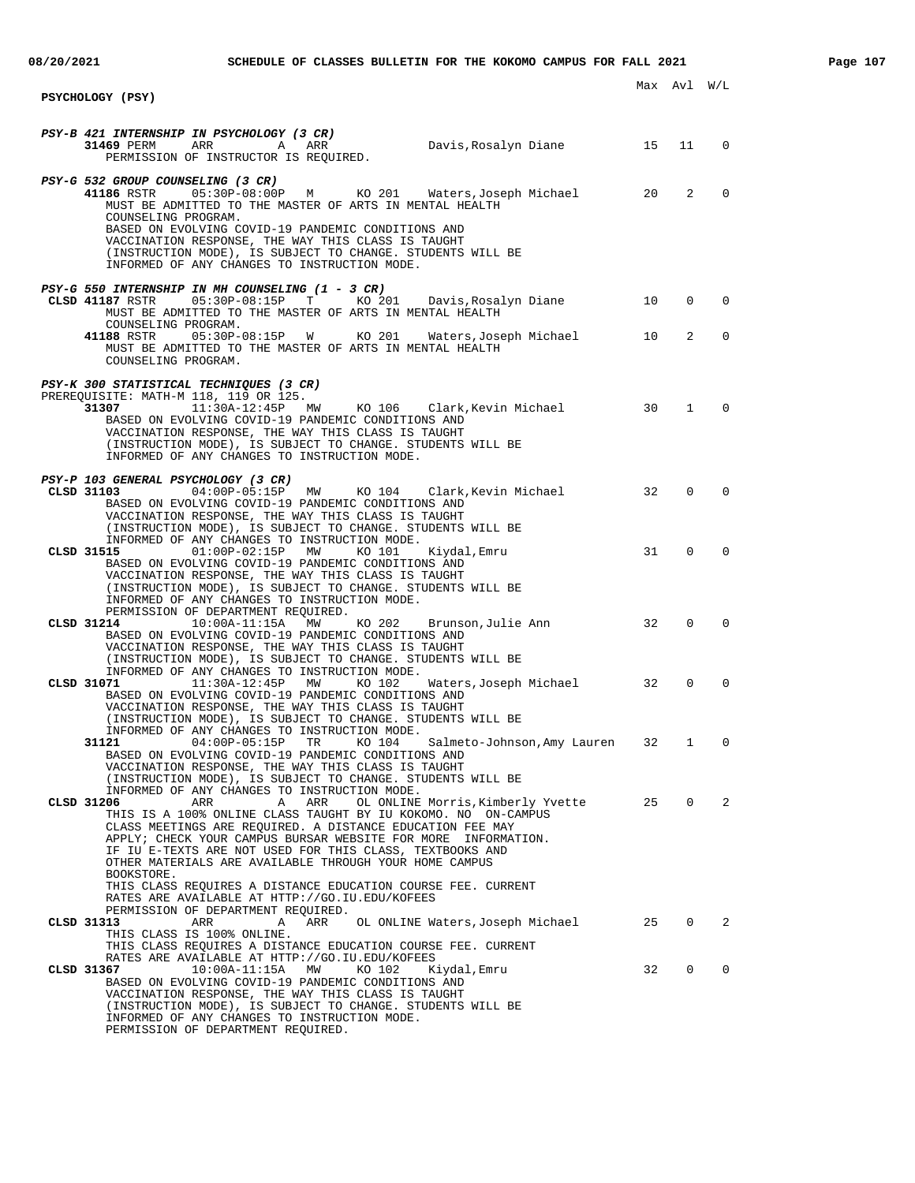Max Avl W/L

## PSYCHOLOGY (PSY)

***PSY-B 421 INTERNSHIP IN PSYCHOLOGY (3 CR)***

| Class | Type | Time | Days | Location | Instructor | Max | Avl | W/L |
|---|---|---|---|---|---|---|---|---|
| **31469** PERM | | ARR A | ARR | | Davis,Rosalyn Diane | 15 | 11 | 0 |

PERMISSION OF INSTRUCTOR IS REQUIRED.

***PSY-G 532 GROUP COUNSELING (3 CR)***

| Class | Type | Time | Days | Location | Instructor | Max | Avl | W/L |
|---|---|---|---|---|---|---|---|---|
| **41186** RSTR | | 05:30P-08:00P | M | KO 201 | Waters,Joseph Michael | 20 | 2 | 0 |

MUST BE ADMITTED TO THE MASTER OF ARTS IN MENTAL HEALTH COUNSELING PROGRAM.
BASED ON EVOLVING COVID-19 PANDEMIC CONDITIONS AND VACCINATION RESPONSE, THE WAY THIS CLASS IS TAUGHT (INSTRUCTION MODE), IS SUBJECT TO CHANGE. STUDENTS WILL BE INFORMED OF ANY CHANGES TO INSTRUCTION MODE.

***PSY-G 550 INTERNSHIP IN MH COUNSELING (1 - 3 CR)***

| Class | Type | Time | Days | Location | Instructor | Max | Avl | W/L |
|---|---|---|---|---|---|---|---|---|
| **CLSD 41187** RSTR | | 05:30P-08:15P | T | KO 201 | Davis,Rosalyn Diane | 10 | 0 | 0 |

MUST BE ADMITTED TO THE MASTER OF ARTS IN MENTAL HEALTH COUNSELING PROGRAM.

| Class | Type | Time | Days | Location | Instructor | Max | Avl | W/L |
|---|---|---|---|---|---|---|---|---|
| **41188** RSTR | | 05:30P-08:15P | W | KO 201 | Waters,Joseph Michael | 10 | 2 | 0 |

MUST BE ADMITTED TO THE MASTER OF ARTS IN MENTAL HEALTH COUNSELING PROGRAM.

***PSY-K 300 STATISTICAL TECHNIQUES (3 CR)***

PREREQUISITE: MATH-M 118, 119 OR 125.

| Class | Type | Time | Days | Location | Instructor | Max | Avl | W/L |
|---|---|---|---|---|---|---|---|---|
| **31307** | | 11:30A-12:45P | MW | KO 106 | Clark,Kevin Michael | 30 | 1 | 0 |

BASED ON EVOLVING COVID-19 PANDEMIC CONDITIONS AND VACCINATION RESPONSE, THE WAY THIS CLASS IS TAUGHT (INSTRUCTION MODE), IS SUBJECT TO CHANGE. STUDENTS WILL BE INFORMED OF ANY CHANGES TO INSTRUCTION MODE.

***PSY-P 103 GENERAL PSYCHOLOGY (3 CR)***

| Class | Type | Time | Days | Location | Instructor | Max | Avl | W/L |
|---|---|---|---|---|---|---|---|---|
| **CLSD 31103** | | 04:00P-05:15P | MW | KO 104 | Clark,Kevin Michael | 32 | 0 | 0 |

BASED ON EVOLVING COVID-19 PANDEMIC CONDITIONS AND VACCINATION RESPONSE, THE WAY THIS CLASS IS TAUGHT (INSTRUCTION MODE), IS SUBJECT TO CHANGE. STUDENTS WILL BE INFORMED OF ANY CHANGES TO INSTRUCTION MODE.

| Class | Type | Time | Days | Location | Instructor | Max | Avl | W/L |
|---|---|---|---|---|---|---|---|---|
| **CLSD 31515** | | 01:00P-02:15P | MW | KO 101 | Kiydal,Emru | 31 | 0 | 0 |

BASED ON EVOLVING COVID-19 PANDEMIC CONDITIONS AND VACCINATION RESPONSE, THE WAY THIS CLASS IS TAUGHT (INSTRUCTION MODE), IS SUBJECT TO CHANGE. STUDENTS WILL BE INFORMED OF ANY CHANGES TO INSTRUCTION MODE.
PERMISSION OF DEPARTMENT REQUIRED.

| Class | Type | Time | Days | Location | Instructor | Max | Avl | W/L |
|---|---|---|---|---|---|---|---|---|
| **CLSD 31214** | | 10:00A-11:15A | MW | KO 202 | Brunson,Julie Ann | 32 | 0 | 0 |

BASED ON EVOLVING COVID-19 PANDEMIC CONDITIONS AND VACCINATION RESPONSE, THE WAY THIS CLASS IS TAUGHT (INSTRUCTION MODE), IS SUBJECT TO CHANGE. STUDENTS WILL BE INFORMED OF ANY CHANGES TO INSTRUCTION MODE.

| Class | Type | Time | Days | Location | Instructor | Max | Avl | W/L |
|---|---|---|---|---|---|---|---|---|
| **CLSD 31071** | | 11:30A-12:45P | MW | KO 102 | Waters,Joseph Michael | 32 | 0 | 0 |

BASED ON EVOLVING COVID-19 PANDEMIC CONDITIONS AND VACCINATION RESPONSE, THE WAY THIS CLASS IS TAUGHT (INSTRUCTION MODE), IS SUBJECT TO CHANGE. STUDENTS WILL BE INFORMED OF ANY CHANGES TO INSTRUCTION MODE.

| Class | Type | Time | Days | Location | Instructor | Max | Avl | W/L |
|---|---|---|---|---|---|---|---|---|
| **31121** | | 04:00P-05:15P | TR | KO 104 | Salmeto-Johnson,Amy Lauren | 32 | 1 | 0 |

BASED ON EVOLVING COVID-19 PANDEMIC CONDITIONS AND VACCINATION RESPONSE, THE WAY THIS CLASS IS TAUGHT (INSTRUCTION MODE), IS SUBJECT TO CHANGE. STUDENTS WILL BE INFORMED OF ANY CHANGES TO INSTRUCTION MODE.

| Class | Type | Time | Days | Location | Instructor | Max | Avl | W/L |
|---|---|---|---|---|---|---|---|---|
| **CLSD 31206** | | ARR A | ARR | OL ONLINE | Morris,Kimberly Yvette | 25 | 0 | 2 |

THIS IS A 100% ONLINE CLASS TAUGHT BY IU KOKOMO. NO ON-CAMPUS CLASS MEETINGS ARE REQUIRED. A DISTANCE EDUCATION FEE MAY APPLY; CHECK YOUR CAMPUS BURSAR WEBSITE FOR MORE INFORMATION.
IF IU E-TEXTS ARE NOT USED FOR THIS CLASS, TEXTBOOKS AND OTHER MATERIALS ARE AVAILABLE THROUGH YOUR HOME CAMPUS BOOKSTORE.
THIS CLASS REQUIRES A DISTANCE EDUCATION COURSE FEE. CURRENT RATES ARE AVAILABLE AT HTTP://GO.IU.EDU/KOFEES
PERMISSION OF DEPARTMENT REQUIRED.

| Class | Type | Time | Days | Location | Instructor | Max | Avl | W/L |
|---|---|---|---|---|---|---|---|---|
| **CLSD 31313** | | ARR A | ARR | OL ONLINE | Waters,Joseph Michael | 25 | 0 | 2 |

THIS CLASS IS 100% ONLINE.
THIS CLASS REQUIRES A DISTANCE EDUCATION COURSE FEE. CURRENT RATES ARE AVAILABLE AT HTTP://GO.IU.EDU/KOFEES

| Class | Type | Time | Days | Location | Instructor | Max | Avl | W/L |
|---|---|---|---|---|---|---|---|---|
| **CLSD 31367** | | 10:00A-11:15A | MW | KO 102 | Kiydal,Emru | 32 | 0 | 0 |

BASED ON EVOLVING COVID-19 PANDEMIC CONDITIONS AND VACCINATION RESPONSE, THE WAY THIS CLASS IS TAUGHT (INSTRUCTION MODE), IS SUBJECT TO CHANGE. STUDENTS WILL BE INFORMED OF ANY CHANGES TO INSTRUCTION MODE.
PERMISSION OF DEPARTMENT REQUIRED.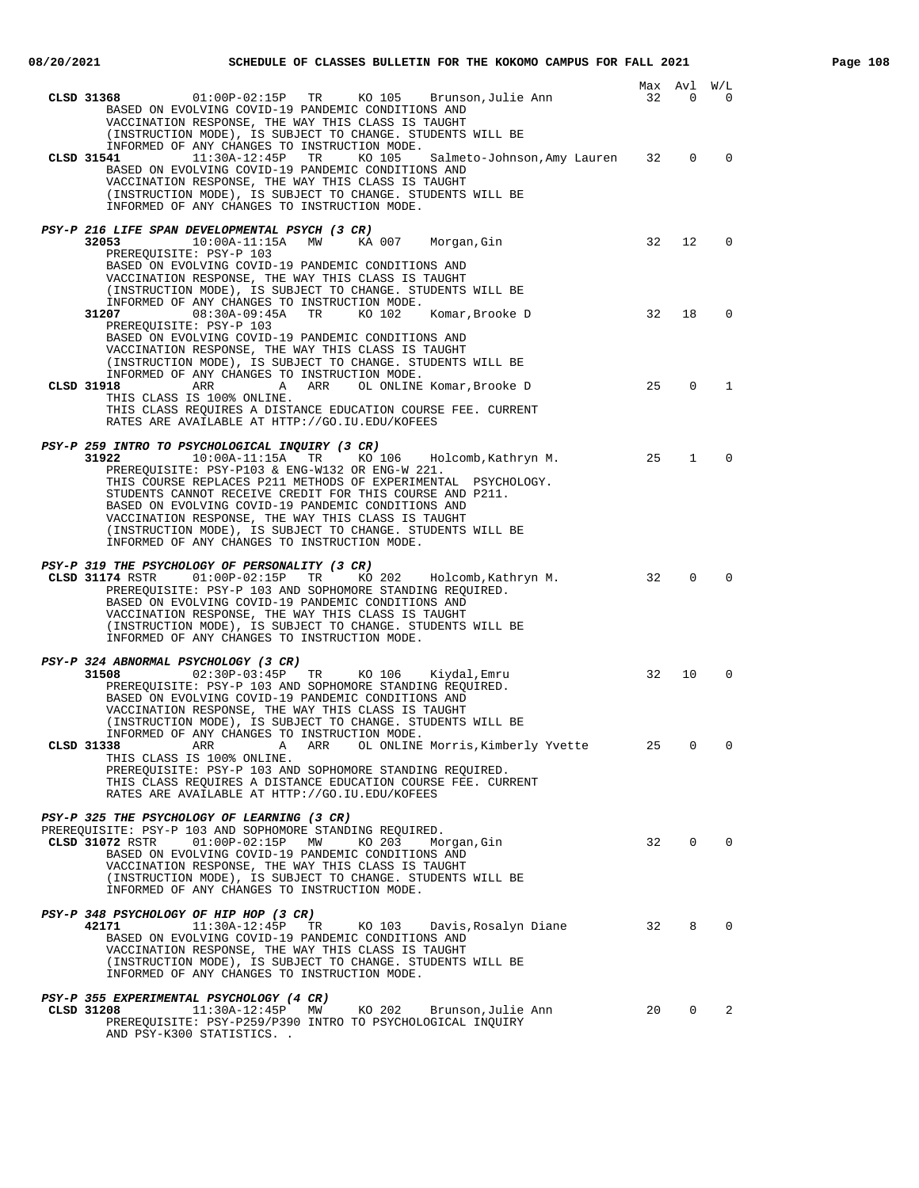| | | | | | | Max | Avl | W/L |
|---|---|---|---|---|---|---|---|---|
| **CLSD 31368** | 01:00P-02:15P | TR | KO 105 | Brunson,Julie Ann | | 32 | 0 | 0 |

BASED ON EVOLVING COVID-19 PANDEMIC CONDITIONS AND VACCINATION RESPONSE, THE WAY THIS CLASS IS TAUGHT (INSTRUCTION MODE), IS SUBJECT TO CHANGE. STUDENTS WILL BE INFORMED OF ANY CHANGES TO INSTRUCTION MODE.

| | | | | | | Max | Avl | W/L |
|---|---|---|---|---|---|---|---|---|
| **CLSD 31541** | 11:30A-12:45P | TR | KO 105 | Salmeto-Johnson,Amy Lauren | | 32 | 0 | 0 |

BASED ON EVOLVING COVID-19 PANDEMIC CONDITIONS AND VACCINATION RESPONSE, THE WAY THIS CLASS IS TAUGHT (INSTRUCTION MODE), IS SUBJECT TO CHANGE. STUDENTS WILL BE INFORMED OF ANY CHANGES TO INSTRUCTION MODE.

***PSY-P 216 LIFE SPAN DEVELOPMENTAL PSYCH (3 CR)***

| | | | | | | Max | Avl | W/L |
|---|---|---|---|---|---|---|---|---|
| **32053** | 10:00A-11:15A | MW | KA 007 | Morgan,Gin | | 32 | 12 | 0 |

PREREQUISITE: PSY-P 103
BASED ON EVOLVING COVID-19 PANDEMIC CONDITIONS AND VACCINATION RESPONSE, THE WAY THIS CLASS IS TAUGHT (INSTRUCTION MODE), IS SUBJECT TO CHANGE. STUDENTS WILL BE INFORMED OF ANY CHANGES TO INSTRUCTION MODE.

| | | | | | | Max | Avl | W/L |
|---|---|---|---|---|---|---|---|---|
| **31207** | 08:30A-09:45A | TR | KO 102 | Komar,Brooke D | | 32 | 18 | 0 |

PREREQUISITE: PSY-P 103
BASED ON EVOLVING COVID-19 PANDEMIC CONDITIONS AND VACCINATION RESPONSE, THE WAY THIS CLASS IS TAUGHT (INSTRUCTION MODE), IS SUBJECT TO CHANGE. STUDENTS WILL BE INFORMED OF ANY CHANGES TO INSTRUCTION MODE.

| | | | | | | Max | Avl | W/L |
|---|---|---|---|---|---|---|---|---|
| **CLSD 31918** | ARR | A | ARR | OL ONLINE | Komar,Brooke D | 25 | 0 | 1 |

THIS CLASS IS 100% ONLINE.
THIS CLASS REQUIRES A DISTANCE EDUCATION COURSE FEE. CURRENT RATES ARE AVAILABLE AT HTTP://GO.IU.EDU/KOFEES

***PSY-P 259 INTRO TO PSYCHOLOGICAL INQUIRY (3 CR)***

| | | | | | | Max | Avl | W/L |
|---|---|---|---|---|---|---|---|---|
| **31922** | 10:00A-11:15A | TR | KO 106 | Holcomb,Kathryn M. | | 25 | 1 | 0 |

PREREQUISITE: PSY-P103 & ENG-W132 OR ENG-W 221.
THIS COURSE REPLACES P211 METHODS OF EXPERIMENTAL PSYCHOLOGY. STUDENTS CANNOT RECEIVE CREDIT FOR THIS COURSE AND P211.
BASED ON EVOLVING COVID-19 PANDEMIC CONDITIONS AND VACCINATION RESPONSE, THE WAY THIS CLASS IS TAUGHT (INSTRUCTION MODE), IS SUBJECT TO CHANGE. STUDENTS WILL BE INFORMED OF ANY CHANGES TO INSTRUCTION MODE.

***PSY-P 319 THE PSYCHOLOGY OF PERSONALITY (3 CR)***

| | | | | | | Max | Avl | W/L |
|---|---|---|---|---|---|---|---|---|
| **CLSD 31174** RSTR | 01:00P-02:15P | TR | KO 202 | Holcomb,Kathryn M. | | 32 | 0 | 0 |

PREREQUISITE: PSY-P 103 AND SOPHOMORE STANDING REQUIRED.
BASED ON EVOLVING COVID-19 PANDEMIC CONDITIONS AND VACCINATION RESPONSE, THE WAY THIS CLASS IS TAUGHT (INSTRUCTION MODE), IS SUBJECT TO CHANGE. STUDENTS WILL BE INFORMED OF ANY CHANGES TO INSTRUCTION MODE.

***PSY-P 324 ABNORMAL PSYCHOLOGY (3 CR)***

| | | | | | | Max | Avl | W/L |
|---|---|---|---|---|---|---|---|---|
| **31508** | 02:30P-03:45P | TR | KO 106 | Kiydal,Emru | | 32 | 10 | 0 |

PREREQUISITE: PSY-P 103 AND SOPHOMORE STANDING REQUIRED.
BASED ON EVOLVING COVID-19 PANDEMIC CONDITIONS AND VACCINATION RESPONSE, THE WAY THIS CLASS IS TAUGHT (INSTRUCTION MODE), IS SUBJECT TO CHANGE. STUDENTS WILL BE INFORMED OF ANY CHANGES TO INSTRUCTION MODE.

| | | | | | | Max | Avl | W/L |
|---|---|---|---|---|---|---|---|---|
| **CLSD 31338** | ARR | A | ARR | OL ONLINE | Morris,Kimberly Yvette | 25 | 0 | 0 |

THIS CLASS IS 100% ONLINE.
PREREQUISITE: PSY-P 103 AND SOPHOMORE STANDING REQUIRED.
THIS CLASS REQUIRES A DISTANCE EDUCATION COURSE FEE. CURRENT RATES ARE AVAILABLE AT HTTP://GO.IU.EDU/KOFEES

***PSY-P 325 THE PSYCHOLOGY OF LEARNING (3 CR)***

PREREQUISITE: PSY-P 103 AND SOPHOMORE STANDING REQUIRED.

| | | | | | | Max | Avl | W/L |
|---|---|---|---|---|---|---|---|---|
| **CLSD 31072** RSTR | 01:00P-02:15P | MW | KO 203 | Morgan,Gin | | 32 | 0 | 0 |

BASED ON EVOLVING COVID-19 PANDEMIC CONDITIONS AND VACCINATION RESPONSE, THE WAY THIS CLASS IS TAUGHT (INSTRUCTION MODE), IS SUBJECT TO CHANGE. STUDENTS WILL BE INFORMED OF ANY CHANGES TO INSTRUCTION MODE.

***PSY-P 348 PSYCHOLOGY OF HIP HOP (3 CR)***

| | | | | | | Max | Avl | W/L |
|---|---|---|---|---|---|---|---|---|
| **42171** | 11:30A-12:45P | TR | KO 103 | Davis,Rosalyn Diane | | 32 | 8 | 0 |

BASED ON EVOLVING COVID-19 PANDEMIC CONDITIONS AND VACCINATION RESPONSE, THE WAY THIS CLASS IS TAUGHT (INSTRUCTION MODE), IS SUBJECT TO CHANGE. STUDENTS WILL BE INFORMED OF ANY CHANGES TO INSTRUCTION MODE.

***PSY-P 355 EXPERIMENTAL PSYCHOLOGY (4 CR)***

| | | | | | | Max | Avl | W/L |
|---|---|---|---|---|---|---|---|---|
| **CLSD 31208** | 11:30A-12:45P | MW | KO 202 | Brunson,Julie Ann | | 20 | 0 | 2 |

PREREQUISITE: PSY-P259/P390 INTRO TO PSYCHOLOGICAL INQUIRY AND PSY-K300 STATISTICS. .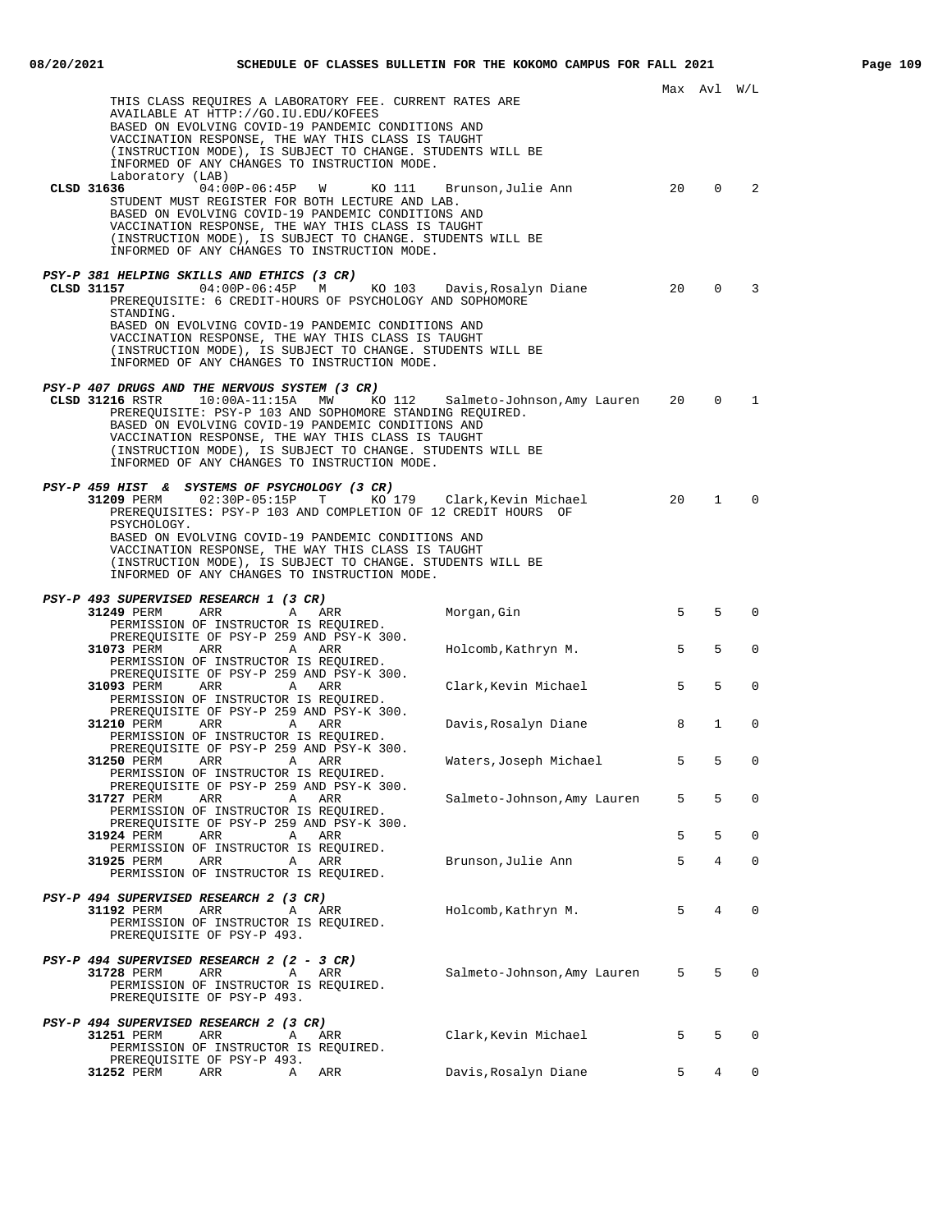| | | | | | Max | Avl | W/L |
|---|---|---|---|---|---|---|---|
| | | | | | | | |

THIS CLASS REQUIRES A LABORATORY FEE. CURRENT RATES ARE AVAILABLE AT HTTP://GO.IU.EDU/KOFEES
BASED ON EVOLVING COVID-19 PANDEMIC CONDITIONS AND VACCINATION RESPONSE, THE WAY THIS CLASS IS TAUGHT (INSTRUCTION MODE), IS SUBJECT TO CHANGE. STUDENTS WILL BE INFORMED OF ANY CHANGES TO INSTRUCTION MODE.

Laboratory (LAB)

| Class | Time | Days | Room | Instructor | Max | Avl | W/L |
|---|---|---|---|---|---|---|---|
| **CLSD 31636** | 04:00P-06:45P | W | KO 111 | Brunson,Julie Ann | 20 | 0 | 2 |

STUDENT MUST REGISTER FOR BOTH LECTURE AND LAB.
BASED ON EVOLVING COVID-19 PANDEMIC CONDITIONS AND VACCINATION RESPONSE, THE WAY THIS CLASS IS TAUGHT (INSTRUCTION MODE), IS SUBJECT TO CHANGE. STUDENTS WILL BE INFORMED OF ANY CHANGES TO INSTRUCTION MODE.

### *PSY-P 381 HELPING SKILLS AND ETHICS (3 CR)*

| Class | Time | Days | Room | Instructor | Max | Avl | W/L |
|---|---|---|---|---|---|---|---|
| **CLSD 31157** | 04:00P-06:45P | M | KO 103 | Davis,Rosalyn Diane | 20 | 0 | 3 |

PREREQUISITE: 6 CREDIT-HOURS OF PSYCHOLOGY AND SOPHOMORE STANDING.
BASED ON EVOLVING COVID-19 PANDEMIC CONDITIONS AND VACCINATION RESPONSE, THE WAY THIS CLASS IS TAUGHT (INSTRUCTION MODE), IS SUBJECT TO CHANGE. STUDENTS WILL BE INFORMED OF ANY CHANGES TO INSTRUCTION MODE.

### *PSY-P 407 DRUGS AND THE NERVOUS SYSTEM (3 CR)*

| Class | Time | Days | Room | Instructor | Max | Avl | W/L |
|---|---|---|---|---|---|---|---|
| **CLSD 31216** RSTR | 10:00A-11:15A | MW | KO 112 | Salmeto-Johnson,Amy Lauren | 20 | 0 | 1 |

PREREQUISITE: PSY-P 103 AND SOPHOMORE STANDING REQUIRED.
BASED ON EVOLVING COVID-19 PANDEMIC CONDITIONS AND VACCINATION RESPONSE, THE WAY THIS CLASS IS TAUGHT (INSTRUCTION MODE), IS SUBJECT TO CHANGE. STUDENTS WILL BE INFORMED OF ANY CHANGES TO INSTRUCTION MODE.

### *PSY-P 459 HIST & SYSTEMS OF PSYCHOLOGY (3 CR)*

| Class | Time | Days | Room | Instructor | Max | Avl | W/L |
|---|---|---|---|---|---|---|---|
| **31209** PERM | 02:30P-05:15P | T | KO 179 | Clark,Kevin Michael | 20 | 1 | 0 |

PREREQUISITES: PSY-P 103 AND COMPLETION OF 12 CREDIT HOURS OF PSYCHOLOGY.
BASED ON EVOLVING COVID-19 PANDEMIC CONDITIONS AND VACCINATION RESPONSE, THE WAY THIS CLASS IS TAUGHT (INSTRUCTION MODE), IS SUBJECT TO CHANGE. STUDENTS WILL BE INFORMED OF ANY CHANGES TO INSTRUCTION MODE.

### *PSY-P 493 SUPERVISED RESEARCH 1 (3 CR)*

| Class | Time | Days | Room | Instructor | Max | Avl | W/L |
|---|---|---|---|---|---|---|---|
| **31249** PERM | ARR | A | ARR | Morgan,Gin | 5 | 5 | 0 |
| PERMISSION OF INSTRUCTOR IS REQUIRED. PREREQUISITE OF PSY-P 259 AND PSY-K 300. | | | | | | | |
| **31073** PERM | ARR | A | ARR | Holcomb,Kathryn M. | 5 | 5 | 0 |
| PERMISSION OF INSTRUCTOR IS REQUIRED. PREREQUISITE OF PSY-P 259 AND PSY-K 300. | | | | | | | |
| **31093** PERM | ARR | A | ARR | Clark,Kevin Michael | 5 | 5 | 0 |
| PERMISSION OF INSTRUCTOR IS REQUIRED. PREREQUISITE OF PSY-P 259 AND PSY-K 300. | | | | | | | |
| **31210** PERM | ARR | A | ARR | Davis,Rosalyn Diane | 8 | 1 | 0 |
| PERMISSION OF INSTRUCTOR IS REQUIRED. PREREQUISITE OF PSY-P 259 AND PSY-K 300. | | | | | | | |
| **31250** PERM | ARR | A | ARR | Waters,Joseph Michael | 5 | 5 | 0 |
| PERMISSION OF INSTRUCTOR IS REQUIRED. PREREQUISITE OF PSY-P 259 AND PSY-K 300. | | | | | | | |
| **31727** PERM | ARR | A | ARR | Salmeto-Johnson,Amy Lauren | 5 | 5 | 0 |
| PERMISSION OF INSTRUCTOR IS REQUIRED. PREREQUISITE OF PSY-P 259 AND PSY-K 300. | | | | | | | |
| **31924** PERM | ARR | A | ARR | | 5 | 5 | 0 |
| PERMISSION OF INSTRUCTOR IS REQUIRED. | | | | | | | |
| **31925** PERM | ARR | A | ARR | Brunson,Julie Ann | 5 | 4 | 0 |
| PERMISSION OF INSTRUCTOR IS REQUIRED. | | | | | | | |

### *PSY-P 494 SUPERVISED RESEARCH 2 (3 CR)*

| Class | Time | Days | Room | Instructor | Max | Avl | W/L |
|---|---|---|---|---|---|---|---|
| **31192** PERM | ARR | A | ARR | Holcomb,Kathryn M. | 5 | 4 | 0 |
| PERMISSION OF INSTRUCTOR IS REQUIRED. PREREQUISITE OF PSY-P 493. | | | | | | | |

### *PSY-P 494 SUPERVISED RESEARCH 2 (2 - 3 CR)*

| Class | Time | Days | Room | Instructor | Max | Avl | W/L |
|---|---|---|---|---|---|---|---|
| **31728** PERM | ARR | A | ARR | Salmeto-Johnson,Amy Lauren | 5 | 5 | 0 |
| PERMISSION OF INSTRUCTOR IS REQUIRED. PREREQUISITE OF PSY-P 493. | | | | | | | |

### *PSY-P 494 SUPERVISED RESEARCH 2 (3 CR)*

| Class | Time | Days | Room | Instructor | Max | Avl | W/L |
|---|---|---|---|---|---|---|---|
| **31251** PERM | ARR | A | ARR | Clark,Kevin Michael | 5 | 5 | 0 |
| PERMISSION OF INSTRUCTOR IS REQUIRED. PREREQUISITE OF PSY-P 493. | | | | | | | |
| **31252** PERM | ARR | A | ARR | Davis,Rosalyn Diane | 5 | 4 | 0 |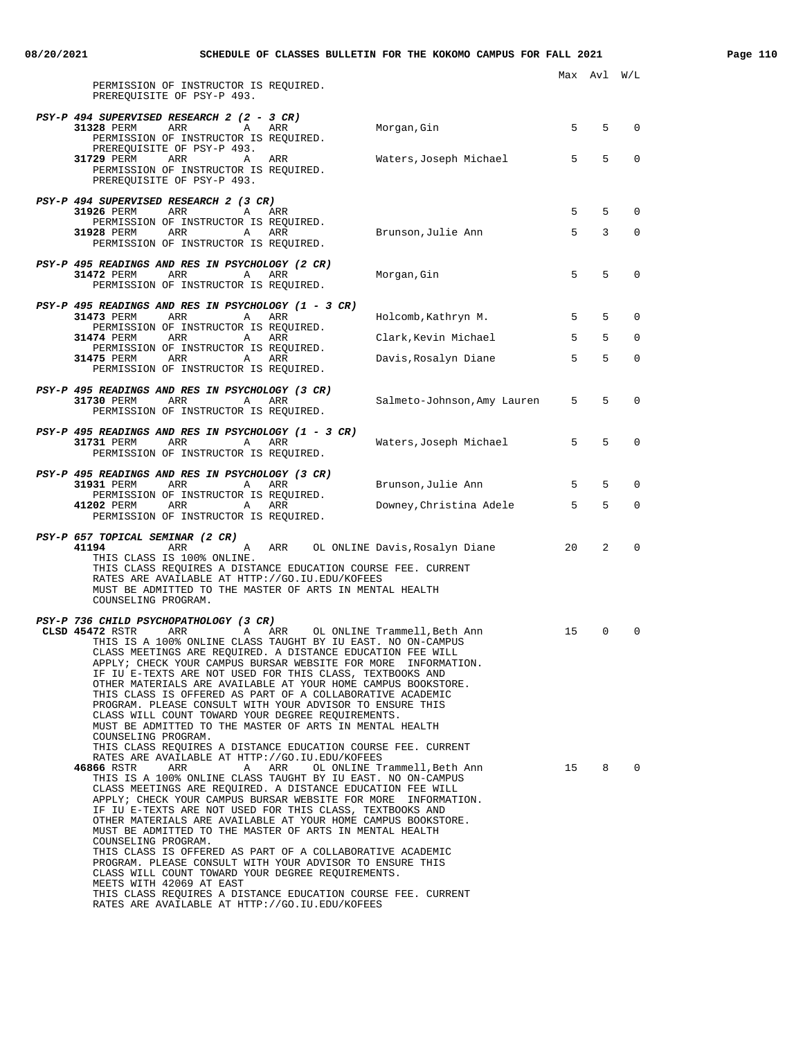Max Avl W/L

PERMISSION OF INSTRUCTOR IS REQUIRED.
PREREQUISITE OF PSY-P 493.

***PSY-P 494 SUPERVISED RESEARCH 2 (2 - 3 CR)***

| Class | Type | Time | | Days | Instructor | Max | Avl | W/L |
|---|---|---|---|---|---|---|---|---|
| **31328** | PERM | ARR | A | ARR | Morgan,Gin | 5 | 5 | 0 |

PERMISSION OF INSTRUCTOR IS REQUIRED.
PREREQUISITE OF PSY-P 493.

| Class | Type | Time | | Days | Instructor | Max | Avl | W/L |
|---|---|---|---|---|---|---|---|---|
| **31729** | PERM | ARR | A | ARR | Waters,Joseph Michael | 5 | 5 | 0 |

PERMISSION OF INSTRUCTOR IS REQUIRED.
PREREQUISITE OF PSY-P 493.

***PSY-P 494 SUPERVISED RESEARCH 2 (3 CR)***

| Class | Type | Time | | Days | Instructor | Max | Avl | W/L |
|---|---|---|---|---|---|---|---|---|
| **31926** | PERM | ARR | A | ARR | | 5 | 5 | 0 |

PERMISSION OF INSTRUCTOR IS REQUIRED.

| Class | Type | Time | | Days | Instructor | Max | Avl | W/L |
|---|---|---|---|---|---|---|---|---|
| **31928** | PERM | ARR | A | ARR | Brunson,Julie Ann | 5 | 3 | 0 |

PERMISSION OF INSTRUCTOR IS REQUIRED.

***PSY-P 495 READINGS AND RES IN PSYCHOLOGY (2 CR)***

| Class | Type | Time | | Days | Instructor | Max | Avl | W/L |
|---|---|---|---|---|---|---|---|---|
| **31472** | PERM | ARR | A | ARR | Morgan,Gin | 5 | 5 | 0 |

PERMISSION OF INSTRUCTOR IS REQUIRED.

***PSY-P 495 READINGS AND RES IN PSYCHOLOGY (1 - 3 CR)***

| Class | Type | Time | | Days | Instructor | Max | Avl | W/L |
|---|---|---|---|---|---|---|---|---|
| **31473** | PERM | ARR | A | ARR | Holcomb,Kathryn M. | 5 | 5 | 0 |

PERMISSION OF INSTRUCTOR IS REQUIRED.

| Class | Type | Time | | Days | Instructor | Max | Avl | W/L |
|---|---|---|---|---|---|---|---|---|
| **31474** | PERM | ARR | A | ARR | Clark,Kevin Michael | 5 | 5 | 0 |

PERMISSION OF INSTRUCTOR IS REQUIRED.

| Class | Type | Time | | Days | Instructor | Max | Avl | W/L |
|---|---|---|---|---|---|---|---|---|
| **31475** | PERM | ARR | A | ARR | Davis,Rosalyn Diane | 5 | 5 | 0 |

PERMISSION OF INSTRUCTOR IS REQUIRED.

***PSY-P 495 READINGS AND RES IN PSYCHOLOGY (3 CR)***

| Class | Type | Time | | Days | Instructor | Max | Avl | W/L |
|---|---|---|---|---|---|---|---|---|
| **31730** | PERM | ARR | A | ARR | Salmeto-Johnson,Amy Lauren | 5 | 5 | 0 |

PERMISSION OF INSTRUCTOR IS REQUIRED.

***PSY-P 495 READINGS AND RES IN PSYCHOLOGY (1 - 3 CR)***

| Class | Type | Time | | Days | Instructor | Max | Avl | W/L |
|---|---|---|---|---|---|---|---|---|
| **31731** | PERM | ARR | A | ARR | Waters,Joseph Michael | 5 | 5 | 0 |

PERMISSION OF INSTRUCTOR IS REQUIRED.

***PSY-P 495 READINGS AND RES IN PSYCHOLOGY (3 CR)***

| Class | Type | Time | | Days | Instructor | Max | Avl | W/L |
|---|---|---|---|---|---|---|---|---|
| **31931** | PERM | ARR | A | ARR | Brunson,Julie Ann | 5 | 5 | 0 |

PERMISSION OF INSTRUCTOR IS REQUIRED.

| Class | Type | Time | | Days | Instructor | Max | Avl | W/L |
|---|---|---|---|---|---|---|---|---|
| **41202** | PERM | ARR | A | ARR | Downey,Christina Adele | 5 | 5 | 0 |

PERMISSION OF INSTRUCTOR IS REQUIRED.

***PSY-P 657 TOPICAL SEMINAR (2 CR)***

| Class | Type | Time | | Days | Location | Instructor | Max | Avl | W/L |
|---|---|---|---|---|---|---|---|---|---|
| **41194** | | ARR | A | ARR | OL ONLINE | Davis,Rosalyn Diane | 20 | 2 | 0 |

THIS CLASS IS 100% ONLINE.
THIS CLASS REQUIRES A DISTANCE EDUCATION COURSE FEE. CURRENT RATES ARE AVAILABLE AT HTTP://GO.IU.EDU/KOFEES
MUST BE ADMITTED TO THE MASTER OF ARTS IN MENTAL HEALTH COUNSELING PROGRAM.

***PSY-P 736 CHILD PSYCHOPATHOLOGY (3 CR)***

| Class | Type | Time | | Days | Location | Instructor | Max | Avl | W/L |
|---|---|---|---|---|---|---|---|---|---|
| **CLSD 45472** | RSTR | ARR | A | ARR | OL ONLINE | Trammell,Beth Ann | 15 | 0 | 0 |

THIS IS A 100% ONLINE CLASS TAUGHT BY IU EAST. NO ON-CAMPUS CLASS MEETINGS ARE REQUIRED. A DISTANCE EDUCATION FEE WILL APPLY; CHECK YOUR CAMPUS BURSAR WEBSITE FOR MORE INFORMATION.
IF IU E-TEXTS ARE NOT USED FOR THIS CLASS, TEXTBOOKS AND OTHER MATERIALS ARE AVAILABLE AT YOUR HOME CAMPUS BOOKSTORE.
THIS CLASS IS OFFERED AS PART OF A COLLABORATIVE ACADEMIC PROGRAM. PLEASE CONSULT WITH YOUR ADVISOR TO ENSURE THIS CLASS WILL COUNT TOWARD YOUR DEGREE REQUIREMENTS.
MUST BE ADMITTED TO THE MASTER OF ARTS IN MENTAL HEALTH COUNSELING PROGRAM.
THIS CLASS REQUIRES A DISTANCE EDUCATION COURSE FEE. CURRENT RATES ARE AVAILABLE AT HTTP://GO.IU.EDU/KOFEES

| Class | Type | Time | | Days | Location | Instructor | Max | Avl | W/L |
|---|---|---|---|---|---|---|---|---|---|
| **46866** | RSTR | ARR | A | ARR | OL ONLINE | Trammell,Beth Ann | 15 | 8 | 0 |

THIS IS A 100% ONLINE CLASS TAUGHT BY IU EAST. NO ON-CAMPUS CLASS MEETINGS ARE REQUIRED. A DISTANCE EDUCATION FEE WILL APPLY; CHECK YOUR CAMPUS BURSAR WEBSITE FOR MORE INFORMATION.
IF IU E-TEXTS ARE NOT USED FOR THIS CLASS, TEXTBOOKS AND OTHER MATERIALS ARE AVAILABLE AT YOUR HOME CAMPUS BOOKSTORE.
MUST BE ADMITTED TO THE MASTER OF ARTS IN MENTAL HEALTH COUNSELING PROGRAM.
THIS CLASS IS OFFERED AS PART OF A COLLABORATIVE ACADEMIC PROGRAM. PLEASE CONSULT WITH YOUR ADVISOR TO ENSURE THIS CLASS WILL COUNT TOWARD YOUR DEGREE REQUIREMENTS.
MEETS WITH 42069 AT EAST
THIS CLASS REQUIRES A DISTANCE EDUCATION COURSE FEE. CURRENT RATES ARE AVAILABLE AT HTTP://GO.IU.EDU/KOFEES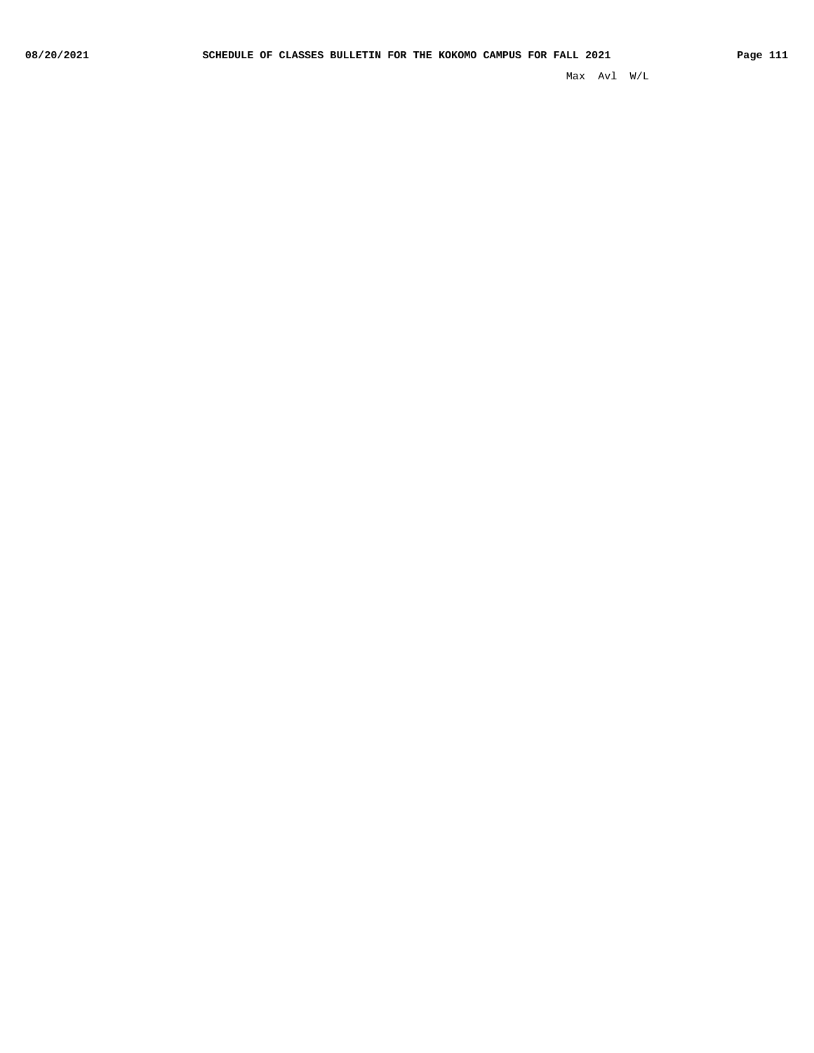Max Avl W/L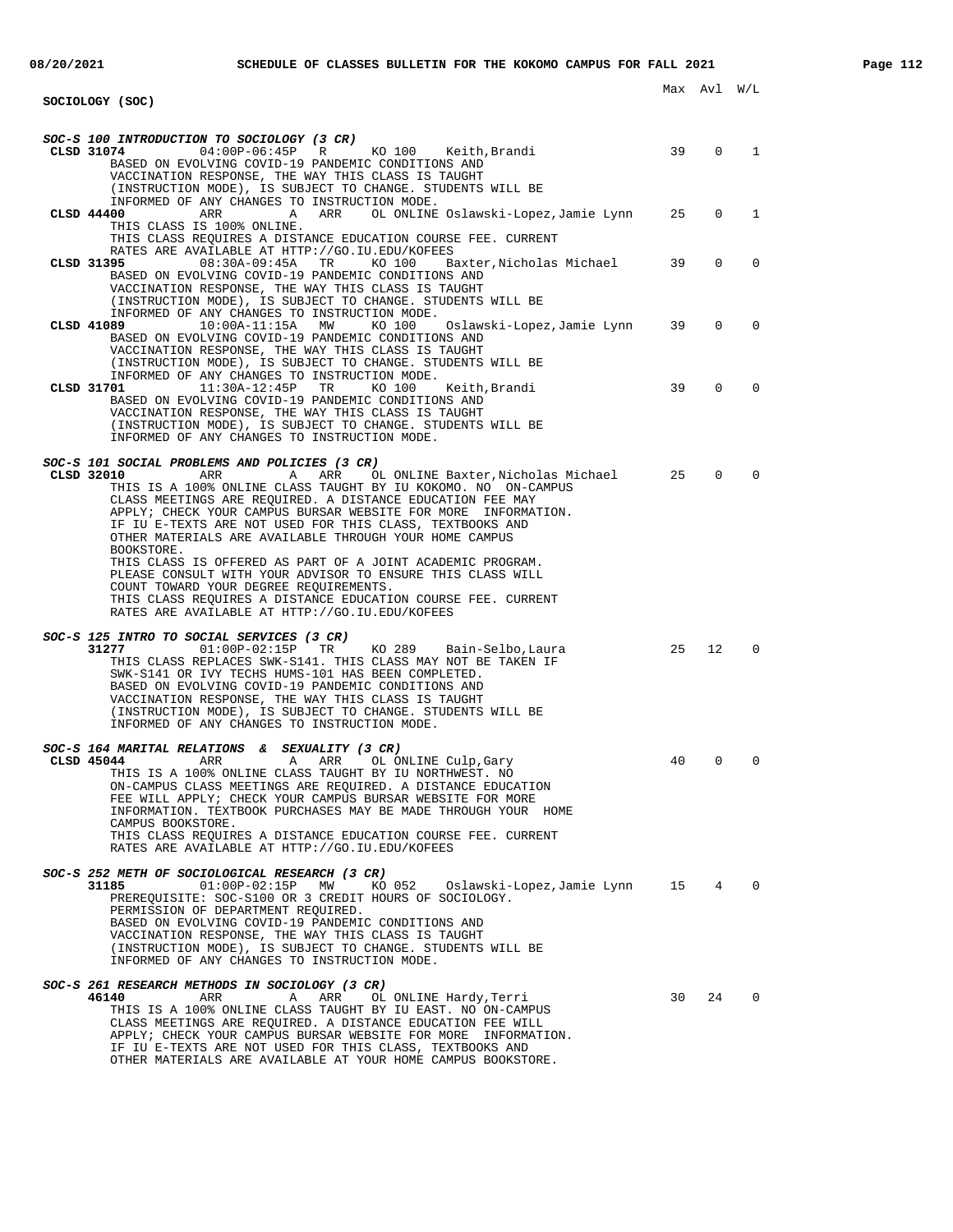## SOCIOLOGY (SOC)

Max Avl W/L

### SOC-S 100 INTRODUCTION TO SOCIOLOGY (3 CR)

| Class | Time | Days | Room | Instructor | Max | Avl | W/L |
|---|---|---|---|---|---|---|---|
| **CLSD 31074** | 04:00P-06:45P | R | KO 100 | Keith,Brandi | 39 | 0 | 1 |

BASED ON EVOLVING COVID-19 PANDEMIC CONDITIONS AND VACCINATION RESPONSE, THE WAY THIS CLASS IS TAUGHT (INSTRUCTION MODE), IS SUBJECT TO CHANGE. STUDENTS WILL BE INFORMED OF ANY CHANGES TO INSTRUCTION MODE.

| Class | Time | Days | Room | Instructor | Max | Avl | W/L |
|---|---|---|---|---|---|---|---|
| **CLSD 44400** | ARR | A ARR | OL ONLINE | Oslawski-Lopez,Jamie Lynn | 25 | 0 | 1 |

THIS CLASS IS 100% ONLINE.
THIS CLASS REQUIRES A DISTANCE EDUCATION COURSE FEE. CURRENT RATES ARE AVAILABLE AT HTTP://GO.IU.EDU/KOFEES

| Class | Time | Days | Room | Instructor | Max | Avl | W/L |
|---|---|---|---|---|---|---|---|
| **CLSD 31395** | 08:30A-09:45A | TR | KO 100 | Baxter,Nicholas Michael | 39 | 0 | 0 |

BASED ON EVOLVING COVID-19 PANDEMIC CONDITIONS AND VACCINATION RESPONSE, THE WAY THIS CLASS IS TAUGHT (INSTRUCTION MODE), IS SUBJECT TO CHANGE. STUDENTS WILL BE INFORMED OF ANY CHANGES TO INSTRUCTION MODE.

| Class | Time | Days | Room | Instructor | Max | Avl | W/L |
|---|---|---|---|---|---|---|---|
| **CLSD 41089** | 10:00A-11:15A | MW | KO 100 | Oslawski-Lopez,Jamie Lynn | 39 | 0 | 0 |

BASED ON EVOLVING COVID-19 PANDEMIC CONDITIONS AND VACCINATION RESPONSE, THE WAY THIS CLASS IS TAUGHT (INSTRUCTION MODE), IS SUBJECT TO CHANGE. STUDENTS WILL BE INFORMED OF ANY CHANGES TO INSTRUCTION MODE.

| Class | Time | Days | Room | Instructor | Max | Avl | W/L |
|---|---|---|---|---|---|---|---|
| **CLSD 31701** | 11:30A-12:45P | TR | KO 100 | Keith,Brandi | 39 | 0 | 0 |

BASED ON EVOLVING COVID-19 PANDEMIC CONDITIONS AND VACCINATION RESPONSE, THE WAY THIS CLASS IS TAUGHT (INSTRUCTION MODE), IS SUBJECT TO CHANGE. STUDENTS WILL BE INFORMED OF ANY CHANGES TO INSTRUCTION MODE.

### SOC-S 101 SOCIAL PROBLEMS AND POLICIES (3 CR)

| Class | Time | Days | Room | Instructor | Max | Avl | W/L |
|---|---|---|---|---|---|---|---|
| **CLSD 32010** | ARR | A ARR | OL ONLINE | Baxter,Nicholas Michael | 25 | 0 | 0 |

THIS IS A 100% ONLINE CLASS TAUGHT BY IU KOKOMO. NO ON-CAMPUS CLASS MEETINGS ARE REQUIRED. A DISTANCE EDUCATION FEE MAY APPLY; CHECK YOUR CAMPUS BURSAR WEBSITE FOR MORE INFORMATION. IF IU E-TEXTS ARE NOT USED FOR THIS CLASS, TEXTBOOKS AND OTHER MATERIALS ARE AVAILABLE THROUGH YOUR HOME CAMPUS BOOKSTORE.
THIS CLASS IS OFFERED AS PART OF A JOINT ACADEMIC PROGRAM. PLEASE CONSULT WITH YOUR ADVISOR TO ENSURE THIS CLASS WILL COUNT TOWARD YOUR DEGREE REQUIREMENTS.
THIS CLASS REQUIRES A DISTANCE EDUCATION COURSE FEE. CURRENT RATES ARE AVAILABLE AT HTTP://GO.IU.EDU/KOFEES

### SOC-S 125 INTRO TO SOCIAL SERVICES (3 CR)

| Class | Time | Days | Room | Instructor | Max | Avl | W/L |
|---|---|---|---|---|---|---|---|
| **31277** | 01:00P-02:15P | TR | KO 289 | Bain-Selbo,Laura | 25 | 12 | 0 |

THIS CLASS REPLACES SWK-S141. THIS CLASS MAY NOT BE TAKEN IF SWK-S141 OR IVY TECHS HUMS-101 HAS BEEN COMPLETED.
BASED ON EVOLVING COVID-19 PANDEMIC CONDITIONS AND VACCINATION RESPONSE, THE WAY THIS CLASS IS TAUGHT (INSTRUCTION MODE), IS SUBJECT TO CHANGE. STUDENTS WILL BE INFORMED OF ANY CHANGES TO INSTRUCTION MODE.

### SOC-S 164 MARITAL RELATIONS & SEXUALITY (3 CR)

| Class | Time | Days | Room | Instructor | Max | Avl | W/L |
|---|---|---|---|---|---|---|---|
| **CLSD 45044** | ARR | A ARR | OL ONLINE | Culp,Gary | 40 | 0 | 0 |

THIS IS A 100% ONLINE CLASS TAUGHT BY IU NORTHWEST. NO ON-CAMPUS CLASS MEETINGS ARE REQUIRED. A DISTANCE EDUCATION FEE WILL APPLY; CHECK YOUR CAMPUS BURSAR WEBSITE FOR MORE INFORMATION. TEXTBOOK PURCHASES MAY BE MADE THROUGH YOUR HOME CAMPUS BOOKSTORE.
THIS CLASS REQUIRES A DISTANCE EDUCATION COURSE FEE. CURRENT RATES ARE AVAILABLE AT HTTP://GO.IU.EDU/KOFEES

### SOC-S 252 METH OF SOCIOLOGICAL RESEARCH (3 CR)

| Class | Time | Days | Room | Instructor | Max | Avl | W/L |
|---|---|---|---|---|---|---|---|
| **31185** | 01:00P-02:15P | MW | KO 052 | Oslawski-Lopez,Jamie Lynn | 15 | 4 | 0 |

PREREQUISITE: SOC-S100 OR 3 CREDIT HOURS OF SOCIOLOGY.
PERMISSION OF DEPARTMENT REQUIRED.
BASED ON EVOLVING COVID-19 PANDEMIC CONDITIONS AND VACCINATION RESPONSE, THE WAY THIS CLASS IS TAUGHT (INSTRUCTION MODE), IS SUBJECT TO CHANGE. STUDENTS WILL BE INFORMED OF ANY CHANGES TO INSTRUCTION MODE.

### SOC-S 261 RESEARCH METHODS IN SOCIOLOGY (3 CR)

| Class | Time | Days | Room | Instructor | Max | Avl | W/L |
|---|---|---|---|---|---|---|---|
| **46140** | ARR | A ARR | OL ONLINE | Hardy,Terri | 30 | 24 | 0 |

THIS IS A 100% ONLINE CLASS TAUGHT BY IU EAST. NO ON-CAMPUS CLASS MEETINGS ARE REQUIRED. A DISTANCE EDUCATION FEE WILL APPLY; CHECK YOUR CAMPUS BURSAR WEBSITE FOR MORE INFORMATION. IF IU E-TEXTS ARE NOT USED FOR THIS CLASS, TEXTBOOKS AND OTHER MATERIALS ARE AVAILABLE AT YOUR HOME CAMPUS BOOKSTORE.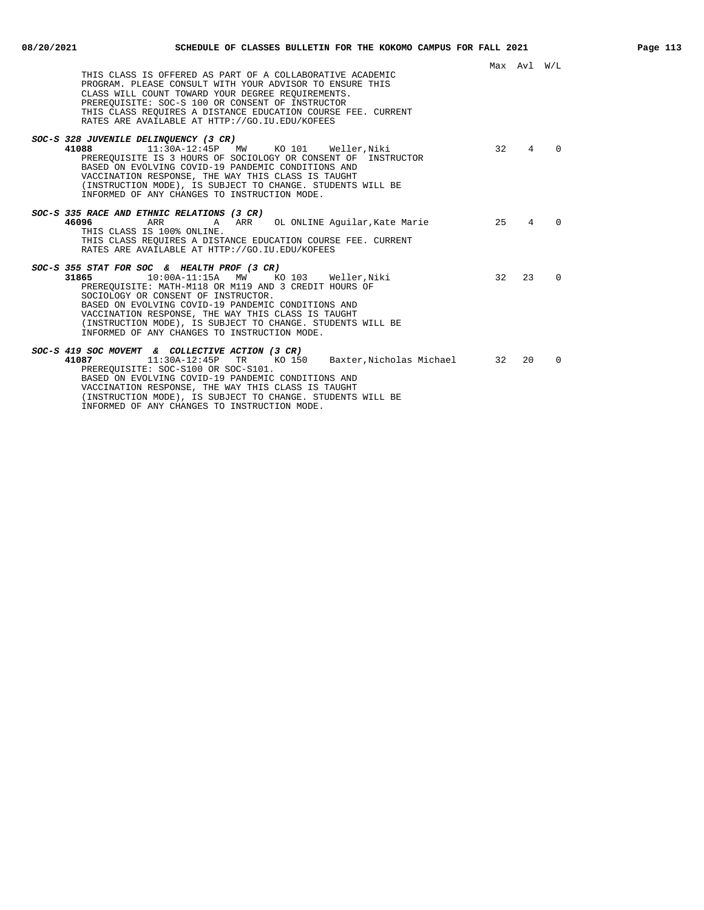Max Avl W/L

THIS CLASS IS OFFERED AS PART OF A COLLABORATIVE ACADEMIC PROGRAM. PLEASE CONSULT WITH YOUR ADVISOR TO ENSURE THIS CLASS WILL COUNT TOWARD YOUR DEGREE REQUIREMENTS.
PREREQUISITE: SOC-S 100 OR CONSENT OF INSTRUCTOR
THIS CLASS REQUIRES A DISTANCE EDUCATION COURSE FEE. CURRENT RATES ARE AVAILABLE AT HTTP://GO.IU.EDU/KOFEES

***SOC-S 328 JUVENILE DELINQUENCY (3 CR)***

| Class | Time | Days | Room | Instructor | Max | Avl | W/L |
|---|---|---|---|---|---|---|---|
| **41088** | 11:30A-12:45P | MW | KO 101 | Weller,Niki | 32 | 4 | 0 |

PREREQUISITE IS 3 HOURS OF SOCIOLOGY OR CONSENT OF INSTRUCTOR
BASED ON EVOLVING COVID-19 PANDEMIC CONDITIONS AND VACCINATION RESPONSE, THE WAY THIS CLASS IS TAUGHT (INSTRUCTION MODE), IS SUBJECT TO CHANGE. STUDENTS WILL BE INFORMED OF ANY CHANGES TO INSTRUCTION MODE.

***SOC-S 335 RACE AND ETHNIC RELATIONS (3 CR)***

| Class | Time | Days | Room | Instructor | Max | Avl | W/L |
|---|---|---|---|---|---|---|---|
| **46096** | ARR | A ARR | OL ONLINE | Aguilar,Kate Marie | 25 | 4 | 0 |

THIS CLASS IS 100% ONLINE.
THIS CLASS REQUIRES A DISTANCE EDUCATION COURSE FEE. CURRENT RATES ARE AVAILABLE AT HTTP://GO.IU.EDU/KOFEES

***SOC-S 355 STAT FOR SOC & HEALTH PROF (3 CR)***

| Class | Time | Days | Room | Instructor | Max | Avl | W/L |
|---|---|---|---|---|---|---|---|
| **31865** | 10:00A-11:15A | MW | KO 103 | Weller,Niki | 32 | 23 | 0 |

PREREQUISITE: MATH-M118 OR M119 AND 3 CREDIT HOURS OF SOCIOLOGY OR CONSENT OF INSTRUCTOR.
BASED ON EVOLVING COVID-19 PANDEMIC CONDITIONS AND VACCINATION RESPONSE, THE WAY THIS CLASS IS TAUGHT (INSTRUCTION MODE), IS SUBJECT TO CHANGE. STUDENTS WILL BE INFORMED OF ANY CHANGES TO INSTRUCTION MODE.

***SOC-S 419 SOC MOVEMT & COLLECTIVE ACTION (3 CR)***

| Class | Time | Days | Room | Instructor | Max | Avl | W/L |
|---|---|---|---|---|---|---|---|
| **41087** | 11:30A-12:45P | TR | KO 150 | Baxter,Nicholas Michael | 32 | 20 | 0 |

PREREQUISITE: SOC-S100 OR SOC-S101.
BASED ON EVOLVING COVID-19 PANDEMIC CONDITIONS AND VACCINATION RESPONSE, THE WAY THIS CLASS IS TAUGHT (INSTRUCTION MODE), IS SUBJECT TO CHANGE. STUDENTS WILL BE INFORMED OF ANY CHANGES TO INSTRUCTION MODE.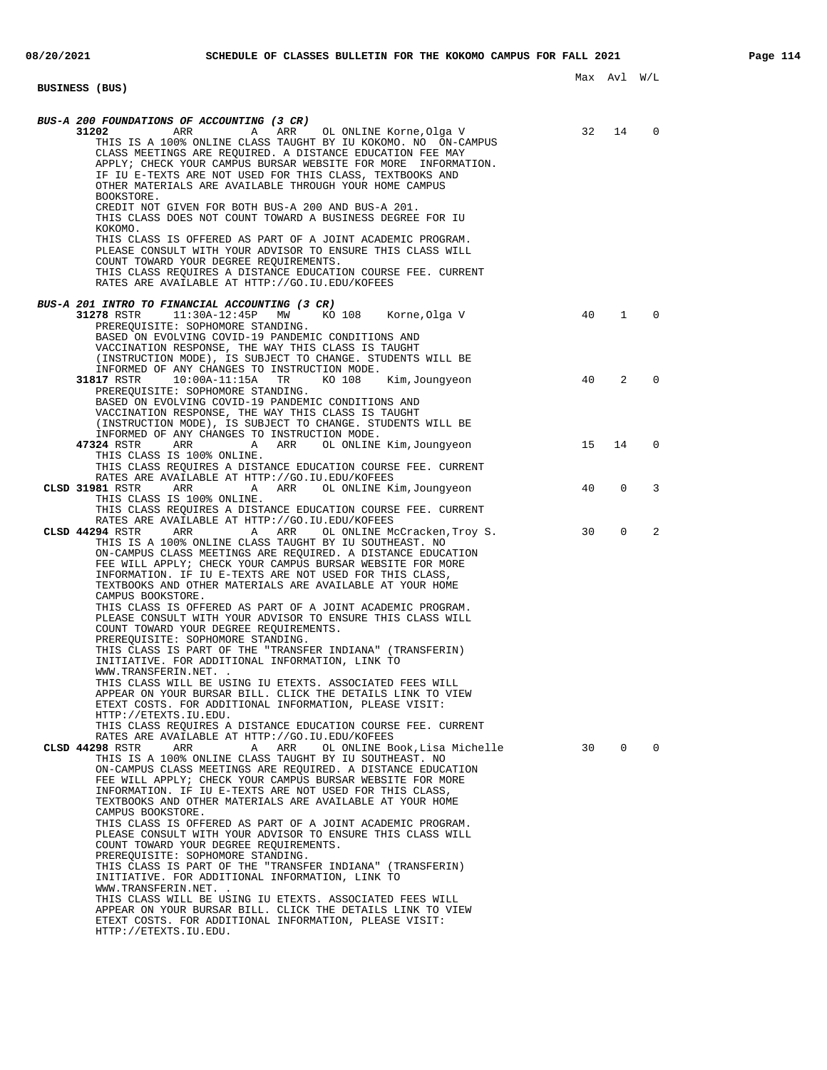**BUSINESS (BUS)**

Max Avl W/L

***BUS-A 200 FOUNDATIONS OF ACCOUNTING (3 CR)***

**31202** ARR A ARR OL ONLINE Korne,Olga V — 32 14 0

THIS IS A 100% ONLINE CLASS TAUGHT BY IU KOKOMO. NO ON-CAMPUS CLASS MEETINGS ARE REQUIRED. A DISTANCE EDUCATION FEE MAY APPLY; CHECK YOUR CAMPUS BURSAR WEBSITE FOR MORE INFORMATION. IF IU E-TEXTS ARE NOT USED FOR THIS CLASS, TEXTBOOKS AND OTHER MATERIALS ARE AVAILABLE THROUGH YOUR HOME CAMPUS BOOKSTORE.
CREDIT NOT GIVEN FOR BOTH BUS-A 200 AND BUS-A 201.
THIS CLASS DOES NOT COUNT TOWARD A BUSINESS DEGREE FOR IU KOKOMO.
THIS CLASS IS OFFERED AS PART OF A JOINT ACADEMIC PROGRAM. PLEASE CONSULT WITH YOUR ADVISOR TO ENSURE THIS CLASS WILL COUNT TOWARD YOUR DEGREE REQUIREMENTS.
THIS CLASS REQUIRES A DISTANCE EDUCATION COURSE FEE. CURRENT RATES ARE AVAILABLE AT HTTP://GO.IU.EDU/KOFEES

***BUS-A 201 INTRO TO FINANCIAL ACCOUNTING (3 CR)***

**31278** RSTR 11:30A-12:45P MW KO 108 Korne,Olga V — 40 1 0

PREREQUISITE: SOPHOMORE STANDING.
BASED ON EVOLVING COVID-19 PANDEMIC CONDITIONS AND VACCINATION RESPONSE, THE WAY THIS CLASS IS TAUGHT (INSTRUCTION MODE), IS SUBJECT TO CHANGE. STUDENTS WILL BE INFORMED OF ANY CHANGES TO INSTRUCTION MODE.

**31817** RSTR 10:00A-11:15A TR KO 108 Kim,Joungyeon — 40 2 0

PREREQUISITE: SOPHOMORE STANDING.
BASED ON EVOLVING COVID-19 PANDEMIC CONDITIONS AND VACCINATION RESPONSE, THE WAY THIS CLASS IS TAUGHT (INSTRUCTION MODE), IS SUBJECT TO CHANGE. STUDENTS WILL BE INFORMED OF ANY CHANGES TO INSTRUCTION MODE.

**47324** RSTR ARR A ARR OL ONLINE Kim,Joungyeon — 15 14 0

THIS CLASS IS 100% ONLINE.
THIS CLASS REQUIRES A DISTANCE EDUCATION COURSE FEE. CURRENT RATES ARE AVAILABLE AT HTTP://GO.IU.EDU/KOFEES

**CLSD 31981** RSTR ARR A ARR OL ONLINE Kim,Joungyeon — 40 0 3

THIS CLASS IS 100% ONLINE.
THIS CLASS REQUIRES A DISTANCE EDUCATION COURSE FEE. CURRENT RATES ARE AVAILABLE AT HTTP://GO.IU.EDU/KOFEES

**CLSD 44294** RSTR ARR A ARR OL ONLINE McCracken,Troy S. — 30 0 2

THIS IS A 100% ONLINE CLASS TAUGHT BY IU SOUTHEAST. NO ON-CAMPUS CLASS MEETINGS ARE REQUIRED. A DISTANCE EDUCATION FEE WILL APPLY; CHECK YOUR CAMPUS BURSAR WEBSITE FOR MORE INFORMATION. IF IU E-TEXTS ARE NOT USED FOR THIS CLASS, TEXTBOOKS AND OTHER MATERIALS ARE AVAILABLE AT YOUR HOME CAMPUS BOOKSTORE.
THIS CLASS IS OFFERED AS PART OF A JOINT ACADEMIC PROGRAM. PLEASE CONSULT WITH YOUR ADVISOR TO ENSURE THIS CLASS WILL COUNT TOWARD YOUR DEGREE REQUIREMENTS.
PREREQUISITE: SOPHOMORE STANDING.
THIS CLASS IS PART OF THE "TRANSFER INDIANA" (TRANSFERIN) INITIATIVE. FOR ADDITIONAL INFORMATION, LINK TO WWW.TRANSFERIN.NET. .
THIS CLASS WILL BE USING IU ETEXTS. ASSOCIATED FEES WILL APPEAR ON YOUR BURSAR BILL. CLICK THE DETAILS LINK TO VIEW ETEXT COSTS. FOR ADDITIONAL INFORMATION, PLEASE VISIT: HTTP://ETEXTS.IU.EDU.
THIS CLASS REQUIRES A DISTANCE EDUCATION COURSE FEE. CURRENT RATES ARE AVAILABLE AT HTTP://GO.IU.EDU/KOFEES

**CLSD 44298** RSTR ARR A ARR OL ONLINE Book,Lisa Michelle — 30 0 0

THIS IS A 100% ONLINE CLASS TAUGHT BY IU SOUTHEAST. NO ON-CAMPUS CLASS MEETINGS ARE REQUIRED. A DISTANCE EDUCATION FEE WILL APPLY; CHECK YOUR CAMPUS BURSAR WEBSITE FOR MORE INFORMATION. IF IU E-TEXTS ARE NOT USED FOR THIS CLASS, TEXTBOOKS AND OTHER MATERIALS ARE AVAILABLE AT YOUR HOME CAMPUS BOOKSTORE.
THIS CLASS IS OFFERED AS PART OF A JOINT ACADEMIC PROGRAM. PLEASE CONSULT WITH YOUR ADVISOR TO ENSURE THIS CLASS WILL COUNT TOWARD YOUR DEGREE REQUIREMENTS.
PREREQUISITE: SOPHOMORE STANDING.
THIS CLASS IS PART OF THE "TRANSFER INDIANA" (TRANSFERIN) INITIATIVE. FOR ADDITIONAL INFORMATION, LINK TO WWW.TRANSFERIN.NET. .
THIS CLASS WILL BE USING IU ETEXTS. ASSOCIATED FEES WILL APPEAR ON YOUR BURSAR BILL. CLICK THE DETAILS LINK TO VIEW ETEXT COSTS. FOR ADDITIONAL INFORMATION, PLEASE VISIT: HTTP://ETEXTS.IU.EDU.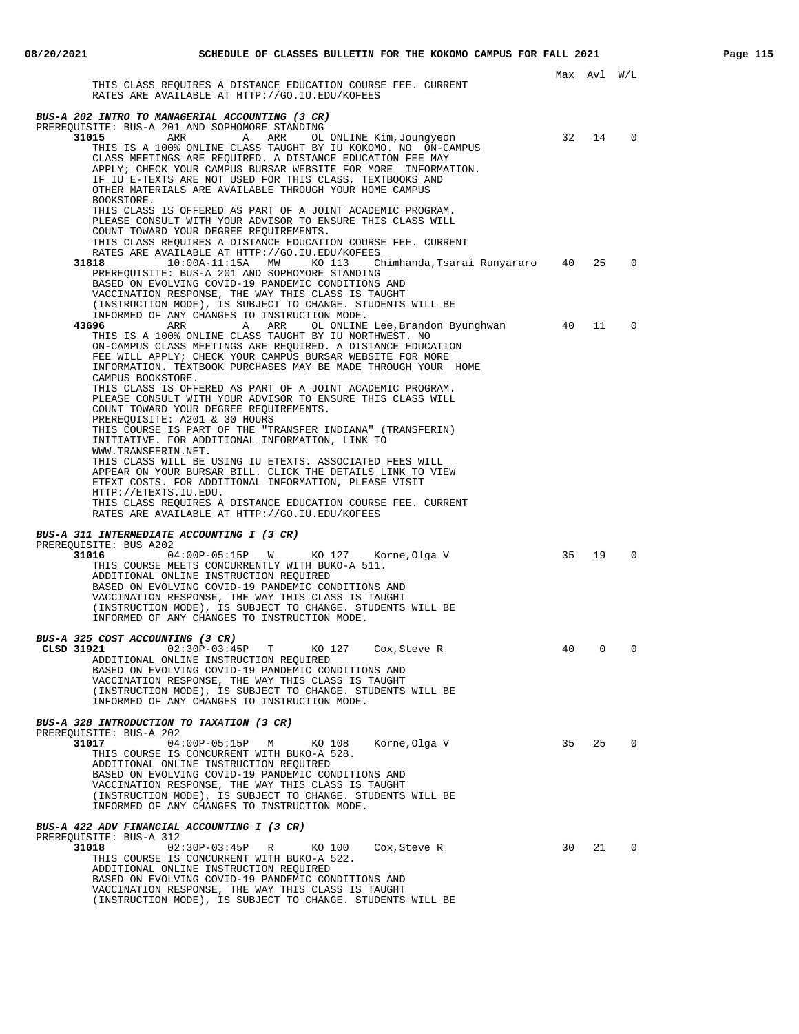Max Avl W/L

THIS CLASS REQUIRES A DISTANCE EDUCATION COURSE FEE. CURRENT RATES ARE AVAILABLE AT HTTP://GO.IU.EDU/KOFEES

***BUS-A 202 INTRO TO MANAGERIAL ACCOUNTING (3 CR)***

PREREQUISITE: BUS-A 201 AND SOPHOMORE STANDING

**31015** ARR A ARR OL ONLINE Kim,Joungyeon 32 14 0

THIS IS A 100% ONLINE CLASS TAUGHT BY IU KOKOMO. NO ON-CAMPUS CLASS MEETINGS ARE REQUIRED. A DISTANCE EDUCATION FEE MAY APPLY; CHECK YOUR CAMPUS BURSAR WEBSITE FOR MORE INFORMATION. IF IU E-TEXTS ARE NOT USED FOR THIS CLASS, TEXTBOOKS AND OTHER MATERIALS ARE AVAILABLE THROUGH YOUR HOME CAMPUS BOOKSTORE.
THIS CLASS IS OFFERED AS PART OF A JOINT ACADEMIC PROGRAM. PLEASE CONSULT WITH YOUR ADVISOR TO ENSURE THIS CLASS WILL COUNT TOWARD YOUR DEGREE REQUIREMENTS.
THIS CLASS REQUIRES A DISTANCE EDUCATION COURSE FEE. CURRENT RATES ARE AVAILABLE AT HTTP://GO.IU.EDU/KOFEES

**31818** 10:00A-11:15A MW KO 113 Chimhanda,Tsarai Runyararo 40 25 0

PREREQUISITE: BUS-A 201 AND SOPHOMORE STANDING
BASED ON EVOLVING COVID-19 PANDEMIC CONDITIONS AND VACCINATION RESPONSE, THE WAY THIS CLASS IS TAUGHT (INSTRUCTION MODE), IS SUBJECT TO CHANGE. STUDENTS WILL BE INFORMED OF ANY CHANGES TO INSTRUCTION MODE.

**43696** ARR A ARR OL ONLINE Lee,Brandon Byunghwan 40 11 0

THIS IS A 100% ONLINE CLASS TAUGHT BY IU NORTHWEST. NO ON-CAMPUS CLASS MEETINGS ARE REQUIRED. A DISTANCE EDUCATION FEE WILL APPLY; CHECK YOUR CAMPUS BURSAR WEBSITE FOR MORE INFORMATION. TEXTBOOK PURCHASES MAY BE MADE THROUGH YOUR HOME CAMPUS BOOKSTORE.
THIS CLASS IS OFFERED AS PART OF A JOINT ACADEMIC PROGRAM. PLEASE CONSULT WITH YOUR ADVISOR TO ENSURE THIS CLASS WILL COUNT TOWARD YOUR DEGREE REQUIREMENTS.
PREREQUISITE: A201 & 30 HOURS
THIS COURSE IS PART OF THE "TRANSFER INDIANA" (TRANSFERIN) INITIATIVE. FOR ADDITIONAL INFORMATION, LINK TO WWW.TRANSFERIN.NET.
THIS CLASS WILL BE USING IU ETEXTS. ASSOCIATED FEES WILL APPEAR ON YOUR BURSAR BILL. CLICK THE DETAILS LINK TO VIEW ETEXT COSTS. FOR ADDITIONAL INFORMATION, PLEASE VISIT HTTP://ETEXTS.IU.EDU.
THIS CLASS REQUIRES A DISTANCE EDUCATION COURSE FEE. CURRENT RATES ARE AVAILABLE AT HTTP://GO.IU.EDU/KOFEES

***BUS-A 311 INTERMEDIATE ACCOUNTING I (3 CR)***

PREREQUISITE: BUS A202

**31016** 04:00P-05:15P W KO 127 Korne,Olga V 35 19 0

THIS COURSE MEETS CONCURRENTLY WITH BUKO-A 511.
ADDITIONAL ONLINE INSTRUCTION REQUIRED
BASED ON EVOLVING COVID-19 PANDEMIC CONDITIONS AND VACCINATION RESPONSE, THE WAY THIS CLASS IS TAUGHT (INSTRUCTION MODE), IS SUBJECT TO CHANGE. STUDENTS WILL BE INFORMED OF ANY CHANGES TO INSTRUCTION MODE.

***BUS-A 325 COST ACCOUNTING (3 CR)***

**CLSD 31921** 02:30P-03:45P T KO 127 Cox,Steve R 40 0 0

ADDITIONAL ONLINE INSTRUCTION REQUIRED
BASED ON EVOLVING COVID-19 PANDEMIC CONDITIONS AND VACCINATION RESPONSE, THE WAY THIS CLASS IS TAUGHT (INSTRUCTION MODE), IS SUBJECT TO CHANGE. STUDENTS WILL BE INFORMED OF ANY CHANGES TO INSTRUCTION MODE.

***BUS-A 328 INTRODUCTION TO TAXATION (3 CR)***

PREREQUISITE: BUS-A 202

**31017** 04:00P-05:15P M KO 108 Korne,Olga V 35 25 0

THIS COURSE IS CONCURRENT WITH BUKO-A 528.
ADDITIONAL ONLINE INSTRUCTION REQUIRED
BASED ON EVOLVING COVID-19 PANDEMIC CONDITIONS AND VACCINATION RESPONSE, THE WAY THIS CLASS IS TAUGHT (INSTRUCTION MODE), IS SUBJECT TO CHANGE. STUDENTS WILL BE INFORMED OF ANY CHANGES TO INSTRUCTION MODE.

***BUS-A 422 ADV FINANCIAL ACCOUNTING I (3 CR)***

PREREQUISITE: BUS-A 312

**31018** 02:30P-03:45P R KO 100 Cox,Steve R 30 21 0

THIS COURSE IS CONCURRENT WITH BUKO-A 522.
ADDITIONAL ONLINE INSTRUCTION REQUIRED
BASED ON EVOLVING COVID-19 PANDEMIC CONDITIONS AND VACCINATION RESPONSE, THE WAY THIS CLASS IS TAUGHT (INSTRUCTION MODE), IS SUBJECT TO CHANGE. STUDENTS WILL BE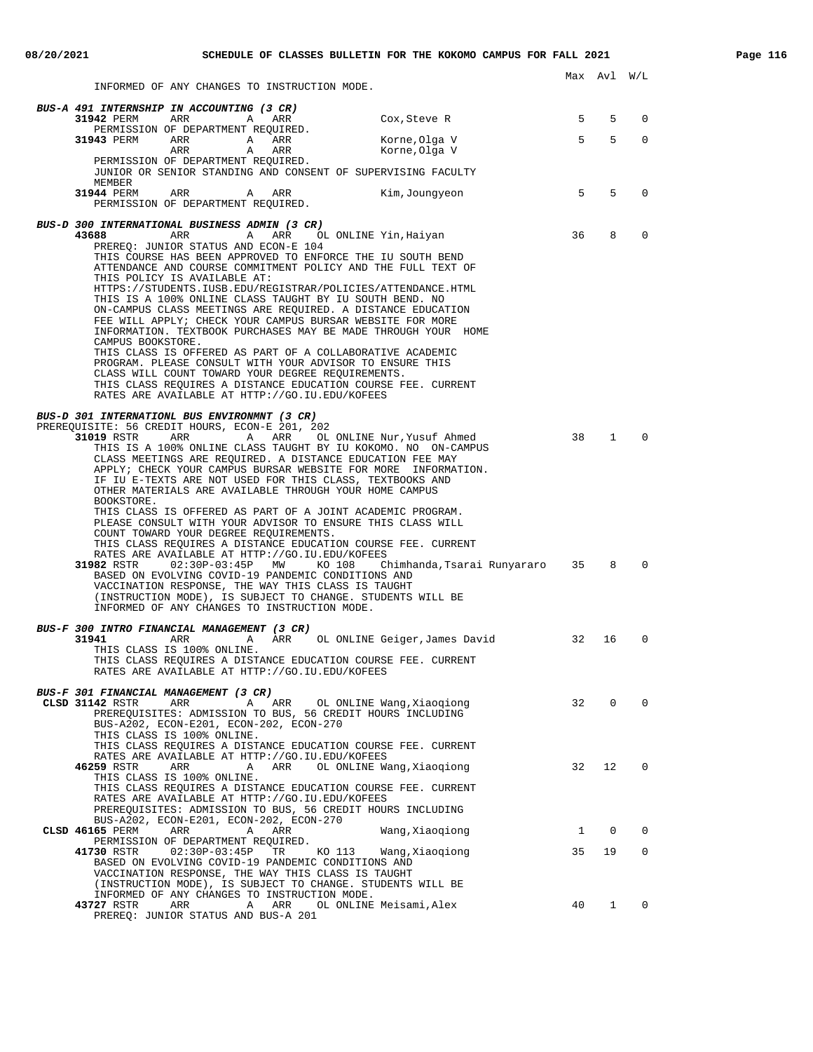Max Avl W/L

INFORMED OF ANY CHANGES TO INSTRUCTION MODE.

***BUS-A 491 INTERNSHIP IN ACCOUNTING (3 CR)***

```
31942 PERM    ARR          A   ARR              Cox,Steve R                      5    5    0
     PERMISSION OF DEPARTMENT REQUIRED.
31943 PERM    ARR          A   ARR              Korne,Olga V                     5    5    0
              ARR          A   ARR              Korne,Olga V
     PERMISSION OF DEPARTMENT REQUIRED.
     JUNIOR OR SENIOR STANDING AND CONSENT OF SUPERVISING FACULTY
     MEMBER
31944 PERM    ARR          A   ARR              Kim,Joungyeon                    5    5    0
     PERMISSION OF DEPARTMENT REQUIRED.
```

***BUS-D 300 INTERNATIONAL BUSINESS ADMIN (3 CR)***

```
43688         ARR          A   ARR   OL ONLINE Yin,Haiyan                       36    8    0
     PREREQ: JUNIOR STATUS AND ECON-E 104
     THIS COURSE HAS BEEN APPROVED TO ENFORCE THE IU SOUTH BEND
     ATTENDANCE AND COURSE COMMITMENT POLICY AND THE FULL TEXT OF
     THIS POLICY IS AVAILABLE AT:
     HTTPS://STUDENTS.IUSB.EDU/REGISTRAR/POLICIES/ATTENDANCE.HTML
     THIS IS A 100% ONLINE CLASS TAUGHT BY IU SOUTH BEND. NO
     ON-CAMPUS CLASS MEETINGS ARE REQUIRED. A DISTANCE EDUCATION
     FEE WILL APPLY; CHECK YOUR CAMPUS BURSAR WEBSITE FOR MORE
     INFORMATION. TEXTBOOK PURCHASES MAY BE MADE THROUGH YOUR  HOME
     CAMPUS BOOKSTORE.
     THIS CLASS IS OFFERED AS PART OF A COLLABORATIVE ACADEMIC
     PROGRAM. PLEASE CONSULT WITH YOUR ADVISOR TO ENSURE THIS
     CLASS WILL COUNT TOWARD YOUR DEGREE REQUIREMENTS.
     THIS CLASS REQUIRES A DISTANCE EDUCATION COURSE FEE. CURRENT
     RATES ARE AVAILABLE AT HTTP://GO.IU.EDU/KOFEES
```

***BUS-D 301 INTERNATIONL BUS ENVIRONMNT (3 CR)***

```
PREREQUISITE: 56 CREDIT HOURS, ECON-E 201, 202
31019 RSTR    ARR          A   ARR   OL ONLINE Nur,Yusuf Ahmed                  38    1    0
     THIS IS A 100% ONLINE CLASS TAUGHT BY IU KOKOMO. NO  ON-CAMPUS
     CLASS MEETINGS ARE REQUIRED. A DISTANCE EDUCATION FEE MAY
     APPLY; CHECK YOUR CAMPUS BURSAR WEBSITE FOR MORE  INFORMATION.
     IF IU E-TEXTS ARE NOT USED FOR THIS CLASS, TEXTBOOKS AND
     OTHER MATERIALS ARE AVAILABLE THROUGH YOUR HOME CAMPUS
     BOOKSTORE.
     THIS CLASS IS OFFERED AS PART OF A JOINT ACADEMIC PROGRAM.
     PLEASE CONSULT WITH YOUR ADVISOR TO ENSURE THIS CLASS WILL
     COUNT TOWARD YOUR DEGREE REQUIREMENTS.
     THIS CLASS REQUIRES A DISTANCE EDUCATION COURSE FEE. CURRENT
     RATES ARE AVAILABLE AT HTTP://GO.IU.EDU/KOFEES
31982 RSTR    02:30P-03:45P   MW    KO 108    Chimhanda,Tsarai Runyararo  35    8    0
     BASED ON EVOLVING COVID-19 PANDEMIC CONDITIONS AND
     VACCINATION RESPONSE, THE WAY THIS CLASS IS TAUGHT
     (INSTRUCTION MODE), IS SUBJECT TO CHANGE. STUDENTS WILL BE
     INFORMED OF ANY CHANGES TO INSTRUCTION MODE.
```

***BUS-F 300 INTRO FINANCIAL MANAGEMENT (3 CR)***

```
31941         ARR          A   ARR   OL ONLINE Geiger,James David               32   16    0
     THIS CLASS IS 100% ONLINE.
     THIS CLASS REQUIRES A DISTANCE EDUCATION COURSE FEE. CURRENT
     RATES ARE AVAILABLE AT HTTP://GO.IU.EDU/KOFEES
```

***BUS-F 301 FINANCIAL MANAGEMENT (3 CR)***

```
CLSD 31142 RSTR    ARR          A   ARR   OL ONLINE Wang,Xiaoqiong              32    0    0
     PREREQUISITES: ADMISSION TO BUS, 56 CREDIT HOURS INCLUDING
     BUS-A202, ECON-E201, ECON-202, ECON-270
     THIS CLASS IS 100% ONLINE.
     THIS CLASS REQUIRES A DISTANCE EDUCATION COURSE FEE. CURRENT
     RATES ARE AVAILABLE AT HTTP://GO.IU.EDU/KOFEES
46259 RSTR    ARR          A   ARR   OL ONLINE Wang,Xiaoqiong                   32   12    0
     THIS CLASS IS 100% ONLINE.
     THIS CLASS REQUIRES A DISTANCE EDUCATION COURSE FEE. CURRENT
     RATES ARE AVAILABLE AT HTTP://GO.IU.EDU/KOFEES
     PREREQUISITES: ADMISSION TO BUS, 56 CREDIT HOURS INCLUDING
     BUS-A202, ECON-E201, ECON-202, ECON-270
CLSD 46165 PERM    ARR          A   ARR             Wang,Xiaoqiong               1    0    0
     PERMISSION OF DEPARTMENT REQUIRED.
41730 RSTR    02:30P-03:45P   TR    KO 113    Wang,Xiaoqiong                    35   19    0
     BASED ON EVOLVING COVID-19 PANDEMIC CONDITIONS AND
     VACCINATION RESPONSE, THE WAY THIS CLASS IS TAUGHT
     (INSTRUCTION MODE), IS SUBJECT TO CHANGE. STUDENTS WILL BE
     INFORMED OF ANY CHANGES TO INSTRUCTION MODE.
43727 RSTR    ARR          A   ARR   OL ONLINE Meisami,Alex                     40    1    0
     PREREQ: JUNIOR STATUS AND BUS-A 201
```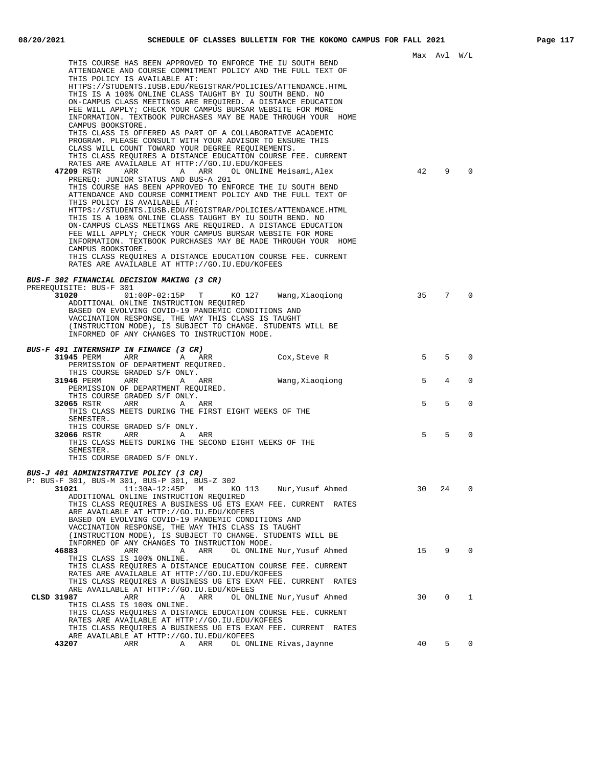Max Avl W/L

THIS COURSE HAS BEEN APPROVED TO ENFORCE THE IU SOUTH BEND ATTENDANCE AND COURSE COMMITMENT POLICY AND THE FULL TEXT OF THIS POLICY IS AVAILABLE AT: HTTPS://STUDENTS.IUSB.EDU/REGISTRAR/POLICIES/ATTENDANCE.HTML
THIS IS A 100% ONLINE CLASS TAUGHT BY IU SOUTH BEND. NO ON-CAMPUS CLASS MEETINGS ARE REQUIRED. A DISTANCE EDUCATION FEE WILL APPLY; CHECK YOUR CAMPUS BURSAR WEBSITE FOR MORE INFORMATION. TEXTBOOK PURCHASES MAY BE MADE THROUGH YOUR HOME CAMPUS BOOKSTORE.
THIS CLASS IS OFFERED AS PART OF A COLLABORATIVE ACADEMIC PROGRAM. PLEASE CONSULT WITH YOUR ADVISOR TO ENSURE THIS CLASS WILL COUNT TOWARD YOUR DEGREE REQUIREMENTS.
THIS CLASS REQUIRES A DISTANCE EDUCATION COURSE FEE. CURRENT RATES ARE AVAILABLE AT HTTP://GO.IU.EDU/KOFEES

**47209** RSTR ARR A ARR OL ONLINE Meisami,Alex 42 9 0
PREREQ: JUNIOR STATUS AND BUS-A 201
THIS COURSE HAS BEEN APPROVED TO ENFORCE THE IU SOUTH BEND ATTENDANCE AND COURSE COMMITMENT POLICY AND THE FULL TEXT OF THIS POLICY IS AVAILABLE AT: HTTPS://STUDENTS.IUSB.EDU/REGISTRAR/POLICIES/ATTENDANCE.HTML
THIS IS A 100% ONLINE CLASS TAUGHT BY IU SOUTH BEND. NO ON-CAMPUS CLASS MEETINGS ARE REQUIRED. A DISTANCE EDUCATION FEE WILL APPLY; CHECK YOUR CAMPUS BURSAR WEBSITE FOR MORE INFORMATION. TEXTBOOK PURCHASES MAY BE MADE THROUGH YOUR HOME CAMPUS BOOKSTORE.
THIS CLASS REQUIRES A DISTANCE EDUCATION COURSE FEE. CURRENT RATES ARE AVAILABLE AT HTTP://GO.IU.EDU/KOFEES

***BUS-F 302 FINANCIAL DECISION MAKING (3 CR)***
PREREQUISITE: BUS-F 301

**31020** 01:00P-02:15P T KO 127 Wang,Xiaoqiong 35 7 0
ADDITIONAL ONLINE INSTRUCTION REQUIRED
BASED ON EVOLVING COVID-19 PANDEMIC CONDITIONS AND VACCINATION RESPONSE, THE WAY THIS CLASS IS TAUGHT (INSTRUCTION MODE), IS SUBJECT TO CHANGE. STUDENTS WILL BE INFORMED OF ANY CHANGES TO INSTRUCTION MODE.

***BUS-F 491 INTERNSHIP IN FINANCE (3 CR)***

**31945** PERM ARR A ARR Cox,Steve R 5 5 0
PERMISSION OF DEPARTMENT REQUIRED.
THIS COURSE GRADED S/F ONLY.

**31946** PERM ARR A ARR Wang,Xiaoqiong 5 4 0
PERMISSION OF DEPARTMENT REQUIRED.
THIS COURSE GRADED S/F ONLY.

**32065** RSTR ARR A ARR 5 5 0
THIS CLASS MEETS DURING THE FIRST EIGHT WEEKS OF THE SEMESTER.
THIS COURSE GRADED S/F ONLY.

**32066** RSTR ARR A ARR 5 5 0
THIS CLASS MEETS DURING THE SECOND EIGHT WEEKS OF THE SEMESTER.
THIS COURSE GRADED S/F ONLY.

***BUS-J 401 ADMINISTRATIVE POLICY (3 CR)***
P: BUS-F 301, BUS-M 301, BUS-P 301, BUS-Z 302

**31021** 11:30A-12:45P M KO 113 Nur,Yusuf Ahmed 30 24 0
ADDITIONAL ONLINE INSTRUCTION REQUIRED
THIS CLASS REQUIRES A BUSINESS UG ETS EXAM FEE. CURRENT RATES ARE AVAILABLE AT HTTP://GO.IU.EDU/KOFEES
BASED ON EVOLVING COVID-19 PANDEMIC CONDITIONS AND VACCINATION RESPONSE, THE WAY THIS CLASS IS TAUGHT (INSTRUCTION MODE), IS SUBJECT TO CHANGE. STUDENTS WILL BE INFORMED OF ANY CHANGES TO INSTRUCTION MODE.

**46883** ARR A ARR OL ONLINE Nur,Yusuf Ahmed 15 9 0
THIS CLASS IS 100% ONLINE.
THIS CLASS REQUIRES A DISTANCE EDUCATION COURSE FEE. CURRENT RATES ARE AVAILABLE AT HTTP://GO.IU.EDU/KOFEES
THIS CLASS REQUIRES A BUSINESS UG ETS EXAM FEE. CURRENT RATES ARE AVAILABLE AT HTTP://GO.IU.EDU/KOFEES

**CLSD 31987** ARR A ARR OL ONLINE Nur,Yusuf Ahmed 30 0 1
THIS CLASS IS 100% ONLINE.
THIS CLASS REQUIRES A DISTANCE EDUCATION COURSE FEE. CURRENT RATES ARE AVAILABLE AT HTTP://GO.IU.EDU/KOFEES
THIS CLASS REQUIRES A BUSINESS UG ETS EXAM FEE. CURRENT RATES ARE AVAILABLE AT HTTP://GO.IU.EDU/KOFEES

**43207** ARR A ARR OL ONLINE Rivas,Jaynne 40 5 0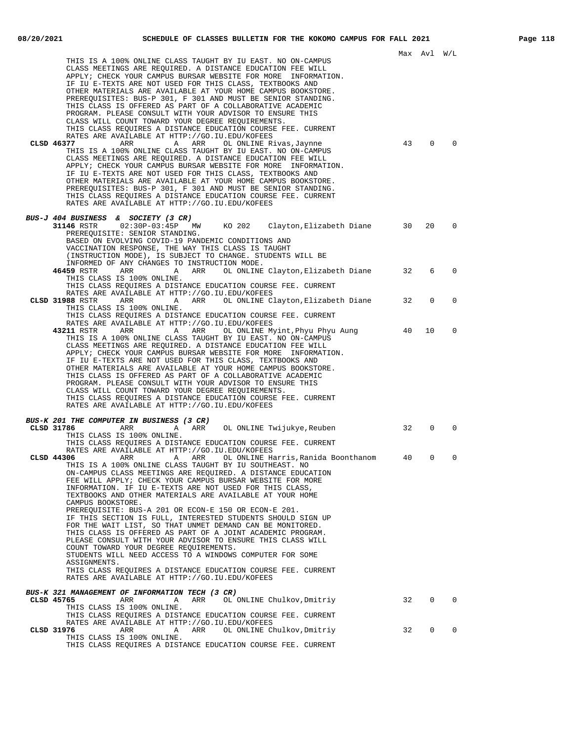Max Avl W/L

THIS IS A 100% ONLINE CLASS TAUGHT BY IU EAST. NO ON-CAMPUS CLASS MEETINGS ARE REQUIRED. A DISTANCE EDUCATION FEE WILL APPLY; CHECK YOUR CAMPUS BURSAR WEBSITE FOR MORE INFORMATION. IF IU E-TEXTS ARE NOT USED FOR THIS CLASS, TEXTBOOKS AND OTHER MATERIALS ARE AVAILABLE AT YOUR HOME CAMPUS BOOKSTORE. PREREQUISITES: BUS-P 301, F 301 AND MUST BE SENIOR STANDING. THIS CLASS IS OFFERED AS PART OF A COLLABORATIVE ACADEMIC PROGRAM. PLEASE CONSULT WITH YOUR ADVISOR TO ENSURE THIS CLASS WILL COUNT TOWARD YOUR DEGREE REQUIREMENTS. THIS CLASS REQUIRES A DISTANCE EDUCATION COURSE FEE. CURRENT RATES ARE AVAILABLE AT HTTP://GO.IU.EDU/KOFEES

**CLSD 46377** ARR A ARR OL ONLINE Rivas,Jaynne 43 0 0

THIS IS A 100% ONLINE CLASS TAUGHT BY IU EAST. NO ON-CAMPUS CLASS MEETINGS ARE REQUIRED. A DISTANCE EDUCATION FEE WILL APPLY; CHECK YOUR CAMPUS BURSAR WEBSITE FOR MORE INFORMATION. IF IU E-TEXTS ARE NOT USED FOR THIS CLASS, TEXTBOOKS AND OTHER MATERIALS ARE AVAILABLE AT YOUR HOME CAMPUS BOOKSTORE. PREREQUISITES: BUS-P 301, F 301 AND MUST BE SENIOR STANDING. THIS CLASS REQUIRES A DISTANCE EDUCATION COURSE FEE. CURRENT RATES ARE AVAILABLE AT HTTP://GO.IU.EDU/KOFEES

***BUS-J 404 BUSINESS & SOCIETY (3 CR)***

**31146** RSTR 02:30P-03:45P MW KO 202 Clayton,Elizabeth Diane 30 20 0

PREREQUISITE: SENIOR STANDING. BASED ON EVOLVING COVID-19 PANDEMIC CONDITIONS AND VACCINATION RESPONSE, THE WAY THIS CLASS IS TAUGHT (INSTRUCTION MODE), IS SUBJECT TO CHANGE. STUDENTS WILL BE INFORMED OF ANY CHANGES TO INSTRUCTION MODE.

**46459** RSTR ARR A ARR OL ONLINE Clayton,Elizabeth Diane 32 6 0

THIS CLASS IS 100% ONLINE. THIS CLASS REQUIRES A DISTANCE EDUCATION COURSE FEE. CURRENT RATES ARE AVAILABLE AT HTTP://GO.IU.EDU/KOFEES

**CLSD 31988** RSTR ARR A ARR OL ONLINE Clayton,Elizabeth Diane 32 0 0

THIS CLASS IS 100% ONLINE. THIS CLASS REQUIRES A DISTANCE EDUCATION COURSE FEE. CURRENT RATES ARE AVAILABLE AT HTTP://GO.IU.EDU/KOFEES

**43211** RSTR ARR A ARR OL ONLINE Myint,Phyu Phyu Aung 40 10 0

THIS IS A 100% ONLINE CLASS TAUGHT BY IU EAST. NO ON-CAMPUS CLASS MEETINGS ARE REQUIRED. A DISTANCE EDUCATION FEE WILL APPLY; CHECK YOUR CAMPUS BURSAR WEBSITE FOR MORE INFORMATION. IF IU E-TEXTS ARE NOT USED FOR THIS CLASS, TEXTBOOKS AND OTHER MATERIALS ARE AVAILABLE AT YOUR HOME CAMPUS BOOKSTORE. THIS CLASS IS OFFERED AS PART OF A COLLABORATIVE ACADEMIC PROGRAM. PLEASE CONSULT WITH YOUR ADVISOR TO ENSURE THIS CLASS WILL COUNT TOWARD YOUR DEGREE REQUIREMENTS. THIS CLASS REQUIRES A DISTANCE EDUCATION COURSE FEE. CURRENT RATES ARE AVAILABLE AT HTTP://GO.IU.EDU/KOFEES

***BUS-K 201 THE COMPUTER IN BUSINESS (3 CR)***

**CLSD 31786** ARR A ARR OL ONLINE Twijukye,Reuben 32 0 0

THIS CLASS IS 100% ONLINE. THIS CLASS REQUIRES A DISTANCE EDUCATION COURSE FEE. CURRENT RATES ARE AVAILABLE AT HTTP://GO.IU.EDU/KOFEES

**CLSD 44306** ARR A ARR OL ONLINE Harris,Ranida Boonthanom 40 0 0

THIS IS A 100% ONLINE CLASS TAUGHT BY IU SOUTHEAST. NO ON-CAMPUS CLASS MEETINGS ARE REQUIRED. A DISTANCE EDUCATION FEE WILL APPLY; CHECK YOUR CAMPUS BURSAR WEBSITE FOR MORE INFORMATION. IF IU E-TEXTS ARE NOT USED FOR THIS CLASS, TEXTBOOKS AND OTHER MATERIALS ARE AVAILABLE AT YOUR HOME CAMPUS BOOKSTORE. PREREQUISITE: BUS-A 201 OR ECON-E 150 OR ECON-E 201. IF THIS SECTION IS FULL, INTERESTED STUDENTS SHOULD SIGN UP FOR THE WAIT LIST, SO THAT UNMET DEMAND CAN BE MONITORED. THIS CLASS IS OFFERED AS PART OF A JOINT ACADEMIC PROGRAM. PLEASE CONSULT WITH YOUR ADVISOR TO ENSURE THIS CLASS WILL COUNT TOWARD YOUR DEGREE REQUIREMENTS. STUDENTS WILL NEED ACCESS TO A WINDOWS COMPUTER FOR SOME ASSIGNMENTS. THIS CLASS REQUIRES A DISTANCE EDUCATION COURSE FEE. CURRENT RATES ARE AVAILABLE AT HTTP://GO.IU.EDU/KOFEES

***BUS-K 321 MANAGEMENT OF INFORMATION TECH (3 CR)***

**CLSD 45765** ARR A ARR OL ONLINE Chulkov,Dmitriy 32 0 0

THIS CLASS IS 100% ONLINE. THIS CLASS REQUIRES A DISTANCE EDUCATION COURSE FEE. CURRENT RATES ARE AVAILABLE AT HTTP://GO.IU.EDU/KOFEES

**CLSD 31976** ARR A ARR OL ONLINE Chulkov,Dmitriy 32 0 0

THIS CLASS IS 100% ONLINE. THIS CLASS REQUIRES A DISTANCE EDUCATION COURSE FEE. CURRENT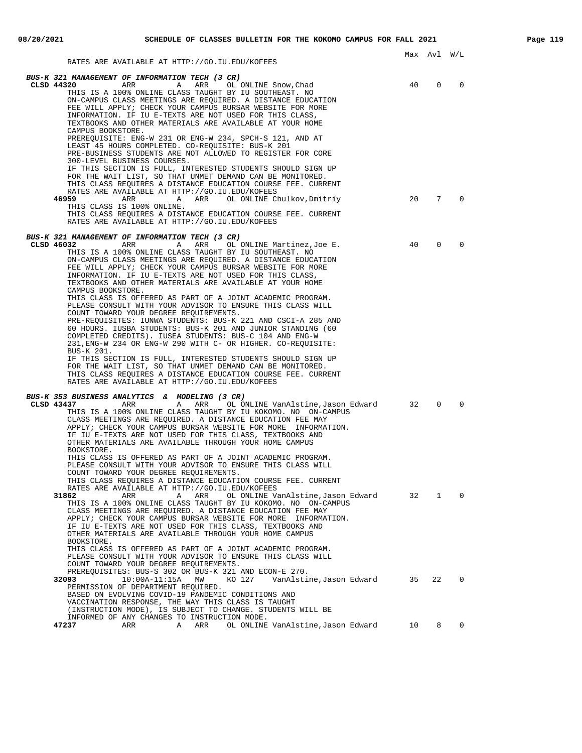Max Avl W/L

RATES ARE AVAILABLE AT HTTP://GO.IU.EDU/KOFEES

***BUS-K 321 MANAGEMENT OF INFORMATION TECH (3 CR)***

**CLSD 44320** ARR A ARR OL ONLINE Snow,Chad 40 0 0

THIS IS A 100% ONLINE CLASS TAUGHT BY IU SOUTHEAST. NO ON-CAMPUS CLASS MEETINGS ARE REQUIRED. A DISTANCE EDUCATION FEE WILL APPLY; CHECK YOUR CAMPUS BURSAR WEBSITE FOR MORE INFORMATION. IF IU E-TEXTS ARE NOT USED FOR THIS CLASS, TEXTBOOKS AND OTHER MATERIALS ARE AVAILABLE AT YOUR HOME CAMPUS BOOKSTORE.

PREREQUISITE: ENG-W 231 OR ENG-W 234, SPCH-S 121, AND AT LEAST 45 HOURS COMPLETED. CO-REQUISITE: BUS-K 201

PRE-BUSINESS STUDENTS ARE NOT ALLOWED TO REGISTER FOR CORE 300-LEVEL BUSINESS COURSES.

IF THIS SECTION IS FULL, INTERESTED STUDENTS SHOULD SIGN UP FOR THE WAIT LIST, SO THAT UNMET DEMAND CAN BE MONITORED.

THIS CLASS REQUIRES A DISTANCE EDUCATION COURSE FEE. CURRENT RATES ARE AVAILABLE AT HTTP://GO.IU.EDU/KOFEES

**46959** ARR A ARR OL ONLINE Chulkov,Dmitriy 20 7 0

THIS CLASS IS 100% ONLINE.

THIS CLASS REQUIRES A DISTANCE EDUCATION COURSE FEE. CURRENT RATES ARE AVAILABLE AT HTTP://GO.IU.EDU/KOFEES

***BUS-K 321 MANAGEMENT OF INFORMATION TECH (3 CR)***

**CLSD 46032** ARR A ARR OL ONLINE Martinez,Joe E. 40 0 0

THIS IS A 100% ONLINE CLASS TAUGHT BY IU SOUTHEAST. NO ON-CAMPUS CLASS MEETINGS ARE REQUIRED. A DISTANCE EDUCATION FEE WILL APPLY; CHECK YOUR CAMPUS BURSAR WEBSITE FOR MORE INFORMATION. IF IU E-TEXTS ARE NOT USED FOR THIS CLASS, TEXTBOOKS AND OTHER MATERIALS ARE AVAILABLE AT YOUR HOME CAMPUS BOOKSTORE.

THIS CLASS IS OFFERED AS PART OF A JOINT ACADEMIC PROGRAM. PLEASE CONSULT WITH YOUR ADVISOR TO ENSURE THIS CLASS WILL COUNT TOWARD YOUR DEGREE REQUIREMENTS.

PRE-REQUISITES: IUNWA STUDENTS: BUS-K 221 AND CSCI-A 285 AND 60 HOURS. IUSBA STUDENTS: BUS-K 201 AND JUNIOR STANDING (60 COMPLETED CREDITS). IUSEA STUDENTS: BUS-C 104 AND ENG-W 231,ENG-W 234 OR ENG-W 290 WITH C- OR HIGHER. CO-REQUISITE: BUS-K 201.

IF THIS SECTION IS FULL, INTERESTED STUDENTS SHOULD SIGN UP FOR THE WAIT LIST, SO THAT UNMET DEMAND CAN BE MONITORED.

THIS CLASS REQUIRES A DISTANCE EDUCATION COURSE FEE. CURRENT RATES ARE AVAILABLE AT HTTP://GO.IU.EDU/KOFEES

***BUS-K 353 BUSINESS ANALYTICS & MODELING (3 CR)***

**CLSD 43437** ARR A ARR OL ONLINE VanAlstine,Jason Edward 32 0 0

THIS IS A 100% ONLINE CLASS TAUGHT BY IU KOKOMO. NO ON-CAMPUS CLASS MEETINGS ARE REQUIRED. A DISTANCE EDUCATION FEE MAY APPLY; CHECK YOUR CAMPUS BURSAR WEBSITE FOR MORE INFORMATION. IF IU E-TEXTS ARE NOT USED FOR THIS CLASS, TEXTBOOKS AND OTHER MATERIALS ARE AVAILABLE THROUGH YOUR HOME CAMPUS BOOKSTORE.

THIS CLASS IS OFFERED AS PART OF A JOINT ACADEMIC PROGRAM. PLEASE CONSULT WITH YOUR ADVISOR TO ENSURE THIS CLASS WILL COUNT TOWARD YOUR DEGREE REQUIREMENTS.

THIS CLASS REQUIRES A DISTANCE EDUCATION COURSE FEE. CURRENT RATES ARE AVAILABLE AT HTTP://GO.IU.EDU/KOFEES

**31862** ARR A ARR OL ONLINE VanAlstine,Jason Edward 32 1 0

THIS IS A 100% ONLINE CLASS TAUGHT BY IU KOKOMO. NO ON-CAMPUS CLASS MEETINGS ARE REQUIRED. A DISTANCE EDUCATION FEE MAY APPLY; CHECK YOUR CAMPUS BURSAR WEBSITE FOR MORE INFORMATION. IF IU E-TEXTS ARE NOT USED FOR THIS CLASS, TEXTBOOKS AND OTHER MATERIALS ARE AVAILABLE THROUGH YOUR HOME CAMPUS BOOKSTORE.

THIS CLASS IS OFFERED AS PART OF A JOINT ACADEMIC PROGRAM. PLEASE CONSULT WITH YOUR ADVISOR TO ENSURE THIS CLASS WILL COUNT TOWARD YOUR DEGREE REQUIREMENTS.

PREREQUISITES: BUS-S 302 OR BUS-K 321 AND ECON-E 270.

**32093** 10:00A-11:15A MW KO 127 VanAlstine,Jason Edward 35 22 0

PERMISSION OF DEPARTMENT REQUIRED.

BASED ON EVOLVING COVID-19 PANDEMIC CONDITIONS AND VACCINATION RESPONSE, THE WAY THIS CLASS IS TAUGHT (INSTRUCTION MODE), IS SUBJECT TO CHANGE. STUDENTS WILL BE INFORMED OF ANY CHANGES TO INSTRUCTION MODE.

**47237** ARR A ARR OL ONLINE VanAlstine,Jason Edward 10 8 0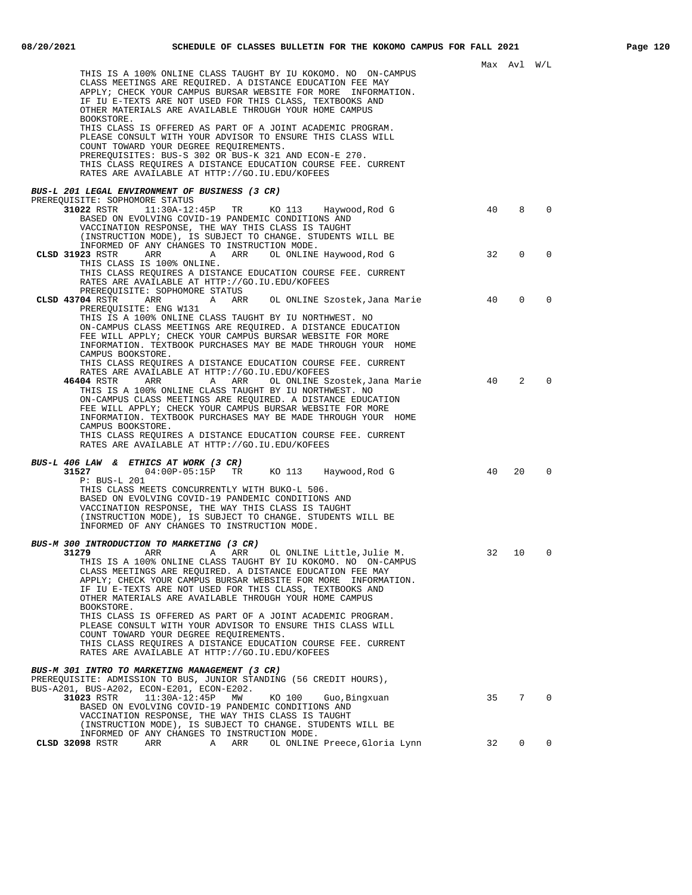Max Avl W/L

THIS IS A 100% ONLINE CLASS TAUGHT BY IU KOKOMO. NO ON-CAMPUS CLASS MEETINGS ARE REQUIRED. A DISTANCE EDUCATION FEE MAY APPLY; CHECK YOUR CAMPUS BURSAR WEBSITE FOR MORE INFORMATION. IF IU E-TEXTS ARE NOT USED FOR THIS CLASS, TEXTBOOKS AND OTHER MATERIALS ARE AVAILABLE THROUGH YOUR HOME CAMPUS BOOKSTORE.
THIS CLASS IS OFFERED AS PART OF A JOINT ACADEMIC PROGRAM. PLEASE CONSULT WITH YOUR ADVISOR TO ENSURE THIS CLASS WILL COUNT TOWARD YOUR DEGREE REQUIREMENTS.
PREREQUISITES: BUS-S 302 OR BUS-K 321 AND ECON-E 270.
THIS CLASS REQUIRES A DISTANCE EDUCATION COURSE FEE. CURRENT RATES ARE AVAILABLE AT HTTP://GO.IU.EDU/KOFEES

***BUS-L 201 LEGAL ENVIRONMENT OF BUSINESS (3 CR)***
PREREQUISITE: SOPHOMORE STATUS

**31022** RSTR 11:30A-12:45P TR KO 113 Haywood,Rod G — 40 8 0
BASED ON EVOLVING COVID-19 PANDEMIC CONDITIONS AND VACCINATION RESPONSE, THE WAY THIS CLASS IS TAUGHT (INSTRUCTION MODE), IS SUBJECT TO CHANGE. STUDENTS WILL BE INFORMED OF ANY CHANGES TO INSTRUCTION MODE.

**CLSD 31923** RSTR ARR A ARR OL ONLINE Haywood,Rod G — 32 0 0
THIS CLASS IS 100% ONLINE.
THIS CLASS REQUIRES A DISTANCE EDUCATION COURSE FEE. CURRENT RATES ARE AVAILABLE AT HTTP://GO.IU.EDU/KOFEES
PREREQUISITE: SOPHOMORE STATUS

**CLSD 43704** RSTR ARR A ARR OL ONLINE Szostek,Jana Marie — 40 0 0
PREREQUISITE: ENG W131
THIS IS A 100% ONLINE CLASS TAUGHT BY IU NORTHWEST. NO ON-CAMPUS CLASS MEETINGS ARE REQUIRED. A DISTANCE EDUCATION FEE WILL APPLY; CHECK YOUR CAMPUS BURSAR WEBSITE FOR MORE INFORMATION. TEXTBOOK PURCHASES MAY BE MADE THROUGH YOUR HOME CAMPUS BOOKSTORE.
THIS CLASS REQUIRES A DISTANCE EDUCATION COURSE FEE. CURRENT RATES ARE AVAILABLE AT HTTP://GO.IU.EDU/KOFEES

**46404** RSTR ARR A ARR OL ONLINE Szostek,Jana Marie — 40 2 0
THIS IS A 100% ONLINE CLASS TAUGHT BY IU NORTHWEST. NO ON-CAMPUS CLASS MEETINGS ARE REQUIRED. A DISTANCE EDUCATION FEE WILL APPLY; CHECK YOUR CAMPUS BURSAR WEBSITE FOR MORE INFORMATION. TEXTBOOK PURCHASES MAY BE MADE THROUGH YOUR HOME CAMPUS BOOKSTORE.
THIS CLASS REQUIRES A DISTANCE EDUCATION COURSE FEE. CURRENT RATES ARE AVAILABLE AT HTTP://GO.IU.EDU/KOFEES

***BUS-L 406 LAW & ETHICS AT WORK (3 CR)***

**31527** 04:00P-05:15P TR KO 113 Haywood,Rod G — 40 20 0
P: BUS-L 201
THIS CLASS MEETS CONCURRENTLY WITH BUKO-L 506.
BASED ON EVOLVING COVID-19 PANDEMIC CONDITIONS AND VACCINATION RESPONSE, THE WAY THIS CLASS IS TAUGHT (INSTRUCTION MODE), IS SUBJECT TO CHANGE. STUDENTS WILL BE INFORMED OF ANY CHANGES TO INSTRUCTION MODE.

***BUS-M 300 INTRODUCTION TO MARKETING (3 CR)***

**31279** ARR A ARR OL ONLINE Little,Julie M. — 32 10 0
THIS IS A 100% ONLINE CLASS TAUGHT BY IU KOKOMO. NO ON-CAMPUS CLASS MEETINGS ARE REQUIRED. A DISTANCE EDUCATION FEE MAY APPLY; CHECK YOUR CAMPUS BURSAR WEBSITE FOR MORE INFORMATION. IF IU E-TEXTS ARE NOT USED FOR THIS CLASS, TEXTBOOKS AND OTHER MATERIALS ARE AVAILABLE THROUGH YOUR HOME CAMPUS BOOKSTORE.
THIS CLASS IS OFFERED AS PART OF A JOINT ACADEMIC PROGRAM. PLEASE CONSULT WITH YOUR ADVISOR TO ENSURE THIS CLASS WILL COUNT TOWARD YOUR DEGREE REQUIREMENTS.
THIS CLASS REQUIRES A DISTANCE EDUCATION COURSE FEE. CURRENT RATES ARE AVAILABLE AT HTTP://GO.IU.EDU/KOFEES

***BUS-M 301 INTRO TO MARKETING MANAGEMENT (3 CR)***
PREREQUISITE: ADMISSION TO BUS, JUNIOR STANDING (56 CREDIT HOURS), BUS-A201, BUS-A202, ECON-E201, ECON-E202.

**31023** RSTR 11:30A-12:45P MW KO 100 Guo,Bingxuan — 35 7 0
BASED ON EVOLVING COVID-19 PANDEMIC CONDITIONS AND VACCINATION RESPONSE, THE WAY THIS CLASS IS TAUGHT (INSTRUCTION MODE), IS SUBJECT TO CHANGE. STUDENTS WILL BE INFORMED OF ANY CHANGES TO INSTRUCTION MODE.

**CLSD 32098** RSTR ARR A ARR OL ONLINE Preece,Gloria Lynn — 32 0 0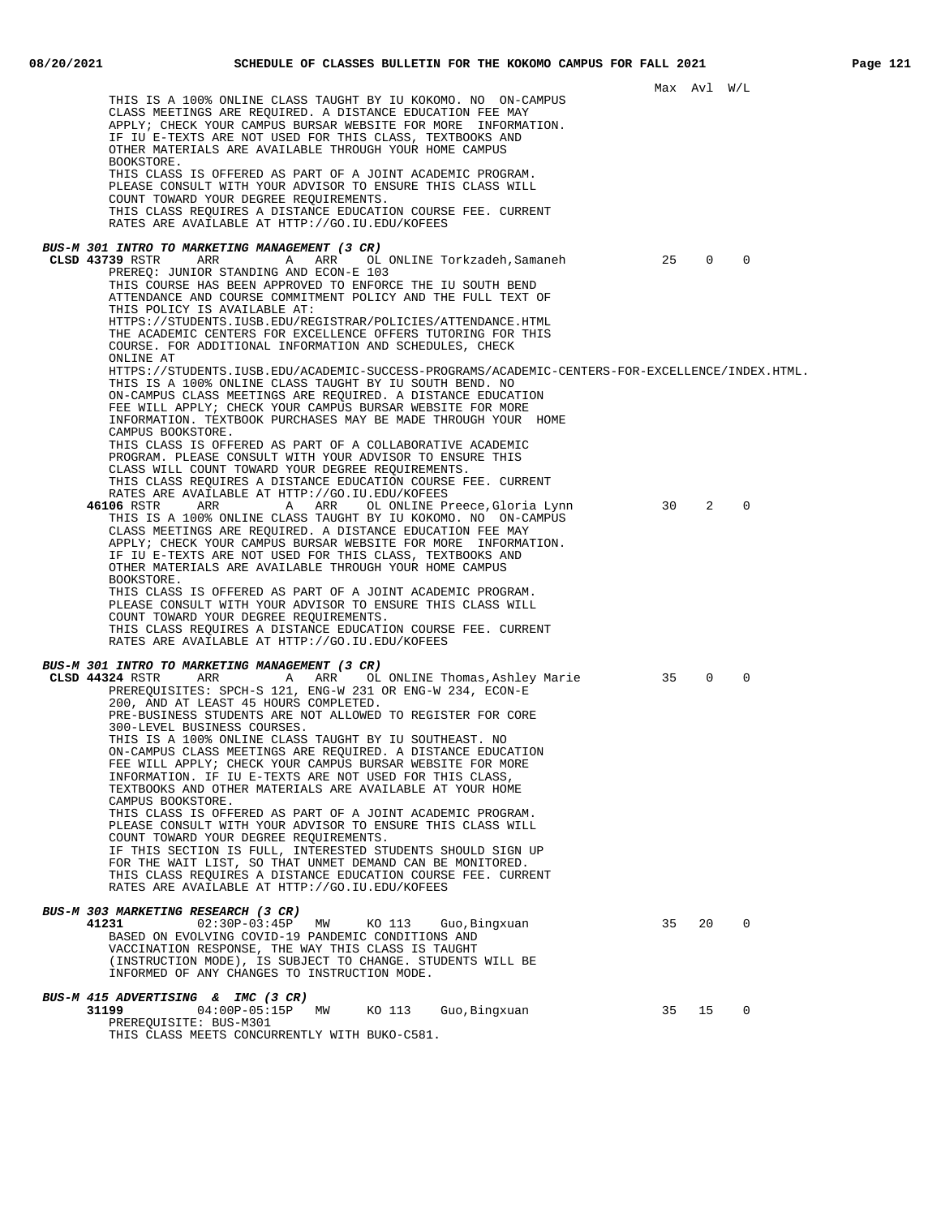Max Avl W/L

THIS IS A 100% ONLINE CLASS TAUGHT BY IU KOKOMO. NO ON-CAMPUS CLASS MEETINGS ARE REQUIRED. A DISTANCE EDUCATION FEE MAY APPLY; CHECK YOUR CAMPUS BURSAR WEBSITE FOR MORE INFORMATION. IF IU E-TEXTS ARE NOT USED FOR THIS CLASS, TEXTBOOKS AND OTHER MATERIALS ARE AVAILABLE THROUGH YOUR HOME CAMPUS BOOKSTORE.
THIS CLASS IS OFFERED AS PART OF A JOINT ACADEMIC PROGRAM. PLEASE CONSULT WITH YOUR ADVISOR TO ENSURE THIS CLASS WILL COUNT TOWARD YOUR DEGREE REQUIREMENTS.
THIS CLASS REQUIRES A DISTANCE EDUCATION COURSE FEE. CURRENT RATES ARE AVAILABLE AT HTTP://GO.IU.EDU/KOFEES

***BUS-M 301 INTRO TO MARKETING MANAGEMENT (3 CR)***

**CLSD 43739** RSTR ARR A ARR OL ONLINE Torkzadeh,Samaneh 25 0 0
PREREQ: JUNIOR STANDING AND ECON-E 103
THIS COURSE HAS BEEN APPROVED TO ENFORCE THE IU SOUTH BEND ATTENDANCE AND COURSE COMMITMENT POLICY AND THE FULL TEXT OF THIS POLICY IS AVAILABLE AT:
HTTPS://STUDENTS.IUSB.EDU/REGISTRAR/POLICIES/ATTENDANCE.HTML
THE ACADEMIC CENTERS FOR EXCELLENCE OFFERS TUTORING FOR THIS COURSE. FOR ADDITIONAL INFORMATION AND SCHEDULES, CHECK ONLINE AT
HTTPS://STUDENTS.IUSB.EDU/ACADEMIC-SUCCESS-PROGRAMS/ACADEMIC-CENTERS-FOR-EXCELLENCE/INDEX.HTML.
THIS IS A 100% ONLINE CLASS TAUGHT BY IU SOUTH BEND. NO ON-CAMPUS CLASS MEETINGS ARE REQUIRED. A DISTANCE EDUCATION FEE WILL APPLY; CHECK YOUR CAMPUS BURSAR WEBSITE FOR MORE INFORMATION. TEXTBOOK PURCHASES MAY BE MADE THROUGH YOUR HOME CAMPUS BOOKSTORE.
THIS CLASS IS OFFERED AS PART OF A COLLABORATIVE ACADEMIC PROGRAM. PLEASE CONSULT WITH YOUR ADVISOR TO ENSURE THIS CLASS WILL COUNT TOWARD YOUR DEGREE REQUIREMENTS.
THIS CLASS REQUIRES A DISTANCE EDUCATION COURSE FEE. CURRENT RATES ARE AVAILABLE AT HTTP://GO.IU.EDU/KOFEES

**46106** RSTR ARR A ARR OL ONLINE Preece,Gloria Lynn 30 2 0
THIS IS A 100% ONLINE CLASS TAUGHT BY IU KOKOMO. NO ON-CAMPUS CLASS MEETINGS ARE REQUIRED. A DISTANCE EDUCATION FEE MAY APPLY; CHECK YOUR CAMPUS BURSAR WEBSITE FOR MORE INFORMATION. IF IU E-TEXTS ARE NOT USED FOR THIS CLASS, TEXTBOOKS AND OTHER MATERIALS ARE AVAILABLE THROUGH YOUR HOME CAMPUS BOOKSTORE.
THIS CLASS IS OFFERED AS PART OF A JOINT ACADEMIC PROGRAM. PLEASE CONSULT WITH YOUR ADVISOR TO ENSURE THIS CLASS WILL COUNT TOWARD YOUR DEGREE REQUIREMENTS.
THIS CLASS REQUIRES A DISTANCE EDUCATION COURSE FEE. CURRENT RATES ARE AVAILABLE AT HTTP://GO.IU.EDU/KOFEES

***BUS-M 301 INTRO TO MARKETING MANAGEMENT (3 CR)***

**CLSD 44324** RSTR ARR A ARR OL ONLINE Thomas,Ashley Marie 35 0 0
PREREQUISITES: SPCH-S 121, ENG-W 231 OR ENG-W 234, ECON-E 200, AND AT LEAST 45 HOURS COMPLETED.
PRE-BUSINESS STUDENTS ARE NOT ALLOWED TO REGISTER FOR CORE 300-LEVEL BUSINESS COURSES.
THIS IS A 100% ONLINE CLASS TAUGHT BY IU SOUTHEAST. NO ON-CAMPUS CLASS MEETINGS ARE REQUIRED. A DISTANCE EDUCATION FEE WILL APPLY; CHECK YOUR CAMPUS BURSAR WEBSITE FOR MORE INFORMATION. IF IU E-TEXTS ARE NOT USED FOR THIS CLASS, TEXTBOOKS AND OTHER MATERIALS ARE AVAILABLE AT YOUR HOME CAMPUS BOOKSTORE.
THIS CLASS IS OFFERED AS PART OF A JOINT ACADEMIC PROGRAM. PLEASE CONSULT WITH YOUR ADVISOR TO ENSURE THIS CLASS WILL COUNT TOWARD YOUR DEGREE REQUIREMENTS.
IF THIS SECTION IS FULL, INTERESTED STUDENTS SHOULD SIGN UP FOR THE WAIT LIST, SO THAT UNMET DEMAND CAN BE MONITORED.
THIS CLASS REQUIRES A DISTANCE EDUCATION COURSE FEE. CURRENT RATES ARE AVAILABLE AT HTTP://GO.IU.EDU/KOFEES

***BUS-M 303 MARKETING RESEARCH (3 CR)***

**41231** 02:30P-03:45P MW KO 113 Guo,Bingxuan 35 20 0
BASED ON EVOLVING COVID-19 PANDEMIC CONDITIONS AND VACCINATION RESPONSE, THE WAY THIS CLASS IS TAUGHT (INSTRUCTION MODE), IS SUBJECT TO CHANGE. STUDENTS WILL BE INFORMED OF ANY CHANGES TO INSTRUCTION MODE.

***BUS-M 415 ADVERTISING & IMC (3 CR)***

**31199** 04:00P-05:15P MW KO 113 Guo,Bingxuan 35 15 0
PREREQUISITE: BUS-M301
THIS CLASS MEETS CONCURRENTLY WITH BUKO-C581.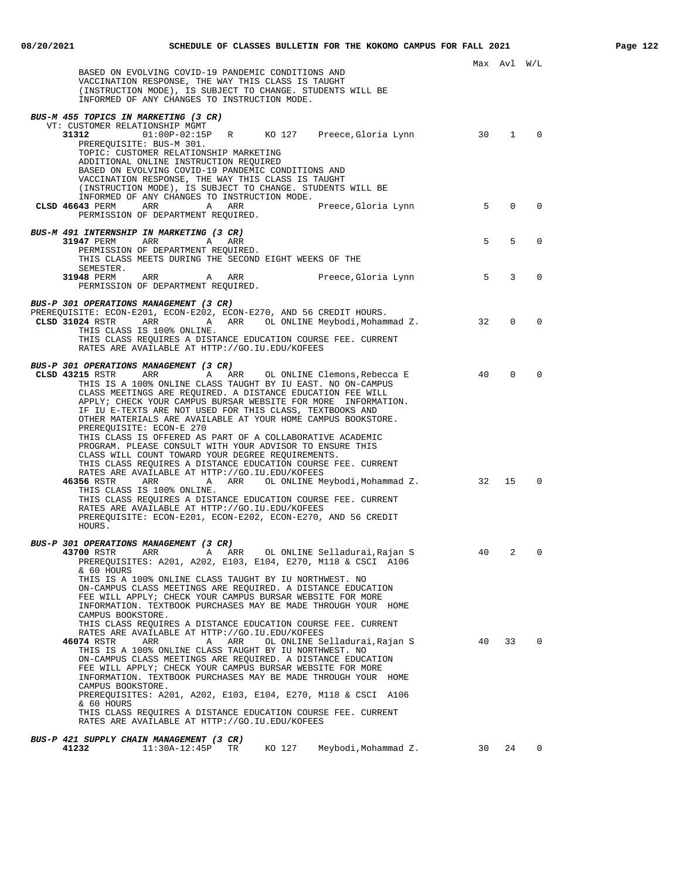Max Avl W/L

BASED ON EVOLVING COVID-19 PANDEMIC CONDITIONS AND VACCINATION RESPONSE, THE WAY THIS CLASS IS TAUGHT (INSTRUCTION MODE), IS SUBJECT TO CHANGE. STUDENTS WILL BE INFORMED OF ANY CHANGES TO INSTRUCTION MODE.

***BUS-M 455 TOPICS IN MARKETING (3 CR)***

VT: CUSTOMER RELATIONSHIP MGMT

| Class | Time | Days | Room | Instructor | Max | Avl | W/L |
|---|---|---|---|---|---|---|---|
| **31312** | 01:00P-02:15P | R | KO 127 | Preece,Gloria Lynn | 30 | 1 | 0 |

PREREQUISITE: BUS-M 301.
TOPIC: CUSTOMER RELATIONSHIP MARKETING
ADDITIONAL ONLINE INSTRUCTION REQUIRED
BASED ON EVOLVING COVID-19 PANDEMIC CONDITIONS AND VACCINATION RESPONSE, THE WAY THIS CLASS IS TAUGHT (INSTRUCTION MODE), IS SUBJECT TO CHANGE. STUDENTS WILL BE INFORMED OF ANY CHANGES TO INSTRUCTION MODE.

| Class | Time | Days | Room | Instructor | Max | Avl | W/L |
|---|---|---|---|---|---|---|---|
| **CLSD 46643** PERM | ARR | A | ARR | Preece,Gloria Lynn | 5 | 0 | 0 |

PERMISSION OF DEPARTMENT REQUIRED.

***BUS-M 491 INTERNSHIP IN MARKETING (3 CR)***

| Class | Time | Days | Room | Instructor | Max | Avl | W/L |
|---|---|---|---|---|---|---|---|
| **31947** PERM | ARR | A | ARR | | 5 | 5 | 0 |

PERMISSION OF DEPARTMENT REQUIRED.
THIS CLASS MEETS DURING THE SECOND EIGHT WEEKS OF THE SEMESTER.

| Class | Time | Days | Room | Instructor | Max | Avl | W/L |
|---|---|---|---|---|---|---|---|
| **31948** PERM | ARR | A | ARR | Preece,Gloria Lynn | 5 | 3 | 0 |

PERMISSION OF DEPARTMENT REQUIRED.

***BUS-P 301 OPERATIONS MANAGEMENT (3 CR)***

PREREQUISITE: ECON-E201, ECON-E202, ECON-E270, AND 56 CREDIT HOURS.

| Class | Time | Days | Room | Instructor | Max | Avl | W/L |
|---|---|---|---|---|---|---|---|
| **CLSD 31024** RSTR | ARR | A | ARR OL ONLINE | Meybodi,Mohammad Z. | 32 | 0 | 0 |

THIS CLASS IS 100% ONLINE.
THIS CLASS REQUIRES A DISTANCE EDUCATION COURSE FEE. CURRENT RATES ARE AVAILABLE AT HTTP://GO.IU.EDU/KOFEES

***BUS-P 301 OPERATIONS MANAGEMENT (3 CR)***

| Class | Time | Days | Room | Instructor | Max | Avl | W/L |
|---|---|---|---|---|---|---|---|
| **CLSD 43215** RSTR | ARR | A | ARR OL ONLINE | Clemons,Rebecca E | 40 | 0 | 0 |

THIS IS A 100% ONLINE CLASS TAUGHT BY IU EAST. NO ON-CAMPUS CLASS MEETINGS ARE REQUIRED. A DISTANCE EDUCATION FEE WILL APPLY; CHECK YOUR CAMPUS BURSAR WEBSITE FOR MORE INFORMATION. IF IU E-TEXTS ARE NOT USED FOR THIS CLASS, TEXTBOOKS AND OTHER MATERIALS ARE AVAILABLE AT YOUR HOME CAMPUS BOOKSTORE.
PREREQUISITE: ECON-E 270
THIS CLASS IS OFFERED AS PART OF A COLLABORATIVE ACADEMIC PROGRAM. PLEASE CONSULT WITH YOUR ADVISOR TO ENSURE THIS CLASS WILL COUNT TOWARD YOUR DEGREE REQUIREMENTS.
THIS CLASS REQUIRES A DISTANCE EDUCATION COURSE FEE. CURRENT RATES ARE AVAILABLE AT HTTP://GO.IU.EDU/KOFEES

| Class | Time | Days | Room | Instructor | Max | Avl | W/L |
|---|---|---|---|---|---|---|---|
| **46356** RSTR | ARR | A | ARR OL ONLINE | Meybodi,Mohammad Z. | 32 | 15 | 0 |

THIS CLASS IS 100% ONLINE.
THIS CLASS REQUIRES A DISTANCE EDUCATION COURSE FEE. CURRENT RATES ARE AVAILABLE AT HTTP://GO.IU.EDU/KOFEES
PREREQUISITE: ECON-E201, ECON-E202, ECON-E270, AND 56 CREDIT HOURS.

***BUS-P 301 OPERATIONS MANAGEMENT (3 CR)***

| Class | Time | Days | Room | Instructor | Max | Avl | W/L |
|---|---|---|---|---|---|---|---|
| **43700** RSTR | ARR | A | ARR OL ONLINE | Selladurai,Rajan S | 40 | 2 | 0 |

PREREQUISITES: A201, A202, E103, E104, E270, M118 & CSCI A106 & 60 HOURS
THIS IS A 100% ONLINE CLASS TAUGHT BY IU NORTHWEST. NO ON-CAMPUS CLASS MEETINGS ARE REQUIRED. A DISTANCE EDUCATION FEE WILL APPLY; CHECK YOUR CAMPUS BURSAR WEBSITE FOR MORE INFORMATION. TEXTBOOK PURCHASES MAY BE MADE THROUGH YOUR HOME CAMPUS BOOKSTORE.
THIS CLASS REQUIRES A DISTANCE EDUCATION COURSE FEE. CURRENT RATES ARE AVAILABLE AT HTTP://GO.IU.EDU/KOFEES

| Class | Time | Days | Room | Instructor | Max | Avl | W/L |
|---|---|---|---|---|---|---|---|
| **46074** RSTR | ARR | A | ARR OL ONLINE | Selladurai,Rajan S | 40 | 33 | 0 |

THIS IS A 100% ONLINE CLASS TAUGHT BY IU NORTHWEST. NO ON-CAMPUS CLASS MEETINGS ARE REQUIRED. A DISTANCE EDUCATION FEE WILL APPLY; CHECK YOUR CAMPUS BURSAR WEBSITE FOR MORE INFORMATION. TEXTBOOK PURCHASES MAY BE MADE THROUGH YOUR HOME CAMPUS BOOKSTORE.
PREREQUISITES: A201, A202, E103, E104, E270, M118 & CSCI A106 & 60 HOURS
THIS CLASS REQUIRES A DISTANCE EDUCATION COURSE FEE. CURRENT RATES ARE AVAILABLE AT HTTP://GO.IU.EDU/KOFEES

***BUS-P 421 SUPPLY CHAIN MANAGEMENT (3 CR)***

| Class | Time | Days | Room | Instructor | Max | Avl | W/L |
|---|---|---|---|---|---|---|---|
| **41232** | 11:30A-12:45P | TR | KO 127 | Meybodi,Mohammad Z. | 30 | 24 | 0 |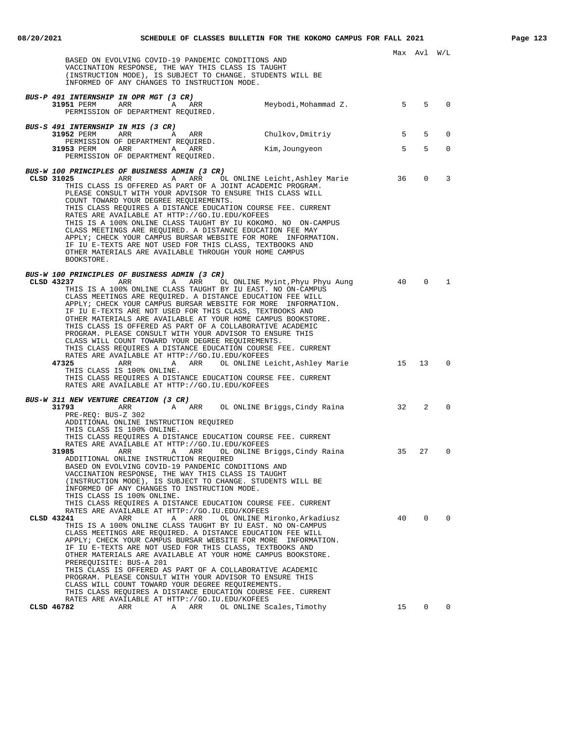Max Avl W/L

BASED ON EVOLVING COVID-19 PANDEMIC CONDITIONS AND VACCINATION RESPONSE, THE WAY THIS CLASS IS TAUGHT (INSTRUCTION MODE), IS SUBJECT TO CHANGE. STUDENTS WILL BE INFORMED OF ANY CHANGES TO INSTRUCTION MODE.

***BUS-P 491 INTERNSHIP IN OPR MGT (3 CR)***

| | | | | | | Max | Avl | W/L |
|---|---|---|---|---|---|---|---|---|
| **31951** PERM | ARR | A | ARR | | Meybodi,Mohammad Z. | 5 | 5 | 0 |

PERMISSION OF DEPARTMENT REQUIRED.

***BUS-S 491 INTERNSHIP IN MIS (3 CR)***

| | | | | | | Max | Avl | W/L |
|---|---|---|---|---|---|---|---|---|
| **31952** PERM | ARR | A | ARR | | Chulkov,Dmitriy | 5 | 5 | 0 |

PERMISSION OF DEPARTMENT REQUIRED.

| | | | | | | Max | Avl | W/L |
|---|---|---|---|---|---|---|---|---|
| **31953** PERM | ARR | A | ARR | | Kim,Joungyeon | 5 | 5 | 0 |

PERMISSION OF DEPARTMENT REQUIRED.

***BUS-W 100 PRINCIPLES OF BUSINESS ADMIN (3 CR)***

| | | | | | | Max | Avl | W/L |
|---|---|---|---|---|---|---|---|---|
| **CLSD 31025** | ARR | A | ARR | OL ONLINE | Leicht,Ashley Marie | 36 | 0 | 3 |

THIS CLASS IS OFFERED AS PART OF A JOINT ACADEMIC PROGRAM. PLEASE CONSULT WITH YOUR ADVISOR TO ENSURE THIS CLASS WILL COUNT TOWARD YOUR DEGREE REQUIREMENTS.
THIS CLASS REQUIRES A DISTANCE EDUCATION COURSE FEE. CURRENT RATES ARE AVAILABLE AT HTTP://GO.IU.EDU/KOFEES
THIS IS A 100% ONLINE CLASS TAUGHT BY IU KOKOMO. NO ON-CAMPUS CLASS MEETINGS ARE REQUIRED. A DISTANCE EDUCATION FEE MAY APPLY; CHECK YOUR CAMPUS BURSAR WEBSITE FOR MORE INFORMATION.
IF IU E-TEXTS ARE NOT USED FOR THIS CLASS, TEXTBOOKS AND OTHER MATERIALS ARE AVAILABLE THROUGH YOUR HOME CAMPUS BOOKSTORE.

***BUS-W 100 PRINCIPLES OF BUSINESS ADMIN (3 CR)***

| | | | | | | Max | Avl | W/L |
|---|---|---|---|---|---|---|---|---|
| **CLSD 43237** | ARR | A | ARR | OL ONLINE | Myint,Phyu Phyu Aung | 40 | 0 | 1 |

THIS IS A 100% ONLINE CLASS TAUGHT BY IU EAST. NO ON-CAMPUS CLASS MEETINGS ARE REQUIRED. A DISTANCE EDUCATION FEE WILL APPLY; CHECK YOUR CAMPUS BURSAR WEBSITE FOR MORE INFORMATION.
IF IU E-TEXTS ARE NOT USED FOR THIS CLASS, TEXTBOOKS AND OTHER MATERIALS ARE AVAILABLE AT YOUR HOME CAMPUS BOOKSTORE.
THIS CLASS IS OFFERED AS PART OF A COLLABORATIVE ACADEMIC PROGRAM. PLEASE CONSULT WITH YOUR ADVISOR TO ENSURE THIS CLASS WILL COUNT TOWARD YOUR DEGREE REQUIREMENTS.
THIS CLASS REQUIRES A DISTANCE EDUCATION COURSE FEE. CURRENT RATES ARE AVAILABLE AT HTTP://GO.IU.EDU/KOFEES

| | | | | | | Max | Avl | W/L |
|---|---|---|---|---|---|---|---|---|
| **47325** | ARR | A | ARR | OL ONLINE | Leicht,Ashley Marie | 15 | 13 | 0 |

THIS CLASS IS 100% ONLINE.
THIS CLASS REQUIRES A DISTANCE EDUCATION COURSE FEE. CURRENT RATES ARE AVAILABLE AT HTTP://GO.IU.EDU/KOFEES

***BUS-W 311 NEW VENTURE CREATION (3 CR)***

| | | | | | | Max | Avl | W/L |
|---|---|---|---|---|---|---|---|---|
| **31793** | ARR | A | ARR | OL ONLINE | Briggs,Cindy Raina | 32 | 2 | 0 |

PRE-REQ: BUS-Z 302
ADDITIONAL ONLINE INSTRUCTION REQUIRED
THIS CLASS IS 100% ONLINE.
THIS CLASS REQUIRES A DISTANCE EDUCATION COURSE FEE. CURRENT RATES ARE AVAILABLE AT HTTP://GO.IU.EDU/KOFEES

| | | | | | | Max | Avl | W/L |
|---|---|---|---|---|---|---|---|---|
| **31985** | ARR | A | ARR | OL ONLINE | Briggs,Cindy Raina | 35 | 27 | 0 |

ADDITIONAL ONLINE INSTRUCTION REQUIRED
BASED ON EVOLVING COVID-19 PANDEMIC CONDITIONS AND VACCINATION RESPONSE, THE WAY THIS CLASS IS TAUGHT (INSTRUCTION MODE), IS SUBJECT TO CHANGE. STUDENTS WILL BE INFORMED OF ANY CHANGES TO INSTRUCTION MODE.
THIS CLASS IS 100% ONLINE.
THIS CLASS REQUIRES A DISTANCE EDUCATION COURSE FEE. CURRENT RATES ARE AVAILABLE AT HTTP://GO.IU.EDU/KOFEES

| | | | | | | Max | Avl | W/L |
|---|---|---|---|---|---|---|---|---|
| **CLSD 43241** | ARR | A | ARR | OL ONLINE | Mironko,Arkadiusz | 40 | 0 | 0 |

THIS IS A 100% ONLINE CLASS TAUGHT BY IU EAST. NO ON-CAMPUS CLASS MEETINGS ARE REQUIRED. A DISTANCE EDUCATION FEE WILL APPLY; CHECK YOUR CAMPUS BURSAR WEBSITE FOR MORE INFORMATION.
IF IU E-TEXTS ARE NOT USED FOR THIS CLASS, TEXTBOOKS AND OTHER MATERIALS ARE AVAILABLE AT YOUR HOME CAMPUS BOOKSTORE.
PREREQUISITE: BUS-A 201
THIS CLASS IS OFFERED AS PART OF A COLLABORATIVE ACADEMIC PROGRAM. PLEASE CONSULT WITH YOUR ADVISOR TO ENSURE THIS CLASS WILL COUNT TOWARD YOUR DEGREE REQUIREMENTS.
THIS CLASS REQUIRES A DISTANCE EDUCATION COURSE FEE. CURRENT RATES ARE AVAILABLE AT HTTP://GO.IU.EDU/KOFEES

| | | | | | | Max | Avl | W/L |
|---|---|---|---|---|---|---|---|---|
| **CLSD 46782** | ARR | A | ARR | OL ONLINE | Scales,Timothy | 15 | 0 | 0 |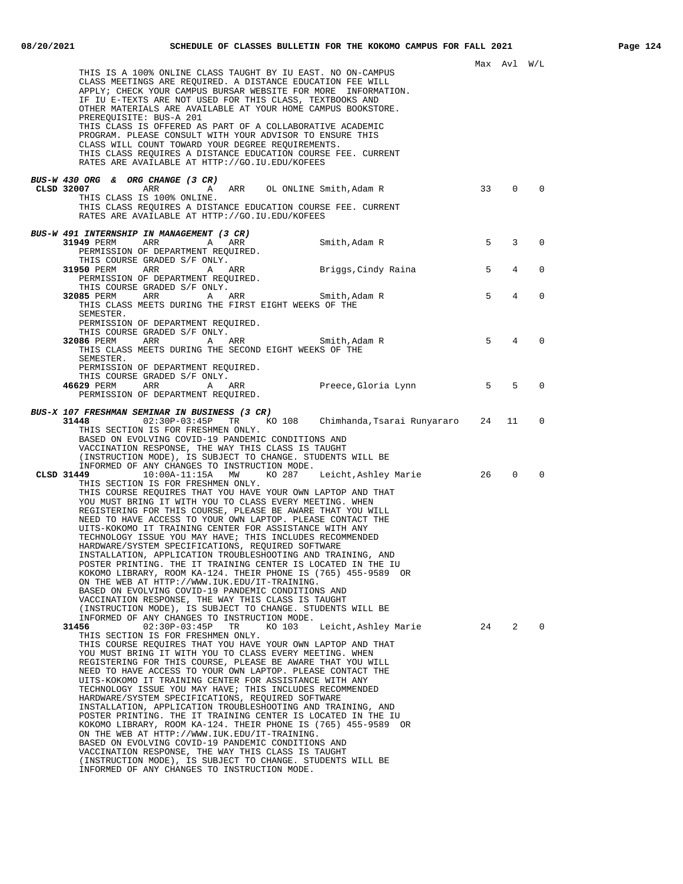Max Avl W/L

THIS IS A 100% ONLINE CLASS TAUGHT BY IU EAST. NO ON-CAMPUS CLASS MEETINGS ARE REQUIRED. A DISTANCE EDUCATION FEE WILL APPLY; CHECK YOUR CAMPUS BURSAR WEBSITE FOR MORE INFORMATION. IF IU E-TEXTS ARE NOT USED FOR THIS CLASS, TEXTBOOKS AND OTHER MATERIALS ARE AVAILABLE AT YOUR HOME CAMPUS BOOKSTORE. PREREQUISITE: BUS-A 201
THIS CLASS IS OFFERED AS PART OF A COLLABORATIVE ACADEMIC PROGRAM. PLEASE CONSULT WITH YOUR ADVISOR TO ENSURE THIS CLASS WILL COUNT TOWARD YOUR DEGREE REQUIREMENTS.
THIS CLASS REQUIRES A DISTANCE EDUCATION COURSE FEE. CURRENT RATES ARE AVAILABLE AT HTTP://GO.IU.EDU/KOFEES

***BUS-W 430 ORG & ORG CHANGE (3 CR)***

**CLSD 32007** ARR A ARR OL ONLINE Smith,Adam R 33 0 0
THIS CLASS IS 100% ONLINE.
THIS CLASS REQUIRES A DISTANCE EDUCATION COURSE FEE. CURRENT RATES ARE AVAILABLE AT HTTP://GO.IU.EDU/KOFEES

***BUS-W 491 INTERNSHIP IN MANAGEMENT (3 CR)***

**31949** PERM ARR A ARR Smith,Adam R 5 3 0
PERMISSION OF DEPARTMENT REQUIRED.
THIS COURSE GRADED S/F ONLY.

**31950** PERM ARR A ARR Briggs,Cindy Raina 5 4 0
PERMISSION OF DEPARTMENT REQUIRED.
THIS COURSE GRADED S/F ONLY.

**32085** PERM ARR A ARR Smith,Adam R 5 4 0
THIS CLASS MEETS DURING THE FIRST EIGHT WEEKS OF THE SEMESTER.
PERMISSION OF DEPARTMENT REQUIRED.
THIS COURSE GRADED S/F ONLY.

**32086** PERM ARR A ARR Smith,Adam R 5 4 0
THIS CLASS MEETS DURING THE SECOND EIGHT WEEKS OF THE SEMESTER.
PERMISSION OF DEPARTMENT REQUIRED.
THIS COURSE GRADED S/F ONLY.

**46629** PERM ARR A ARR Preece,Gloria Lynn 5 5 0
PERMISSION OF DEPARTMENT REQUIRED.

***BUS-X 107 FRESHMAN SEMINAR IN BUSINESS (3 CR)***

**31448** 02:30P-03:45P TR KO 108 Chimhanda,Tsarai Runyararo 24 11 0
THIS SECTION IS FOR FRESHMEN ONLY.
BASED ON EVOLVING COVID-19 PANDEMIC CONDITIONS AND VACCINATION RESPONSE, THE WAY THIS CLASS IS TAUGHT (INSTRUCTION MODE), IS SUBJECT TO CHANGE. STUDENTS WILL BE INFORMED OF ANY CHANGES TO INSTRUCTION MODE.

**CLSD 31449** 10:00A-11:15A MW KO 287 Leicht,Ashley Marie 26 0 0
THIS SECTION IS FOR FRESHMEN ONLY.
THIS COURSE REQUIRES THAT YOU HAVE YOUR OWN LAPTOP AND THAT YOU MUST BRING IT WITH YOU TO CLASS EVERY MEETING. WHEN REGISTERING FOR THIS COURSE, PLEASE BE AWARE THAT YOU WILL NEED TO HAVE ACCESS TO YOUR OWN LAPTOP. PLEASE CONTACT THE UITS-KOKOMO IT TRAINING CENTER FOR ASSISTANCE WITH ANY TECHNOLOGY ISSUE YOU MAY HAVE; THIS INCLUDES RECOMMENDED HARDWARE/SYSTEM SPECIFICATIONS, REQUIRED SOFTWARE INSTALLATION, APPLICATION TROUBLESHOOTING AND TRAINING, AND POSTER PRINTING. THE IT TRAINING CENTER IS LOCATED IN THE IU KOKOMO LIBRARY, ROOM KA-124. THEIR PHONE IS (765) 455-9589 OR ON THE WEB AT HTTP://WWW.IUK.EDU/IT-TRAINING.
BASED ON EVOLVING COVID-19 PANDEMIC CONDITIONS AND VACCINATION RESPONSE, THE WAY THIS CLASS IS TAUGHT (INSTRUCTION MODE), IS SUBJECT TO CHANGE. STUDENTS WILL BE INFORMED OF ANY CHANGES TO INSTRUCTION MODE.

**31456** 02:30P-03:45P TR KO 103 Leicht,Ashley Marie 24 2 0
THIS SECTION IS FOR FRESHMEN ONLY.
THIS COURSE REQUIRES THAT YOU HAVE YOUR OWN LAPTOP AND THAT YOU MUST BRING IT WITH YOU TO CLASS EVERY MEETING. WHEN REGISTERING FOR THIS COURSE, PLEASE BE AWARE THAT YOU WILL NEED TO HAVE ACCESS TO YOUR OWN LAPTOP. PLEASE CONTACT THE UITS-KOKOMO IT TRAINING CENTER FOR ASSISTANCE WITH ANY TECHNOLOGY ISSUE YOU MAY HAVE; THIS INCLUDES RECOMMENDED HARDWARE/SYSTEM SPECIFICATIONS, REQUIRED SOFTWARE INSTALLATION, APPLICATION TROUBLESHOOTING AND TRAINING, AND POSTER PRINTING. THE IT TRAINING CENTER IS LOCATED IN THE IU KOKOMO LIBRARY, ROOM KA-124. THEIR PHONE IS (765) 455-9589 OR ON THE WEB AT HTTP://WWW.IUK.EDU/IT-TRAINING.
BASED ON EVOLVING COVID-19 PANDEMIC CONDITIONS AND VACCINATION RESPONSE, THE WAY THIS CLASS IS TAUGHT (INSTRUCTION MODE), IS SUBJECT TO CHANGE. STUDENTS WILL BE INFORMED OF ANY CHANGES TO INSTRUCTION MODE.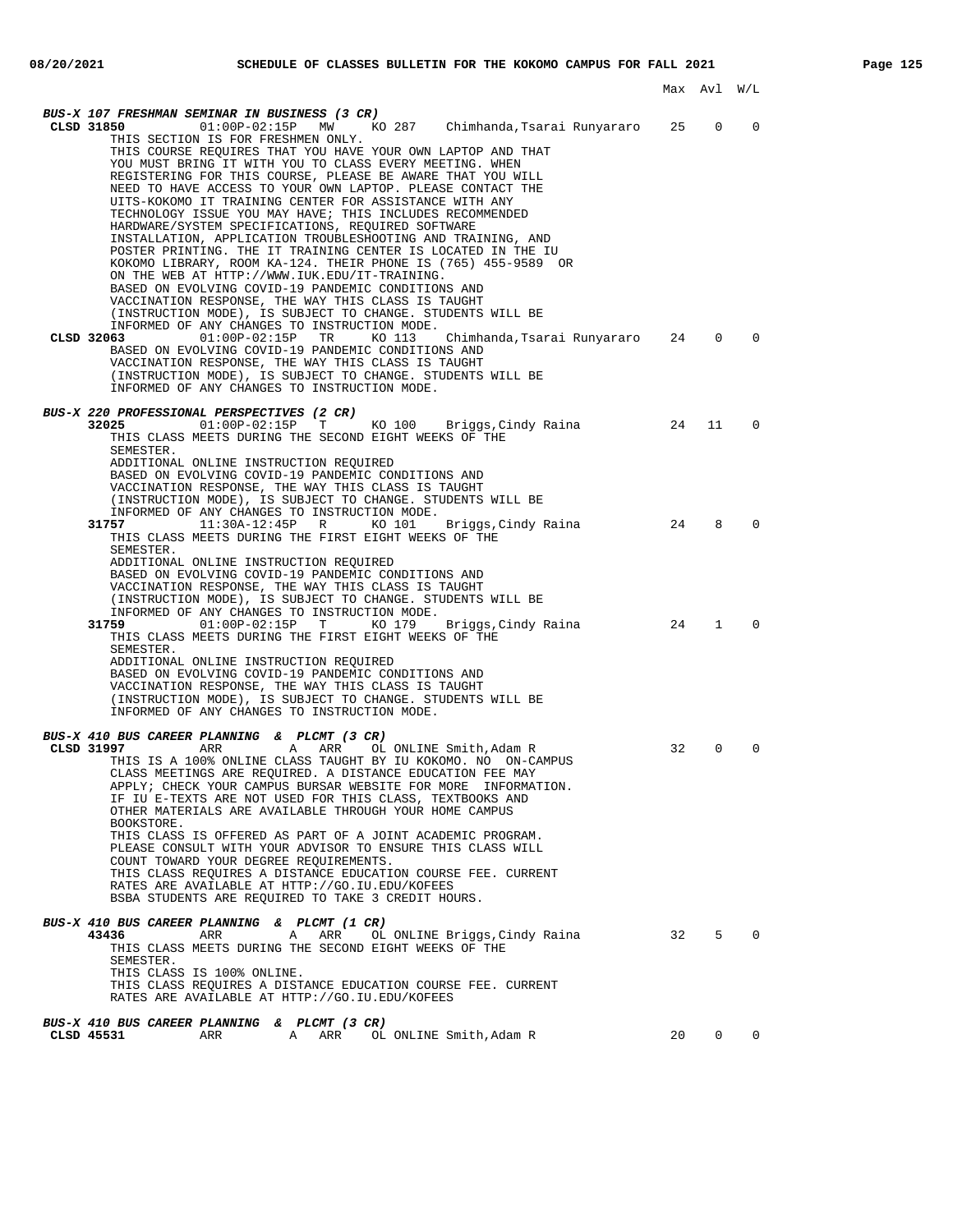Max Avl W/L

### BUS-X 107 FRESHMAN SEMINAR IN BUSINESS (3 CR)

**CLSD 31850** 01:00P-02:15P MW KO 287 Chimhanda,Tsarai Runyararo 25 0 0

THIS SECTION IS FOR FRESHMEN ONLY.
THIS COURSE REQUIRES THAT YOU HAVE YOUR OWN LAPTOP AND THAT YOU MUST BRING IT WITH YOU TO CLASS EVERY MEETING. WHEN REGISTERING FOR THIS COURSE, PLEASE BE AWARE THAT YOU WILL NEED TO HAVE ACCESS TO YOUR OWN LAPTOP. PLEASE CONTACT THE UITS-KOKOMO IT TRAINING CENTER FOR ASSISTANCE WITH ANY TECHNOLOGY ISSUE YOU MAY HAVE; THIS INCLUDES RECOMMENDED HARDWARE/SYSTEM SPECIFICATIONS, REQUIRED SOFTWARE INSTALLATION, APPLICATION TROUBLESHOOTING AND TRAINING, AND POSTER PRINTING. THE IT TRAINING CENTER IS LOCATED IN THE IU KOKOMO LIBRARY, ROOM KA-124. THEIR PHONE IS (765) 455-9589 OR ON THE WEB AT HTTP://WWW.IUK.EDU/IT-TRAINING.
BASED ON EVOLVING COVID-19 PANDEMIC CONDITIONS AND VACCINATION RESPONSE, THE WAY THIS CLASS IS TAUGHT (INSTRUCTION MODE), IS SUBJECT TO CHANGE. STUDENTS WILL BE INFORMED OF ANY CHANGES TO INSTRUCTION MODE.

**CLSD 32063** 01:00P-02:15P TR KO 113 Chimhanda,Tsarai Runyararo 24 0 0

BASED ON EVOLVING COVID-19 PANDEMIC CONDITIONS AND VACCINATION RESPONSE, THE WAY THIS CLASS IS TAUGHT (INSTRUCTION MODE), IS SUBJECT TO CHANGE. STUDENTS WILL BE INFORMED OF ANY CHANGES TO INSTRUCTION MODE.

### BUS-X 220 PROFESSIONAL PERSPECTIVES (2 CR)

**32025** 01:00P-02:15P T KO 100 Briggs,Cindy Raina 24 11 0

THIS CLASS MEETS DURING THE SECOND EIGHT WEEKS OF THE SEMESTER.
ADDITIONAL ONLINE INSTRUCTION REQUIRED
BASED ON EVOLVING COVID-19 PANDEMIC CONDITIONS AND VACCINATION RESPONSE, THE WAY THIS CLASS IS TAUGHT (INSTRUCTION MODE), IS SUBJECT TO CHANGE. STUDENTS WILL BE INFORMED OF ANY CHANGES TO INSTRUCTION MODE.

**31757** 11:30A-12:45P R KO 101 Briggs,Cindy Raina 24 8 0

THIS CLASS MEETS DURING THE FIRST EIGHT WEEKS OF THE SEMESTER.
ADDITIONAL ONLINE INSTRUCTION REQUIRED
BASED ON EVOLVING COVID-19 PANDEMIC CONDITIONS AND VACCINATION RESPONSE, THE WAY THIS CLASS IS TAUGHT (INSTRUCTION MODE), IS SUBJECT TO CHANGE. STUDENTS WILL BE INFORMED OF ANY CHANGES TO INSTRUCTION MODE.

**31759** 01:00P-02:15P T KO 179 Briggs,Cindy Raina 24 1 0

THIS CLASS MEETS DURING THE FIRST EIGHT WEEKS OF THE SEMESTER.
ADDITIONAL ONLINE INSTRUCTION REQUIRED
BASED ON EVOLVING COVID-19 PANDEMIC CONDITIONS AND VACCINATION RESPONSE, THE WAY THIS CLASS IS TAUGHT (INSTRUCTION MODE), IS SUBJECT TO CHANGE. STUDENTS WILL BE INFORMED OF ANY CHANGES TO INSTRUCTION MODE.

### BUS-X 410 BUS CAREER PLANNING & PLCMT (3 CR)

**CLSD 31997** ARR A ARR OL ONLINE Smith,Adam R 32 0 0

THIS IS A 100% ONLINE CLASS TAUGHT BY IU KOKOMO. NO ON-CAMPUS CLASS MEETINGS ARE REQUIRED. A DISTANCE EDUCATION FEE MAY APPLY; CHECK YOUR CAMPUS BURSAR WEBSITE FOR MORE INFORMATION. IF IU E-TEXTS ARE NOT USED FOR THIS CLASS, TEXTBOOKS AND OTHER MATERIALS ARE AVAILABLE THROUGH YOUR HOME CAMPUS BOOKSTORE.
THIS CLASS IS OFFERED AS PART OF A JOINT ACADEMIC PROGRAM. PLEASE CONSULT WITH YOUR ADVISOR TO ENSURE THIS CLASS WILL COUNT TOWARD YOUR DEGREE REQUIREMENTS.
THIS CLASS REQUIRES A DISTANCE EDUCATION COURSE FEE. CURRENT RATES ARE AVAILABLE AT HTTP://GO.IU.EDU/KOFEES
BSBA STUDENTS ARE REQUIRED TO TAKE 3 CREDIT HOURS.

### BUS-X 410 BUS CAREER PLANNING & PLCMT (1 CR)

**43436** ARR A ARR OL ONLINE Briggs,Cindy Raina 32 5 0

THIS CLASS MEETS DURING THE SECOND EIGHT WEEKS OF THE SEMESTER.
THIS CLASS IS 100% ONLINE.
THIS CLASS REQUIRES A DISTANCE EDUCATION COURSE FEE. CURRENT RATES ARE AVAILABLE AT HTTP://GO.IU.EDU/KOFEES

### BUS-X 410 BUS CAREER PLANNING & PLCMT (3 CR)

**CLSD 45531** ARR A ARR OL ONLINE Smith,Adam R 20 0 0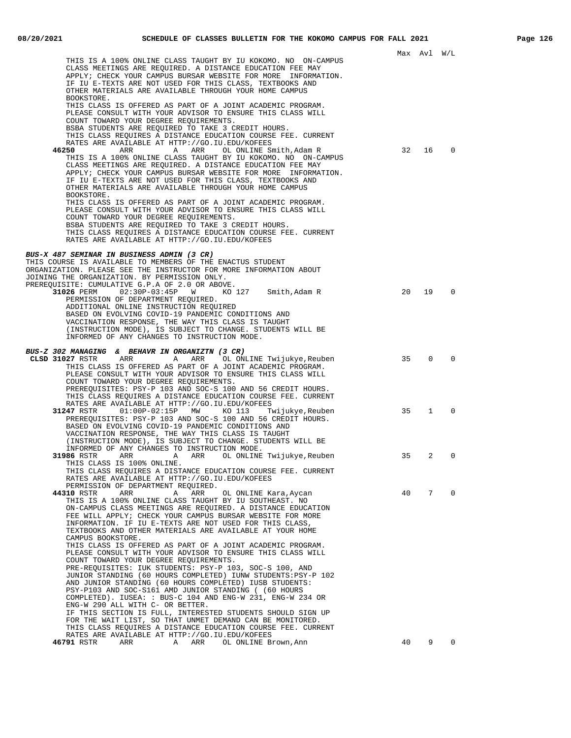Max Avl W/L

THIS IS A 100% ONLINE CLASS TAUGHT BY IU KOKOMO. NO ON-CAMPUS CLASS MEETINGS ARE REQUIRED. A DISTANCE EDUCATION FEE MAY APPLY; CHECK YOUR CAMPUS BURSAR WEBSITE FOR MORE INFORMATION. IF IU E-TEXTS ARE NOT USED FOR THIS CLASS, TEXTBOOKS AND OTHER MATERIALS ARE AVAILABLE THROUGH YOUR HOME CAMPUS BOOKSTORE.
THIS CLASS IS OFFERED AS PART OF A JOINT ACADEMIC PROGRAM. PLEASE CONSULT WITH YOUR ADVISOR TO ENSURE THIS CLASS WILL COUNT TOWARD YOUR DEGREE REQUIREMENTS.
BSBA STUDENTS ARE REQUIRED TO TAKE 3 CREDIT HOURS.
THIS CLASS REQUIRES A DISTANCE EDUCATION COURSE FEE. CURRENT RATES ARE AVAILABLE AT HTTP://GO.IU.EDU/KOFEES

**46250** ARR A ARR OL ONLINE Smith,Adam R — 32 16 0

THIS IS A 100% ONLINE CLASS TAUGHT BY IU KOKOMO. NO ON-CAMPUS CLASS MEETINGS ARE REQUIRED. A DISTANCE EDUCATION FEE MAY APPLY; CHECK YOUR CAMPUS BURSAR WEBSITE FOR MORE INFORMATION. IF IU E-TEXTS ARE NOT USED FOR THIS CLASS, TEXTBOOKS AND OTHER MATERIALS ARE AVAILABLE THROUGH YOUR HOME CAMPUS BOOKSTORE.
THIS CLASS IS OFFERED AS PART OF A JOINT ACADEMIC PROGRAM. PLEASE CONSULT WITH YOUR ADVISOR TO ENSURE THIS CLASS WILL COUNT TOWARD YOUR DEGREE REQUIREMENTS.
BSBA STUDENTS ARE REQUIRED TO TAKE 3 CREDIT HOURS.
THIS CLASS REQUIRES A DISTANCE EDUCATION COURSE FEE. CURRENT RATES ARE AVAILABLE AT HTTP://GO.IU.EDU/KOFEES

### *BUS-X 487 SEMINAR IN BUSINESS ADMIN (3 CR)*

THIS COURSE IS AVAILABLE TO MEMBERS OF THE ENACTUS STUDENT ORGANIZATION. PLEASE SEE THE INSTRUCTOR FOR MORE INFORMATION ABOUT JOINING THE ORGANIZATION. BY PERMISSION ONLY.
PREREQUISITE: CUMULATIVE G.P.A OF 2.0 OR ABOVE.

**31026** PERM 02:30P-03:45P W KO 127 Smith,Adam R — 20 19 0

PERMISSION OF DEPARTMENT REQUIRED.
ADDITIONAL ONLINE INSTRUCTION REQUIRED
BASED ON EVOLVING COVID-19 PANDEMIC CONDITIONS AND VACCINATION RESPONSE, THE WAY THIS CLASS IS TAUGHT (INSTRUCTION MODE), IS SUBJECT TO CHANGE. STUDENTS WILL BE INFORMED OF ANY CHANGES TO INSTRUCTION MODE.

### *BUS-Z 302 MANAGING & BEHAVR IN ORGANIZTN (3 CR)*

**CLSD 31027** RSTR ARR A ARR OL ONLINE Twijukye,Reuben — 35 0 0

THIS CLASS IS OFFERED AS PART OF A JOINT ACADEMIC PROGRAM. PLEASE CONSULT WITH YOUR ADVISOR TO ENSURE THIS CLASS WILL COUNT TOWARD YOUR DEGREE REQUIREMENTS.
PREREQUISITES: PSY-P 103 AND SOC-S 100 AND 56 CREDIT HOURS.
THIS CLASS REQUIRES A DISTANCE EDUCATION COURSE FEE. CURRENT RATES ARE AVAILABLE AT HTTP://GO.IU.EDU/KOFEES

**31247** RSTR 01:00P-02:15P MW KO 113 Twijukye,Reuben — 35 1 0

PREREQUISITES: PSY-P 103 AND SOC-S 100 AND 56 CREDIT HOURS.
BASED ON EVOLVING COVID-19 PANDEMIC CONDITIONS AND VACCINATION RESPONSE, THE WAY THIS CLASS IS TAUGHT (INSTRUCTION MODE), IS SUBJECT TO CHANGE. STUDENTS WILL BE INFORMED OF ANY CHANGES TO INSTRUCTION MODE.

**31986** RSTR ARR A ARR OL ONLINE Twijukye,Reuben — 35 2 0

THIS CLASS IS 100% ONLINE.
THIS CLASS REQUIRES A DISTANCE EDUCATION COURSE FEE. CURRENT RATES ARE AVAILABLE AT HTTP://GO.IU.EDU/KOFEES
PERMISSION OF DEPARTMENT REQUIRED.

**44310** RSTR ARR A ARR OL ONLINE Kara,Aycan — 40 7 0

THIS IS A 100% ONLINE CLASS TAUGHT BY IU SOUTHEAST. NO ON-CAMPUS CLASS MEETINGS ARE REQUIRED. A DISTANCE EDUCATION FEE WILL APPLY; CHECK YOUR CAMPUS BURSAR WEBSITE FOR MORE INFORMATION. IF IU E-TEXTS ARE NOT USED FOR THIS CLASS, TEXTBOOKS AND OTHER MATERIALS ARE AVAILABLE AT YOUR HOME CAMPUS BOOKSTORE.
THIS CLASS IS OFFERED AS PART OF A JOINT ACADEMIC PROGRAM. PLEASE CONSULT WITH YOUR ADVISOR TO ENSURE THIS CLASS WILL COUNT TOWARD YOUR DEGREE REQUIREMENTS.
PRE-REQUISITES: IUK STUDENTS: PSY-P 103, SOC-S 100, AND JUNIOR STANDING (60 HOURS COMPLETED) IUNW STUDENTS:PSY-P 102 AND JUNIOR STANDING (60 HOURS COMPLETED) IUSB STUDENTS: PSY-P103 AND SOC-S161 AMD JUNIOR STANDING ( (60 HOURS COMPLETED). IUSEA: : BUS-C 104 AND ENG-W 231, ENG-W 234 OR ENG-W 290 ALL WITH C- OR BETTER.
IF THIS SECTION IS FULL, INTERESTED STUDENTS SHOULD SIGN UP FOR THE WAIT LIST, SO THAT UNMET DEMAND CAN BE MONITORED.
THIS CLASS REQUIRES A DISTANCE EDUCATION COURSE FEE. CURRENT RATES ARE AVAILABLE AT HTTP://GO.IU.EDU/KOFEES

**46791** RSTR ARR A ARR OL ONLINE Brown,Ann — 40 9 0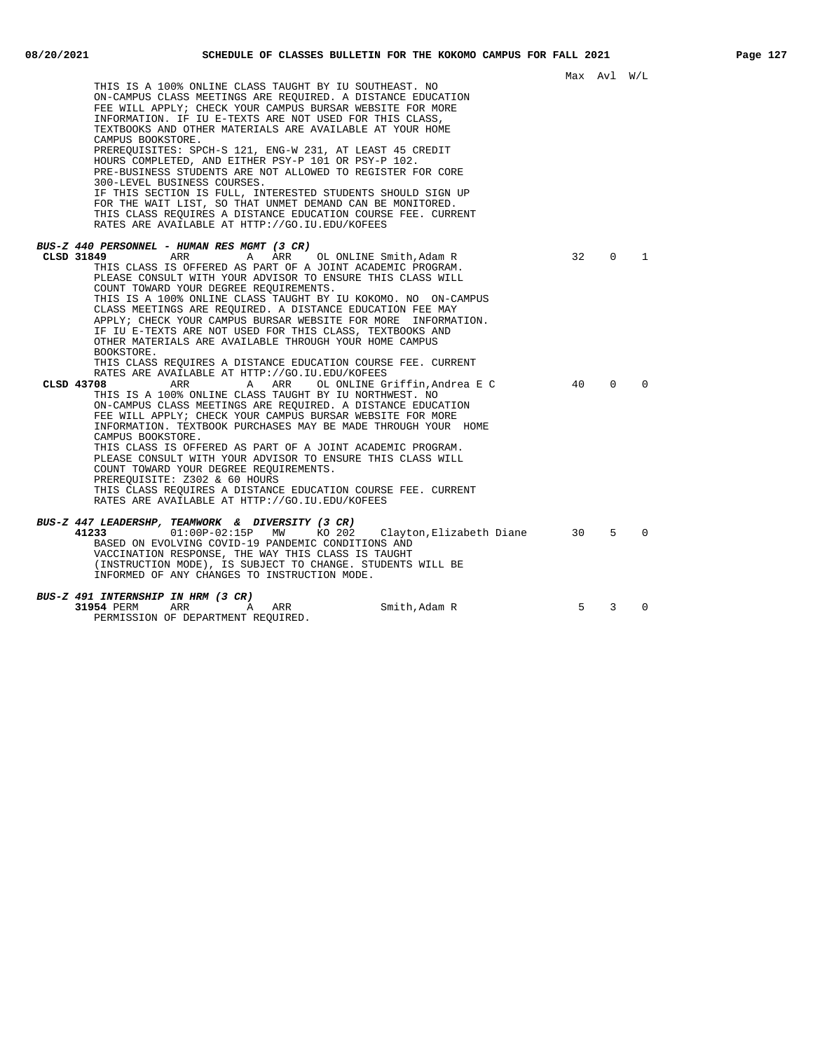Max Avl W/L

THIS IS A 100% ONLINE CLASS TAUGHT BY IU SOUTHEAST. NO ON-CAMPUS CLASS MEETINGS ARE REQUIRED. A DISTANCE EDUCATION FEE WILL APPLY; CHECK YOUR CAMPUS BURSAR WEBSITE FOR MORE INFORMATION. IF IU E-TEXTS ARE NOT USED FOR THIS CLASS, TEXTBOOKS AND OTHER MATERIALS ARE AVAILABLE AT YOUR HOME CAMPUS BOOKSTORE.
PREREQUISITES: SPCH-S 121, ENG-W 231, AT LEAST 45 CREDIT HOURS COMPLETED, AND EITHER PSY-P 101 OR PSY-P 102.
PRE-BUSINESS STUDENTS ARE NOT ALLOWED TO REGISTER FOR CORE 300-LEVEL BUSINESS COURSES.
IF THIS SECTION IS FULL, INTERESTED STUDENTS SHOULD SIGN UP FOR THE WAIT LIST, SO THAT UNMET DEMAND CAN BE MONITORED.
THIS CLASS REQUIRES A DISTANCE EDUCATION COURSE FEE. CURRENT RATES ARE AVAILABLE AT HTTP://GO.IU.EDU/KOFEES

***BUS-Z 440 PERSONNEL - HUMAN RES MGMT (3 CR)***

**CLSD 31849** ARR A ARR OL ONLINE Smith,Adam R 32 0 1
THIS CLASS IS OFFERED AS PART OF A JOINT ACADEMIC PROGRAM. PLEASE CONSULT WITH YOUR ADVISOR TO ENSURE THIS CLASS WILL COUNT TOWARD YOUR DEGREE REQUIREMENTS.
THIS IS A 100% ONLINE CLASS TAUGHT BY IU KOKOMO. NO ON-CAMPUS CLASS MEETINGS ARE REQUIRED. A DISTANCE EDUCATION FEE MAY APPLY; CHECK YOUR CAMPUS BURSAR WEBSITE FOR MORE INFORMATION. IF IU E-TEXTS ARE NOT USED FOR THIS CLASS, TEXTBOOKS AND OTHER MATERIALS ARE AVAILABLE THROUGH YOUR HOME CAMPUS BOOKSTORE.
THIS CLASS REQUIRES A DISTANCE EDUCATION COURSE FEE. CURRENT RATES ARE AVAILABLE AT HTTP://GO.IU.EDU/KOFEES

**CLSD 43708** ARR A ARR OL ONLINE Griffin,Andrea E C 40 0 0
THIS IS A 100% ONLINE CLASS TAUGHT BY IU NORTHWEST. NO ON-CAMPUS CLASS MEETINGS ARE REQUIRED. A DISTANCE EDUCATION FEE WILL APPLY; CHECK YOUR CAMPUS BURSAR WEBSITE FOR MORE INFORMATION. TEXTBOOK PURCHASES MAY BE MADE THROUGH YOUR HOME CAMPUS BOOKSTORE.
THIS CLASS IS OFFERED AS PART OF A JOINT ACADEMIC PROGRAM. PLEASE CONSULT WITH YOUR ADVISOR TO ENSURE THIS CLASS WILL COUNT TOWARD YOUR DEGREE REQUIREMENTS.
PREREQUISITE: Z302 & 60 HOURS
THIS CLASS REQUIRES A DISTANCE EDUCATION COURSE FEE. CURRENT RATES ARE AVAILABLE AT HTTP://GO.IU.EDU/KOFEES

***BUS-Z 447 LEADERSHP, TEAMWORK & DIVERSITY (3 CR)***

**41233** 01:00P-02:15P MW KO 202 Clayton,Elizabeth Diane 30 5 0
BASED ON EVOLVING COVID-19 PANDEMIC CONDITIONS AND VACCINATION RESPONSE, THE WAY THIS CLASS IS TAUGHT (INSTRUCTION MODE), IS SUBJECT TO CHANGE. STUDENTS WILL BE INFORMED OF ANY CHANGES TO INSTRUCTION MODE.

***BUS-Z 491 INTERNSHIP IN HRM (3 CR)***

**31954** PERM ARR A ARR Smith,Adam R 5 3 0
PERMISSION OF DEPARTMENT REQUIRED.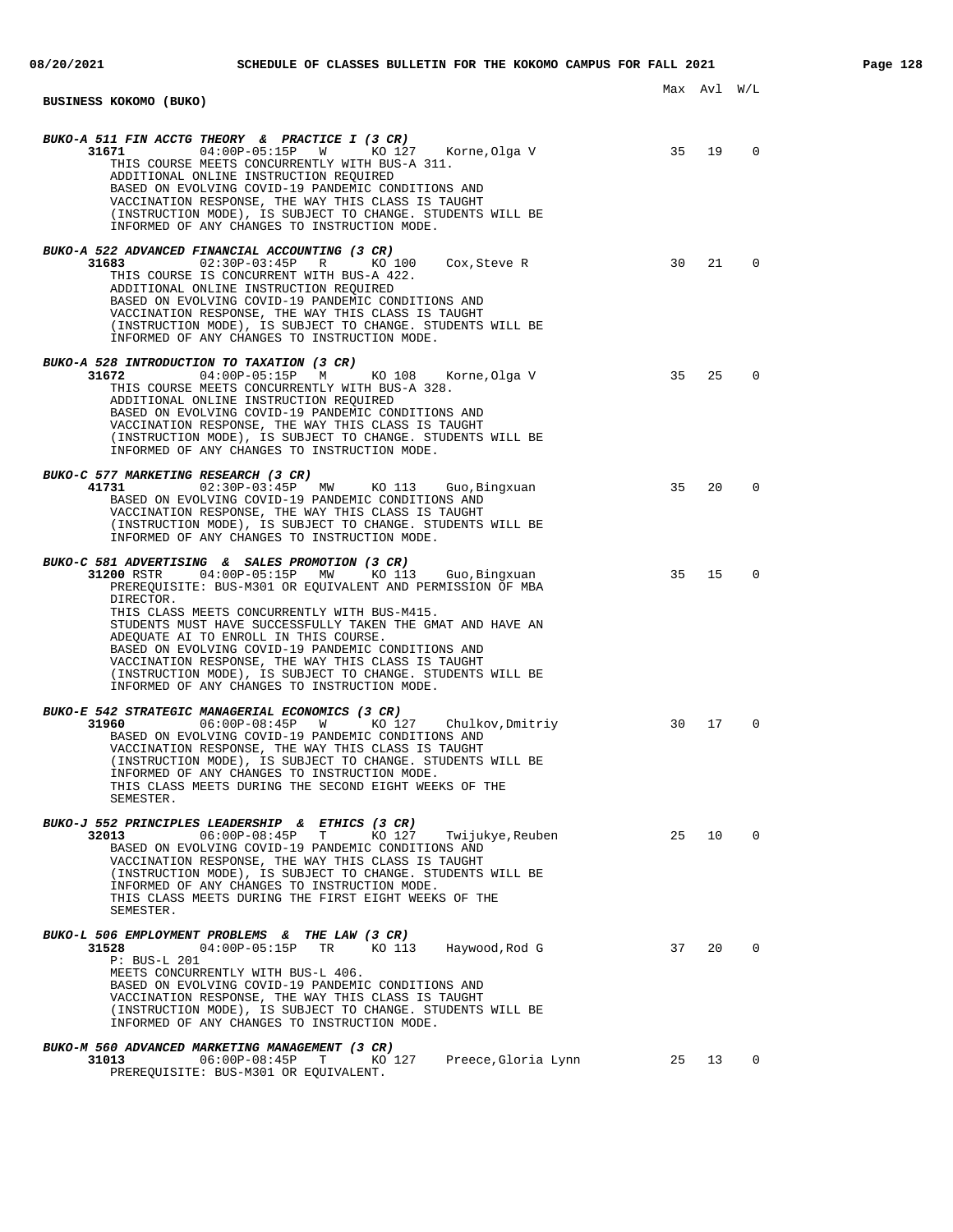## BUSINESS KOKOMO (BUKO)

Max Avl W/L

***BUKO-A 511 FIN ACCTG THEORY & PRACTICE I (3 CR)***

**31671** 04:00P-05:15P W KO 127 Korne,Olga V — 35 19 0

THIS COURSE MEETS CONCURRENTLY WITH BUS-A 311.
ADDITIONAL ONLINE INSTRUCTION REQUIRED
BASED ON EVOLVING COVID-19 PANDEMIC CONDITIONS AND
VACCINATION RESPONSE, THE WAY THIS CLASS IS TAUGHT
(INSTRUCTION MODE), IS SUBJECT TO CHANGE. STUDENTS WILL BE
INFORMED OF ANY CHANGES TO INSTRUCTION MODE.

***BUKO-A 522 ADVANCED FINANCIAL ACCOUNTING (3 CR)***

**31683** 02:30P-03:45P R KO 100 Cox,Steve R — 30 21 0

THIS COURSE IS CONCURRENT WITH BUS-A 422.
ADDITIONAL ONLINE INSTRUCTION REQUIRED
BASED ON EVOLVING COVID-19 PANDEMIC CONDITIONS AND
VACCINATION RESPONSE, THE WAY THIS CLASS IS TAUGHT
(INSTRUCTION MODE), IS SUBJECT TO CHANGE. STUDENTS WILL BE
INFORMED OF ANY CHANGES TO INSTRUCTION MODE.

***BUKO-A 528 INTRODUCTION TO TAXATION (3 CR)***

**31672** 04:00P-05:15P M KO 108 Korne,Olga V — 35 25 0

THIS COURSE MEETS CONCURRENTLY WITH BUS-A 328.
ADDITIONAL ONLINE INSTRUCTION REQUIRED
BASED ON EVOLVING COVID-19 PANDEMIC CONDITIONS AND
VACCINATION RESPONSE, THE WAY THIS CLASS IS TAUGHT
(INSTRUCTION MODE), IS SUBJECT TO CHANGE. STUDENTS WILL BE
INFORMED OF ANY CHANGES TO INSTRUCTION MODE.

***BUKO-C 577 MARKETING RESEARCH (3 CR)***

**41731** 02:30P-03:45P MW KO 113 Guo,Bingxuan — 35 20 0

BASED ON EVOLVING COVID-19 PANDEMIC CONDITIONS AND
VACCINATION RESPONSE, THE WAY THIS CLASS IS TAUGHT
(INSTRUCTION MODE), IS SUBJECT TO CHANGE. STUDENTS WILL BE
INFORMED OF ANY CHANGES TO INSTRUCTION MODE.

***BUKO-C 581 ADVERTISING & SALES PROMOTION (3 CR)***

**31200** RSTR 04:00P-05:15P MW KO 113 Guo,Bingxuan — 35 15 0

PREREQUISITE: BUS-M301 OR EQUIVALENT AND PERMISSION OF MBA
DIRECTOR.
THIS CLASS MEETS CONCURRENTLY WITH BUS-M415.
STUDENTS MUST HAVE SUCCESSFULLY TAKEN THE GMAT AND HAVE AN
ADEQUATE AI TO ENROLL IN THIS COURSE.
BASED ON EVOLVING COVID-19 PANDEMIC CONDITIONS AND
VACCINATION RESPONSE, THE WAY THIS CLASS IS TAUGHT
(INSTRUCTION MODE), IS SUBJECT TO CHANGE. STUDENTS WILL BE
INFORMED OF ANY CHANGES TO INSTRUCTION MODE.

***BUKO-E 542 STRATEGIC MANAGERIAL ECONOMICS (3 CR)***

**31960** 06:00P-08:45P W KO 127 Chulkov,Dmitriy — 30 17 0

BASED ON EVOLVING COVID-19 PANDEMIC CONDITIONS AND
VACCINATION RESPONSE, THE WAY THIS CLASS IS TAUGHT
(INSTRUCTION MODE), IS SUBJECT TO CHANGE. STUDENTS WILL BE
INFORMED OF ANY CHANGES TO INSTRUCTION MODE.
THIS CLASS MEETS DURING THE SECOND EIGHT WEEKS OF THE
SEMESTER.

***BUKO-J 552 PRINCIPLES LEADERSHIP & ETHICS (3 CR)***

**32013** 06:00P-08:45P T KO 127 Twijukye,Reuben — 25 10 0

BASED ON EVOLVING COVID-19 PANDEMIC CONDITIONS AND
VACCINATION RESPONSE, THE WAY THIS CLASS IS TAUGHT
(INSTRUCTION MODE), IS SUBJECT TO CHANGE. STUDENTS WILL BE
INFORMED OF ANY CHANGES TO INSTRUCTION MODE.
THIS CLASS MEETS DURING THE FIRST EIGHT WEEKS OF THE
SEMESTER.

***BUKO-L 506 EMPLOYMENT PROBLEMS & THE LAW (3 CR)***

**31528** 04:00P-05:15P TR KO 113 Haywood,Rod G — 37 20 0

P: BUS-L 201
MEETS CONCURRENTLY WITH BUS-L 406.
BASED ON EVOLVING COVID-19 PANDEMIC CONDITIONS AND
VACCINATION RESPONSE, THE WAY THIS CLASS IS TAUGHT
(INSTRUCTION MODE), IS SUBJECT TO CHANGE. STUDENTS WILL BE
INFORMED OF ANY CHANGES TO INSTRUCTION MODE.

***BUKO-M 560 ADVANCED MARKETING MANAGEMENT (3 CR)***

**31013** 06:00P-08:45P T KO 127 Preece,Gloria Lynn — 25 13 0

PREREQUISITE: BUS-M301 OR EQUIVALENT.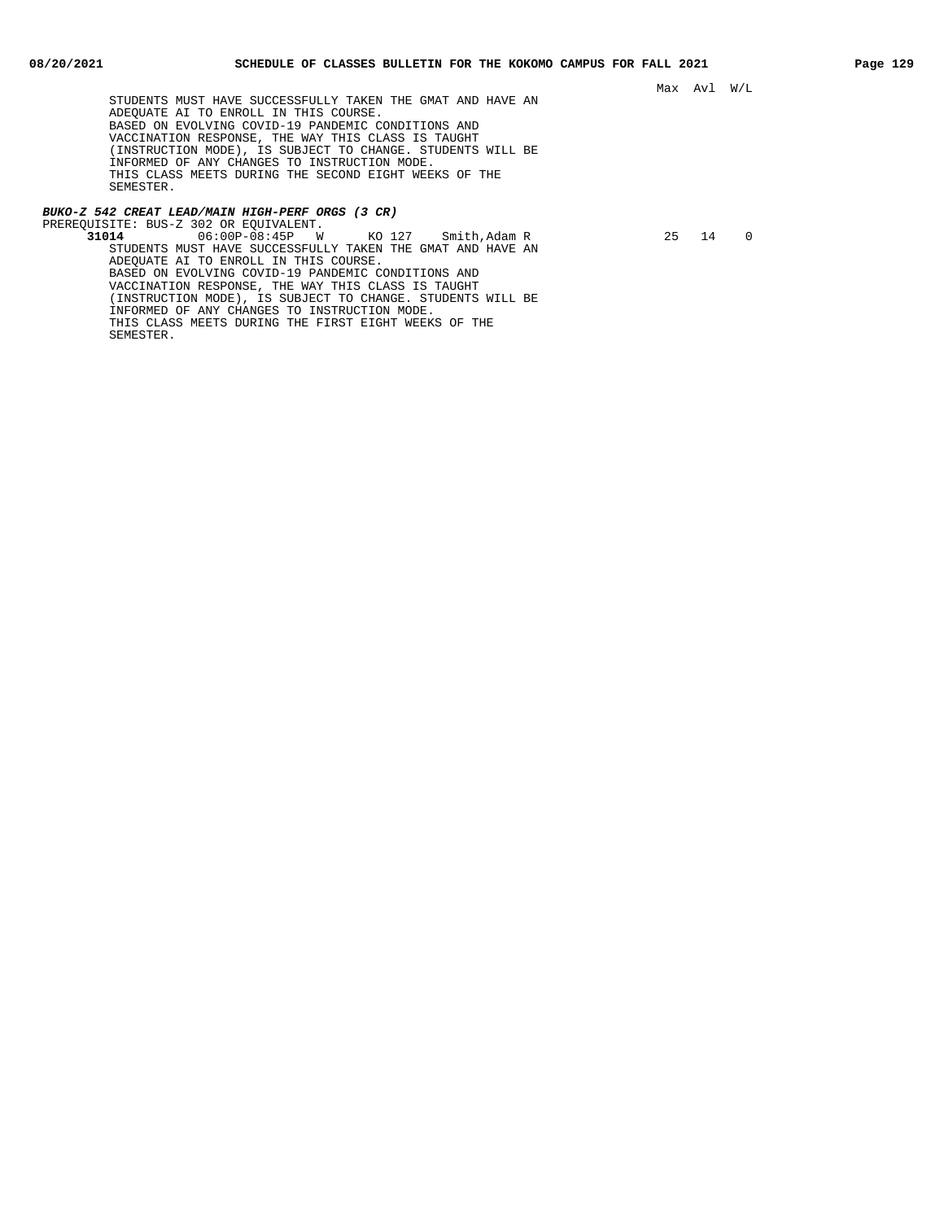Max Avl W/L

STUDENTS MUST HAVE SUCCESSFULLY TAKEN THE GMAT AND HAVE AN ADEQUATE AI TO ENROLL IN THIS COURSE.
BASED ON EVOLVING COVID-19 PANDEMIC CONDITIONS AND VACCINATION RESPONSE, THE WAY THIS CLASS IS TAUGHT (INSTRUCTION MODE), IS SUBJECT TO CHANGE. STUDENTS WILL BE INFORMED OF ANY CHANGES TO INSTRUCTION MODE.
THIS CLASS MEETS DURING THE SECOND EIGHT WEEKS OF THE SEMESTER.

***BUKO-Z 542 CREAT LEAD/MAIN HIGH-PERF ORGS (3 CR)***

PREREQUISITE: BUS-Z 302 OR EQUIVALENT.

| Class | Time | Days | Room | Instructor | Max | Avl | W/L |
|---|---|---|---|---|---|---|---|
| **31014** | 06:00P-08:45P | W | KO 127 | Smith,Adam R | 25 | 14 | 0 |

STUDENTS MUST HAVE SUCCESSFULLY TAKEN THE GMAT AND HAVE AN ADEQUATE AI TO ENROLL IN THIS COURSE.
BASED ON EVOLVING COVID-19 PANDEMIC CONDITIONS AND VACCINATION RESPONSE, THE WAY THIS CLASS IS TAUGHT (INSTRUCTION MODE), IS SUBJECT TO CHANGE. STUDENTS WILL BE INFORMED OF ANY CHANGES TO INSTRUCTION MODE.
THIS CLASS MEETS DURING THE FIRST EIGHT WEEKS OF THE SEMESTER.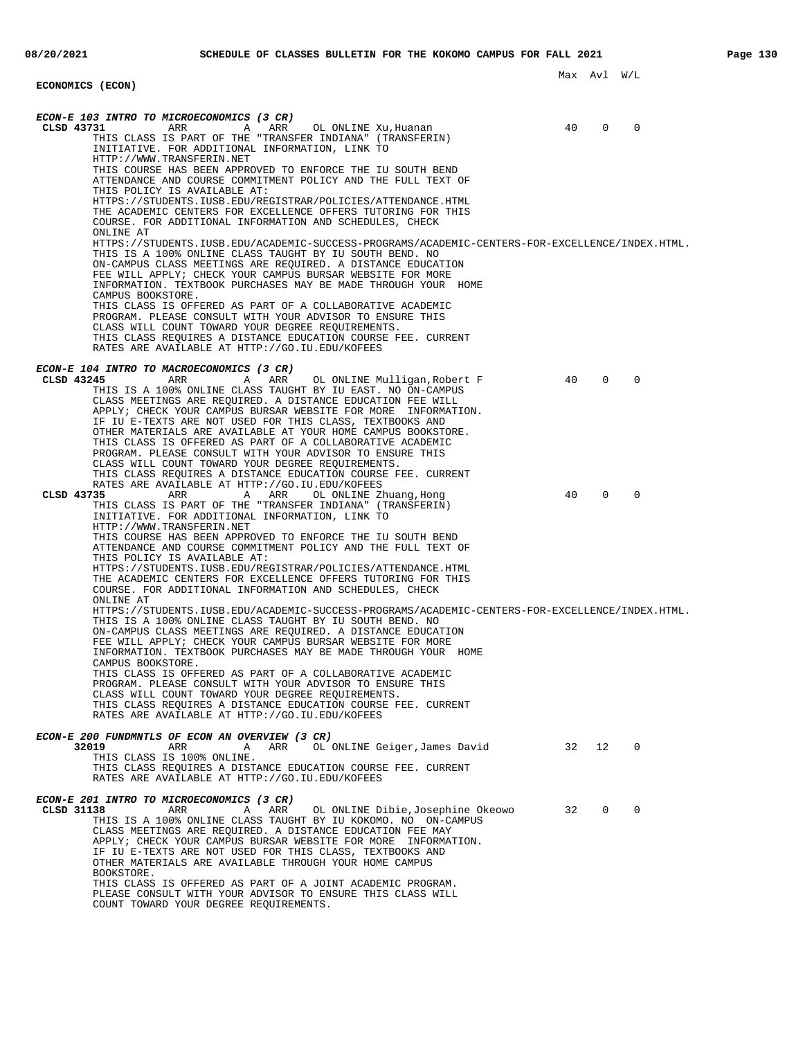## ECONOMICS (ECON)

Max Avl W/L

### *ECON-E 103 INTRO TO MICROECONOMICS (3 CR)*

**CLSD 43731** ARR A ARR OL ONLINE Xu,Huanan 40 0 0

THIS CLASS IS PART OF THE "TRANSFER INDIANA" (TRANSFERIN) INITIATIVE. FOR ADDITIONAL INFORMATION, LINK TO HTTP://WWW.TRANSFERIN.NET
THIS COURSE HAS BEEN APPROVED TO ENFORCE THE IU SOUTH BEND ATTENDANCE AND COURSE COMMITMENT POLICY AND THE FULL TEXT OF THIS POLICY IS AVAILABLE AT:
HTTPS://STUDENTS.IUSB.EDU/REGISTRAR/POLICIES/ATTENDANCE.HTML
THE ACADEMIC CENTERS FOR EXCELLENCE OFFERS TUTORING FOR THIS COURSE. FOR ADDITIONAL INFORMATION AND SCHEDULES, CHECK ONLINE AT
HTTPS://STUDENTS.IUSB.EDU/ACADEMIC-SUCCESS-PROGRAMS/ACADEMIC-CENTERS-FOR-EXCELLENCE/INDEX.HTML.
THIS IS A 100% ONLINE CLASS TAUGHT BY IU SOUTH BEND. NO ON-CAMPUS CLASS MEETINGS ARE REQUIRED. A DISTANCE EDUCATION FEE WILL APPLY; CHECK YOUR CAMPUS BURSAR WEBSITE FOR MORE INFORMATION. TEXTBOOK PURCHASES MAY BE MADE THROUGH YOUR HOME CAMPUS BOOKSTORE.
THIS CLASS IS OFFERED AS PART OF A COLLABORATIVE ACADEMIC PROGRAM. PLEASE CONSULT WITH YOUR ADVISOR TO ENSURE THIS CLASS WILL COUNT TOWARD YOUR DEGREE REQUIREMENTS.
THIS CLASS REQUIRES A DISTANCE EDUCATION COURSE FEE. CURRENT RATES ARE AVAILABLE AT HTTP://GO.IU.EDU/KOFEES

### *ECON-E 104 INTRO TO MACROECONOMICS (3 CR)*

**CLSD 43245** ARR A ARR OL ONLINE Mulligan,Robert F 40 0 0

THIS IS A 100% ONLINE CLASS TAUGHT BY IU EAST. NO ON-CAMPUS CLASS MEETINGS ARE REQUIRED. A DISTANCE EDUCATION FEE WILL APPLY; CHECK YOUR CAMPUS BURSAR WEBSITE FOR MORE INFORMATION.
IF IU E-TEXTS ARE NOT USED FOR THIS CLASS, TEXTBOOKS AND OTHER MATERIALS ARE AVAILABLE AT YOUR HOME CAMPUS BOOKSTORE.
THIS CLASS IS OFFERED AS PART OF A COLLABORATIVE ACADEMIC PROGRAM. PLEASE CONSULT WITH YOUR ADVISOR TO ENSURE THIS CLASS WILL COUNT TOWARD YOUR DEGREE REQUIREMENTS.
THIS CLASS REQUIRES A DISTANCE EDUCATION COURSE FEE. CURRENT RATES ARE AVAILABLE AT HTTP://GO.IU.EDU/KOFEES

**CLSD 43735** ARR A ARR OL ONLINE Zhuang,Hong 40 0 0

THIS CLASS IS PART OF THE "TRANSFER INDIANA" (TRANSFERIN) INITIATIVE. FOR ADDITIONAL INFORMATION, LINK TO HTTP://WWW.TRANSFERIN.NET
THIS COURSE HAS BEEN APPROVED TO ENFORCE THE IU SOUTH BEND ATTENDANCE AND COURSE COMMITMENT POLICY AND THE FULL TEXT OF THIS POLICY IS AVAILABLE AT:
HTTPS://STUDENTS.IUSB.EDU/REGISTRAR/POLICIES/ATTENDANCE.HTML
THE ACADEMIC CENTERS FOR EXCELLENCE OFFERS TUTORING FOR THIS COURSE. FOR ADDITIONAL INFORMATION AND SCHEDULES, CHECK ONLINE AT
HTTPS://STUDENTS.IUSB.EDU/ACADEMIC-SUCCESS-PROGRAMS/ACADEMIC-CENTERS-FOR-EXCELLENCE/INDEX.HTML.
THIS IS A 100% ONLINE CLASS TAUGHT BY IU SOUTH BEND. NO ON-CAMPUS CLASS MEETINGS ARE REQUIRED. A DISTANCE EDUCATION FEE WILL APPLY; CHECK YOUR CAMPUS BURSAR WEBSITE FOR MORE INFORMATION. TEXTBOOK PURCHASES MAY BE MADE THROUGH YOUR HOME CAMPUS BOOKSTORE.
THIS CLASS IS OFFERED AS PART OF A COLLABORATIVE ACADEMIC PROGRAM. PLEASE CONSULT WITH YOUR ADVISOR TO ENSURE THIS CLASS WILL COUNT TOWARD YOUR DEGREE REQUIREMENTS.
THIS CLASS REQUIRES A DISTANCE EDUCATION COURSE FEE. CURRENT RATES ARE AVAILABLE AT HTTP://GO.IU.EDU/KOFEES

### *ECON-E 200 FUNDMNTLS OF ECON AN OVERVIEW (3 CR)*

**32019** ARR A ARR OL ONLINE Geiger,James David 32 12 0

THIS CLASS IS 100% ONLINE.
THIS CLASS REQUIRES A DISTANCE EDUCATION COURSE FEE. CURRENT RATES ARE AVAILABLE AT HTTP://GO.IU.EDU/KOFEES

### *ECON-E 201 INTRO TO MICROECONOMICS (3 CR)*

**CLSD 31138** ARR A ARR OL ONLINE Dibie,Josephine Okeowo 32 0 0

THIS IS A 100% ONLINE CLASS TAUGHT BY IU KOKOMO. NO ON-CAMPUS CLASS MEETINGS ARE REQUIRED. A DISTANCE EDUCATION FEE MAY APPLY; CHECK YOUR CAMPUS BURSAR WEBSITE FOR MORE INFORMATION.
IF IU E-TEXTS ARE NOT USED FOR THIS CLASS, TEXTBOOKS AND OTHER MATERIALS ARE AVAILABLE THROUGH YOUR HOME CAMPUS BOOKSTORE.
THIS CLASS IS OFFERED AS PART OF A JOINT ACADEMIC PROGRAM. PLEASE CONSULT WITH YOUR ADVISOR TO ENSURE THIS CLASS WILL COUNT TOWARD YOUR DEGREE REQUIREMENTS.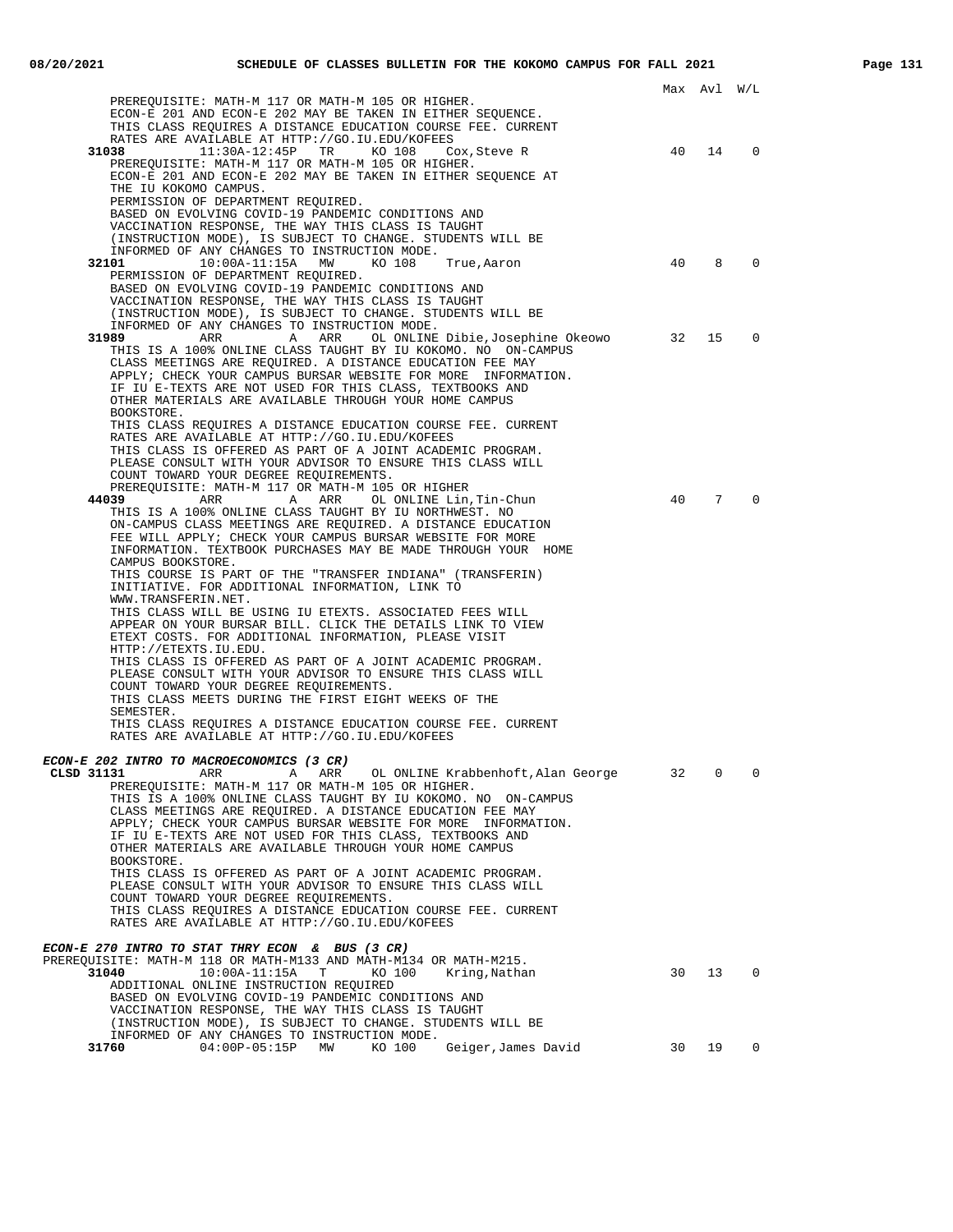Max Avl W/L

PREREQUISITE: MATH-M 117 OR MATH-M 105 OR HIGHER.
ECON-E 201 AND ECON-E 202 MAY BE TAKEN IN EITHER SEQUENCE.
THIS CLASS REQUIRES A DISTANCE EDUCATION COURSE FEE. CURRENT
RATES ARE AVAILABLE AT HTTP://GO.IU.EDU/KOFEES

**31038** 11:30A-12:45P TR KO 108 Cox,Steve R — 40 14 0
PREREQUISITE: MATH-M 117 OR MATH-M 105 OR HIGHER.
ECON-E 201 AND ECON-E 202 MAY BE TAKEN IN EITHER SEQUENCE AT
THE IU KOKOMO CAMPUS.
PERMISSION OF DEPARTMENT REQUIRED.
BASED ON EVOLVING COVID-19 PANDEMIC CONDITIONS AND
VACCINATION RESPONSE, THE WAY THIS CLASS IS TAUGHT
(INSTRUCTION MODE), IS SUBJECT TO CHANGE. STUDENTS WILL BE
INFORMED OF ANY CHANGES TO INSTRUCTION MODE.

**32101** 10:00A-11:15A MW KO 108 True,Aaron — 40 8 0
PERMISSION OF DEPARTMENT REQUIRED.
BASED ON EVOLVING COVID-19 PANDEMIC CONDITIONS AND
VACCINATION RESPONSE, THE WAY THIS CLASS IS TAUGHT
(INSTRUCTION MODE), IS SUBJECT TO CHANGE. STUDENTS WILL BE
INFORMED OF ANY CHANGES TO INSTRUCTION MODE.

**31989** ARR A ARR OL ONLINE Dibie,Josephine Okeowo — 32 15 0
THIS IS A 100% ONLINE CLASS TAUGHT BY IU KOKOMO. NO ON-CAMPUS
CLASS MEETINGS ARE REQUIRED. A DISTANCE EDUCATION FEE MAY
APPLY; CHECK YOUR CAMPUS BURSAR WEBSITE FOR MORE INFORMATION.
IF IU E-TEXTS ARE NOT USED FOR THIS CLASS, TEXTBOOKS AND
OTHER MATERIALS ARE AVAILABLE THROUGH YOUR HOME CAMPUS
BOOKSTORE.
THIS CLASS REQUIRES A DISTANCE EDUCATION COURSE FEE. CURRENT
RATES ARE AVAILABLE AT HTTP://GO.IU.EDU/KOFEES
THIS CLASS IS OFFERED AS PART OF A JOINT ACADEMIC PROGRAM.
PLEASE CONSULT WITH YOUR ADVISOR TO ENSURE THIS CLASS WILL
COUNT TOWARD YOUR DEGREE REQUIREMENTS.
PREREQUISITE: MATH-M 117 OR MATH-M 105 OR HIGHER

**44039** ARR A ARR OL ONLINE Lin,Tin-Chun — 40 7 0
THIS IS A 100% ONLINE CLASS TAUGHT BY IU NORTHWEST. NO
ON-CAMPUS CLASS MEETINGS ARE REQUIRED. A DISTANCE EDUCATION
FEE WILL APPLY; CHECK YOUR CAMPUS BURSAR WEBSITE FOR MORE
INFORMATION. TEXTBOOK PURCHASES MAY BE MADE THROUGH YOUR HOME
CAMPUS BOOKSTORE.
THIS COURSE IS PART OF THE "TRANSFER INDIANA" (TRANSFERIN)
INITIATIVE. FOR ADDITIONAL INFORMATION, LINK TO
WWW.TRANSFERIN.NET.
THIS CLASS WILL BE USING IU ETEXTS. ASSOCIATED FEES WILL
APPEAR ON YOUR BURSAR BILL. CLICK THE DETAILS LINK TO VIEW
ETEXT COSTS. FOR ADDITIONAL INFORMATION, PLEASE VISIT
HTTP://ETEXTS.IU.EDU.
THIS CLASS IS OFFERED AS PART OF A JOINT ACADEMIC PROGRAM.
PLEASE CONSULT WITH YOUR ADVISOR TO ENSURE THIS CLASS WILL
COUNT TOWARD YOUR DEGREE REQUIREMENTS.
THIS CLASS MEETS DURING THE FIRST EIGHT WEEKS OF THE
SEMESTER.
THIS CLASS REQUIRES A DISTANCE EDUCATION COURSE FEE. CURRENT
RATES ARE AVAILABLE AT HTTP://GO.IU.EDU/KOFEES

***ECON-E 202 INTRO TO MACROECONOMICS (3 CR)***

**CLSD 31131** ARR A ARR OL ONLINE Krabbenhoft,Alan George — 32 0 0
PREREQUISITE: MATH-M 117 OR MATH-M 105 OR HIGHER.
THIS IS A 100% ONLINE CLASS TAUGHT BY IU KOKOMO. NO ON-CAMPUS
CLASS MEETINGS ARE REQUIRED. A DISTANCE EDUCATION FEE MAY
APPLY; CHECK YOUR CAMPUS BURSAR WEBSITE FOR MORE INFORMATION.
IF IU E-TEXTS ARE NOT USED FOR THIS CLASS, TEXTBOOKS AND
OTHER MATERIALS ARE AVAILABLE THROUGH YOUR HOME CAMPUS
BOOKSTORE.
THIS CLASS IS OFFERED AS PART OF A JOINT ACADEMIC PROGRAM.
PLEASE CONSULT WITH YOUR ADVISOR TO ENSURE THIS CLASS WILL
COUNT TOWARD YOUR DEGREE REQUIREMENTS.
THIS CLASS REQUIRES A DISTANCE EDUCATION COURSE FEE. CURRENT
RATES ARE AVAILABLE AT HTTP://GO.IU.EDU/KOFEES

***ECON-E 270 INTRO TO STAT THRY ECON & BUS (3 CR)***

PREREQUISITE: MATH-M 118 OR MATH-M133 AND MATH-M134 OR MATH-M215.

**31040** 10:00A-11:15A T KO 100 Kring,Nathan — 30 13 0
ADDITIONAL ONLINE INSTRUCTION REQUIRED
BASED ON EVOLVING COVID-19 PANDEMIC CONDITIONS AND
VACCINATION RESPONSE, THE WAY THIS CLASS IS TAUGHT
(INSTRUCTION MODE), IS SUBJECT TO CHANGE. STUDENTS WILL BE
INFORMED OF ANY CHANGES TO INSTRUCTION MODE.

**31760** 04:00P-05:15P MW KO 100 Geiger,James David — 30 19 0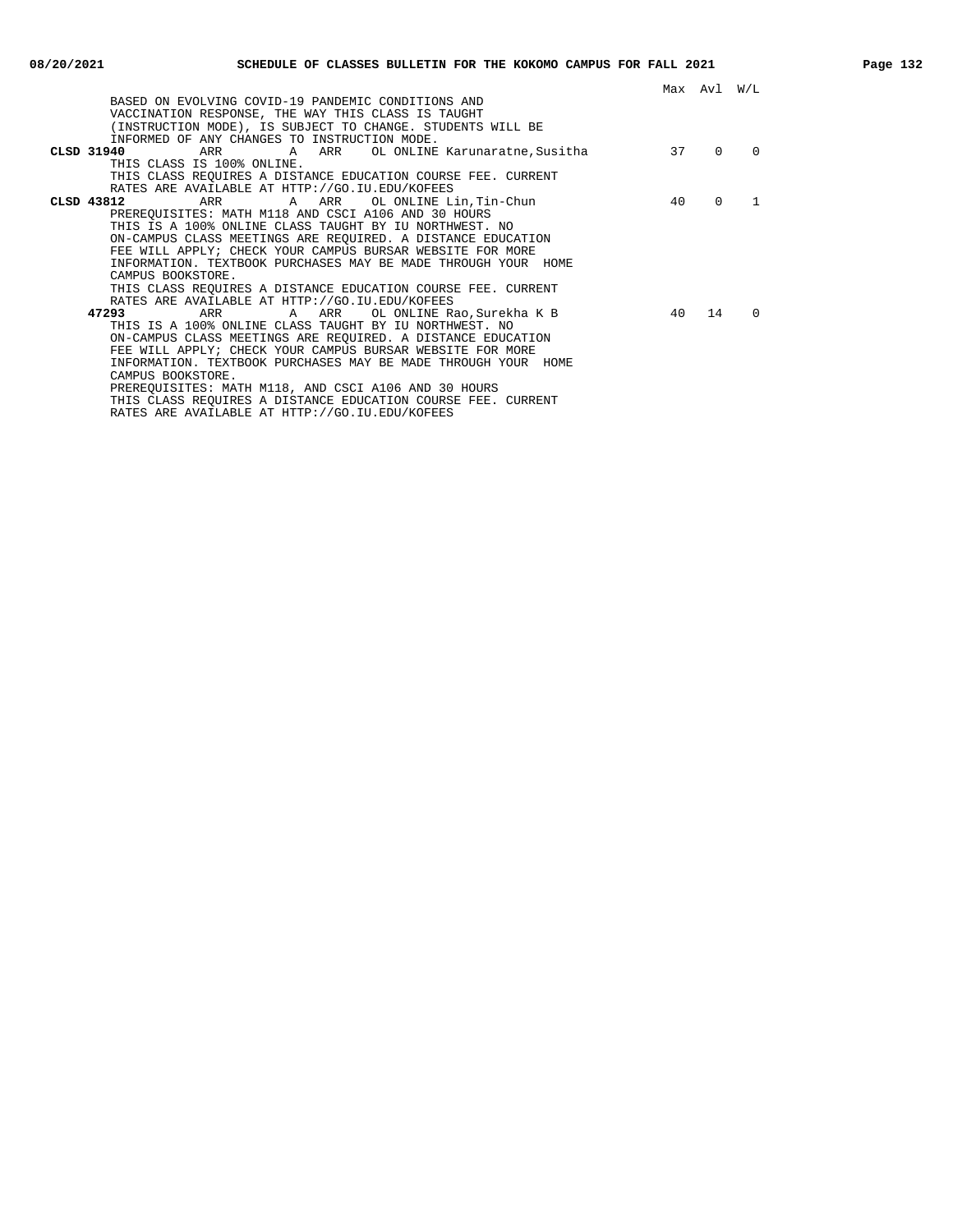```
                                                                            Max  Avl  W/L
       BASED ON EVOLVING COVID-19 PANDEMIC CONDITIONS AND
       VACCINATION RESPONSE, THE WAY THIS CLASS IS TAUGHT
       (INSTRUCTION MODE), IS SUBJECT TO CHANGE. STUDENTS WILL BE
       INFORMED OF ANY CHANGES TO INSTRUCTION MODE.
 CLSD 31940       ARR       A   ARR    OL ONLINE Karunaratne,Susitha        37    0    0
       THIS CLASS IS 100% ONLINE.
       THIS CLASS REQUIRES A DISTANCE EDUCATION COURSE FEE. CURRENT
       RATES ARE AVAILABLE AT HTTP://GO.IU.EDU/KOFEES
 CLSD 43812       ARR       A   ARR    OL ONLINE Lin,Tin-Chun               40    0    1
       PREREQUISITES: MATH M118 AND CSCI A106 AND 30 HOURS
       THIS IS A 100% ONLINE CLASS TAUGHT BY IU NORTHWEST. NO
       ON-CAMPUS CLASS MEETINGS ARE REQUIRED. A DISTANCE EDUCATION
       FEE WILL APPLY; CHECK YOUR CAMPUS BURSAR WEBSITE FOR MORE
       INFORMATION. TEXTBOOK PURCHASES MAY BE MADE THROUGH YOUR  HOME
       CAMPUS BOOKSTORE.
       THIS CLASS REQUIRES A DISTANCE EDUCATION COURSE FEE. CURRENT
       RATES ARE AVAILABLE AT HTTP://GO.IU.EDU/KOFEES
      47293       ARR       A   ARR    OL ONLINE Rao,Surekha K B            40   14    0
       THIS IS A 100% ONLINE CLASS TAUGHT BY IU NORTHWEST. NO
       ON-CAMPUS CLASS MEETINGS ARE REQUIRED. A DISTANCE EDUCATION
       FEE WILL APPLY; CHECK YOUR CAMPUS BURSAR WEBSITE FOR MORE
       INFORMATION. TEXTBOOK PURCHASES MAY BE MADE THROUGH YOUR  HOME
       CAMPUS BOOKSTORE.
       PREREQUISITES: MATH M118, AND CSCI A106 AND 30 HOURS
       THIS CLASS REQUIRES A DISTANCE EDUCATION COURSE FEE. CURRENT
       RATES ARE AVAILABLE AT HTTP://GO.IU.EDU/KOFEES
```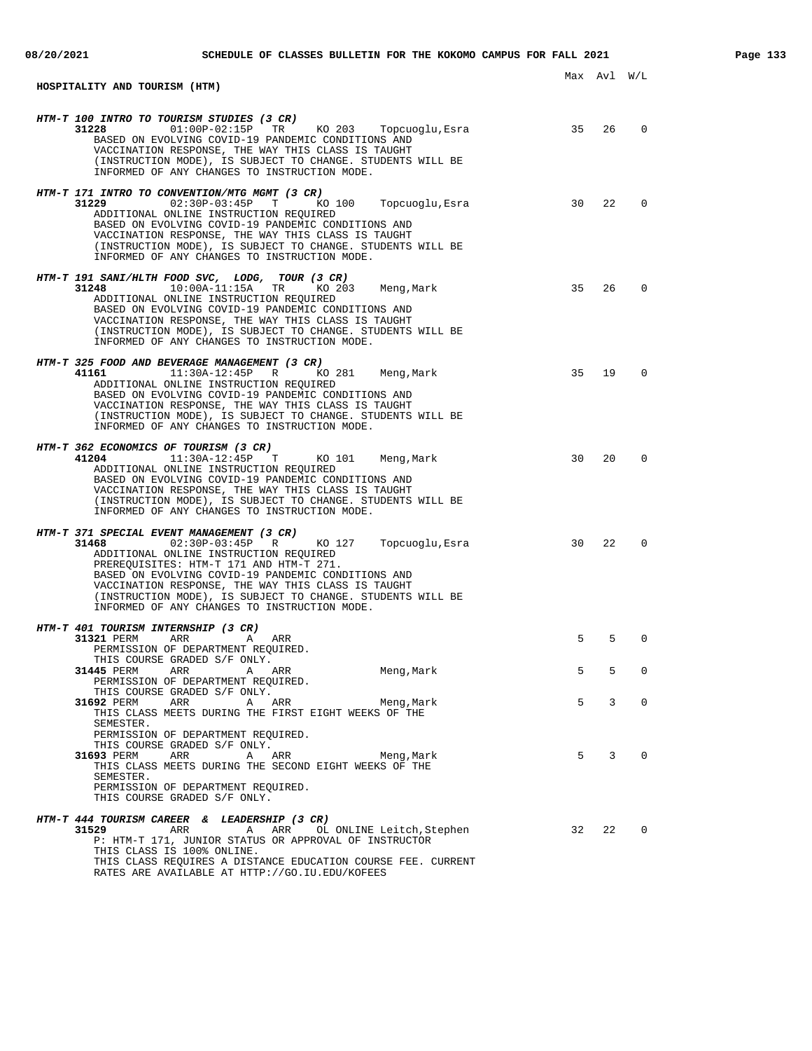## HOSPITALITY AND TOURISM (HTM)

Max Avl W/L

### *HTM-T 100 INTRO TO TOURISM STUDIES (3 CR)*

**31228** 01:00P-02:15P TR KO 203 Topcuoglu,Esra — Max 35, Avl 26, W/L 0

BASED ON EVOLVING COVID-19 PANDEMIC CONDITIONS AND VACCINATION RESPONSE, THE WAY THIS CLASS IS TAUGHT (INSTRUCTION MODE), IS SUBJECT TO CHANGE. STUDENTS WILL BE INFORMED OF ANY CHANGES TO INSTRUCTION MODE.

### *HTM-T 171 INTRO TO CONVENTION/MTG MGMT (3 CR)*

**31229** 02:30P-03:45P T KO 100 Topcuoglu,Esra — Max 30, Avl 22, W/L 0

ADDITIONAL ONLINE INSTRUCTION REQUIRED
BASED ON EVOLVING COVID-19 PANDEMIC CONDITIONS AND VACCINATION RESPONSE, THE WAY THIS CLASS IS TAUGHT (INSTRUCTION MODE), IS SUBJECT TO CHANGE. STUDENTS WILL BE INFORMED OF ANY CHANGES TO INSTRUCTION MODE.

### *HTM-T 191 SANI/HLTH FOOD SVC, LODG, TOUR (3 CR)*

**31248** 10:00A-11:15A TR KO 203 Meng,Mark — Max 35, Avl 26, W/L 0

ADDITIONAL ONLINE INSTRUCTION REQUIRED
BASED ON EVOLVING COVID-19 PANDEMIC CONDITIONS AND VACCINATION RESPONSE, THE WAY THIS CLASS IS TAUGHT (INSTRUCTION MODE), IS SUBJECT TO CHANGE. STUDENTS WILL BE INFORMED OF ANY CHANGES TO INSTRUCTION MODE.

### *HTM-T 325 FOOD AND BEVERAGE MANAGEMENT (3 CR)*

**41161** 11:30A-12:45P R KO 281 Meng,Mark — Max 35, Avl 19, W/L 0

ADDITIONAL ONLINE INSTRUCTION REQUIRED
BASED ON EVOLVING COVID-19 PANDEMIC CONDITIONS AND VACCINATION RESPONSE, THE WAY THIS CLASS IS TAUGHT (INSTRUCTION MODE), IS SUBJECT TO CHANGE. STUDENTS WILL BE INFORMED OF ANY CHANGES TO INSTRUCTION MODE.

### *HTM-T 362 ECONOMICS OF TOURISM (3 CR)*

**41204** 11:30A-12:45P T KO 101 Meng,Mark — Max 30, Avl 20, W/L 0

ADDITIONAL ONLINE INSTRUCTION REQUIRED
BASED ON EVOLVING COVID-19 PANDEMIC CONDITIONS AND VACCINATION RESPONSE, THE WAY THIS CLASS IS TAUGHT (INSTRUCTION MODE), IS SUBJECT TO CHANGE. STUDENTS WILL BE INFORMED OF ANY CHANGES TO INSTRUCTION MODE.

### *HTM-T 371 SPECIAL EVENT MANAGEMENT (3 CR)*

**31468** 02:30P-03:45P R KO 127 Topcuoglu,Esra — Max 30, Avl 22, W/L 0

ADDITIONAL ONLINE INSTRUCTION REQUIRED
PREREQUISITES: HTM-T 171 AND HTM-T 271.
BASED ON EVOLVING COVID-19 PANDEMIC CONDITIONS AND VACCINATION RESPONSE, THE WAY THIS CLASS IS TAUGHT (INSTRUCTION MODE), IS SUBJECT TO CHANGE. STUDENTS WILL BE INFORMED OF ANY CHANGES TO INSTRUCTION MODE.

### *HTM-T 401 TOURISM INTERNSHIP (3 CR)*

**31321** PERM ARR A ARR — Max 5, Avl 5, W/L 0

PERMISSION OF DEPARTMENT REQUIRED.
THIS COURSE GRADED S/F ONLY.

**31445** PERM ARR A ARR Meng,Mark — Max 5, Avl 5, W/L 0

PERMISSION OF DEPARTMENT REQUIRED.
THIS COURSE GRADED S/F ONLY.

**31692** PERM ARR A ARR Meng,Mark — Max 5, Avl 3, W/L 0

THIS CLASS MEETS DURING THE FIRST EIGHT WEEKS OF THE SEMESTER.
PERMISSION OF DEPARTMENT REQUIRED.
THIS COURSE GRADED S/F ONLY.

**31693** PERM ARR A ARR Meng,Mark — Max 5, Avl 3, W/L 0

THIS CLASS MEETS DURING THE SECOND EIGHT WEEKS OF THE SEMESTER.
PERMISSION OF DEPARTMENT REQUIRED.
THIS COURSE GRADED S/F ONLY.

### *HTM-T 444 TOURISM CAREER & LEADERSHIP (3 CR)*

**31529** ARR A ARR OL ONLINE Leitch,Stephen — Max 32, Avl 22, W/L 0

P: HTM-T 171, JUNIOR STATUS OR APPROVAL OF INSTRUCTOR
THIS CLASS IS 100% ONLINE.
THIS CLASS REQUIRES A DISTANCE EDUCATION COURSE FEE. CURRENT RATES ARE AVAILABLE AT HTTP://GO.IU.EDU/KOFEES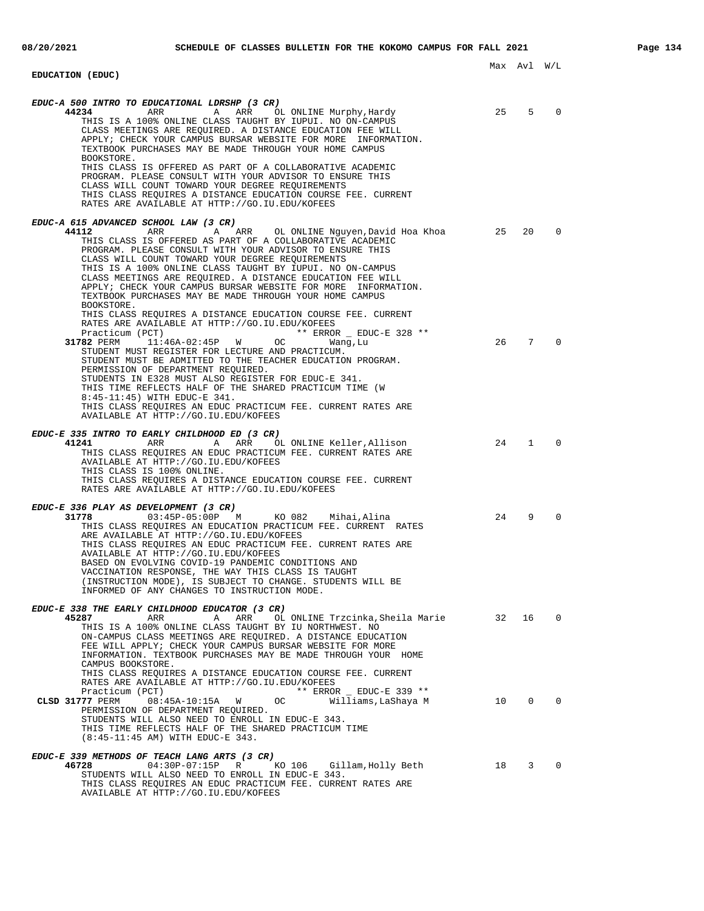Max Avl W/L

**EDUCATION (EDUC)**

***EDUC-A 500 INTRO TO EDUCATIONAL LDRSHP (3 CR)***

**44234** ARR A ARR OL ONLINE Murphy,Hardy 25 5 0

THIS IS A 100% ONLINE CLASS TAUGHT BY IUPUI. NO ON-CAMPUS CLASS MEETINGS ARE REQUIRED. A DISTANCE EDUCATION FEE WILL APPLY; CHECK YOUR CAMPUS BURSAR WEBSITE FOR MORE INFORMATION. TEXTBOOK PURCHASES MAY BE MADE THROUGH YOUR HOME CAMPUS BOOKSTORE.
THIS CLASS IS OFFERED AS PART OF A COLLABORATIVE ACADEMIC PROGRAM. PLEASE CONSULT WITH YOUR ADVISOR TO ENSURE THIS CLASS WILL COUNT TOWARD YOUR DEGREE REQUIREMENTS
THIS CLASS REQUIRES A DISTANCE EDUCATION COURSE FEE. CURRENT RATES ARE AVAILABLE AT HTTP://GO.IU.EDU/KOFEES

***EDUC-A 615 ADVANCED SCHOOL LAW (3 CR)***

**44112** ARR A ARR OL ONLINE Nguyen,David Hoa Khoa 25 20 0

THIS CLASS IS OFFERED AS PART OF A COLLABORATIVE ACADEMIC PROGRAM. PLEASE CONSULT WITH YOUR ADVISOR TO ENSURE THIS CLASS WILL COUNT TOWARD YOUR DEGREE REQUIREMENTS
THIS IS A 100% ONLINE CLASS TAUGHT BY IUPUI. NO ON-CAMPUS CLASS MEETINGS ARE REQUIRED. A DISTANCE EDUCATION FEE WILL APPLY; CHECK YOUR CAMPUS BURSAR WEBSITE FOR MORE INFORMATION. TEXTBOOK PURCHASES MAY BE MADE THROUGH YOUR HOME CAMPUS BOOKSTORE.
THIS CLASS REQUIRES A DISTANCE EDUCATION COURSE FEE. CURRENT RATES ARE AVAILABLE AT HTTP://GO.IU.EDU/KOFEES

Practicum (PCT) ** ERROR _ EDUC-E 328 **

**31782** PERM 11:46A-02:45P W OC Wang,Lu 26 7 0

STUDENT MUST REGISTER FOR LECTURE AND PRACTICUM.
STUDENT MUST BE ADMITTED TO THE TEACHER EDUCATION PROGRAM.
PERMISSION OF DEPARTMENT REQUIRED.
STUDENTS IN E328 MUST ALSO REGISTER FOR EDUC-E 341.
THIS TIME REFLECTS HALF OF THE SHARED PRACTICUM TIME (W 8:45-11:45) WITH EDUC-E 341.
THIS CLASS REQUIRES AN EDUC PRACTICUM FEE. CURRENT RATES ARE AVAILABLE AT HTTP://GO.IU.EDU/KOFEES

***EDUC-E 335 INTRO TO EARLY CHILDHOOD ED (3 CR)***

**41241** ARR A ARR OL ONLINE Keller,Allison 24 1 0

THIS CLASS REQUIRES AN EDUC PRACTICUM FEE. CURRENT RATES ARE AVAILABLE AT HTTP://GO.IU.EDU/KOFEES
THIS CLASS IS 100% ONLINE.
THIS CLASS REQUIRES A DISTANCE EDUCATION COURSE FEE. CURRENT RATES ARE AVAILABLE AT HTTP://GO.IU.EDU/KOFEES

***EDUC-E 336 PLAY AS DEVELOPMENT (3 CR)***

**31778** 03:45P-05:00P M KO 082 Mihai,Alina 24 9 0

THIS CLASS REQUIRES AN EDUCATION PRACTICUM FEE. CURRENT RATES ARE AVAILABLE AT HTTP://GO.IU.EDU/KOFEES
THIS CLASS REQUIRES AN EDUC PRACTICUM FEE. CURRENT RATES ARE AVAILABLE AT HTTP://GO.IU.EDU/KOFEES
BASED ON EVOLVING COVID-19 PANDEMIC CONDITIONS AND VACCINATION RESPONSE, THE WAY THIS CLASS IS TAUGHT (INSTRUCTION MODE), IS SUBJECT TO CHANGE. STUDENTS WILL BE INFORMED OF ANY CHANGES TO INSTRUCTION MODE.

***EDUC-E 338 THE EARLY CHILDHOOD EDUCATOR (3 CR)***

**45287** ARR A ARR OL ONLINE Trzcinka,Sheila Marie 32 16 0

THIS IS A 100% ONLINE CLASS TAUGHT BY IU NORTHWEST. NO ON-CAMPUS CLASS MEETINGS ARE REQUIRED. A DISTANCE EDUCATION FEE WILL APPLY; CHECK YOUR CAMPUS BURSAR WEBSITE FOR MORE INFORMATION. TEXTBOOK PURCHASES MAY BE MADE THROUGH YOUR HOME CAMPUS BOOKSTORE.
THIS CLASS REQUIRES A DISTANCE EDUCATION COURSE FEE. CURRENT RATES ARE AVAILABLE AT HTTP://GO.IU.EDU/KOFEES

Practicum (PCT) ** ERROR _ EDUC-E 339 **

**CLSD 31777** PERM 08:45A-10:15A W OC Williams,LaShaya M 10 0 0

PERMISSION OF DEPARTMENT REQUIRED.
STUDENTS WILL ALSO NEED TO ENROLL IN EDUC-E 343.
THIS TIME REFLECTS HALF OF THE SHARED PRACTICUM TIME (8:45-11:45 AM) WITH EDUC-E 343.

***EDUC-E 339 METHODS OF TEACH LANG ARTS (3 CR)***

**46728** 04:30P-07:15P R KO 106 Gillam,Holly Beth 18 3 0

STUDENTS WILL ALSO NEED TO ENROLL IN EDUC-E 343.
THIS CLASS REQUIRES AN EDUC PRACTICUM FEE. CURRENT RATES ARE AVAILABLE AT HTTP://GO.IU.EDU/KOFEES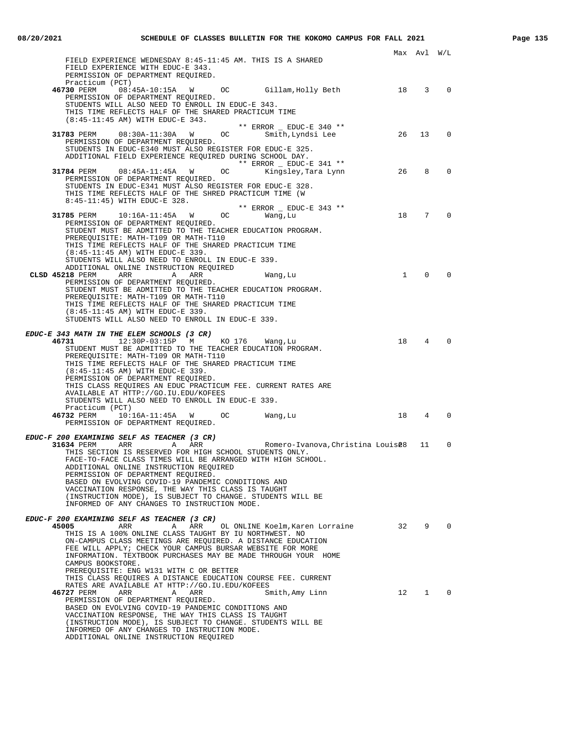Max Avl W/L

FIELD EXPERIENCE WEDNESDAY 8:45-11:45 AM. THIS IS A SHARED
FIELD EXPERIENCE WITH EDUC-E 343.
PERMISSION OF DEPARTMENT REQUIRED.
Practicum (PCT)

**46730** PERM 08:45A-10:15A W OC Gillam,Holly Beth 18 3 0
PERMISSION OF DEPARTMENT REQUIRED.
STUDENTS WILL ALSO NEED TO ENROLL IN EDUC-E 343.
THIS TIME REFLECTS HALF OF THE SHARED PRACTICUM TIME
(8:45-11:45 AM) WITH EDUC-E 343.

** ERROR _ EDUC-E 340 **

**31783** PERM 08:30A-11:30A W OC Smith,Lyndsi Lee 26 13 0
PERMISSION OF DEPARTMENT REQUIRED.
STUDENTS IN EDUC-E340 MUST ALSO REGISTER FOR EDUC-E 325.
ADDITIONAL FIELD EXPERIENCE REQUIRED DURING SCHOOL DAY.

** ERROR _ EDUC-E 341 **

**31784** PERM 08:45A-11:45A W OC Kingsley,Tara Lynn 26 8 0
PERMISSION OF DEPARTMENT REQUIRED.
STUDENTS IN EDUC-E341 MUST ALSO REGISTER FOR EDUC-E 328.
THIS TIME REFLECTS HALF OF THE SHRED PRACTICUM TIME (W
8:45-11:45) WITH EDUC-E 328.

** ERROR _ EDUC-E 343 **

**31785** PERM 10:16A-11:45A W OC Wang,Lu 18 7 0
PERMISSION OF DEPARTMENT REQUIRED.
STUDENT MUST BE ADMITTED TO THE TEACHER EDUCATION PROGRAM.
PREREQUISITE: MATH-T109 OR MATH-T110
THIS TIME REFLECTS HALF OF THE SHARED PRACTICUM TIME
(8:45-11:45 AM) WITH EDUC-E 339.
STUDENTS WILL ALSO NEED TO ENROLL IN EDUC-E 339.
ADDITIONAL ONLINE INSTRUCTION REQUIRED

**CLSD 45218** PERM ARR A ARR Wang,Lu 1 0 0
PERMISSION OF DEPARTMENT REQUIRED.
STUDENT MUST BE ADMITTED TO THE TEACHER EDUCATION PROGRAM.
PREREQUISITE: MATH-T109 OR MATH-T110
THIS TIME REFLECTS HALF OF THE SHARED PRACTICUM TIME
(8:45-11:45 AM) WITH EDUC-E 339.
STUDENTS WILL ALSO NEED TO ENROLL IN EDUC-E 339.

***EDUC-E 343 MATH IN THE ELEM SCHOOLS (3 CR)***

**46731** 12:30P-03:15P M KO 176 Wang,Lu 18 4 0
STUDENT MUST BE ADMITTED TO THE TEACHER EDUCATION PROGRAM.
PREREQUISITE: MATH-T109 OR MATH-T110
THIS TIME REFLECTS HALF OF THE SHARED PRACTICUM TIME
(8:45-11:45 AM) WITH EDUC-E 339.
PERMISSION OF DEPARTMENT REQUIRED.
THIS CLASS REQUIRES AN EDUC PRACTICUM FEE. CURRENT RATES ARE
AVAILABLE AT HTTP://GO.IU.EDU/KOFEES
STUDENTS WILL ALSO NEED TO ENROLL IN EDUC-E 339.
Practicum (PCT)

**46732** PERM 10:16A-11:45A W OC Wang,Lu 18 4 0
PERMISSION OF DEPARTMENT REQUIRED.

***EDUC-F 200 EXAMINING SELF AS TEACHER (3 CR)***

**31634** PERM ARR A ARR Romero-Ivanova,Christina Louise 28 11 0
THIS SECTION IS RESERVED FOR HIGH SCHOOL STUDENTS ONLY.
FACE-TO-FACE CLASS TIMES WILL BE ARRANGED WITH HIGH SCHOOL.
ADDITIONAL ONLINE INSTRUCTION REQUIRED
PERMISSION OF DEPARTMENT REQUIRED.
BASED ON EVOLVING COVID-19 PANDEMIC CONDITIONS AND
VACCINATION RESPONSE, THE WAY THIS CLASS IS TAUGHT
(INSTRUCTION MODE), IS SUBJECT TO CHANGE. STUDENTS WILL BE
INFORMED OF ANY CHANGES TO INSTRUCTION MODE.

***EDUC-F 200 EXAMINING SELF AS TEACHER (3 CR)***

**45005** ARR A ARR OL ONLINE Koelm,Karen Lorraine 32 9 0
THIS IS A 100% ONLINE CLASS TAUGHT BY IU NORTHWEST. NO
ON-CAMPUS CLASS MEETINGS ARE REQUIRED. A DISTANCE EDUCATION
FEE WILL APPLY; CHECK YOUR CAMPUS BURSAR WEBSITE FOR MORE
INFORMATION. TEXTBOOK PURCHASES MAY BE MADE THROUGH YOUR HOME
CAMPUS BOOKSTORE.
PREREQUISITE: ENG W131 WITH C OR BETTER
THIS CLASS REQUIRES A DISTANCE EDUCATION COURSE FEE. CURRENT
RATES ARE AVAILABLE AT HTTP://GO.IU.EDU/KOFEES

**46727** PERM ARR A ARR Smith,Amy Linn 12 1 0
PERMISSION OF DEPARTMENT REQUIRED.
BASED ON EVOLVING COVID-19 PANDEMIC CONDITIONS AND
VACCINATION RESPONSE, THE WAY THIS CLASS IS TAUGHT
(INSTRUCTION MODE), IS SUBJECT TO CHANGE. STUDENTS WILL BE
INFORMED OF ANY CHANGES TO INSTRUCTION MODE.
ADDITIONAL ONLINE INSTRUCTION REQUIRED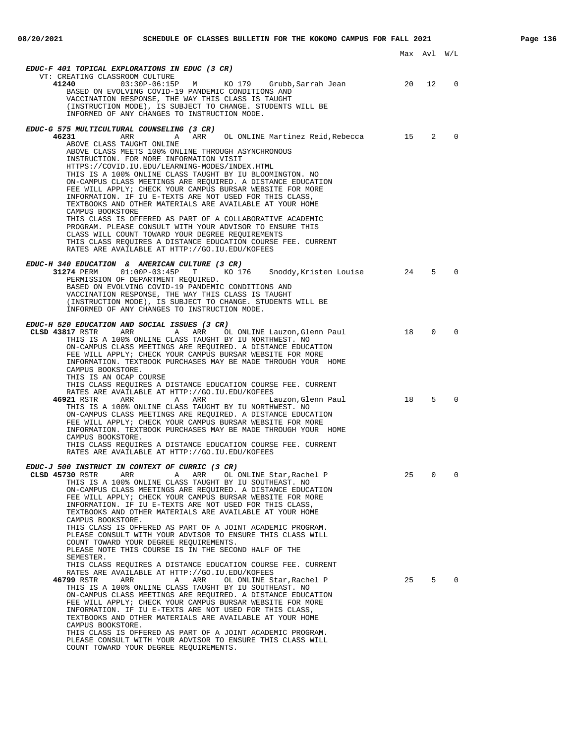Max Avl W/L

***EDUC-F 401 TOPICAL EXPLORATIONS IN EDUC (3 CR)***

VT: CREATING CLASSROOM CULTURE

**41240** 03:30P-06:15P M KO 179 Grubb,Sarrah Jean 20 12 0

BASED ON EVOLVING COVID-19 PANDEMIC CONDITIONS AND VACCINATION RESPONSE, THE WAY THIS CLASS IS TAUGHT (INSTRUCTION MODE), IS SUBJECT TO CHANGE. STUDENTS WILL BE INFORMED OF ANY CHANGES TO INSTRUCTION MODE.

***EDUC-G 575 MULTICULTURAL COUNSELING (3 CR)***

**46231** ARR A ARR OL ONLINE Martinez Reid,Rebecca 15 2 0

ABOVE CLASS TAUGHT ONLINE
ABOVE CLASS MEETS 100% ONLINE THROUGH ASYNCHRONOUS INSTRUCTION. FOR MORE INFORMATION VISIT HTTPS://COVID.IU.EDU/LEARNING-MODES/INDEX.HTML
THIS IS A 100% ONLINE CLASS TAUGHT BY IU BLOOMINGTON. NO ON-CAMPUS CLASS MEETINGS ARE REQUIRED. A DISTANCE EDUCATION FEE WILL APPLY; CHECK YOUR CAMPUS BURSAR WEBSITE FOR MORE INFORMATION. IF IU E-TEXTS ARE NOT USED FOR THIS CLASS, TEXTBOOKS AND OTHER MATERIALS ARE AVAILABLE AT YOUR HOME CAMPUS BOOKSTORE
THIS CLASS IS OFFERED AS PART OF A COLLABORATIVE ACADEMIC PROGRAM. PLEASE CONSULT WITH YOUR ADVISOR TO ENSURE THIS CLASS WILL COUNT TOWARD YOUR DEGREE REQUIREMENTS
THIS CLASS REQUIRES A DISTANCE EDUCATION COURSE FEE. CURRENT RATES ARE AVAILABLE AT HTTP://GO.IU.EDU/KOFEES

***EDUC-H 340 EDUCATION & AMERICAN CULTURE (3 CR)***

**31274** PERM 01:00P-03:45P T KO 176 Snoddy,Kristen Louise 24 5 0

PERMISSION OF DEPARTMENT REQUIRED.
BASED ON EVOLVING COVID-19 PANDEMIC CONDITIONS AND VACCINATION RESPONSE, THE WAY THIS CLASS IS TAUGHT (INSTRUCTION MODE), IS SUBJECT TO CHANGE. STUDENTS WILL BE INFORMED OF ANY CHANGES TO INSTRUCTION MODE.

***EDUC-H 520 EDUCATION AND SOCIAL ISSUES (3 CR)***

**CLSD 43817** RSTR ARR A ARR OL ONLINE Lauzon,Glenn Paul 18 0 0

THIS IS A 100% ONLINE CLASS TAUGHT BY IU NORTHWEST. NO ON-CAMPUS CLASS MEETINGS ARE REQUIRED. A DISTANCE EDUCATION FEE WILL APPLY; CHECK YOUR CAMPUS BURSAR WEBSITE FOR MORE INFORMATION. TEXTBOOK PURCHASES MAY BE MADE THROUGH YOUR HOME CAMPUS BOOKSTORE.
THIS IS AN OCAP COURSE
THIS CLASS REQUIRES A DISTANCE EDUCATION COURSE FEE. CURRENT RATES ARE AVAILABLE AT HTTP://GO.IU.EDU/KOFEES

**46921** RSTR ARR A ARR Lauzon,Glenn Paul 18 5 0

THIS IS A 100% ONLINE CLASS TAUGHT BY IU NORTHWEST. NO ON-CAMPUS CLASS MEETINGS ARE REQUIRED. A DISTANCE EDUCATION FEE WILL APPLY; CHECK YOUR CAMPUS BURSAR WEBSITE FOR MORE INFORMATION. TEXTBOOK PURCHASES MAY BE MADE THROUGH YOUR HOME CAMPUS BOOKSTORE.
THIS CLASS REQUIRES A DISTANCE EDUCATION COURSE FEE. CURRENT RATES ARE AVAILABLE AT HTTP://GO.IU.EDU/KOFEES

***EDUC-J 500 INSTRUCT IN CONTEXT OF CURRIC (3 CR)***

**CLSD 45730** RSTR ARR A ARR OL ONLINE Star,Rachel P 25 0 0

THIS IS A 100% ONLINE CLASS TAUGHT BY IU SOUTHEAST. NO ON-CAMPUS CLASS MEETINGS ARE REQUIRED. A DISTANCE EDUCATION FEE WILL APPLY; CHECK YOUR CAMPUS BURSAR WEBSITE FOR MORE INFORMATION. IF IU E-TEXTS ARE NOT USED FOR THIS CLASS, TEXTBOOKS AND OTHER MATERIALS ARE AVAILABLE AT YOUR HOME CAMPUS BOOKSTORE.
THIS CLASS IS OFFERED AS PART OF A JOINT ACADEMIC PROGRAM. PLEASE CONSULT WITH YOUR ADVISOR TO ENSURE THIS CLASS WILL COUNT TOWARD YOUR DEGREE REQUIREMENTS.
PLEASE NOTE THIS COURSE IS IN THE SECOND HALF OF THE SEMESTER.
THIS CLASS REQUIRES A DISTANCE EDUCATION COURSE FEE. CURRENT RATES ARE AVAILABLE AT HTTP://GO.IU.EDU/KOFEES

**46799** RSTR ARR A ARR OL ONLINE Star,Rachel P 25 5 0

THIS IS A 100% ONLINE CLASS TAUGHT BY IU SOUTHEAST. NO ON-CAMPUS CLASS MEETINGS ARE REQUIRED. A DISTANCE EDUCATION FEE WILL APPLY; CHECK YOUR CAMPUS BURSAR WEBSITE FOR MORE INFORMATION. IF IU E-TEXTS ARE NOT USED FOR THIS CLASS, TEXTBOOKS AND OTHER MATERIALS ARE AVAILABLE AT YOUR HOME CAMPUS BOOKSTORE.
THIS CLASS IS OFFERED AS PART OF A JOINT ACADEMIC PROGRAM. PLEASE CONSULT WITH YOUR ADVISOR TO ENSURE THIS CLASS WILL COUNT TOWARD YOUR DEGREE REQUIREMENTS.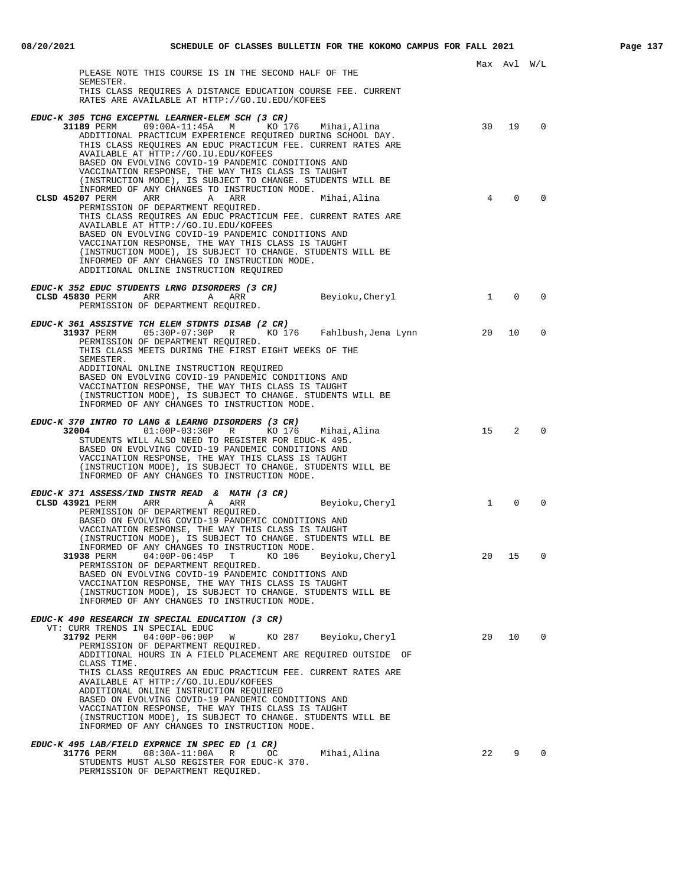Max Avl W/L

PLEASE NOTE THIS COURSE IS IN THE SECOND HALF OF THE SEMESTER.
THIS CLASS REQUIRES A DISTANCE EDUCATION COURSE FEE. CURRENT RATES ARE AVAILABLE AT HTTP://GO.IU.EDU/KOFEES

***EDUC-K 305 TCHG EXCEPTNL LEARNER-ELEM SCH (3 CR)***

**31189** PERM 09:00A-11:45A M KO 176 Mihai,Alina 30 19 0
ADDITIONAL PRACTICUM EXPERIENCE REQUIRED DURING SCHOOL DAY.
THIS CLASS REQUIRES AN EDUC PRACTICUM FEE. CURRENT RATES ARE AVAILABLE AT HTTP://GO.IU.EDU/KOFEES
BASED ON EVOLVING COVID-19 PANDEMIC CONDITIONS AND VACCINATION RESPONSE, THE WAY THIS CLASS IS TAUGHT (INSTRUCTION MODE), IS SUBJECT TO CHANGE. STUDENTS WILL BE INFORMED OF ANY CHANGES TO INSTRUCTION MODE.

**CLSD 45207** PERM ARR A ARR Mihai,Alina 4 0 0
PERMISSION OF DEPARTMENT REQUIRED.
THIS CLASS REQUIRES AN EDUC PRACTICUM FEE. CURRENT RATES ARE AVAILABLE AT HTTP://GO.IU.EDU/KOFEES
BASED ON EVOLVING COVID-19 PANDEMIC CONDITIONS AND VACCINATION RESPONSE, THE WAY THIS CLASS IS TAUGHT (INSTRUCTION MODE), IS SUBJECT TO CHANGE. STUDENTS WILL BE INFORMED OF ANY CHANGES TO INSTRUCTION MODE.
ADDITIONAL ONLINE INSTRUCTION REQUIRED

***EDUC-K 352 EDUC STUDENTS LRNG DISORDERS (3 CR)***

**CLSD 45830** PERM ARR A ARR Beyioku,Cheryl 1 0 0
PERMISSION OF DEPARTMENT REQUIRED.

***EDUC-K 361 ASSISTVE TCH ELEM STDNTS DISAB (2 CR)***

**31937** PERM 05:30P-07:30P R KO 176 Fahlbush,Jena Lynn 20 10 0
PERMISSION OF DEPARTMENT REQUIRED.
THIS CLASS MEETS DURING THE FIRST EIGHT WEEKS OF THE SEMESTER.
ADDITIONAL ONLINE INSTRUCTION REQUIRED
BASED ON EVOLVING COVID-19 PANDEMIC CONDITIONS AND VACCINATION RESPONSE, THE WAY THIS CLASS IS TAUGHT (INSTRUCTION MODE), IS SUBJECT TO CHANGE. STUDENTS WILL BE INFORMED OF ANY CHANGES TO INSTRUCTION MODE.

***EDUC-K 370 INTRO TO LANG & LEARNG DISORDERS (3 CR)***

**32004** 01:00P-03:30P R KO 176 Mihai,Alina 15 2 0
STUDENTS WILL ALSO NEED TO REGISTER FOR EDUC-K 495.
BASED ON EVOLVING COVID-19 PANDEMIC CONDITIONS AND VACCINATION RESPONSE, THE WAY THIS CLASS IS TAUGHT (INSTRUCTION MODE), IS SUBJECT TO CHANGE. STUDENTS WILL BE INFORMED OF ANY CHANGES TO INSTRUCTION MODE.

***EDUC-K 371 ASSESS/IND INSTR READ & MATH (3 CR)***

**CLSD 43921** PERM ARR A ARR Beyioku,Cheryl 1 0 0
PERMISSION OF DEPARTMENT REQUIRED.
BASED ON EVOLVING COVID-19 PANDEMIC CONDITIONS AND VACCINATION RESPONSE, THE WAY THIS CLASS IS TAUGHT (INSTRUCTION MODE), IS SUBJECT TO CHANGE. STUDENTS WILL BE INFORMED OF ANY CHANGES TO INSTRUCTION MODE.

**31938** PERM 04:00P-06:45P T KO 106 Beyioku,Cheryl 20 15 0
PERMISSION OF DEPARTMENT REQUIRED.
BASED ON EVOLVING COVID-19 PANDEMIC CONDITIONS AND VACCINATION RESPONSE, THE WAY THIS CLASS IS TAUGHT (INSTRUCTION MODE), IS SUBJECT TO CHANGE. STUDENTS WILL BE INFORMED OF ANY CHANGES TO INSTRUCTION MODE.

***EDUC-K 490 RESEARCH IN SPECIAL EDUCATION (3 CR)***

VT: CURR TRENDS IN SPECIAL EDUC

**31792** PERM 04:00P-06:00P W KO 287 Beyioku,Cheryl 20 10 0
PERMISSION OF DEPARTMENT REQUIRED.
ADDITIONAL HOURS IN A FIELD PLACEMENT ARE REQUIRED OUTSIDE OF CLASS TIME.
THIS CLASS REQUIRES AN EDUC PRACTICUM FEE. CURRENT RATES ARE AVAILABLE AT HTTP://GO.IU.EDU/KOFEES
ADDITIONAL ONLINE INSTRUCTION REQUIRED
BASED ON EVOLVING COVID-19 PANDEMIC CONDITIONS AND VACCINATION RESPONSE, THE WAY THIS CLASS IS TAUGHT (INSTRUCTION MODE), IS SUBJECT TO CHANGE. STUDENTS WILL BE INFORMED OF ANY CHANGES TO INSTRUCTION MODE.

***EDUC-K 495 LAB/FIELD EXPRNCE IN SPEC ED (1 CR)***

**31776** PERM 08:30A-11:00A R OC Mihai,Alina 22 9 0
STUDENTS MUST ALSO REGISTER FOR EDUC-K 370.
PERMISSION OF DEPARTMENT REQUIRED.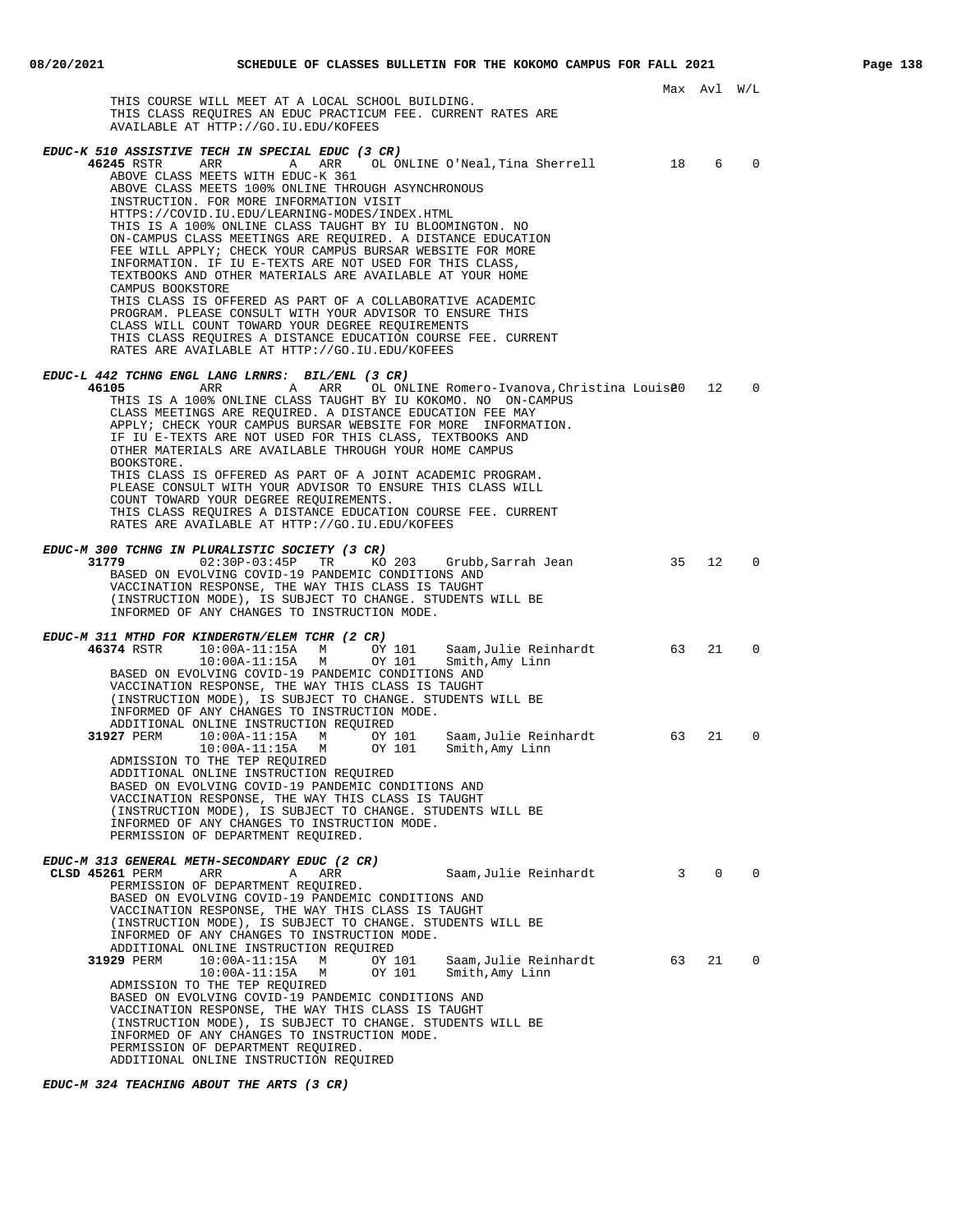Max Avl W/L

THIS COURSE WILL MEET AT A LOCAL SCHOOL BUILDING.
THIS CLASS REQUIRES AN EDUC PRACTICUM FEE. CURRENT RATES ARE AVAILABLE AT HTTP://GO.IU.EDU/KOFEES

***EDUC-K 510 ASSISTIVE TECH IN SPECIAL EDUC (3 CR)***

**46245** RSTR ARR A ARR OL ONLINE O'Neal,Tina Sherrell 18 6 0

ABOVE CLASS MEETS WITH EDUC-K 361
ABOVE CLASS MEETS 100% ONLINE THROUGH ASYNCHRONOUS INSTRUCTION. FOR MORE INFORMATION VISIT HTTPS://COVID.IU.EDU/LEARNING-MODES/INDEX.HTML
THIS IS A 100% ONLINE CLASS TAUGHT BY IU BLOOMINGTON. NO ON-CAMPUS CLASS MEETINGS ARE REQUIRED. A DISTANCE EDUCATION FEE WILL APPLY; CHECK YOUR CAMPUS BURSAR WEBSITE FOR MORE INFORMATION. IF IU E-TEXTS ARE NOT USED FOR THIS CLASS, TEXTBOOKS AND OTHER MATERIALS ARE AVAILABLE AT YOUR HOME CAMPUS BOOKSTORE
THIS CLASS IS OFFERED AS PART OF A COLLABORATIVE ACADEMIC PROGRAM. PLEASE CONSULT WITH YOUR ADVISOR TO ENSURE THIS CLASS WILL COUNT TOWARD YOUR DEGREE REQUIREMENTS
THIS CLASS REQUIRES A DISTANCE EDUCATION COURSE FEE. CURRENT RATES ARE AVAILABLE AT HTTP://GO.IU.EDU/KOFEES

***EDUC-L 442 TCHNG ENGL LANG LRNRS: BIL/ENL (3 CR)***

**46105** ARR A ARR OL ONLINE Romero-Ivanova,Christina Louise 20 12 0

THIS IS A 100% ONLINE CLASS TAUGHT BY IU KOKOMO. NO ON-CAMPUS CLASS MEETINGS ARE REQUIRED. A DISTANCE EDUCATION FEE MAY APPLY; CHECK YOUR CAMPUS BURSAR WEBSITE FOR MORE INFORMATION.
IF IU E-TEXTS ARE NOT USED FOR THIS CLASS, TEXTBOOKS AND OTHER MATERIALS ARE AVAILABLE THROUGH YOUR HOME CAMPUS BOOKSTORE.
THIS CLASS IS OFFERED AS PART OF A JOINT ACADEMIC PROGRAM. PLEASE CONSULT WITH YOUR ADVISOR TO ENSURE THIS CLASS WILL COUNT TOWARD YOUR DEGREE REQUIREMENTS.
THIS CLASS REQUIRES A DISTANCE EDUCATION COURSE FEE. CURRENT RATES ARE AVAILABLE AT HTTP://GO.IU.EDU/KOFEES

***EDUC-M 300 TCHNG IN PLURALISTIC SOCIETY (3 CR)***

**31779** 02:30P-03:45P TR KO 203 Grubb,Sarrah Jean 35 12 0

BASED ON EVOLVING COVID-19 PANDEMIC CONDITIONS AND VACCINATION RESPONSE, THE WAY THIS CLASS IS TAUGHT (INSTRUCTION MODE), IS SUBJECT TO CHANGE. STUDENTS WILL BE INFORMED OF ANY CHANGES TO INSTRUCTION MODE.

***EDUC-M 311 MTHD FOR KINDERGTN/ELEM TCHR (2 CR)***

**46374** RSTR 10:00A-11:15A M OY 101 Saam,Julie Reinhardt 63 21 0
10:00A-11:15A M OY 101 Smith,Amy Linn

BASED ON EVOLVING COVID-19 PANDEMIC CONDITIONS AND VACCINATION RESPONSE, THE WAY THIS CLASS IS TAUGHT (INSTRUCTION MODE), IS SUBJECT TO CHANGE. STUDENTS WILL BE INFORMED OF ANY CHANGES TO INSTRUCTION MODE.
ADDITIONAL ONLINE INSTRUCTION REQUIRED

**31927** PERM 10:00A-11:15A M OY 101 Saam,Julie Reinhardt 63 21 0
10:00A-11:15A M OY 101 Smith,Amy Linn

ADMISSION TO THE TEP REQUIRED
ADDITIONAL ONLINE INSTRUCTION REQUIRED
BASED ON EVOLVING COVID-19 PANDEMIC CONDITIONS AND VACCINATION RESPONSE, THE WAY THIS CLASS IS TAUGHT (INSTRUCTION MODE), IS SUBJECT TO CHANGE. STUDENTS WILL BE INFORMED OF ANY CHANGES TO INSTRUCTION MODE.
PERMISSION OF DEPARTMENT REQUIRED.

***EDUC-M 313 GENERAL METH-SECONDARY EDUC (2 CR)***

**CLSD 45261** PERM ARR A ARR Saam,Julie Reinhardt 3 0 0

PERMISSION OF DEPARTMENT REQUIRED.
BASED ON EVOLVING COVID-19 PANDEMIC CONDITIONS AND VACCINATION RESPONSE, THE WAY THIS CLASS IS TAUGHT (INSTRUCTION MODE), IS SUBJECT TO CHANGE. STUDENTS WILL BE INFORMED OF ANY CHANGES TO INSTRUCTION MODE.
ADDITIONAL ONLINE INSTRUCTION REQUIRED

**31929** PERM 10:00A-11:15A M OY 101 Saam,Julie Reinhardt 63 21 0
10:00A-11:15A M OY 101 Smith,Amy Linn

ADMISSION TO THE TEP REQUIRED
BASED ON EVOLVING COVID-19 PANDEMIC CONDITIONS AND VACCINATION RESPONSE, THE WAY THIS CLASS IS TAUGHT (INSTRUCTION MODE), IS SUBJECT TO CHANGE. STUDENTS WILL BE INFORMED OF ANY CHANGES TO INSTRUCTION MODE.
PERMISSION OF DEPARTMENT REQUIRED.
ADDITIONAL ONLINE INSTRUCTION REQUIRED

***EDUC-M 324 TEACHING ABOUT THE ARTS (3 CR)***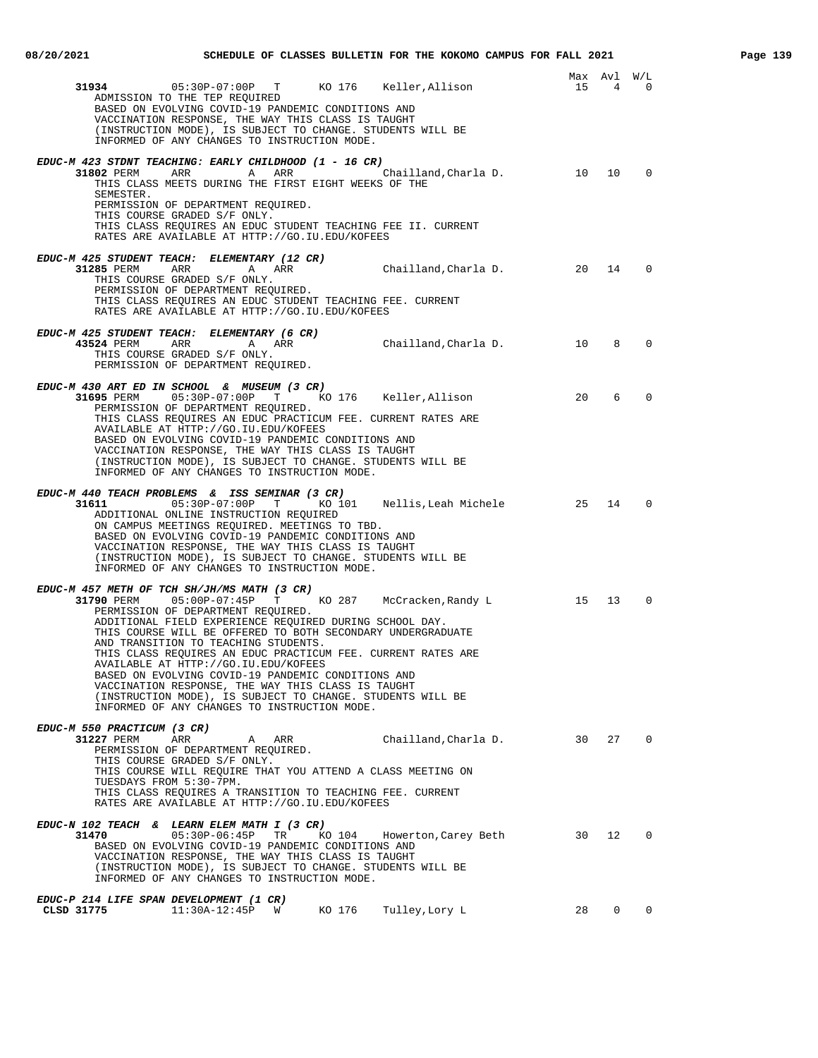| | | | | | | Max | Avl | W/L |
|---|---|---|---|---|---|---|---|---|
| **31934** | 05:30P-07:00P | T | KO 176 | Keller,Allison | | 15 | 4 | 0 |

ADMISSION TO THE TEP REQUIRED
BASED ON EVOLVING COVID-19 PANDEMIC CONDITIONS AND VACCINATION RESPONSE, THE WAY THIS CLASS IS TAUGHT (INSTRUCTION MODE), IS SUBJECT TO CHANGE. STUDENTS WILL BE INFORMED OF ANY CHANGES TO INSTRUCTION MODE.

***EDUC-M 423 STDNT TEACHING: EARLY CHILDHOOD (1 - 16 CR)***

| | | | | | Max | Avl | W/L |
|---|---|---|---|---|---|---|---|
| **31802** PERM | ARR | A | ARR | Chailland,Charla D. | 10 | 10 | 0 |

THIS CLASS MEETS DURING THE FIRST EIGHT WEEKS OF THE SEMESTER.
PERMISSION OF DEPARTMENT REQUIRED.
THIS COURSE GRADED S/F ONLY.
THIS CLASS REQUIRES AN EDUC STUDENT TEACHING FEE II. CURRENT RATES ARE AVAILABLE AT HTTP://GO.IU.EDU/KOFEES

***EDUC-M 425 STUDENT TEACH: ELEMENTARY (12 CR)***

| | | | | | Max | Avl | W/L |
|---|---|---|---|---|---|---|---|
| **31285** PERM | ARR | A | ARR | Chailland,Charla D. | 20 | 14 | 0 |

THIS COURSE GRADED S/F ONLY.
PERMISSION OF DEPARTMENT REQUIRED.
THIS CLASS REQUIRES AN EDUC STUDENT TEACHING FEE. CURRENT RATES ARE AVAILABLE AT HTTP://GO.IU.EDU/KOFEES

***EDUC-M 425 STUDENT TEACH: ELEMENTARY (6 CR)***

| | | | | | Max | Avl | W/L |
|---|---|---|---|---|---|---|---|
| **43524** PERM | ARR | A | ARR | Chailland,Charla D. | 10 | 8 | 0 |

THIS COURSE GRADED S/F ONLY.
PERMISSION OF DEPARTMENT REQUIRED.

***EDUC-M 430 ART ED IN SCHOOL & MUSEUM (3 CR)***

| | | | | | Max | Avl | W/L |
|---|---|---|---|---|---|---|---|
| **31695** PERM | 05:30P-07:00P | T | KO 176 | Keller,Allison | 20 | 6 | 0 |

PERMISSION OF DEPARTMENT REQUIRED.
THIS CLASS REQUIRES AN EDUC PRACTICUM FEE. CURRENT RATES ARE AVAILABLE AT HTTP://GO.IU.EDU/KOFEES
BASED ON EVOLVING COVID-19 PANDEMIC CONDITIONS AND VACCINATION RESPONSE, THE WAY THIS CLASS IS TAUGHT (INSTRUCTION MODE), IS SUBJECT TO CHANGE. STUDENTS WILL BE INFORMED OF ANY CHANGES TO INSTRUCTION MODE.

***EDUC-M 440 TEACH PROBLEMS & ISS SEMINAR (3 CR)***

| | | | | | Max | Avl | W/L |
|---|---|---|---|---|---|---|---|
| **31611** | 05:30P-07:00P | T | KO 101 | Nellis,Leah Michele | 25 | 14 | 0 |

ADDITIONAL ONLINE INSTRUCTION REQUIRED
ON CAMPUS MEETINGS REQUIRED. MEETINGS TO TBD.
BASED ON EVOLVING COVID-19 PANDEMIC CONDITIONS AND VACCINATION RESPONSE, THE WAY THIS CLASS IS TAUGHT (INSTRUCTION MODE), IS SUBJECT TO CHANGE. STUDENTS WILL BE INFORMED OF ANY CHANGES TO INSTRUCTION MODE.

***EDUC-M 457 METH OF TCH SH/JH/MS MATH (3 CR)***

| | | | | | Max | Avl | W/L |
|---|---|---|---|---|---|---|---|
| **31790** PERM | 05:00P-07:45P | T | KO 287 | McCracken,Randy L | 15 | 13 | 0 |

PERMISSION OF DEPARTMENT REQUIRED.
ADDITIONAL FIELD EXPERIENCE REQUIRED DURING SCHOOL DAY.
THIS COURSE WILL BE OFFERED TO BOTH SECONDARY UNDERGRADUATE AND TRANSITION TO TEACHING STUDENTS.
THIS CLASS REQUIRES AN EDUC PRACTICUM FEE. CURRENT RATES ARE AVAILABLE AT HTTP://GO.IU.EDU/KOFEES
BASED ON EVOLVING COVID-19 PANDEMIC CONDITIONS AND VACCINATION RESPONSE, THE WAY THIS CLASS IS TAUGHT (INSTRUCTION MODE), IS SUBJECT TO CHANGE. STUDENTS WILL BE INFORMED OF ANY CHANGES TO INSTRUCTION MODE.

***EDUC-M 550 PRACTICUM (3 CR)***

| | | | | | Max | Avl | W/L |
|---|---|---|---|---|---|---|---|
| **31227** PERM | ARR | A | ARR | Chailland,Charla D. | 30 | 27 | 0 |

PERMISSION OF DEPARTMENT REQUIRED.
THIS COURSE GRADED S/F ONLY.
THIS COURSE WILL REQUIRE THAT YOU ATTEND A CLASS MEETING ON TUESDAYS FROM 5:30-7PM.
THIS CLASS REQUIRES A TRANSITION TO TEACHING FEE. CURRENT RATES ARE AVAILABLE AT HTTP://GO.IU.EDU/KOFEES

***EDUC-N 102 TEACH & LEARN ELEM MATH I (3 CR)***

| | | | | | Max | Avl | W/L |
|---|---|---|---|---|---|---|---|
| **31470** | 05:30P-06:45P | TR | KO 104 | Howerton,Carey Beth | 30 | 12 | 0 |

BASED ON EVOLVING COVID-19 PANDEMIC CONDITIONS AND VACCINATION RESPONSE, THE WAY THIS CLASS IS TAUGHT (INSTRUCTION MODE), IS SUBJECT TO CHANGE. STUDENTS WILL BE INFORMED OF ANY CHANGES TO INSTRUCTION MODE.

***EDUC-P 214 LIFE SPAN DEVELOPMENT (1 CR)***

| | | | | | Max | Avl | W/L |
|---|---|---|---|---|---|---|---|
| **CLSD 31775** | 11:30A-12:45P | W | KO 176 | Tulley,Lory L | 28 | 0 | 0 |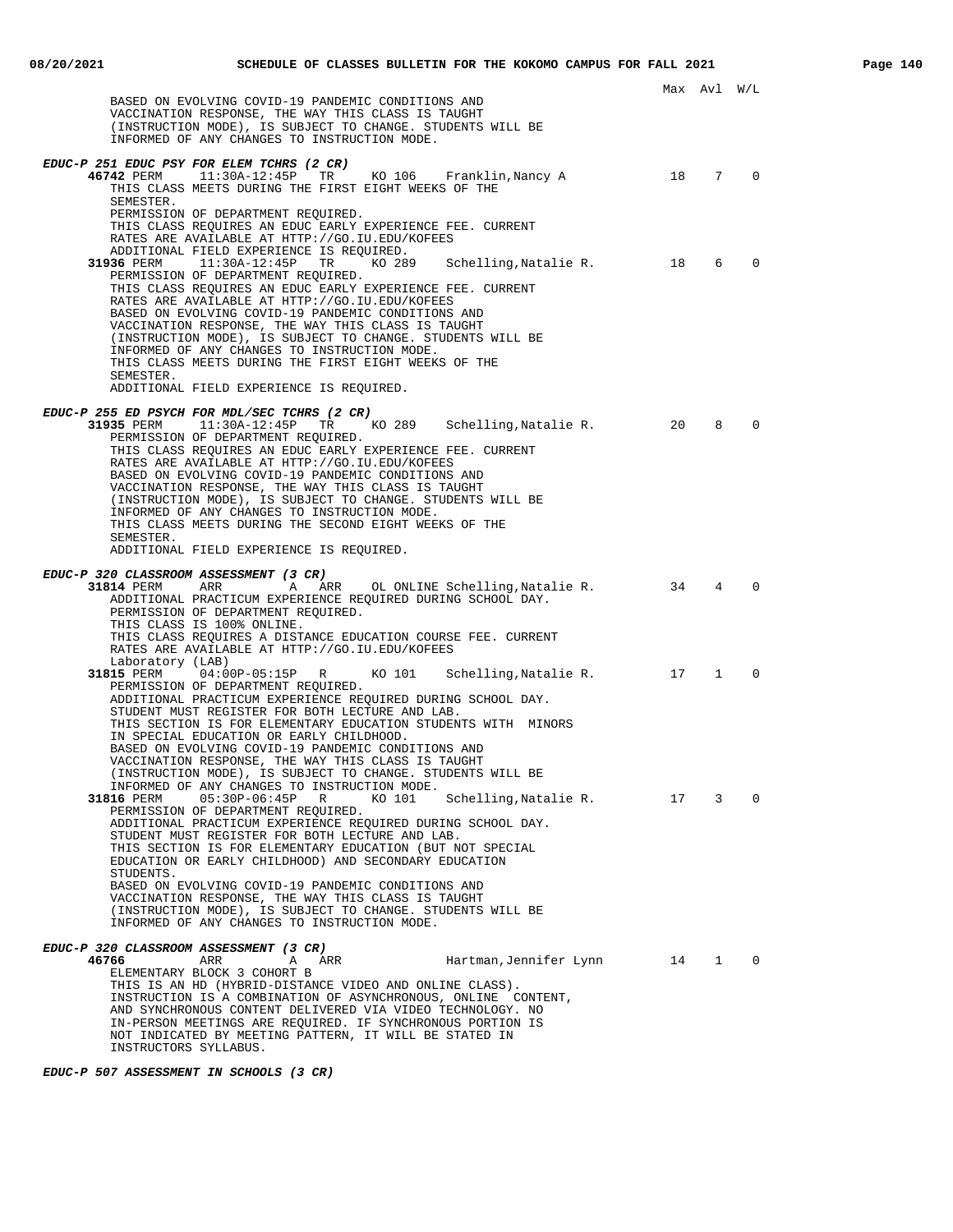Max Avl W/L

BASED ON EVOLVING COVID-19 PANDEMIC CONDITIONS AND VACCINATION RESPONSE, THE WAY THIS CLASS IS TAUGHT (INSTRUCTION MODE), IS SUBJECT TO CHANGE. STUDENTS WILL BE INFORMED OF ANY CHANGES TO INSTRUCTION MODE.

***EDUC-P 251 EDUC PSY FOR ELEM TCHRS (2 CR)***

**46742** PERM 11:30A-12:45P TR KO 106 Franklin,Nancy A 18 7 0
THIS CLASS MEETS DURING THE FIRST EIGHT WEEKS OF THE SEMESTER.
PERMISSION OF DEPARTMENT REQUIRED.
THIS CLASS REQUIRES AN EDUC EARLY EXPERIENCE FEE. CURRENT RATES ARE AVAILABLE AT HTTP://GO.IU.EDU/KOFEES
ADDITIONAL FIELD EXPERIENCE IS REQUIRED.

**31936** PERM 11:30A-12:45P TR KO 289 Schelling,Natalie R. 18 6 0
PERMISSION OF DEPARTMENT REQUIRED.
THIS CLASS REQUIRES AN EDUC EARLY EXPERIENCE FEE. CURRENT RATES ARE AVAILABLE AT HTTP://GO.IU.EDU/KOFEES
BASED ON EVOLVING COVID-19 PANDEMIC CONDITIONS AND VACCINATION RESPONSE, THE WAY THIS CLASS IS TAUGHT (INSTRUCTION MODE), IS SUBJECT TO CHANGE. STUDENTS WILL BE INFORMED OF ANY CHANGES TO INSTRUCTION MODE.
THIS CLASS MEETS DURING THE FIRST EIGHT WEEKS OF THE SEMESTER.
ADDITIONAL FIELD EXPERIENCE IS REQUIRED.

***EDUC-P 255 ED PSYCH FOR MDL/SEC TCHRS (2 CR)***

**31935** PERM 11:30A-12:45P TR KO 289 Schelling,Natalie R. 20 8 0
PERMISSION OF DEPARTMENT REQUIRED.
THIS CLASS REQUIRES AN EDUC EARLY EXPERIENCE FEE. CURRENT RATES ARE AVAILABLE AT HTTP://GO.IU.EDU/KOFEES
BASED ON EVOLVING COVID-19 PANDEMIC CONDITIONS AND VACCINATION RESPONSE, THE WAY THIS CLASS IS TAUGHT (INSTRUCTION MODE), IS SUBJECT TO CHANGE. STUDENTS WILL BE INFORMED OF ANY CHANGES TO INSTRUCTION MODE.
THIS CLASS MEETS DURING THE SECOND EIGHT WEEKS OF THE SEMESTER.
ADDITIONAL FIELD EXPERIENCE IS REQUIRED.

***EDUC-P 320 CLASSROOM ASSESSMENT (3 CR)***

**31814** PERM ARR A ARR OL ONLINE Schelling,Natalie R. 34 4 0
ADDITIONAL PRACTICUM EXPERIENCE REQUIRED DURING SCHOOL DAY.
PERMISSION OF DEPARTMENT REQUIRED.
THIS CLASS IS 100% ONLINE.
THIS CLASS REQUIRES A DISTANCE EDUCATION COURSE FEE. CURRENT RATES ARE AVAILABLE AT HTTP://GO.IU.EDU/KOFEES
Laboratory (LAB)

**31815** PERM 04:00P-05:15P R KO 101 Schelling,Natalie R. 17 1 0
PERMISSION OF DEPARTMENT REQUIRED.
ADDITIONAL PRACTICUM EXPERIENCE REQUIRED DURING SCHOOL DAY.
STUDENT MUST REGISTER FOR BOTH LECTURE AND LAB.
THIS SECTION IS FOR ELEMENTARY EDUCATION STUDENTS WITH MINORS IN SPECIAL EDUCATION OR EARLY CHILDHOOD.
BASED ON EVOLVING COVID-19 PANDEMIC CONDITIONS AND VACCINATION RESPONSE, THE WAY THIS CLASS IS TAUGHT (INSTRUCTION MODE), IS SUBJECT TO CHANGE. STUDENTS WILL BE INFORMED OF ANY CHANGES TO INSTRUCTION MODE.

**31816** PERM 05:30P-06:45P R KO 101 Schelling,Natalie R. 17 3 0
PERMISSION OF DEPARTMENT REQUIRED.
ADDITIONAL PRACTICUM EXPERIENCE REQUIRED DURING SCHOOL DAY.
STUDENT MUST REGISTER FOR BOTH LECTURE AND LAB.
THIS SECTION IS FOR ELEMENTARY EDUCATION (BUT NOT SPECIAL EDUCATION OR EARLY CHILDHOOD) AND SECONDARY EDUCATION STUDENTS.
BASED ON EVOLVING COVID-19 PANDEMIC CONDITIONS AND VACCINATION RESPONSE, THE WAY THIS CLASS IS TAUGHT (INSTRUCTION MODE), IS SUBJECT TO CHANGE. STUDENTS WILL BE INFORMED OF ANY CHANGES TO INSTRUCTION MODE.

***EDUC-P 320 CLASSROOM ASSESSMENT (3 CR)***

**46766** ARR A ARR Hartman,Jennifer Lynn 14 1 0
ELEMENTARY BLOCK 3 COHORT B
THIS IS AN HD (HYBRID-DISTANCE VIDEO AND ONLINE CLASS). INSTRUCTION IS A COMBINATION OF ASYNCHRONOUS, ONLINE CONTENT, AND SYNCHRONOUS CONTENT DELIVERED VIA VIDEO TECHNOLOGY. NO IN-PERSON MEETINGS ARE REQUIRED. IF SYNCHRONOUS PORTION IS NOT INDICATED BY MEETING PATTERN, IT WILL BE STATED IN INSTRUCTORS SYLLABUS.

***EDUC-P 507 ASSESSMENT IN SCHOOLS (3 CR)***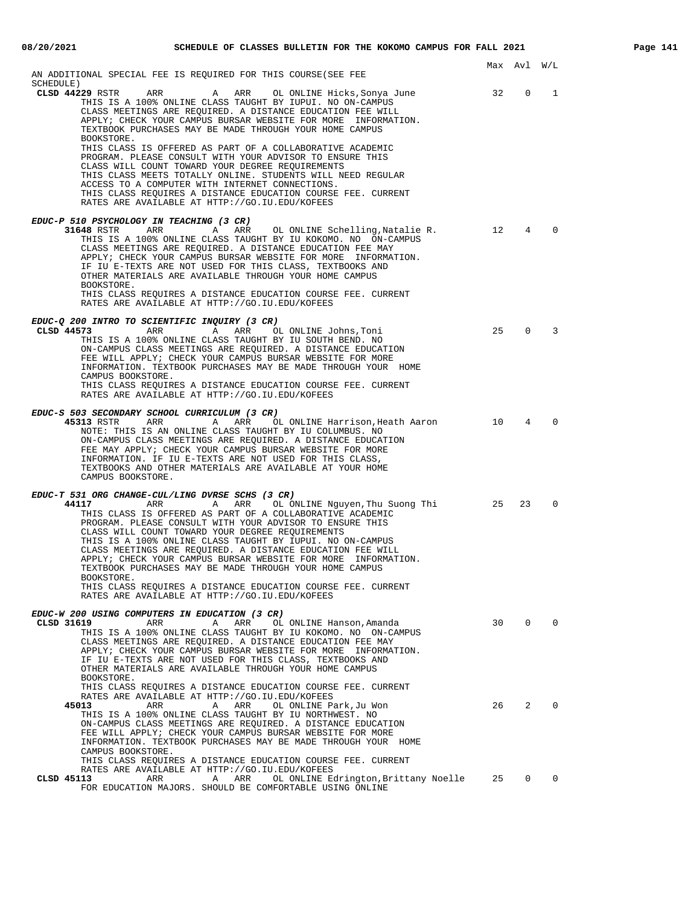Max Avl W/L

AN ADDITIONAL SPECIAL FEE IS REQUIRED FOR THIS COURSE(SEE FEE SCHEDULE)

**CLSD 44229** RSTR ARR A ARR OL ONLINE Hicks,Sonya June 32 0 1

THIS IS A 100% ONLINE CLASS TAUGHT BY IUPUI. NO ON-CAMPUS CLASS MEETINGS ARE REQUIRED. A DISTANCE EDUCATION FEE WILL APPLY; CHECK YOUR CAMPUS BURSAR WEBSITE FOR MORE INFORMATION. TEXTBOOK PURCHASES MAY BE MADE THROUGH YOUR HOME CAMPUS BOOKSTORE.
THIS CLASS IS OFFERED AS PART OF A COLLABORATIVE ACADEMIC PROGRAM. PLEASE CONSULT WITH YOUR ADVISOR TO ENSURE THIS CLASS WILL COUNT TOWARD YOUR DEGREE REQUIREMENTS
THIS CLASS MEETS TOTALLY ONLINE. STUDENTS WILL NEED REGULAR ACCESS TO A COMPUTER WITH INTERNET CONNECTIONS.
THIS CLASS REQUIRES A DISTANCE EDUCATION COURSE FEE. CURRENT RATES ARE AVAILABLE AT HTTP://GO.IU.EDU/KOFEES

***EDUC-P 510 PSYCHOLOGY IN TEACHING (3 CR)***

**31648** RSTR ARR A ARR OL ONLINE Schelling,Natalie R. 12 4 0

THIS IS A 100% ONLINE CLASS TAUGHT BY IU KOKOMO. NO ON-CAMPUS CLASS MEETINGS ARE REQUIRED. A DISTANCE EDUCATION FEE MAY APPLY; CHECK YOUR CAMPUS BURSAR WEBSITE FOR MORE INFORMATION. IF IU E-TEXTS ARE NOT USED FOR THIS CLASS, TEXTBOOKS AND OTHER MATERIALS ARE AVAILABLE THROUGH YOUR HOME CAMPUS BOOKSTORE.
THIS CLASS REQUIRES A DISTANCE EDUCATION COURSE FEE. CURRENT RATES ARE AVAILABLE AT HTTP://GO.IU.EDU/KOFEES

***EDUC-Q 200 INTRO TO SCIENTIFIC INQUIRY (3 CR)***

**CLSD 44573** ARR A ARR OL ONLINE Johns,Toni 25 0 3

THIS IS A 100% ONLINE CLASS TAUGHT BY IU SOUTH BEND. NO ON-CAMPUS CLASS MEETINGS ARE REQUIRED. A DISTANCE EDUCATION FEE WILL APPLY; CHECK YOUR CAMPUS BURSAR WEBSITE FOR MORE INFORMATION. TEXTBOOK PURCHASES MAY BE MADE THROUGH YOUR HOME CAMPUS BOOKSTORE.
THIS CLASS REQUIRES A DISTANCE EDUCATION COURSE FEE. CURRENT RATES ARE AVAILABLE AT HTTP://GO.IU.EDU/KOFEES

***EDUC-S 503 SECONDARY SCHOOL CURRICULUM (3 CR)***

**45313** RSTR ARR A ARR OL ONLINE Harrison,Heath Aaron 10 4 0

NOTE: THIS IS AN ONLINE CLASS TAUGHT BY IU COLUMBUS. NO ON-CAMPUS CLASS MEETINGS ARE REQUIRED. A DISTANCE EDUCATION FEE MAY APPLY; CHECK YOUR CAMPUS BURSAR WEBSITE FOR MORE INFORMATION. IF IU E-TEXTS ARE NOT USED FOR THIS CLASS, TEXTBOOKS AND OTHER MATERIALS ARE AVAILABLE AT YOUR HOME CAMPUS BOOKSTORE.

***EDUC-T 531 ORG CHANGE-CUL/LING DVRSE SCHS (3 CR)***

**44117** ARR A ARR OL ONLINE Nguyen,Thu Suong Thi 25 23 0

THIS CLASS IS OFFERED AS PART OF A COLLABORATIVE ACADEMIC PROGRAM. PLEASE CONSULT WITH YOUR ADVISOR TO ENSURE THIS CLASS WILL COUNT TOWARD YOUR DEGREE REQUIREMENTS
THIS IS A 100% ONLINE CLASS TAUGHT BY IUPUI. NO ON-CAMPUS CLASS MEETINGS ARE REQUIRED. A DISTANCE EDUCATION FEE WILL APPLY; CHECK YOUR CAMPUS BURSAR WEBSITE FOR MORE INFORMATION. TEXTBOOK PURCHASES MAY BE MADE THROUGH YOUR HOME CAMPUS BOOKSTORE.
THIS CLASS REQUIRES A DISTANCE EDUCATION COURSE FEE. CURRENT RATES ARE AVAILABLE AT HTTP://GO.IU.EDU/KOFEES

***EDUC-W 200 USING COMPUTERS IN EDUCATION (3 CR)***

**CLSD 31619** ARR A ARR OL ONLINE Hanson,Amanda 30 0 0

THIS IS A 100% ONLINE CLASS TAUGHT BY IU KOKOMO. NO ON-CAMPUS CLASS MEETINGS ARE REQUIRED. A DISTANCE EDUCATION FEE MAY APPLY; CHECK YOUR CAMPUS BURSAR WEBSITE FOR MORE INFORMATION. IF IU E-TEXTS ARE NOT USED FOR THIS CLASS, TEXTBOOKS AND OTHER MATERIALS ARE AVAILABLE THROUGH YOUR HOME CAMPUS BOOKSTORE.
THIS CLASS REQUIRES A DISTANCE EDUCATION COURSE FEE. CURRENT RATES ARE AVAILABLE AT HTTP://GO.IU.EDU/KOFEES

**45013** ARR A ARR OL ONLINE Park,Ju Won 26 2 0

THIS IS A 100% ONLINE CLASS TAUGHT BY IU NORTHWEST. NO ON-CAMPUS CLASS MEETINGS ARE REQUIRED. A DISTANCE EDUCATION FEE WILL APPLY; CHECK YOUR CAMPUS BURSAR WEBSITE FOR MORE INFORMATION. TEXTBOOK PURCHASES MAY BE MADE THROUGH YOUR HOME CAMPUS BOOKSTORE.
THIS CLASS REQUIRES A DISTANCE EDUCATION COURSE FEE. CURRENT RATES ARE AVAILABLE AT HTTP://GO.IU.EDU/KOFEES

**CLSD 45113** ARR A ARR OL ONLINE Edrington,Brittany Noelle 25 0 0

FOR EDUCATION MAJORS. SHOULD BE COMFORTABLE USING ONLINE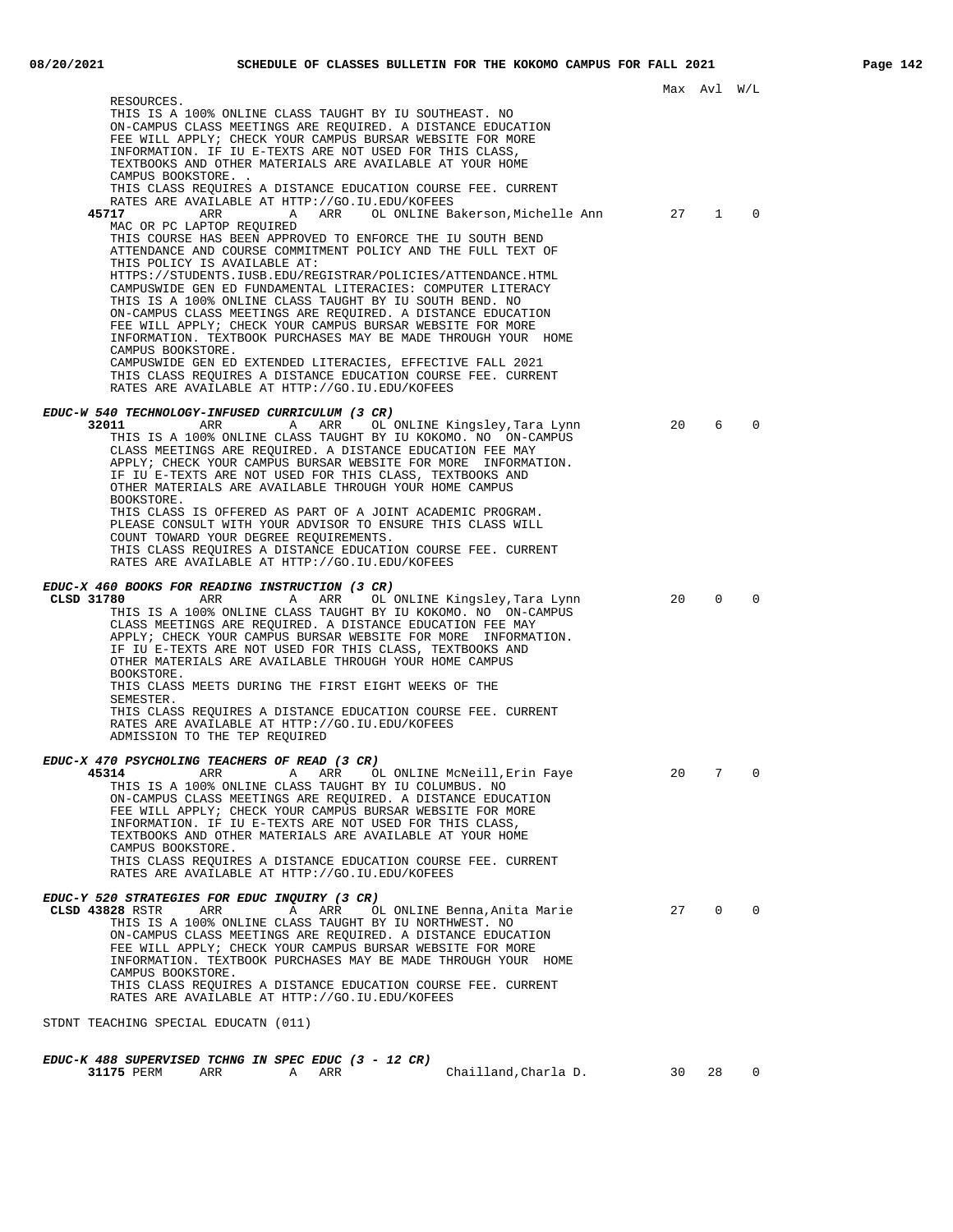Max Avl W/L

RESOURCES.
THIS IS A 100% ONLINE CLASS TAUGHT BY IU SOUTHEAST. NO ON-CAMPUS CLASS MEETINGS ARE REQUIRED. A DISTANCE EDUCATION FEE WILL APPLY; CHECK YOUR CAMPUS BURSAR WEBSITE FOR MORE INFORMATION. IF IU E-TEXTS ARE NOT USED FOR THIS CLASS, TEXTBOOKS AND OTHER MATERIALS ARE AVAILABLE AT YOUR HOME CAMPUS BOOKSTORE. .
THIS CLASS REQUIRES A DISTANCE EDUCATION COURSE FEE. CURRENT RATES ARE AVAILABLE AT HTTP://GO.IU.EDU/KOFEES

**45717** ARR A ARR OL ONLINE Bakerson,Michelle Ann 27 1 0
MAC OR PC LAPTOP REQUIRED
THIS COURSE HAS BEEN APPROVED TO ENFORCE THE IU SOUTH BEND ATTENDANCE AND COURSE COMMITMENT POLICY AND THE FULL TEXT OF THIS POLICY IS AVAILABLE AT:
HTTPS://STUDENTS.IUSB.EDU/REGISTRAR/POLICIES/ATTENDANCE.HTML
CAMPUSWIDE GEN ED FUNDAMENTAL LITERACIES: COMPUTER LITERACY
THIS IS A 100% ONLINE CLASS TAUGHT BY IU SOUTH BEND. NO ON-CAMPUS CLASS MEETINGS ARE REQUIRED. A DISTANCE EDUCATION FEE WILL APPLY; CHECK YOUR CAMPUS BURSAR WEBSITE FOR MORE INFORMATION. TEXTBOOK PURCHASES MAY BE MADE THROUGH YOUR HOME CAMPUS BOOKSTORE.
CAMPUSWIDE GEN ED EXTENDED LITERACIES, EFFECTIVE FALL 2021
THIS CLASS REQUIRES A DISTANCE EDUCATION COURSE FEE. CURRENT RATES ARE AVAILABLE AT HTTP://GO.IU.EDU/KOFEES

***EDUC-W 540 TECHNOLOGY-INFUSED CURRICULUM (3 CR)***
**32011** ARR A ARR OL ONLINE Kingsley,Tara Lynn 20 6 0
THIS IS A 100% ONLINE CLASS TAUGHT BY IU KOKOMO. NO ON-CAMPUS CLASS MEETINGS ARE REQUIRED. A DISTANCE EDUCATION FEE MAY APPLY; CHECK YOUR CAMPUS BURSAR WEBSITE FOR MORE INFORMATION. IF IU E-TEXTS ARE NOT USED FOR THIS CLASS, TEXTBOOKS AND OTHER MATERIALS ARE AVAILABLE THROUGH YOUR HOME CAMPUS BOOKSTORE.
THIS CLASS IS OFFERED AS PART OF A JOINT ACADEMIC PROGRAM. PLEASE CONSULT WITH YOUR ADVISOR TO ENSURE THIS CLASS WILL COUNT TOWARD YOUR DEGREE REQUIREMENTS.
THIS CLASS REQUIRES A DISTANCE EDUCATION COURSE FEE. CURRENT RATES ARE AVAILABLE AT HTTP://GO.IU.EDU/KOFEES

***EDUC-X 460 BOOKS FOR READING INSTRUCTION (3 CR)***
**CLSD 31780** ARR A ARR OL ONLINE Kingsley,Tara Lynn 20 0 0
THIS IS A 100% ONLINE CLASS TAUGHT BY IU KOKOMO. NO ON-CAMPUS CLASS MEETINGS ARE REQUIRED. A DISTANCE EDUCATION FEE MAY APPLY; CHECK YOUR CAMPUS BURSAR WEBSITE FOR MORE INFORMATION. IF IU E-TEXTS ARE NOT USED FOR THIS CLASS, TEXTBOOKS AND OTHER MATERIALS ARE AVAILABLE THROUGH YOUR HOME CAMPUS BOOKSTORE.
THIS CLASS MEETS DURING THE FIRST EIGHT WEEKS OF THE SEMESTER.
THIS CLASS REQUIRES A DISTANCE EDUCATION COURSE FEE. CURRENT RATES ARE AVAILABLE AT HTTP://GO.IU.EDU/KOFEES
ADMISSION TO THE TEP REQUIRED

***EDUC-X 470 PSYCHOLING TEACHERS OF READ (3 CR)***
**45314** ARR A ARR OL ONLINE McNeill,Erin Faye 20 7 0
THIS IS A 100% ONLINE CLASS TAUGHT BY IU COLUMBUS. NO ON-CAMPUS CLASS MEETINGS ARE REQUIRED. A DISTANCE EDUCATION FEE WILL APPLY; CHECK YOUR CAMPUS BURSAR WEBSITE FOR MORE INFORMATION. IF IU E-TEXTS ARE NOT USED FOR THIS CLASS, TEXTBOOKS AND OTHER MATERIALS ARE AVAILABLE AT YOUR HOME CAMPUS BOOKSTORE.
THIS CLASS REQUIRES A DISTANCE EDUCATION COURSE FEE. CURRENT RATES ARE AVAILABLE AT HTTP://GO.IU.EDU/KOFEES

***EDUC-Y 520 STRATEGIES FOR EDUC INQUIRY (3 CR)***
**CLSD 43828** RSTR ARR A ARR OL ONLINE Benna,Anita Marie 27 0 0
THIS IS A 100% ONLINE CLASS TAUGHT BY IU NORTHWEST. NO ON-CAMPUS CLASS MEETINGS ARE REQUIRED. A DISTANCE EDUCATION FEE WILL APPLY; CHECK YOUR CAMPUS BURSAR WEBSITE FOR MORE INFORMATION. TEXTBOOK PURCHASES MAY BE MADE THROUGH YOUR HOME CAMPUS BOOKSTORE.
THIS CLASS REQUIRES A DISTANCE EDUCATION COURSE FEE. CURRENT RATES ARE AVAILABLE AT HTTP://GO.IU.EDU/KOFEES

STDNT TEACHING SPECIAL EDUCATN (011)

***EDUC-K 488 SUPERVISED TCHNG IN SPEC EDUC (3 - 12 CR)***
**31175** PERM ARR A ARR Chailland,Charla D. 30 28 0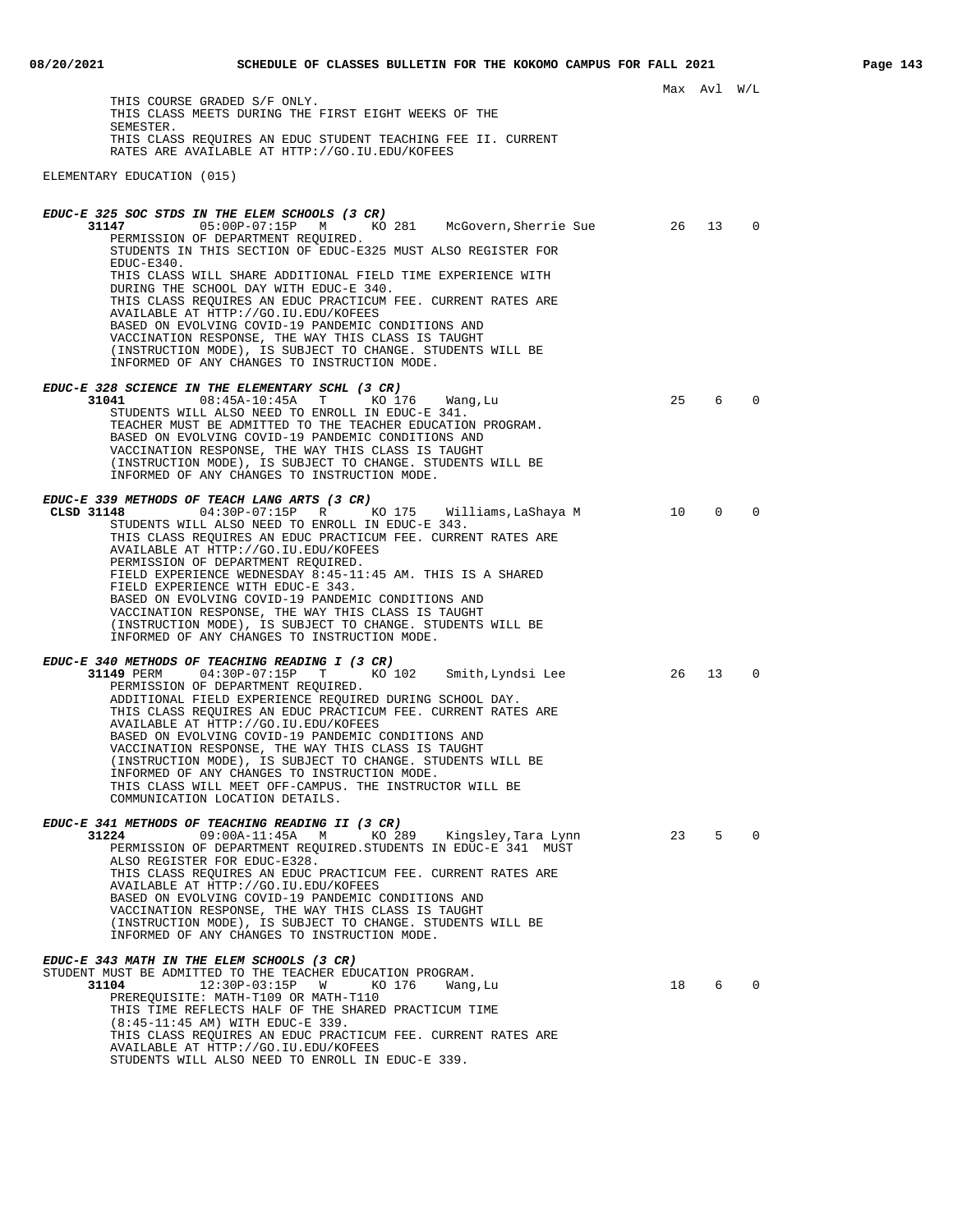Max Avl W/L

THIS COURSE GRADED S/F ONLY.
THIS CLASS MEETS DURING THE FIRST EIGHT WEEKS OF THE SEMESTER.
THIS CLASS REQUIRES AN EDUC STUDENT TEACHING FEE II. CURRENT RATES ARE AVAILABLE AT HTTP://GO.IU.EDU/KOFEES

ELEMENTARY EDUCATION (015)

***EDUC-E 325 SOC STDS IN THE ELEM SCHOOLS (3 CR)***

**31147** 05:00P-07:15P M KO 281 McGovern,Sherrie Sue 26 13 0

PERMISSION OF DEPARTMENT REQUIRED.
STUDENTS IN THIS SECTION OF EDUC-E325 MUST ALSO REGISTER FOR EDUC-E340.
THIS CLASS WILL SHARE ADDITIONAL FIELD TIME EXPERIENCE WITH DURING THE SCHOOL DAY WITH EDUC-E 340.
THIS CLASS REQUIRES AN EDUC PRACTICUM FEE. CURRENT RATES ARE AVAILABLE AT HTTP://GO.IU.EDU/KOFEES
BASED ON EVOLVING COVID-19 PANDEMIC CONDITIONS AND VACCINATION RESPONSE, THE WAY THIS CLASS IS TAUGHT (INSTRUCTION MODE), IS SUBJECT TO CHANGE. STUDENTS WILL BE INFORMED OF ANY CHANGES TO INSTRUCTION MODE.

***EDUC-E 328 SCIENCE IN THE ELEMENTARY SCHL (3 CR)***

**31041** 08:45A-10:45A T KO 176 Wang,Lu 25 6 0

STUDENTS WILL ALSO NEED TO ENROLL IN EDUC-E 341.
TEACHER MUST BE ADMITTED TO THE TEACHER EDUCATION PROGRAM.
BASED ON EVOLVING COVID-19 PANDEMIC CONDITIONS AND VACCINATION RESPONSE, THE WAY THIS CLASS IS TAUGHT (INSTRUCTION MODE), IS SUBJECT TO CHANGE. STUDENTS WILL BE INFORMED OF ANY CHANGES TO INSTRUCTION MODE.

***EDUC-E 339 METHODS OF TEACH LANG ARTS (3 CR)***

**CLSD 31148** 04:30P-07:15P R KO 175 Williams,LaShaya M 10 0 0

STUDENTS WILL ALSO NEED TO ENROLL IN EDUC-E 343.
THIS CLASS REQUIRES AN EDUC PRACTICUM FEE. CURRENT RATES ARE AVAILABLE AT HTTP://GO.IU.EDU/KOFEES
PERMISSION OF DEPARTMENT REQUIRED.
FIELD EXPERIENCE WEDNESDAY 8:45-11:45 AM. THIS IS A SHARED FIELD EXPERIENCE WITH EDUC-E 343.
BASED ON EVOLVING COVID-19 PANDEMIC CONDITIONS AND VACCINATION RESPONSE, THE WAY THIS CLASS IS TAUGHT (INSTRUCTION MODE), IS SUBJECT TO CHANGE. STUDENTS WILL BE INFORMED OF ANY CHANGES TO INSTRUCTION MODE.

***EDUC-E 340 METHODS OF TEACHING READING I (3 CR)***

**31149** PERM 04:30P-07:15P T KO 102 Smith,Lyndsi Lee 26 13 0

PERMISSION OF DEPARTMENT REQUIRED.
ADDITIONAL FIELD EXPERIENCE REQUIRED DURING SCHOOL DAY.
THIS CLASS REQUIRES AN EDUC PRACTICUM FEE. CURRENT RATES ARE AVAILABLE AT HTTP://GO.IU.EDU/KOFEES
BASED ON EVOLVING COVID-19 PANDEMIC CONDITIONS AND VACCINATION RESPONSE, THE WAY THIS CLASS IS TAUGHT (INSTRUCTION MODE), IS SUBJECT TO CHANGE. STUDENTS WILL BE INFORMED OF ANY CHANGES TO INSTRUCTION MODE.
THIS CLASS WILL MEET OFF-CAMPUS. THE INSTRUCTOR WILL BE COMMUNICATION LOCATION DETAILS.

***EDUC-E 341 METHODS OF TEACHING READING II (3 CR)***

**31224** 09:00A-11:45A M KO 289 Kingsley,Tara Lynn 23 5 0

PERMISSION OF DEPARTMENT REQUIRED.STUDENTS IN EDUC-E 341 MUST ALSO REGISTER FOR EDUC-E328.
THIS CLASS REQUIRES AN EDUC PRACTICUM FEE. CURRENT RATES ARE AVAILABLE AT HTTP://GO.IU.EDU/KOFEES
BASED ON EVOLVING COVID-19 PANDEMIC CONDITIONS AND VACCINATION RESPONSE, THE WAY THIS CLASS IS TAUGHT (INSTRUCTION MODE), IS SUBJECT TO CHANGE. STUDENTS WILL BE INFORMED OF ANY CHANGES TO INSTRUCTION MODE.

***EDUC-E 343 MATH IN THE ELEM SCHOOLS (3 CR)***

STUDENT MUST BE ADMITTED TO THE TEACHER EDUCATION PROGRAM.

**31104** 12:30P-03:15P W KO 176 Wang,Lu 18 6 0

PREREQUISITE: MATH-T109 OR MATH-T110
THIS TIME REFLECTS HALF OF THE SHARED PRACTICUM TIME (8:45-11:45 AM) WITH EDUC-E 339.
THIS CLASS REQUIRES AN EDUC PRACTICUM FEE. CURRENT RATES ARE AVAILABLE AT HTTP://GO.IU.EDU/KOFEES
STUDENTS WILL ALSO NEED TO ENROLL IN EDUC-E 339.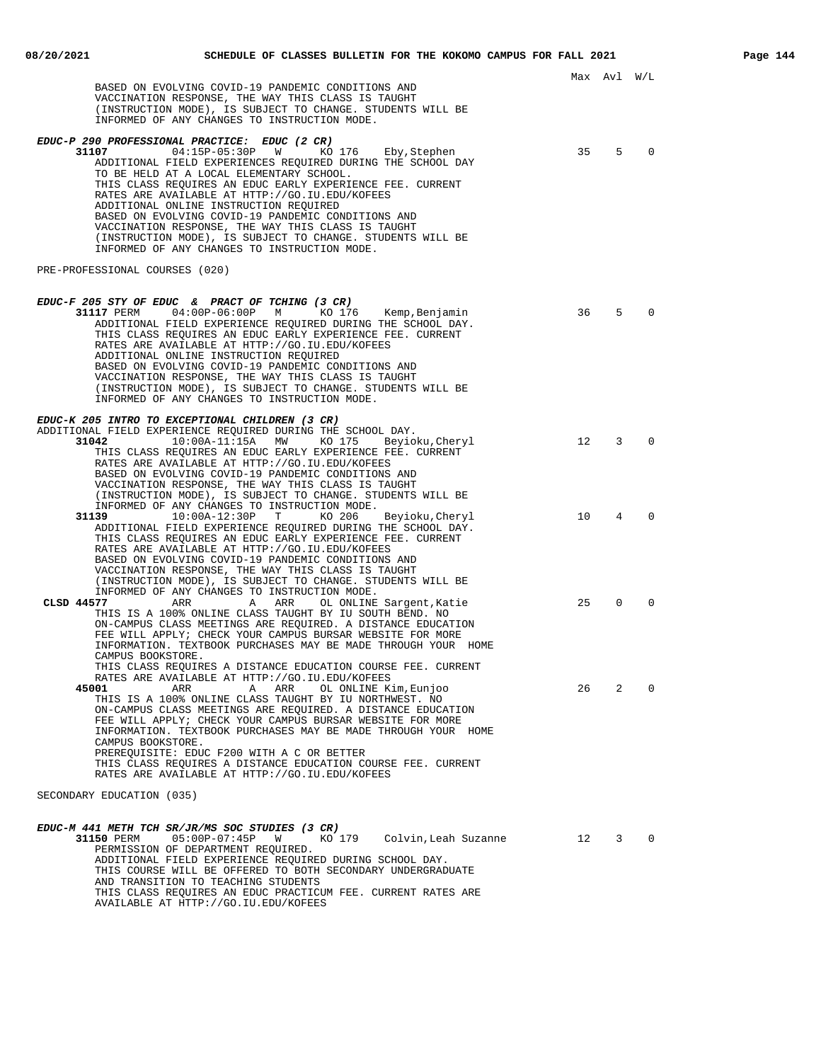Max Avl W/L

BASED ON EVOLVING COVID-19 PANDEMIC CONDITIONS AND VACCINATION RESPONSE, THE WAY THIS CLASS IS TAUGHT (INSTRUCTION MODE), IS SUBJECT TO CHANGE. STUDENTS WILL BE INFORMED OF ANY CHANGES TO INSTRUCTION MODE.

***EDUC-P 290 PROFESSIONAL PRACTICE: EDUC (2 CR)***

**31107** 04:15P-05:30P W KO 176 Eby,Stephen 35 5 0

ADDITIONAL FIELD EXPERIENCES REQUIRED DURING THE SCHOOL DAY TO BE HELD AT A LOCAL ELEMENTARY SCHOOL.
THIS CLASS REQUIRES AN EDUC EARLY EXPERIENCE FEE. CURRENT RATES ARE AVAILABLE AT HTTP://GO.IU.EDU/KOFEES
ADDITIONAL ONLINE INSTRUCTION REQUIRED
BASED ON EVOLVING COVID-19 PANDEMIC CONDITIONS AND VACCINATION RESPONSE, THE WAY THIS CLASS IS TAUGHT (INSTRUCTION MODE), IS SUBJECT TO CHANGE. STUDENTS WILL BE INFORMED OF ANY CHANGES TO INSTRUCTION MODE.

PRE-PROFESSIONAL COURSES (020)

***EDUC-F 205 STY OF EDUC & PRACT OF TCHING (3 CR)***

**31117** PERM 04:00P-06:00P M KO 176 Kemp,Benjamin 36 5 0

ADDITIONAL FIELD EXPERIENCE REQUIRED DURING THE SCHOOL DAY.
THIS CLASS REQUIRES AN EDUC EARLY EXPERIENCE FEE. CURRENT RATES ARE AVAILABLE AT HTTP://GO.IU.EDU/KOFEES
ADDITIONAL ONLINE INSTRUCTION REQUIRED
BASED ON EVOLVING COVID-19 PANDEMIC CONDITIONS AND VACCINATION RESPONSE, THE WAY THIS CLASS IS TAUGHT (INSTRUCTION MODE), IS SUBJECT TO CHANGE. STUDENTS WILL BE INFORMED OF ANY CHANGES TO INSTRUCTION MODE.

***EDUC-K 205 INTRO TO EXCEPTIONAL CHILDREN (3 CR)***

ADDITIONAL FIELD EXPERIENCE REQUIRED DURING THE SCHOOL DAY.

**31042** 10:00A-11:15A MW KO 175 Beyioku,Cheryl 12 3 0

THIS CLASS REQUIRES AN EDUC EARLY EXPERIENCE FEE. CURRENT RATES ARE AVAILABLE AT HTTP://GO.IU.EDU/KOFEES
BASED ON EVOLVING COVID-19 PANDEMIC CONDITIONS AND VACCINATION RESPONSE, THE WAY THIS CLASS IS TAUGHT (INSTRUCTION MODE), IS SUBJECT TO CHANGE. STUDENTS WILL BE INFORMED OF ANY CHANGES TO INSTRUCTION MODE.

**31139** 10:00A-12:30P T KO 206 Beyioku,Cheryl 10 4 0

ADDITIONAL FIELD EXPERIENCE REQUIRED DURING THE SCHOOL DAY.
THIS CLASS REQUIRES AN EDUC EARLY EXPERIENCE FEE. CURRENT RATES ARE AVAILABLE AT HTTP://GO.IU.EDU/KOFEES
BASED ON EVOLVING COVID-19 PANDEMIC CONDITIONS AND VACCINATION RESPONSE, THE WAY THIS CLASS IS TAUGHT (INSTRUCTION MODE), IS SUBJECT TO CHANGE. STUDENTS WILL BE INFORMED OF ANY CHANGES TO INSTRUCTION MODE.

**CLSD 44577** ARR A ARR OL ONLINE Sargent,Katie 25 0 0

THIS IS A 100% ONLINE CLASS TAUGHT BY IU SOUTH BEND. NO ON-CAMPUS CLASS MEETINGS ARE REQUIRED. A DISTANCE EDUCATION FEE WILL APPLY; CHECK YOUR CAMPUS BURSAR WEBSITE FOR MORE INFORMATION. TEXTBOOK PURCHASES MAY BE MADE THROUGH YOUR HOME CAMPUS BOOKSTORE.
THIS CLASS REQUIRES A DISTANCE EDUCATION COURSE FEE. CURRENT RATES ARE AVAILABLE AT HTTP://GO.IU.EDU/KOFEES

**45001** ARR A ARR OL ONLINE Kim,Eunjoo 26 2 0

THIS IS A 100% ONLINE CLASS TAUGHT BY IU NORTHWEST. NO ON-CAMPUS CLASS MEETINGS ARE REQUIRED. A DISTANCE EDUCATION FEE WILL APPLY; CHECK YOUR CAMPUS BURSAR WEBSITE FOR MORE INFORMATION. TEXTBOOK PURCHASES MAY BE MADE THROUGH YOUR HOME CAMPUS BOOKSTORE.
PREREQUISITE: EDUC F200 WITH A C OR BETTER
THIS CLASS REQUIRES A DISTANCE EDUCATION COURSE FEE. CURRENT RATES ARE AVAILABLE AT HTTP://GO.IU.EDU/KOFEES

SECONDARY EDUCATION (035)

***EDUC-M 441 METH TCH SR/JR/MS SOC STUDIES (3 CR)***

**31150** PERM 05:00P-07:45P W KO 179 Colvin,Leah Suzanne 12 3 0

PERMISSION OF DEPARTMENT REQUIRED.
ADDITIONAL FIELD EXPERIENCE REQUIRED DURING SCHOOL DAY.
THIS COURSE WILL BE OFFERED TO BOTH SECONDARY UNDERGRADUATE AND TRANSITION TO TEACHING STUDENTS
THIS CLASS REQUIRES AN EDUC PRACTICUM FEE. CURRENT RATES ARE AVAILABLE AT HTTP://GO.IU.EDU/KOFEES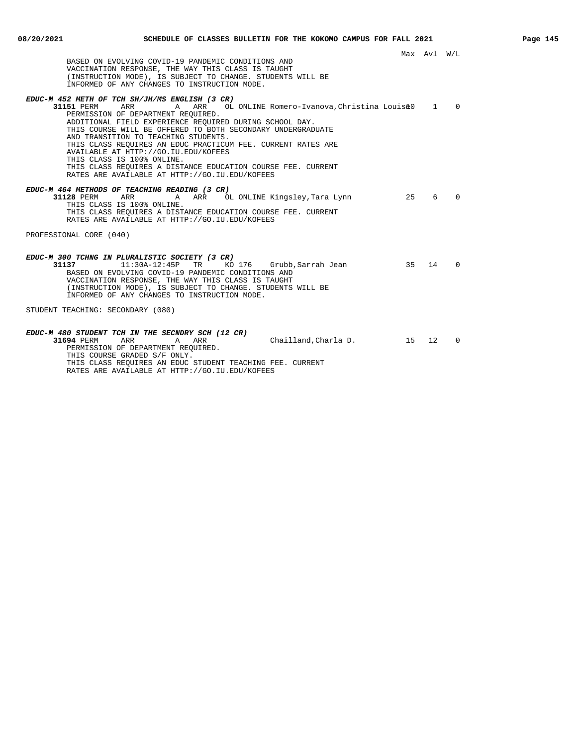Max Avl W/L

BASED ON EVOLVING COVID-19 PANDEMIC CONDITIONS AND
VACCINATION RESPONSE, THE WAY THIS CLASS IS TAUGHT
(INSTRUCTION MODE), IS SUBJECT TO CHANGE. STUDENTS WILL BE
INFORMED OF ANY CHANGES TO INSTRUCTION MODE.

***EDUC-M 452 METH OF TCH SH/JH/MS ENGLISH (3 CR)***

**31151** PERM ARR A ARR OL ONLINE Romero-Ivanova,Christina Louise 10 1 0

PERMISSION OF DEPARTMENT REQUIRED.
ADDITIONAL FIELD EXPERIENCE REQUIRED DURING SCHOOL DAY.
THIS COURSE WILL BE OFFERED TO BOTH SECONDARY UNDERGRADUATE
AND TRANSITION TO TEACHING STUDENTS.
THIS CLASS REQUIRES AN EDUC PRACTICUM FEE. CURRENT RATES ARE
AVAILABLE AT HTTP://GO.IU.EDU/KOFEES
THIS CLASS IS 100% ONLINE.
THIS CLASS REQUIRES A DISTANCE EDUCATION COURSE FEE. CURRENT
RATES ARE AVAILABLE AT HTTP://GO.IU.EDU/KOFEES

***EDUC-M 464 METHODS OF TEACHING READING (3 CR)***

**31128** PERM A ARR OL ONLINE Kingsley,Tara Lynn 25 6 0

THIS CLASS IS 100% ONLINE.
THIS CLASS REQUIRES A DISTANCE EDUCATION COURSE FEE. CURRENT
RATES ARE AVAILABLE AT HTTP://GO.IU.EDU/KOFEES

PROFESSIONAL CORE (040)

***EDUC-M 300 TCHNG IN PLURALISTIC SOCIETY (3 CR)***

**31137** 11:30A-12:45P TR KO 176 Grubb,Sarrah Jean 35 14 0

BASED ON EVOLVING COVID-19 PANDEMIC CONDITIONS AND
VACCINATION RESPONSE, THE WAY THIS CLASS IS TAUGHT
(INSTRUCTION MODE), IS SUBJECT TO CHANGE. STUDENTS WILL BE
INFORMED OF ANY CHANGES TO INSTRUCTION MODE.

STUDENT TEACHING: SECONDARY (080)

***EDUC-M 480 STUDENT TCH IN THE SECNDRY SCH (12 CR)***

**31694** PERM ARR A ARR Chailland,Charla D. 15 12 0

PERMISSION OF DEPARTMENT REQUIRED.
THIS COURSE GRADED S/F ONLY.
THIS CLASS REQUIRES AN EDUC STUDENT TEACHING FEE. CURRENT
RATES ARE AVAILABLE AT HTTP://GO.IU.EDU/KOFEES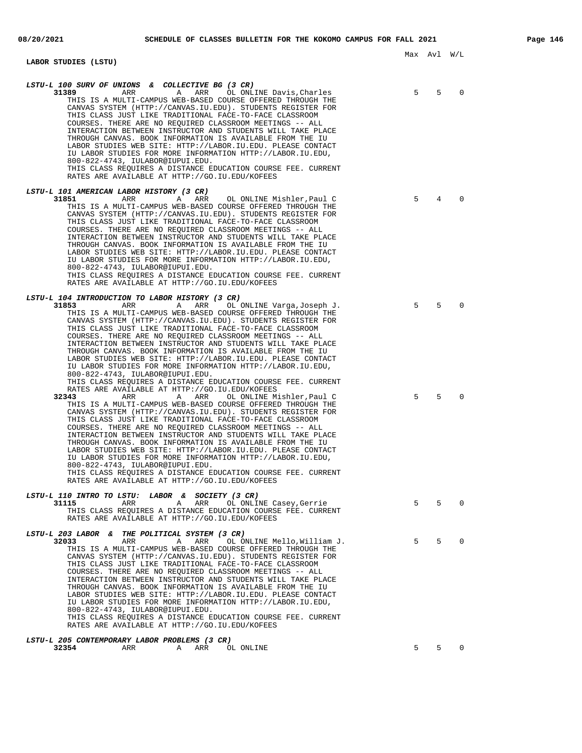## LABOR STUDIES (LSTU)

Max Avl W/L

***LSTU-L 100 SURV OF UNIONS & COLLECTIVE BG (3 CR)***

**31389** ARR A ARR OL ONLINE Davis,Charles — 5 5 0

THIS IS A MULTI-CAMPUS WEB-BASED COURSE OFFERED THROUGH THE CANVAS SYSTEM (HTTP://CANVAS.IU.EDU). STUDENTS REGISTER FOR THIS CLASS JUST LIKE TRADITIONAL FACE-TO-FACE CLASSROOM COURSES. THERE ARE NO REQUIRED CLASSROOM MEETINGS -- ALL INTERACTION BETWEEN INSTRUCTOR AND STUDENTS WILL TAKE PLACE THROUGH CANVAS. BOOK INFORMATION IS AVAILABLE FROM THE IU LABOR STUDIES WEB SITE: HTTP://LABOR.IU.EDU. PLEASE CONTACT IU LABOR STUDIES FOR MORE INFORMATION HTTP://LABOR.IU.EDU, 800-822-4743, IULABOR@IUPUI.EDU.
THIS CLASS REQUIRES A DISTANCE EDUCATION COURSE FEE. CURRENT RATES ARE AVAILABLE AT HTTP://GO.IU.EDU/KOFEES

***LSTU-L 101 AMERICAN LABOR HISTORY (3 CR)***

**31851** ARR A ARR OL ONLINE Mishler,Paul C — 5 4 0

THIS IS A MULTI-CAMPUS WEB-BASED COURSE OFFERED THROUGH THE CANVAS SYSTEM (HTTP://CANVAS.IU.EDU). STUDENTS REGISTER FOR THIS CLASS JUST LIKE TRADITIONAL FACE-TO-FACE CLASSROOM COURSES. THERE ARE NO REQUIRED CLASSROOM MEETINGS -- ALL INTERACTION BETWEEN INSTRUCTOR AND STUDENTS WILL TAKE PLACE THROUGH CANVAS. BOOK INFORMATION IS AVAILABLE FROM THE IU LABOR STUDIES WEB SITE: HTTP://LABOR.IU.EDU. PLEASE CONTACT IU LABOR STUDIES FOR MORE INFORMATION HTTP://LABOR.IU.EDU, 800-822-4743, IULABOR@IUPUI.EDU.
THIS CLASS REQUIRES A DISTANCE EDUCATION COURSE FEE. CURRENT RATES ARE AVAILABLE AT HTTP://GO.IU.EDU/KOFEES

***LSTU-L 104 INTRODUCTION TO LABOR HISTORY (3 CR)***

**31853** ARR A ARR OL ONLINE Varga,Joseph J. — 5 5 0

THIS IS A MULTI-CAMPUS WEB-BASED COURSE OFFERED THROUGH THE CANVAS SYSTEM (HTTP://CANVAS.IU.EDU). STUDENTS REGISTER FOR THIS CLASS JUST LIKE TRADITIONAL FACE-TO-FACE CLASSROOM COURSES. THERE ARE NO REQUIRED CLASSROOM MEETINGS -- ALL INTERACTION BETWEEN INSTRUCTOR AND STUDENTS WILL TAKE PLACE THROUGH CANVAS. BOOK INFORMATION IS AVAILABLE FROM THE IU LABOR STUDIES WEB SITE: HTTP://LABOR.IU.EDU. PLEASE CONTACT IU LABOR STUDIES FOR MORE INFORMATION HTTP://LABOR.IU.EDU, 800-822-4743, IULABOR@IUPUI.EDU.
THIS CLASS REQUIRES A DISTANCE EDUCATION COURSE FEE. CURRENT RATES ARE AVAILABLE AT HTTP://GO.IU.EDU/KOFEES

**32343** ARR A ARR OL ONLINE Mishler,Paul C — 5 5 0

THIS IS A MULTI-CAMPUS WEB-BASED COURSE OFFERED THROUGH THE CANVAS SYSTEM (HTTP://CANVAS.IU.EDU). STUDENTS REGISTER FOR THIS CLASS JUST LIKE TRADITIONAL FACE-TO-FACE CLASSROOM COURSES. THERE ARE NO REQUIRED CLASSROOM MEETINGS -- ALL INTERACTION BETWEEN INSTRUCTOR AND STUDENTS WILL TAKE PLACE THROUGH CANVAS. BOOK INFORMATION IS AVAILABLE FROM THE IU LABOR STUDIES WEB SITE: HTTP://LABOR.IU.EDU. PLEASE CONTACT IU LABOR STUDIES FOR MORE INFORMATION HTTP://LABOR.IU.EDU, 800-822-4743, IULABOR@IUPUI.EDU.
THIS CLASS REQUIRES A DISTANCE EDUCATION COURSE FEE. CURRENT RATES ARE AVAILABLE AT HTTP://GO.IU.EDU/KOFEES

***LSTU-L 110 INTRO TO LSTU: LABOR & SOCIETY (3 CR)***

**31115** ARR A ARR OL ONLINE Casey,Gerrie — 5 5 0

THIS CLASS REQUIRES A DISTANCE EDUCATION COURSE FEE. CURRENT RATES ARE AVAILABLE AT HTTP://GO.IU.EDU/KOFEES

***LSTU-L 203 LABOR & THE POLITICAL SYSTEM (3 CR)***

**32033** ARR A ARR OL ONLINE Mello,William J. — 5 5 0

THIS IS A MULTI-CAMPUS WEB-BASED COURSE OFFERED THROUGH THE CANVAS SYSTEM (HTTP://CANVAS.IU.EDU). STUDENTS REGISTER FOR THIS CLASS JUST LIKE TRADITIONAL FACE-TO-FACE CLASSROOM COURSES. THERE ARE NO REQUIRED CLASSROOM MEETINGS -- ALL INTERACTION BETWEEN INSTRUCTOR AND STUDENTS WILL TAKE PLACE THROUGH CANVAS. BOOK INFORMATION IS AVAILABLE FROM THE IU LABOR STUDIES WEB SITE: HTTP://LABOR.IU.EDU. PLEASE CONTACT IU LABOR STUDIES FOR MORE INFORMATION HTTP://LABOR.IU.EDU, 800-822-4743, IULABOR@IUPUI.EDU.
THIS CLASS REQUIRES A DISTANCE EDUCATION COURSE FEE. CURRENT RATES ARE AVAILABLE AT HTTP://GO.IU.EDU/KOFEES

***LSTU-L 205 CONTEMPORARY LABOR PROBLEMS (3 CR)***

**32354** ARR A ARR OL ONLINE — 5 5 0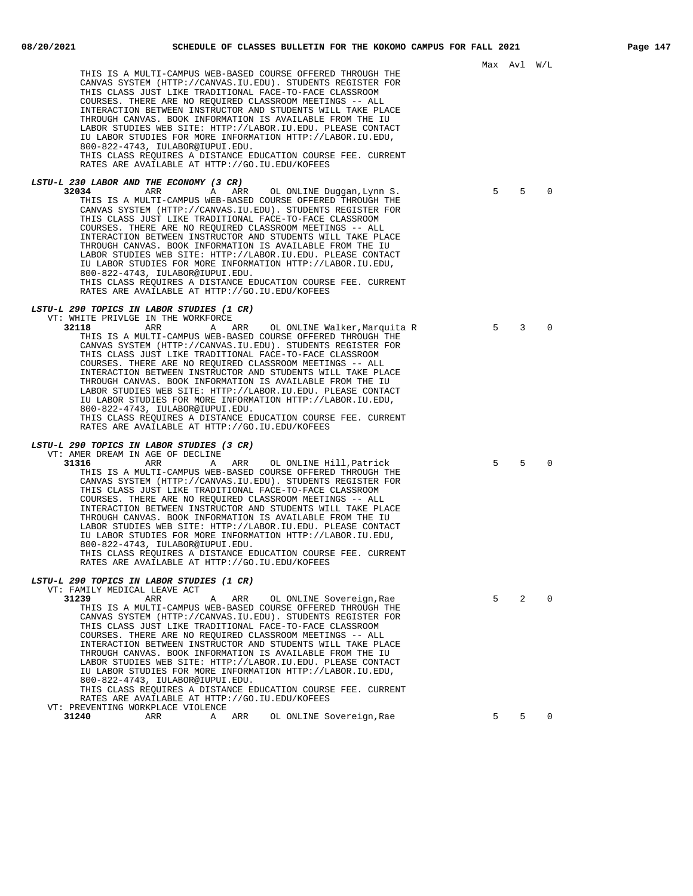Max Avl W/L

THIS IS A MULTI-CAMPUS WEB-BASED COURSE OFFERED THROUGH THE CANVAS SYSTEM (HTTP://CANVAS.IU.EDU). STUDENTS REGISTER FOR THIS CLASS JUST LIKE TRADITIONAL FACE-TO-FACE CLASSROOM COURSES. THERE ARE NO REQUIRED CLASSROOM MEETINGS -- ALL INTERACTION BETWEEN INSTRUCTOR AND STUDENTS WILL TAKE PLACE THROUGH CANVAS. BOOK INFORMATION IS AVAILABLE FROM THE IU LABOR STUDIES WEB SITE: HTTP://LABOR.IU.EDU. PLEASE CONTACT IU LABOR STUDIES FOR MORE INFORMATION HTTP://LABOR.IU.EDU, 800-822-4743, IULABOR@IUPUI.EDU.
THIS CLASS REQUIRES A DISTANCE EDUCATION COURSE FEE. CURRENT RATES ARE AVAILABLE AT HTTP://GO.IU.EDU/KOFEES

***LSTU-L 230 LABOR AND THE ECONOMY (3 CR)***

**32034** ARR A ARR OL ONLINE Duggan,Lynn S. — 5 5 0

THIS IS A MULTI-CAMPUS WEB-BASED COURSE OFFERED THROUGH THE CANVAS SYSTEM (HTTP://CANVAS.IU.EDU). STUDENTS REGISTER FOR THIS CLASS JUST LIKE TRADITIONAL FACE-TO-FACE CLASSROOM COURSES. THERE ARE NO REQUIRED CLASSROOM MEETINGS -- ALL INTERACTION BETWEEN INSTRUCTOR AND STUDENTS WILL TAKE PLACE THROUGH CANVAS. BOOK INFORMATION IS AVAILABLE FROM THE IU LABOR STUDIES WEB SITE: HTTP://LABOR.IU.EDU. PLEASE CONTACT IU LABOR STUDIES FOR MORE INFORMATION HTTP://LABOR.IU.EDU, 800-822-4743, IULABOR@IUPUI.EDU.
THIS CLASS REQUIRES A DISTANCE EDUCATION COURSE FEE. CURRENT RATES ARE AVAILABLE AT HTTP://GO.IU.EDU/KOFEES

***LSTU-L 290 TOPICS IN LABOR STUDIES (1 CR)***

VT: WHITE PRIVLGE IN THE WORKFORCE

**32118** ARR A ARR OL ONLINE Walker,Marquita R — 5 3 0

THIS IS A MULTI-CAMPUS WEB-BASED COURSE OFFERED THROUGH THE CANVAS SYSTEM (HTTP://CANVAS.IU.EDU). STUDENTS REGISTER FOR THIS CLASS JUST LIKE TRADITIONAL FACE-TO-FACE CLASSROOM COURSES. THERE ARE NO REQUIRED CLASSROOM MEETINGS -- ALL INTERACTION BETWEEN INSTRUCTOR AND STUDENTS WILL TAKE PLACE THROUGH CANVAS. BOOK INFORMATION IS AVAILABLE FROM THE IU LABOR STUDIES WEB SITE: HTTP://LABOR.IU.EDU. PLEASE CONTACT IU LABOR STUDIES FOR MORE INFORMATION HTTP://LABOR.IU.EDU, 800-822-4743, IULABOR@IUPUI.EDU.
THIS CLASS REQUIRES A DISTANCE EDUCATION COURSE FEE. CURRENT RATES ARE AVAILABLE AT HTTP://GO.IU.EDU/KOFEES

***LSTU-L 290 TOPICS IN LABOR STUDIES (3 CR)***

VT: AMER DREAM IN AGE OF DECLINE

**31316** ARR A ARR OL ONLINE Hill,Patrick — 5 5 0

THIS IS A MULTI-CAMPUS WEB-BASED COURSE OFFERED THROUGH THE CANVAS SYSTEM (HTTP://CANVAS.IU.EDU). STUDENTS REGISTER FOR THIS CLASS JUST LIKE TRADITIONAL FACE-TO-FACE CLASSROOM COURSES. THERE ARE NO REQUIRED CLASSROOM MEETINGS -- ALL INTERACTION BETWEEN INSTRUCTOR AND STUDENTS WILL TAKE PLACE THROUGH CANVAS. BOOK INFORMATION IS AVAILABLE FROM THE IU LABOR STUDIES WEB SITE: HTTP://LABOR.IU.EDU. PLEASE CONTACT IU LABOR STUDIES FOR MORE INFORMATION HTTP://LABOR.IU.EDU, 800-822-4743, IULABOR@IUPUI.EDU.
THIS CLASS REQUIRES A DISTANCE EDUCATION COURSE FEE. CURRENT RATES ARE AVAILABLE AT HTTP://GO.IU.EDU/KOFEES

***LSTU-L 290 TOPICS IN LABOR STUDIES (1 CR)***

VT: FAMILY MEDICAL LEAVE ACT

**31239** ARR A ARR OL ONLINE Sovereign,Rae — 5 2 0

THIS IS A MULTI-CAMPUS WEB-BASED COURSE OFFERED THROUGH THE CANVAS SYSTEM (HTTP://CANVAS.IU.EDU). STUDENTS REGISTER FOR THIS CLASS JUST LIKE TRADITIONAL FACE-TO-FACE CLASSROOM COURSES. THERE ARE NO REQUIRED CLASSROOM MEETINGS -- ALL INTERACTION BETWEEN INSTRUCTOR AND STUDENTS WILL TAKE PLACE THROUGH CANVAS. BOOK INFORMATION IS AVAILABLE FROM THE IU LABOR STUDIES WEB SITE: HTTP://LABOR.IU.EDU. PLEASE CONTACT IU LABOR STUDIES FOR MORE INFORMATION HTTP://LABOR.IU.EDU, 800-822-4743, IULABOR@IUPUI.EDU.
THIS CLASS REQUIRES A DISTANCE EDUCATION COURSE FEE. CURRENT RATES ARE AVAILABLE AT HTTP://GO.IU.EDU/KOFEES

VT: PREVENTING WORKPLACE VIOLENCE

**31240** ARR A ARR OL ONLINE Sovereign,Rae — 5 5 0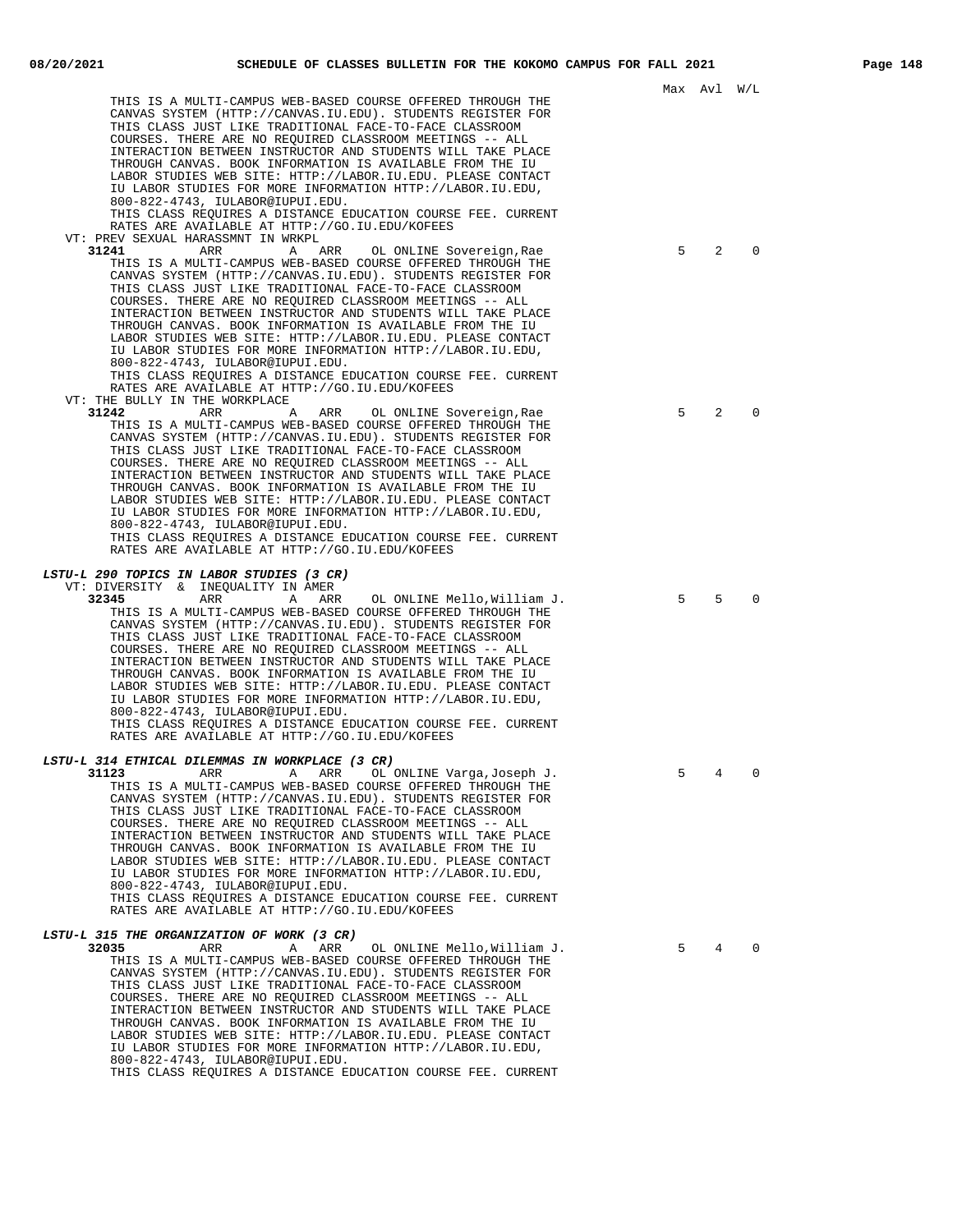Max Avl W/L

THIS IS A MULTI-CAMPUS WEB-BASED COURSE OFFERED THROUGH THE CANVAS SYSTEM (HTTP://CANVAS.IU.EDU). STUDENTS REGISTER FOR THIS CLASS JUST LIKE TRADITIONAL FACE-TO-FACE CLASSROOM COURSES. THERE ARE NO REQUIRED CLASSROOM MEETINGS -- ALL INTERACTION BETWEEN INSTRUCTOR AND STUDENTS WILL TAKE PLACE THROUGH CANVAS. BOOK INFORMATION IS AVAILABLE FROM THE IU LABOR STUDIES WEB SITE: HTTP://LABOR.IU.EDU. PLEASE CONTACT IU LABOR STUDIES FOR MORE INFORMATION HTTP://LABOR.IU.EDU, 800-822-4743, IULABOR@IUPUI.EDU.
THIS CLASS REQUIRES A DISTANCE EDUCATION COURSE FEE. CURRENT RATES ARE AVAILABLE AT HTTP://GO.IU.EDU/KOFEES

VT: PREV SEXUAL HARASSMNT IN WRKPL

**31241** ARR A ARR OL ONLINE Sovereign,Rae 5 2 0

THIS IS A MULTI-CAMPUS WEB-BASED COURSE OFFERED THROUGH THE CANVAS SYSTEM (HTTP://CANVAS.IU.EDU). STUDENTS REGISTER FOR THIS CLASS JUST LIKE TRADITIONAL FACE-TO-FACE CLASSROOM COURSES. THERE ARE NO REQUIRED CLASSROOM MEETINGS -- ALL INTERACTION BETWEEN INSTRUCTOR AND STUDENTS WILL TAKE PLACE THROUGH CANVAS. BOOK INFORMATION IS AVAILABLE FROM THE IU LABOR STUDIES WEB SITE: HTTP://LABOR.IU.EDU. PLEASE CONTACT IU LABOR STUDIES FOR MORE INFORMATION HTTP://LABOR.IU.EDU, 800-822-4743, IULABOR@IUPUI.EDU.
THIS CLASS REQUIRES A DISTANCE EDUCATION COURSE FEE. CURRENT RATES ARE AVAILABLE AT HTTP://GO.IU.EDU/KOFEES

VT: THE BULLY IN THE WORKPLACE

**31242** ARR A ARR OL ONLINE Sovereign,Rae 5 2 0

THIS IS A MULTI-CAMPUS WEB-BASED COURSE OFFERED THROUGH THE CANVAS SYSTEM (HTTP://CANVAS.IU.EDU). STUDENTS REGISTER FOR THIS CLASS JUST LIKE TRADITIONAL FACE-TO-FACE CLASSROOM COURSES. THERE ARE NO REQUIRED CLASSROOM MEETINGS -- ALL INTERACTION BETWEEN INSTRUCTOR AND STUDENTS WILL TAKE PLACE THROUGH CANVAS. BOOK INFORMATION IS AVAILABLE FROM THE IU LABOR STUDIES WEB SITE: HTTP://LABOR.IU.EDU. PLEASE CONTACT IU LABOR STUDIES FOR MORE INFORMATION HTTP://LABOR.IU.EDU, 800-822-4743, IULABOR@IUPUI.EDU.
THIS CLASS REQUIRES A DISTANCE EDUCATION COURSE FEE. CURRENT RATES ARE AVAILABLE AT HTTP://GO.IU.EDU/KOFEES

***LSTU-L 290 TOPICS IN LABOR STUDIES (3 CR)***

VT: DIVERSITY & INEQUALITY IN AMER

**32345** ARR A ARR OL ONLINE Mello,William J. 5 5 0

THIS IS A MULTI-CAMPUS WEB-BASED COURSE OFFERED THROUGH THE CANVAS SYSTEM (HTTP://CANVAS.IU.EDU). STUDENTS REGISTER FOR THIS CLASS JUST LIKE TRADITIONAL FACE-TO-FACE CLASSROOM COURSES. THERE ARE NO REQUIRED CLASSROOM MEETINGS -- ALL INTERACTION BETWEEN INSTRUCTOR AND STUDENTS WILL TAKE PLACE THROUGH CANVAS. BOOK INFORMATION IS AVAILABLE FROM THE IU LABOR STUDIES WEB SITE: HTTP://LABOR.IU.EDU. PLEASE CONTACT IU LABOR STUDIES FOR MORE INFORMATION HTTP://LABOR.IU.EDU, 800-822-4743, IULABOR@IUPUI.EDU.
THIS CLASS REQUIRES A DISTANCE EDUCATION COURSE FEE. CURRENT RATES ARE AVAILABLE AT HTTP://GO.IU.EDU/KOFEES

***LSTU-L 314 ETHICAL DILEMMAS IN WORKPLACE (3 CR)***

**31123** ARR A ARR OL ONLINE Varga,Joseph J. 5 4 0

THIS IS A MULTI-CAMPUS WEB-BASED COURSE OFFERED THROUGH THE CANVAS SYSTEM (HTTP://CANVAS.IU.EDU). STUDENTS REGISTER FOR THIS CLASS JUST LIKE TRADITIONAL FACE-TO-FACE CLASSROOM COURSES. THERE ARE NO REQUIRED CLASSROOM MEETINGS -- ALL INTERACTION BETWEEN INSTRUCTOR AND STUDENTS WILL TAKE PLACE THROUGH CANVAS. BOOK INFORMATION IS AVAILABLE FROM THE IU LABOR STUDIES WEB SITE: HTTP://LABOR.IU.EDU. PLEASE CONTACT IU LABOR STUDIES FOR MORE INFORMATION HTTP://LABOR.IU.EDU, 800-822-4743, IULABOR@IUPUI.EDU.
THIS CLASS REQUIRES A DISTANCE EDUCATION COURSE FEE. CURRENT RATES ARE AVAILABLE AT HTTP://GO.IU.EDU/KOFEES

***LSTU-L 315 THE ORGANIZATION OF WORK (3 CR)***

**32035** ARR A ARR OL ONLINE Mello,William J. 5 4 0

THIS IS A MULTI-CAMPUS WEB-BASED COURSE OFFERED THROUGH THE CANVAS SYSTEM (HTTP://CANVAS.IU.EDU). STUDENTS REGISTER FOR THIS CLASS JUST LIKE TRADITIONAL FACE-TO-FACE CLASSROOM COURSES. THERE ARE NO REQUIRED CLASSROOM MEETINGS -- ALL INTERACTION BETWEEN INSTRUCTOR AND STUDENTS WILL TAKE PLACE THROUGH CANVAS. BOOK INFORMATION IS AVAILABLE FROM THE IU LABOR STUDIES WEB SITE: HTTP://LABOR.IU.EDU. PLEASE CONTACT IU LABOR STUDIES FOR MORE INFORMATION HTTP://LABOR.IU.EDU, 800-822-4743, IULABOR@IUPUI.EDU.
THIS CLASS REQUIRES A DISTANCE EDUCATION COURSE FEE. CURRENT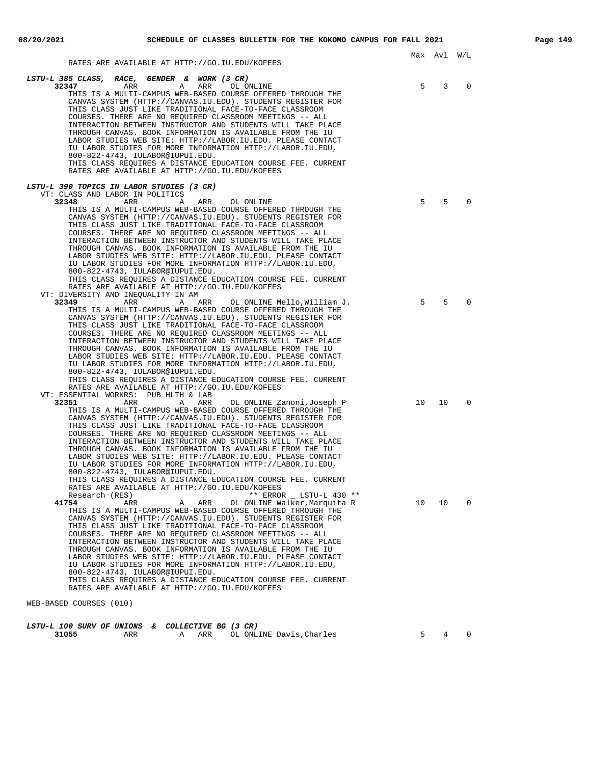Max Avl W/L

RATES ARE AVAILABLE AT HTTP://GO.IU.EDU/KOFEES

***LSTU-L 385 CLASS, RACE, GENDER & WORK (3 CR)***

**32347** ARR A ARR OL ONLINE — Max 5, Avl 3, W/L 0

THIS IS A MULTI-CAMPUS WEB-BASED COURSE OFFERED THROUGH THE CANVAS SYSTEM (HTTP://CANVAS.IU.EDU). STUDENTS REGISTER FOR THIS CLASS JUST LIKE TRADITIONAL FACE-TO-FACE CLASSROOM COURSES. THERE ARE NO REQUIRED CLASSROOM MEETINGS -- ALL INTERACTION BETWEEN INSTRUCTOR AND STUDENTS WILL TAKE PLACE THROUGH CANVAS. BOOK INFORMATION IS AVAILABLE FROM THE IU LABOR STUDIES WEB SITE: HTTP://LABOR.IU.EDU. PLEASE CONTACT IU LABOR STUDIES FOR MORE INFORMATION HTTP://LABOR.IU.EDU, 800-822-4743, IULABOR@IUPUI.EDU.
THIS CLASS REQUIRES A DISTANCE EDUCATION COURSE FEE. CURRENT RATES ARE AVAILABLE AT HTTP://GO.IU.EDU/KOFEES

***LSTU-L 390 TOPICS IN LABOR STUDIES (3 CR)***

VT: CLASS AND LABOR IN POLITICS

**32348** ARR A ARR OL ONLINE — Max 5, Avl 5, W/L 0

THIS IS A MULTI-CAMPUS WEB-BASED COURSE OFFERED THROUGH THE CANVAS SYSTEM (HTTP://CANVAS.IU.EDU). STUDENTS REGISTER FOR THIS CLASS JUST LIKE TRADITIONAL FACE-TO-FACE CLASSROOM COURSES. THERE ARE NO REQUIRED CLASSROOM MEETINGS -- ALL INTERACTION BETWEEN INSTRUCTOR AND STUDENTS WILL TAKE PLACE THROUGH CANVAS. BOOK INFORMATION IS AVAILABLE FROM THE IU LABOR STUDIES WEB SITE: HTTP://LABOR.IU.EDU. PLEASE CONTACT IU LABOR STUDIES FOR MORE INFORMATION HTTP://LABOR.IU.EDU, 800-822-4743, IULABOR@IUPUI.EDU.
THIS CLASS REQUIRES A DISTANCE EDUCATION COURSE FEE. CURRENT RATES ARE AVAILABLE AT HTTP://GO.IU.EDU/KOFEES

VT: DIVERSITY AND INEQUALITY IN AM

**32349** ARR A ARR OL ONLINE Mello,William J. — Max 5, Avl 5, W/L 0

THIS IS A MULTI-CAMPUS WEB-BASED COURSE OFFERED THROUGH THE CANVAS SYSTEM (HTTP://CANVAS.IU.EDU). STUDENTS REGISTER FOR THIS CLASS JUST LIKE TRADITIONAL FACE-TO-FACE CLASSROOM COURSES. THERE ARE NO REQUIRED CLASSROOM MEETINGS -- ALL INTERACTION BETWEEN INSTRUCTOR AND STUDENTS WILL TAKE PLACE THROUGH CANVAS. BOOK INFORMATION IS AVAILABLE FROM THE IU LABOR STUDIES WEB SITE: HTTP://LABOR.IU.EDU. PLEASE CONTACT IU LABOR STUDIES FOR MORE INFORMATION HTTP://LABOR.IU.EDU, 800-822-4743, IULABOR@IUPUI.EDU.
THIS CLASS REQUIRES A DISTANCE EDUCATION COURSE FEE. CURRENT RATES ARE AVAILABLE AT HTTP://GO.IU.EDU/KOFEES

VT: ESSENTIAL WORKRS: PUB HLTH & LAB

**32351** ARR A ARR OL ONLINE Zanoni,Joseph P — Max 10, Avl 10, W/L 0

THIS IS A MULTI-CAMPUS WEB-BASED COURSE OFFERED THROUGH THE CANVAS SYSTEM (HTTP://CANVAS.IU.EDU). STUDENTS REGISTER FOR THIS CLASS JUST LIKE TRADITIONAL FACE-TO-FACE CLASSROOM COURSES. THERE ARE NO REQUIRED CLASSROOM MEETINGS -- ALL INTERACTION BETWEEN INSTRUCTOR AND STUDENTS WILL TAKE PLACE THROUGH CANVAS. BOOK INFORMATION IS AVAILABLE FROM THE IU LABOR STUDIES WEB SITE: HTTP://LABOR.IU.EDU. PLEASE CONTACT IU LABOR STUDIES FOR MORE INFORMATION HTTP://LABOR.IU.EDU, 800-822-4743, IULABOR@IUPUI.EDU.
THIS CLASS REQUIRES A DISTANCE EDUCATION COURSE FEE. CURRENT RATES ARE AVAILABLE AT HTTP://GO.IU.EDU/KOFEES

Research (RES) ** ERROR _ LSTU-L 430 **

**41754** ARR A ARR OL ONLINE Walker,Marquita R — Max 10, Avl 10, W/L 0

THIS IS A MULTI-CAMPUS WEB-BASED COURSE OFFERED THROUGH THE CANVAS SYSTEM (HTTP://CANVAS.IU.EDU). STUDENTS REGISTER FOR THIS CLASS JUST LIKE TRADITIONAL FACE-TO-FACE CLASSROOM COURSES. THERE ARE NO REQUIRED CLASSROOM MEETINGS -- ALL INTERACTION BETWEEN INSTRUCTOR AND STUDENTS WILL TAKE PLACE THROUGH CANVAS. BOOK INFORMATION IS AVAILABLE FROM THE IU LABOR STUDIES WEB SITE: HTTP://LABOR.IU.EDU. PLEASE CONTACT IU LABOR STUDIES FOR MORE INFORMATION HTTP://LABOR.IU.EDU, 800-822-4743, IULABOR@IUPUI.EDU.
THIS CLASS REQUIRES A DISTANCE EDUCATION COURSE FEE. CURRENT RATES ARE AVAILABLE AT HTTP://GO.IU.EDU/KOFEES

WEB-BASED COURSES (010)

***LSTU-L 100 SURV OF UNIONS & COLLECTIVE BG (3 CR)***

**31055** ARR A ARR OL ONLINE Davis,Charles — Max 5, Avl 4, W/L 0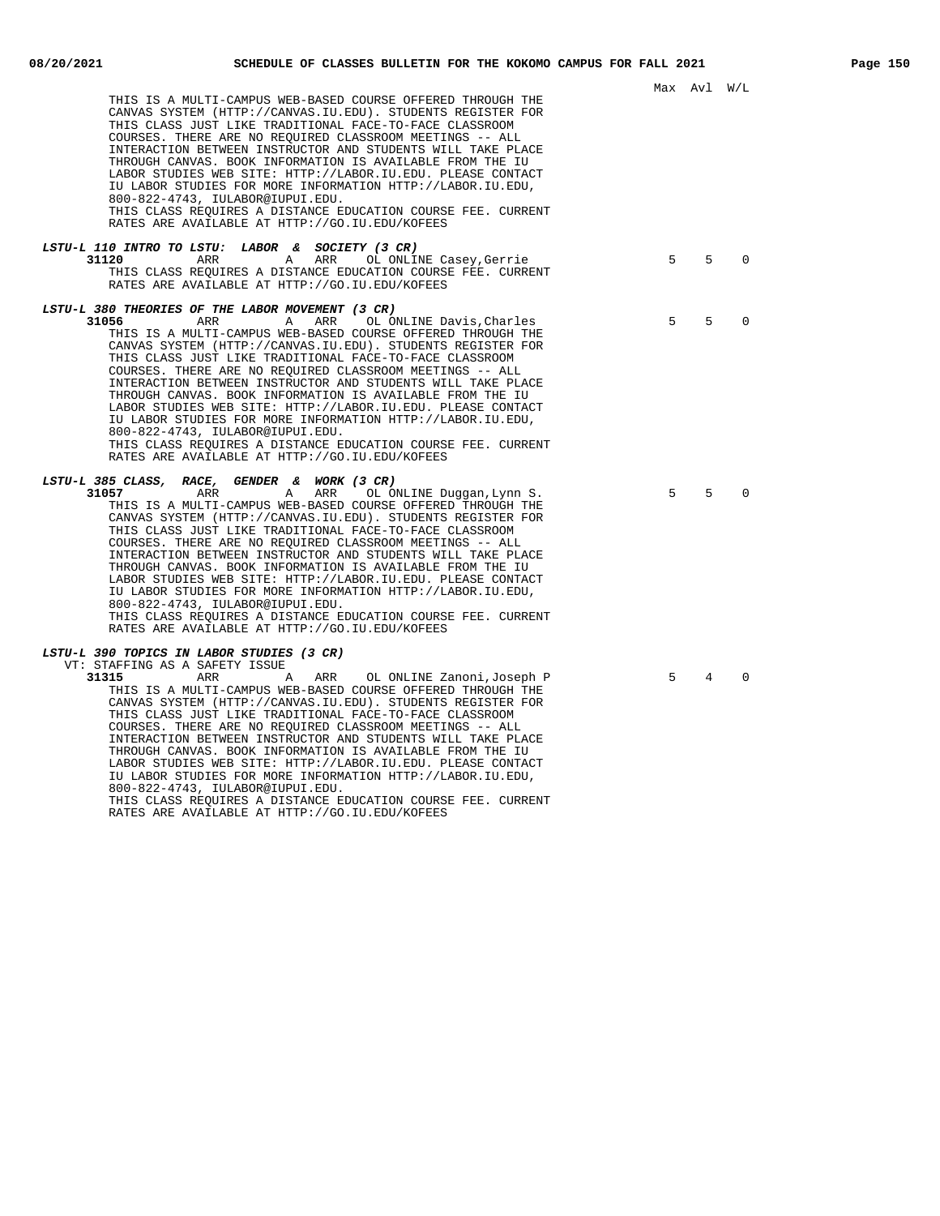Max Avl W/L

THIS IS A MULTI-CAMPUS WEB-BASED COURSE OFFERED THROUGH THE CANVAS SYSTEM (HTTP://CANVAS.IU.EDU). STUDENTS REGISTER FOR THIS CLASS JUST LIKE TRADITIONAL FACE-TO-FACE CLASSROOM COURSES. THERE ARE NO REQUIRED CLASSROOM MEETINGS -- ALL INTERACTION BETWEEN INSTRUCTOR AND STUDENTS WILL TAKE PLACE THROUGH CANVAS. BOOK INFORMATION IS AVAILABLE FROM THE IU LABOR STUDIES WEB SITE: HTTP://LABOR.IU.EDU. PLEASE CONTACT IU LABOR STUDIES FOR MORE INFORMATION HTTP://LABOR.IU.EDU, 800-822-4743, IULABOR@IUPUI.EDU.
THIS CLASS REQUIRES A DISTANCE EDUCATION COURSE FEE. CURRENT RATES ARE AVAILABLE AT HTTP://GO.IU.EDU/KOFEES

***LSTU-L 110 INTRO TO LSTU: LABOR & SOCIETY (3 CR)***

| Class | Time | Days | Type | Instructor | Max | Avl | W/L |
|---|---|---|---|---|---|---|---|
| **31120** | ARR | A ARR | OL ONLINE | Casey,Gerrie | 5 | 5 | 0 |

THIS CLASS REQUIRES A DISTANCE EDUCATION COURSE FEE. CURRENT RATES ARE AVAILABLE AT HTTP://GO.IU.EDU/KOFEES

***LSTU-L 380 THEORIES OF THE LABOR MOVEMENT (3 CR)***

| Class | Time | Days | Type | Instructor | Max | Avl | W/L |
|---|---|---|---|---|---|---|---|
| **31056** | ARR | A ARR | OL ONLINE | Davis,Charles | 5 | 5 | 0 |

THIS IS A MULTI-CAMPUS WEB-BASED COURSE OFFERED THROUGH THE CANVAS SYSTEM (HTTP://CANVAS.IU.EDU). STUDENTS REGISTER FOR THIS CLASS JUST LIKE TRADITIONAL FACE-TO-FACE CLASSROOM COURSES. THERE ARE NO REQUIRED CLASSROOM MEETINGS -- ALL INTERACTION BETWEEN INSTRUCTOR AND STUDENTS WILL TAKE PLACE THROUGH CANVAS. BOOK INFORMATION IS AVAILABLE FROM THE IU LABOR STUDIES WEB SITE: HTTP://LABOR.IU.EDU. PLEASE CONTACT IU LABOR STUDIES FOR MORE INFORMATION HTTP://LABOR.IU.EDU, 800-822-4743, IULABOR@IUPUI.EDU.
THIS CLASS REQUIRES A DISTANCE EDUCATION COURSE FEE. CURRENT RATES ARE AVAILABLE AT HTTP://GO.IU.EDU/KOFEES

***LSTU-L 385 CLASS, RACE, GENDER & WORK (3 CR)***

| Class | Time | Days | Type | Instructor | Max | Avl | W/L |
|---|---|---|---|---|---|---|---|
| **31057** | ARR | A ARR | OL ONLINE | Duggan,Lynn S. | 5 | 5 | 0 |

THIS IS A MULTI-CAMPUS WEB-BASED COURSE OFFERED THROUGH THE CANVAS SYSTEM (HTTP://CANVAS.IU.EDU). STUDENTS REGISTER FOR THIS CLASS JUST LIKE TRADITIONAL FACE-TO-FACE CLASSROOM COURSES. THERE ARE NO REQUIRED CLASSROOM MEETINGS -- ALL INTERACTION BETWEEN INSTRUCTOR AND STUDENTS WILL TAKE PLACE THROUGH CANVAS. BOOK INFORMATION IS AVAILABLE FROM THE IU LABOR STUDIES WEB SITE: HTTP://LABOR.IU.EDU. PLEASE CONTACT IU LABOR STUDIES FOR MORE INFORMATION HTTP://LABOR.IU.EDU, 800-822-4743, IULABOR@IUPUI.EDU.
THIS CLASS REQUIRES A DISTANCE EDUCATION COURSE FEE. CURRENT RATES ARE AVAILABLE AT HTTP://GO.IU.EDU/KOFEES

***LSTU-L 390 TOPICS IN LABOR STUDIES (3 CR)***

VT: STAFFING AS A SAFETY ISSUE

| Class | Time | Days | Type | Instructor | Max | Avl | W/L |
|---|---|---|---|---|---|---|---|
| **31315** | ARR | A ARR | OL ONLINE | Zanoni,Joseph P | 5 | 4 | 0 |

THIS IS A MULTI-CAMPUS WEB-BASED COURSE OFFERED THROUGH THE CANVAS SYSTEM (HTTP://CANVAS.IU.EDU). STUDENTS REGISTER FOR THIS CLASS JUST LIKE TRADITIONAL FACE-TO-FACE CLASSROOM COURSES. THERE ARE NO REQUIRED CLASSROOM MEETINGS -- ALL INTERACTION BETWEEN INSTRUCTOR AND STUDENTS WILL TAKE PLACE THROUGH CANVAS. BOOK INFORMATION IS AVAILABLE FROM THE IU LABOR STUDIES WEB SITE: HTTP://LABOR.IU.EDU. PLEASE CONTACT IU LABOR STUDIES FOR MORE INFORMATION HTTP://LABOR.IU.EDU, 800-822-4743, IULABOR@IUPUI.EDU.
THIS CLASS REQUIRES A DISTANCE EDUCATION COURSE FEE. CURRENT RATES ARE AVAILABLE AT HTTP://GO.IU.EDU/KOFEES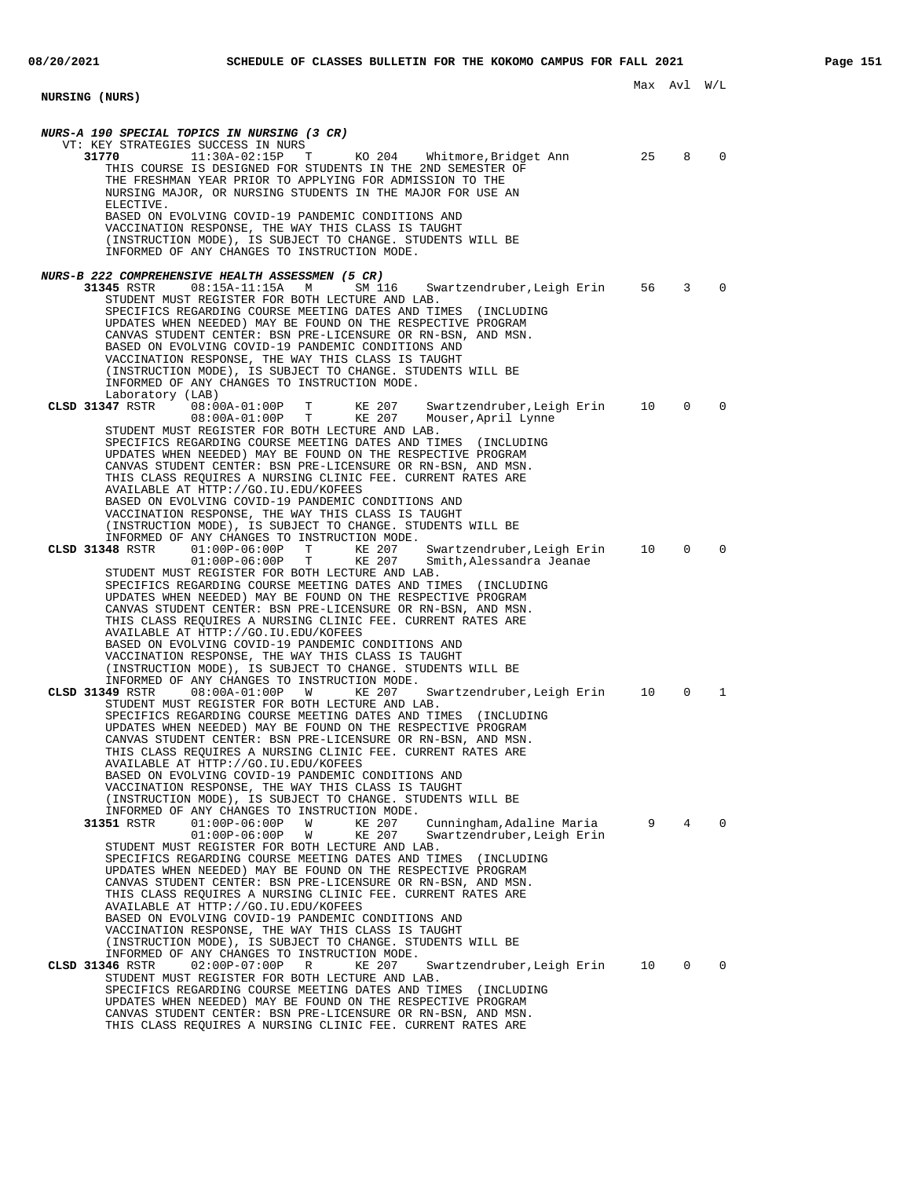## NURSING (NURS)

Max Avl W/L

### *NURS-A 190 SPECIAL TOPICS IN NURSING (3 CR)*

VT: KEY STRATEGIES SUCCESS IN NURS

| Class | Time | Days | Room | Instructor | Max | Avl | W/L |
|---|---|---|---|---|---|---|---|
| **31770** | 11:30A-02:15P | T | KO 204 | Whitmore,Bridget Ann | 25 | 8 | 0 |

THIS COURSE IS DESIGNED FOR STUDENTS IN THE 2ND SEMESTER OF THE FRESHMAN YEAR PRIOR TO APPLYING FOR ADMISSION TO THE NURSING MAJOR, OR NURSING STUDENTS IN THE MAJOR FOR USE AN ELECTIVE.
BASED ON EVOLVING COVID-19 PANDEMIC CONDITIONS AND VACCINATION RESPONSE, THE WAY THIS CLASS IS TAUGHT (INSTRUCTION MODE), IS SUBJECT TO CHANGE. STUDENTS WILL BE INFORMED OF ANY CHANGES TO INSTRUCTION MODE.

### *NURS-B 222 COMPREHENSIVE HEALTH ASSESSMEN (5 CR)*

| Class | Time | Days | Room | Instructor | Max | Avl | W/L |
|---|---|---|---|---|---|---|---|
| **31345** RSTR | 08:15A-11:15A | M | SM 116 | Swartzendruber,Leigh Erin | 56 | 3 | 0 |

STUDENT MUST REGISTER FOR BOTH LECTURE AND LAB.
SPECIFICS REGARDING COURSE MEETING DATES AND TIMES (INCLUDING UPDATES WHEN NEEDED) MAY BE FOUND ON THE RESPECTIVE PROGRAM CANVAS STUDENT CENTER: BSN PRE-LICENSURE OR RN-BSN, AND MSN.
BASED ON EVOLVING COVID-19 PANDEMIC CONDITIONS AND VACCINATION RESPONSE, THE WAY THIS CLASS IS TAUGHT (INSTRUCTION MODE), IS SUBJECT TO CHANGE. STUDENTS WILL BE INFORMED OF ANY CHANGES TO INSTRUCTION MODE.

Laboratory (LAB)

| Class | Time | Days | Room | Instructor | Max | Avl | W/L |
|---|---|---|---|---|---|---|---|
| **CLSD 31347** RSTR | 08:00A-01:00P | T | KE 207 | Swartzendruber,Leigh Erin | 10 | 0 | 0 |
| | 08:00A-01:00P | T | KE 207 | Mouser,April Lynne | | | |

STUDENT MUST REGISTER FOR BOTH LECTURE AND LAB.
SPECIFICS REGARDING COURSE MEETING DATES AND TIMES (INCLUDING UPDATES WHEN NEEDED) MAY BE FOUND ON THE RESPECTIVE PROGRAM CANVAS STUDENT CENTER: BSN PRE-LICENSURE OR RN-BSN, AND MSN.
THIS CLASS REQUIRES A NURSING CLINIC FEE. CURRENT RATES ARE AVAILABLE AT HTTP://GO.IU.EDU/KOFEES
BASED ON EVOLVING COVID-19 PANDEMIC CONDITIONS AND VACCINATION RESPONSE, THE WAY THIS CLASS IS TAUGHT (INSTRUCTION MODE), IS SUBJECT TO CHANGE. STUDENTS WILL BE INFORMED OF ANY CHANGES TO INSTRUCTION MODE.

| Class | Time | Days | Room | Instructor | Max | Avl | W/L |
|---|---|---|---|---|---|---|---|
| **CLSD 31348** RSTR | 01:00P-06:00P | T | KE 207 | Swartzendruber,Leigh Erin | 10 | 0 | 0 |
| | 01:00P-06:00P | T | KE 207 | Smith,Alessandra Jeanae | | | |

STUDENT MUST REGISTER FOR BOTH LECTURE AND LAB.
SPECIFICS REGARDING COURSE MEETING DATES AND TIMES (INCLUDING UPDATES WHEN NEEDED) MAY BE FOUND ON THE RESPECTIVE PROGRAM CANVAS STUDENT CENTER: BSN PRE-LICENSURE OR RN-BSN, AND MSN.
THIS CLASS REQUIRES A NURSING CLINIC FEE. CURRENT RATES ARE AVAILABLE AT HTTP://GO.IU.EDU/KOFEES
BASED ON EVOLVING COVID-19 PANDEMIC CONDITIONS AND VACCINATION RESPONSE, THE WAY THIS CLASS IS TAUGHT (INSTRUCTION MODE), IS SUBJECT TO CHANGE. STUDENTS WILL BE INFORMED OF ANY CHANGES TO INSTRUCTION MODE.

| Class | Time | Days | Room | Instructor | Max | Avl | W/L |
|---|---|---|---|---|---|---|---|
| **CLSD 31349** RSTR | 08:00A-01:00P | W | KE 207 | Swartzendruber,Leigh Erin | 10 | 0 | 1 |

STUDENT MUST REGISTER FOR BOTH LECTURE AND LAB.
SPECIFICS REGARDING COURSE MEETING DATES AND TIMES (INCLUDING UPDATES WHEN NEEDED) MAY BE FOUND ON THE RESPECTIVE PROGRAM CANVAS STUDENT CENTER: BSN PRE-LICENSURE OR RN-BSN, AND MSN.
THIS CLASS REQUIRES A NURSING CLINIC FEE. CURRENT RATES ARE AVAILABLE AT HTTP://GO.IU.EDU/KOFEES
BASED ON EVOLVING COVID-19 PANDEMIC CONDITIONS AND VACCINATION RESPONSE, THE WAY THIS CLASS IS TAUGHT (INSTRUCTION MODE), IS SUBJECT TO CHANGE. STUDENTS WILL BE INFORMED OF ANY CHANGES TO INSTRUCTION MODE.

| Class | Time | Days | Room | Instructor | Max | Avl | W/L |
|---|---|---|---|---|---|---|---|
| **31351** RSTR | 01:00P-06:00P | W | KE 207 | Cunningham,Adaline Maria | 9 | 4 | 0 |
| | 01:00P-06:00P | W | KE 207 | Swartzendruber,Leigh Erin | | | |

STUDENT MUST REGISTER FOR BOTH LECTURE AND LAB.
SPECIFICS REGARDING COURSE MEETING DATES AND TIMES (INCLUDING UPDATES WHEN NEEDED) MAY BE FOUND ON THE RESPECTIVE PROGRAM CANVAS STUDENT CENTER: BSN PRE-LICENSURE OR RN-BSN, AND MSN.
THIS CLASS REQUIRES A NURSING CLINIC FEE. CURRENT RATES ARE AVAILABLE AT HTTP://GO.IU.EDU/KOFEES
BASED ON EVOLVING COVID-19 PANDEMIC CONDITIONS AND VACCINATION RESPONSE, THE WAY THIS CLASS IS TAUGHT (INSTRUCTION MODE), IS SUBJECT TO CHANGE. STUDENTS WILL BE INFORMED OF ANY CHANGES TO INSTRUCTION MODE.

| Class | Time | Days | Room | Instructor | Max | Avl | W/L |
|---|---|---|---|---|---|---|---|
| **CLSD 31346** RSTR | 02:00P-07:00P | R | KE 207 | Swartzendruber,Leigh Erin | 10 | 0 | 0 |

STUDENT MUST REGISTER FOR BOTH LECTURE AND LAB.
SPECIFICS REGARDING COURSE MEETING DATES AND TIMES (INCLUDING UPDATES WHEN NEEDED) MAY BE FOUND ON THE RESPECTIVE PROGRAM CANVAS STUDENT CENTER: BSN PRE-LICENSURE OR RN-BSN, AND MSN.
THIS CLASS REQUIRES A NURSING CLINIC FEE. CURRENT RATES ARE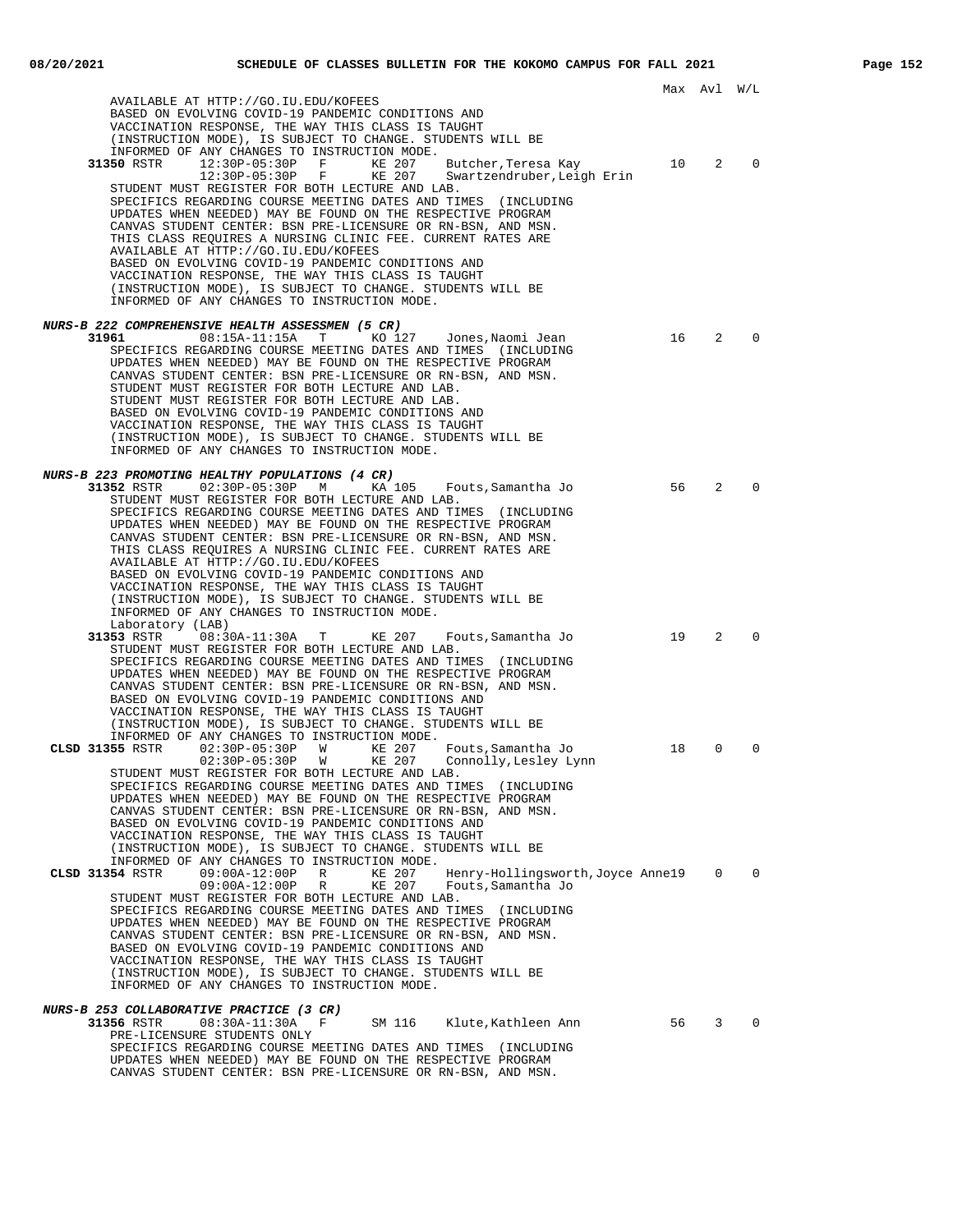Max Avl W/L

AVAILABLE AT HTTP://GO.IU.EDU/KOFEES
BASED ON EVOLVING COVID-19 PANDEMIC CONDITIONS AND
VACCINATION RESPONSE, THE WAY THIS CLASS IS TAUGHT
(INSTRUCTION MODE), IS SUBJECT TO CHANGE. STUDENTS WILL BE
INFORMED OF ANY CHANGES TO INSTRUCTION MODE.

```
31350 RSTR   12:30P-05:30P   F     KE 207    Butcher,Teresa Kay             10   2   0
             12:30P-05:30P   F     KE 207    Swartzendruber,Leigh Erin
```

STUDENT MUST REGISTER FOR BOTH LECTURE AND LAB.
SPECIFICS REGARDING COURSE MEETING DATES AND TIMES (INCLUDING
UPDATES WHEN NEEDED) MAY BE FOUND ON THE RESPECTIVE PROGRAM
CANVAS STUDENT CENTER: BSN PRE-LICENSURE OR RN-BSN, AND MSN.
THIS CLASS REQUIRES A NURSING CLINIC FEE. CURRENT RATES ARE
AVAILABLE AT HTTP://GO.IU.EDU/KOFEES
BASED ON EVOLVING COVID-19 PANDEMIC CONDITIONS AND
VACCINATION RESPONSE, THE WAY THIS CLASS IS TAUGHT
(INSTRUCTION MODE), IS SUBJECT TO CHANGE. STUDENTS WILL BE
INFORMED OF ANY CHANGES TO INSTRUCTION MODE.

***NURS-B 222 COMPREHENSIVE HEALTH ASSESSMEN (5 CR)***

```
31961        08:15A-11:15A   T     KO 127    Jones,Naomi Jean               16   2   0
```

SPECIFICS REGARDING COURSE MEETING DATES AND TIMES (INCLUDING
UPDATES WHEN NEEDED) MAY BE FOUND ON THE RESPECTIVE PROGRAM
CANVAS STUDENT CENTER: BSN PRE-LICENSURE OR RN-BSN, AND MSN.
STUDENT MUST REGISTER FOR BOTH LECTURE AND LAB.
STUDENT MUST REGISTER FOR BOTH LECTURE AND LAB.
BASED ON EVOLVING COVID-19 PANDEMIC CONDITIONS AND
VACCINATION RESPONSE, THE WAY THIS CLASS IS TAUGHT
(INSTRUCTION MODE), IS SUBJECT TO CHANGE. STUDENTS WILL BE
INFORMED OF ANY CHANGES TO INSTRUCTION MODE.

***NURS-B 223 PROMOTING HEALTHY POPULATIONS (4 CR)***

```
31352 RSTR   02:30P-05:30P   M     KA 105    Fouts,Samantha Jo              56   2   0
```

STUDENT MUST REGISTER FOR BOTH LECTURE AND LAB.
SPECIFICS REGARDING COURSE MEETING DATES AND TIMES (INCLUDING
UPDATES WHEN NEEDED) MAY BE FOUND ON THE RESPECTIVE PROGRAM
CANVAS STUDENT CENTER: BSN PRE-LICENSURE OR RN-BSN, AND MSN.
THIS CLASS REQUIRES A NURSING CLINIC FEE. CURRENT RATES ARE
AVAILABLE AT HTTP://GO.IU.EDU/KOFEES
BASED ON EVOLVING COVID-19 PANDEMIC CONDITIONS AND
VACCINATION RESPONSE, THE WAY THIS CLASS IS TAUGHT
(INSTRUCTION MODE), IS SUBJECT TO CHANGE. STUDENTS WILL BE
INFORMED OF ANY CHANGES TO INSTRUCTION MODE.
Laboratory (LAB)

```
31353 RSTR   08:30A-11:30A   T     KE 207    Fouts,Samantha Jo              19   2   0
```

STUDENT MUST REGISTER FOR BOTH LECTURE AND LAB.
SPECIFICS REGARDING COURSE MEETING DATES AND TIMES (INCLUDING
UPDATES WHEN NEEDED) MAY BE FOUND ON THE RESPECTIVE PROGRAM
CANVAS STUDENT CENTER: BSN PRE-LICENSURE OR RN-BSN, AND MSN.
BASED ON EVOLVING COVID-19 PANDEMIC CONDITIONS AND
VACCINATION RESPONSE, THE WAY THIS CLASS IS TAUGHT
(INSTRUCTION MODE), IS SUBJECT TO CHANGE. STUDENTS WILL BE
INFORMED OF ANY CHANGES TO INSTRUCTION MODE.

```
CLSD 31355 RSTR   02:30P-05:30P   W     KE 207    Fouts,Samantha Jo         18   0   0
                  02:30P-05:30P   W     KE 207    Connolly,Lesley Lynn
```

STUDENT MUST REGISTER FOR BOTH LECTURE AND LAB.
SPECIFICS REGARDING COURSE MEETING DATES AND TIMES (INCLUDING
UPDATES WHEN NEEDED) MAY BE FOUND ON THE RESPECTIVE PROGRAM
CANVAS STUDENT CENTER: BSN PRE-LICENSURE OR RN-BSN, AND MSN.
BASED ON EVOLVING COVID-19 PANDEMIC CONDITIONS AND
VACCINATION RESPONSE, THE WAY THIS CLASS IS TAUGHT
(INSTRUCTION MODE), IS SUBJECT TO CHANGE. STUDENTS WILL BE
INFORMED OF ANY CHANGES TO INSTRUCTION MODE.

```
CLSD 31354 RSTR   09:00A-12:00P   R     KE 207    Henry-Hollingsworth,Joyce Anne19   0   0
                  09:00A-12:00P   R     KE 207    Fouts,Samantha Jo
```

STUDENT MUST REGISTER FOR BOTH LECTURE AND LAB.
SPECIFICS REGARDING COURSE MEETING DATES AND TIMES (INCLUDING
UPDATES WHEN NEEDED) MAY BE FOUND ON THE RESPECTIVE PROGRAM
CANVAS STUDENT CENTER: BSN PRE-LICENSURE OR RN-BSN, AND MSN.
BASED ON EVOLVING COVID-19 PANDEMIC CONDITIONS AND
VACCINATION RESPONSE, THE WAY THIS CLASS IS TAUGHT
(INSTRUCTION MODE), IS SUBJECT TO CHANGE. STUDENTS WILL BE
INFORMED OF ANY CHANGES TO INSTRUCTION MODE.

***NURS-B 253 COLLABORATIVE PRACTICE (3 CR)***

```
31356 RSTR   08:30A-11:30A   F     SM 116    Klute,Kathleen Ann             56   3   0
```

PRE-LICENSURE STUDENTS ONLY
SPECIFICS REGARDING COURSE MEETING DATES AND TIMES (INCLUDING
UPDATES WHEN NEEDED) MAY BE FOUND ON THE RESPECTIVE PROGRAM
CANVAS STUDENT CENTER: BSN PRE-LICENSURE OR RN-BSN, AND MSN.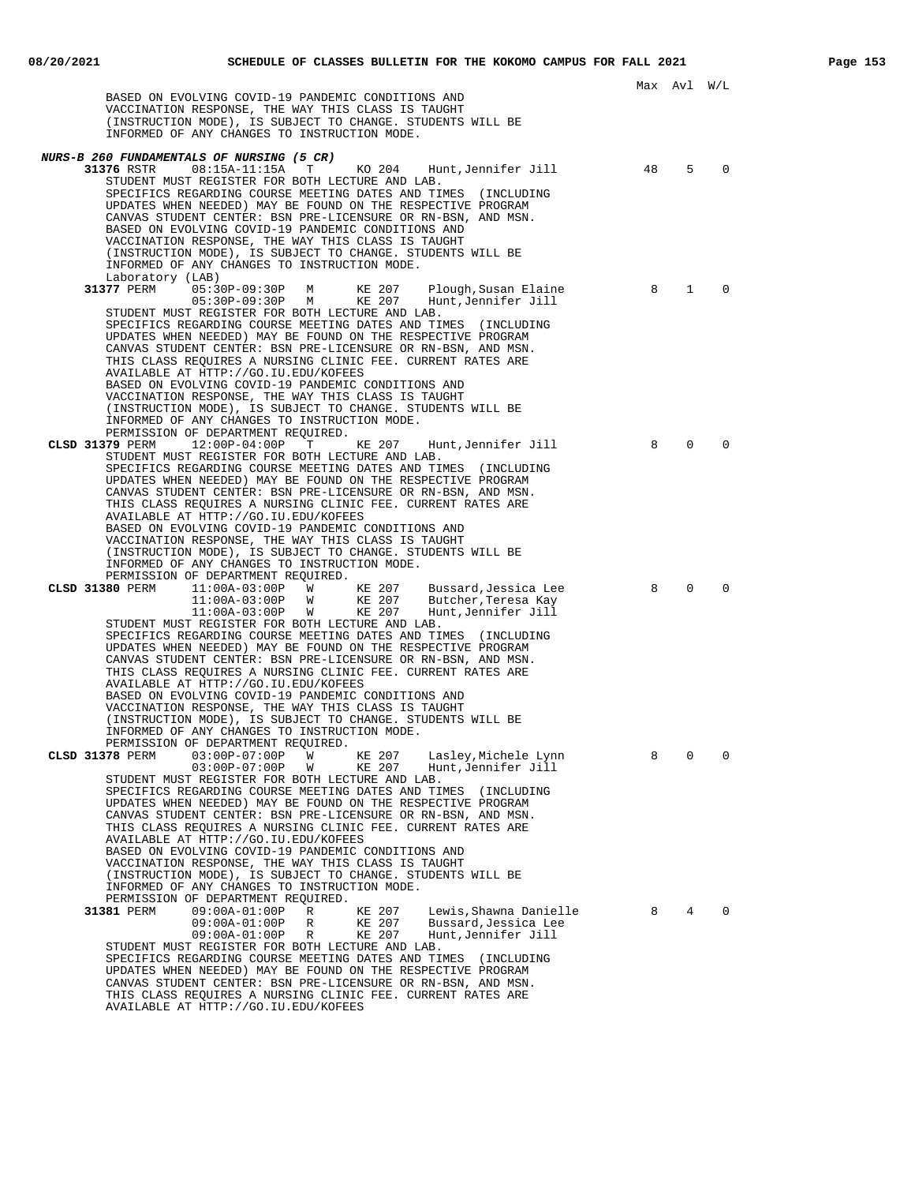Max Avl W/L

BASED ON EVOLVING COVID-19 PANDEMIC CONDITIONS AND VACCINATION RESPONSE, THE WAY THIS CLASS IS TAUGHT (INSTRUCTION MODE), IS SUBJECT TO CHANGE. STUDENTS WILL BE INFORMED OF ANY CHANGES TO INSTRUCTION MODE.

***NURS-B 260 FUNDAMENTALS OF NURSING (5 CR)***

**31376** RSTR 08:15A-11:15A T KO 204 Hunt,Jennifer Jill 48 5 0

STUDENT MUST REGISTER FOR BOTH LECTURE AND LAB.
SPECIFICS REGARDING COURSE MEETING DATES AND TIMES (INCLUDING UPDATES WHEN NEEDED) MAY BE FOUND ON THE RESPECTIVE PROGRAM CANVAS STUDENT CENTER: BSN PRE-LICENSURE OR RN-BSN, AND MSN.
BASED ON EVOLVING COVID-19 PANDEMIC CONDITIONS AND VACCINATION RESPONSE, THE WAY THIS CLASS IS TAUGHT (INSTRUCTION MODE), IS SUBJECT TO CHANGE. STUDENTS WILL BE INFORMED OF ANY CHANGES TO INSTRUCTION MODE.

Laboratory (LAB)

**31377** PERM 05:30P-09:30P M KE 207 Plough,Susan Elaine 8 1 0
05:30P-09:30P M KE 207 Hunt,Jennifer Jill

STUDENT MUST REGISTER FOR BOTH LECTURE AND LAB.
SPECIFICS REGARDING COURSE MEETING DATES AND TIMES (INCLUDING UPDATES WHEN NEEDED) MAY BE FOUND ON THE RESPECTIVE PROGRAM CANVAS STUDENT CENTER: BSN PRE-LICENSURE OR RN-BSN, AND MSN.
THIS CLASS REQUIRES A NURSING CLINIC FEE. CURRENT RATES ARE AVAILABLE AT HTTP://GO.IU.EDU/KOFEES
BASED ON EVOLVING COVID-19 PANDEMIC CONDITIONS AND VACCINATION RESPONSE, THE WAY THIS CLASS IS TAUGHT (INSTRUCTION MODE), IS SUBJECT TO CHANGE. STUDENTS WILL BE INFORMED OF ANY CHANGES TO INSTRUCTION MODE.
PERMISSION OF DEPARTMENT REQUIRED.

**CLSD 31379** PERM 12:00P-04:00P T KE 207 Hunt,Jennifer Jill 8 0 0

STUDENT MUST REGISTER FOR BOTH LECTURE AND LAB.
SPECIFICS REGARDING COURSE MEETING DATES AND TIMES (INCLUDING UPDATES WHEN NEEDED) MAY BE FOUND ON THE RESPECTIVE PROGRAM CANVAS STUDENT CENTER: BSN PRE-LICENSURE OR RN-BSN, AND MSN.
THIS CLASS REQUIRES A NURSING CLINIC FEE. CURRENT RATES ARE AVAILABLE AT HTTP://GO.IU.EDU/KOFEES
BASED ON EVOLVING COVID-19 PANDEMIC CONDITIONS AND VACCINATION RESPONSE, THE WAY THIS CLASS IS TAUGHT (INSTRUCTION MODE), IS SUBJECT TO CHANGE. STUDENTS WILL BE INFORMED OF ANY CHANGES TO INSTRUCTION MODE.
PERMISSION OF DEPARTMENT REQUIRED.

**CLSD 31380** PERM 11:00A-03:00P W KE 207 Bussard,Jessica Lee 8 0 0
11:00A-03:00P W KE 207 Butcher,Teresa Kay
11:00A-03:00P W KE 207 Hunt,Jennifer Jill

STUDENT MUST REGISTER FOR BOTH LECTURE AND LAB.
SPECIFICS REGARDING COURSE MEETING DATES AND TIMES (INCLUDING UPDATES WHEN NEEDED) MAY BE FOUND ON THE RESPECTIVE PROGRAM CANVAS STUDENT CENTER: BSN PRE-LICENSURE OR RN-BSN, AND MSN.
THIS CLASS REQUIRES A NURSING CLINIC FEE. CURRENT RATES ARE AVAILABLE AT HTTP://GO.IU.EDU/KOFEES
BASED ON EVOLVING COVID-19 PANDEMIC CONDITIONS AND VACCINATION RESPONSE, THE WAY THIS CLASS IS TAUGHT (INSTRUCTION MODE), IS SUBJECT TO CHANGE. STUDENTS WILL BE INFORMED OF ANY CHANGES TO INSTRUCTION MODE.
PERMISSION OF DEPARTMENT REQUIRED.

**CLSD 31378** PERM 03:00P-07:00P W KE 207 Lasley,Michele Lynn 8 0 0
03:00P-07:00P W KE 207 Hunt,Jennifer Jill

STUDENT MUST REGISTER FOR BOTH LECTURE AND LAB.
SPECIFICS REGARDING COURSE MEETING DATES AND TIMES (INCLUDING UPDATES WHEN NEEDED) MAY BE FOUND ON THE RESPECTIVE PROGRAM CANVAS STUDENT CENTER: BSN PRE-LICENSURE OR RN-BSN, AND MSN.
THIS CLASS REQUIRES A NURSING CLINIC FEE. CURRENT RATES ARE AVAILABLE AT HTTP://GO.IU.EDU/KOFEES
BASED ON EVOLVING COVID-19 PANDEMIC CONDITIONS AND VACCINATION RESPONSE, THE WAY THIS CLASS IS TAUGHT (INSTRUCTION MODE), IS SUBJECT TO CHANGE. STUDENTS WILL BE INFORMED OF ANY CHANGES TO INSTRUCTION MODE.
PERMISSION OF DEPARTMENT REQUIRED.

**31381** PERM 09:00A-01:00P R KE 207 Lewis,Shawna Danielle 8 4 0
09:00A-01:00P R KE 207 Bussard,Jessica Lee
09:00A-01:00P R KE 207 Hunt,Jennifer Jill

STUDENT MUST REGISTER FOR BOTH LECTURE AND LAB.
SPECIFICS REGARDING COURSE MEETING DATES AND TIMES (INCLUDING UPDATES WHEN NEEDED) MAY BE FOUND ON THE RESPECTIVE PROGRAM CANVAS STUDENT CENTER: BSN PRE-LICENSURE OR RN-BSN, AND MSN.
THIS CLASS REQUIRES A NURSING CLINIC FEE. CURRENT RATES ARE AVAILABLE AT HTTP://GO.IU.EDU/KOFEES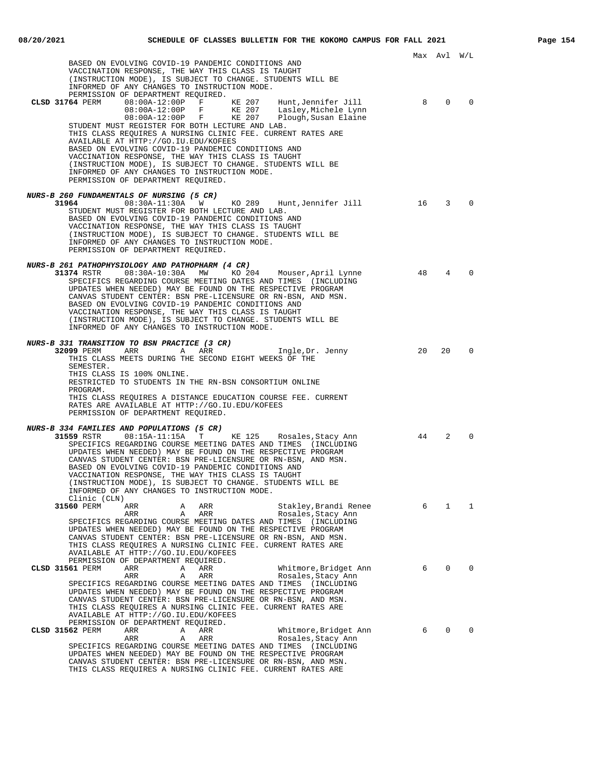Max Avl W/L

BASED ON EVOLVING COVID-19 PANDEMIC CONDITIONS AND VACCINATION RESPONSE, THE WAY THIS CLASS IS TAUGHT (INSTRUCTION MODE), IS SUBJECT TO CHANGE. STUDENTS WILL BE INFORMED OF ANY CHANGES TO INSTRUCTION MODE.
PERMISSION OF DEPARTMENT REQUIRED.

```
CLSD 31764 PERM    08:00A-12:00P   F     KE 207    Hunt,Jennifer Jill       8    0    0
                   08:00A-12:00P   F     KE 207    Lasley,Michele Lynn
                   08:00A-12:00P   F     KE 207    Plough,Susan Elaine
```

STUDENT MUST REGISTER FOR BOTH LECTURE AND LAB.
THIS CLASS REQUIRES A NURSING CLINIC FEE. CURRENT RATES ARE AVAILABLE AT HTTP://GO.IU.EDU/KOFEES
BASED ON EVOLVING COVID-19 PANDEMIC CONDITIONS AND VACCINATION RESPONSE, THE WAY THIS CLASS IS TAUGHT (INSTRUCTION MODE), IS SUBJECT TO CHANGE. STUDENTS WILL BE INFORMED OF ANY CHANGES TO INSTRUCTION MODE.
PERMISSION OF DEPARTMENT REQUIRED.

***NURS-B 260 FUNDAMENTALS OF NURSING (5 CR)***

```
     31964         08:30A-11:30A   W     KO 289    Hunt,Jennifer Jill      16    3    0
```

STUDENT MUST REGISTER FOR BOTH LECTURE AND LAB.
BASED ON EVOLVING COVID-19 PANDEMIC CONDITIONS AND VACCINATION RESPONSE, THE WAY THIS CLASS IS TAUGHT (INSTRUCTION MODE), IS SUBJECT TO CHANGE. STUDENTS WILL BE INFORMED OF ANY CHANGES TO INSTRUCTION MODE.
PERMISSION OF DEPARTMENT REQUIRED.

***NURS-B 261 PATHOPHYSIOLOGY AND PATHOPHARM (4 CR)***

```
     31374 RSTR    08:30A-10:30A   MW    KO 204    Mouser,April Lynne      48    4    0
```

SPECIFICS REGARDING COURSE MEETING DATES AND TIMES (INCLUDING UPDATES WHEN NEEDED) MAY BE FOUND ON THE RESPECTIVE PROGRAM CANVAS STUDENT CENTER: BSN PRE-LICENSURE OR RN-BSN, AND MSN.
BASED ON EVOLVING COVID-19 PANDEMIC CONDITIONS AND VACCINATION RESPONSE, THE WAY THIS CLASS IS TAUGHT (INSTRUCTION MODE), IS SUBJECT TO CHANGE. STUDENTS WILL BE INFORMED OF ANY CHANGES TO INSTRUCTION MODE.

***NURS-B 331 TRANSITION TO BSN PRACTICE (3 CR)***

```
     32099 PERM    ARR             A     ARR       Ingle,Dr. Jenny         20   20    0
```

THIS CLASS MEETS DURING THE SECOND EIGHT WEEKS OF THE SEMESTER.
THIS CLASS IS 100% ONLINE.
RESTRICTED TO STUDENTS IN THE RN-BSN CONSORTIUM ONLINE PROGRAM.
THIS CLASS REQUIRES A DISTANCE EDUCATION COURSE FEE. CURRENT RATES ARE AVAILABLE AT HTTP://GO.IU.EDU/KOFEES
PERMISSION OF DEPARTMENT REQUIRED.

***NURS-B 334 FAMILIES AND POPULATIONS (5 CR)***

```
     31559 RSTR    08:15A-11:15A   T     KE 125    Rosales,Stacy Ann       44    2    0
```

SPECIFICS REGARDING COURSE MEETING DATES AND TIMES (INCLUDING UPDATES WHEN NEEDED) MAY BE FOUND ON THE RESPECTIVE PROGRAM CANVAS STUDENT CENTER: BSN PRE-LICENSURE OR RN-BSN, AND MSN.
BASED ON EVOLVING COVID-19 PANDEMIC CONDITIONS AND VACCINATION RESPONSE, THE WAY THIS CLASS IS TAUGHT (INSTRUCTION MODE), IS SUBJECT TO CHANGE. STUDENTS WILL BE INFORMED OF ANY CHANGES TO INSTRUCTION MODE.
Clinic (CLN)

```
     31560 PERM    ARR             A     ARR       Stakley,Brandi Renee     6    1    1
                   ARR             A     ARR       Rosales,Stacy Ann
```

SPECIFICS REGARDING COURSE MEETING DATES AND TIMES (INCLUDING UPDATES WHEN NEEDED) MAY BE FOUND ON THE RESPECTIVE PROGRAM CANVAS STUDENT CENTER: BSN PRE-LICENSURE OR RN-BSN, AND MSN.
THIS CLASS REQUIRES A NURSING CLINIC FEE. CURRENT RATES ARE AVAILABLE AT HTTP://GO.IU.EDU/KOFEES
PERMISSION OF DEPARTMENT REQUIRED.

```
CLSD 31561 PERM    ARR             A     ARR       Whitmore,Bridget Ann     6    0    0
                   ARR             A     ARR       Rosales,Stacy Ann
```

SPECIFICS REGARDING COURSE MEETING DATES AND TIMES (INCLUDING UPDATES WHEN NEEDED) MAY BE FOUND ON THE RESPECTIVE PROGRAM CANVAS STUDENT CENTER: BSN PRE-LICENSURE OR RN-BSN, AND MSN.
THIS CLASS REQUIRES A NURSING CLINIC FEE. CURRENT RATES ARE AVAILABLE AT HTTP://GO.IU.EDU/KOFEES
PERMISSION OF DEPARTMENT REQUIRED.

```
CLSD 31562 PERM    ARR             A     ARR       Whitmore,Bridget Ann     6    0    0
                   ARR             A     ARR       Rosales,Stacy Ann
```

SPECIFICS REGARDING COURSE MEETING DATES AND TIMES (INCLUDING UPDATES WHEN NEEDED) MAY BE FOUND ON THE RESPECTIVE PROGRAM CANVAS STUDENT CENTER: BSN PRE-LICENSURE OR RN-BSN, AND MSN.
THIS CLASS REQUIRES A NURSING CLINIC FEE. CURRENT RATES ARE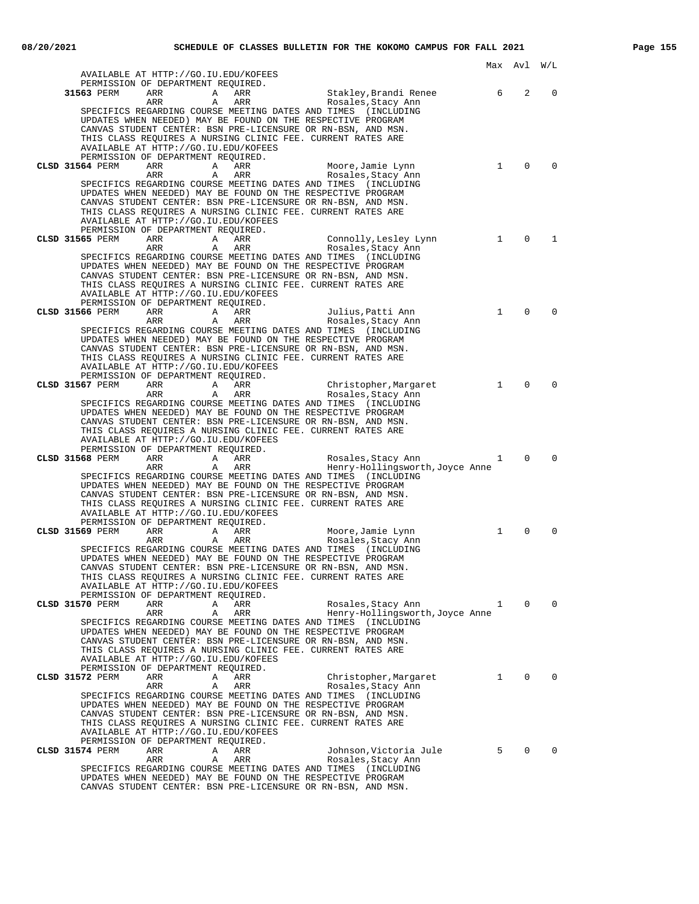| | | | | | | Max | Avl | W/L |
|---|---|---|---|---|---|---|---|---|

AVAILABLE AT HTTP://GO.IU.EDU/KOFEES
PERMISSION OF DEPARTMENT REQUIRED.

| | Class | Type | Time | | Days | Instructor | Max | Avl | W/L |
|---|---|---|---|---|---|---|---|---|---|
| | **31563** | PERM | ARR | A | ARR | Stakley,Brandi Renee | 6 | 2 | 0 |
| | | | ARR | A | ARR | Rosales,Stacy Ann | | | |

SPECIFICS REGARDING COURSE MEETING DATES AND TIMES (INCLUDING UPDATES WHEN NEEDED) MAY BE FOUND ON THE RESPECTIVE PROGRAM CANVAS STUDENT CENTER: BSN PRE-LICENSURE OR RN-BSN, AND MSN. THIS CLASS REQUIRES A NURSING CLINIC FEE. CURRENT RATES ARE AVAILABLE AT HTTP://GO.IU.EDU/KOFEES
PERMISSION OF DEPARTMENT REQUIRED.

| | Class | Type | Time | | Days | Instructor | Max | Avl | W/L |
|---|---|---|---|---|---|---|---|---|---|
| **CLSD** | **31564** | PERM | ARR | A | ARR | Moore,Jamie Lynn | 1 | 0 | 0 |
| | | | ARR | A | ARR | Rosales,Stacy Ann | | | |

SPECIFICS REGARDING COURSE MEETING DATES AND TIMES (INCLUDING UPDATES WHEN NEEDED) MAY BE FOUND ON THE RESPECTIVE PROGRAM CANVAS STUDENT CENTER: BSN PRE-LICENSURE OR RN-BSN, AND MSN. THIS CLASS REQUIRES A NURSING CLINIC FEE. CURRENT RATES ARE AVAILABLE AT HTTP://GO.IU.EDU/KOFEES
PERMISSION OF DEPARTMENT REQUIRED.

| | Class | Type | Time | | Days | Instructor | Max | Avl | W/L |
|---|---|---|---|---|---|---|---|---|---|
| **CLSD** | **31565** | PERM | ARR | A | ARR | Connolly,Lesley Lynn | 1 | 0 | 1 |
| | | | ARR | A | ARR | Rosales,Stacy Ann | | | |

SPECIFICS REGARDING COURSE MEETING DATES AND TIMES (INCLUDING UPDATES WHEN NEEDED) MAY BE FOUND ON THE RESPECTIVE PROGRAM CANVAS STUDENT CENTER: BSN PRE-LICENSURE OR RN-BSN, AND MSN. THIS CLASS REQUIRES A NURSING CLINIC FEE. CURRENT RATES ARE AVAILABLE AT HTTP://GO.IU.EDU/KOFEES
PERMISSION OF DEPARTMENT REQUIRED.

| | Class | Type | Time | | Days | Instructor | Max | Avl | W/L |
|---|---|---|---|---|---|---|---|---|---|
| **CLSD** | **31566** | PERM | ARR | A | ARR | Julius,Patti Ann | 1 | 0 | 0 |
| | | | ARR | A | ARR | Rosales,Stacy Ann | | | |

SPECIFICS REGARDING COURSE MEETING DATES AND TIMES (INCLUDING UPDATES WHEN NEEDED) MAY BE FOUND ON THE RESPECTIVE PROGRAM CANVAS STUDENT CENTER: BSN PRE-LICENSURE OR RN-BSN, AND MSN. THIS CLASS REQUIRES A NURSING CLINIC FEE. CURRENT RATES ARE AVAILABLE AT HTTP://GO.IU.EDU/KOFEES
PERMISSION OF DEPARTMENT REQUIRED.

| | Class | Type | Time | | Days | Instructor | Max | Avl | W/L |
|---|---|---|---|---|---|---|---|---|---|
| **CLSD** | **31567** | PERM | ARR | A | ARR | Christopher,Margaret | 1 | 0 | 0 |
| | | | ARR | A | ARR | Rosales,Stacy Ann | | | |

SPECIFICS REGARDING COURSE MEETING DATES AND TIMES (INCLUDING UPDATES WHEN NEEDED) MAY BE FOUND ON THE RESPECTIVE PROGRAM CANVAS STUDENT CENTER: BSN PRE-LICENSURE OR RN-BSN, AND MSN. THIS CLASS REQUIRES A NURSING CLINIC FEE. CURRENT RATES ARE AVAILABLE AT HTTP://GO.IU.EDU/KOFEES
PERMISSION OF DEPARTMENT REQUIRED.

| | Class | Type | Time | | Days | Instructor | Max | Avl | W/L |
|---|---|---|---|---|---|---|---|---|---|
| **CLSD** | **31568** | PERM | ARR | A | ARR | Rosales,Stacy Ann | 1 | 0 | 0 |
| | | | ARR | A | ARR | Henry-Hollingsworth,Joyce Anne | | | |

SPECIFICS REGARDING COURSE MEETING DATES AND TIMES (INCLUDING UPDATES WHEN NEEDED) MAY BE FOUND ON THE RESPECTIVE PROGRAM CANVAS STUDENT CENTER: BSN PRE-LICENSURE OR RN-BSN, AND MSN. THIS CLASS REQUIRES A NURSING CLINIC FEE. CURRENT RATES ARE AVAILABLE AT HTTP://GO.IU.EDU/KOFEES
PERMISSION OF DEPARTMENT REQUIRED.

| | Class | Type | Time | | Days | Instructor | Max | Avl | W/L |
|---|---|---|---|---|---|---|---|---|---|
| **CLSD** | **31569** | PERM | ARR | A | ARR | Moore,Jamie Lynn | 1 | 0 | 0 |
| | | | ARR | A | ARR | Rosales,Stacy Ann | | | |

SPECIFICS REGARDING COURSE MEETING DATES AND TIMES (INCLUDING UPDATES WHEN NEEDED) MAY BE FOUND ON THE RESPECTIVE PROGRAM CANVAS STUDENT CENTER: BSN PRE-LICENSURE OR RN-BSN, AND MSN. THIS CLASS REQUIRES A NURSING CLINIC FEE. CURRENT RATES ARE AVAILABLE AT HTTP://GO.IU.EDU/KOFEES
PERMISSION OF DEPARTMENT REQUIRED.

| | Class | Type | Time | | Days | Instructor | Max | Avl | W/L |
|---|---|---|---|---|---|---|---|---|---|
| **CLSD** | **31570** | PERM | ARR | A | ARR | Rosales,Stacy Ann | 1 | 0 | 0 |
| | | | ARR | A | ARR | Henry-Hollingsworth,Joyce Anne | | | |

SPECIFICS REGARDING COURSE MEETING DATES AND TIMES (INCLUDING UPDATES WHEN NEEDED) MAY BE FOUND ON THE RESPECTIVE PROGRAM CANVAS STUDENT CENTER: BSN PRE-LICENSURE OR RN-BSN, AND MSN. THIS CLASS REQUIRES A NURSING CLINIC FEE. CURRENT RATES ARE AVAILABLE AT HTTP://GO.IU.EDU/KOFEES
PERMISSION OF DEPARTMENT REQUIRED.

| | Class | Type | Time | | Days | Instructor | Max | Avl | W/L |
|---|---|---|---|---|---|---|---|---|---|
| **CLSD** | **31572** | PERM | ARR | A | ARR | Christopher,Margaret | 1 | 0 | 0 |
| | | | ARR | A | ARR | Rosales,Stacy Ann | | | |

SPECIFICS REGARDING COURSE MEETING DATES AND TIMES (INCLUDING UPDATES WHEN NEEDED) MAY BE FOUND ON THE RESPECTIVE PROGRAM CANVAS STUDENT CENTER: BSN PRE-LICENSURE OR RN-BSN, AND MSN. THIS CLASS REQUIRES A NURSING CLINIC FEE. CURRENT RATES ARE AVAILABLE AT HTTP://GO.IU.EDU/KOFEES
PERMISSION OF DEPARTMENT REQUIRED.

| | Class | Type | Time | | Days | Instructor | Max | Avl | W/L |
|---|---|---|---|---|---|---|---|---|---|
| **CLSD** | **31574** | PERM | ARR | A | ARR | Johnson,Victoria Jule | 5 | 0 | 0 |
| | | | ARR | A | ARR | Rosales,Stacy Ann | | | |

SPECIFICS REGARDING COURSE MEETING DATES AND TIMES (INCLUDING UPDATES WHEN NEEDED) MAY BE FOUND ON THE RESPECTIVE PROGRAM CANVAS STUDENT CENTER: BSN PRE-LICENSURE OR RN-BSN, AND MSN.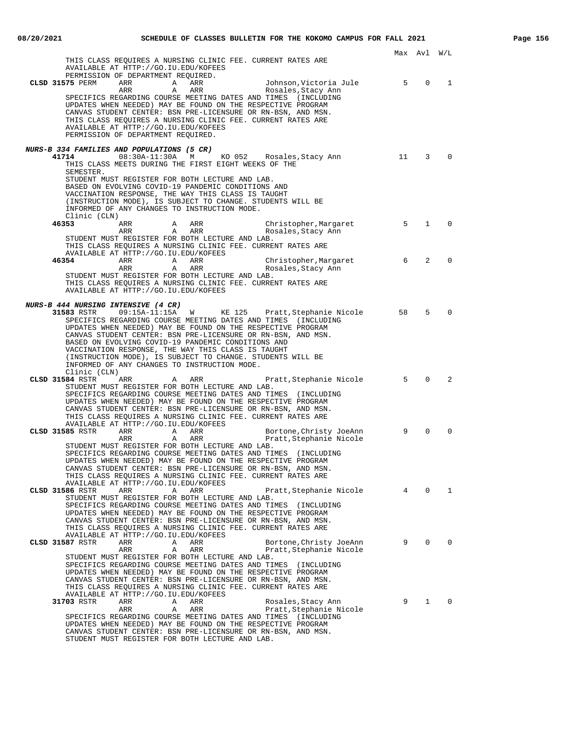Max Avl W/L

THIS CLASS REQUIRES A NURSING CLINIC FEE. CURRENT RATES ARE AVAILABLE AT HTTP://GO.IU.EDU/KOFEES
PERMISSION OF DEPARTMENT REQUIRED.

**CLSD 31575** PERM ARR A ARR Johnson,Victoria Jule 5 0 1
ARR A ARR Rosales,Stacy Ann
SPECIFICS REGARDING COURSE MEETING DATES AND TIMES (INCLUDING UPDATES WHEN NEEDED) MAY BE FOUND ON THE RESPECTIVE PROGRAM CANVAS STUDENT CENTER: BSN PRE-LICENSURE OR RN-BSN, AND MSN.
THIS CLASS REQUIRES A NURSING CLINIC FEE. CURRENT RATES ARE AVAILABLE AT HTTP://GO.IU.EDU/KOFEES
PERMISSION OF DEPARTMENT REQUIRED.

***NURS-B 334 FAMILIES AND POPULATIONS (5 CR)***

**41714** 08:30A-11:30A M KO 052 Rosales,Stacy Ann 11 3 0
THIS CLASS MEETS DURING THE FIRST EIGHT WEEKS OF THE SEMESTER.
STUDENT MUST REGISTER FOR BOTH LECTURE AND LAB.
BASED ON EVOLVING COVID-19 PANDEMIC CONDITIONS AND VACCINATION RESPONSE, THE WAY THIS CLASS IS TAUGHT (INSTRUCTION MODE), IS SUBJECT TO CHANGE. STUDENTS WILL BE INFORMED OF ANY CHANGES TO INSTRUCTION MODE.
Clinic (CLN)

**46353** ARR A ARR Christopher,Margaret 5 1 0
ARR A ARR Rosales,Stacy Ann
STUDENT MUST REGISTER FOR BOTH LECTURE AND LAB.
THIS CLASS REQUIRES A NURSING CLINIC FEE. CURRENT RATES ARE AVAILABLE AT HTTP://GO.IU.EDU/KOFEES

**46354** ARR A ARR Christopher,Margaret 6 2 0
ARR A ARR Rosales,Stacy Ann
STUDENT MUST REGISTER FOR BOTH LECTURE AND LAB.
THIS CLASS REQUIRES A NURSING CLINIC FEE. CURRENT RATES ARE AVAILABLE AT HTTP://GO.IU.EDU/KOFEES

***NURS-B 444 NURSING INTENSIVE (4 CR)***

**31583** RSTR 09:15A-11:15A W KE 125 Pratt,Stephanie Nicole 58 5 0
SPECIFICS REGARDING COURSE MEETING DATES AND TIMES (INCLUDING UPDATES WHEN NEEDED) MAY BE FOUND ON THE RESPECTIVE PROGRAM CANVAS STUDENT CENTER: BSN PRE-LICENSURE OR RN-BSN, AND MSN.
BASED ON EVOLVING COVID-19 PANDEMIC CONDITIONS AND VACCINATION RESPONSE, THE WAY THIS CLASS IS TAUGHT (INSTRUCTION MODE), IS SUBJECT TO CHANGE. STUDENTS WILL BE INFORMED OF ANY CHANGES TO INSTRUCTION MODE.
Clinic (CLN)

**CLSD 31584** RSTR ARR A ARR Pratt,Stephanie Nicole 5 0 2
STUDENT MUST REGISTER FOR BOTH LECTURE AND LAB.
SPECIFICS REGARDING COURSE MEETING DATES AND TIMES (INCLUDING UPDATES WHEN NEEDED) MAY BE FOUND ON THE RESPECTIVE PROGRAM CANVAS STUDENT CENTER: BSN PRE-LICENSURE OR RN-BSN, AND MSN.
THIS CLASS REQUIRES A NURSING CLINIC FEE. CURRENT RATES ARE AVAILABLE AT HTTP://GO.IU.EDU/KOFEES

**CLSD 31585** RSTR ARR A ARR Bortone,Christy JoeAnn 9 0 0
ARR A ARR Pratt,Stephanie Nicole
STUDENT MUST REGISTER FOR BOTH LECTURE AND LAB.
SPECIFICS REGARDING COURSE MEETING DATES AND TIMES (INCLUDING UPDATES WHEN NEEDED) MAY BE FOUND ON THE RESPECTIVE PROGRAM CANVAS STUDENT CENTER: BSN PRE-LICENSURE OR RN-BSN, AND MSN.
THIS CLASS REQUIRES A NURSING CLINIC FEE. CURRENT RATES ARE AVAILABLE AT HTTP://GO.IU.EDU/KOFEES

**CLSD 31586** RSTR ARR A ARR Pratt,Stephanie Nicole 4 0 1
STUDENT MUST REGISTER FOR BOTH LECTURE AND LAB.
SPECIFICS REGARDING COURSE MEETING DATES AND TIMES (INCLUDING UPDATES WHEN NEEDED) MAY BE FOUND ON THE RESPECTIVE PROGRAM CANVAS STUDENT CENTER: BSN PRE-LICENSURE OR RN-BSN, AND MSN.
THIS CLASS REQUIRES A NURSING CLINIC FEE. CURRENT RATES ARE AVAILABLE AT HTTP://GO.IU.EDU/KOFEES

**CLSD 31587** RSTR ARR A ARR Bortone,Christy JoeAnn 9 0 0
ARR A ARR Pratt,Stephanie Nicole
STUDENT MUST REGISTER FOR BOTH LECTURE AND LAB.
SPECIFICS REGARDING COURSE MEETING DATES AND TIMES (INCLUDING UPDATES WHEN NEEDED) MAY BE FOUND ON THE RESPECTIVE PROGRAM CANVAS STUDENT CENTER: BSN PRE-LICENSURE OR RN-BSN, AND MSN.
THIS CLASS REQUIRES A NURSING CLINIC FEE. CURRENT RATES ARE AVAILABLE AT HTTP://GO.IU.EDU/KOFEES

**31703** RSTR ARR A ARR Rosales,Stacy Ann 9 1 0
ARR A ARR Pratt,Stephanie Nicole
SPECIFICS REGARDING COURSE MEETING DATES AND TIMES (INCLUDING UPDATES WHEN NEEDED) MAY BE FOUND ON THE RESPECTIVE PROGRAM CANVAS STUDENT CENTER: BSN PRE-LICENSURE OR RN-BSN, AND MSN.
STUDENT MUST REGISTER FOR BOTH LECTURE AND LAB.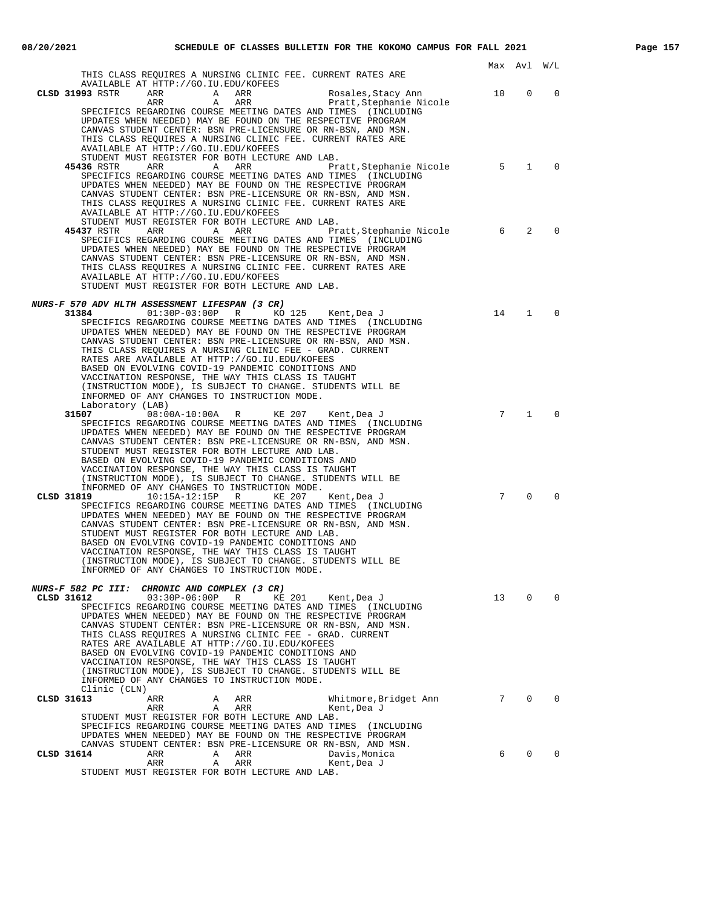| | | | | | | Max | Avl | W/L |
|---|---|---|---|---|---|---|---|---|

THIS CLASS REQUIRES A NURSING CLINIC FEE. CURRENT RATES ARE AVAILABLE AT HTTP://GO.IU.EDU/KOFEES

| Class | Time | Days | Room | Instructor | Max | Avl | W/L |
|---|---|---|---|---|---|---|---|
| **CLSD 31993** RSTR | ARR | A | ARR | Rosales,Stacy Ann | 10 | 0 | 0 |
| | ARR | A | ARR | Pratt,Stephanie Nicole | | | |

SPECIFICS REGARDING COURSE MEETING DATES AND TIMES (INCLUDING UPDATES WHEN NEEDED) MAY BE FOUND ON THE RESPECTIVE PROGRAM CANVAS STUDENT CENTER: BSN PRE-LICENSURE OR RN-BSN, AND MSN. THIS CLASS REQUIRES A NURSING CLINIC FEE. CURRENT RATES ARE AVAILABLE AT HTTP://GO.IU.EDU/KOFEES
STUDENT MUST REGISTER FOR BOTH LECTURE AND LAB.

| Class | Time | Days | Room | Instructor | Max | Avl | W/L |
|---|---|---|---|---|---|---|---|
| **45436** RSTR | ARR | A | ARR | Pratt,Stephanie Nicole | 5 | 1 | 0 |

SPECIFICS REGARDING COURSE MEETING DATES AND TIMES (INCLUDING UPDATES WHEN NEEDED) MAY BE FOUND ON THE RESPECTIVE PROGRAM CANVAS STUDENT CENTER: BSN PRE-LICENSURE OR RN-BSN, AND MSN. THIS CLASS REQUIRES A NURSING CLINIC FEE. CURRENT RATES ARE AVAILABLE AT HTTP://GO.IU.EDU/KOFEES
STUDENT MUST REGISTER FOR BOTH LECTURE AND LAB.

| Class | Time | Days | Room | Instructor | Max | Avl | W/L |
|---|---|---|---|---|---|---|---|
| **45437** RSTR | ARR | A | ARR | Pratt,Stephanie Nicole | 6 | 2 | 0 |

SPECIFICS REGARDING COURSE MEETING DATES AND TIMES (INCLUDING UPDATES WHEN NEEDED) MAY BE FOUND ON THE RESPECTIVE PROGRAM CANVAS STUDENT CENTER: BSN PRE-LICENSURE OR RN-BSN, AND MSN. THIS CLASS REQUIRES A NURSING CLINIC FEE. CURRENT RATES ARE AVAILABLE AT HTTP://GO.IU.EDU/KOFEES
STUDENT MUST REGISTER FOR BOTH LECTURE AND LAB.

### *NURS-F 570 ADV HLTH ASSESSMENT LIFESPAN (3 CR)*

| Class | Time | Days | Room | Instructor | Max | Avl | W/L |
|---|---|---|---|---|---|---|---|
| **31384** | 01:30P-03:00P | R | KO 125 | Kent,Dea J | 14 | 1 | 0 |

SPECIFICS REGARDING COURSE MEETING DATES AND TIMES (INCLUDING UPDATES WHEN NEEDED) MAY BE FOUND ON THE RESPECTIVE PROGRAM CANVAS STUDENT CENTER: BSN PRE-LICENSURE OR RN-BSN, AND MSN. THIS CLASS REQUIRES A NURSING CLINIC FEE - GRAD. CURRENT RATES ARE AVAILABLE AT HTTP://GO.IU.EDU/KOFEES
BASED ON EVOLVING COVID-19 PANDEMIC CONDITIONS AND VACCINATION RESPONSE, THE WAY THIS CLASS IS TAUGHT (INSTRUCTION MODE), IS SUBJECT TO CHANGE. STUDENTS WILL BE INFORMED OF ANY CHANGES TO INSTRUCTION MODE.

Laboratory (LAB)

| Class | Time | Days | Room | Instructor | Max | Avl | W/L |
|---|---|---|---|---|---|---|---|
| **31507** | 08:00A-10:00A | R | KE 207 | Kent,Dea J | 7 | 1 | 0 |

SPECIFICS REGARDING COURSE MEETING DATES AND TIMES (INCLUDING UPDATES WHEN NEEDED) MAY BE FOUND ON THE RESPECTIVE PROGRAM CANVAS STUDENT CENTER: BSN PRE-LICENSURE OR RN-BSN, AND MSN.
STUDENT MUST REGISTER FOR BOTH LECTURE AND LAB.
BASED ON EVOLVING COVID-19 PANDEMIC CONDITIONS AND VACCINATION RESPONSE, THE WAY THIS CLASS IS TAUGHT (INSTRUCTION MODE), IS SUBJECT TO CHANGE. STUDENTS WILL BE INFORMED OF ANY CHANGES TO INSTRUCTION MODE.

| Class | Time | Days | Room | Instructor | Max | Avl | W/L |
|---|---|---|---|---|---|---|---|
| **CLSD 31819** | 10:15A-12:15P | R | KE 207 | Kent,Dea J | 7 | 0 | 0 |

SPECIFICS REGARDING COURSE MEETING DATES AND TIMES (INCLUDING UPDATES WHEN NEEDED) MAY BE FOUND ON THE RESPECTIVE PROGRAM CANVAS STUDENT CENTER: BSN PRE-LICENSURE OR RN-BSN, AND MSN.
STUDENT MUST REGISTER FOR BOTH LECTURE AND LAB.
BASED ON EVOLVING COVID-19 PANDEMIC CONDITIONS AND VACCINATION RESPONSE, THE WAY THIS CLASS IS TAUGHT (INSTRUCTION MODE), IS SUBJECT TO CHANGE. STUDENTS WILL BE INFORMED OF ANY CHANGES TO INSTRUCTION MODE.

### *NURS-F 582 PC III: CHRONIC AND COMPLEX (3 CR)*

| Class | Time | Days | Room | Instructor | Max | Avl | W/L |
|---|---|---|---|---|---|---|---|
| **CLSD 31612** | 03:30P-06:00P | R | KE 201 | Kent,Dea J | 13 | 0 | 0 |

SPECIFICS REGARDING COURSE MEETING DATES AND TIMES (INCLUDING UPDATES WHEN NEEDED) MAY BE FOUND ON THE RESPECTIVE PROGRAM CANVAS STUDENT CENTER: BSN PRE-LICENSURE OR RN-BSN, AND MSN. THIS CLASS REQUIRES A NURSING CLINIC FEE - GRAD. CURRENT RATES ARE AVAILABLE AT HTTP://GO.IU.EDU/KOFEES
BASED ON EVOLVING COVID-19 PANDEMIC CONDITIONS AND VACCINATION RESPONSE, THE WAY THIS CLASS IS TAUGHT (INSTRUCTION MODE), IS SUBJECT TO CHANGE. STUDENTS WILL BE INFORMED OF ANY CHANGES TO INSTRUCTION MODE.

Clinic (CLN)

| Class | Time | Days | Room | Instructor | Max | Avl | W/L |
|---|---|---|---|---|---|---|---|
| **CLSD 31613** | ARR | A | ARR | Whitmore,Bridget Ann | 7 | 0 | 0 |
| | ARR | A | ARR | Kent,Dea J | | | |

STUDENT MUST REGISTER FOR BOTH LECTURE AND LAB.
SPECIFICS REGARDING COURSE MEETING DATES AND TIMES (INCLUDING UPDATES WHEN NEEDED) MAY BE FOUND ON THE RESPECTIVE PROGRAM CANVAS STUDENT CENTER: BSN PRE-LICENSURE OR RN-BSN, AND MSN.

| Class | Time | Days | Room | Instructor | Max | Avl | W/L |
|---|---|---|---|---|---|---|---|
| **CLSD 31614** | ARR | A | ARR | Davis,Monica | 6 | 0 | 0 |
| | ARR | A | ARR | Kent,Dea J | | | |

STUDENT MUST REGISTER FOR BOTH LECTURE AND LAB.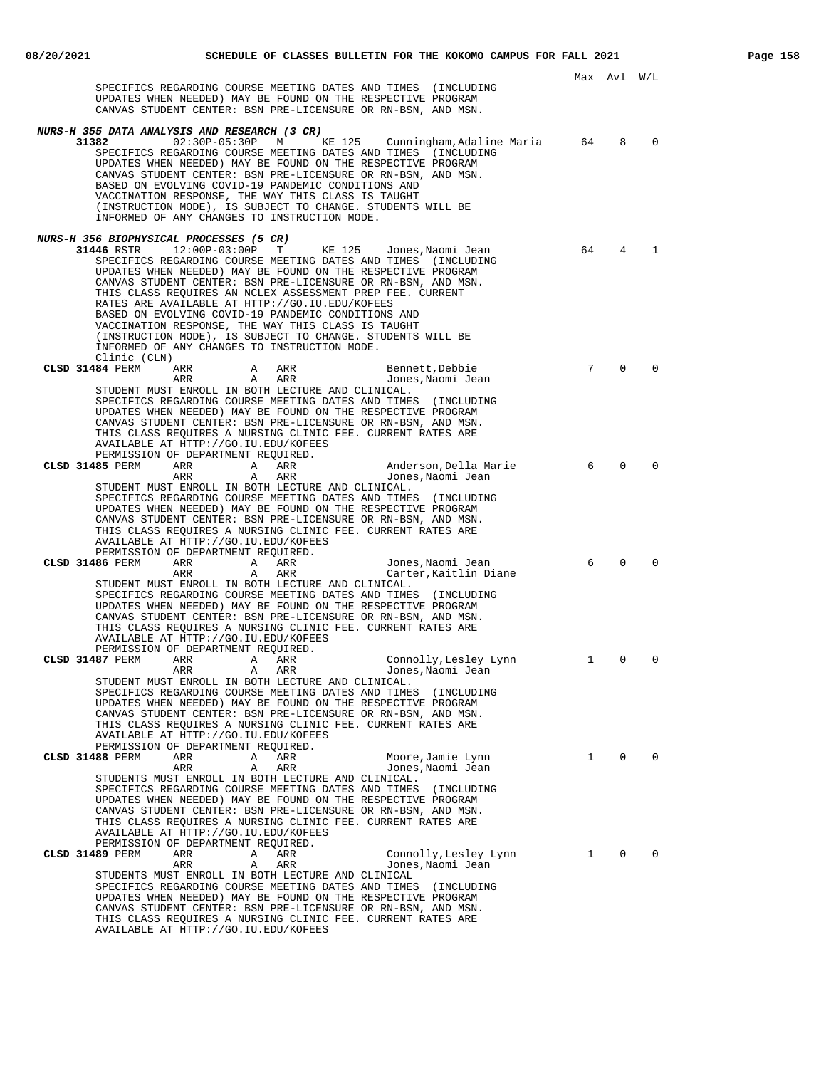Max Avl W/L

SPECIFICS REGARDING COURSE MEETING DATES AND TIMES (INCLUDING UPDATES WHEN NEEDED) MAY BE FOUND ON THE RESPECTIVE PROGRAM CANVAS STUDENT CENTER: BSN PRE-LICENSURE OR RN-BSN, AND MSN.

***NURS-H 355 DATA ANALYSIS AND RESEARCH (3 CR)***

| Class | | Time | Days | Room | Instructor | Max | Avl | W/L |
|---|---|---|---|---|---|---|---|---|
| **31382** | | 02:30P-05:30P | M | KE 125 | Cunningham,Adaline Maria | 64 | 8 | 0 |

SPECIFICS REGARDING COURSE MEETING DATES AND TIMES (INCLUDING UPDATES WHEN NEEDED) MAY BE FOUND ON THE RESPECTIVE PROGRAM CANVAS STUDENT CENTER: BSN PRE-LICENSURE OR RN-BSN, AND MSN. BASED ON EVOLVING COVID-19 PANDEMIC CONDITIONS AND VACCINATION RESPONSE, THE WAY THIS CLASS IS TAUGHT (INSTRUCTION MODE), IS SUBJECT TO CHANGE. STUDENTS WILL BE INFORMED OF ANY CHANGES TO INSTRUCTION MODE.

***NURS-H 356 BIOPHYSICAL PROCESSES (5 CR)***

| Class | | Time | Days | Room | Instructor | Max | Avl | W/L |
|---|---|---|---|---|---|---|---|---|
| **31446** | RSTR | 12:00P-03:00P | T | KE 125 | Jones,Naomi Jean | 64 | 4 | 1 |

SPECIFICS REGARDING COURSE MEETING DATES AND TIMES (INCLUDING UPDATES WHEN NEEDED) MAY BE FOUND ON THE RESPECTIVE PROGRAM CANVAS STUDENT CENTER: BSN PRE-LICENSURE OR RN-BSN, AND MSN. THIS CLASS REQUIRES AN NCLEX ASSESSMENT PREP FEE. CURRENT RATES ARE AVAILABLE AT HTTP://GO.IU.EDU/KOFEES BASED ON EVOLVING COVID-19 PANDEMIC CONDITIONS AND VACCINATION RESPONSE, THE WAY THIS CLASS IS TAUGHT (INSTRUCTION MODE), IS SUBJECT TO CHANGE. STUDENTS WILL BE INFORMED OF ANY CHANGES TO INSTRUCTION MODE.

Clinic (CLN)

| Class | | Time | Days | Room | Instructor | Max | Avl | W/L |
|---|---|---|---|---|---|---|---|---|
| **CLSD 31484** | PERM | ARR | A | ARR | Bennett,Debbie | 7 | 0 | 0 |
| | | ARR | A | ARR | Jones,Naomi Jean | | | |

STUDENT MUST ENROLL IN BOTH LECTURE AND CLINICAL. SPECIFICS REGARDING COURSE MEETING DATES AND TIMES (INCLUDING UPDATES WHEN NEEDED) MAY BE FOUND ON THE RESPECTIVE PROGRAM CANVAS STUDENT CENTER: BSN PRE-LICENSURE OR RN-BSN, AND MSN. THIS CLASS REQUIRES A NURSING CLINIC FEE. CURRENT RATES ARE AVAILABLE AT HTTP://GO.IU.EDU/KOFEES PERMISSION OF DEPARTMENT REQUIRED.

| Class | | Time | Days | Room | Instructor | Max | Avl | W/L |
|---|---|---|---|---|---|---|---|---|
| **CLSD 31485** | PERM | ARR | A | ARR | Anderson,Della Marie | 6 | 0 | 0 |
| | | ARR | A | ARR | Jones,Naomi Jean | | | |

STUDENT MUST ENROLL IN BOTH LECTURE AND CLINICAL. SPECIFICS REGARDING COURSE MEETING DATES AND TIMES (INCLUDING UPDATES WHEN NEEDED) MAY BE FOUND ON THE RESPECTIVE PROGRAM CANVAS STUDENT CENTER: BSN PRE-LICENSURE OR RN-BSN, AND MSN. THIS CLASS REQUIRES A NURSING CLINIC FEE. CURRENT RATES ARE AVAILABLE AT HTTP://GO.IU.EDU/KOFEES PERMISSION OF DEPARTMENT REQUIRED.

| Class | | Time | Days | Room | Instructor | Max | Avl | W/L |
|---|---|---|---|---|---|---|---|---|
| **CLSD 31486** | PERM | ARR | A | ARR | Jones,Naomi Jean | 6 | 0 | 0 |
| | | ARR | A | ARR | Carter,Kaitlin Diane | | | |

STUDENT MUST ENROLL IN BOTH LECTURE AND CLINICAL. SPECIFICS REGARDING COURSE MEETING DATES AND TIMES (INCLUDING UPDATES WHEN NEEDED) MAY BE FOUND ON THE RESPECTIVE PROGRAM CANVAS STUDENT CENTER: BSN PRE-LICENSURE OR RN-BSN, AND MSN. THIS CLASS REQUIRES A NURSING CLINIC FEE. CURRENT RATES ARE AVAILABLE AT HTTP://GO.IU.EDU/KOFEES PERMISSION OF DEPARTMENT REQUIRED.

| Class | | Time | Days | Room | Instructor | Max | Avl | W/L |
|---|---|---|---|---|---|---|---|---|
| **CLSD 31487** | PERM | ARR | A | ARR | Connolly,Lesley Lynn | 1 | 0 | 0 |
| | | ARR | A | ARR | Jones,Naomi Jean | | | |

STUDENT MUST ENROLL IN BOTH LECTURE AND CLINICAL. SPECIFICS REGARDING COURSE MEETING DATES AND TIMES (INCLUDING UPDATES WHEN NEEDED) MAY BE FOUND ON THE RESPECTIVE PROGRAM CANVAS STUDENT CENTER: BSN PRE-LICENSURE OR RN-BSN, AND MSN. THIS CLASS REQUIRES A NURSING CLINIC FEE. CURRENT RATES ARE AVAILABLE AT HTTP://GO.IU.EDU/KOFEES PERMISSION OF DEPARTMENT REQUIRED.

| Class | | Time | Days | Room | Instructor | Max | Avl | W/L |
|---|---|---|---|---|---|---|---|---|
| **CLSD 31488** | PERM | ARR | A | ARR | Moore,Jamie Lynn | 1 | 0 | 0 |
| | | ARR | A | ARR | Jones,Naomi Jean | | | |

STUDENTS MUST ENROLL IN BOTH LECTURE AND CLINICAL. SPECIFICS REGARDING COURSE MEETING DATES AND TIMES (INCLUDING UPDATES WHEN NEEDED) MAY BE FOUND ON THE RESPECTIVE PROGRAM CANVAS STUDENT CENTER: BSN PRE-LICENSURE OR RN-BSN, AND MSN. THIS CLASS REQUIRES A NURSING CLINIC FEE. CURRENT RATES ARE AVAILABLE AT HTTP://GO.IU.EDU/KOFEES PERMISSION OF DEPARTMENT REQUIRED.

| Class | | Time | Days | Room | Instructor | Max | Avl | W/L |
|---|---|---|---|---|---|---|---|---|
| **CLSD 31489** | PERM | ARR | A | ARR | Connolly,Lesley Lynn | 1 | 0 | 0 |
| | | ARR | A | ARR | Jones,Naomi Jean | | | |

STUDENTS MUST ENROLL IN BOTH LECTURE AND CLINICAL SPECIFICS REGARDING COURSE MEETING DATES AND TIMES (INCLUDING UPDATES WHEN NEEDED) MAY BE FOUND ON THE RESPECTIVE PROGRAM CANVAS STUDENT CENTER: BSN PRE-LICENSURE OR RN-BSN, AND MSN. THIS CLASS REQUIRES A NURSING CLINIC FEE. CURRENT RATES ARE AVAILABLE AT HTTP://GO.IU.EDU/KOFEES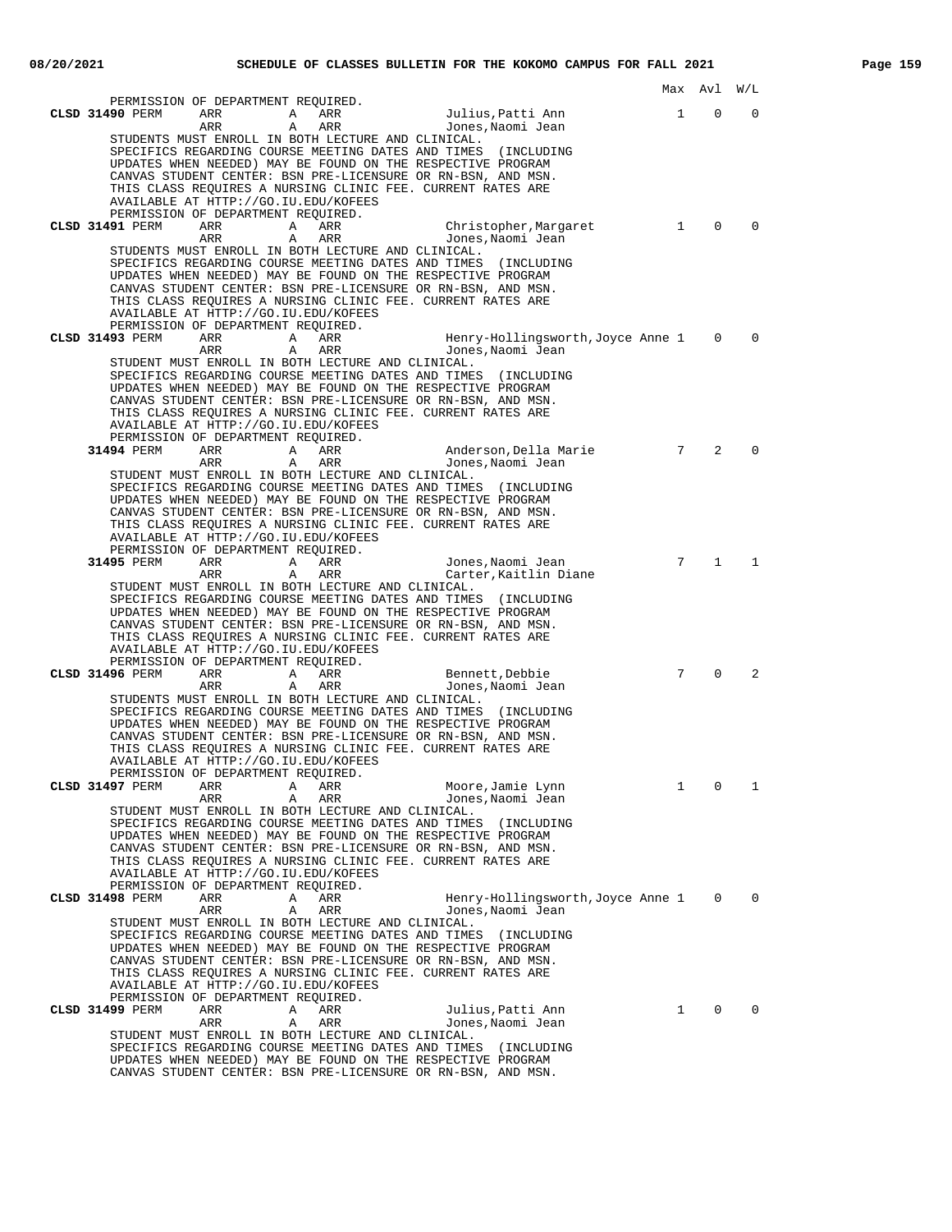| | | | | | | Max | Avl | W/L |
|---|---|---|---|---|---|---|---|---|

PERMISSION OF DEPARTMENT REQUIRED.

```
CLSD 31490 PERM    ARR        A   ARR              Julius,Patti Ann              1    0    0
                   ARR        A   ARR              Jones,Naomi Jean
      STUDENTS MUST ENROLL IN BOTH LECTURE AND CLINICAL.
      SPECIFICS REGARDING COURSE MEETING DATES AND TIMES  (INCLUDING
      UPDATES WHEN NEEDED) MAY BE FOUND ON THE RESPECTIVE PROGRAM
      CANVAS STUDENT CENTER: BSN PRE-LICENSURE OR RN-BSN, AND MSN.
      THIS CLASS REQUIRES A NURSING CLINIC FEE. CURRENT RATES ARE
      AVAILABLE AT HTTP://GO.IU.EDU/KOFEES
      PERMISSION OF DEPARTMENT REQUIRED.
CLSD 31491 PERM    ARR        A   ARR              Christopher,Margaret          1    0    0
                   ARR        A   ARR              Jones,Naomi Jean
      STUDENTS MUST ENROLL IN BOTH LECTURE AND CLINICAL.
      SPECIFICS REGARDING COURSE MEETING DATES AND TIMES  (INCLUDING
      UPDATES WHEN NEEDED) MAY BE FOUND ON THE RESPECTIVE PROGRAM
      CANVAS STUDENT CENTER: BSN PRE-LICENSURE OR RN-BSN, AND MSN.
      THIS CLASS REQUIRES A NURSING CLINIC FEE. CURRENT RATES ARE
      AVAILABLE AT HTTP://GO.IU.EDU/KOFEES
      PERMISSION OF DEPARTMENT REQUIRED.
CLSD 31493 PERM    ARR        A   ARR              Henry-Hollingsworth,Joyce Anne 1   0    0
                   ARR        A   ARR              Jones,Naomi Jean
      STUDENT MUST ENROLL IN BOTH LECTURE AND CLINICAL.
      SPECIFICS REGARDING COURSE MEETING DATES AND TIMES  (INCLUDING
      UPDATES WHEN NEEDED) MAY BE FOUND ON THE RESPECTIVE PROGRAM
      CANVAS STUDENT CENTER: BSN PRE-LICENSURE OR RN-BSN, AND MSN.
      THIS CLASS REQUIRES A NURSING CLINIC FEE. CURRENT RATES ARE
      AVAILABLE AT HTTP://GO.IU.EDU/KOFEES
      PERMISSION OF DEPARTMENT REQUIRED.
     31494 PERM    ARR        A   ARR              Anderson,Della Marie          7    2    0
                   ARR        A   ARR              Jones,Naomi Jean
      STUDENT MUST ENROLL IN BOTH LECTURE AND CLINICAL.
      SPECIFICS REGARDING COURSE MEETING DATES AND TIMES  (INCLUDING
      UPDATES WHEN NEEDED) MAY BE FOUND ON THE RESPECTIVE PROGRAM
      CANVAS STUDENT CENTER: BSN PRE-LICENSURE OR RN-BSN, AND MSN.
      THIS CLASS REQUIRES A NURSING CLINIC FEE. CURRENT RATES ARE
      AVAILABLE AT HTTP://GO.IU.EDU/KOFEES
      PERMISSION OF DEPARTMENT REQUIRED.
     31495 PERM    ARR        A   ARR              Jones,Naomi Jean              7    1    1
                   ARR        A   ARR              Carter,Kaitlin Diane
      STUDENT MUST ENROLL IN BOTH LECTURE AND CLINICAL.
      SPECIFICS REGARDING COURSE MEETING DATES AND TIMES  (INCLUDING
      UPDATES WHEN NEEDED) MAY BE FOUND ON THE RESPECTIVE PROGRAM
      CANVAS STUDENT CENTER: BSN PRE-LICENSURE OR RN-BSN, AND MSN.
      THIS CLASS REQUIRES A NURSING CLINIC FEE. CURRENT RATES ARE
      AVAILABLE AT HTTP://GO.IU.EDU/KOFEES
      PERMISSION OF DEPARTMENT REQUIRED.
CLSD 31496 PERM    ARR        A   ARR              Bennett,Debbie                7    0    2
                   ARR        A   ARR              Jones,Naomi Jean
      STUDENTS MUST ENROLL IN BOTH LECTURE AND CLINICAL.
      SPECIFICS REGARDING COURSE MEETING DATES AND TIMES  (INCLUDING
      UPDATES WHEN NEEDED) MAY BE FOUND ON THE RESPECTIVE PROGRAM
      CANVAS STUDENT CENTER: BSN PRE-LICENSURE OR RN-BSN, AND MSN.
      THIS CLASS REQUIRES A NURSING CLINIC FEE. CURRENT RATES ARE
      AVAILABLE AT HTTP://GO.IU.EDU/KOFEES
      PERMISSION OF DEPARTMENT REQUIRED.
CLSD 31497 PERM    ARR        A   ARR              Moore,Jamie Lynn              1    0    1
                   ARR        A   ARR              Jones,Naomi Jean
      STUDENT MUST ENROLL IN BOTH LECTURE AND CLINICAL.
      SPECIFICS REGARDING COURSE MEETING DATES AND TIMES  (INCLUDING
      UPDATES WHEN NEEDED) MAY BE FOUND ON THE RESPECTIVE PROGRAM
      CANVAS STUDENT CENTER: BSN PRE-LICENSURE OR RN-BSN, AND MSN.
      THIS CLASS REQUIRES A NURSING CLINIC FEE. CURRENT RATES ARE
      AVAILABLE AT HTTP://GO.IU.EDU/KOFEES
      PERMISSION OF DEPARTMENT REQUIRED.
CLSD 31498 PERM    ARR        A   ARR              Henry-Hollingsworth,Joyce Anne 1   0    0
                   ARR        A   ARR              Jones,Naomi Jean
      STUDENT MUST ENROLL IN BOTH LECTURE AND CLINICAL.
      SPECIFICS REGARDING COURSE MEETING DATES AND TIMES  (INCLUDING
      UPDATES WHEN NEEDED) MAY BE FOUND ON THE RESPECTIVE PROGRAM
      CANVAS STUDENT CENTER: BSN PRE-LICENSURE OR RN-BSN, AND MSN.
      THIS CLASS REQUIRES A NURSING CLINIC FEE. CURRENT RATES ARE
      AVAILABLE AT HTTP://GO.IU.EDU/KOFEES
      PERMISSION OF DEPARTMENT REQUIRED.
CLSD 31499 PERM    ARR        A   ARR              Julius,Patti Ann              1    0    0
                   ARR        A   ARR              Jones,Naomi Jean
      STUDENT MUST ENROLL IN BOTH LECTURE AND CLINICAL.
      SPECIFICS REGARDING COURSE MEETING DATES AND TIMES  (INCLUDING
      UPDATES WHEN NEEDED) MAY BE FOUND ON THE RESPECTIVE PROGRAM
      CANVAS STUDENT CENTER: BSN PRE-LICENSURE OR RN-BSN, AND MSN.
```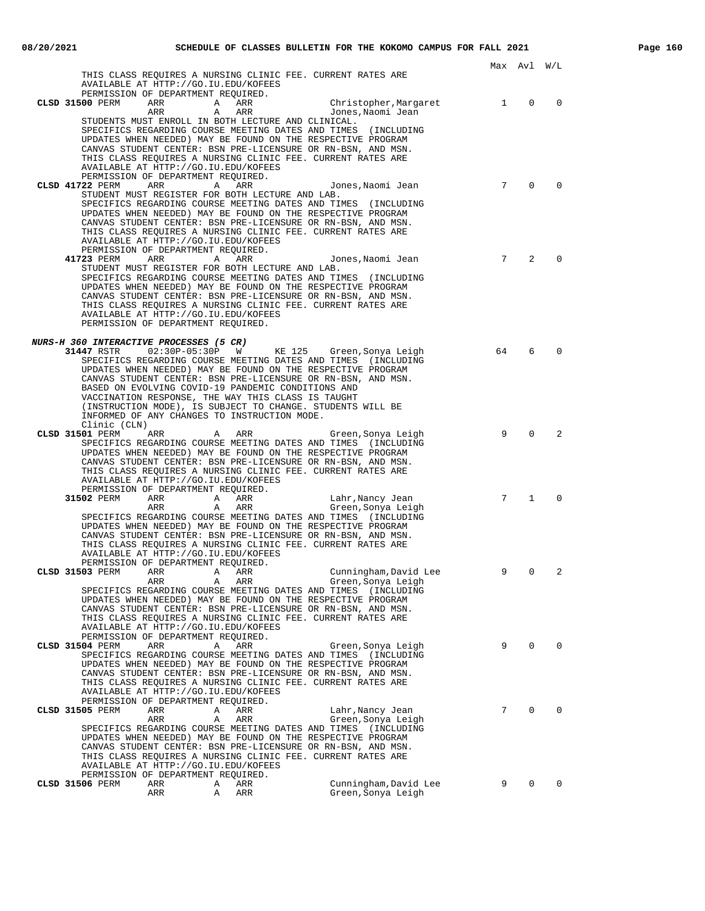Max Avl W/L

THIS CLASS REQUIRES A NURSING CLINIC FEE. CURRENT RATES ARE AVAILABLE AT HTTP://GO.IU.EDU/KOFEES
PERMISSION OF DEPARTMENT REQUIRED.

**CLSD 31500** PERM ARR A ARR Christopher,Margaret 1 0 0
ARR A ARR Jones,Naomi Jean

STUDENTS MUST ENROLL IN BOTH LECTURE AND CLINICAL.
SPECIFICS REGARDING COURSE MEETING DATES AND TIMES (INCLUDING UPDATES WHEN NEEDED) MAY BE FOUND ON THE RESPECTIVE PROGRAM CANVAS STUDENT CENTER: BSN PRE-LICENSURE OR RN-BSN, AND MSN.
THIS CLASS REQUIRES A NURSING CLINIC FEE. CURRENT RATES ARE AVAILABLE AT HTTP://GO.IU.EDU/KOFEES
PERMISSION OF DEPARTMENT REQUIRED.

**CLSD 41722** PERM ARR A ARR Jones,Naomi Jean 7 0 0

STUDENT MUST REGISTER FOR BOTH LECTURE AND LAB.
SPECIFICS REGARDING COURSE MEETING DATES AND TIMES (INCLUDING UPDATES WHEN NEEDED) MAY BE FOUND ON THE RESPECTIVE PROGRAM CANVAS STUDENT CENTER: BSN PRE-LICENSURE OR RN-BSN, AND MSN.
THIS CLASS REQUIRES A NURSING CLINIC FEE. CURRENT RATES ARE AVAILABLE AT HTTP://GO.IU.EDU/KOFEES
PERMISSION OF DEPARTMENT REQUIRED.

**41723** PERM ARR A ARR Jones,Naomi Jean 7 2 0

STUDENT MUST REGISTER FOR BOTH LECTURE AND LAB.
SPECIFICS REGARDING COURSE MEETING DATES AND TIMES (INCLUDING UPDATES WHEN NEEDED) MAY BE FOUND ON THE RESPECTIVE PROGRAM CANVAS STUDENT CENTER: BSN PRE-LICENSURE OR RN-BSN, AND MSN.
THIS CLASS REQUIRES A NURSING CLINIC FEE. CURRENT RATES ARE AVAILABLE AT HTTP://GO.IU.EDU/KOFEES
PERMISSION OF DEPARTMENT REQUIRED.

***NURS-H 360 INTERACTIVE PROCESSES (5 CR)***

**31447** RSTR 02:30P-05:30P W KE 125 Green,Sonya Leigh 64 6 0

SPECIFICS REGARDING COURSE MEETING DATES AND TIMES (INCLUDING UPDATES WHEN NEEDED) MAY BE FOUND ON THE RESPECTIVE PROGRAM CANVAS STUDENT CENTER: BSN PRE-LICENSURE OR RN-BSN, AND MSN.
BASED ON EVOLVING COVID-19 PANDEMIC CONDITIONS AND VACCINATION RESPONSE, THE WAY THIS CLASS IS TAUGHT (INSTRUCTION MODE), IS SUBJECT TO CHANGE. STUDENTS WILL BE INFORMED OF ANY CHANGES TO INSTRUCTION MODE.
Clinic (CLN)

**CLSD 31501** PERM ARR A ARR Green,Sonya Leigh 9 0 2

SPECIFICS REGARDING COURSE MEETING DATES AND TIMES (INCLUDING UPDATES WHEN NEEDED) MAY BE FOUND ON THE RESPECTIVE PROGRAM CANVAS STUDENT CENTER: BSN PRE-LICENSURE OR RN-BSN, AND MSN.
THIS CLASS REQUIRES A NURSING CLINIC FEE. CURRENT RATES ARE AVAILABLE AT HTTP://GO.IU.EDU/KOFEES
PERMISSION OF DEPARTMENT REQUIRED.

**31502** PERM ARR A ARR Lahr,Nancy Jean 7 1 0
ARR A ARR Green,Sonya Leigh

SPECIFICS REGARDING COURSE MEETING DATES AND TIMES (INCLUDING UPDATES WHEN NEEDED) MAY BE FOUND ON THE RESPECTIVE PROGRAM CANVAS STUDENT CENTER: BSN PRE-LICENSURE OR RN-BSN, AND MSN.
THIS CLASS REQUIRES A NURSING CLINIC FEE. CURRENT RATES ARE AVAILABLE AT HTTP://GO.IU.EDU/KOFEES
PERMISSION OF DEPARTMENT REQUIRED.

**CLSD 31503** PERM ARR A ARR Cunningham,David Lee 9 0 2
ARR A ARR Green,Sonya Leigh

SPECIFICS REGARDING COURSE MEETING DATES AND TIMES (INCLUDING UPDATES WHEN NEEDED) MAY BE FOUND ON THE RESPECTIVE PROGRAM CANVAS STUDENT CENTER: BSN PRE-LICENSURE OR RN-BSN, AND MSN.
THIS CLASS REQUIRES A NURSING CLINIC FEE. CURRENT RATES ARE AVAILABLE AT HTTP://GO.IU.EDU/KOFEES
PERMISSION OF DEPARTMENT REQUIRED.

**CLSD 31504** PERM ARR A ARR Green,Sonya Leigh 9 0 0

SPECIFICS REGARDING COURSE MEETING DATES AND TIMES (INCLUDING UPDATES WHEN NEEDED) MAY BE FOUND ON THE RESPECTIVE PROGRAM CANVAS STUDENT CENTER: BSN PRE-LICENSURE OR RN-BSN, AND MSN.
THIS CLASS REQUIRES A NURSING CLINIC FEE. CURRENT RATES ARE AVAILABLE AT HTTP://GO.IU.EDU/KOFEES
PERMISSION OF DEPARTMENT REQUIRED.

**CLSD 31505** PERM ARR A ARR Lahr,Nancy Jean 7 0 0
ARR A ARR Green,Sonya Leigh

SPECIFICS REGARDING COURSE MEETING DATES AND TIMES (INCLUDING UPDATES WHEN NEEDED) MAY BE FOUND ON THE RESPECTIVE PROGRAM CANVAS STUDENT CENTER: BSN PRE-LICENSURE OR RN-BSN, AND MSN.
THIS CLASS REQUIRES A NURSING CLINIC FEE. CURRENT RATES ARE AVAILABLE AT HTTP://GO.IU.EDU/KOFEES
PERMISSION OF DEPARTMENT REQUIRED.

**CLSD 31506** PERM ARR A ARR Cunningham,David Lee 9 0 0
ARR A ARR Green,Sonya Leigh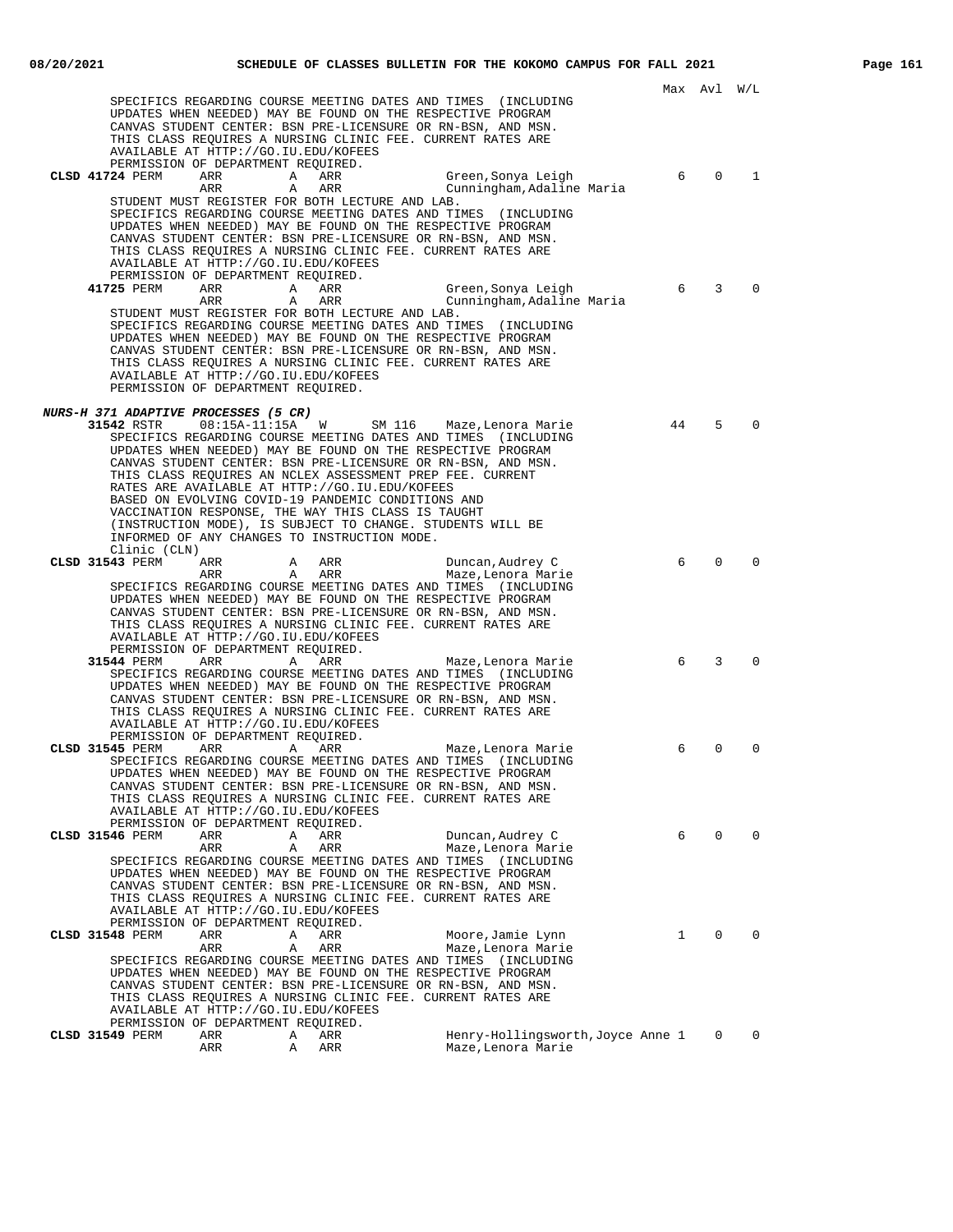Max Avl W/L

SPECIFICS REGARDING COURSE MEETING DATES AND TIMES (INCLUDING UPDATES WHEN NEEDED) MAY BE FOUND ON THE RESPECTIVE PROGRAM CANVAS STUDENT CENTER: BSN PRE-LICENSURE OR RN-BSN, AND MSN. THIS CLASS REQUIRES A NURSING CLINIC FEE. CURRENT RATES ARE AVAILABLE AT HTTP://GO.IU.EDU/KOFEES
PERMISSION OF DEPARTMENT REQUIRED.

```
CLSD 41724 PERM     ARR         A   ARR            Green,Sonya Leigh             6    0    1
                    ARR         A   ARR            Cunningham,Adaline Maria
```

STUDENT MUST REGISTER FOR BOTH LECTURE AND LAB.
SPECIFICS REGARDING COURSE MEETING DATES AND TIMES (INCLUDING UPDATES WHEN NEEDED) MAY BE FOUND ON THE RESPECTIVE PROGRAM CANVAS STUDENT CENTER: BSN PRE-LICENSURE OR RN-BSN, AND MSN. THIS CLASS REQUIRES A NURSING CLINIC FEE. CURRENT RATES ARE AVAILABLE AT HTTP://GO.IU.EDU/KOFEES
PERMISSION OF DEPARTMENT REQUIRED.

```
     41725 PERM     ARR         A   ARR            Green,Sonya Leigh             6    3    0
                    ARR         A   ARR            Cunningham,Adaline Maria
```

STUDENT MUST REGISTER FOR BOTH LECTURE AND LAB.
SPECIFICS REGARDING COURSE MEETING DATES AND TIMES (INCLUDING UPDATES WHEN NEEDED) MAY BE FOUND ON THE RESPECTIVE PROGRAM CANVAS STUDENT CENTER: BSN PRE-LICENSURE OR RN-BSN, AND MSN. THIS CLASS REQUIRES A NURSING CLINIC FEE. CURRENT RATES ARE AVAILABLE AT HTTP://GO.IU.EDU/KOFEES
PERMISSION OF DEPARTMENT REQUIRED.

***NURS-H 371 ADAPTIVE PROCESSES (5 CR)***

```
     31542 RSTR     08:15A-11:15A   W     SM 116   Maze,Lenora Marie            44    5    0
```

SPECIFICS REGARDING COURSE MEETING DATES AND TIMES (INCLUDING UPDATES WHEN NEEDED) MAY BE FOUND ON THE RESPECTIVE PROGRAM CANVAS STUDENT CENTER: BSN PRE-LICENSURE OR RN-BSN, AND MSN. THIS CLASS REQUIRES AN NCLEX ASSESSMENT PREP FEE. CURRENT RATES ARE AVAILABLE AT HTTP://GO.IU.EDU/KOFEES
BASED ON EVOLVING COVID-19 PANDEMIC CONDITIONS AND VACCINATION RESPONSE, THE WAY THIS CLASS IS TAUGHT (INSTRUCTION MODE), IS SUBJECT TO CHANGE. STUDENTS WILL BE INFORMED OF ANY CHANGES TO INSTRUCTION MODE.
Clinic (CLN)

```
CLSD 31543 PERM     ARR         A   ARR            Duncan,Audrey C               6    0    0
                    ARR         A   ARR            Maze,Lenora Marie
```

SPECIFICS REGARDING COURSE MEETING DATES AND TIMES (INCLUDING UPDATES WHEN NEEDED) MAY BE FOUND ON THE RESPECTIVE PROGRAM CANVAS STUDENT CENTER: BSN PRE-LICENSURE OR RN-BSN, AND MSN. THIS CLASS REQUIRES A NURSING CLINIC FEE. CURRENT RATES ARE AVAILABLE AT HTTP://GO.IU.EDU/KOFEES
PERMISSION OF DEPARTMENT REQUIRED.

```
     31544 PERM     ARR         A   ARR            Maze,Lenora Marie             6    3    0
```

SPECIFICS REGARDING COURSE MEETING DATES AND TIMES (INCLUDING UPDATES WHEN NEEDED) MAY BE FOUND ON THE RESPECTIVE PROGRAM CANVAS STUDENT CENTER: BSN PRE-LICENSURE OR RN-BSN, AND MSN. THIS CLASS REQUIRES A NURSING CLINIC FEE. CURRENT RATES ARE AVAILABLE AT HTTP://GO.IU.EDU/KOFEES
PERMISSION OF DEPARTMENT REQUIRED.

```
CLSD 31545 PERM     ARR         A   ARR            Maze,Lenora Marie             6    0    0
```

SPECIFICS REGARDING COURSE MEETING DATES AND TIMES (INCLUDING UPDATES WHEN NEEDED) MAY BE FOUND ON THE RESPECTIVE PROGRAM CANVAS STUDENT CENTER: BSN PRE-LICENSURE OR RN-BSN, AND MSN. THIS CLASS REQUIRES A NURSING CLINIC FEE. CURRENT RATES ARE AVAILABLE AT HTTP://GO.IU.EDU/KOFEES
PERMISSION OF DEPARTMENT REQUIRED.

```
CLSD 31546 PERM     ARR         A   ARR            Duncan,Audrey C               6    0    0
                    ARR         A   ARR            Maze,Lenora Marie
```

SPECIFICS REGARDING COURSE MEETING DATES AND TIMES (INCLUDING UPDATES WHEN NEEDED) MAY BE FOUND ON THE RESPECTIVE PROGRAM CANVAS STUDENT CENTER: BSN PRE-LICENSURE OR RN-BSN, AND MSN. THIS CLASS REQUIRES A NURSING CLINIC FEE. CURRENT RATES ARE AVAILABLE AT HTTP://GO.IU.EDU/KOFEES
PERMISSION OF DEPARTMENT REQUIRED.

```
CLSD 31548 PERM     ARR         A   ARR            Moore,Jamie Lynn              1    0    0
                    ARR         A   ARR            Maze,Lenora Marie
```

SPECIFICS REGARDING COURSE MEETING DATES AND TIMES (INCLUDING UPDATES WHEN NEEDED) MAY BE FOUND ON THE RESPECTIVE PROGRAM CANVAS STUDENT CENTER: BSN PRE-LICENSURE OR RN-BSN, AND MSN. THIS CLASS REQUIRES A NURSING CLINIC FEE. CURRENT RATES ARE AVAILABLE AT HTTP://GO.IU.EDU/KOFEES
PERMISSION OF DEPARTMENT REQUIRED.

```
CLSD 31549 PERM     ARR         A   ARR            Henry-Hollingsworth,Joyce Anne 1   0    0
                    ARR         A   ARR            Maze,Lenora Marie
```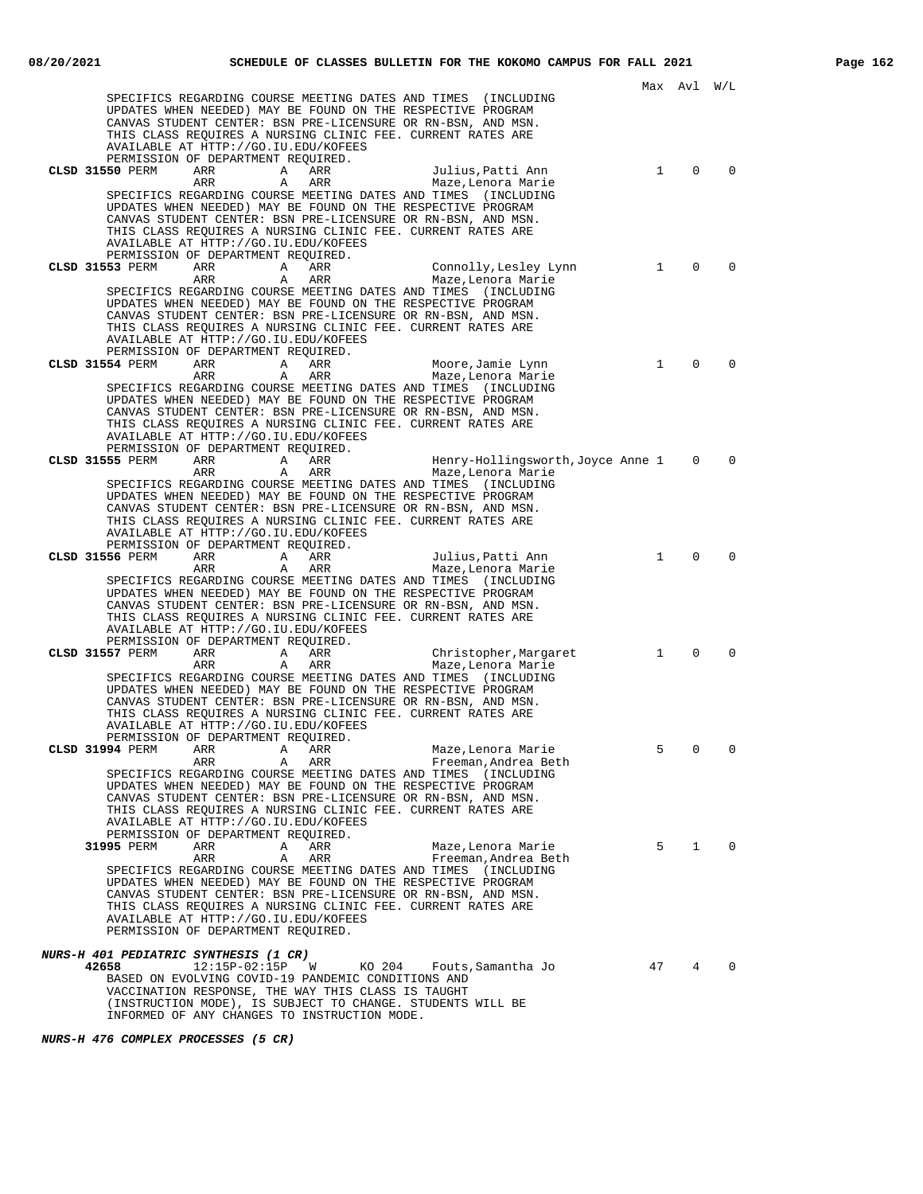Max Avl W/L

SPECIFICS REGARDING COURSE MEETING DATES AND TIMES (INCLUDING UPDATES WHEN NEEDED) MAY BE FOUND ON THE RESPECTIVE PROGRAM CANVAS STUDENT CENTER: BSN PRE-LICENSURE OR RN-BSN, AND MSN. THIS CLASS REQUIRES A NURSING CLINIC FEE. CURRENT RATES ARE AVAILABLE AT HTTP://GO.IU.EDU/KOFEES
PERMISSION OF DEPARTMENT REQUIRED.

| Class | | Time | | Days | Room | Instructor | Max | Avl | W/L |
|---|---|---|---|---|---|---|---|---|---|
| **CLSD 31550** | PERM | ARR | A | ARR | | Julius,Patti Ann | 1 | 0 | 0 |
| | | ARR | A | ARR | | Maze,Lenora Marie | | | |

SPECIFICS REGARDING COURSE MEETING DATES AND TIMES (INCLUDING UPDATES WHEN NEEDED) MAY BE FOUND ON THE RESPECTIVE PROGRAM CANVAS STUDENT CENTER: BSN PRE-LICENSURE OR RN-BSN, AND MSN. THIS CLASS REQUIRES A NURSING CLINIC FEE. CURRENT RATES ARE AVAILABLE AT HTTP://GO.IU.EDU/KOFEES
PERMISSION OF DEPARTMENT REQUIRED.

| Class | | Time | | Days | Room | Instructor | Max | Avl | W/L |
|---|---|---|---|---|---|---|---|---|---|
| **CLSD 31553** | PERM | ARR | A | ARR | | Connolly,Lesley Lynn | 1 | 0 | 0 |
| | | ARR | A | ARR | | Maze,Lenora Marie | | | |

SPECIFICS REGARDING COURSE MEETING DATES AND TIMES (INCLUDING UPDATES WHEN NEEDED) MAY BE FOUND ON THE RESPECTIVE PROGRAM CANVAS STUDENT CENTER: BSN PRE-LICENSURE OR RN-BSN, AND MSN. THIS CLASS REQUIRES A NURSING CLINIC FEE. CURRENT RATES ARE AVAILABLE AT HTTP://GO.IU.EDU/KOFEES
PERMISSION OF DEPARTMENT REQUIRED.

| Class | | Time | | Days | Room | Instructor | Max | Avl | W/L |
|---|---|---|---|---|---|---|---|---|---|
| **CLSD 31554** | PERM | ARR | A | ARR | | Moore,Jamie Lynn | 1 | 0 | 0 |
| | | ARR | A | ARR | | Maze,Lenora Marie | | | |

SPECIFICS REGARDING COURSE MEETING DATES AND TIMES (INCLUDING UPDATES WHEN NEEDED) MAY BE FOUND ON THE RESPECTIVE PROGRAM CANVAS STUDENT CENTER: BSN PRE-LICENSURE OR RN-BSN, AND MSN. THIS CLASS REQUIRES A NURSING CLINIC FEE. CURRENT RATES ARE AVAILABLE AT HTTP://GO.IU.EDU/KOFEES
PERMISSION OF DEPARTMENT REQUIRED.

| Class | | Time | | Days | Room | Instructor | Max | Avl | W/L |
|---|---|---|---|---|---|---|---|---|---|
| **CLSD 31555** | PERM | ARR | A | ARR | | Henry-Hollingsworth,Joyce Anne | 1 | 0 | 0 |
| | | ARR | A | ARR | | Maze,Lenora Marie | | | |

SPECIFICS REGARDING COURSE MEETING DATES AND TIMES (INCLUDING UPDATES WHEN NEEDED) MAY BE FOUND ON THE RESPECTIVE PROGRAM CANVAS STUDENT CENTER: BSN PRE-LICENSURE OR RN-BSN, AND MSN. THIS CLASS REQUIRES A NURSING CLINIC FEE. CURRENT RATES ARE AVAILABLE AT HTTP://GO.IU.EDU/KOFEES
PERMISSION OF DEPARTMENT REQUIRED.

| Class | | Time | | Days | Room | Instructor | Max | Avl | W/L |
|---|---|---|---|---|---|---|---|---|---|
| **CLSD 31556** | PERM | ARR | A | ARR | | Julius,Patti Ann | 1 | 0 | 0 |
| | | ARR | A | ARR | | Maze,Lenora Marie | | | |

SPECIFICS REGARDING COURSE MEETING DATES AND TIMES (INCLUDING UPDATES WHEN NEEDED) MAY BE FOUND ON THE RESPECTIVE PROGRAM CANVAS STUDENT CENTER: BSN PRE-LICENSURE OR RN-BSN, AND MSN. THIS CLASS REQUIRES A NURSING CLINIC FEE. CURRENT RATES ARE AVAILABLE AT HTTP://GO.IU.EDU/KOFEES
PERMISSION OF DEPARTMENT REQUIRED.

| Class | | Time | | Days | Room | Instructor | Max | Avl | W/L |
|---|---|---|---|---|---|---|---|---|---|
| **CLSD 31557** | PERM | ARR | A | ARR | | Christopher,Margaret | 1 | 0 | 0 |
| | | ARR | A | ARR | | Maze,Lenora Marie | | | |

SPECIFICS REGARDING COURSE MEETING DATES AND TIMES (INCLUDING UPDATES WHEN NEEDED) MAY BE FOUND ON THE RESPECTIVE PROGRAM CANVAS STUDENT CENTER: BSN PRE-LICENSURE OR RN-BSN, AND MSN. THIS CLASS REQUIRES A NURSING CLINIC FEE. CURRENT RATES ARE AVAILABLE AT HTTP://GO.IU.EDU/KOFEES
PERMISSION OF DEPARTMENT REQUIRED.

| Class | | Time | | Days | Room | Instructor | Max | Avl | W/L |
|---|---|---|---|---|---|---|---|---|---|
| **CLSD 31994** | PERM | ARR | A | ARR | | Maze,Lenora Marie | 5 | 0 | 0 |
| | | ARR | A | ARR | | Freeman,Andrea Beth | | | |

SPECIFICS REGARDING COURSE MEETING DATES AND TIMES (INCLUDING UPDATES WHEN NEEDED) MAY BE FOUND ON THE RESPECTIVE PROGRAM CANVAS STUDENT CENTER: BSN PRE-LICENSURE OR RN-BSN, AND MSN. THIS CLASS REQUIRES A NURSING CLINIC FEE. CURRENT RATES ARE AVAILABLE AT HTTP://GO.IU.EDU/KOFEES
PERMISSION OF DEPARTMENT REQUIRED.

| Class | | Time | | Days | Room | Instructor | Max | Avl | W/L |
|---|---|---|---|---|---|---|---|---|---|
| **31995** | PERM | ARR | A | ARR | | Maze,Lenora Marie | 5 | 1 | 0 |
| | | ARR | A | ARR | | Freeman,Andrea Beth | | | |

SPECIFICS REGARDING COURSE MEETING DATES AND TIMES (INCLUDING UPDATES WHEN NEEDED) MAY BE FOUND ON THE RESPECTIVE PROGRAM CANVAS STUDENT CENTER: BSN PRE-LICENSURE OR RN-BSN, AND MSN. THIS CLASS REQUIRES A NURSING CLINIC FEE. CURRENT RATES ARE AVAILABLE AT HTTP://GO.IU.EDU/KOFEES
PERMISSION OF DEPARTMENT REQUIRED.

***NURS-H 401 PEDIATRIC SYNTHESIS (1 CR)***

| Class | Time | Days | Room | Instructor | Max | Avl | W/L |
|---|---|---|---|---|---|---|---|
| **42658** | 12:15P-02:15P | W | KO 204 | Fouts,Samantha Jo | 47 | 4 | 0 |

BASED ON EVOLVING COVID-19 PANDEMIC CONDITIONS AND VACCINATION RESPONSE, THE WAY THIS CLASS IS TAUGHT (INSTRUCTION MODE), IS SUBJECT TO CHANGE. STUDENTS WILL BE INFORMED OF ANY CHANGES TO INSTRUCTION MODE.

***NURS-H 476 COMPLEX PROCESSES (5 CR)***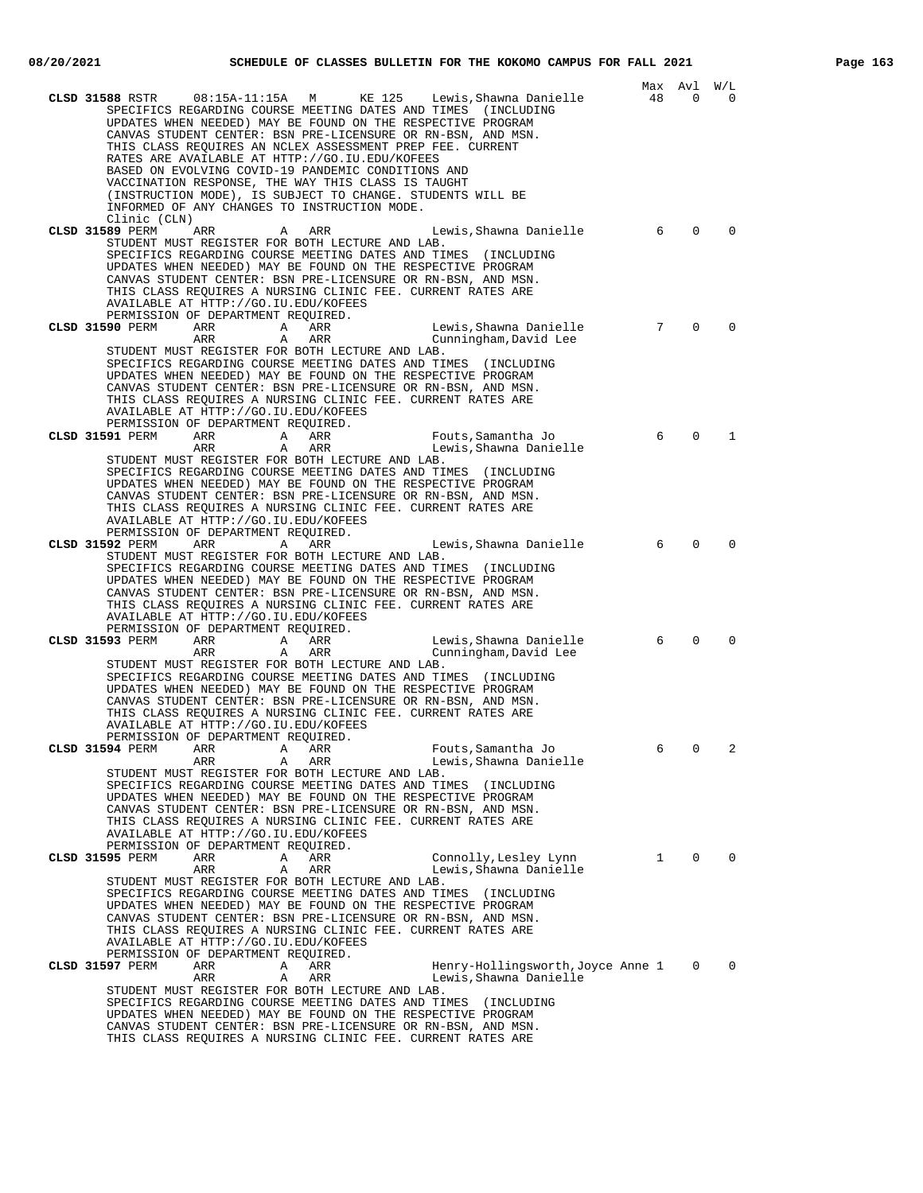| | | | | | | | Max | Avl | W/L |
|---|---|---|---|---|---|---|---|---|---|
| **CLSD 31588** RSTR | 08:15A-11:15A | M | KE 125 | Lewis,Shawna Danielle | 48 | 0 | 0 |

SPECIFICS REGARDING COURSE MEETING DATES AND TIMES (INCLUDING UPDATES WHEN NEEDED) MAY BE FOUND ON THE RESPECTIVE PROGRAM CANVAS STUDENT CENTER: BSN PRE-LICENSURE OR RN-BSN, AND MSN.
THIS CLASS REQUIRES AN NCLEX ASSESSMENT PREP FEE. CURRENT RATES ARE AVAILABLE AT HTTP://GO.IU.EDU/KOFEES
BASED ON EVOLVING COVID-19 PANDEMIC CONDITIONS AND VACCINATION RESPONSE, THE WAY THIS CLASS IS TAUGHT (INSTRUCTION MODE), IS SUBJECT TO CHANGE. STUDENTS WILL BE INFORMED OF ANY CHANGES TO INSTRUCTION MODE.

Clinic (CLN)

**CLSD 31589** PERM ARR A ARR Lewis,Shawna Danielle — Max 6, Avl 0, W/L 0
STUDENT MUST REGISTER FOR BOTH LECTURE AND LAB.
SPECIFICS REGARDING COURSE MEETING DATES AND TIMES (INCLUDING UPDATES WHEN NEEDED) MAY BE FOUND ON THE RESPECTIVE PROGRAM CANVAS STUDENT CENTER: BSN PRE-LICENSURE OR RN-BSN, AND MSN.
THIS CLASS REQUIRES A NURSING CLINIC FEE. CURRENT RATES ARE AVAILABLE AT HTTP://GO.IU.EDU/KOFEES
PERMISSION OF DEPARTMENT REQUIRED.

**CLSD 31590** PERM ARR A ARR Lewis,Shawna Danielle — Max 7, Avl 0, W/L 0
ARR A ARR Cunningham,David Lee
STUDENT MUST REGISTER FOR BOTH LECTURE AND LAB.
SPECIFICS REGARDING COURSE MEETING DATES AND TIMES (INCLUDING UPDATES WHEN NEEDED) MAY BE FOUND ON THE RESPECTIVE PROGRAM CANVAS STUDENT CENTER: BSN PRE-LICENSURE OR RN-BSN, AND MSN.
THIS CLASS REQUIRES A NURSING CLINIC FEE. CURRENT RATES ARE AVAILABLE AT HTTP://GO.IU.EDU/KOFEES
PERMISSION OF DEPARTMENT REQUIRED.

**CLSD 31591** PERM ARR A ARR Fouts,Samantha Jo — Max 6, Avl 0, W/L 1
ARR A ARR Lewis,Shawna Danielle
STUDENT MUST REGISTER FOR BOTH LECTURE AND LAB.
SPECIFICS REGARDING COURSE MEETING DATES AND TIMES (INCLUDING UPDATES WHEN NEEDED) MAY BE FOUND ON THE RESPECTIVE PROGRAM CANVAS STUDENT CENTER: BSN PRE-LICENSURE OR RN-BSN, AND MSN.
THIS CLASS REQUIRES A NURSING CLINIC FEE. CURRENT RATES ARE AVAILABLE AT HTTP://GO.IU.EDU/KOFEES
PERMISSION OF DEPARTMENT REQUIRED.

**CLSD 31592** PERM ARR A ARR Lewis,Shawna Danielle — Max 6, Avl 0, W/L 0
STUDENT MUST REGISTER FOR BOTH LECTURE AND LAB.
SPECIFICS REGARDING COURSE MEETING DATES AND TIMES (INCLUDING UPDATES WHEN NEEDED) MAY BE FOUND ON THE RESPECTIVE PROGRAM CANVAS STUDENT CENTER: BSN PRE-LICENSURE OR RN-BSN, AND MSN.
THIS CLASS REQUIRES A NURSING CLINIC FEE. CURRENT RATES ARE AVAILABLE AT HTTP://GO.IU.EDU/KOFEES
PERMISSION OF DEPARTMENT REQUIRED.

**CLSD 31593** PERM ARR A ARR Lewis,Shawna Danielle — Max 6, Avl 0, W/L 0
ARR A ARR Cunningham,David Lee
STUDENT MUST REGISTER FOR BOTH LECTURE AND LAB.
SPECIFICS REGARDING COURSE MEETING DATES AND TIMES (INCLUDING UPDATES WHEN NEEDED) MAY BE FOUND ON THE RESPECTIVE PROGRAM CANVAS STUDENT CENTER: BSN PRE-LICENSURE OR RN-BSN, AND MSN.
THIS CLASS REQUIRES A NURSING CLINIC FEE. CURRENT RATES ARE AVAILABLE AT HTTP://GO.IU.EDU/KOFEES
PERMISSION OF DEPARTMENT REQUIRED.

**CLSD 31594** PERM ARR A ARR Fouts,Samantha Jo — Max 6, Avl 0, W/L 2
ARR A ARR Lewis,Shawna Danielle
STUDENT MUST REGISTER FOR BOTH LECTURE AND LAB.
SPECIFICS REGARDING COURSE MEETING DATES AND TIMES (INCLUDING UPDATES WHEN NEEDED) MAY BE FOUND ON THE RESPECTIVE PROGRAM CANVAS STUDENT CENTER: BSN PRE-LICENSURE OR RN-BSN, AND MSN.
THIS CLASS REQUIRES A NURSING CLINIC FEE. CURRENT RATES ARE AVAILABLE AT HTTP://GO.IU.EDU/KOFEES
PERMISSION OF DEPARTMENT REQUIRED.

**CLSD 31595** PERM ARR A ARR Connolly,Lesley Lynn — Max 1, Avl 0, W/L 0
ARR A ARR Lewis,Shawna Danielle
STUDENT MUST REGISTER FOR BOTH LECTURE AND LAB.
SPECIFICS REGARDING COURSE MEETING DATES AND TIMES (INCLUDING UPDATES WHEN NEEDED) MAY BE FOUND ON THE RESPECTIVE PROGRAM CANVAS STUDENT CENTER: BSN PRE-LICENSURE OR RN-BSN, AND MSN.
THIS CLASS REQUIRES A NURSING CLINIC FEE. CURRENT RATES ARE AVAILABLE AT HTTP://GO.IU.EDU/KOFEES
PERMISSION OF DEPARTMENT REQUIRED.

**CLSD 31597** PERM ARR A ARR Henry-Hollingsworth,Joyce Anne — Max 1, Avl 0, W/L 0
ARR A ARR Lewis,Shawna Danielle
STUDENT MUST REGISTER FOR BOTH LECTURE AND LAB.
SPECIFICS REGARDING COURSE MEETING DATES AND TIMES (INCLUDING UPDATES WHEN NEEDED) MAY BE FOUND ON THE RESPECTIVE PROGRAM CANVAS STUDENT CENTER: BSN PRE-LICENSURE OR RN-BSN, AND MSN.
THIS CLASS REQUIRES A NURSING CLINIC FEE. CURRENT RATES ARE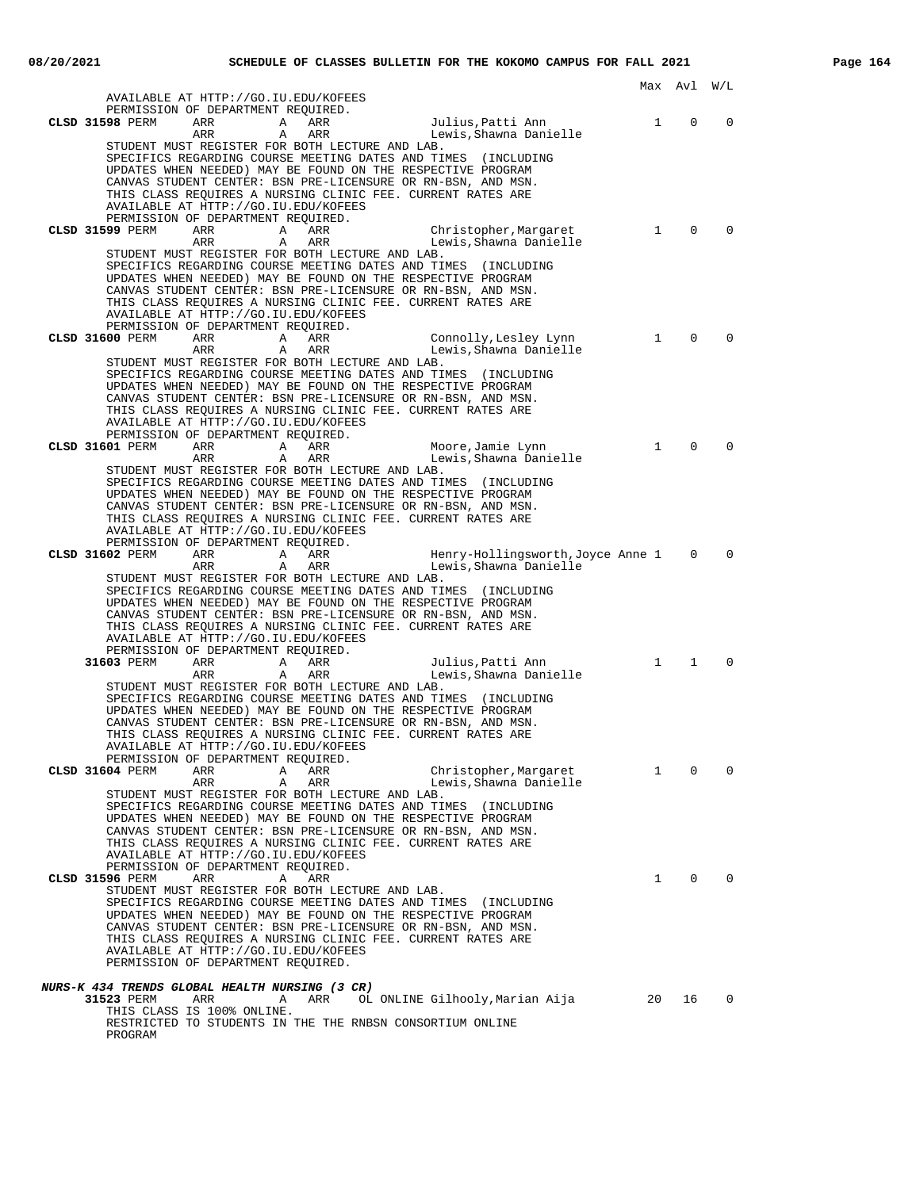| | | | | | | Max | Avl | W/L |
|---|---|---|---|---|---|---|---|---|

AVAILABLE AT HTTP://GO.IU.EDU/KOFEES
PERMISSION OF DEPARTMENT REQUIRED.

**CLSD 31598** PERM ARR A ARR Julius,Patti Ann 1 0 0
ARR A ARR Lewis,Shawna Danielle
STUDENT MUST REGISTER FOR BOTH LECTURE AND LAB.
SPECIFICS REGARDING COURSE MEETING DATES AND TIMES (INCLUDING UPDATES WHEN NEEDED) MAY BE FOUND ON THE RESPECTIVE PROGRAM CANVAS STUDENT CENTER: BSN PRE-LICENSURE OR RN-BSN, AND MSN.
THIS CLASS REQUIRES A NURSING CLINIC FEE. CURRENT RATES ARE AVAILABLE AT HTTP://GO.IU.EDU/KOFEES
PERMISSION OF DEPARTMENT REQUIRED.

**CLSD 31599** PERM ARR A ARR Christopher,Margaret 1 0 0
ARR A ARR Lewis,Shawna Danielle
STUDENT MUST REGISTER FOR BOTH LECTURE AND LAB.
SPECIFICS REGARDING COURSE MEETING DATES AND TIMES (INCLUDING UPDATES WHEN NEEDED) MAY BE FOUND ON THE RESPECTIVE PROGRAM CANVAS STUDENT CENTER: BSN PRE-LICENSURE OR RN-BSN, AND MSN.
THIS CLASS REQUIRES A NURSING CLINIC FEE. CURRENT RATES ARE AVAILABLE AT HTTP://GO.IU.EDU/KOFEES
PERMISSION OF DEPARTMENT REQUIRED.

**CLSD 31600** PERM ARR A ARR Connolly,Lesley Lynn 1 0 0
ARR A ARR Lewis,Shawna Danielle
STUDENT MUST REGISTER FOR BOTH LECTURE AND LAB.
SPECIFICS REGARDING COURSE MEETING DATES AND TIMES (INCLUDING UPDATES WHEN NEEDED) MAY BE FOUND ON THE RESPECTIVE PROGRAM CANVAS STUDENT CENTER: BSN PRE-LICENSURE OR RN-BSN, AND MSN.
THIS CLASS REQUIRES A NURSING CLINIC FEE. CURRENT RATES ARE AVAILABLE AT HTTP://GO.IU.EDU/KOFEES
PERMISSION OF DEPARTMENT REQUIRED.

**CLSD 31601** PERM ARR A ARR Moore,Jamie Lynn 1 0 0
ARR A ARR Lewis,Shawna Danielle
STUDENT MUST REGISTER FOR BOTH LECTURE AND LAB.
SPECIFICS REGARDING COURSE MEETING DATES AND TIMES (INCLUDING UPDATES WHEN NEEDED) MAY BE FOUND ON THE RESPECTIVE PROGRAM CANVAS STUDENT CENTER: BSN PRE-LICENSURE OR RN-BSN, AND MSN.
THIS CLASS REQUIRES A NURSING CLINIC FEE. CURRENT RATES ARE AVAILABLE AT HTTP://GO.IU.EDU/KOFEES
PERMISSION OF DEPARTMENT REQUIRED.

**CLSD 31602** PERM ARR A ARR Henry-Hollingsworth,Joyce Anne 1 0 0
ARR A ARR Lewis,Shawna Danielle
STUDENT MUST REGISTER FOR BOTH LECTURE AND LAB.
SPECIFICS REGARDING COURSE MEETING DATES AND TIMES (INCLUDING UPDATES WHEN NEEDED) MAY BE FOUND ON THE RESPECTIVE PROGRAM CANVAS STUDENT CENTER: BSN PRE-LICENSURE OR RN-BSN, AND MSN.
THIS CLASS REQUIRES A NURSING CLINIC FEE. CURRENT RATES ARE AVAILABLE AT HTTP://GO.IU.EDU/KOFEES
PERMISSION OF DEPARTMENT REQUIRED.

**31603** PERM ARR A ARR Julius,Patti Ann 1 1 0
ARR A ARR Lewis,Shawna Danielle
STUDENT MUST REGISTER FOR BOTH LECTURE AND LAB.
SPECIFICS REGARDING COURSE MEETING DATES AND TIMES (INCLUDING UPDATES WHEN NEEDED) MAY BE FOUND ON THE RESPECTIVE PROGRAM CANVAS STUDENT CENTER: BSN PRE-LICENSURE OR RN-BSN, AND MSN.
THIS CLASS REQUIRES A NURSING CLINIC FEE. CURRENT RATES ARE AVAILABLE AT HTTP://GO.IU.EDU/KOFEES
PERMISSION OF DEPARTMENT REQUIRED.

**CLSD 31604** PERM ARR A ARR Christopher,Margaret 1 0 0
ARR A ARR Lewis,Shawna Danielle
STUDENT MUST REGISTER FOR BOTH LECTURE AND LAB.
SPECIFICS REGARDING COURSE MEETING DATES AND TIMES (INCLUDING UPDATES WHEN NEEDED) MAY BE FOUND ON THE RESPECTIVE PROGRAM CANVAS STUDENT CENTER: BSN PRE-LICENSURE OR RN-BSN, AND MSN.
THIS CLASS REQUIRES A NURSING CLINIC FEE. CURRENT RATES ARE AVAILABLE AT HTTP://GO.IU.EDU/KOFEES
PERMISSION OF DEPARTMENT REQUIRED.

**CLSD 31596** PERM ARR A ARR 1 0 0
STUDENT MUST REGISTER FOR BOTH LECTURE AND LAB.
SPECIFICS REGARDING COURSE MEETING DATES AND TIMES (INCLUDING UPDATES WHEN NEEDED) MAY BE FOUND ON THE RESPECTIVE PROGRAM CANVAS STUDENT CENTER: BSN PRE-LICENSURE OR RN-BSN, AND MSN.
THIS CLASS REQUIRES A NURSING CLINIC FEE. CURRENT RATES ARE AVAILABLE AT HTTP://GO.IU.EDU/KOFEES
PERMISSION OF DEPARTMENT REQUIRED.

***NURS-K 434 TRENDS GLOBAL HEALTH NURSING (3 CR)***

**31523** PERM ARR A ARR OL ONLINE Gilhooly,Marian Aija 20 16 0
THIS CLASS IS 100% ONLINE.
RESTRICTED TO STUDENTS IN THE THE RNBSN CONSORTIUM ONLINE PROGRAM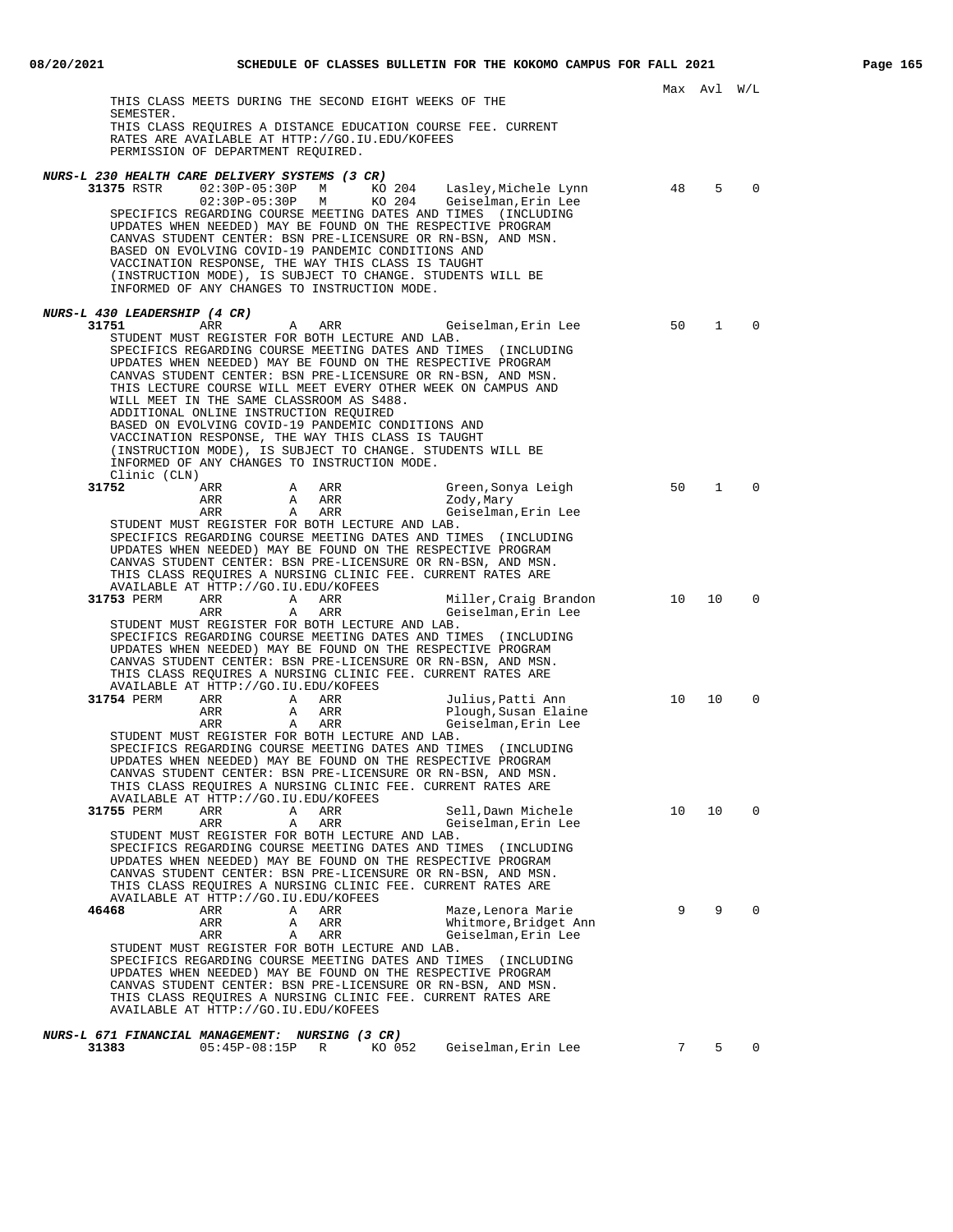Max Avl W/L

THIS CLASS MEETS DURING THE SECOND EIGHT WEEKS OF THE SEMESTER.
THIS CLASS REQUIRES A DISTANCE EDUCATION COURSE FEE. CURRENT RATES ARE AVAILABLE AT HTTP://GO.IU.EDU/KOFEES
PERMISSION OF DEPARTMENT REQUIRED.

***NURS-L 230 HEALTH CARE DELIVERY SYSTEMS (3 CR)***

| Class | Time | Days | Room | Instructor | Max | Avl | W/L |
|---|---|---|---|---|---|---|---|
| **31375** RSTR | 02:30P-05:30P | M | KO 204 | Lasley,Michele Lynn | 48 | 5 | 0 |
| | 02:30P-05:30P | M | KO 204 | Geiselman,Erin Lee | | | |

SPECIFICS REGARDING COURSE MEETING DATES AND TIMES (INCLUDING UPDATES WHEN NEEDED) MAY BE FOUND ON THE RESPECTIVE PROGRAM CANVAS STUDENT CENTER: BSN PRE-LICENSURE OR RN-BSN, AND MSN.
BASED ON EVOLVING COVID-19 PANDEMIC CONDITIONS AND VACCINATION RESPONSE, THE WAY THIS CLASS IS TAUGHT (INSTRUCTION MODE), IS SUBJECT TO CHANGE. STUDENTS WILL BE INFORMED OF ANY CHANGES TO INSTRUCTION MODE.

***NURS-L 430 LEADERSHIP (4 CR)***

| Class | Time | Days | Room | Instructor | Max | Avl | W/L |
|---|---|---|---|---|---|---|---|
| **31751** | ARR | A | ARR | Geiselman,Erin Lee | 50 | 1 | 0 |

STUDENT MUST REGISTER FOR BOTH LECTURE AND LAB.
SPECIFICS REGARDING COURSE MEETING DATES AND TIMES (INCLUDING UPDATES WHEN NEEDED) MAY BE FOUND ON THE RESPECTIVE PROGRAM CANVAS STUDENT CENTER: BSN PRE-LICENSURE OR RN-BSN, AND MSN.
THIS LECTURE COURSE WILL MEET EVERY OTHER WEEK ON CAMPUS AND WILL MEET IN THE SAME CLASSROOM AS S488.
ADDITIONAL ONLINE INSTRUCTION REQUIRED
BASED ON EVOLVING COVID-19 PANDEMIC CONDITIONS AND VACCINATION RESPONSE, THE WAY THIS CLASS IS TAUGHT (INSTRUCTION MODE), IS SUBJECT TO CHANGE. STUDENTS WILL BE INFORMED OF ANY CHANGES TO INSTRUCTION MODE.

Clinic (CLN)

| Class | Time | Days | Room | Instructor | Max | Avl | W/L |
|---|---|---|---|---|---|---|---|
| **31752** | ARR | A | ARR | Green,Sonya Leigh | 50 | 1 | 0 |
| | ARR | A | ARR | Zody,Mary | | | |
| | ARR | A | ARR | Geiselman,Erin Lee | | | |

STUDENT MUST REGISTER FOR BOTH LECTURE AND LAB.
SPECIFICS REGARDING COURSE MEETING DATES AND TIMES (INCLUDING UPDATES WHEN NEEDED) MAY BE FOUND ON THE RESPECTIVE PROGRAM CANVAS STUDENT CENTER: BSN PRE-LICENSURE OR RN-BSN, AND MSN.
THIS CLASS REQUIRES A NURSING CLINIC FEE. CURRENT RATES ARE AVAILABLE AT HTTP://GO.IU.EDU/KOFEES

| Class | Time | Days | Room | Instructor | Max | Avl | W/L |
|---|---|---|---|---|---|---|---|
| **31753** PERM | ARR | A | ARR | Miller,Craig Brandon | 10 | 10 | 0 |
| | ARR | A | ARR | Geiselman,Erin Lee | | | |

STUDENT MUST REGISTER FOR BOTH LECTURE AND LAB.
SPECIFICS REGARDING COURSE MEETING DATES AND TIMES (INCLUDING UPDATES WHEN NEEDED) MAY BE FOUND ON THE RESPECTIVE PROGRAM CANVAS STUDENT CENTER: BSN PRE-LICENSURE OR RN-BSN, AND MSN.
THIS CLASS REQUIRES A NURSING CLINIC FEE. CURRENT RATES ARE AVAILABLE AT HTTP://GO.IU.EDU/KOFEES

| Class | Time | Days | Room | Instructor | Max | Avl | W/L |
|---|---|---|---|---|---|---|---|
| **31754** PERM | ARR | A | ARR | Julius,Patti Ann | 10 | 10 | 0 |
| | ARR | A | ARR | Plough,Susan Elaine | | | |
| | ARR | A | ARR | Geiselman,Erin Lee | | | |

STUDENT MUST REGISTER FOR BOTH LECTURE AND LAB.
SPECIFICS REGARDING COURSE MEETING DATES AND TIMES (INCLUDING UPDATES WHEN NEEDED) MAY BE FOUND ON THE RESPECTIVE PROGRAM CANVAS STUDENT CENTER: BSN PRE-LICENSURE OR RN-BSN, AND MSN.
THIS CLASS REQUIRES A NURSING CLINIC FEE. CURRENT RATES ARE AVAILABLE AT HTTP://GO.IU.EDU/KOFEES

| Class | Time | Days | Room | Instructor | Max | Avl | W/L |
|---|---|---|---|---|---|---|---|
| **31755** PERM | ARR | A | ARR | Sell,Dawn Michele | 10 | 10 | 0 |
| | ARR | A | ARR | Geiselman,Erin Lee | | | |

STUDENT MUST REGISTER FOR BOTH LECTURE AND LAB.
SPECIFICS REGARDING COURSE MEETING DATES AND TIMES (INCLUDING UPDATES WHEN NEEDED) MAY BE FOUND ON THE RESPECTIVE PROGRAM CANVAS STUDENT CENTER: BSN PRE-LICENSURE OR RN-BSN, AND MSN.
THIS CLASS REQUIRES A NURSING CLINIC FEE. CURRENT RATES ARE AVAILABLE AT HTTP://GO.IU.EDU/KOFEES

| Class | Time | Days | Room | Instructor | Max | Avl | W/L |
|---|---|---|---|---|---|---|---|
| **46468** | ARR | A | ARR | Maze,Lenora Marie | 9 | 9 | 0 |
| | ARR | A | ARR | Whitmore,Bridget Ann | | | |
| | ARR | A | ARR | Geiselman,Erin Lee | | | |

STUDENT MUST REGISTER FOR BOTH LECTURE AND LAB.
SPECIFICS REGARDING COURSE MEETING DATES AND TIMES (INCLUDING UPDATES WHEN NEEDED) MAY BE FOUND ON THE RESPECTIVE PROGRAM CANVAS STUDENT CENTER: BSN PRE-LICENSURE OR RN-BSN, AND MSN.
THIS CLASS REQUIRES A NURSING CLINIC FEE. CURRENT RATES ARE AVAILABLE AT HTTP://GO.IU.EDU/KOFEES

***NURS-L 671 FINANCIAL MANAGEMENT: NURSING (3 CR)***

| Class | Time | Days | Room | Instructor | Max | Avl | W/L |
|---|---|---|---|---|---|---|---|
| **31383** | 05:45P-08:15P | R | KO 052 | Geiselman,Erin Lee | 7 | 5 | 0 |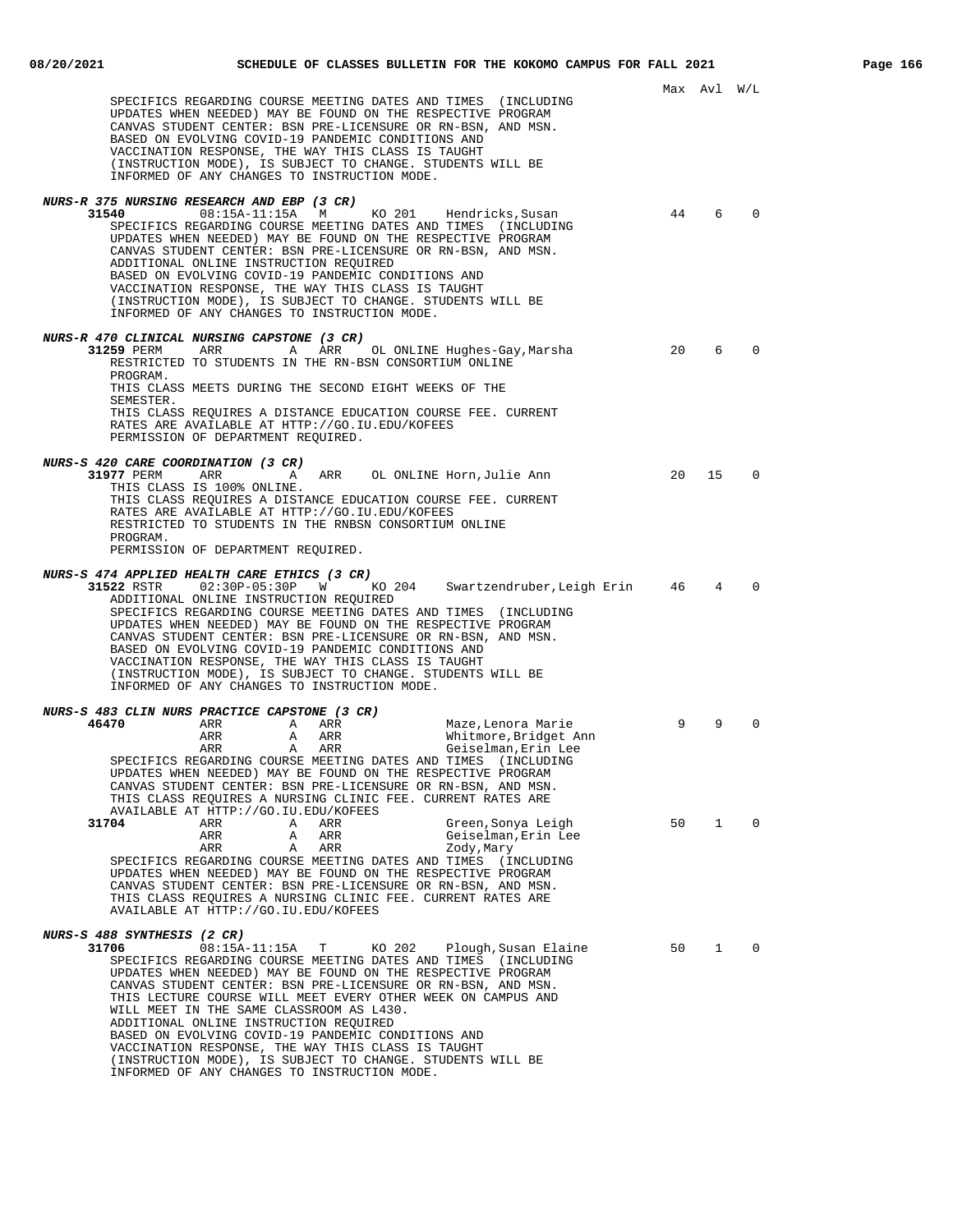Max Avl W/L

SPECIFICS REGARDING COURSE MEETING DATES AND TIMES (INCLUDING UPDATES WHEN NEEDED) MAY BE FOUND ON THE RESPECTIVE PROGRAM CANVAS STUDENT CENTER: BSN PRE-LICENSURE OR RN-BSN, AND MSN. BASED ON EVOLVING COVID-19 PANDEMIC CONDITIONS AND VACCINATION RESPONSE, THE WAY THIS CLASS IS TAUGHT (INSTRUCTION MODE), IS SUBJECT TO CHANGE. STUDENTS WILL BE INFORMED OF ANY CHANGES TO INSTRUCTION MODE.

***NURS-R 375 NURSING RESEARCH AND EBP (3 CR)***

**31540** 08:15A-11:15A M KO 201 Hendricks,Susan 44 6 0

SPECIFICS REGARDING COURSE MEETING DATES AND TIMES (INCLUDING UPDATES WHEN NEEDED) MAY BE FOUND ON THE RESPECTIVE PROGRAM CANVAS STUDENT CENTER: BSN PRE-LICENSURE OR RN-BSN, AND MSN.
ADDITIONAL ONLINE INSTRUCTION REQUIRED
BASED ON EVOLVING COVID-19 PANDEMIC CONDITIONS AND VACCINATION RESPONSE, THE WAY THIS CLASS IS TAUGHT (INSTRUCTION MODE), IS SUBJECT TO CHANGE. STUDENTS WILL BE INFORMED OF ANY CHANGES TO INSTRUCTION MODE.

***NURS-R 470 CLINICAL NURSING CAPSTONE (3 CR)***

**31259** PERM ARR A ARR OL ONLINE Hughes-Gay,Marsha 20 6 0

RESTRICTED TO STUDENTS IN THE RN-BSN CONSORTIUM ONLINE PROGRAM.
THIS CLASS MEETS DURING THE SECOND EIGHT WEEKS OF THE SEMESTER.
THIS CLASS REQUIRES A DISTANCE EDUCATION COURSE FEE. CURRENT RATES ARE AVAILABLE AT HTTP://GO.IU.EDU/KOFEES
PERMISSION OF DEPARTMENT REQUIRED.

***NURS-S 420 CARE COORDINATION (3 CR)***

**31977** PERM ARR A ARR OL ONLINE Horn,Julie Ann 20 15 0

THIS CLASS IS 100% ONLINE.
THIS CLASS REQUIRES A DISTANCE EDUCATION COURSE FEE. CURRENT RATES ARE AVAILABLE AT HTTP://GO.IU.EDU/KOFEES
RESTRICTED TO STUDENTS IN THE RNBSN CONSORTIUM ONLINE PROGRAM.
PERMISSION OF DEPARTMENT REQUIRED.

***NURS-S 474 APPLIED HEALTH CARE ETHICS (3 CR)***

**31522** RSTR 02:30P-05:30P W KO 204 Swartzendruber,Leigh Erin 46 4 0

ADDITIONAL ONLINE INSTRUCTION REQUIRED
SPECIFICS REGARDING COURSE MEETING DATES AND TIMES (INCLUDING UPDATES WHEN NEEDED) MAY BE FOUND ON THE RESPECTIVE PROGRAM CANVAS STUDENT CENTER: BSN PRE-LICENSURE OR RN-BSN, AND MSN.
BASED ON EVOLVING COVID-19 PANDEMIC CONDITIONS AND VACCINATION RESPONSE, THE WAY THIS CLASS IS TAUGHT (INSTRUCTION MODE), IS SUBJECT TO CHANGE. STUDENTS WILL BE INFORMED OF ANY CHANGES TO INSTRUCTION MODE.

***NURS-S 483 CLIN NURS PRACTICE CAPSTONE (3 CR)***

**46470** ARR A ARR Maze,Lenora Marie 9 9 0
ARR A ARR Whitmore,Bridget Ann
ARR A ARR Geiselman,Erin Lee

SPECIFICS REGARDING COURSE MEETING DATES AND TIMES (INCLUDING UPDATES WHEN NEEDED) MAY BE FOUND ON THE RESPECTIVE PROGRAM CANVAS STUDENT CENTER: BSN PRE-LICENSURE OR RN-BSN, AND MSN.
THIS CLASS REQUIRES A NURSING CLINIC FEE. CURRENT RATES ARE AVAILABLE AT HTTP://GO.IU.EDU/KOFEES

**31704** ARR A ARR Green,Sonya Leigh 50 1 0
ARR A ARR Geiselman,Erin Lee
ARR A ARR Zody,Mary

SPECIFICS REGARDING COURSE MEETING DATES AND TIMES (INCLUDING UPDATES WHEN NEEDED) MAY BE FOUND ON THE RESPECTIVE PROGRAM CANVAS STUDENT CENTER: BSN PRE-LICENSURE OR RN-BSN, AND MSN.
THIS CLASS REQUIRES A NURSING CLINIC FEE. CURRENT RATES ARE AVAILABLE AT HTTP://GO.IU.EDU/KOFEES

***NURS-S 488 SYNTHESIS (2 CR)***

**31706** 08:15A-11:15A T KO 202 Plough,Susan Elaine 50 1 0

SPECIFICS REGARDING COURSE MEETING DATES AND TIMES (INCLUDING UPDATES WHEN NEEDED) MAY BE FOUND ON THE RESPECTIVE PROGRAM CANVAS STUDENT CENTER: BSN PRE-LICENSURE OR RN-BSN, AND MSN.
THIS LECTURE COURSE WILL MEET EVERY OTHER WEEK ON CAMPUS AND WILL MEET IN THE SAME CLASSROOM AS L430.
ADDITIONAL ONLINE INSTRUCTION REQUIRED
BASED ON EVOLVING COVID-19 PANDEMIC CONDITIONS AND VACCINATION RESPONSE, THE WAY THIS CLASS IS TAUGHT (INSTRUCTION MODE), IS SUBJECT TO CHANGE. STUDENTS WILL BE INFORMED OF ANY CHANGES TO INSTRUCTION MODE.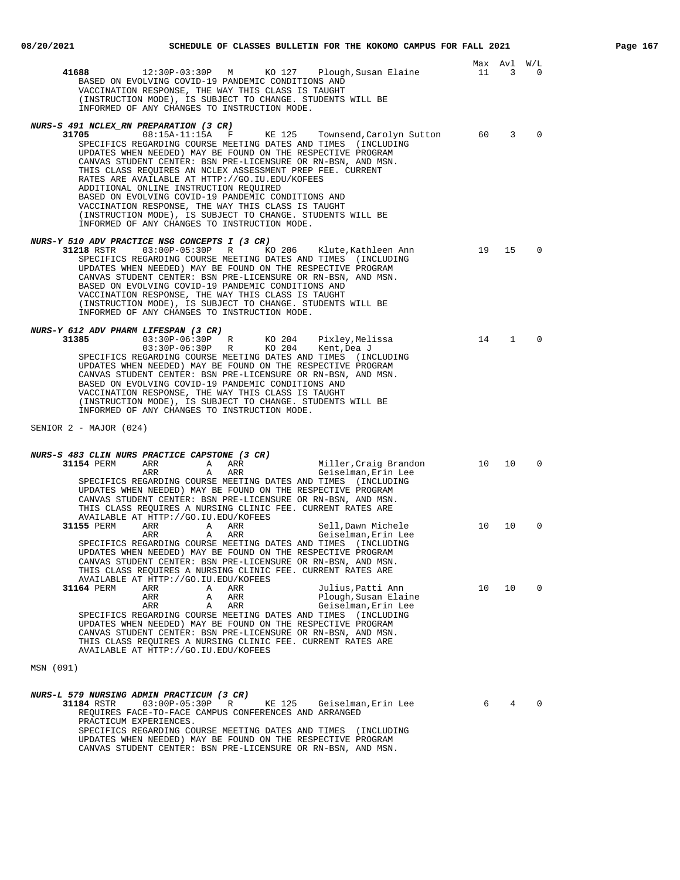| | | | | | | Max | Avl | W/L |
|---|---|---|---|---|---|---|---|---|
| **41688** | 12:30P-03:30P | M | KO 127 | Plough,Susan Elaine | | 11 | 3 | 0 |

BASED ON EVOLVING COVID-19 PANDEMIC CONDITIONS AND VACCINATION RESPONSE, THE WAY THIS CLASS IS TAUGHT (INSTRUCTION MODE), IS SUBJECT TO CHANGE. STUDENTS WILL BE INFORMED OF ANY CHANGES TO INSTRUCTION MODE.

***NURS-S 491 NCLEX_RN PREPARATION (3 CR)***

| | | | | | Max | Avl | W/L |
|---|---|---|---|---|---|---|---|
| **31705** | 08:15A-11:15A | F | KE 125 | Townsend,Carolyn Sutton | 60 | 3 | 0 |

SPECIFICS REGARDING COURSE MEETING DATES AND TIMES (INCLUDING UPDATES WHEN NEEDED) MAY BE FOUND ON THE RESPECTIVE PROGRAM CANVAS STUDENT CENTER: BSN PRE-LICENSURE OR RN-BSN, AND MSN. THIS CLASS REQUIRES AN NCLEX ASSESSMENT PREP FEE. CURRENT RATES ARE AVAILABLE AT HTTP://GO.IU.EDU/KOFEES
ADDITIONAL ONLINE INSTRUCTION REQUIRED
BASED ON EVOLVING COVID-19 PANDEMIC CONDITIONS AND VACCINATION RESPONSE, THE WAY THIS CLASS IS TAUGHT (INSTRUCTION MODE), IS SUBJECT TO CHANGE. STUDENTS WILL BE INFORMED OF ANY CHANGES TO INSTRUCTION MODE.

***NURS-Y 510 ADV PRACTICE NSG CONCEPTS I (3 CR)***

| | | | | | Max | Avl | W/L |
|---|---|---|---|---|---|---|---|
| **31218** RSTR | 03:00P-05:30P | R | KO 206 | Klute,Kathleen Ann | 19 | 15 | 0 |

SPECIFICS REGARDING COURSE MEETING DATES AND TIMES (INCLUDING UPDATES WHEN NEEDED) MAY BE FOUND ON THE RESPECTIVE PROGRAM CANVAS STUDENT CENTER: BSN PRE-LICENSURE OR RN-BSN, AND MSN. BASED ON EVOLVING COVID-19 PANDEMIC CONDITIONS AND VACCINATION RESPONSE, THE WAY THIS CLASS IS TAUGHT (INSTRUCTION MODE), IS SUBJECT TO CHANGE. STUDENTS WILL BE INFORMED OF ANY CHANGES TO INSTRUCTION MODE.

***NURS-Y 612 ADV PHARM LIFESPAN (3 CR)***

| | | | | | Max | Avl | W/L |
|---|---|---|---|---|---|---|---|
| **31385** | 03:30P-06:30P | R | KO 204 | Pixley,Melissa | 14 | 1 | 0 |
| | 03:30P-06:30P | R | KO 204 | Kent,Dea J | | | |

SPECIFICS REGARDING COURSE MEETING DATES AND TIMES (INCLUDING UPDATES WHEN NEEDED) MAY BE FOUND ON THE RESPECTIVE PROGRAM CANVAS STUDENT CENTER: BSN PRE-LICENSURE OR RN-BSN, AND MSN. BASED ON EVOLVING COVID-19 PANDEMIC CONDITIONS AND VACCINATION RESPONSE, THE WAY THIS CLASS IS TAUGHT (INSTRUCTION MODE), IS SUBJECT TO CHANGE. STUDENTS WILL BE INFORMED OF ANY CHANGES TO INSTRUCTION MODE.

SENIOR 2 - MAJOR (024)

***NURS-S 483 CLIN NURS PRACTICE CAPSTONE (3 CR)***

| | | | | | Max | Avl | W/L |
|---|---|---|---|---|---|---|---|
| **31154** PERM | ARR | A | ARR | Miller,Craig Brandon | 10 | 10 | 0 |
| | ARR | A | ARR | Geiselman,Erin Lee | | | |

SPECIFICS REGARDING COURSE MEETING DATES AND TIMES (INCLUDING UPDATES WHEN NEEDED) MAY BE FOUND ON THE RESPECTIVE PROGRAM CANVAS STUDENT CENTER: BSN PRE-LICENSURE OR RN-BSN, AND MSN. THIS CLASS REQUIRES A NURSING CLINIC FEE. CURRENT RATES ARE AVAILABLE AT HTTP://GO.IU.EDU/KOFEES

| | | | | | Max | Avl | W/L |
|---|---|---|---|---|---|---|---|
| **31155** PERM | ARR | A | ARR | Sell,Dawn Michele | 10 | 10 | 0 |
| | ARR | A | ARR | Geiselman,Erin Lee | | | |

SPECIFICS REGARDING COURSE MEETING DATES AND TIMES (INCLUDING UPDATES WHEN NEEDED) MAY BE FOUND ON THE RESPECTIVE PROGRAM CANVAS STUDENT CENTER: BSN PRE-LICENSURE OR RN-BSN, AND MSN. THIS CLASS REQUIRES A NURSING CLINIC FEE. CURRENT RATES ARE AVAILABLE AT HTTP://GO.IU.EDU/KOFEES

| | | | | | Max | Avl | W/L |
|---|---|---|---|---|---|---|---|
| **31164** PERM | ARR | A | ARR | Julius,Patti Ann | 10 | 10 | 0 |
| | ARR | A | ARR | Plough,Susan Elaine | | | |
| | ARR | A | ARR | Geiselman,Erin Lee | | | |

SPECIFICS REGARDING COURSE MEETING DATES AND TIMES (INCLUDING UPDATES WHEN NEEDED) MAY BE FOUND ON THE RESPECTIVE PROGRAM CANVAS STUDENT CENTER: BSN PRE-LICENSURE OR RN-BSN, AND MSN. THIS CLASS REQUIRES A NURSING CLINIC FEE. CURRENT RATES ARE AVAILABLE AT HTTP://GO.IU.EDU/KOFEES

MSN (091)

***NURS-L 579 NURSING ADMIN PRACTICUM (3 CR)***

| | | | | | Max | Avl | W/L |
|---|---|---|---|---|---|---|---|
| **31184** RSTR | 03:00P-05:30P | R | KE 125 | Geiselman,Erin Lee | 6 | 4 | 0 |

REQUIRES FACE-TO-FACE CAMPUS CONFERENCES AND ARRANGED PRACTICUM EXPERIENCES.
SPECIFICS REGARDING COURSE MEETING DATES AND TIMES (INCLUDING UPDATES WHEN NEEDED) MAY BE FOUND ON THE RESPECTIVE PROGRAM CANVAS STUDENT CENTER: BSN PRE-LICENSURE OR RN-BSN, AND MSN.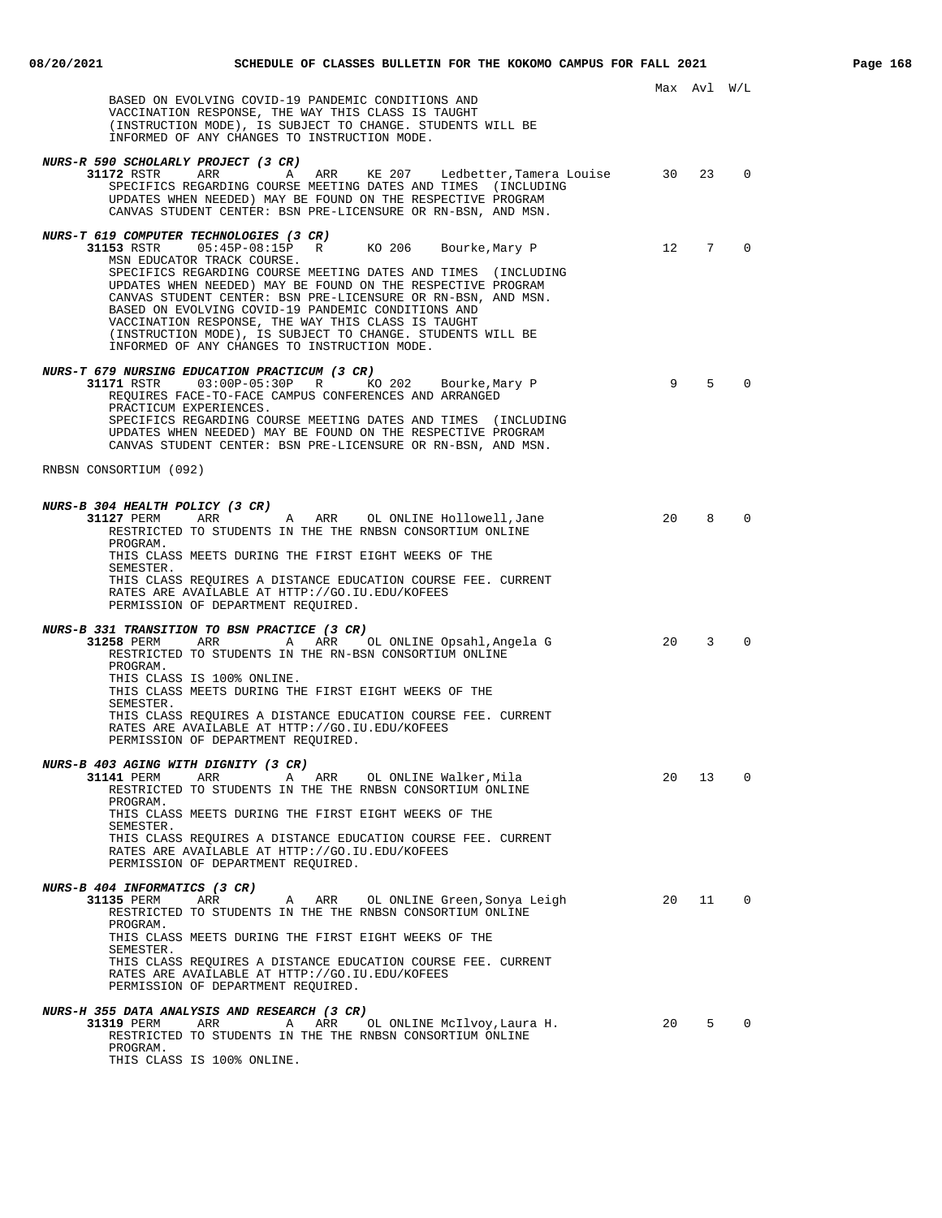Max Avl W/L

BASED ON EVOLVING COVID-19 PANDEMIC CONDITIONS AND VACCINATION RESPONSE, THE WAY THIS CLASS IS TAUGHT (INSTRUCTION MODE), IS SUBJECT TO CHANGE. STUDENTS WILL BE INFORMED OF ANY CHANGES TO INSTRUCTION MODE.

***NURS-R 590 SCHOLARLY PROJECT (3 CR)***

**31172** RSTR ARR A ARR KE 207 Ledbetter,Tamera Louise 30 23 0

SPECIFICS REGARDING COURSE MEETING DATES AND TIMES (INCLUDING UPDATES WHEN NEEDED) MAY BE FOUND ON THE RESPECTIVE PROGRAM CANVAS STUDENT CENTER: BSN PRE-LICENSURE OR RN-BSN, AND MSN.

***NURS-T 619 COMPUTER TECHNOLOGIES (3 CR)***

**31153** RSTR 05:45P-08:15P R KO 206 Bourke,Mary P 12 7 0

MSN EDUCATOR TRACK COURSE.
SPECIFICS REGARDING COURSE MEETING DATES AND TIMES (INCLUDING UPDATES WHEN NEEDED) MAY BE FOUND ON THE RESPECTIVE PROGRAM CANVAS STUDENT CENTER: BSN PRE-LICENSURE OR RN-BSN, AND MSN.
BASED ON EVOLVING COVID-19 PANDEMIC CONDITIONS AND VACCINATION RESPONSE, THE WAY THIS CLASS IS TAUGHT (INSTRUCTION MODE), IS SUBJECT TO CHANGE. STUDENTS WILL BE INFORMED OF ANY CHANGES TO INSTRUCTION MODE.

***NURS-T 679 NURSING EDUCATION PRACTICUM (3 CR)***

**31171** RSTR 03:00P-05:30P R KO 202 Bourke,Mary P 9 5 0

REQUIRES FACE-TO-FACE CAMPUS CONFERENCES AND ARRANGED PRACTICUM EXPERIENCES.
SPECIFICS REGARDING COURSE MEETING DATES AND TIMES (INCLUDING UPDATES WHEN NEEDED) MAY BE FOUND ON THE RESPECTIVE PROGRAM CANVAS STUDENT CENTER: BSN PRE-LICENSURE OR RN-BSN, AND MSN.

RNBSN CONSORTIUM (092)

***NURS-B 304 HEALTH POLICY (3 CR)***

**31127** PERM ARR A ARR OL ONLINE Hollowell,Jane 20 8 0

RESTRICTED TO STUDENTS IN THE THE RNBSN CONSORTIUM ONLINE PROGRAM.
THIS CLASS MEETS DURING THE FIRST EIGHT WEEKS OF THE SEMESTER.
THIS CLASS REQUIRES A DISTANCE EDUCATION COURSE FEE. CURRENT RATES ARE AVAILABLE AT HTTP://GO.IU.EDU/KOFEES
PERMISSION OF DEPARTMENT REQUIRED.

***NURS-B 331 TRANSITION TO BSN PRACTICE (3 CR)***

**31258** PERM ARR A ARR OL ONLINE Opsahl,Angela G 20 3 0

RESTRICTED TO STUDENTS IN THE RN-BSN CONSORTIUM ONLINE PROGRAM.
THIS CLASS IS 100% ONLINE.
THIS CLASS MEETS DURING THE FIRST EIGHT WEEKS OF THE SEMESTER.
THIS CLASS REQUIRES A DISTANCE EDUCATION COURSE FEE. CURRENT RATES ARE AVAILABLE AT HTTP://GO.IU.EDU/KOFEES
PERMISSION OF DEPARTMENT REQUIRED.

***NURS-B 403 AGING WITH DIGNITY (3 CR)***

**31141** PERM ARR A ARR OL ONLINE Walker,Mila 20 13 0

RESTRICTED TO STUDENTS IN THE THE RNBSN CONSORTIUM ONLINE PROGRAM.
THIS CLASS MEETS DURING THE FIRST EIGHT WEEKS OF THE SEMESTER.
THIS CLASS REQUIRES A DISTANCE EDUCATION COURSE FEE. CURRENT RATES ARE AVAILABLE AT HTTP://GO.IU.EDU/KOFEES
PERMISSION OF DEPARTMENT REQUIRED.

***NURS-B 404 INFORMATICS (3 CR)***

**31135** PERM ARR A ARR OL ONLINE Green,Sonya Leigh 20 11 0

RESTRICTED TO STUDENTS IN THE THE RNBSN CONSORTIUM ONLINE PROGRAM.
THIS CLASS MEETS DURING THE FIRST EIGHT WEEKS OF THE SEMESTER.
THIS CLASS REQUIRES A DISTANCE EDUCATION COURSE FEE. CURRENT RATES ARE AVAILABLE AT HTTP://GO.IU.EDU/KOFEES
PERMISSION OF DEPARTMENT REQUIRED.

***NURS-H 355 DATA ANALYSIS AND RESEARCH (3 CR)***

**31319** PERM ARR A ARR OL ONLINE McIlvoy,Laura H. 20 5 0

RESTRICTED TO STUDENTS IN THE THE RNBSN CONSORTIUM ONLINE PROGRAM.
THIS CLASS IS 100% ONLINE.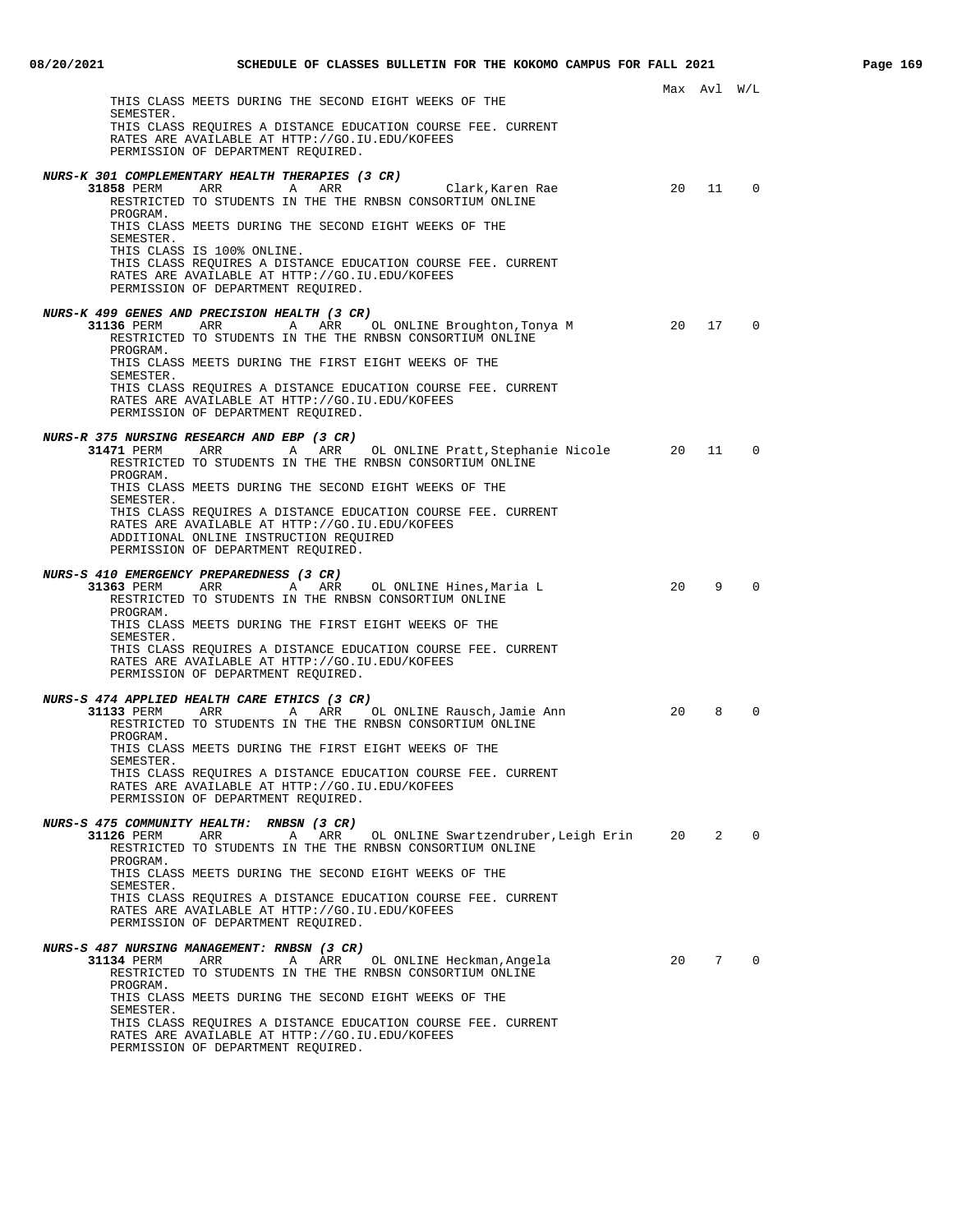Max Avl W/L

THIS CLASS MEETS DURING THE SECOND EIGHT WEEKS OF THE SEMESTER.
THIS CLASS REQUIRES A DISTANCE EDUCATION COURSE FEE. CURRENT RATES ARE AVAILABLE AT HTTP://GO.IU.EDU/KOFEES
PERMISSION OF DEPARTMENT REQUIRED.

***NURS-K 301 COMPLEMENTARY HEALTH THERAPIES (3 CR)***

**31858** PERM ARR A ARR Clark,Karen Rae 20 11 0
RESTRICTED TO STUDENTS IN THE THE RNBSN CONSORTIUM ONLINE PROGRAM.
THIS CLASS MEETS DURING THE SECOND EIGHT WEEKS OF THE SEMESTER.
THIS CLASS IS 100% ONLINE.
THIS CLASS REQUIRES A DISTANCE EDUCATION COURSE FEE. CURRENT RATES ARE AVAILABLE AT HTTP://GO.IU.EDU/KOFEES
PERMISSION OF DEPARTMENT REQUIRED.

***NURS-K 499 GENES AND PRECISION HEALTH (3 CR)***

**31136** PERM ARR A ARR OL ONLINE Broughton,Tonya M 20 17 0
RESTRICTED TO STUDENTS IN THE THE RNBSN CONSORTIUM ONLINE PROGRAM.
THIS CLASS MEETS DURING THE FIRST EIGHT WEEKS OF THE SEMESTER.
THIS CLASS REQUIRES A DISTANCE EDUCATION COURSE FEE. CURRENT RATES ARE AVAILABLE AT HTTP://GO.IU.EDU/KOFEES
PERMISSION OF DEPARTMENT REQUIRED.

***NURS-R 375 NURSING RESEARCH AND EBP (3 CR)***

**31471** PERM ARR A ARR OL ONLINE Pratt,Stephanie Nicole 20 11 0
RESTRICTED TO STUDENTS IN THE THE RNBSN CONSORTIUM ONLINE PROGRAM.
THIS CLASS MEETS DURING THE SECOND EIGHT WEEKS OF THE SEMESTER.
THIS CLASS REQUIRES A DISTANCE EDUCATION COURSE FEE. CURRENT RATES ARE AVAILABLE AT HTTP://GO.IU.EDU/KOFEES
ADDITIONAL ONLINE INSTRUCTION REQUIRED
PERMISSION OF DEPARTMENT REQUIRED.

***NURS-S 410 EMERGENCY PREPAREDNESS (3 CR)***

**31363** PERM ARR A ARR OL ONLINE Hines,Maria L 20 9 0
RESTRICTED TO STUDENTS IN THE RNBSN CONSORTIUM ONLINE PROGRAM.
THIS CLASS MEETS DURING THE FIRST EIGHT WEEKS OF THE SEMESTER.
THIS CLASS REQUIRES A DISTANCE EDUCATION COURSE FEE. CURRENT RATES ARE AVAILABLE AT HTTP://GO.IU.EDU/KOFEES
PERMISSION OF DEPARTMENT REQUIRED.

***NURS-S 474 APPLIED HEALTH CARE ETHICS (3 CR)***

**31133** PERM ARR A ARR OL ONLINE Rausch,Jamie Ann 20 8 0
RESTRICTED TO STUDENTS IN THE THE RNBSN CONSORTIUM ONLINE PROGRAM.
THIS CLASS MEETS DURING THE FIRST EIGHT WEEKS OF THE SEMESTER.
THIS CLASS REQUIRES A DISTANCE EDUCATION COURSE FEE. CURRENT RATES ARE AVAILABLE AT HTTP://GO.IU.EDU/KOFEES
PERMISSION OF DEPARTMENT REQUIRED.

***NURS-S 475 COMMUNITY HEALTH: RNBSN (3 CR)***

**31126** PERM ARR A ARR OL ONLINE Swartzendruber,Leigh Erin 20 2 0
RESTRICTED TO STUDENTS IN THE THE RNBSN CONSORTIUM ONLINE PROGRAM.
THIS CLASS MEETS DURING THE SECOND EIGHT WEEKS OF THE SEMESTER.
THIS CLASS REQUIRES A DISTANCE EDUCATION COURSE FEE. CURRENT RATES ARE AVAILABLE AT HTTP://GO.IU.EDU/KOFEES
PERMISSION OF DEPARTMENT REQUIRED.

***NURS-S 487 NURSING MANAGEMENT: RNBSN (3 CR)***

**31134** PERM ARR A ARR OL ONLINE Heckman,Angela 20 7 0
RESTRICTED TO STUDENTS IN THE THE RNBSN CONSORTIUM ONLINE PROGRAM.
THIS CLASS MEETS DURING THE SECOND EIGHT WEEKS OF THE SEMESTER.
THIS CLASS REQUIRES A DISTANCE EDUCATION COURSE FEE. CURRENT RATES ARE AVAILABLE AT HTTP://GO.IU.EDU/KOFEES
PERMISSION OF DEPARTMENT REQUIRED.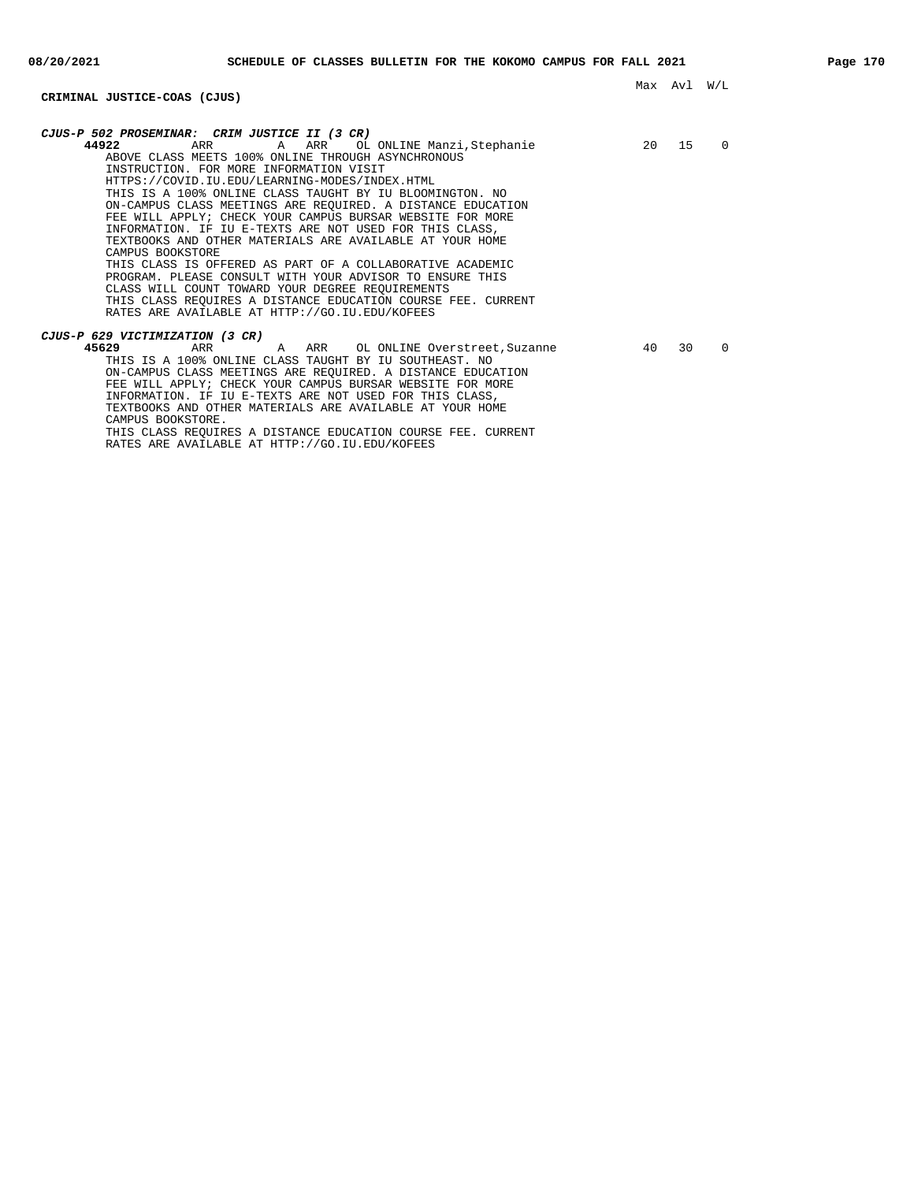## CRIMINAL JUSTICE-COAS (CJUS)

Max Avl W/L

***CJUS-P 502 PROSEMINAR: CRIM JUSTICE II (3 CR)***

| Class | Days | | Time | | Location | Instructor | Max | Avl | W/L |
|---|---|---|---|---|---|---|---|---|---|
| **44922** | ARR | A | ARR | OL | ONLINE | Manzi,Stephanie | 20 | 15 | 0 |

ABOVE CLASS MEETS 100% ONLINE THROUGH ASYNCHRONOUS INSTRUCTION. FOR MORE INFORMATION VISIT HTTPS://COVID.IU.EDU/LEARNING-MODES/INDEX.HTML

THIS IS A 100% ONLINE CLASS TAUGHT BY IU BLOOMINGTON. NO ON-CAMPUS CLASS MEETINGS ARE REQUIRED. A DISTANCE EDUCATION FEE WILL APPLY; CHECK YOUR CAMPUS BURSAR WEBSITE FOR MORE INFORMATION. IF IU E-TEXTS ARE NOT USED FOR THIS CLASS, TEXTBOOKS AND OTHER MATERIALS ARE AVAILABLE AT YOUR HOME CAMPUS BOOKSTORE

THIS CLASS IS OFFERED AS PART OF A COLLABORATIVE ACADEMIC PROGRAM. PLEASE CONSULT WITH YOUR ADVISOR TO ENSURE THIS CLASS WILL COUNT TOWARD YOUR DEGREE REQUIREMENTS

THIS CLASS REQUIRES A DISTANCE EDUCATION COURSE FEE. CURRENT RATES ARE AVAILABLE AT HTTP://GO.IU.EDU/KOFEES

***CJUS-P 629 VICTIMIZATION (3 CR)***

| Class | Days | | Time | | Location | Instructor | Max | Avl | W/L |
|---|---|---|---|---|---|---|---|---|---|
| **45629** | ARR | A | ARR | OL | ONLINE | Overstreet,Suzanne | 40 | 30 | 0 |

THIS IS A 100% ONLINE CLASS TAUGHT BY IU SOUTHEAST. NO ON-CAMPUS CLASS MEETINGS ARE REQUIRED. A DISTANCE EDUCATION FEE WILL APPLY; CHECK YOUR CAMPUS BURSAR WEBSITE FOR MORE INFORMATION. IF IU E-TEXTS ARE NOT USED FOR THIS CLASS, TEXTBOOKS AND OTHER MATERIALS ARE AVAILABLE AT YOUR HOME CAMPUS BOOKSTORE.

THIS CLASS REQUIRES A DISTANCE EDUCATION COURSE FEE. CURRENT RATES ARE AVAILABLE AT HTTP://GO.IU.EDU/KOFEES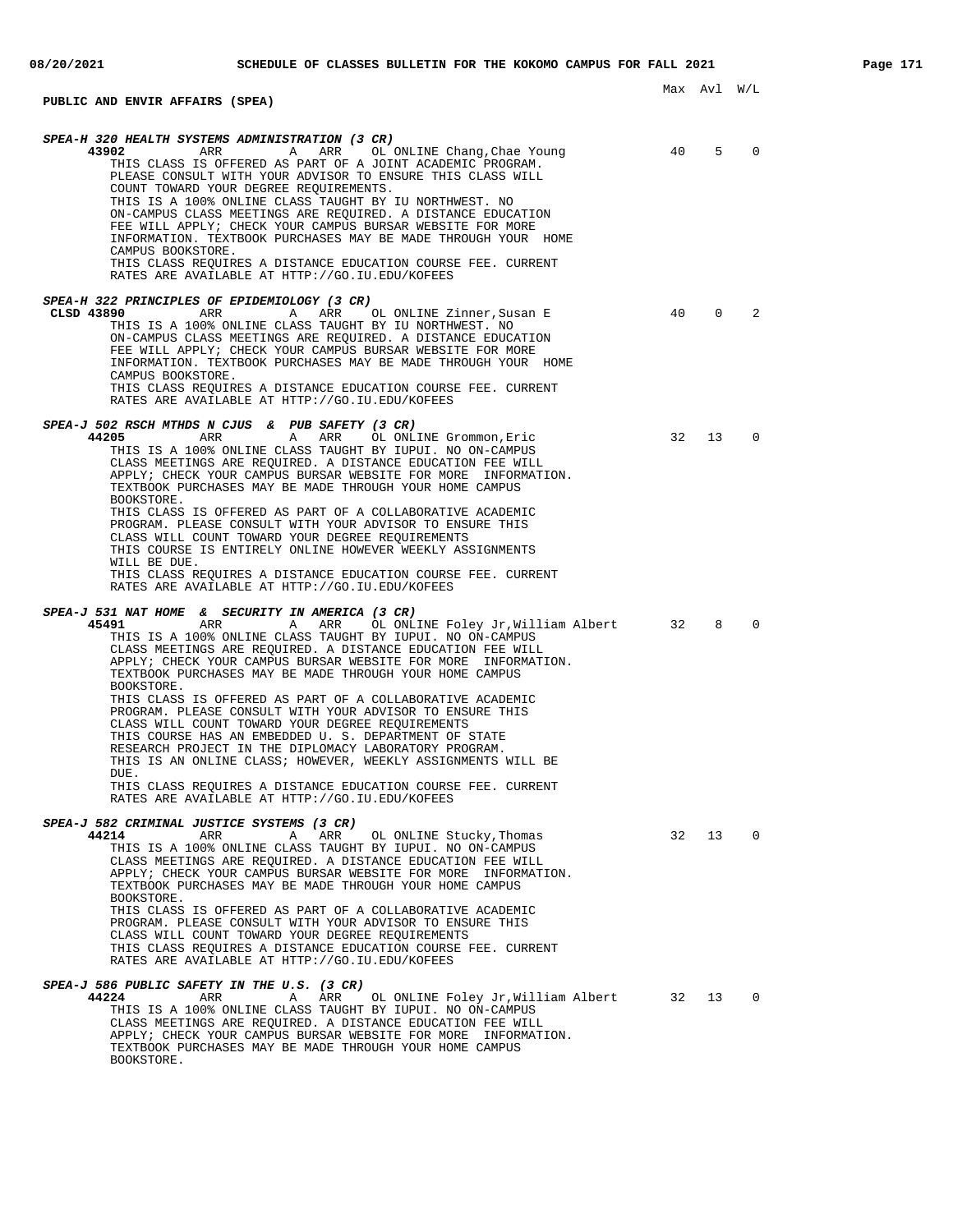## PUBLIC AND ENVIR AFFAIRS (SPEA)

Max Avl W/L

***SPEA-H 320 HEALTH SYSTEMS ADMINISTRATION (3 CR)***

**43902** ARR A ARR OL ONLINE Chang,Chae Young — Max 40, Avl 5, W/L 0

THIS CLASS IS OFFERED AS PART OF A JOINT ACADEMIC PROGRAM. PLEASE CONSULT WITH YOUR ADVISOR TO ENSURE THIS CLASS WILL COUNT TOWARD YOUR DEGREE REQUIREMENTS.
THIS IS A 100% ONLINE CLASS TAUGHT BY IU NORTHWEST. NO ON-CAMPUS CLASS MEETINGS ARE REQUIRED. A DISTANCE EDUCATION FEE WILL APPLY; CHECK YOUR CAMPUS BURSAR WEBSITE FOR MORE INFORMATION. TEXTBOOK PURCHASES MAY BE MADE THROUGH YOUR HOME CAMPUS BOOKSTORE.
THIS CLASS REQUIRES A DISTANCE EDUCATION COURSE FEE. CURRENT RATES ARE AVAILABLE AT HTTP://GO.IU.EDU/KOFEES

***SPEA-H 322 PRINCIPLES OF EPIDEMIOLOGY (3 CR)***

**CLSD 43890** ARR A ARR OL ONLINE Zinner,Susan E — Max 40, Avl 0, W/L 2

THIS IS A 100% ONLINE CLASS TAUGHT BY IU NORTHWEST. NO ON-CAMPUS CLASS MEETINGS ARE REQUIRED. A DISTANCE EDUCATION FEE WILL APPLY; CHECK YOUR CAMPUS BURSAR WEBSITE FOR MORE INFORMATION. TEXTBOOK PURCHASES MAY BE MADE THROUGH YOUR HOME CAMPUS BOOKSTORE.
THIS CLASS REQUIRES A DISTANCE EDUCATION COURSE FEE. CURRENT RATES ARE AVAILABLE AT HTTP://GO.IU.EDU/KOFEES

***SPEA-J 502 RSCH MTHDS N CJUS & PUB SAFETY (3 CR)***

**44205** ARR A ARR OL ONLINE Grommon,Eric — Max 32, Avl 13, W/L 0

THIS IS A 100% ONLINE CLASS TAUGHT BY IUPUI. NO ON-CAMPUS CLASS MEETINGS ARE REQUIRED. A DISTANCE EDUCATION FEE WILL APPLY; CHECK YOUR CAMPUS BURSAR WEBSITE FOR MORE INFORMATION. TEXTBOOK PURCHASES MAY BE MADE THROUGH YOUR HOME CAMPUS BOOKSTORE.
THIS CLASS IS OFFERED AS PART OF A COLLABORATIVE ACADEMIC PROGRAM. PLEASE CONSULT WITH YOUR ADVISOR TO ENSURE THIS CLASS WILL COUNT TOWARD YOUR DEGREE REQUIREMENTS
THIS COURSE IS ENTIRELY ONLINE HOWEVER WEEKLY ASSIGNMENTS WILL BE DUE.
THIS CLASS REQUIRES A DISTANCE EDUCATION COURSE FEE. CURRENT RATES ARE AVAILABLE AT HTTP://GO.IU.EDU/KOFEES

***SPEA-J 531 NAT HOME & SECURITY IN AMERICA (3 CR)***

**45491** ARR A ARR OL ONLINE Foley Jr,William Albert — Max 32, Avl 8, W/L 0

THIS IS A 100% ONLINE CLASS TAUGHT BY IUPUI. NO ON-CAMPUS CLASS MEETINGS ARE REQUIRED. A DISTANCE EDUCATION FEE WILL APPLY; CHECK YOUR CAMPUS BURSAR WEBSITE FOR MORE INFORMATION. TEXTBOOK PURCHASES MAY BE MADE THROUGH YOUR HOME CAMPUS BOOKSTORE.
THIS CLASS IS OFFERED AS PART OF A COLLABORATIVE ACADEMIC PROGRAM. PLEASE CONSULT WITH YOUR ADVISOR TO ENSURE THIS CLASS WILL COUNT TOWARD YOUR DEGREE REQUIREMENTS
THIS COURSE HAS AN EMBEDDED U. S. DEPARTMENT OF STATE RESEARCH PROJECT IN THE DIPLOMACY LABORATORY PROGRAM.
THIS IS AN ONLINE CLASS; HOWEVER, WEEKLY ASSIGNMENTS WILL BE DUE.
THIS CLASS REQUIRES A DISTANCE EDUCATION COURSE FEE. CURRENT RATES ARE AVAILABLE AT HTTP://GO.IU.EDU/KOFEES

***SPEA-J 582 CRIMINAL JUSTICE SYSTEMS (3 CR)***

**44214** ARR A ARR OL ONLINE Stucky,Thomas — Max 32, Avl 13, W/L 0

THIS IS A 100% ONLINE CLASS TAUGHT BY IUPUI. NO ON-CAMPUS CLASS MEETINGS ARE REQUIRED. A DISTANCE EDUCATION FEE WILL APPLY; CHECK YOUR CAMPUS BURSAR WEBSITE FOR MORE INFORMATION. TEXTBOOK PURCHASES MAY BE MADE THROUGH YOUR HOME CAMPUS BOOKSTORE.
THIS CLASS IS OFFERED AS PART OF A COLLABORATIVE ACADEMIC PROGRAM. PLEASE CONSULT WITH YOUR ADVISOR TO ENSURE THIS CLASS WILL COUNT TOWARD YOUR DEGREE REQUIREMENTS
THIS CLASS REQUIRES A DISTANCE EDUCATION COURSE FEE. CURRENT RATES ARE AVAILABLE AT HTTP://GO.IU.EDU/KOFEES

***SPEA-J 586 PUBLIC SAFETY IN THE U.S. (3 CR)***

**44224** ARR A ARR OL ONLINE Foley Jr,William Albert — Max 32, Avl 13, W/L 0

THIS IS A 100% ONLINE CLASS TAUGHT BY IUPUI. NO ON-CAMPUS CLASS MEETINGS ARE REQUIRED. A DISTANCE EDUCATION FEE WILL APPLY; CHECK YOUR CAMPUS BURSAR WEBSITE FOR MORE INFORMATION. TEXTBOOK PURCHASES MAY BE MADE THROUGH YOUR HOME CAMPUS BOOKSTORE.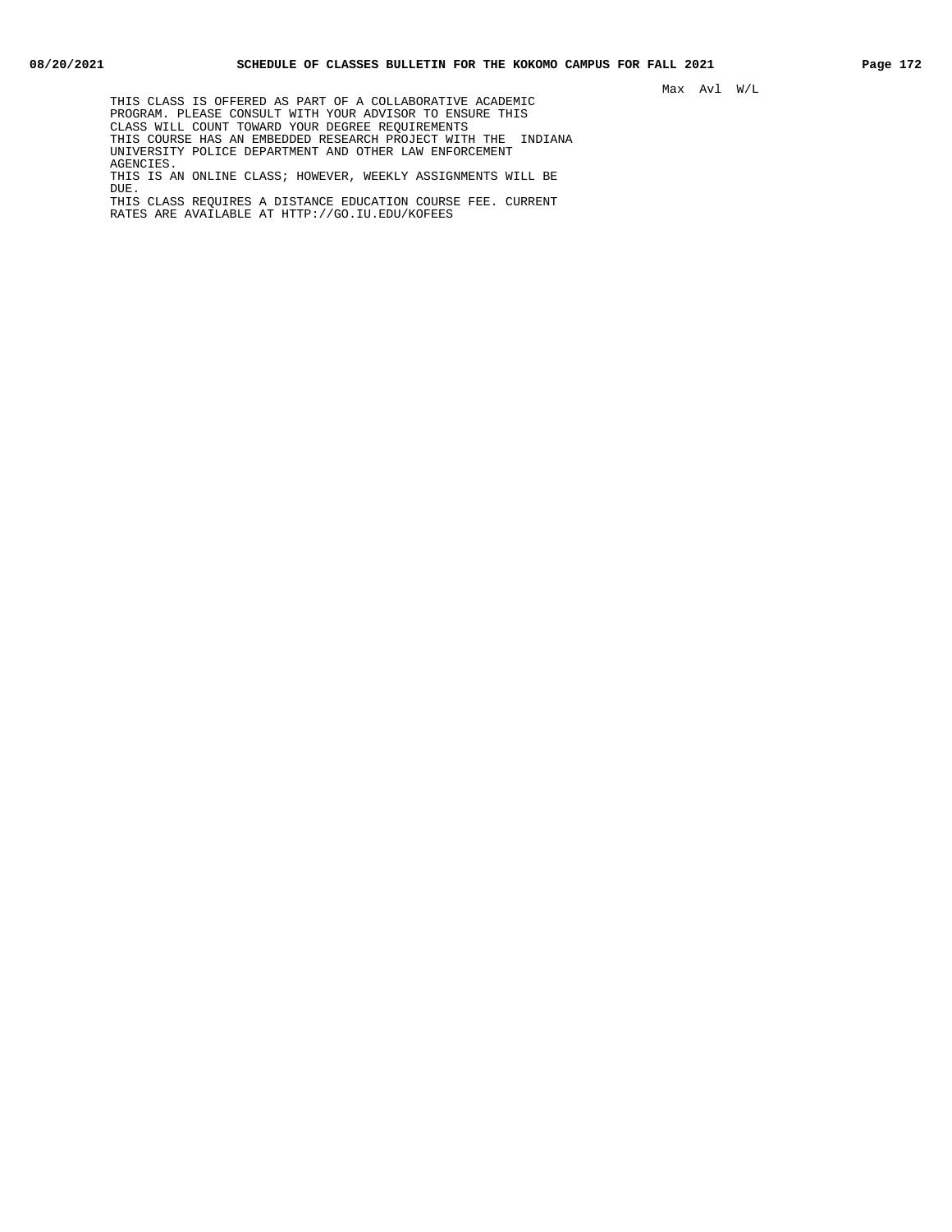Max Avl W/L

THIS CLASS IS OFFERED AS PART OF A COLLABORATIVE ACADEMIC PROGRAM. PLEASE CONSULT WITH YOUR ADVISOR TO ENSURE THIS CLASS WILL COUNT TOWARD YOUR DEGREE REQUIREMENTS

THIS COURSE HAS AN EMBEDDED RESEARCH PROJECT WITH THE INDIANA UNIVERSITY POLICE DEPARTMENT AND OTHER LAW ENFORCEMENT AGENCIES.

THIS IS AN ONLINE CLASS; HOWEVER, WEEKLY ASSIGNMENTS WILL BE DUE.

THIS CLASS REQUIRES A DISTANCE EDUCATION COURSE FEE. CURRENT RATES ARE AVAILABLE AT HTTP://GO.IU.EDU/KOFEES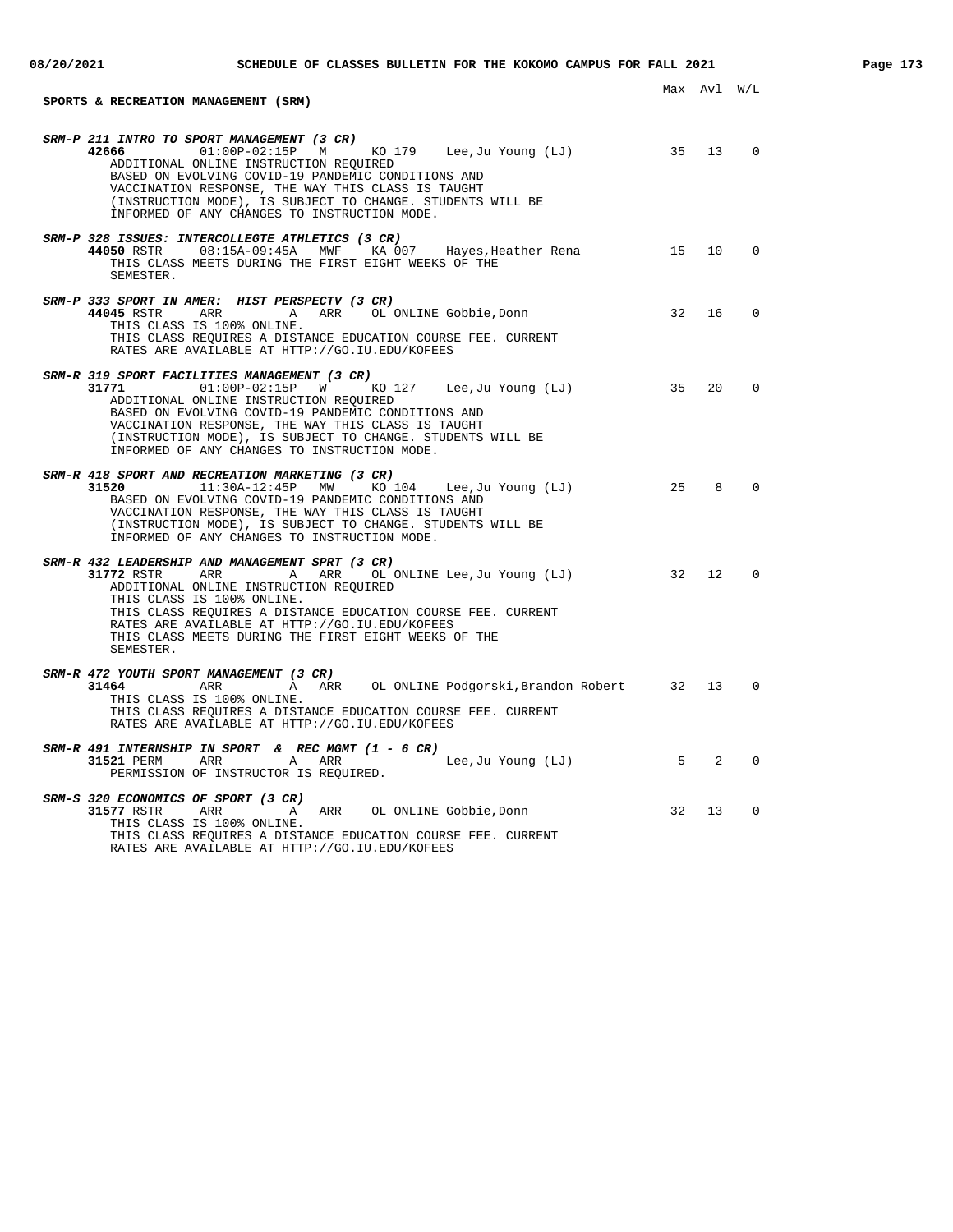## SPORTS & RECREATION MANAGEMENT (SRM)

Max Avl W/L

***SRM-P 211 INTRO TO SPORT MANAGEMENT (3 CR)***

```
42666        01:00P-02:15P   M      KO 179    Lee,Ju Young (LJ)            35   13    0
ADDITIONAL ONLINE INSTRUCTION REQUIRED
BASED ON EVOLVING COVID-19 PANDEMIC CONDITIONS AND
VACCINATION RESPONSE, THE WAY THIS CLASS IS TAUGHT
(INSTRUCTION MODE), IS SUBJECT TO CHANGE. STUDENTS WILL BE
INFORMED OF ANY CHANGES TO INSTRUCTION MODE.
```

***SRM-P 328 ISSUES: INTERCOLLEGTE ATHLETICS (3 CR)***

```
44050 RSTR   08:15A-09:45A   MWF    KA 007    Hayes,Heather Rena           15   10    0
THIS CLASS MEETS DURING THE FIRST EIGHT WEEKS OF THE
SEMESTER.
```

***SRM-P 333 SPORT IN AMER: HIST PERSPECTV (3 CR)***

```
44045 RSTR   ARR           A   ARR    OL ONLINE Gobbie,Donn                32   16    0
THIS CLASS IS 100% ONLINE.
THIS CLASS REQUIRES A DISTANCE EDUCATION COURSE FEE. CURRENT
RATES ARE AVAILABLE AT HTTP://GO.IU.EDU/KOFEES
```

***SRM-R 319 SPORT FACILITIES MANAGEMENT (3 CR)***

```
31771        01:00P-02:15P   W      KO 127    Lee,Ju Young (LJ)            35   20    0
ADDITIONAL ONLINE INSTRUCTION REQUIRED
BASED ON EVOLVING COVID-19 PANDEMIC CONDITIONS AND
VACCINATION RESPONSE, THE WAY THIS CLASS IS TAUGHT
(INSTRUCTION MODE), IS SUBJECT TO CHANGE. STUDENTS WILL BE
INFORMED OF ANY CHANGES TO INSTRUCTION MODE.
```

***SRM-R 418 SPORT AND RECREATION MARKETING (3 CR)***

```
31520        11:30A-12:45P   MW     KO 104    Lee,Ju Young (LJ)            25    8    0
BASED ON EVOLVING COVID-19 PANDEMIC CONDITIONS AND
VACCINATION RESPONSE, THE WAY THIS CLASS IS TAUGHT
(INSTRUCTION MODE), IS SUBJECT TO CHANGE. STUDENTS WILL BE
INFORMED OF ANY CHANGES TO INSTRUCTION MODE.
```

***SRM-R 432 LEADERSHIP AND MANAGEMENT SPRT (3 CR)***

```
31772 RSTR   ARR           A   ARR    OL ONLINE Lee,Ju Young (LJ)          32   12    0
ADDITIONAL ONLINE INSTRUCTION REQUIRED
THIS CLASS IS 100% ONLINE.
THIS CLASS REQUIRES A DISTANCE EDUCATION COURSE FEE. CURRENT
RATES ARE AVAILABLE AT HTTP://GO.IU.EDU/KOFEES
THIS CLASS MEETS DURING THE FIRST EIGHT WEEKS OF THE
SEMESTER.
```

***SRM-R 472 YOUTH SPORT MANAGEMENT (3 CR)***

```
31464        ARR           A   ARR    OL ONLINE Podgorski,Brandon Robert   32   13    0
THIS CLASS IS 100% ONLINE.
THIS CLASS REQUIRES A DISTANCE EDUCATION COURSE FEE. CURRENT
RATES ARE AVAILABLE AT HTTP://GO.IU.EDU/KOFEES
```

***SRM-R 491 INTERNSHIP IN SPORT & REC MGMT (1 - 6 CR)***

```
31521 PERM   ARR           A   ARR              Lee,Ju Young (LJ)           5    2    0
PERMISSION OF INSTRUCTOR IS REQUIRED.
```

***SRM-S 320 ECONOMICS OF SPORT (3 CR)***

```
31577 RSTR   ARR           A   ARR    OL ONLINE Gobbie,Donn                32   13    0
THIS CLASS IS 100% ONLINE.
THIS CLASS REQUIRES A DISTANCE EDUCATION COURSE FEE. CURRENT
RATES ARE AVAILABLE AT HTTP://GO.IU.EDU/KOFEES
```